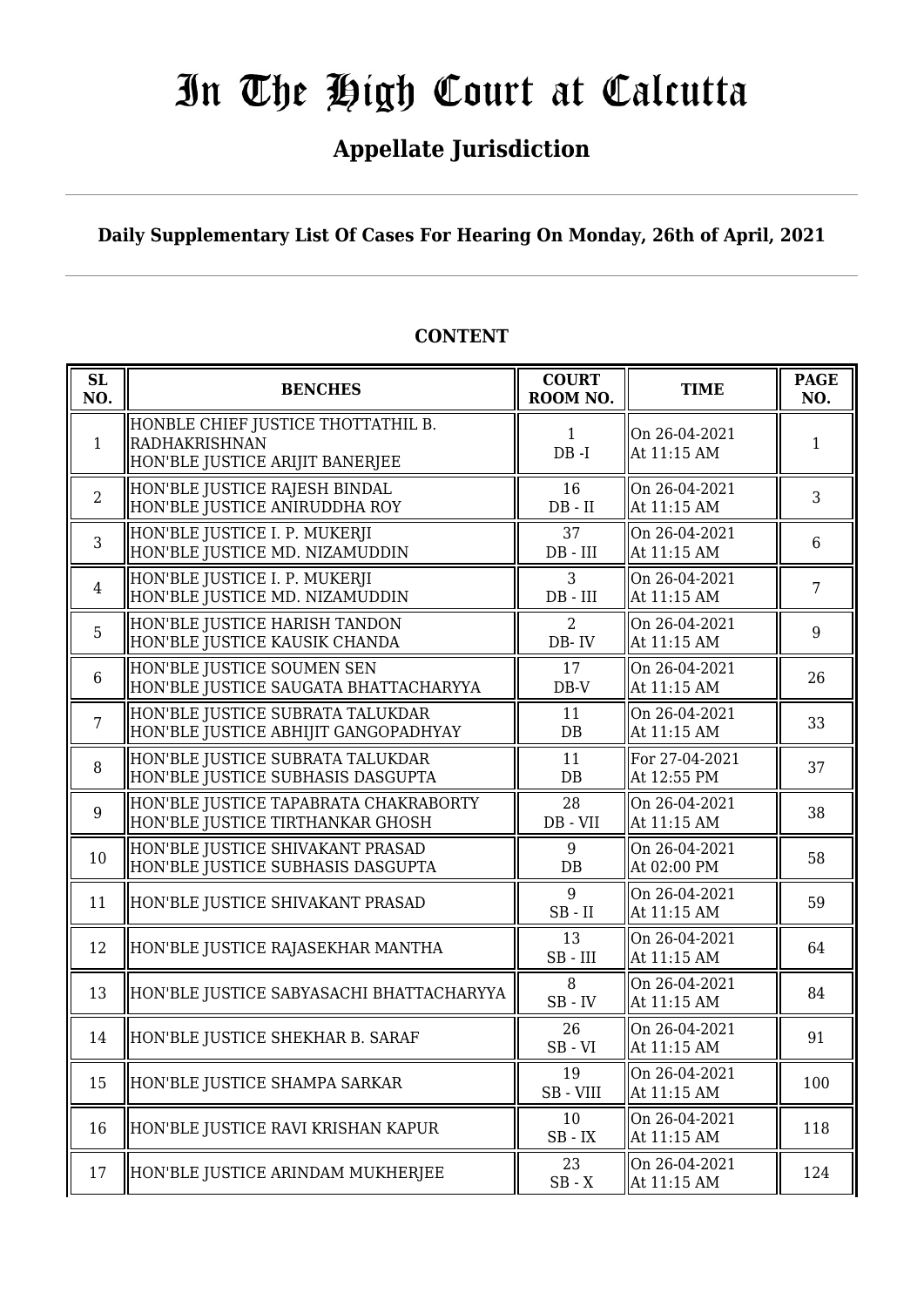# In The High Court at Calcutta

## Appellate Jurisdiction

**Daily Supplementary List Of Cases For Hearing On Monday, 26th of April, 2021**

**CONTENT**

| SL NO. | BENCHES | COURT ROOM NO. | TIME | PAGE NO. |
|---|---|---|---|---|
| 1 | HONBLE CHIEF JUSTICE THOTTATHIL B. RADHAKRISHNAN<br>HON'BLE JUSTICE ARIJIT BANERJEE | 1<br>DB -I | On 26-04-2021<br>At 11:15 AM | 1 |
| 2 | HON'BLE JUSTICE RAJESH BINDAL<br>HON'BLE JUSTICE ANIRUDDHA ROY | 16<br>DB - II | On 26-04-2021<br>At 11:15 AM | 3 |
| 3 | HON'BLE JUSTICE I. P. MUKERJI<br>HON'BLE JUSTICE MD. NIZAMUDDIN | 37<br>DB - III | On 26-04-2021<br>At 11:15 AM | 6 |
| 4 | HON'BLE JUSTICE I. P. MUKERJI<br>HON'BLE JUSTICE MD. NIZAMUDDIN | 3<br>DB - III | On 26-04-2021<br>At 11:15 AM | 7 |
| 5 | HON'BLE JUSTICE HARISH TANDON<br>HON'BLE JUSTICE KAUSIK CHANDA | 2<br>DB- IV | On 26-04-2021<br>At 11:15 AM | 9 |
| 6 | HON'BLE JUSTICE SOUMEN SEN<br>HON'BLE JUSTICE SAUGATA BHATTACHARYYA | 17<br>DB-V | On 26-04-2021<br>At 11:15 AM | 26 |
| 7 | HON'BLE JUSTICE SUBRATA TALUKDAR<br>HON'BLE JUSTICE ABHIJIT GANGOPADHYAY | 11<br>DB | On 26-04-2021<br>At 11:15 AM | 33 |
| 8 | HON'BLE JUSTICE SUBRATA TALUKDAR<br>HON'BLE JUSTICE SUBHASIS DASGUPTA | 11<br>DB | For 27-04-2021<br>At 12:55 PM | 37 |
| 9 | HON'BLE JUSTICE TAPABRATA CHAKRABORTY<br>HON'BLE JUSTICE TIRTHANKAR GHOSH | 28<br>DB - VII | On 26-04-2021<br>At 11:15 AM | 38 |
| 10 | HON'BLE JUSTICE SHIVAKANT PRASAD<br>HON'BLE JUSTICE SUBHASIS DASGUPTA | 9<br>DB | On 26-04-2021<br>At 02:00 PM | 58 |
| 11 | HON'BLE JUSTICE SHIVAKANT PRASAD | 9<br>SB - II | On 26-04-2021<br>At 11:15 AM | 59 |
| 12 | HON'BLE JUSTICE RAJASEKHAR MANTHA | 13<br>SB - III | On 26-04-2021<br>At 11:15 AM | 64 |
| 13 | HON'BLE JUSTICE SABYASACHI BHATTACHARYYA | 8<br>SB - IV | On 26-04-2021<br>At 11:15 AM | 84 |
| 14 | HON'BLE JUSTICE SHEKHAR B. SARAF | 26<br>SB - VI | On 26-04-2021<br>At 11:15 AM | 91 |
| 15 | HON'BLE JUSTICE SHAMPA SARKAR | 19<br>SB - VIII | On 26-04-2021<br>At 11:15 AM | 100 |
| 16 | HON'BLE JUSTICE RAVI KRISHAN KAPUR | 10<br>SB - IX | On 26-04-2021<br>At 11:15 AM | 118 |
| 17 | HON'BLE JUSTICE ARINDAM MUKHERJEE | 23<br>SB - X | On 26-04-2021<br>At 11:15 AM | 124 |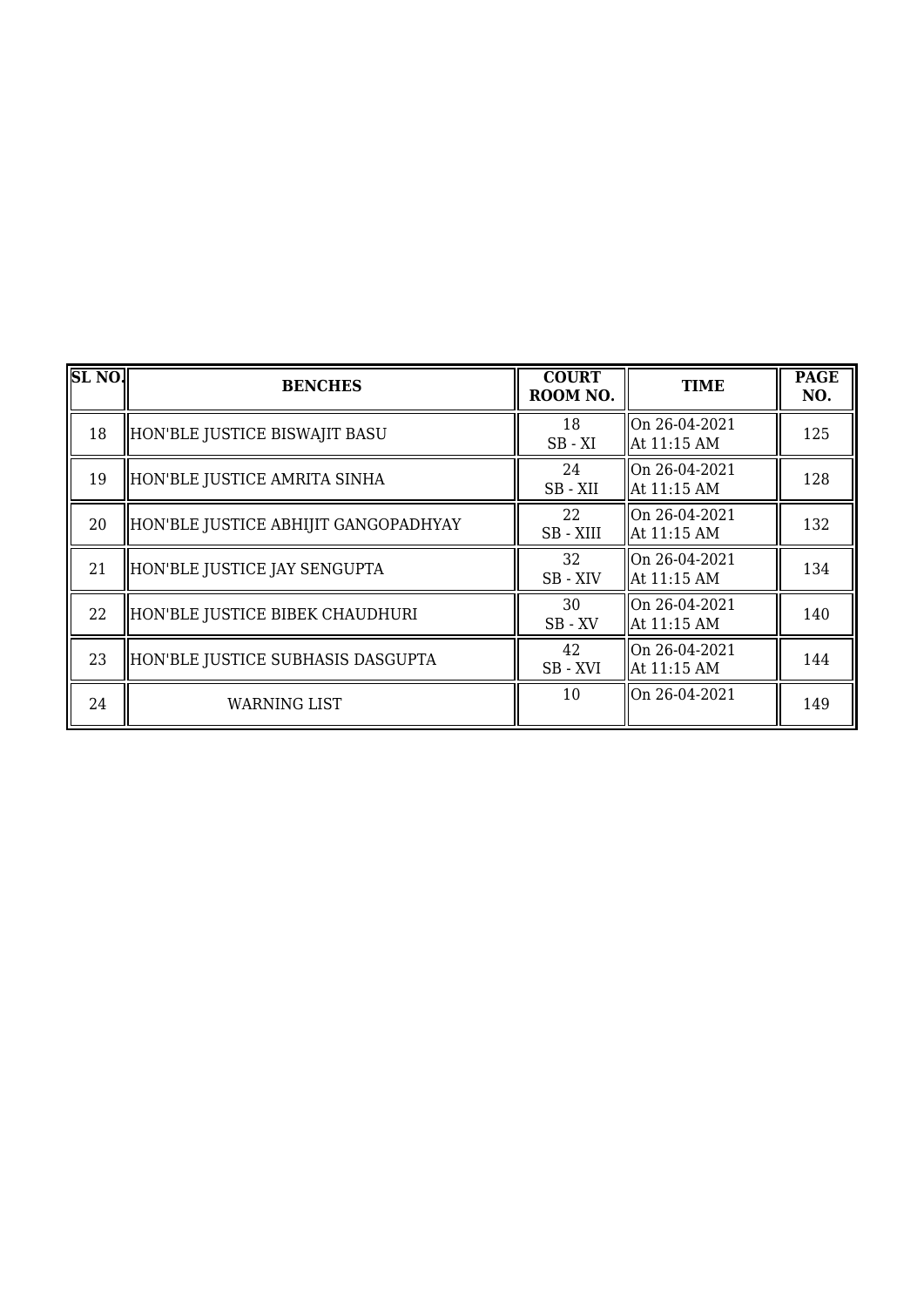| SL NO. | BENCHES | COURT ROOM NO. | TIME | PAGE NO. |
|---|---|---|---|---|
| 18 | HON'BLE JUSTICE BISWAJIT BASU | 18<br>SB - XI | On 26-04-2021<br>At 11:15 AM | 125 |
| 19 | HON'BLE JUSTICE AMRITA SINHA | 24<br>SB - XII | On 26-04-2021<br>At 11:15 AM | 128 |
| 20 | HON'BLE JUSTICE ABHIJIT GANGOPADHYAY | 22<br>SB - XIII | On 26-04-2021<br>At 11:15 AM | 132 |
| 21 | HON'BLE JUSTICE JAY SENGUPTA | 32<br>SB - XIV | On 26-04-2021<br>At 11:15 AM | 134 |
| 22 | HON'BLE JUSTICE BIBEK CHAUDHURI | 30<br>SB - XV | On 26-04-2021<br>At 11:15 AM | 140 |
| 23 | HON'BLE JUSTICE SUBHASIS DASGUPTA | 42<br>SB - XVI | On 26-04-2021<br>At 11:15 AM | 144 |
| 24 | WARNING LIST | 10 | On 26-04-2021 | 149 |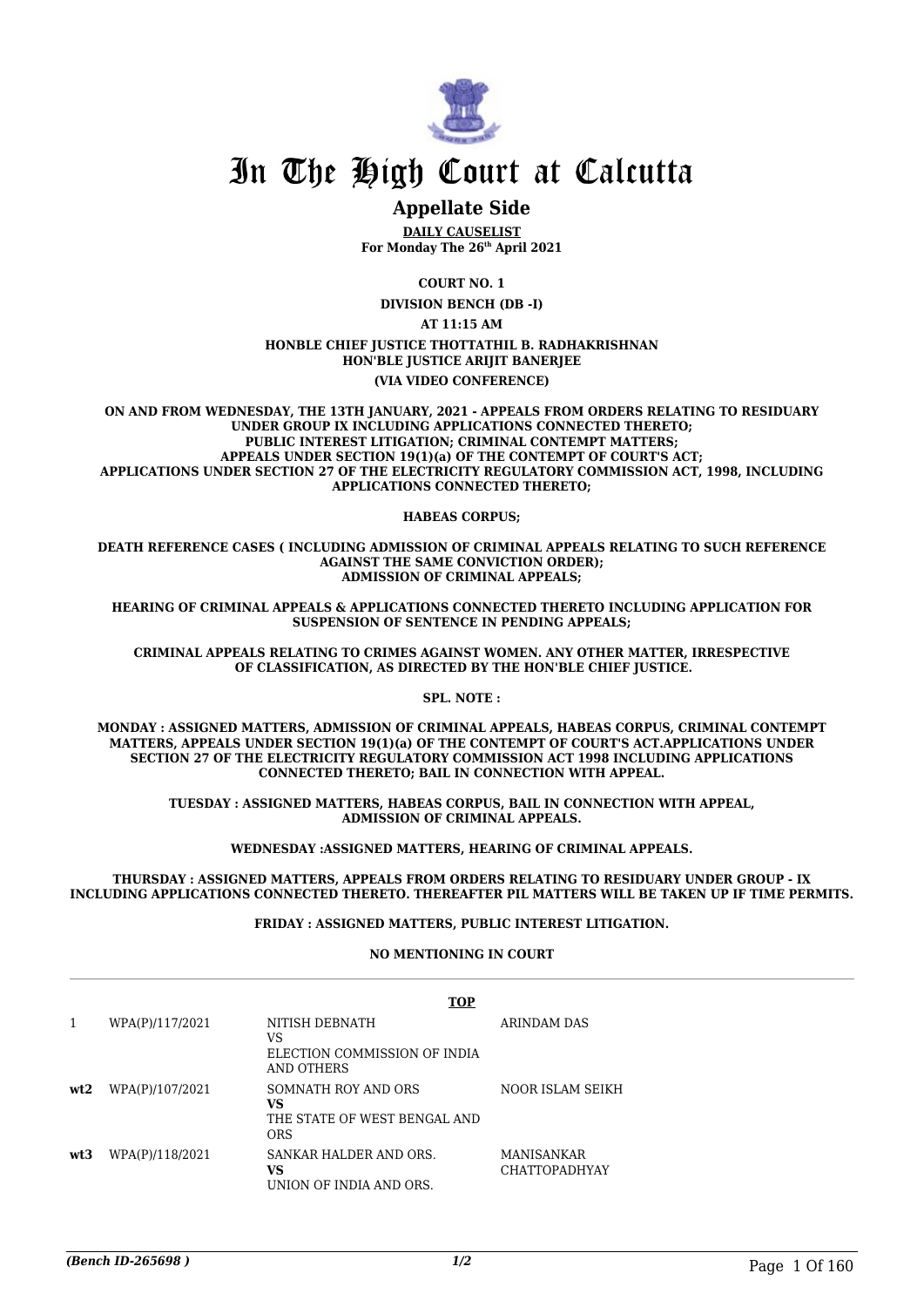# In The High Court at Calcutta

## Appellate Side

**DAILY CAUSELIST**
**For Monday The 26th April 2021**

**COURT NO. 1**

**DIVISION BENCH (DB -I)**

**AT 11:15 AM**

**HONBLE CHIEF JUSTICE THOTTATHIL B. RADHAKRISHNAN**
**HON'BLE JUSTICE ARIJIT BANERJEE**

**(VIA VIDEO CONFERENCE)**

**ON AND FROM WEDNESDAY, THE 13TH JANUARY, 2021 - APPEALS FROM ORDERS RELATING TO RESIDUARY UNDER GROUP IX INCLUDING APPLICATIONS CONNECTED THERETO; PUBLIC INTEREST LITIGATION; CRIMINAL CONTEMPT MATTERS; APPEALS UNDER SECTION 19(1)(a) OF THE CONTEMPT OF COURT'S ACT; APPLICATIONS UNDER SECTION 27 OF THE ELECTRICITY REGULATORY COMMISSION ACT, 1998, INCLUDING APPLICATIONS CONNECTED THERETO;**

**HABEAS CORPUS;**

**DEATH REFERENCE CASES ( INCLUDING ADMISSION OF CRIMINAL APPEALS RELATING TO SUCH REFERENCE AGAINST THE SAME CONVICTION ORDER); ADMISSION OF CRIMINAL APPEALS;**

**HEARING OF CRIMINAL APPEALS & APPLICATIONS CONNECTED THERETO INCLUDING APPLICATION FOR SUSPENSION OF SENTENCE IN PENDING APPEALS;**

**CRIMINAL APPEALS RELATING TO CRIMES AGAINST WOMEN. ANY OTHER MATTER, IRRESPECTIVE OF CLASSIFICATION, AS DIRECTED BY THE HON'BLE CHIEF JUSTICE.**

**SPL. NOTE :**

**MONDAY : ASSIGNED MATTERS, ADMISSION OF CRIMINAL APPEALS, HABEAS CORPUS, CRIMINAL CONTEMPT MATTERS, APPEALS UNDER SECTION 19(1)(a) OF THE CONTEMPT OF COURT'S ACT.APPLICATIONS UNDER SECTION 27 OF THE ELECTRICITY REGULATORY COMMISSION ACT 1998 INCLUDING APPLICATIONS CONNECTED THERETO; BAIL IN CONNECTION WITH APPEAL.**

**TUESDAY : ASSIGNED MATTERS, HABEAS CORPUS, BAIL IN CONNECTION WITH APPEAL, ADMISSION OF CRIMINAL APPEALS.**

**WEDNESDAY :ASSIGNED MATTERS, HEARING OF CRIMINAL APPEALS.**

**THURSDAY : ASSIGNED MATTERS, APPEALS FROM ORDERS RELATING TO RESIDUARY UNDER GROUP - IX INCLUDING APPLICATIONS CONNECTED THERETO. THEREAFTER PIL MATTERS WILL BE TAKEN UP IF TIME PERMITS.**

**FRIDAY : ASSIGNED MATTERS, PUBLIC INTEREST LITIGATION.**

**NO MENTIONING IN COURT**

**TOP**

| | | | |
|---|---|---|---|
| 1 | WPA(P)/117/2021 | NITISH DEBNATH<br>VS<br>ELECTION COMMISSION OF INDIA AND OTHERS | ARINDAM DAS |
| **wt2** | WPA(P)/107/2021 | SOMNATH ROY AND ORS<br>**VS**<br>THE STATE OF WEST BENGAL AND ORS | NOOR ISLAM SEIKH |
| **wt3** | WPA(P)/118/2021 | SANKAR HALDER AND ORS.<br>**VS**<br>UNION OF INDIA AND ORS. | MANISANKAR CHATTOPADHYAY |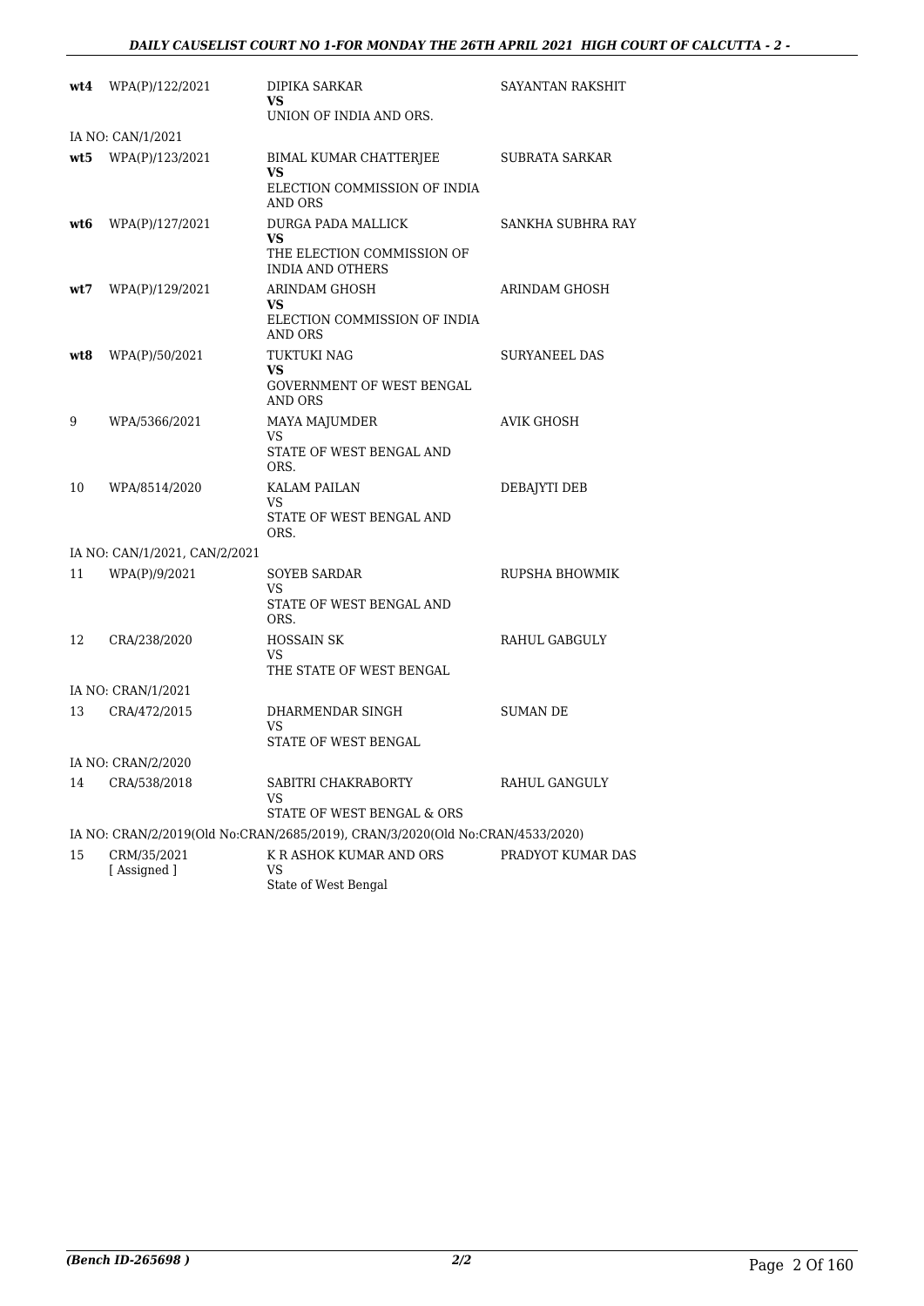| | | | |
|---|---|---|---|
| **wt4** | WPA(P)/122/2021 | DIPIKA SARKAR<br>**VS**<br>UNION OF INDIA AND ORS. | SAYANTAN RAKSHIT |
| IA NO: CAN/1/2021 | | | |
| **wt5** | WPA(P)/123/2021 | BIMAL KUMAR CHATTERJEE<br>**VS**<br>ELECTION COMMISSION OF INDIA AND ORS | SUBRATA SARKAR |
| **wt6** | WPA(P)/127/2021 | DURGA PADA MALLICK<br>**VS**<br>THE ELECTION COMMISSION OF INDIA AND OTHERS | SANKHA SUBHRA RAY |
| **wt7** | WPA(P)/129/2021 | ARINDAM GHOSH<br>**VS**<br>ELECTION COMMISSION OF INDIA AND ORS | ARINDAM GHOSH |
| **wt8** | WPA(P)/50/2021 | TUKTUKI NAG<br>**VS**<br>GOVERNMENT OF WEST BENGAL AND ORS | SURYANEEL DAS |
| 9 | WPA/5366/2021 | MAYA MAJUMDER<br>VS<br>STATE OF WEST BENGAL AND ORS. | AVIK GHOSH |
| 10 | WPA/8514/2020 | KALAM PAILAN<br>VS<br>STATE OF WEST BENGAL AND ORS. | DEBAJYTI DEB |
| IA NO: CAN/1/2021, CAN/2/2021 | | | |
| 11 | WPA(P)/9/2021 | SOYEB SARDAR<br>VS<br>STATE OF WEST BENGAL AND ORS. | RUPSHA BHOWMIK |
| 12 | CRA/238/2020 | HOSSAIN SK<br>VS<br>THE STATE OF WEST BENGAL | RAHUL GABGULY |
| IA NO: CRAN/1/2021 | | | |
| 13 | CRA/472/2015 | DHARMENDAR SINGH<br>VS<br>STATE OF WEST BENGAL | SUMAN DE |
| IA NO: CRAN/2/2020 | | | |
| 14 | CRA/538/2018 | SABITRI CHAKRABORTY<br>VS<br>STATE OF WEST BENGAL & ORS | RAHUL GANGULY |
| IA NO: CRAN/2/2019(Old No:CRAN/2685/2019), CRAN/3/2020(Old No:CRAN/4533/2020) | | | |
| 15 | CRM/35/2021<br>[ Assigned ] | K R ASHOK KUMAR AND ORS<br>VS<br>State of West Bengal | PRADYOT KUMAR DAS |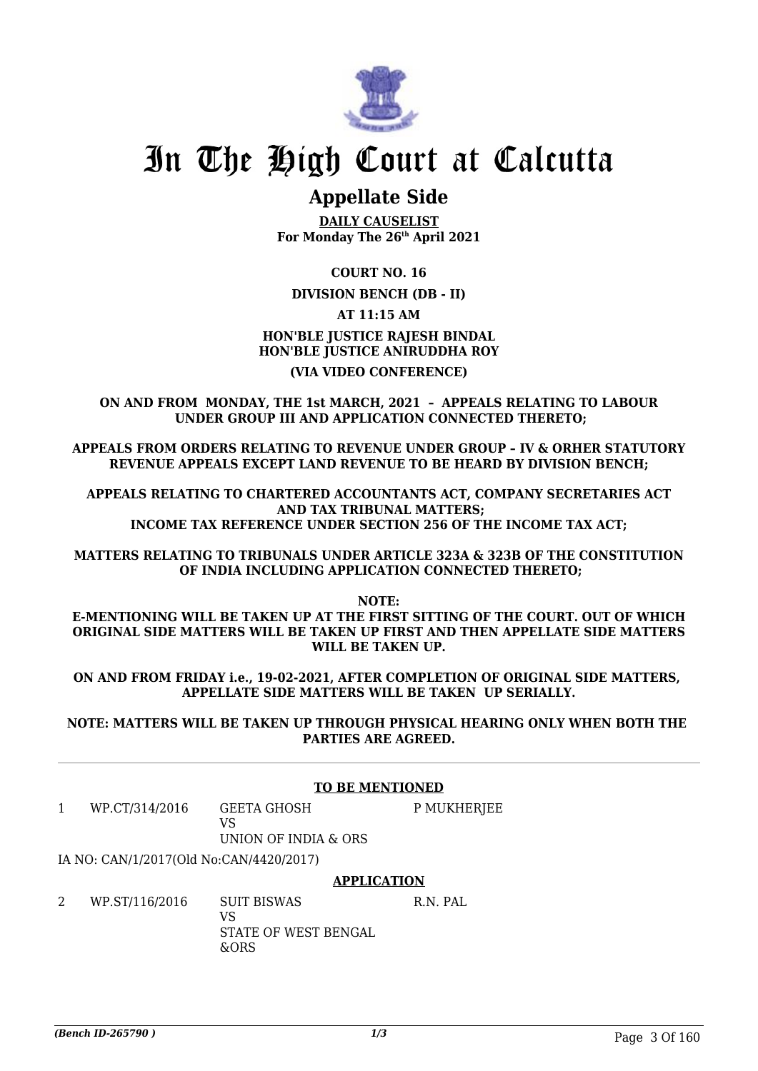# In The High Court at Calcutta

## Appellate Side

**DAILY CAUSELIST**
**For Monday The 26th April 2021**

**COURT NO. 16**

**DIVISION BENCH (DB - II)**

**AT 11:15 AM**

**HON'BLE JUSTICE RAJESH BINDAL**
**HON'BLE JUSTICE ANIRUDDHA ROY**

**(VIA VIDEO CONFERENCE)**

**ON AND FROM MONDAY, THE 1st MARCH, 2021 – APPEALS RELATING TO LABOUR UNDER GROUP III AND APPLICATION CONNECTED THERETO;**

**APPEALS FROM ORDERS RELATING TO REVENUE UNDER GROUP – IV & ORHER STATUTORY REVENUE APPEALS EXCEPT LAND REVENUE TO BE HEARD BY DIVISION BENCH;**

**APPEALS RELATING TO CHARTERED ACCOUNTANTS ACT, COMPANY SECRETARIES ACT AND TAX TRIBUNAL MATTERS;**
**INCOME TAX REFERENCE UNDER SECTION 256 OF THE INCOME TAX ACT;**

**MATTERS RELATING TO TRIBUNALS UNDER ARTICLE 323A & 323B OF THE CONSTITUTION OF INDIA INCLUDING APPLICATION CONNECTED THERETO;**

**NOTE:**
**E-MENTIONING WILL BE TAKEN UP AT THE FIRST SITTING OF THE COURT. OUT OF WHICH ORIGINAL SIDE MATTERS WILL BE TAKEN UP FIRST AND THEN APPELLATE SIDE MATTERS WILL BE TAKEN UP.**

**ON AND FROM FRIDAY i.e., 19-02-2021, AFTER COMPLETION OF ORIGINAL SIDE MATTERS, APPELLATE SIDE MATTERS WILL BE TAKEN UP SERIALLY.**

**NOTE: MATTERS WILL BE TAKEN UP THROUGH PHYSICAL HEARING ONLY WHEN BOTH THE PARTIES ARE AGREED.**

**TO BE MENTIONED**

| | | | |
|---|---|---|---|
| 1 | WP.CT/314/2016 | GEETA GHOSH<br>VS<br>UNION OF INDIA & ORS | P MUKHERJEE |

IA NO: CAN/1/2017(Old No:CAN/4420/2017)

**APPLICATION**

| | | | |
|---|---|---|---|
| 2 | WP.ST/116/2016 | SUIT BISWAS<br>VS<br>STATE OF WEST BENGAL &ORS | R.N. PAL |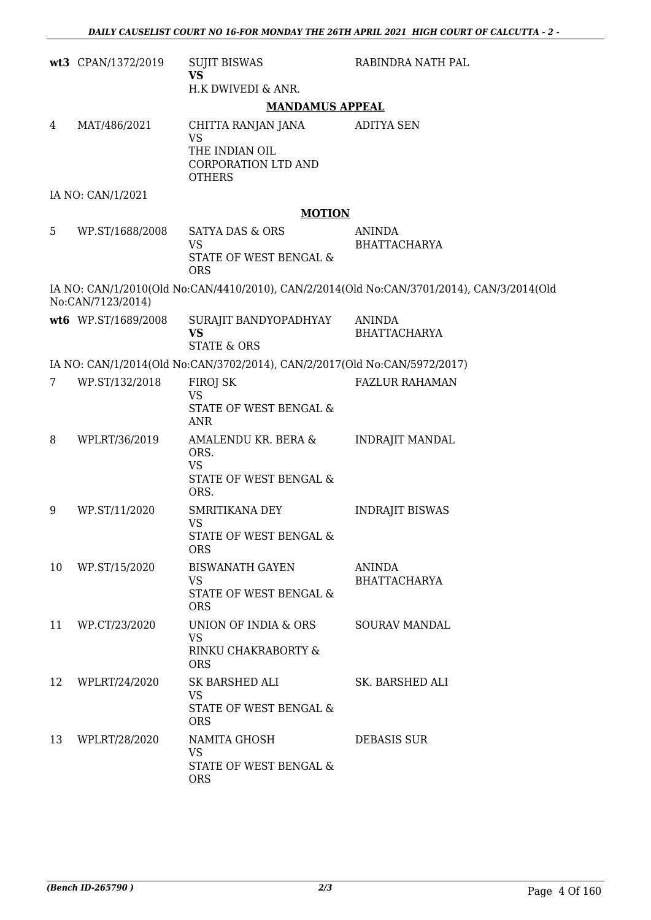| | | | |
|---|---|---|---|
| **wt3** | CPAN/1372/2019 | SUJIT BISWAS<br>**VS**<br>H.K DWIVEDI & ANR. | RABINDRA NATH PAL |

**MANDAMUS APPEAL**

| | | | |
|---|---|---|---|
| 4 | MAT/486/2021 | CHITTA RANJAN JANA<br>VS<br>THE INDIAN OIL CORPORATION LTD AND OTHERS | ADITYA SEN |

IA NO: CAN/1/2021

**MOTION**

| | | | |
|---|---|---|---|
| 5 | WP.ST/1688/2008 | SATYA DAS & ORS<br>VS<br>STATE OF WEST BENGAL & ORS | ANINDA BHATTACHARYA |

IA NO: CAN/1/2010(Old No:CAN/4410/2010), CAN/2/2014(Old No:CAN/3701/2014), CAN/3/2014(Old No:CAN/7123/2014)

| | | | |
|---|---|---|---|
| **wt6** | WP.ST/1689/2008 | SURAJIT BANDYOPADHYAY<br>**VS**<br>STATE & ORS | ANINDA BHATTACHARYA |

IA NO: CAN/1/2014(Old No:CAN/3702/2014), CAN/2/2017(Old No:CAN/5972/2017)

| | | | |
|---|---|---|---|
| 7 | WP.ST/132/2018 | FIROJ SK<br>VS<br>STATE OF WEST BENGAL & ANR | FAZLUR RAHAMAN |
| 8 | WPLRT/36/2019 | AMALENDU KR. BERA & ORS.<br>VS<br>STATE OF WEST BENGAL & ORS. | INDRAJIT MANDAL |
| 9 | WP.ST/11/2020 | SMRITIKANA DEY<br>VS<br>STATE OF WEST BENGAL & ORS | INDRAJIT BISWAS |
| 10 | WP.ST/15/2020 | BISWANATH GAYEN<br>VS<br>STATE OF WEST BENGAL & ORS | ANINDA BHATTACHARYA |
| 11 | WP.CT/23/2020 | UNION OF INDIA & ORS<br>VS<br>RINKU CHAKRABORTY & ORS | SOURAV MANDAL |
| 12 | WPLRT/24/2020 | SK BARSHED ALI<br>VS<br>STATE OF WEST BENGAL & ORS | SK. BARSHED ALI |
| 13 | WPLRT/28/2020 | NAMITA GHOSH<br>VS<br>STATE OF WEST BENGAL & ORS | DEBASIS SUR |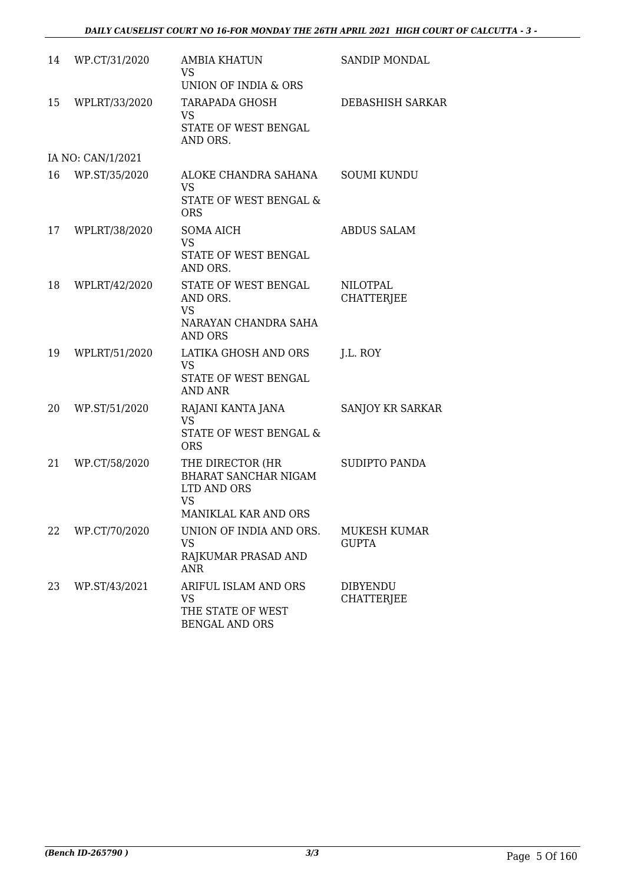| | | | |
|---|---|---|---|
| 14 | WP.CT/31/2020 | AMBIA KHATUN<br>VS<br>UNION OF INDIA & ORS | SANDIP MONDAL |
| 15 | WPLRT/33/2020 | TARAPADA GHOSH<br>VS<br>STATE OF WEST BENGAL AND ORS. | DEBASHISH SARKAR |
| IA NO: CAN/1/2021 | | | |
| 16 | WP.ST/35/2020 | ALOKE CHANDRA SAHANA<br>VS<br>STATE OF WEST BENGAL & ORS | SOUMI KUNDU |
| 17 | WPLRT/38/2020 | SOMA AICH<br>VS<br>STATE OF WEST BENGAL AND ORS. | ABDUS SALAM |
| 18 | WPLRT/42/2020 | STATE OF WEST BENGAL AND ORS.<br>VS<br>NARAYAN CHANDRA SAHA AND ORS | NILOTPAL CHATTERJEE |
| 19 | WPLRT/51/2020 | LATIKA GHOSH AND ORS<br>VS<br>STATE OF WEST BENGAL AND ANR | J.L. ROY |
| 20 | WP.ST/51/2020 | RAJANI KANTA JANA<br>VS<br>STATE OF WEST BENGAL & ORS | SANJOY KR SARKAR |
| 21 | WP.CT/58/2020 | THE DIRECTOR (HR BHARAT SANCHAR NIGAM LTD AND ORS<br>VS<br>MANIKLAL KAR AND ORS | SUDIPTO PANDA |
| 22 | WP.CT/70/2020 | UNION OF INDIA AND ORS.<br>VS<br>RAJKUMAR PRASAD AND ANR | MUKESH KUMAR GUPTA |
| 23 | WP.ST/43/2021 | ARIFUL ISLAM AND ORS<br>VS<br>THE STATE OF WEST BENGAL AND ORS | DIBYENDU CHATTERJEE |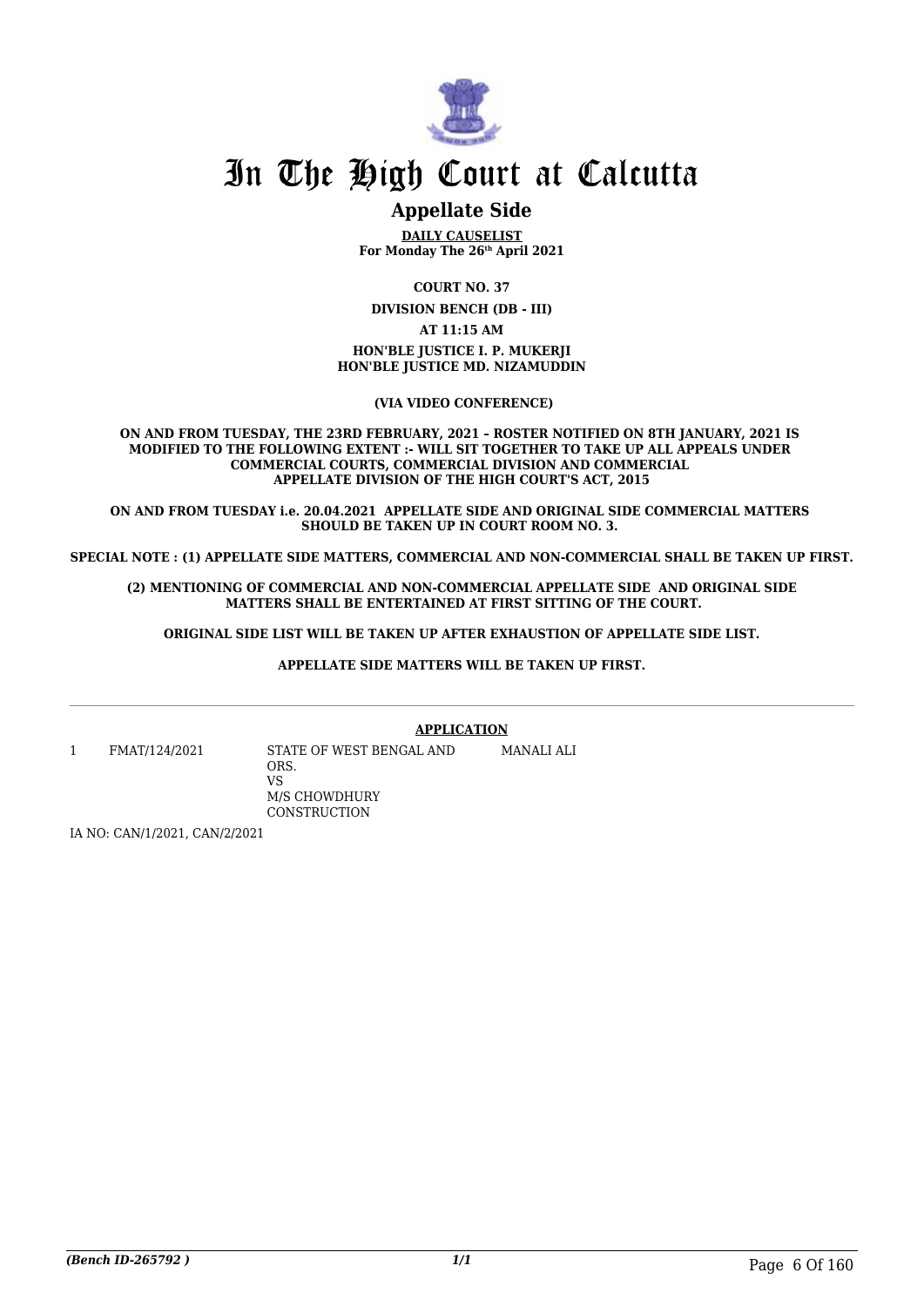# In The High Court at Calcutta

## Appellate Side

**DAILY CAUSELIST**
**For Monday The 26th April 2021**

**COURT NO. 37**

**DIVISION BENCH (DB - III)**

**AT 11:15 AM**

**HON'BLE JUSTICE I. P. MUKERJI**
**HON'BLE JUSTICE MD. NIZAMUDDIN**

**(VIA VIDEO CONFERENCE)**

**ON AND FROM TUESDAY, THE 23RD FEBRUARY, 2021 – ROSTER NOTIFIED ON 8TH JANUARY, 2021 IS MODIFIED TO THE FOLLOWING EXTENT :- WILL SIT TOGETHER TO TAKE UP ALL APPEALS UNDER COMMERCIAL COURTS, COMMERCIAL DIVISION AND COMMERCIAL APPELLATE DIVISION OF THE HIGH COURT'S ACT, 2015**

**ON AND FROM TUESDAY i.e. 20.04.2021 APPELLATE SIDE AND ORIGINAL SIDE COMMERCIAL MATTERS SHOULD BE TAKEN UP IN COURT ROOM NO. 3.**

**SPECIAL NOTE : (1) APPELLATE SIDE MATTERS, COMMERCIAL AND NON-COMMERCIAL SHALL BE TAKEN UP FIRST.**

**(2) MENTIONING OF COMMERCIAL AND NON-COMMERCIAL APPELLATE SIDE AND ORIGINAL SIDE MATTERS SHALL BE ENTERTAINED AT FIRST SITTING OF THE COURT.**

**ORIGINAL SIDE LIST WILL BE TAKEN UP AFTER EXHAUSTION OF APPELLATE SIDE LIST.**

**APPELLATE SIDE MATTERS WILL BE TAKEN UP FIRST.**

**APPLICATION**

| | | | |
|---|---|---|---|
| 1 | FMAT/124/2021 | STATE OF WEST BENGAL AND ORS.<br>VS<br>M/S CHOWDHURY CONSTRUCTION | MANALI ALI |

IA NO: CAN/1/2021, CAN/2/2021

*(Bench ID-265792 )*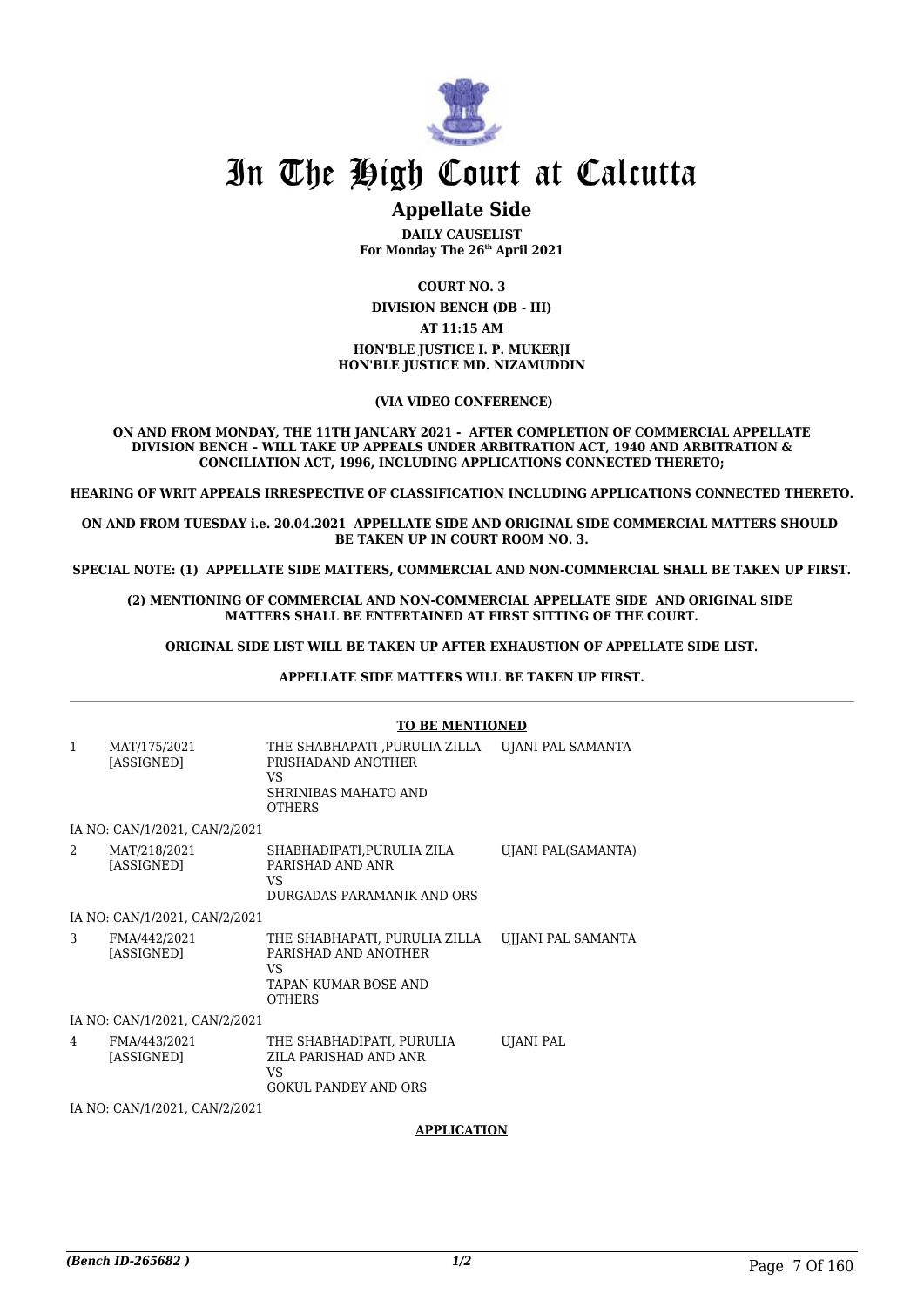# In The High Court at Calcutta

## Appellate Side

**DAILY CAUSELIST**
**For Monday The 26th April 2021**

**COURT NO. 3**

**DIVISION BENCH (DB - III)**

**AT 11:15 AM**

**HON'BLE JUSTICE I. P. MUKERJI**
**HON'BLE JUSTICE MD. NIZAMUDDIN**

**(VIA VIDEO CONFERENCE)**

**ON AND FROM MONDAY, THE 11TH JANUARY 2021 - AFTER COMPLETION OF COMMERCIAL APPELLATE DIVISION BENCH – WILL TAKE UP APPEALS UNDER ARBITRATION ACT, 1940 AND ARBITRATION & CONCILIATION ACT, 1996, INCLUDING APPLICATIONS CONNECTED THERETO;**

**HEARING OF WRIT APPEALS IRRESPECTIVE OF CLASSIFICATION INCLUDING APPLICATIONS CONNECTED THERETO.**

**ON AND FROM TUESDAY i.e. 20.04.2021 APPELLATE SIDE AND ORIGINAL SIDE COMMERCIAL MATTERS SHOULD BE TAKEN UP IN COURT ROOM NO. 3.**

**SPECIAL NOTE: (1) APPELLATE SIDE MATTERS, COMMERCIAL AND NON-COMMERCIAL SHALL BE TAKEN UP FIRST.**

**(2) MENTIONING OF COMMERCIAL AND NON-COMMERCIAL APPELLATE SIDE AND ORIGINAL SIDE MATTERS SHALL BE ENTERTAINED AT FIRST SITTING OF THE COURT.**

**ORIGINAL SIDE LIST WILL BE TAKEN UP AFTER EXHAUSTION OF APPELLATE SIDE LIST.**

**APPELLATE SIDE MATTERS WILL BE TAKEN UP FIRST.**

**TO BE MENTIONED**

| | | | |
|---|---|---|---|
| 1 | MAT/175/2021 [ASSIGNED] | THE SHABHAPATI ,PURULIA ZILLA PRISHADAND ANOTHER VS SHRINIBAS MAHATO AND OTHERS | UJANI PAL SAMANTA |
| | IA NO: CAN/1/2021, CAN/2/2021 | | |
| 2 | MAT/218/2021 [ASSIGNED] | SHABHADIPATI,PURULIA ZILA PARISHAD AND ANR VS DURGADAS PARAMANIK AND ORS | UJANI PAL(SAMANTA) |
| | IA NO: CAN/1/2021, CAN/2/2021 | | |
| 3 | FMA/442/2021 [ASSIGNED] | THE SHABHAPATI, PURULIA ZILLA PARISHAD AND ANOTHER VS TAPAN KUMAR BOSE AND OTHERS | UJJANI PAL SAMANTA |
| | IA NO: CAN/1/2021, CAN/2/2021 | | |
| 4 | FMA/443/2021 [ASSIGNED] | THE SHABHADIPATI, PURULIA ZILA PARISHAD AND ANR VS GOKUL PANDEY AND ORS | UJANI PAL |
| | IA NO: CAN/1/2021, CAN/2/2021 | | |

**APPLICATION**

(Bench ID-265682 ) 1/2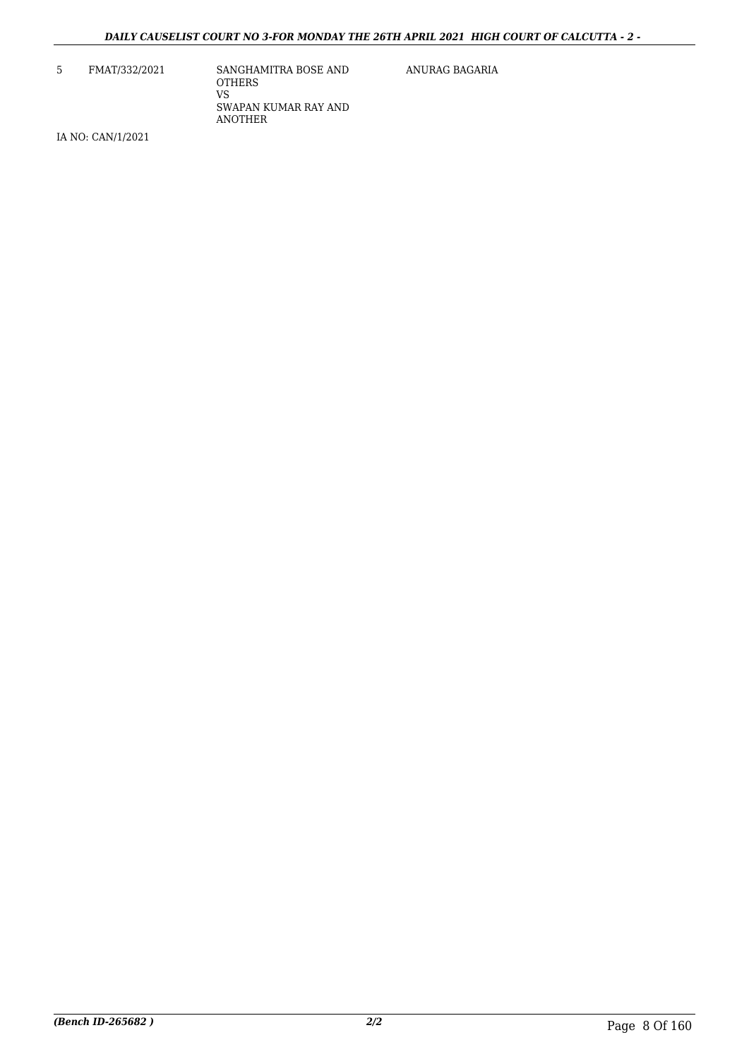| 5 | FMAT/332/2021 | SANGHAMITRA BOSE AND OTHERS<br>VS<br>SWAPAN KUMAR RAY AND ANOTHER | ANURAG BAGARIA |
|---|---|---|---|

IA NO: CAN/1/2021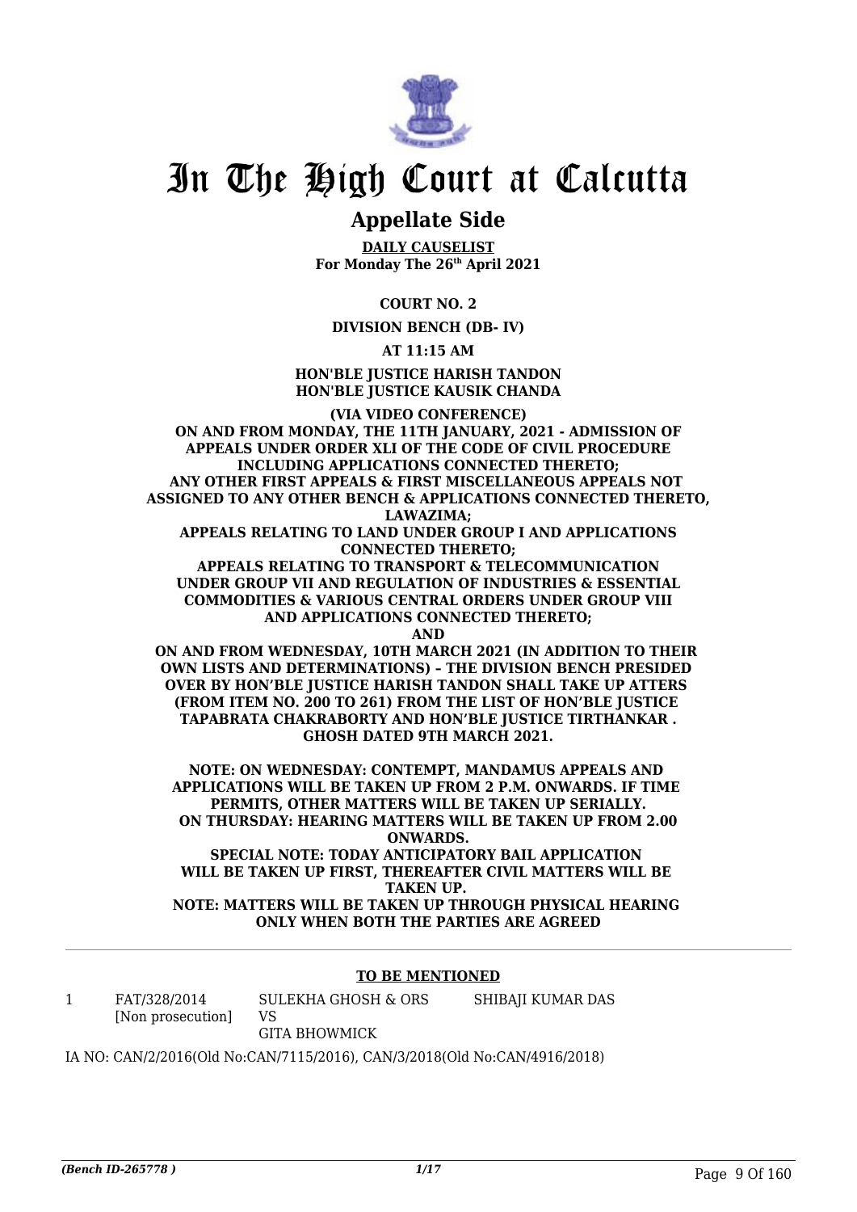# In The High Court at Calcutta

## Appellate Side

**DAILY CAUSELIST**
**For Monday The 26th April 2021**

**COURT NO. 2**

**DIVISION BENCH (DB- IV)**

**AT 11:15 AM**

**HON'BLE JUSTICE HARISH TANDON**
**HON'BLE JUSTICE KAUSIK CHANDA**

**(VIA VIDEO CONFERENCE)**
**ON AND FROM MONDAY, THE 11TH JANUARY, 2021 - ADMISSION OF APPEALS UNDER ORDER XLI OF THE CODE OF CIVIL PROCEDURE INCLUDING APPLICATIONS CONNECTED THERETO;**
**ANY OTHER FIRST APPEALS & FIRST MISCELLANEOUS APPEALS NOT ASSIGNED TO ANY OTHER BENCH & APPLICATIONS CONNECTED THERETO, LAWAZIMA;**
**APPEALS RELATING TO LAND UNDER GROUP I AND APPLICATIONS CONNECTED THERETO;**
**APPEALS RELATING TO TRANSPORT & TELECOMMUNICATION UNDER GROUP VII AND REGULATION OF INDUSTRIES & ESSENTIAL COMMODITIES & VARIOUS CENTRAL ORDERS UNDER GROUP VIII AND APPLICATIONS CONNECTED THERETO;**
**AND**
**ON AND FROM WEDNESDAY, 10TH MARCH 2021 (IN ADDITION TO THEIR OWN LISTS AND DETERMINATIONS) – THE DIVISION BENCH PRESIDED OVER BY HON'BLE JUSTICE HARISH TANDON SHALL TAKE UP ATTERS (FROM ITEM NO. 200 TO 261) FROM THE LIST OF HON'BLE JUSTICE TAPABRATA CHAKRABORTY AND HON'BLE JUSTICE TIRTHANKAR . GHOSH DATED 9TH MARCH 2021.**

**NOTE: ON WEDNESDAY: CONTEMPT, MANDAMUS APPEALS AND APPLICATIONS WILL BE TAKEN UP FROM 2 P.M. ONWARDS. IF TIME PERMITS, OTHER MATTERS WILL BE TAKEN UP SERIALLY.**
**ON THURSDAY: HEARING MATTERS WILL BE TAKEN UP FROM 2.00 ONWARDS.**
**SPECIAL NOTE: TODAY ANTICIPATORY BAIL APPLICATION WILL BE TAKEN UP FIRST, THEREAFTER CIVIL MATTERS WILL BE TAKEN UP.**
**NOTE: MATTERS WILL BE TAKEN UP THROUGH PHYSICAL HEARING ONLY WHEN BOTH THE PARTIES ARE AGREED**

**TO BE MENTIONED**

| | | | |
|---|---|---|---|
| 1 | FAT/328/2014 [Non prosecution] | SULEKHA GHOSH & ORS VS GITA BHOWMICK | SHIBAJI KUMAR DAS |

IA NO: CAN/2/2016(Old No:CAN/7115/2016), CAN/3/2018(Old No:CAN/4916/2018)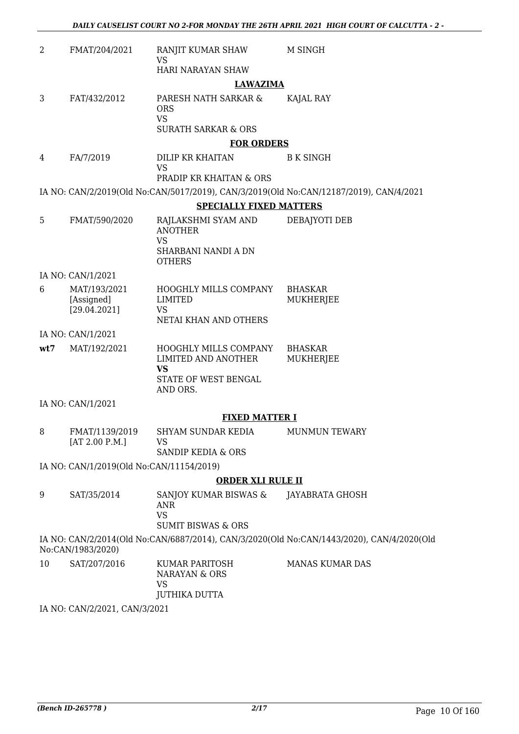| | | | |
|---|---|---|---|
| 2 | FMAT/204/2021 | RANJIT KUMAR SHAW<br>VS<br>HARI NARAYAN SHAW | M SINGH |

**LAWAZIMA**

| | | | |
|---|---|---|---|
| 3 | FAT/432/2012 | PARESH NATH SARKAR & ORS<br>VS<br>SURATH SARKAR & ORS | KAJAL RAY |

**FOR ORDERS**

| | | | |
|---|---|---|---|
| 4 | FA/7/2019 | DILIP KR KHAITAN<br>VS<br>PRADIP KR KHAITAN & ORS | B K SINGH |

IA NO: CAN/2/2019(Old No:CAN/5017/2019), CAN/3/2019(Old No:CAN/12187/2019), CAN/4/2021

**SPECIALLY FIXED MATTERS**

| | | | |
|---|---|---|---|
| 5 | FMAT/590/2020 | RAJLAKSHMI SYAM AND ANOTHER<br>VS<br>SHARBANI NANDI A DN OTHERS | DEBAJYOTI DEB |

IA NO: CAN/1/2021

| | | | |
|---|---|---|---|
| 6 | MAT/193/2021<br>[Assigned]<br>[29.04.2021] | HOOGHLY MILLS COMPANY LIMITED<br>VS<br>NETAI KHAN AND OTHERS | BHASKAR MUKHERJEE |

IA NO: CAN/1/2021

| | | | |
|---|---|---|---|
| **wt7** | MAT/192/2021 | HOOGHLY MILLS COMPANY LIMITED AND ANOTHER<br>**VS**<br>STATE OF WEST BENGAL AND ORS. | BHASKAR MUKHERJEE |

IA NO: CAN/1/2021

**FIXED MATTER I**

| | | | |
|---|---|---|---|
| 8 | FMAT/1139/2019<br>[AT 2.00 P.M.] | SHYAM SUNDAR KEDIA<br>VS<br>SANDIP KEDIA & ORS | MUNMUN TEWARY |

IA NO: CAN/1/2019(Old No:CAN/11154/2019)

**ORDER XLI RULE II**

| | | | |
|---|---|---|---|
| 9 | SAT/35/2014 | SANJOY KUMAR BISWAS & ANR<br>VS<br>SUMIT BISWAS & ORS | JAYABRATA GHOSH |

IA NO: CAN/2/2014(Old No:CAN/6887/2014), CAN/3/2020(Old No:CAN/1443/2020), CAN/4/2020(Old No:CAN/1983/2020)

| | | | |
|---|---|---|---|
| 10 | SAT/207/2016 | KUMAR PARITOSH NARAYAN & ORS<br>VS<br>JUTHIKA DUTTA | MANAS KUMAR DAS |

IA NO: CAN/2/2021, CAN/3/2021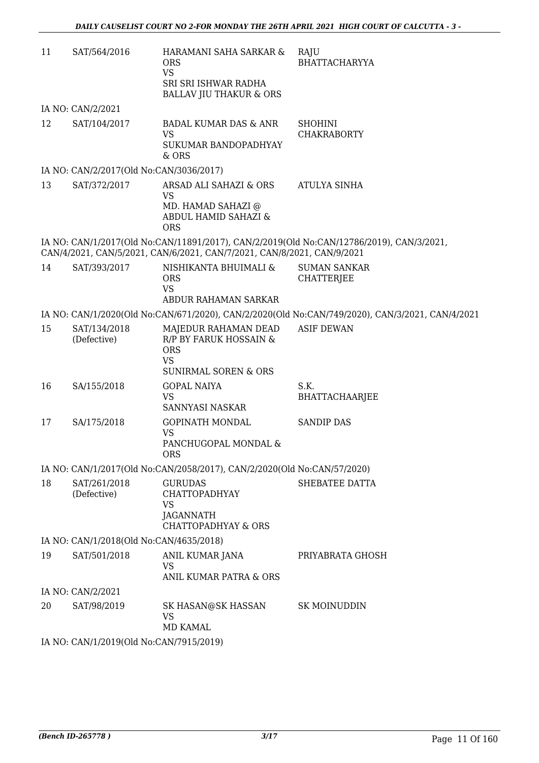| | | | |
|---|---|---|---|
| 11 | SAT/564/2016 | HARAMANI SAHA SARKAR & ORS<br>VS<br>SRI SRI ISHWAR RADHA BALLAV JIU THAKUR & ORS | RAJU BHATTACHARYYA |

IA NO: CAN/2/2021

| | | | |
|---|---|---|---|
| 12 | SAT/104/2017 | BADAL KUMAR DAS & ANR<br>VS<br>SUKUMAR BANDOPADHYAY & ORS | SHOHINI CHAKRABORTY |

IA NO: CAN/2/2017(Old No:CAN/3036/2017)

| | | | |
|---|---|---|---|
| 13 | SAT/372/2017 | ARSAD ALI SAHAZI & ORS<br>VS<br>MD. HAMAD SAHAZI @ ABDUL HAMID SAHAZI & ORS | ATULYA SINHA |

IA NO: CAN/1/2017(Old No:CAN/11891/2017), CAN/2/2019(Old No:CAN/12786/2019), CAN/3/2021, CAN/4/2021, CAN/5/2021, CAN/6/2021, CAN/7/2021, CAN/8/2021, CAN/9/2021

| | | | |
|---|---|---|---|
| 14 | SAT/393/2017 | NISHIKANTA BHUIMALI & ORS<br>VS<br>ABDUR RAHAMAN SARKAR | SUMAN SANKAR CHATTERJEE |

IA NO: CAN/1/2020(Old No:CAN/671/2020), CAN/2/2020(Old No:CAN/749/2020), CAN/3/2021, CAN/4/2021

| | | | |
|---|---|---|---|
| 15 | SAT/134/2018 (Defective) | MAJEDUR RAHAMAN DEAD R/P BY FARUK HOSSAIN & ORS<br>VS<br>SUNIRMAL SOREN & ORS | ASIF DEWAN |
| 16 | SA/155/2018 | GOPAL NAIYA<br>VS<br>SANNYASI NASKAR | S.K. BHATTACHAARJEE |
| 17 | SA/175/2018 | GOPINATH MONDAL<br>VS<br>PANCHUGOPAL MONDAL & ORS | SANDIP DAS |

IA NO: CAN/1/2017(Old No:CAN/2058/2017), CAN/2/2020(Old No:CAN/57/2020)

| | | | |
|---|---|---|---|
| 18 | SAT/261/2018 (Defective) | GURUDAS CHATTOPADHYAY<br>VS<br>JAGANNATH CHATTOPADHYAY & ORS | SHEBATEE DATTA |

IA NO: CAN/1/2018(Old No:CAN/4635/2018)

| | | | |
|---|---|---|---|
| 19 | SAT/501/2018 | ANIL KUMAR JANA<br>VS<br>ANIL KUMAR PATRA & ORS | PRIYABRATA GHOSH |

IA NO: CAN/2/2021

| | | | |
|---|---|---|---|
| 20 | SAT/98/2019 | SK HASAN@SK HASSAN<br>VS<br>MD KAMAL | SK MOINUDDIN |

IA NO: CAN/1/2019(Old No:CAN/7915/2019)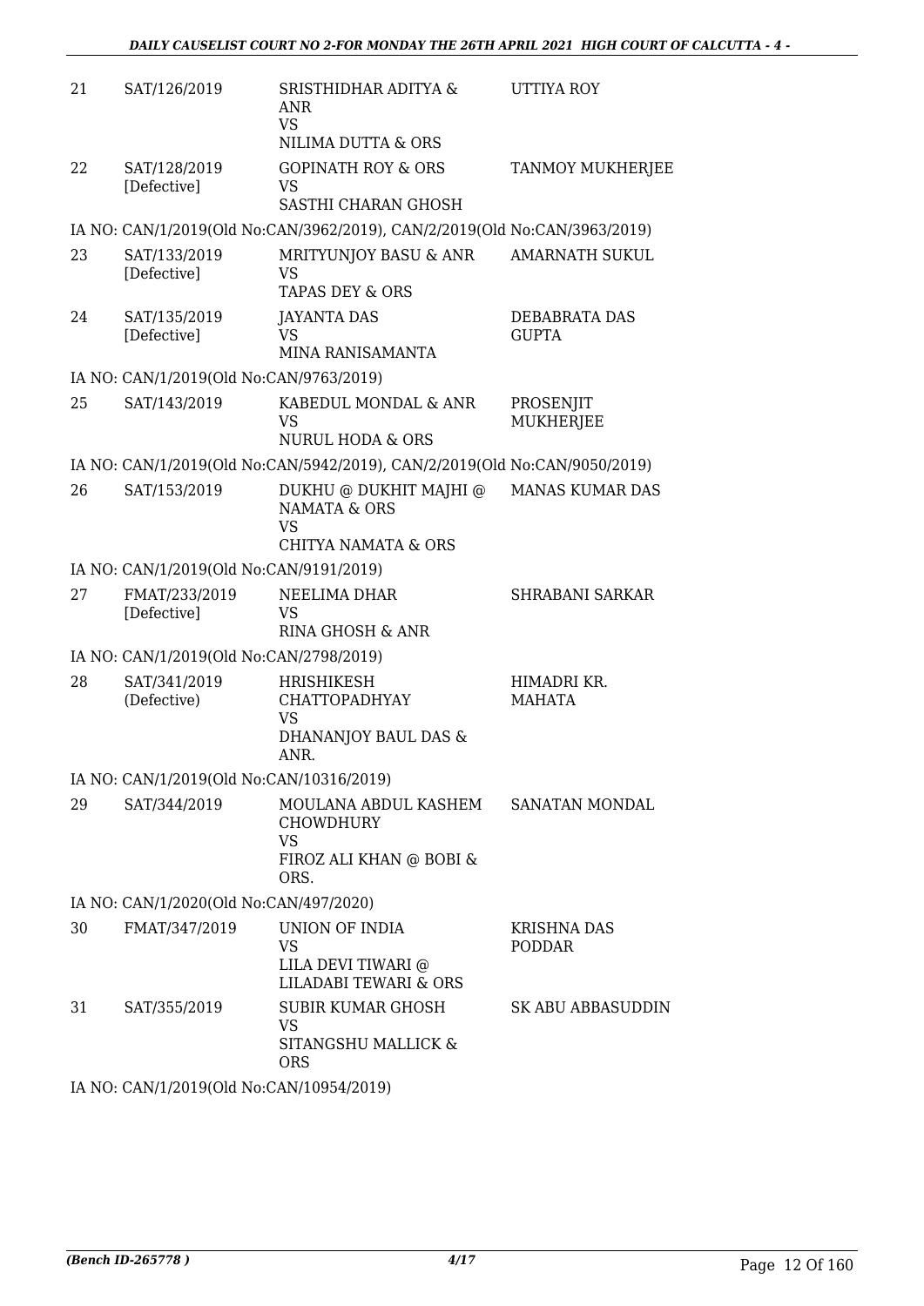| | | | |
|---|---|---|---|
| 21 | SAT/126/2019 | SRISTHIDHAR ADITYA & ANR<br>VS<br>NILIMA DUTTA & ORS | UTTIYA ROY |
| 22 | SAT/128/2019<br>[Defective] | GOPINATH ROY & ORS<br>VS<br>SASTHI CHARAN GHOSH | TANMOY MUKHERJEE |
| | IA NO: CAN/1/2019(Old No:CAN/3962/2019), CAN/2/2019(Old No:CAN/3963/2019) | | |
| 23 | SAT/133/2019<br>[Defective] | MRITYUNJOY BASU & ANR<br>VS<br>TAPAS DEY & ORS | AMARNATH SUKUL |
| 24 | SAT/135/2019<br>[Defective] | JAYANTA DAS<br>VS<br>MINA RANISAMANTA | DEBABRATA DAS GUPTA |
| | IA NO: CAN/1/2019(Old No:CAN/9763/2019) | | |
| 25 | SAT/143/2019 | KABEDUL MONDAL & ANR<br>VS<br>NURUL HODA & ORS | PROSENJIT MUKHERJEE |
| | IA NO: CAN/1/2019(Old No:CAN/5942/2019), CAN/2/2019(Old No:CAN/9050/2019) | | |
| 26 | SAT/153/2019 | DUKHU @ DUKHIT MAJHI @ NAMATA & ORS<br>VS<br>CHITYA NAMATA & ORS | MANAS KUMAR DAS |
| | IA NO: CAN/1/2019(Old No:CAN/9191/2019) | | |
| 27 | FMAT/233/2019<br>[Defective] | NEELIMA DHAR<br>VS<br>RINA GHOSH & ANR | SHRABANI SARKAR |
| | IA NO: CAN/1/2019(Old No:CAN/2798/2019) | | |
| 28 | SAT/341/2019<br>(Defective) | HRISHIKESH CHATTOPADHYAY<br>VS<br>DHANANJOY BAUL DAS & ANR. | HIMADRI KR. MAHATA |
| | IA NO: CAN/1/2019(Old No:CAN/10316/2019) | | |
| 29 | SAT/344/2019 | MOULANA ABDUL KASHEM CHOWDHURY<br>VS<br>FIROZ ALI KHAN @ BOBI & ORS. | SANATAN MONDAL |
| | IA NO: CAN/1/2020(Old No:CAN/497/2020) | | |
| 30 | FMAT/347/2019 | UNION OF INDIA<br>VS<br>LILA DEVI TIWARI @ LILADABI TEWARI & ORS | KRISHNA DAS PODDAR |
| 31 | SAT/355/2019 | SUBIR KUMAR GHOSH<br>VS<br>SITANGSHU MALLICK & ORS | SK ABU ABBASUDDIN |
| | IA NO: CAN/1/2019(Old No:CAN/10954/2019) | | |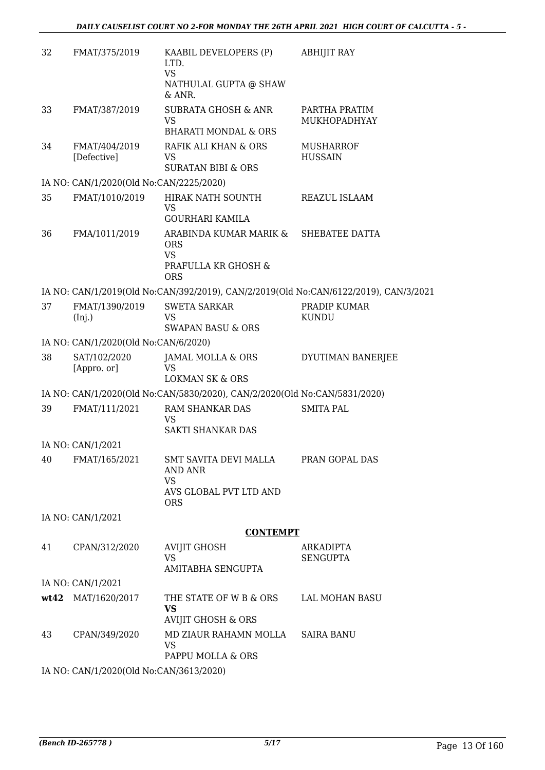| 32 | FMAT/375/2019 | KAABIL DEVELOPERS (P) LTD. VS NATHULAL GUPTA @ SHAW & ANR. | ABHIJIT RAY |
|---|---|---|---|
| 33 | FMAT/387/2019 | SUBRATA GHOSH & ANR VS BHARATI MONDAL & ORS | PARTHA PRATIM MUKHOPADHYAY |
| 34 | FMAT/404/2019 [Defective] | RAFIK ALI KHAN & ORS VS SURATAN BIBI & ORS | MUSHARROF HUSSAIN |
| IA NO: CAN/1/2020(Old No:CAN/2225/2020) | | | |
| 35 | FMAT/1010/2019 | HIRAK NATH SOUNTH VS GOURHARI KAMILA | REAZUL ISLAAM |
| 36 | FMA/1011/2019 | ARABINDA KUMAR MARIK & ORS VS PRAFULLA KR GHOSH & ORS | SHEBATEE DATTA |
| IA NO: CAN/1/2019(Old No:CAN/392/2019), CAN/2/2019(Old No:CAN/6122/2019), CAN/3/2021 | | | |
| 37 | FMAT/1390/2019 (Inj.) | SWETA SARKAR VS SWAPAN BASU & ORS | PRADIP KUMAR KUNDU |
| IA NO: CAN/1/2020(Old No:CAN/6/2020) | | | |
| 38 | SAT/102/2020 [Appro. or] | JAMAL MOLLA & ORS VS LOKMAN SK & ORS | DYUTIMAN BANERJEE |
| IA NO: CAN/1/2020(Old No:CAN/5830/2020), CAN/2/2020(Old No:CAN/5831/2020) | | | |
| 39 | FMAT/111/2021 | RAM SHANKAR DAS VS SAKTI SHANKAR DAS | SMITA PAL |
| IA NO: CAN/1/2021 | | | |
| 40 | FMAT/165/2021 | SMT SAVITA DEVI MALLA AND ANR VS AVS GLOBAL PVT LTD AND ORS | PRAN GOPAL DAS |
| IA NO: CAN/1/2021 | | | |

## CONTEMPT

| 41 | CPAN/312/2020 | AVIJIT GHOSH VS AMITABHA SENGUPTA | ARKADIPTA SENGUPTA |
|---|---|---|---|
| IA NO: CAN/1/2021 | | | |
| **wt42** | MAT/1620/2017 | THE STATE OF W B & ORS **VS** AVIJIT GHOSH & ORS | LAL MOHAN BASU |
| 43 | CPAN/349/2020 | MD ZIAUR RAHAMN MOLLA VS PAPPU MOLLA & ORS | SAIRA BANU |
| IA NO: CAN/1/2020(Old No:CAN/3613/2020) | | | |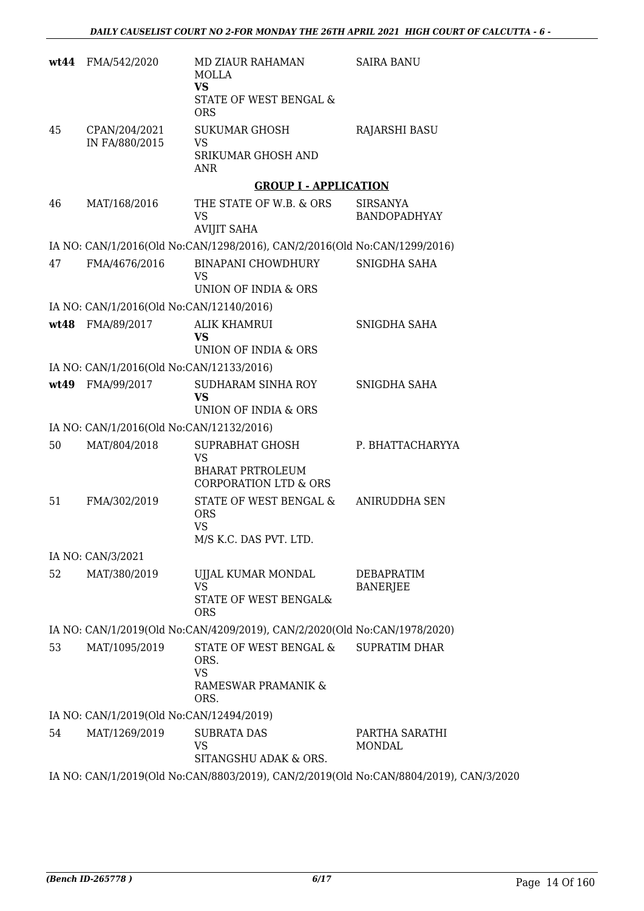| | | | |
|---|---|---|---|
| wt44 | FMA/542/2020 | MD ZIAUR RAHAMAN MOLLA **VS** STATE OF WEST BENGAL & ORS | SAIRA BANU |
| 45 | CPAN/204/2021 IN FA/880/2015 | SUKUMAR GHOSH VS SRIKUMAR GHOSH AND ANR | RAJARSHI BASU |

**GROUP I - APPLICATION**

| | | | |
|---|---|---|---|
| 46 | MAT/168/2016 | THE STATE OF W.B. & ORS VS AVIJIT SAHA | SIRSANYA BANDOPADHYAY |

IA NO: CAN/1/2016(Old No:CAN/1298/2016), CAN/2/2016(Old No:CAN/1299/2016)

| | | | |
|---|---|---|---|
| 47 | FMA/4676/2016 | BINAPANI CHOWDHURY VS UNION OF INDIA & ORS | SNIGDHA SAHA |

IA NO: CAN/1/2016(Old No:CAN/12140/2016)

| | | | |
|---|---|---|---|
| wt48 | FMA/89/2017 | ALIK KHAMRUI **VS** UNION OF INDIA & ORS | SNIGDHA SAHA |

IA NO: CAN/1/2016(Old No:CAN/12133/2016)

| | | | |
|---|---|---|---|
| wt49 | FMA/99/2017 | SUDHARAM SINHA ROY **VS** UNION OF INDIA & ORS | SNIGDHA SAHA |

IA NO: CAN/1/2016(Old No:CAN/12132/2016)

| | | | |
|---|---|---|---|
| 50 | MAT/804/2018 | SUPRABHAT GHOSH VS BHARAT PRTROLEUM CORPORATION LTD & ORS | P. BHATTACHARYYA |
| 51 | FMA/302/2019 | STATE OF WEST BENGAL & ORS VS M/S K.C. DAS PVT. LTD. | ANIRUDDHA SEN |

IA NO: CAN/3/2021

| | | | |
|---|---|---|---|
| 52 | MAT/380/2019 | UJJAL KUMAR MONDAL VS STATE OF WEST BENGAL& ORS | DEBAPRATIM BANERJEE |

IA NO: CAN/1/2019(Old No:CAN/4209/2019), CAN/2/2020(Old No:CAN/1978/2020)

| | | | |
|---|---|---|---|
| 53 | MAT/1095/2019 | STATE OF WEST BENGAL & ORS. VS RAMESWAR PRAMANIK & ORS. | SUPRATIM DHAR |

IA NO: CAN/1/2019(Old No:CAN/12494/2019)

| | | | |
|---|---|---|---|
| 54 | MAT/1269/2019 | SUBRATA DAS VS SITANGSHU ADAK & ORS. | PARTHA SARATHI MONDAL |

IA NO: CAN/1/2019(Old No:CAN/8803/2019), CAN/2/2019(Old No:CAN/8804/2019), CAN/3/2020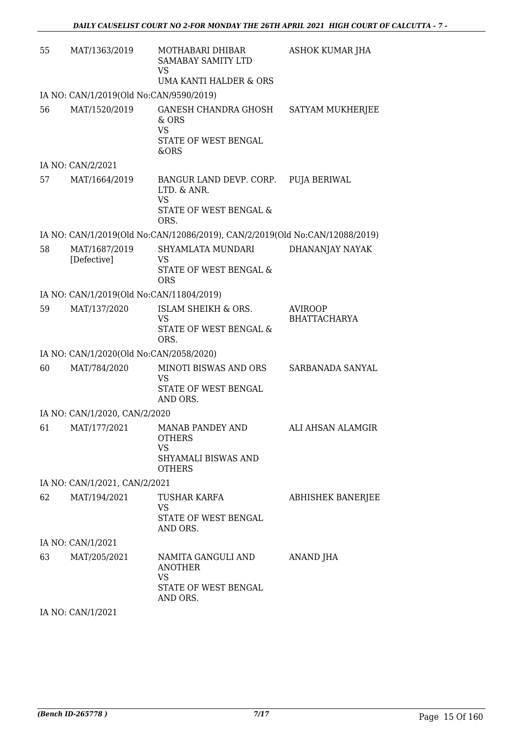| | | | |
|---|---|---|---|
| 55 | MAT/1363/2019 | MOTHABARI DHIBAR SAMABAY SAMITY LTD<br>VS<br>UMA KANTI HALDER & ORS | ASHOK KUMAR JHA |
| | IA NO: CAN/1/2019(Old No:CAN/9590/2019) | | |
| 56 | MAT/1520/2019 | GANESH CHANDRA GHOSH & ORS<br>VS<br>STATE OF WEST BENGAL &ORS | SATYAM MUKHERJEE |
| | IA NO: CAN/2/2021 | | |
| 57 | MAT/1664/2019 | BANGUR LAND DEVP. CORP. LTD. & ANR.<br>VS<br>STATE OF WEST BENGAL & ORS. | PUJA BERIWAL |
| | IA NO: CAN/1/2019(Old No:CAN/12086/2019), CAN/2/2019(Old No:CAN/12088/2019) | | |
| 58 | MAT/1687/2019 [Defective] | SHYAMLATA MUNDARI<br>VS<br>STATE OF WEST BENGAL & ORS | DHANANJAY NAYAK |
| | IA NO: CAN/1/2019(Old No:CAN/11804/2019) | | |
| 59 | MAT/137/2020 | ISLAM SHEIKH & ORS.<br>VS<br>STATE OF WEST BENGAL & ORS. | AVIROOP BHATTACHARYA |
| | IA NO: CAN/1/2020(Old No:CAN/2058/2020) | | |
| 60 | MAT/784/2020 | MINOTI BISWAS AND ORS<br>VS<br>STATE OF WEST BENGAL AND ORS. | SARBANADA SANYAL |
| | IA NO: CAN/1/2020, CAN/2/2020 | | |
| 61 | MAT/177/2021 | MANAB PANDEY AND OTHERS<br>VS<br>SHYAMALI BISWAS AND OTHERS | ALI AHSAN ALAMGIR |
| | IA NO: CAN/1/2021, CAN/2/2021 | | |
| 62 | MAT/194/2021 | TUSHAR KARFA<br>VS<br>STATE OF WEST BENGAL AND ORS. | ABHISHEK BANERJEE |
| | IA NO: CAN/1/2021 | | |
| 63 | MAT/205/2021 | NAMITA GANGULI AND ANOTHER<br>VS<br>STATE OF WEST BENGAL AND ORS. | ANAND JHA |
| | IA NO: CAN/1/2021 | | |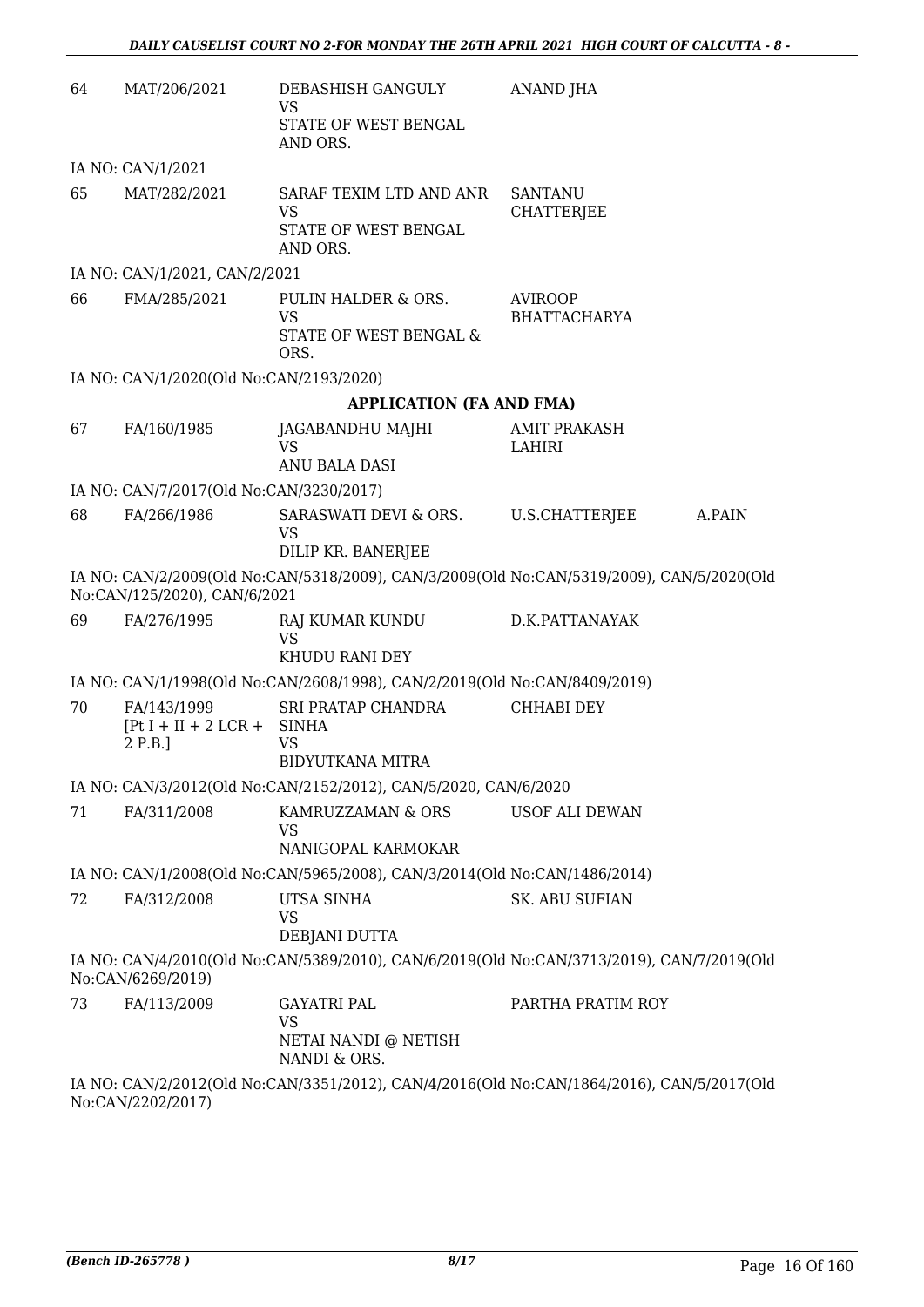| | | | | |
|---|---|---|---|---|
| 64 | MAT/206/2021 | DEBASHISH GANGULY<br>VS<br>STATE OF WEST BENGAL AND ORS. | ANAND JHA | |

IA NO: CAN/1/2021

| | | | | |
|---|---|---|---|---|
| 65 | MAT/282/2021 | SARAF TEXIM LTD AND ANR<br>VS<br>STATE OF WEST BENGAL AND ORS. | SANTANU CHATTERJEE | |

IA NO: CAN/1/2021, CAN/2/2021

| | | | | |
|---|---|---|---|---|
| 66 | FMA/285/2021 | PULIN HALDER & ORS.<br>VS<br>STATE OF WEST BENGAL & ORS. | AVIROOP BHATTACHARYA | |

IA NO: CAN/1/2020(Old No:CAN/2193/2020)

## APPLICATION (FA AND FMA)

| | | | | |
|---|---|---|---|---|
| 67 | FA/160/1985 | JAGABANDHU MAJHI<br>VS<br>ANU BALA DASI | AMIT PRAKASH LAHIRI | |

IA NO: CAN/7/2017(Old No:CAN/3230/2017)

| | | | | |
|---|---|---|---|---|
| 68 | FA/266/1986 | SARASWATI DEVI & ORS.<br>VS<br>DILIP KR. BANERJEE | U.S.CHATTERJEE | A.PAIN |

IA NO: CAN/2/2009(Old No:CAN/5318/2009), CAN/3/2009(Old No:CAN/5319/2009), CAN/5/2020(Old No:CAN/125/2020), CAN/6/2021

| | | | | |
|---|---|---|---|---|
| 69 | FA/276/1995 | RAJ KUMAR KUNDU<br>VS<br>KHUDU RANI DEY | D.K.PATTANAYAK | |

IA NO: CAN/1/1998(Old No:CAN/2608/1998), CAN/2/2019(Old No:CAN/8409/2019)

| | | | | |
|---|---|---|---|---|
| 70 | FA/143/1999<br>[Pt I + II + 2 LCR + 2 P.B.] | SRI PRATAP CHANDRA SINHA<br>VS<br>BIDYUTKANA MITRA | CHHABI DEY | |

IA NO: CAN/3/2012(Old No:CAN/2152/2012), CAN/5/2020, CAN/6/2020

| | | | | |
|---|---|---|---|---|
| 71 | FA/311/2008 | KAMRUZZAMAN & ORS<br>VS<br>NANIGOPAL KARMOKAR | USOF ALI DEWAN | |

IA NO: CAN/1/2008(Old No:CAN/5965/2008), CAN/3/2014(Old No:CAN/1486/2014)

| | | | | |
|---|---|---|---|---|
| 72 | FA/312/2008 | UTSA SINHA<br>VS<br>DEBJANI DUTTA | SK. ABU SUFIAN | |

IA NO: CAN/4/2010(Old No:CAN/5389/2010), CAN/6/2019(Old No:CAN/3713/2019), CAN/7/2019(Old No:CAN/6269/2019)

| | | | | |
|---|---|---|---|---|
| 73 | FA/113/2009 | GAYATRI PAL<br>VS<br>NETAI NANDI @ NETISH NANDI & ORS. | PARTHA PRATIM ROY | |

IA NO: CAN/2/2012(Old No:CAN/3351/2012), CAN/4/2016(Old No:CAN/1864/2016), CAN/5/2017(Old No:CAN/2202/2017)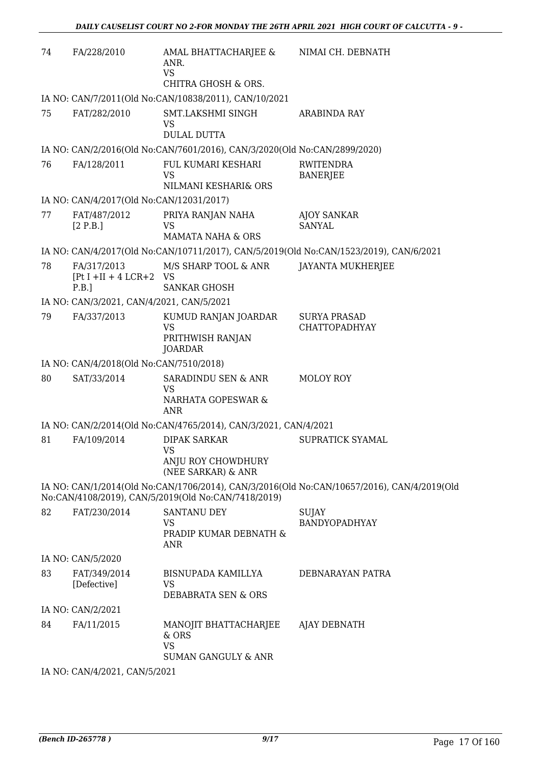| 74 | FA/228/2010 | AMAL BHATTACHARJEE & ANR.<br>VS<br>CHITRA GHOSH & ORS. | NIMAI CH. DEBNATH |
|---|---|---|---|

IA NO: CAN/7/2011(Old No:CAN/10838/2011), CAN/10/2021

| 75 | FAT/282/2010 | SMT.LAKSHMI SINGH<br>VS<br>DULAL DUTTA | ARABINDA RAY |
|---|---|---|---|

IA NO: CAN/2/2016(Old No:CAN/7601/2016), CAN/3/2020(Old No:CAN/2899/2020)

| 76 | FA/128/2011 | FUL KUMARI KESHARI<br>VS<br>NILMANI KESHARI& ORS | RWITENDRA BANERJEE |
|---|---|---|---|

IA NO: CAN/4/2017(Old No:CAN/12031/2017)

| 77 | FAT/487/2012<br>[2 P.B.] | PRIYA RANJAN NAHA<br>VS<br>MAMATA NAHA & ORS | AJOY SANKAR SANYAL |
|---|---|---|---|

IA NO: CAN/4/2017(Old No:CAN/10711/2017), CAN/5/2019(Old No:CAN/1523/2019), CAN/6/2021

| 78 | FA/317/2013<br>[Pt I +II + 4 LCR+2 P.B.] | M/S SHARP TOOL & ANR<br>VS<br>SANKAR GHOSH | JAYANTA MUKHERJEE |
|---|---|---|---|

IA NO: CAN/3/2021, CAN/4/2021, CAN/5/2021

| 79 | FA/337/2013 | KUMUD RANJAN JOARDAR<br>VS<br>PRITHWISH RANJAN JOARDAR | SURYA PRASAD CHATTOPADHYAY |
|---|---|---|---|

IA NO: CAN/4/2018(Old No:CAN/7510/2018)

| 80 | SAT/33/2014 | SARADINDU SEN & ANR<br>VS<br>NARHATA GOPESWAR & ANR | MOLOY ROY |
|---|---|---|---|

IA NO: CAN/2/2014(Old No:CAN/4765/2014), CAN/3/2021, CAN/4/2021

| 81 | FA/109/2014 | DIPAK SARKAR<br>VS<br>ANJU ROY CHOWDHURY (NEE SARKAR) & ANR | SUPRATICK SYAMAL |
|---|---|---|---|

IA NO: CAN/1/2014(Old No:CAN/1706/2014), CAN/3/2016(Old No:CAN/10657/2016), CAN/4/2019(Old No:CAN/4108/2019), CAN/5/2019(Old No:CAN/7418/2019)

| 82 | FAT/230/2014 | SANTANU DEY<br>VS<br>PRADIP KUMAR DEBNATH & ANR | SUJAY BANDYOPADHYAY |
|---|---|---|---|

IA NO: CAN/5/2020

| 83 | FAT/349/2014<br>[Defective] | BISNUPADA KAMILLYA<br>VS<br>DEBABRATA SEN & ORS | DEBNARAYAN PATRA |
|---|---|---|---|

IA NO: CAN/2/2021

| 84 | FA/11/2015 | MANOJIT BHATTACHARJEE & ORS<br>VS<br>SUMAN GANGULY & ANR | AJAY DEBNATH |
|---|---|---|---|

IA NO: CAN/4/2021, CAN/5/2021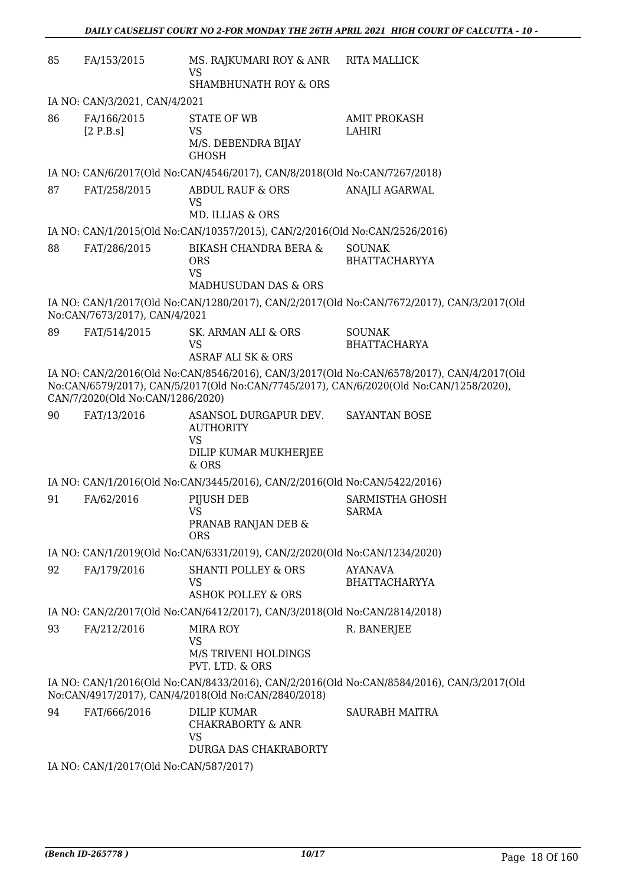| | | | |
|---|---|---|---|
| 85 | FA/153/2015 | MS. RAJKUMARI ROY & ANR<br>VS<br>SHAMBHUNATH ROY & ORS | RITA MALLICK |

IA NO: CAN/3/2021, CAN/4/2021

| | | | |
|---|---|---|---|
| 86 | FA/166/2015<br>[2 P.B.s] | STATE OF WB<br>VS<br>M/S. DEBENDRA BIJAY GHOSH | AMIT PROKASH LAHIRI |

IA NO: CAN/6/2017(Old No:CAN/4546/2017), CAN/8/2018(Old No:CAN/7267/2018)

| | | | |
|---|---|---|---|
| 87 | FAT/258/2015 | ABDUL RAUF & ORS<br>VS<br>MD. ILLIAS & ORS | ANAJLI AGARWAL |

IA NO: CAN/1/2015(Old No:CAN/10357/2015), CAN/2/2016(Old No:CAN/2526/2016)

| | | | |
|---|---|---|---|
| 88 | FAT/286/2015 | BIKASH CHANDRA BERA & ORS<br>VS<br>MADHUSUDAN DAS & ORS | SOUNAK BHATTACHARYYA |

IA NO: CAN/1/2017(Old No:CAN/1280/2017), CAN/2/2017(Old No:CAN/7672/2017), CAN/3/2017(Old No:CAN/7673/2017), CAN/4/2021

| | | | |
|---|---|---|---|
| 89 | FAT/514/2015 | SK. ARMAN ALI & ORS<br>VS<br>ASRAF ALI SK & ORS | SOUNAK BHATTACHARYA |

IA NO: CAN/2/2016(Old No:CAN/8546/2016), CAN/3/2017(Old No:CAN/6578/2017), CAN/4/2017(Old No:CAN/6579/2017), CAN/5/2017(Old No:CAN/7745/2017), CAN/6/2020(Old No:CAN/1258/2020), CAN/7/2020(Old No:CAN/1286/2020)

| | | | |
|---|---|---|---|
| 90 | FAT/13/2016 | ASANSOL DURGAPUR DEV. AUTHORITY<br>VS<br>DILIP KUMAR MUKHERJEE & ORS | SAYANTAN BOSE |

IA NO: CAN/1/2016(Old No:CAN/3445/2016), CAN/2/2016(Old No:CAN/5422/2016)

| | | | |
|---|---|---|---|
| 91 | FA/62/2016 | PIJUSH DEB<br>VS<br>PRANAB RANJAN DEB & ORS | SARMISTHA GHOSH SARMA |

IA NO: CAN/1/2019(Old No:CAN/6331/2019), CAN/2/2020(Old No:CAN/1234/2020)

| | | | |
|---|---|---|---|
| 92 | FA/179/2016 | SHANTI POLLEY & ORS<br>VS<br>ASHOK POLLEY & ORS | AYANAVA BHATTACHARYYA |

IA NO: CAN/2/2017(Old No:CAN/6412/2017), CAN/3/2018(Old No:CAN/2814/2018)

| | | | |
|---|---|---|---|
| 93 | FA/212/2016 | MIRA ROY<br>VS<br>M/S TRIVENI HOLDINGS PVT. LTD. & ORS | R. BANERJEE |

IA NO: CAN/1/2016(Old No:CAN/8433/2016), CAN/2/2016(Old No:CAN/8584/2016), CAN/3/2017(Old No:CAN/4917/2017), CAN/4/2018(Old No:CAN/2840/2018)

| | | | |
|---|---|---|---|
| 94 | FAT/666/2016 | DILIP KUMAR CHAKRABORTY & ANR<br>VS<br>DURGA DAS CHAKRABORTY | SAURABH MAITRA |

IA NO: CAN/1/2017(Old No:CAN/587/2017)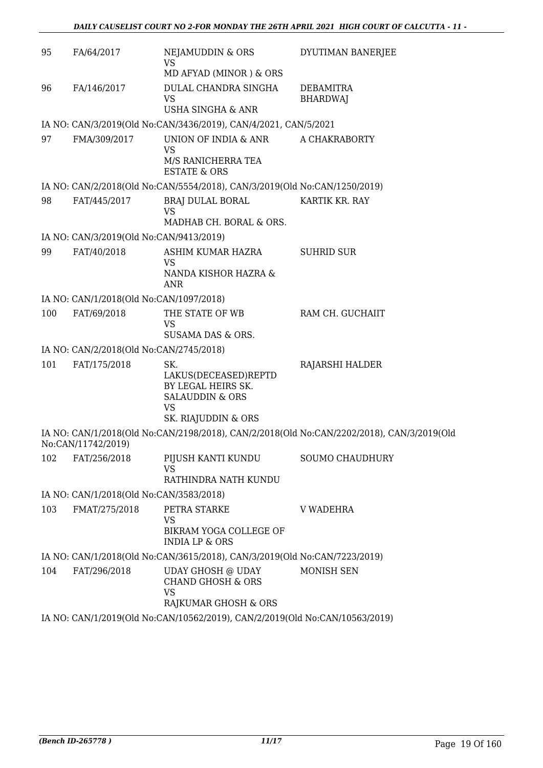| | | | |
|---|---|---|---|
| 95 | FA/64/2017 | NEJAMUDDIN & ORS<br>VS<br>MD AFYAD (MINOR ) & ORS | DYUTIMAN BANERJEE |
| 96 | FA/146/2017 | DULAL CHANDRA SINGHA<br>VS<br>USHA SINGHA & ANR | DEBAMITRA BHARDWAJ |

IA NO: CAN/3/2019(Old No:CAN/3436/2019), CAN/4/2021, CAN/5/2021

| | | | |
|---|---|---|---|
| 97 | FMA/309/2017 | UNION OF INDIA & ANR<br>VS<br>M/S RANICHERRA TEA ESTATE & ORS | A CHAKRABORTY |

IA NO: CAN/2/2018(Old No:CAN/5554/2018), CAN/3/2019(Old No:CAN/1250/2019)

| | | | |
|---|---|---|---|
| 98 | FAT/445/2017 | BRAJ DULAL BORAL<br>VS<br>MADHAB CH. BORAL & ORS. | KARTIK KR. RAY |

IA NO: CAN/3/2019(Old No:CAN/9413/2019)

| | | | |
|---|---|---|---|
| 99 | FAT/40/2018 | ASHIM KUMAR HAZRA<br>VS<br>NANDA KISHOR HAZRA & ANR | SUHRID SUR |

IA NO: CAN/1/2018(Old No:CAN/1097/2018)

| | | | |
|---|---|---|---|
| 100 | FAT/69/2018 | THE STATE OF WB<br>VS<br>SUSAMA DAS & ORS. | RAM CH. GUCHAIIT |

IA NO: CAN/2/2018(Old No:CAN/2745/2018)

| | | | |
|---|---|---|---|
| 101 | FAT/175/2018 | SK. LAKUS(DECEASED)REPTD BY LEGAL HEIRS SK. SALAUDDIN & ORS<br>VS<br>SK. RIAJUDDIN & ORS | RAJARSHI HALDER |

IA NO: CAN/1/2018(Old No:CAN/2198/2018), CAN/2/2018(Old No:CAN/2202/2018), CAN/3/2019(Old No:CAN/11742/2019)

| | | | |
|---|---|---|---|
| 102 | FAT/256/2018 | PIJUSH KANTI KUNDU<br>VS<br>RATHINDRA NATH KUNDU | SOUMO CHAUDHURY |

IA NO: CAN/1/2018(Old No:CAN/3583/2018)

| | | | |
|---|---|---|---|
| 103 | FMAT/275/2018 | PETRA STARKE<br>VS<br>BIKRAM YOGA COLLEGE OF INDIA LP & ORS | V WADEHRA |

IA NO: CAN/1/2018(Old No:CAN/3615/2018), CAN/3/2019(Old No:CAN/7223/2019)

| | | | |
|---|---|---|---|
| 104 | FAT/296/2018 | UDAY GHOSH @ UDAY CHAND GHOSH & ORS<br>VS<br>RAJKUMAR GHOSH & ORS | MONISH SEN |

IA NO: CAN/1/2019(Old No:CAN/10562/2019), CAN/2/2019(Old No:CAN/10563/2019)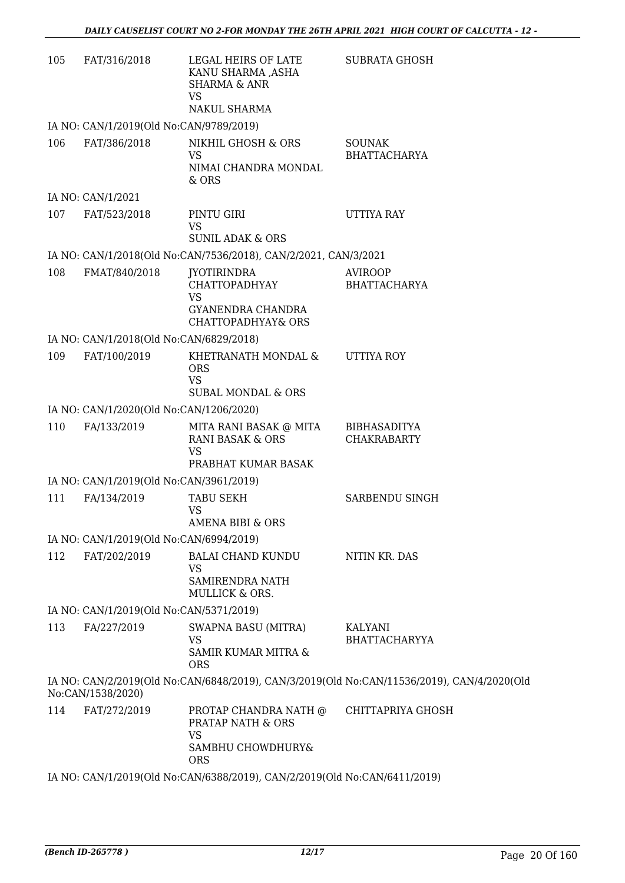| | | | |
|---|---|---|---|
| 105 | FAT/316/2018 | LEGAL HEIRS OF LATE KANU SHARMA ,ASHA SHARMA & ANR<br>VS<br>NAKUL SHARMA | SUBRATA GHOSH |

IA NO: CAN/1/2019(Old No:CAN/9789/2019)

| | | | |
|---|---|---|---|
| 106 | FAT/386/2018 | NIKHIL GHOSH & ORS<br>VS<br>NIMAI CHANDRA MONDAL & ORS | SOUNAK BHATTACHARYA |

IA NO: CAN/1/2021

| | | | |
|---|---|---|---|
| 107 | FAT/523/2018 | PINTU GIRI<br>VS<br>SUNIL ADAK & ORS | UTTIYA RAY |

IA NO: CAN/1/2018(Old No:CAN/7536/2018), CAN/2/2021, CAN/3/2021

| | | | |
|---|---|---|---|
| 108 | FMAT/840/2018 | JYOTIRINDRA CHATTOPADHYAY<br>VS<br>GYANENDRA CHANDRA CHATTOPADHYAY& ORS | AVIROOP BHATTACHARYA |

IA NO: CAN/1/2018(Old No:CAN/6829/2018)

| | | | |
|---|---|---|---|
| 109 | FAT/100/2019 | KHETRANATH MONDAL & ORS<br>VS<br>SUBAL MONDAL & ORS | UTTIYA ROY |

IA NO: CAN/1/2020(Old No:CAN/1206/2020)

| | | | |
|---|---|---|---|
| 110 | FA/133/2019 | MITA RANI BASAK @ MITA RANI BASAK & ORS<br>VS<br>PRABHAT KUMAR BASAK | BIBHASADITYA CHAKRABARTY |

IA NO: CAN/1/2019(Old No:CAN/3961/2019)

| | | | |
|---|---|---|---|
| 111 | FA/134/2019 | TABU SEKH<br>VS<br>AMENA BIBI & ORS | SARBENDU SINGH |

IA NO: CAN/1/2019(Old No:CAN/6994/2019)

| | | | |
|---|---|---|---|
| 112 | FAT/202/2019 | BALAI CHAND KUNDU<br>VS<br>SAMIRENDRA NATH MULLICK & ORS. | NITIN KR. DAS |

IA NO: CAN/1/2019(Old No:CAN/5371/2019)

| | | | |
|---|---|---|---|
| 113 | FA/227/2019 | SWAPNA BASU (MITRA)<br>VS<br>SAMIR KUMAR MITRA & ORS | KALYANI BHATTACHARYYA |

IA NO: CAN/2/2019(Old No:CAN/6848/2019), CAN/3/2019(Old No:CAN/11536/2019), CAN/4/2020(Old No:CAN/1538/2020)

| | | | |
|---|---|---|---|
| 114 | FAT/272/2019 | PROTAP CHANDRA NATH @ PRATAP NATH & ORS<br>VS<br>SAMBHU CHOWDHURY& ORS | CHITTAPRIYA GHOSH |

IA NO: CAN/1/2019(Old No:CAN/6388/2019), CAN/2/2019(Old No:CAN/6411/2019)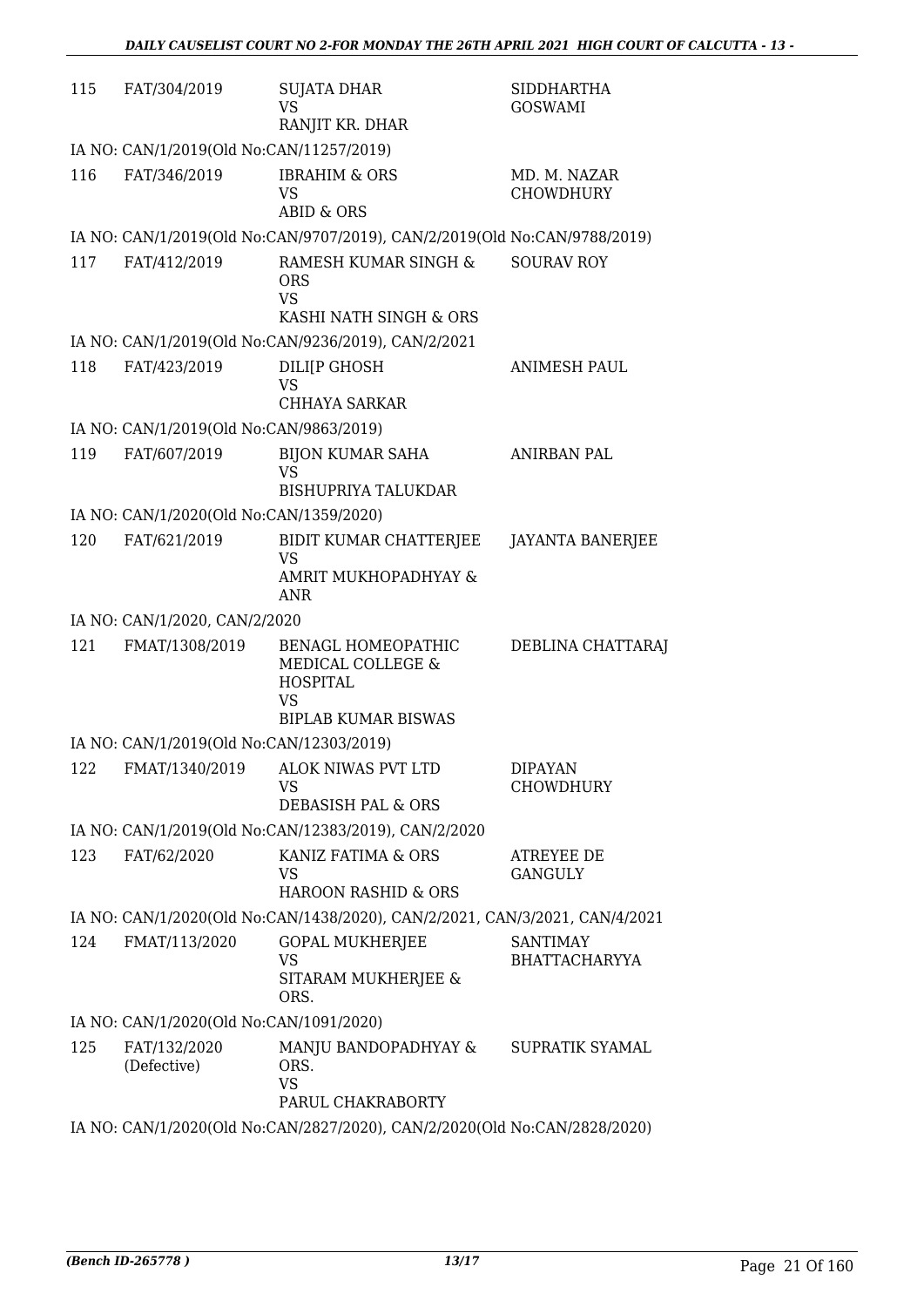| | | | |
|---|---|---|---|
| 115 | FAT/304/2019 | SUJATA DHAR<br>VS<br>RANJIT KR. DHAR | SIDDHARTHA GOSWAMI |
| IA NO: CAN/1/2019(Old No:CAN/11257/2019) | | | |
| 116 | FAT/346/2019 | IBRAHIM & ORS<br>VS<br>ABID & ORS | MD. M. NAZAR CHOWDHURY |
| IA NO: CAN/1/2019(Old No:CAN/9707/2019), CAN/2/2019(Old No:CAN/9788/2019) | | | |
| 117 | FAT/412/2019 | RAMESH KUMAR SINGH & ORS<br>VS<br>KASHI NATH SINGH & ORS | SOURAV ROY |
| IA NO: CAN/1/2019(Old No:CAN/9236/2019), CAN/2/2021 | | | |
| 118 | FAT/423/2019 | DILI[P GHOSH<br>VS<br>CHHAYA SARKAR | ANIMESH PAUL |
| IA NO: CAN/1/2019(Old No:CAN/9863/2019) | | | |
| 119 | FAT/607/2019 | BIJON KUMAR SAHA<br>VS<br>BISHUPRIYA TALUKDAR | ANIRBAN PAL |
| IA NO: CAN/1/2020(Old No:CAN/1359/2020) | | | |
| 120 | FAT/621/2019 | BIDIT KUMAR CHATTERJEE<br>VS<br>AMRIT MUKHOPADHYAY & ANR | JAYANTA BANERJEE |
| IA NO: CAN/1/2020, CAN/2/2020 | | | |
| 121 | FMAT/1308/2019 | BENAGL HOMEOPATHIC MEDICAL COLLEGE & HOSPITAL<br>VS<br>BIPLAB KUMAR BISWAS | DEBLINA CHATTARAJ |
| IA NO: CAN/1/2019(Old No:CAN/12303/2019) | | | |
| 122 | FMAT/1340/2019 | ALOK NIWAS PVT LTD<br>VS<br>DEBASISH PAL & ORS | DIPAYAN CHOWDHURY |
| IA NO: CAN/1/2019(Old No:CAN/12383/2019), CAN/2/2020 | | | |
| 123 | FAT/62/2020 | KANIZ FATIMA & ORS<br>VS<br>HAROON RASHID & ORS | ATREYEE DE GANGULY |
| IA NO: CAN/1/2020(Old No:CAN/1438/2020), CAN/2/2021, CAN/3/2021, CAN/4/2021 | | | |
| 124 | FMAT/113/2020 | GOPAL MUKHERJEE<br>VS<br>SITARAM MUKHERJEE & ORS. | SANTIMAY BHATTACHARYYA |
| IA NO: CAN/1/2020(Old No:CAN/1091/2020) | | | |
| 125 | FAT/132/2020 (Defective) | MANJU BANDOPADHYAY & ORS.<br>VS<br>PARUL CHAKRABORTY | SUPRATIK SYAMAL |
| IA NO: CAN/1/2020(Old No:CAN/2827/2020), CAN/2/2020(Old No:CAN/2828/2020) | | | |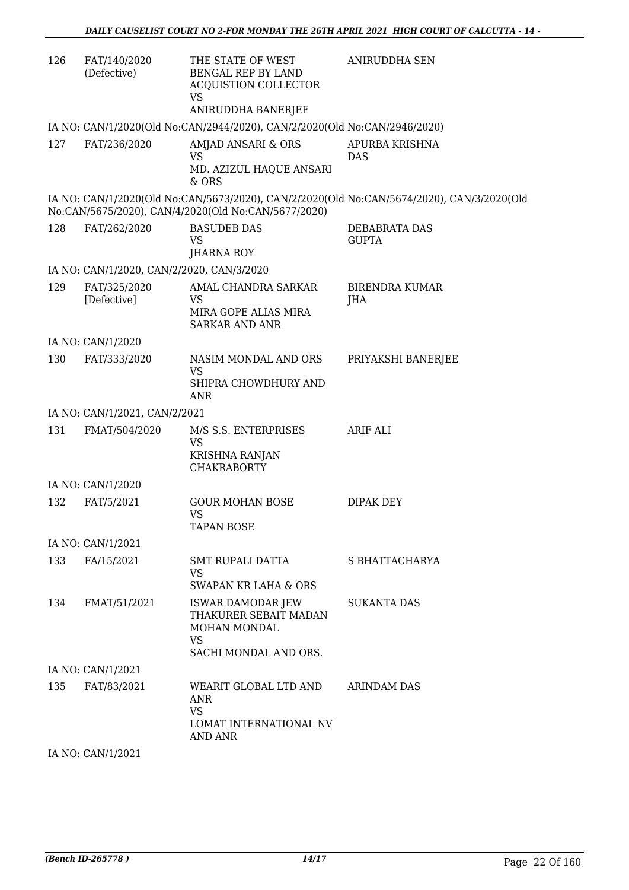| | | | |
|---|---|---|---|
| 126 | FAT/140/2020 (Defective) | THE STATE OF WEST BENGAL REP BY LAND ACQUISTION COLLECTOR<br>VS<br>ANIRUDDHA BANERJEE | ANIRUDDHA SEN |

IA NO: CAN/1/2020(Old No:CAN/2944/2020), CAN/2/2020(Old No:CAN/2946/2020)

| | | | |
|---|---|---|---|
| 127 | FAT/236/2020 | AMJAD ANSARI & ORS<br>VS<br>MD. AZIZUL HAQUE ANSARI & ORS | APURBA KRISHNA DAS |

IA NO: CAN/1/2020(Old No:CAN/5673/2020), CAN/2/2020(Old No:CAN/5674/2020), CAN/3/2020(Old No:CAN/5675/2020), CAN/4/2020(Old No:CAN/5677/2020)

| | | | |
|---|---|---|---|
| 128 | FAT/262/2020 | BASUDEB DAS<br>VS<br>JHARNA ROY | DEBABRATA DAS GUPTA |

IA NO: CAN/1/2020, CAN/2/2020, CAN/3/2020

| | | | |
|---|---|---|---|
| 129 | FAT/325/2020 [Defective] | AMAL CHANDRA SARKAR<br>VS<br>MIRA GOPE ALIAS MIRA SARKAR AND ANR | BIRENDRA KUMAR JHA |

IA NO: CAN/1/2020

| | | | |
|---|---|---|---|
| 130 | FAT/333/2020 | NASIM MONDAL AND ORS<br>VS<br>SHIPRA CHOWDHURY AND ANR | PRIYAKSHI BANERJEE |

IA NO: CAN/1/2021, CAN/2/2021

| | | | |
|---|---|---|---|
| 131 | FMAT/504/2020 | M/S S.S. ENTERPRISES<br>VS<br>KRISHNA RANJAN CHAKRABORTY | ARIF ALI |

IA NO: CAN/1/2020

| | | | |
|---|---|---|---|
| 132 | FAT/5/2021 | GOUR MOHAN BOSE<br>VS<br>TAPAN BOSE | DIPAK DEY |

IA NO: CAN/1/2021

| | | | |
|---|---|---|---|
| 133 | FA/15/2021 | SMT RUPALI DATTA<br>VS<br>SWAPAN KR LAHA & ORS | S BHATTACHARYA |
| 134 | FMAT/51/2021 | ISWAR DAMODAR JEW THAKURER SEBAIT MADAN MOHAN MONDAL<br>VS<br>SACHI MONDAL AND ORS. | SUKANTA DAS |

IA NO: CAN/1/2021

| | | | |
|---|---|---|---|
| 135 | FAT/83/2021 | WEARIT GLOBAL LTD AND ANR<br>VS<br>LOMAT INTERNATIONAL NV AND ANR | ARINDAM DAS |

IA NO: CAN/1/2021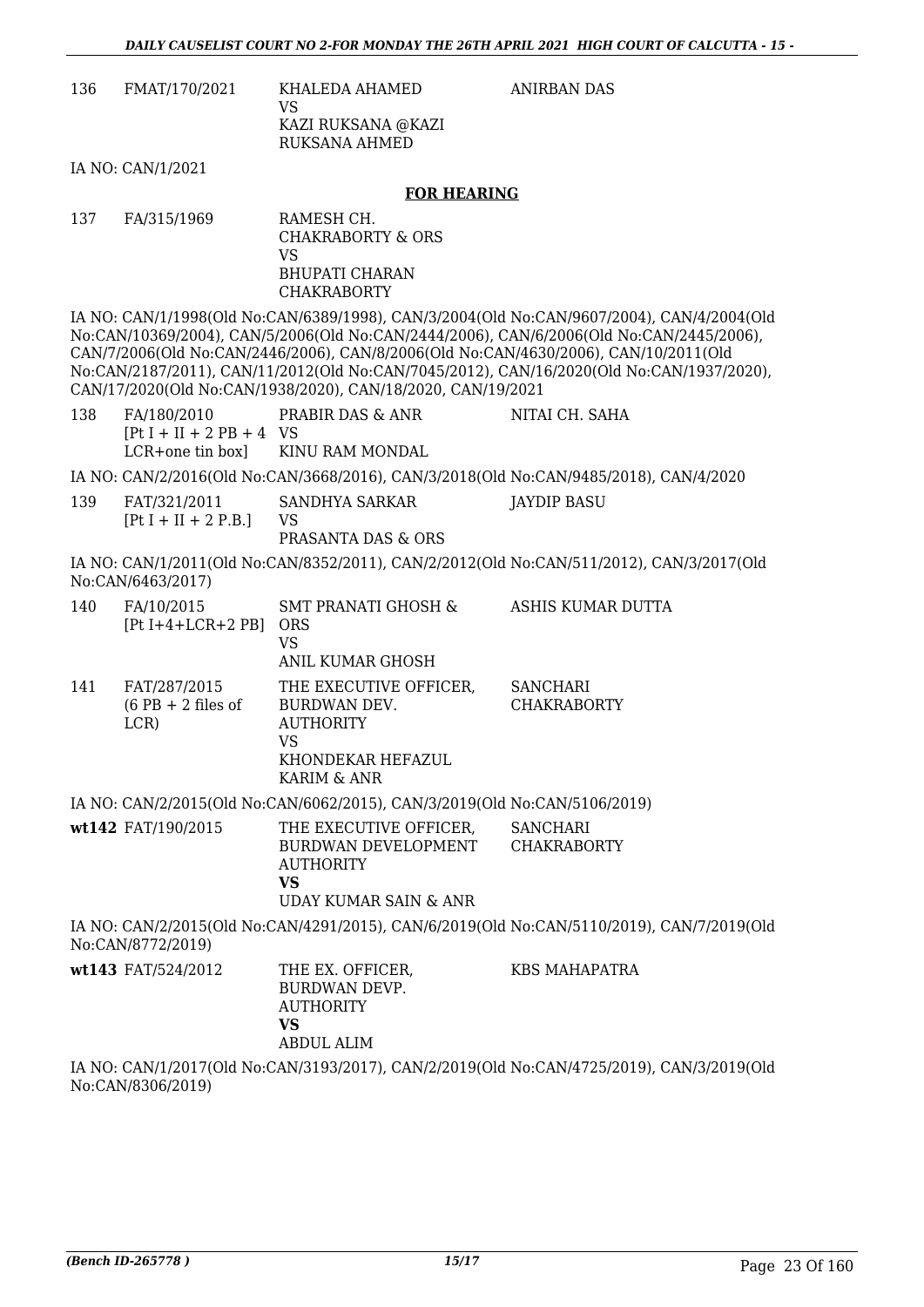| | | | |
|---|---|---|---|
| 136 | FMAT/170/2021 | KHALEDA AHAMED<br>VS<br>KAZI RUKSANA @KAZI RUKSANA AHMED | ANIRBAN DAS |

IA NO: CAN/1/2021

**FOR HEARING**

| | | | |
|---|---|---|---|
| 137 | FA/315/1969 | RAMESH CH. CHAKRABORTY & ORS<br>VS<br>BHUPATI CHARAN CHAKRABORTY | |

IA NO: CAN/1/1998(Old No:CAN/6389/1998), CAN/3/2004(Old No:CAN/9607/2004), CAN/4/2004(Old No:CAN/10369/2004), CAN/5/2006(Old No:CAN/2444/2006), CAN/6/2006(Old No:CAN/2445/2006), CAN/7/2006(Old No:CAN/2446/2006), CAN/8/2006(Old No:CAN/4630/2006), CAN/10/2011(Old No:CAN/2187/2011), CAN/11/2012(Old No:CAN/7045/2012), CAN/16/2020(Old No:CAN/1937/2020), CAN/17/2020(Old No:CAN/1938/2020), CAN/18/2020, CAN/19/2021

| | | | |
|---|---|---|---|
| 138 | FA/180/2010<br>[Pt I + II + 2 PB + 4 LCR+one tin box] | PRABIR DAS & ANR<br>VS<br>KINU RAM MONDAL | NITAI CH. SAHA |

IA NO: CAN/2/2016(Old No:CAN/3668/2016), CAN/3/2018(Old No:CAN/9485/2018), CAN/4/2020

| | | | |
|---|---|---|---|
| 139 | FAT/321/2011<br>[Pt I + II + 2 P.B.] | SANDHYA SARKAR<br>VS<br>PRASANTA DAS & ORS | JAYDIP BASU |

IA NO: CAN/1/2011(Old No:CAN/8352/2011), CAN/2/2012(Old No:CAN/511/2012), CAN/3/2017(Old No:CAN/6463/2017)

| | | | |
|---|---|---|---|
| 140 | FA/10/2015<br>[Pt I+4+LCR+2 PB] | SMT PRANATI GHOSH & ORS<br>VS<br>ANIL KUMAR GHOSH | ASHIS KUMAR DUTTA |
| 141 | FAT/287/2015<br>(6 PB + 2 files of LCR) | THE EXECUTIVE OFFICER, BURDWAN DEV. AUTHORITY<br>VS<br>KHONDEKAR HEFAZUL KARIM & ANR | SANCHARI CHAKRABORTY |

IA NO: CAN/2/2015(Old No:CAN/6062/2015), CAN/3/2019(Old No:CAN/5106/2019)

| | | | |
|---|---|---|---|
| **wt142** | FAT/190/2015 | THE EXECUTIVE OFFICER, BURDWAN DEVELOPMENT AUTHORITY<br>**VS**<br>UDAY KUMAR SAIN & ANR | SANCHARI CHAKRABORTY |

IA NO: CAN/2/2015(Old No:CAN/4291/2015), CAN/6/2019(Old No:CAN/5110/2019), CAN/7/2019(Old No:CAN/8772/2019)

| | | | |
|---|---|---|---|
| **wt143** | FAT/524/2012 | THE EX. OFFICER, BURDWAN DEVP. AUTHORITY<br>**VS**<br>ABDUL ALIM | KBS MAHAPATRA |

IA NO: CAN/1/2017(Old No:CAN/3193/2017), CAN/2/2019(Old No:CAN/4725/2019), CAN/3/2019(Old No:CAN/8306/2019)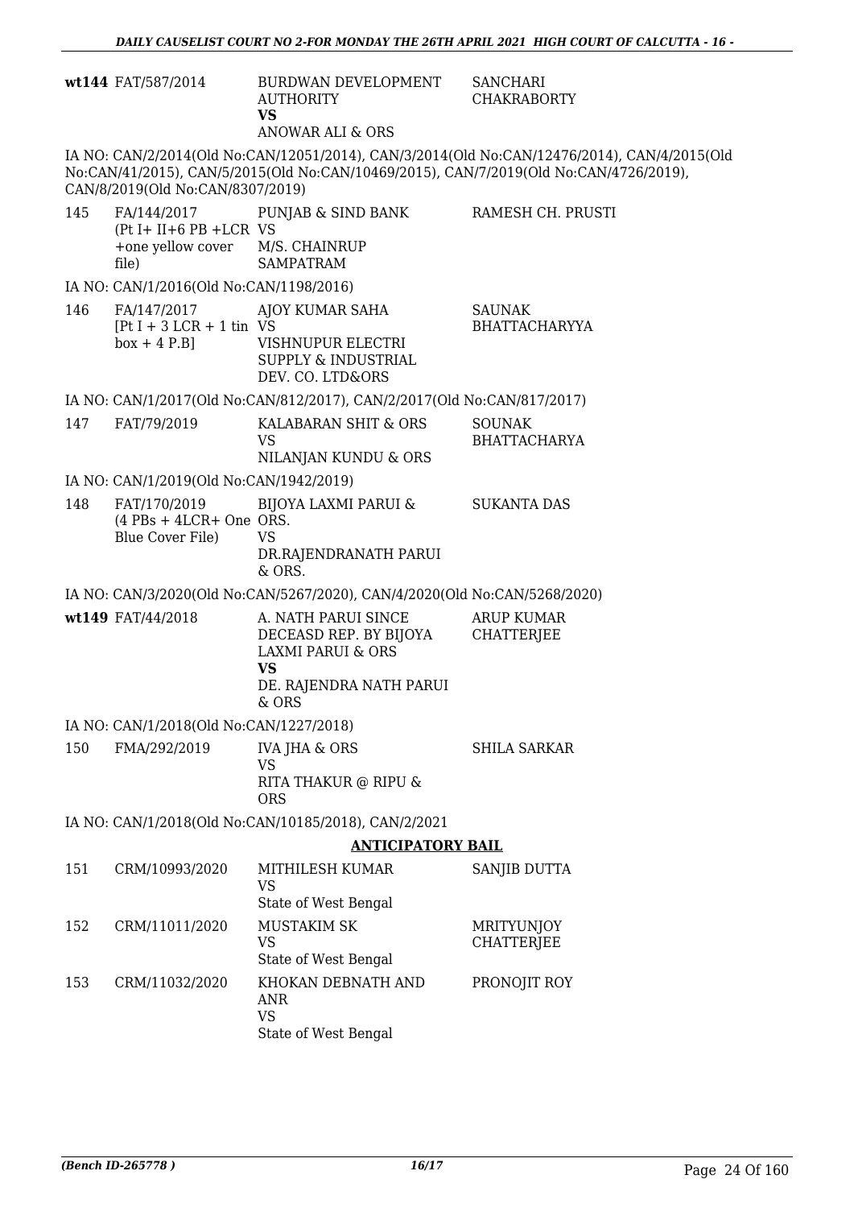| | | | |
|---|---|---|---|
| **wt144** | FAT/587/2014 | BURDWAN DEVELOPMENT AUTHORITY<br>**VS**<br>ANOWAR ALI & ORS | SANCHARI CHAKRABORTY |

IA NO: CAN/2/2014(Old No:CAN/12051/2014), CAN/3/2014(Old No:CAN/12476/2014), CAN/4/2015(Old No:CAN/41/2015), CAN/5/2015(Old No:CAN/10469/2015), CAN/7/2019(Old No:CAN/4726/2019), CAN/8/2019(Old No:CAN/8307/2019)

| | | | |
|---|---|---|---|
| 145 | FA/144/2017<br>(Pt I+ II+6 PB +LCR +one yellow cover file) | PUNJAB & SIND BANK<br>VS<br>M/S. CHAINRUP SAMPATRAM | RAMESH CH. PRUSTI |

IA NO: CAN/1/2016(Old No:CAN/1198/2016)

| | | | |
|---|---|---|---|
| 146 | FA/147/2017<br>[Pt I + 3 LCR + 1 tin box + 4 P.B] | AJOY KUMAR SAHA<br>VS<br>VISHNUPUR ELECTRI SUPPLY & INDUSTRIAL DEV. CO. LTD&ORS | SAUNAK BHATTACHARYYA |

IA NO: CAN/1/2017(Old No:CAN/812/2017), CAN/2/2017(Old No:CAN/817/2017)

| | | | |
|---|---|---|---|
| 147 | FAT/79/2019 | KALABARAN SHIT & ORS<br>VS<br>NILANJAN KUNDU & ORS | SOUNAK BHATTACHARYA |

IA NO: CAN/1/2019(Old No:CAN/1942/2019)

| | | | |
|---|---|---|---|
| 148 | FAT/170/2019<br>(4 PBs + 4LCR+ One Blue Cover File) | BIJOYA LAXMI PARUI & ORS.<br>VS<br>DR.RAJENDRANATH PARUI & ORS. | SUKANTA DAS |

IA NO: CAN/3/2020(Old No:CAN/5267/2020), CAN/4/2020(Old No:CAN/5268/2020)

| | | | |
|---|---|---|---|
| **wt149** | FAT/44/2018 | A. NATH PARUI SINCE DECEASD REP. BY BIJOYA LAXMI PARUI & ORS<br>**VS**<br>DE. RAJENDRA NATH PARUI & ORS | ARUP KUMAR CHATTERJEE |

IA NO: CAN/1/2018(Old No:CAN/1227/2018)

| | | | |
|---|---|---|---|
| 150 | FMA/292/2019 | IVA JHA & ORS<br>VS<br>RITA THAKUR @ RIPU & ORS | SHILA SARKAR |

IA NO: CAN/1/2018(Old No:CAN/10185/2018), CAN/2/2021

## ANTICIPATORY BAIL

| | | | |
|---|---|---|---|
| 151 | CRM/10993/2020 | MITHILESH KUMAR<br>VS<br>State of West Bengal | SANJIB DUTTA |
| 152 | CRM/11011/2020 | MUSTAKIM SK<br>VS<br>State of West Bengal | MRITYUNJOY CHATTERJEE |
| 153 | CRM/11032/2020 | KHOKAN DEBNATH AND ANR<br>VS<br>State of West Bengal | PRONOJIT ROY |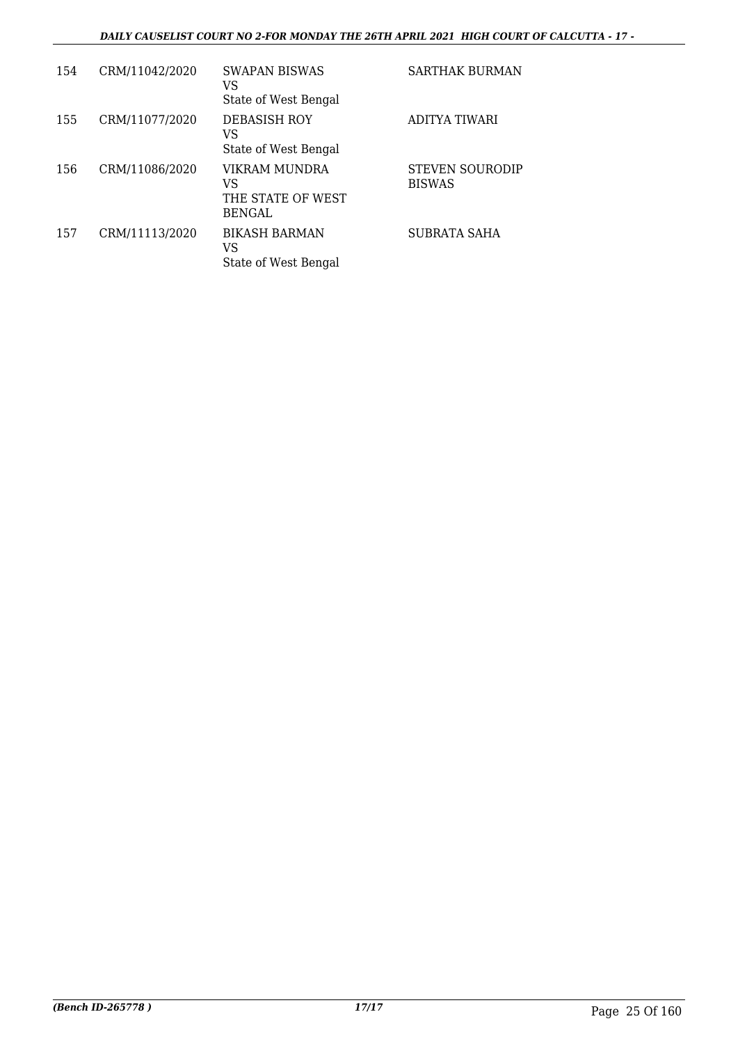| | | | |
|---|---|---|---|
| 154 | CRM/11042/2020 | SWAPAN BISWAS<br>VS<br>State of West Bengal | SARTHAK BURMAN |
| 155 | CRM/11077/2020 | DEBASISH ROY<br>VS<br>State of West Bengal | ADITYA TIWARI |
| 156 | CRM/11086/2020 | VIKRAM MUNDRA<br>VS<br>THE STATE OF WEST BENGAL | STEVEN SOURODIP BISWAS |
| 157 | CRM/11113/2020 | BIKASH BARMAN<br>VS<br>State of West Bengal | SUBRATA SAHA |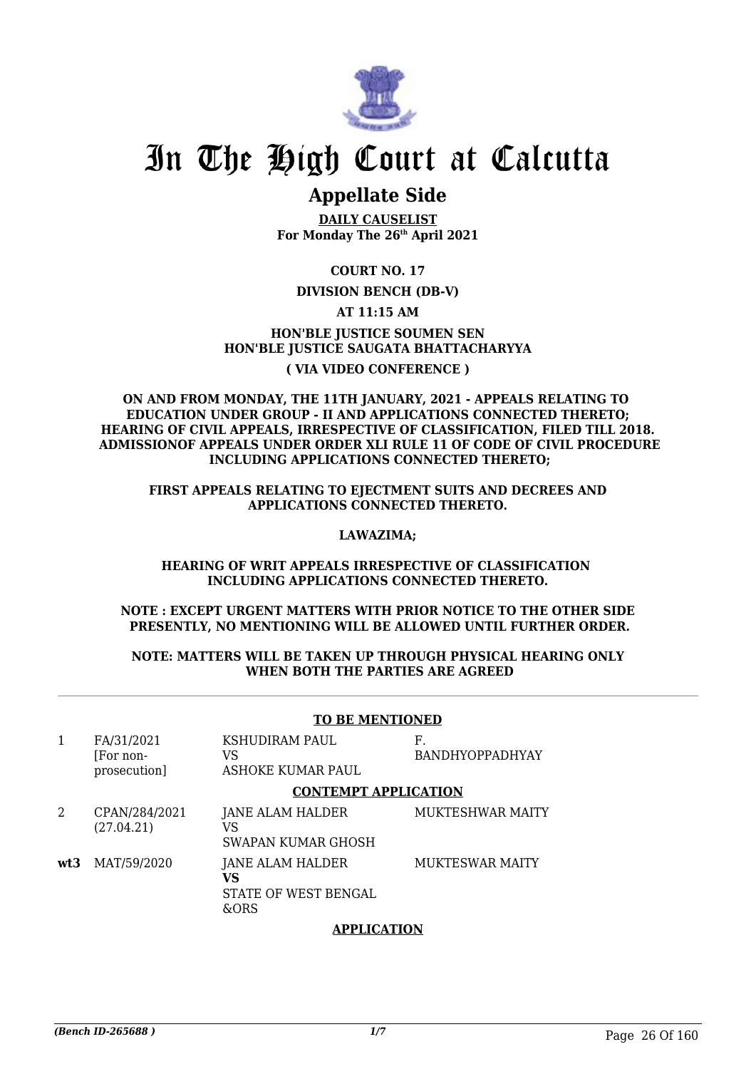# In The High Court at Calcutta

## Appellate Side

**DAILY CAUSELIST**
**For Monday The 26th April 2021**

**COURT NO. 17**

**DIVISION BENCH (DB-V)**

**AT 11:15 AM**

**HON'BLE JUSTICE SOUMEN SEN**
**HON'BLE JUSTICE SAUGATA BHATTACHARYYA**

**( VIA VIDEO CONFERENCE )**

**ON AND FROM MONDAY, THE 11TH JANUARY, 2021 - APPEALS RELATING TO EDUCATION UNDER GROUP - II AND APPLICATIONS CONNECTED THERETO; HEARING OF CIVIL APPEALS, IRRESPECTIVE OF CLASSIFICATION, FILED TILL 2018. ADMISSIONOF APPEALS UNDER ORDER XLI RULE 11 OF CODE OF CIVIL PROCEDURE INCLUDING APPLICATIONS CONNECTED THERETO;**

**FIRST APPEALS RELATING TO EJECTMENT SUITS AND DECREES AND APPLICATIONS CONNECTED THERETO.**

**LAWAZIMA;**

**HEARING OF WRIT APPEALS IRRESPECTIVE OF CLASSIFICATION INCLUDING APPLICATIONS CONNECTED THERETO.**

**NOTE : EXCEPT URGENT MATTERS WITH PRIOR NOTICE TO THE OTHER SIDE PRESENTLY, NO MENTIONING WILL BE ALLOWED UNTIL FURTHER ORDER.**

**NOTE: MATTERS WILL BE TAKEN UP THROUGH PHYSICAL HEARING ONLY WHEN BOTH THE PARTIES ARE AGREED**

**TO BE MENTIONED**

| | | | |
|---|---|---|---|
| 1 | FA/31/2021 [For non-prosecution] | KSHUDIRAM PAUL VS ASHOKE KUMAR PAUL | F. BANDHYOPPADHYAY |

**CONTEMPT APPLICATION**

| | | | |
|---|---|---|---|
| 2 | CPAN/284/2021 (27.04.21) | JANE ALAM HALDER VS SWAPAN KUMAR GHOSH | MUKTESHWAR MAITY |
| **wt3** | MAT/59/2020 | JANE ALAM HALDER **VS** STATE OF WEST BENGAL &ORS | MUKTESWAR MAITY |

**APPLICATION**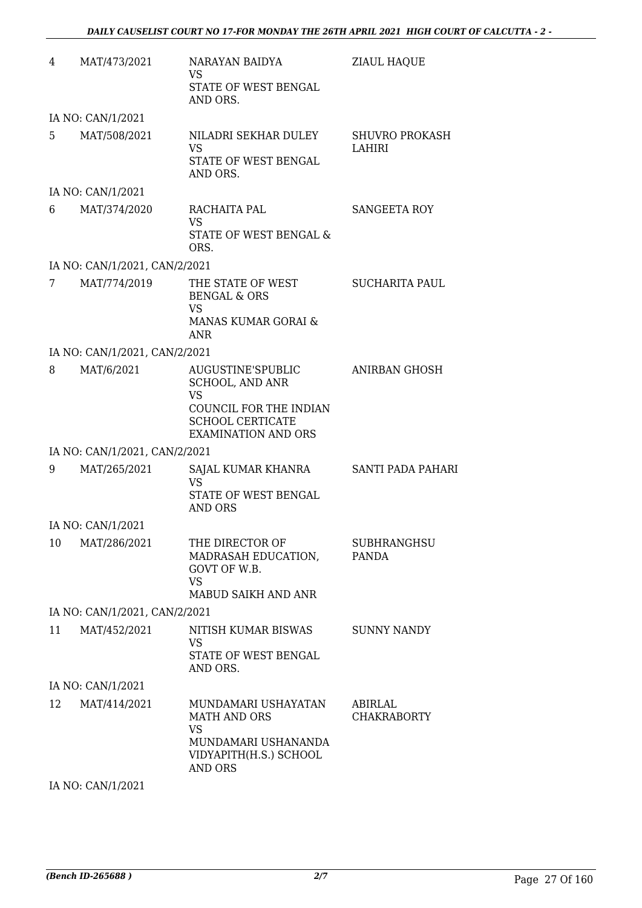| | | | |
|---|---|---|---|
| 4 | MAT/473/2021 | NARAYAN BAIDYA<br>VS<br>STATE OF WEST BENGAL AND ORS. | ZIAUL HAQUE |
| | IA NO: CAN/1/2021 | | |
| 5 | MAT/508/2021 | NILADRI SEKHAR DULEY<br>VS<br>STATE OF WEST BENGAL AND ORS. | SHUVRO PROKASH LAHIRI |
| | IA NO: CAN/1/2021 | | |
| 6 | MAT/374/2020 | RACHAITA PAL<br>VS<br>STATE OF WEST BENGAL & ORS. | SANGEETA ROY |
| | IA NO: CAN/1/2021, CAN/2/2021 | | |
| 7 | MAT/774/2019 | THE STATE OF WEST BENGAL & ORS<br>VS<br>MANAS KUMAR GORAI & ANR | SUCHARITA PAUL |
| | IA NO: CAN/1/2021, CAN/2/2021 | | |
| 8 | MAT/6/2021 | AUGUSTINE'SPUBLIC SCHOOL, AND ANR<br>VS<br>COUNCIL FOR THE INDIAN SCHOOL CERTICATE EXAMINATION AND ORS | ANIRBAN GHOSH |
| | IA NO: CAN/1/2021, CAN/2/2021 | | |
| 9 | MAT/265/2021 | SAJAL KUMAR KHANRA<br>VS<br>STATE OF WEST BENGAL AND ORS | SANTI PADA PAHARI |
| | IA NO: CAN/1/2021 | | |
| 10 | MAT/286/2021 | THE DIRECTOR OF MADRASAH EDUCATION, GOVT OF W.B.<br>VS<br>MABUD SAIKH AND ANR | SUBHRANGHSU PANDA |
| | IA NO: CAN/1/2021, CAN/2/2021 | | |
| 11 | MAT/452/2021 | NITISH KUMAR BISWAS<br>VS<br>STATE OF WEST BENGAL AND ORS. | SUNNY NANDY |
| | IA NO: CAN/1/2021 | | |
| 12 | MAT/414/2021 | MUNDAMARI USHAYATAN MATH AND ORS<br>VS<br>MUNDAMARI USHANANDA VIDYAPITH(H.S.) SCHOOL AND ORS | ABIRLAL CHAKRABORTY |
| | IA NO: CAN/1/2021 | | |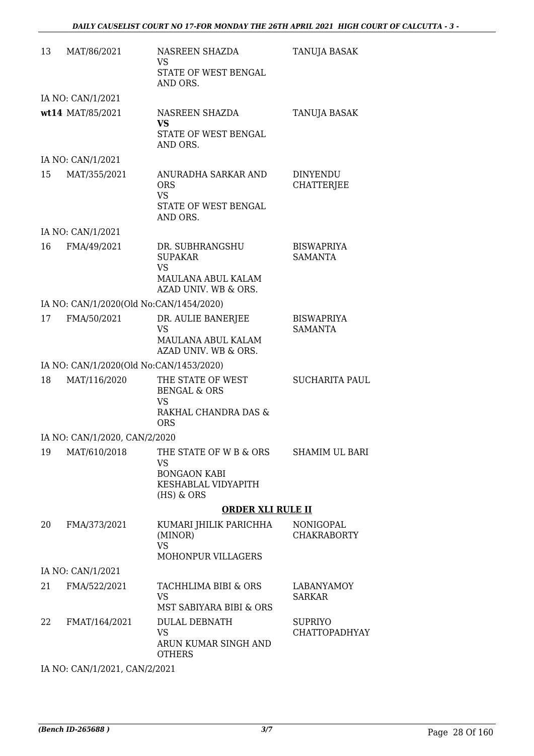| | | | |
|---|---|---|---|
| 13 | MAT/86/2021 | NASREEN SHAZDA<br>VS<br>STATE OF WEST BENGAL AND ORS. | TANUJA BASAK |
| | IA NO: CAN/1/2021 | | |
| **wt14** | MAT/85/2021 | NASREEN SHAZDA<br>**VS**<br>STATE OF WEST BENGAL AND ORS. | TANUJA BASAK |
| | IA NO: CAN/1/2021 | | |
| 15 | MAT/355/2021 | ANURADHA SARKAR AND ORS<br>VS<br>STATE OF WEST BENGAL AND ORS. | DINYENDU CHATTERJEE |
| | IA NO: CAN/1/2021 | | |
| 16 | FMA/49/2021 | DR. SUBHRANGSHU SUPAKAR<br>VS<br>MAULANA ABUL KALAM AZAD UNIV. WB & ORS. | BISWAPRIYA SAMANTA |
| | IA NO: CAN/1/2020(Old No:CAN/1454/2020) | | |
| 17 | FMA/50/2021 | DR. AULIE BANERJEE<br>VS<br>MAULANA ABUL KALAM AZAD UNIV. WB & ORS. | BISWAPRIYA SAMANTA |
| | IA NO: CAN/1/2020(Old No:CAN/1453/2020) | | |
| 18 | MAT/116/2020 | THE STATE OF WEST BENGAL & ORS<br>VS<br>RAKHAL CHANDRA DAS & ORS | SUCHARITA PAUL |
| | IA NO: CAN/1/2020, CAN/2/2020 | | |
| 19 | MAT/610/2018 | THE STATE OF W B & ORS<br>VS<br>BONGAON KABI KESHABLAL VIDYAPITH (HS) & ORS | SHAMIM UL BARI |

**ORDER XLI RULE II**

| | | | |
|---|---|---|---|
| 20 | FMA/373/2021 | KUMARI JHILIK PARICHHA (MINOR)<br>VS<br>MOHONPUR VILLAGERS | NONIGOPAL CHAKRABORTY |
| | IA NO: CAN/1/2021 | | |
| 21 | FMA/522/2021 | TACHHLIMA BIBI & ORS<br>VS<br>MST SABIYARA BIBI & ORS | LABANYAMOY SARKAR |
| 22 | FMAT/164/2021 | DULAL DEBNATH<br>VS<br>ARUN KUMAR SINGH AND OTHERS | SUPRIYO CHATTOPADHYAY |
| | IA NO: CAN/1/2021, CAN/2/2021 | | |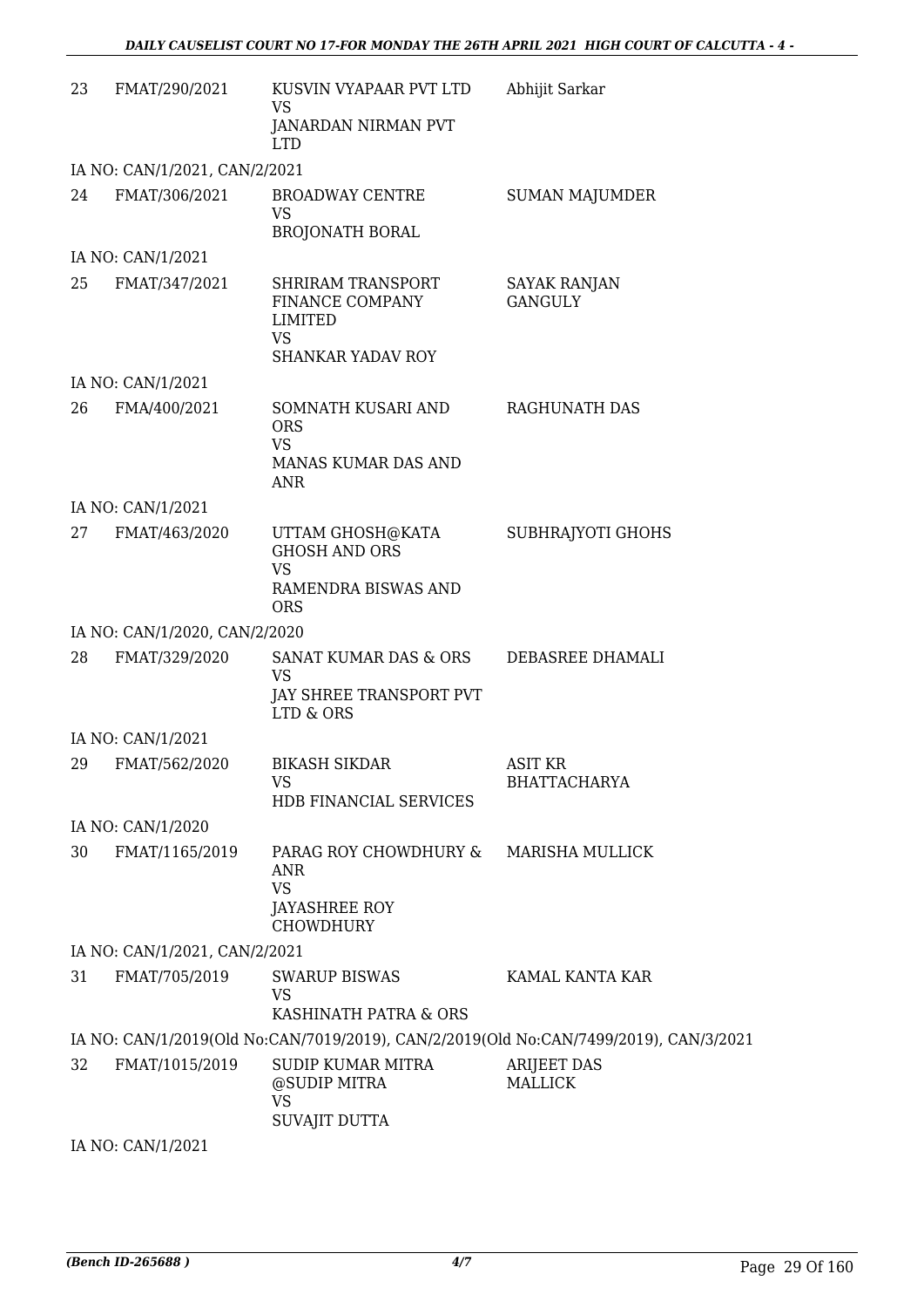| | | | |
|---|---|---|---|
| 23 | FMAT/290/2021 | KUSVIN VYAPAAR PVT LTD<br>VS<br>JANARDAN NIRMAN PVT LTD | Abhijit Sarkar |
| IA NO: CAN/1/2021, CAN/2/2021 | | | |
| 24 | FMAT/306/2021 | BROADWAY CENTRE<br>VS<br>BROJONATH BORAL | SUMAN MAJUMDER |
| IA NO: CAN/1/2021 | | | |
| 25 | FMAT/347/2021 | SHRIRAM TRANSPORT FINANCE COMPANY LIMITED<br>VS<br>SHANKAR YADAV ROY | SAYAK RANJAN GANGULY |
| IA NO: CAN/1/2021 | | | |
| 26 | FMA/400/2021 | SOMNATH KUSARI AND ORS<br>VS<br>MANAS KUMAR DAS AND ANR | RAGHUNATH DAS |
| IA NO: CAN/1/2021 | | | |
| 27 | FMAT/463/2020 | UTTAM GHOSH@KATA GHOSH AND ORS<br>VS<br>RAMENDRA BISWAS AND ORS | SUBHRAJYOTI GHOHS |
| IA NO: CAN/1/2020, CAN/2/2020 | | | |
| 28 | FMAT/329/2020 | SANAT KUMAR DAS & ORS<br>VS<br>JAY SHREE TRANSPORT PVT LTD & ORS | DEBASREE DHAMALI |
| IA NO: CAN/1/2021 | | | |
| 29 | FMAT/562/2020 | BIKASH SIKDAR<br>VS<br>HDB FINANCIAL SERVICES | ASIT KR BHATTACHARYA |
| IA NO: CAN/1/2020 | | | |
| 30 | FMAT/1165/2019 | PARAG ROY CHOWDHURY & ANR<br>VS<br>JAYASHREE ROY CHOWDHURY | MARISHA MULLICK |
| IA NO: CAN/1/2021, CAN/2/2021 | | | |
| 31 | FMAT/705/2019 | SWARUP BISWAS<br>VS<br>KASHINATH PATRA & ORS | KAMAL KANTA KAR |
| IA NO: CAN/1/2019(Old No:CAN/7019/2019), CAN/2/2019(Old No:CAN/7499/2019), CAN/3/2021 | | | |
| 32 | FMAT/1015/2019 | SUDIP KUMAR MITRA @SUDIP MITRA<br>VS<br>SUVAJIT DUTTA | ARIJEET DAS MALLICK |
| IA NO: CAN/1/2021 | | | |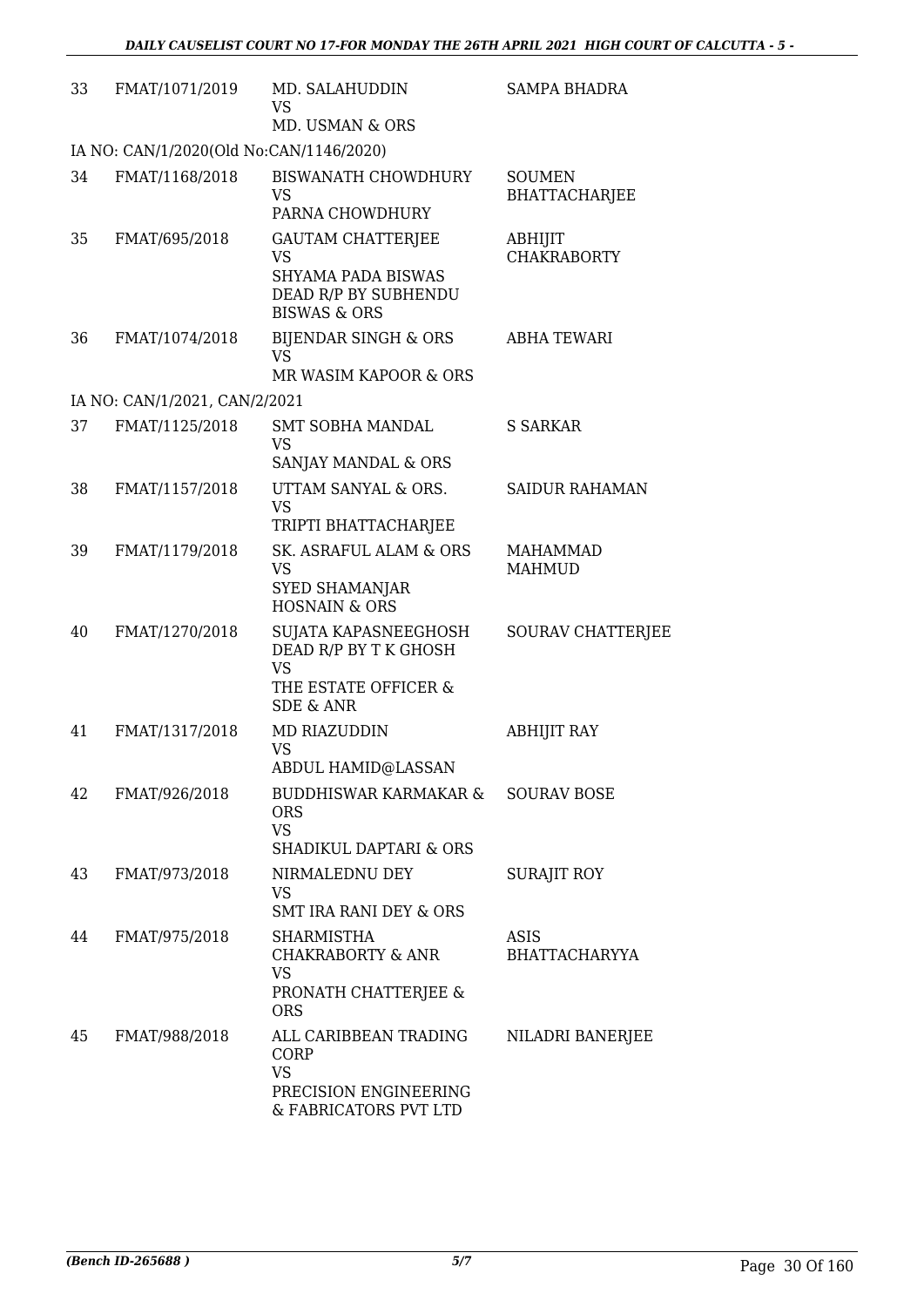| | | | |
|---|---|---|---|
| 33 | FMAT/1071/2019 | MD. SALAHUDDIN<br>VS<br>MD. USMAN & ORS | SAMPA BHADRA |
| IA NO: CAN/1/2020(Old No:CAN/1146/2020) | | | |
| 34 | FMAT/1168/2018 | BISWANATH CHOWDHURY<br>VS<br>PARNA CHOWDHURY | SOUMEN BHATTACHARJEE |
| 35 | FMAT/695/2018 | GAUTAM CHATTERJEE<br>VS<br>SHYAMA PADA BISWAS DEAD R/P BY SUBHENDU BISWAS & ORS | ABHIJIT CHAKRABORTY |
| 36 | FMAT/1074/2018 | BIJENDAR SINGH & ORS<br>VS<br>MR WASIM KAPOOR & ORS | ABHA TEWARI |
| IA NO: CAN/1/2021, CAN/2/2021 | | | |
| 37 | FMAT/1125/2018 | SMT SOBHA MANDAL<br>VS<br>SANJAY MANDAL & ORS | S SARKAR |
| 38 | FMAT/1157/2018 | UTTAM SANYAL & ORS.<br>VS<br>TRIPTI BHATTACHARJEE | SAIDUR RAHAMAN |
| 39 | FMAT/1179/2018 | SK. ASRAFUL ALAM & ORS<br>VS<br>SYED SHAMANJAR HOSNAIN & ORS | MAHAMMAD MAHMUD |
| 40 | FMAT/1270/2018 | SUJATA KAPASNEEGHOSH DEAD R/P BY T K GHOSH<br>VS<br>THE ESTATE OFFICER & SDE & ANR | SOURAV CHATTERJEE |
| 41 | FMAT/1317/2018 | MD RIAZUDDIN<br>VS<br>ABDUL HAMID@LASSAN | ABHIJIT RAY |
| 42 | FMAT/926/2018 | BUDDHISWAR KARMAKAR & ORS<br>VS<br>SHADIKUL DAPTARI & ORS | SOURAV BOSE |
| 43 | FMAT/973/2018 | NIRMALEDNU DEY<br>VS<br>SMT IRA RANI DEY & ORS | SURAJIT ROY |
| 44 | FMAT/975/2018 | SHARMISTHA CHAKRABORTY & ANR<br>VS<br>PRONATH CHATTERJEE & ORS | ASIS BHATTACHARYYA |
| 45 | FMAT/988/2018 | ALL CARIBBEAN TRADING CORP<br>VS<br>PRECISION ENGINEERING & FABRICATORS PVT LTD | NILADRI BANERJEE |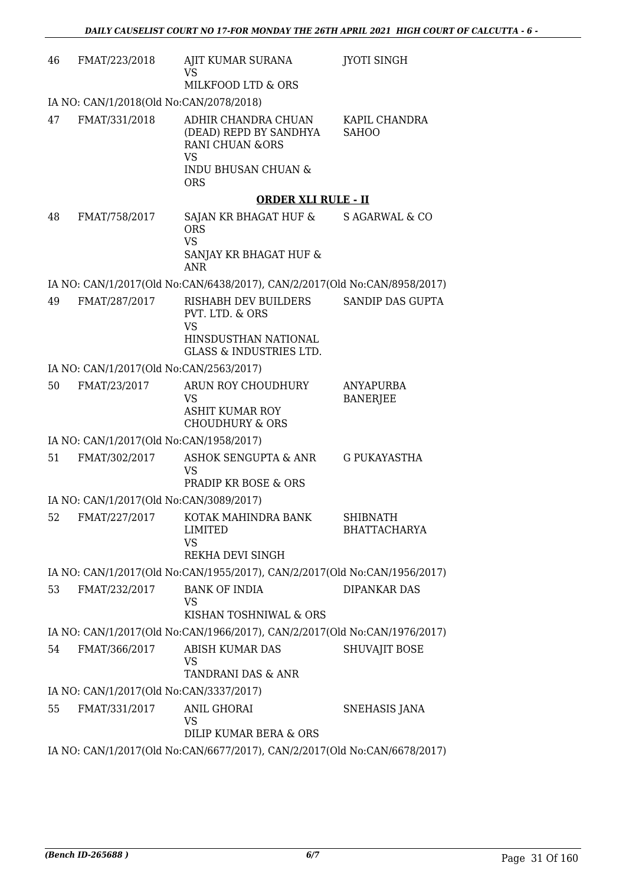| | | | |
|---|---|---|---|
| 46 | FMAT/223/2018 | AJIT KUMAR SURANA<br>VS<br>MILKFOOD LTD & ORS | JYOTI SINGH |

IA NO: CAN/1/2018(Old No:CAN/2078/2018)

| | | | |
|---|---|---|---|
| 47 | FMAT/331/2018 | ADHIR CHANDRA CHUAN (DEAD) REPD BY SANDHYA RANI CHUAN &ORS<br>VS<br>INDU BHUSAN CHUAN & ORS | KAPIL CHANDRA SAHOO |

**ORDER XLI RULE - II**

| | | | |
|---|---|---|---|
| 48 | FMAT/758/2017 | SAJAN KR BHAGAT HUF & ORS<br>VS<br>SANJAY KR BHAGAT HUF & ANR | S AGARWAL & CO |

IA NO: CAN/1/2017(Old No:CAN/6438/2017), CAN/2/2017(Old No:CAN/8958/2017)

| | | | |
|---|---|---|---|
| 49 | FMAT/287/2017 | RISHABH DEV BUILDERS PVT. LTD. & ORS<br>VS<br>HINSDUSTHAN NATIONAL GLASS & INDUSTRIES LTD. | SANDIP DAS GUPTA |

IA NO: CAN/1/2017(Old No:CAN/2563/2017)

| | | | |
|---|---|---|---|
| 50 | FMAT/23/2017 | ARUN ROY CHOUDHURY<br>VS<br>ASHIT KUMAR ROY CHOUDHURY & ORS | ANYAPURBA BANERJEE |

IA NO: CAN/1/2017(Old No:CAN/1958/2017)

| | | | |
|---|---|---|---|
| 51 | FMAT/302/2017 | ASHOK SENGUPTA & ANR<br>VS<br>PRADIP KR BOSE & ORS | G PUKAYASTHA |

IA NO: CAN/1/2017(Old No:CAN/3089/2017)

| | | | |
|---|---|---|---|
| 52 | FMAT/227/2017 | KOTAK MAHINDRA BANK LIMITED<br>VS<br>REKHA DEVI SINGH | SHIBNATH BHATTACHARYA |

IA NO: CAN/1/2017(Old No:CAN/1955/2017), CAN/2/2017(Old No:CAN/1956/2017)

| | | | |
|---|---|---|---|
| 53 | FMAT/232/2017 | BANK OF INDIA<br>VS<br>KISHAN TOSHNIWAL & ORS | DIPANKAR DAS |

IA NO: CAN/1/2017(Old No:CAN/1966/2017), CAN/2/2017(Old No:CAN/1976/2017)

| | | | |
|---|---|---|---|
| 54 | FMAT/366/2017 | ABISH KUMAR DAS<br>VS<br>TANDRANI DAS & ANR | SHUVAJIT BOSE |

IA NO: CAN/1/2017(Old No:CAN/3337/2017)

| | | | |
|---|---|---|---|
| 55 | FMAT/331/2017 | ANIL GHORAI<br>VS<br>DILIP KUMAR BERA & ORS | SNEHASIS JANA |

IA NO: CAN/1/2017(Old No:CAN/6677/2017), CAN/2/2017(Old No:CAN/6678/2017)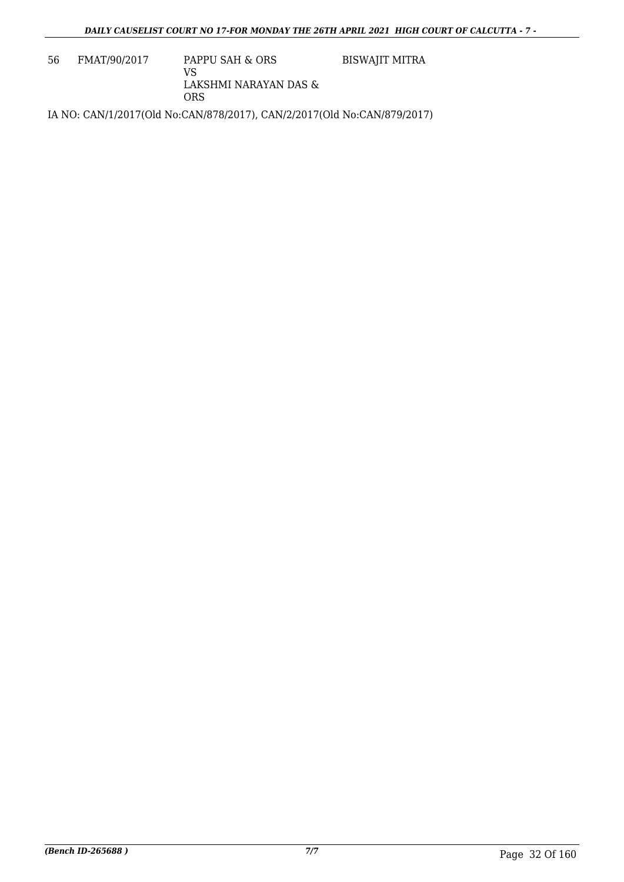| 56 | FMAT/90/2017 | PAPPU SAH & ORS<br>VS<br>LAKSHMI NARAYAN DAS & ORS | BISWAJIT MITRA |
|---|---|---|---|

IA NO: CAN/1/2017(Old No:CAN/878/2017), CAN/2/2017(Old No:CAN/879/2017)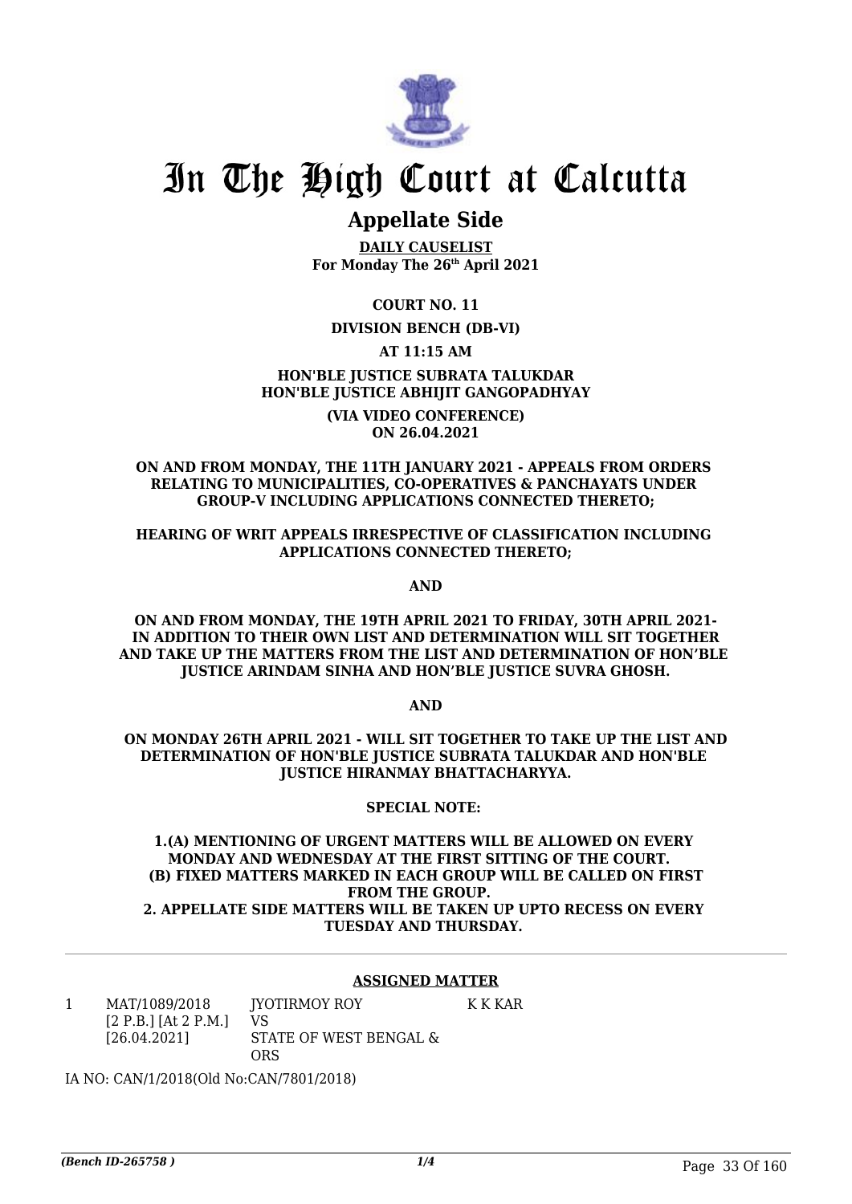# In The High Court at Calcutta

## Appellate Side

**DAILY CAUSELIST**
**For Monday The 26th April 2021**

**COURT NO. 11**

**DIVISION BENCH (DB-VI)**

**AT 11:15 AM**

**HON'BLE JUSTICE SUBRATA TALUKDAR**
**HON'BLE JUSTICE ABHIJIT GANGOPADHYAY**

**(VIA VIDEO CONFERENCE)**
**ON 26.04.2021**

**ON AND FROM MONDAY, THE 11TH JANUARY 2021 - APPEALS FROM ORDERS RELATING TO MUNICIPALITIES, CO-OPERATIVES & PANCHAYATS UNDER GROUP-V INCLUDING APPLICATIONS CONNECTED THERETO;**

**HEARING OF WRIT APPEALS IRRESPECTIVE OF CLASSIFICATION INCLUDING APPLICATIONS CONNECTED THERETO;**

**AND**

**ON AND FROM MONDAY, THE 19TH APRIL 2021 TO FRIDAY, 30TH APRIL 2021- IN ADDITION TO THEIR OWN LIST AND DETERMINATION WILL SIT TOGETHER AND TAKE UP THE MATTERS FROM THE LIST AND DETERMINATION OF HON'BLE JUSTICE ARINDAM SINHA AND HON'BLE JUSTICE SUVRA GHOSH.**

**AND**

**ON MONDAY 26TH APRIL 2021 - WILL SIT TOGETHER TO TAKE UP THE LIST AND DETERMINATION OF HON'BLE JUSTICE SUBRATA TALUKDAR AND HON'BLE JUSTICE HIRANMAY BHATTACHARYYA.**

**SPECIAL NOTE:**

**1.(A) MENTIONING OF URGENT MATTERS WILL BE ALLOWED ON EVERY MONDAY AND WEDNESDAY AT THE FIRST SITTING OF THE COURT.**
**(B) FIXED MATTERS MARKED IN EACH GROUP WILL BE CALLED ON FIRST FROM THE GROUP.**
**2. APPELLATE SIDE MATTERS WILL BE TAKEN UP UPTO RECESS ON EVERY TUESDAY AND THURSDAY.**

**ASSIGNED MATTER**

| | | | |
|---|---|---|---|
| 1 | MAT/1089/2018 [2 P.B.] [At 2 P.M.] [26.04.2021] | JYOTIRMOY ROY VS STATE OF WEST BENGAL & ORS | K K KAR |

IA NO: CAN/1/2018(Old No:CAN/7801/2018)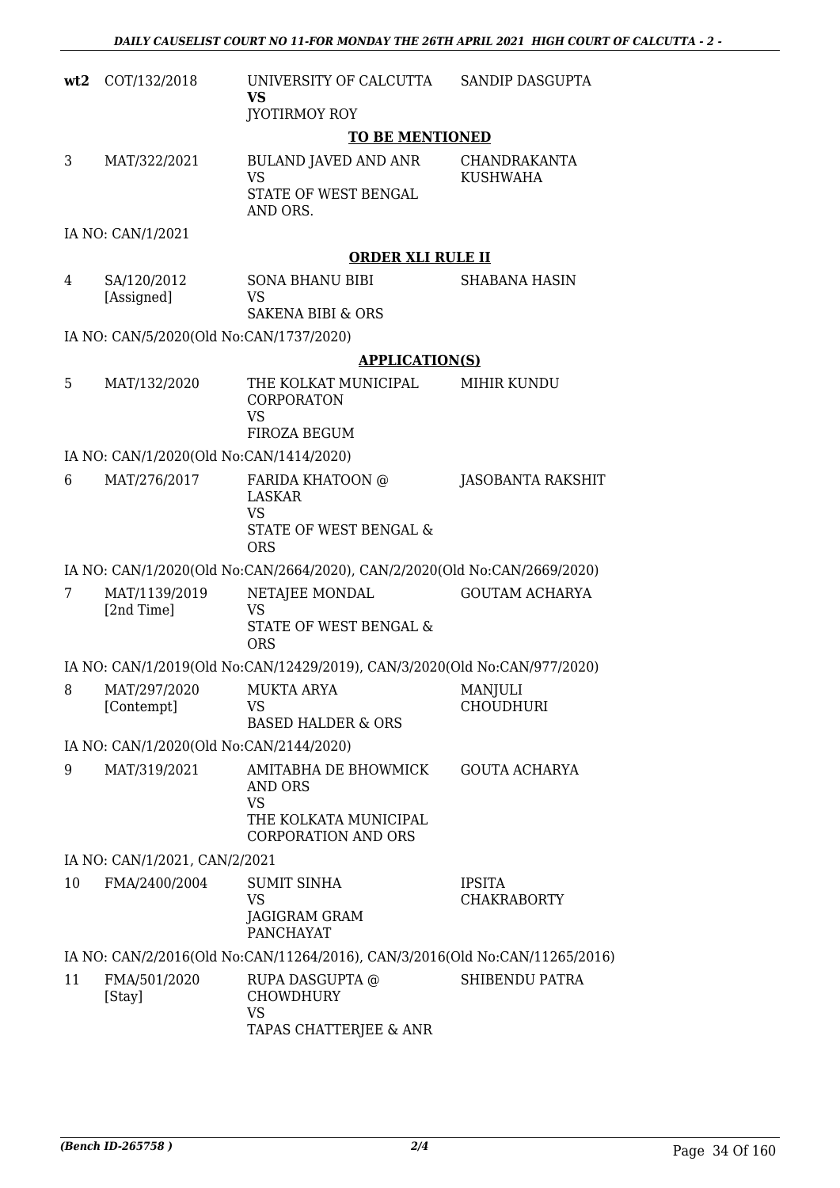| | | | |
|---|---|---|---|
| **wt2** | COT/132/2018 | UNIVERSITY OF CALCUTTA **VS** JYOTIRMOY ROY | SANDIP DASGUPTA |

**TO BE MENTIONED**

| | | | |
|---|---|---|---|
| 3 | MAT/322/2021 | BULAND JAVED AND ANR VS STATE OF WEST BENGAL AND ORS. | CHANDRAKANTA KUSHWAHA |

IA NO: CAN/1/2021

**ORDER XLI RULE II**

| | | | |
|---|---|---|---|
| 4 | SA/120/2012 [Assigned] | SONA BHANU BIBI VS SAKENA BIBI & ORS | SHABANA HASIN |

IA NO: CAN/5/2020(Old No:CAN/1737/2020)

**APPLICATION(S)**

| | | | |
|---|---|---|---|
| 5 | MAT/132/2020 | THE KOLKAT MUNICIPAL CORPORATON VS FIROZA BEGUM | MIHIR KUNDU |

IA NO: CAN/1/2020(Old No:CAN/1414/2020)

| | | | |
|---|---|---|---|
| 6 | MAT/276/2017 | FARIDA KHATOON @ LASKAR VS STATE OF WEST BENGAL & ORS | JASOBANTA RAKSHIT |

IA NO: CAN/1/2020(Old No:CAN/2664/2020), CAN/2/2020(Old No:CAN/2669/2020)

| | | | |
|---|---|---|---|
| 7 | MAT/1139/2019 [2nd Time] | NETAJEE MONDAL VS STATE OF WEST BENGAL & ORS | GOUTAM ACHARYA |

IA NO: CAN/1/2019(Old No:CAN/12429/2019), CAN/3/2020(Old No:CAN/977/2020)

| | | | |
|---|---|---|---|
| 8 | MAT/297/2020 [Contempt] | MUKTA ARYA VS BASED HALDER & ORS | MANJULI CHOUDHURI |

IA NO: CAN/1/2020(Old No:CAN/2144/2020)

| | | | |
|---|---|---|---|
| 9 | MAT/319/2021 | AMITABHA DE BHOWMICK AND ORS VS THE KOLKATA MUNICIPAL CORPORATION AND ORS | GOUTA ACHARYA |

IA NO: CAN/1/2021, CAN/2/2021

| | | | |
|---|---|---|---|
| 10 | FMA/2400/2004 | SUMIT SINHA VS JAGIGRAM GRAM PANCHAYAT | IPSITA CHAKRABORTY |

IA NO: CAN/2/2016(Old No:CAN/11264/2016), CAN/3/2016(Old No:CAN/11265/2016)

| | | | |
|---|---|---|---|
| 11 | FMA/501/2020 [Stay] | RUPA DASGUPTA @ CHOWDHURY VS TAPAS CHATTERJEE & ANR | SHIBENDU PATRA |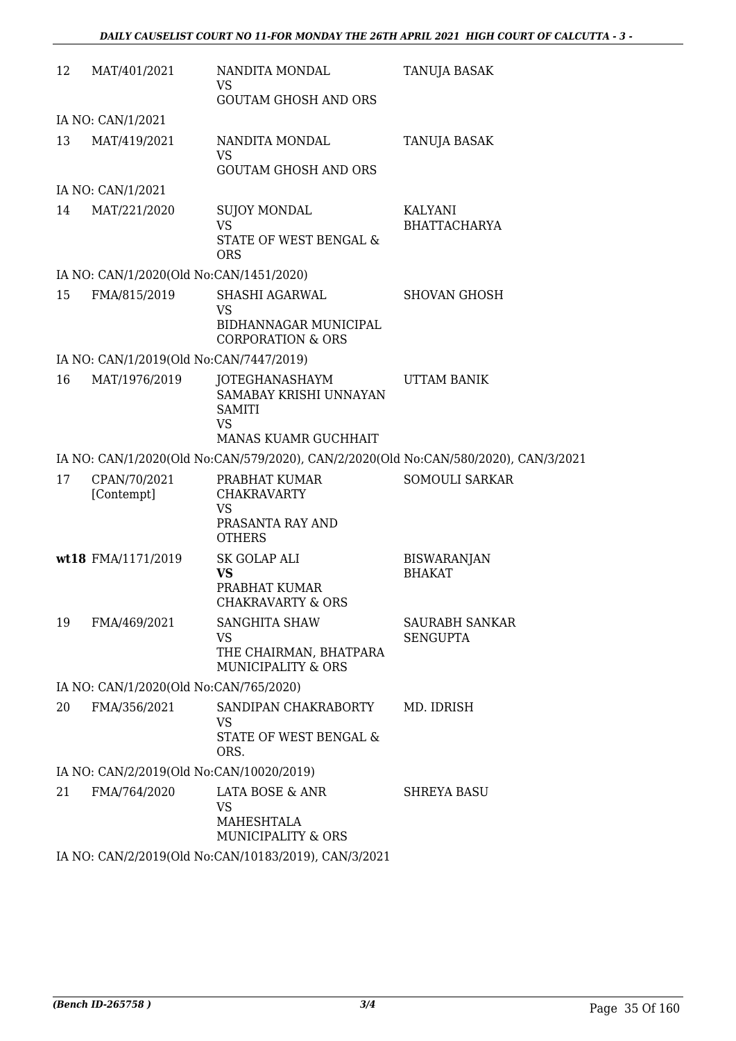| | | | |
|---|---|---|---|
| 12 | MAT/401/2021 | NANDITA MONDAL<br>VS<br>GOUTAM GHOSH AND ORS | TANUJA BASAK |
| IA NO: CAN/1/2021 | | | |
| 13 | MAT/419/2021 | NANDITA MONDAL<br>VS<br>GOUTAM GHOSH AND ORS | TANUJA BASAK |
| IA NO: CAN/1/2021 | | | |
| 14 | MAT/221/2020 | SUJOY MONDAL<br>VS<br>STATE OF WEST BENGAL & ORS | KALYANI BHATTACHARYA |
| IA NO: CAN/1/2020(Old No:CAN/1451/2020) | | | |
| 15 | FMA/815/2019 | SHASHI AGARWAL<br>VS<br>BIDHANNAGAR MUNICIPAL CORPORATION & ORS | SHOVAN GHOSH |
| IA NO: CAN/1/2019(Old No:CAN/7447/2019) | | | |
| 16 | MAT/1976/2019 | JOTEGHANASHAYM SAMABAY KRISHI UNNAYAN SAMITI<br>VS<br>MANAS KUAMR GUCHHAIT | UTTAM BANIK |
| IA NO: CAN/1/2020(Old No:CAN/579/2020), CAN/2/2020(Old No:CAN/580/2020), CAN/3/2021 | | | |
| 17 | CPAN/70/2021 [Contempt] | PRABHAT KUMAR CHAKRAVARTY<br>VS<br>PRASANTA RAY AND OTHERS | SOMOULI SARKAR |
| **wt**18 | FMA/1171/2019 | SK GOLAP ALI<br>**VS**<br>PRABHAT KUMAR CHAKRAVARTY & ORS | BISWARANJAN BHAKAT |
| 19 | FMA/469/2021 | SANGHITA SHAW<br>VS<br>THE CHAIRMAN, BHATPARA MUNICIPALITY & ORS | SAURABH SANKAR SENGUPTA |
| IA NO: CAN/1/2020(Old No:CAN/765/2020) | | | |
| 20 | FMA/356/2021 | SANDIPAN CHAKRABORTY<br>VS<br>STATE OF WEST BENGAL & ORS. | MD. IDRISH |
| IA NO: CAN/2/2019(Old No:CAN/10020/2019) | | | |
| 21 | FMA/764/2020 | LATA BOSE & ANR<br>VS<br>MAHESHTALA MUNICIPALITY & ORS | SHREYA BASU |
| IA NO: CAN/2/2019(Old No:CAN/10183/2019), CAN/3/2021 | | | |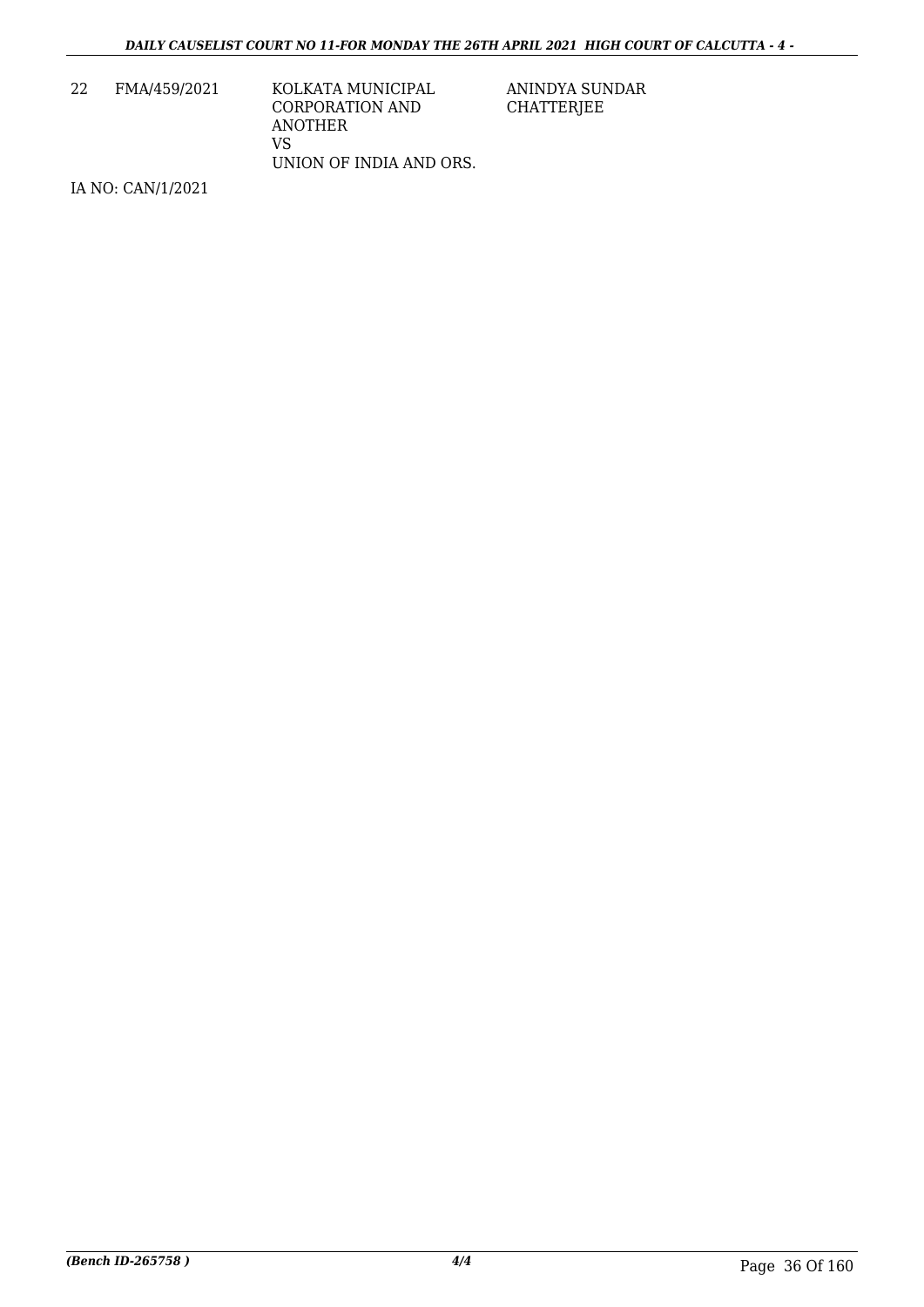| | | | |
|---|---|---|---|
| 22 | FMA/459/2021 | KOLKATA MUNICIPAL CORPORATION AND ANOTHER<br>VS<br>UNION OF INDIA AND ORS. | ANINDYA SUNDAR CHATTERJEE |

IA NO: CAN/1/2021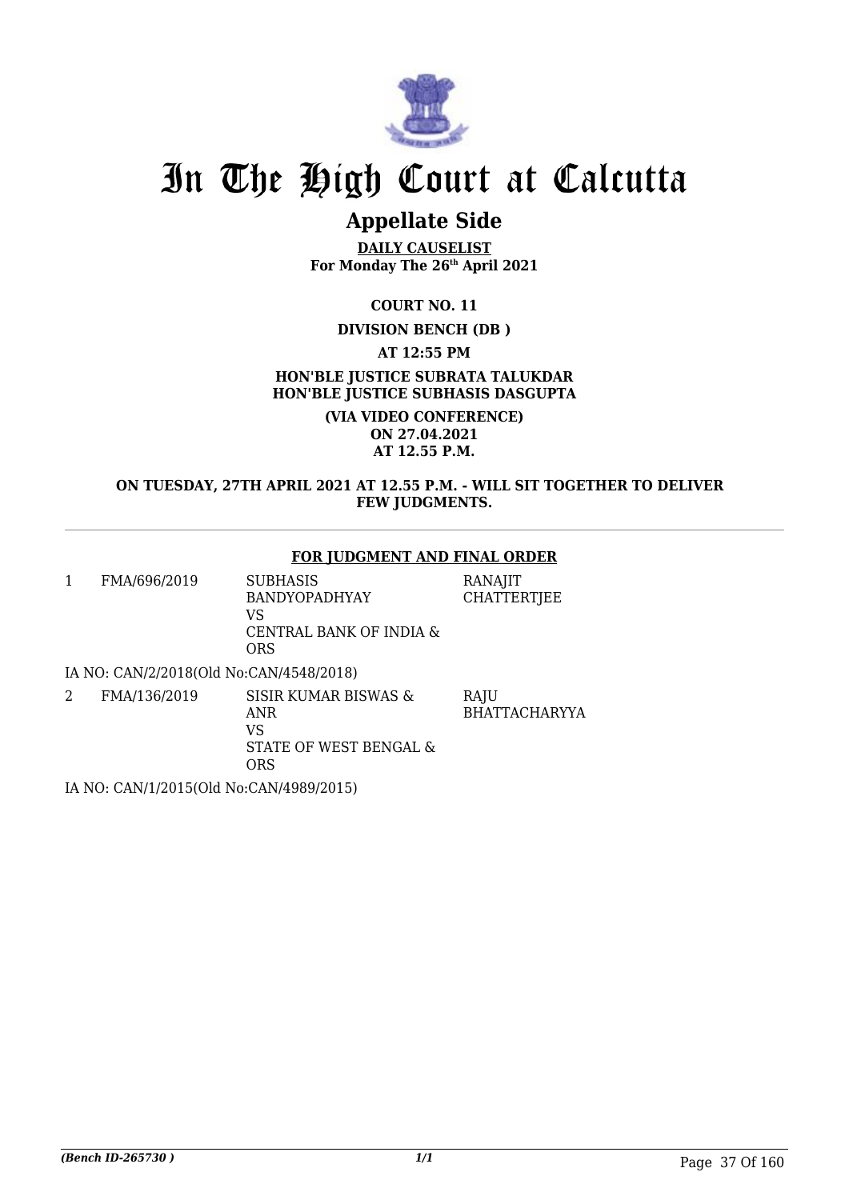# In The High Court at Calcutta

## Appellate Side

**DAILY CAUSELIST**
**For Monday The 26th April 2021**

**COURT NO. 11**

**DIVISION BENCH (DB )**

**AT 12:55 PM**

**HON'BLE JUSTICE SUBRATA TALUKDAR**
**HON'BLE JUSTICE SUBHASIS DASGUPTA**

**(VIA VIDEO CONFERENCE)**
**ON 27.04.2021**
**AT 12.55 P.M.**

**ON TUESDAY, 27TH APRIL 2021 AT 12.55 P.M. - WILL SIT TOGETHER TO DELIVER FEW JUDGMENTS.**

---

**FOR JUDGMENT AND FINAL ORDER**

| | | | |
|---|---|---|---|
| 1 | FMA/696/2019 | SUBHASIS BANDYOPADHYAY VS CENTRAL BANK OF INDIA & ORS | RANAJIT CHATTERTJEE |

IA NO: CAN/2/2018(Old No:CAN/4548/2018)

| | | | |
|---|---|---|---|
| 2 | FMA/136/2019 | SISIR KUMAR BISWAS & ANR VS STATE OF WEST BENGAL & ORS | RAJU BHATTACHARYYA |

IA NO: CAN/1/2015(Old No:CAN/4989/2015)

*(Bench ID-265730 )* 1/1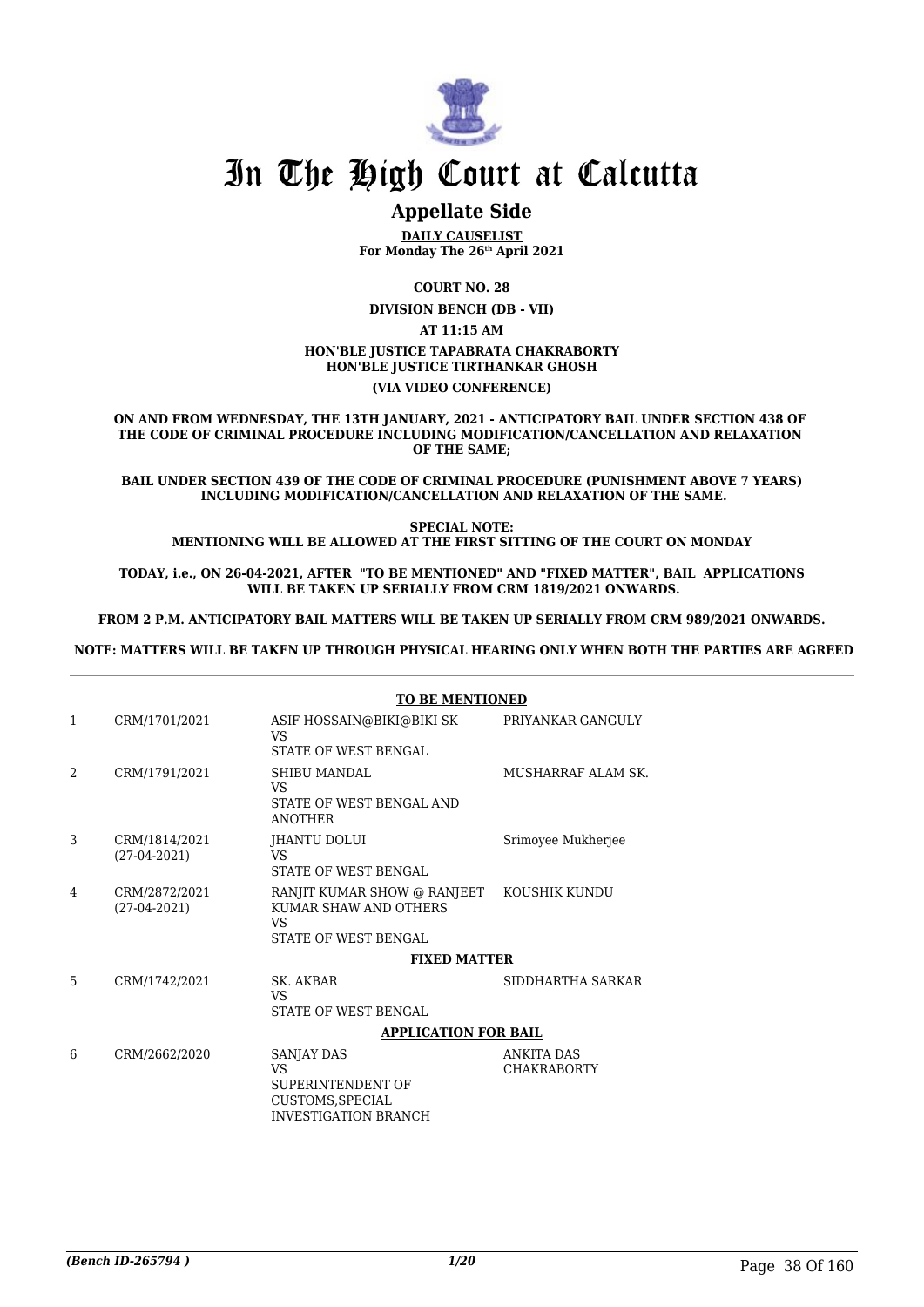# In The High Court at Calcutta

## Appellate Side

**DAILY CAUSELIST**
**For Monday The 26th April 2021**

**COURT NO. 28**

**DIVISION BENCH (DB - VII)**

**AT 11:15 AM**

**HON'BLE JUSTICE TAPABRATA CHAKRABORTY**
**HON'BLE JUSTICE TIRTHANKAR GHOSH**

**(VIA VIDEO CONFERENCE)**

**ON AND FROM WEDNESDAY, THE 13TH JANUARY, 2021 - ANTICIPATORY BAIL UNDER SECTION 438 OF THE CODE OF CRIMINAL PROCEDURE INCLUDING MODIFICATION/CANCELLATION AND RELAXATION OF THE SAME;**

**BAIL UNDER SECTION 439 OF THE CODE OF CRIMINAL PROCEDURE (PUNISHMENT ABOVE 7 YEARS) INCLUDING MODIFICATION/CANCELLATION AND RELAXATION OF THE SAME.**

**SPECIAL NOTE:**
**MENTIONING WILL BE ALLOWED AT THE FIRST SITTING OF THE COURT ON MONDAY**

**TODAY, i.e., ON 26-04-2021, AFTER "TO BE MENTIONED" AND "FIXED MATTER", BAIL APPLICATIONS WILL BE TAKEN UP SERIALLY FROM CRM 1819/2021 ONWARDS.**

**FROM 2 P.M. ANTICIPATORY BAIL MATTERS WILL BE TAKEN UP SERIALLY FROM CRM 989/2021 ONWARDS.**

**NOTE: MATTERS WILL BE TAKEN UP THROUGH PHYSICAL HEARING ONLY WHEN BOTH THE PARTIES ARE AGREED**

---

**TO BE MENTIONED**

| | | | |
|---|---|---|---|
| 1 | CRM/1701/2021 | ASIF HOSSAIN@BIKI@BIKI SK<br>VS<br>STATE OF WEST BENGAL | PRIYANKAR GANGULY |
| 2 | CRM/1791/2021 | SHIBU MANDAL<br>VS<br>STATE OF WEST BENGAL AND ANOTHER | MUSHARRAF ALAM SK. |
| 3 | CRM/1814/2021<br>(27-04-2021) | JHANTU DOLUI<br>VS<br>STATE OF WEST BENGAL | Srimoyee Mukherjee |
| 4 | CRM/2872/2021<br>(27-04-2021) | RANJIT KUMAR SHOW @ RANJEET KUMAR SHAW AND OTHERS<br>VS<br>STATE OF WEST BENGAL | KOUSHIK KUNDU |

**FIXED MATTER**

| | | | |
|---|---|---|---|
| 5 | CRM/1742/2021 | SK. AKBAR<br>VS<br>STATE OF WEST BENGAL | SIDDHARTHA SARKAR |

**APPLICATION FOR BAIL**

| | | | |
|---|---|---|---|
| 6 | CRM/2662/2020 | SANJAY DAS<br>VS<br>SUPERINTENDENT OF CUSTOMS,SPECIAL INVESTIGATION BRANCH | ANKITA DAS CHAKRABORTY |

(Bench ID-265794 )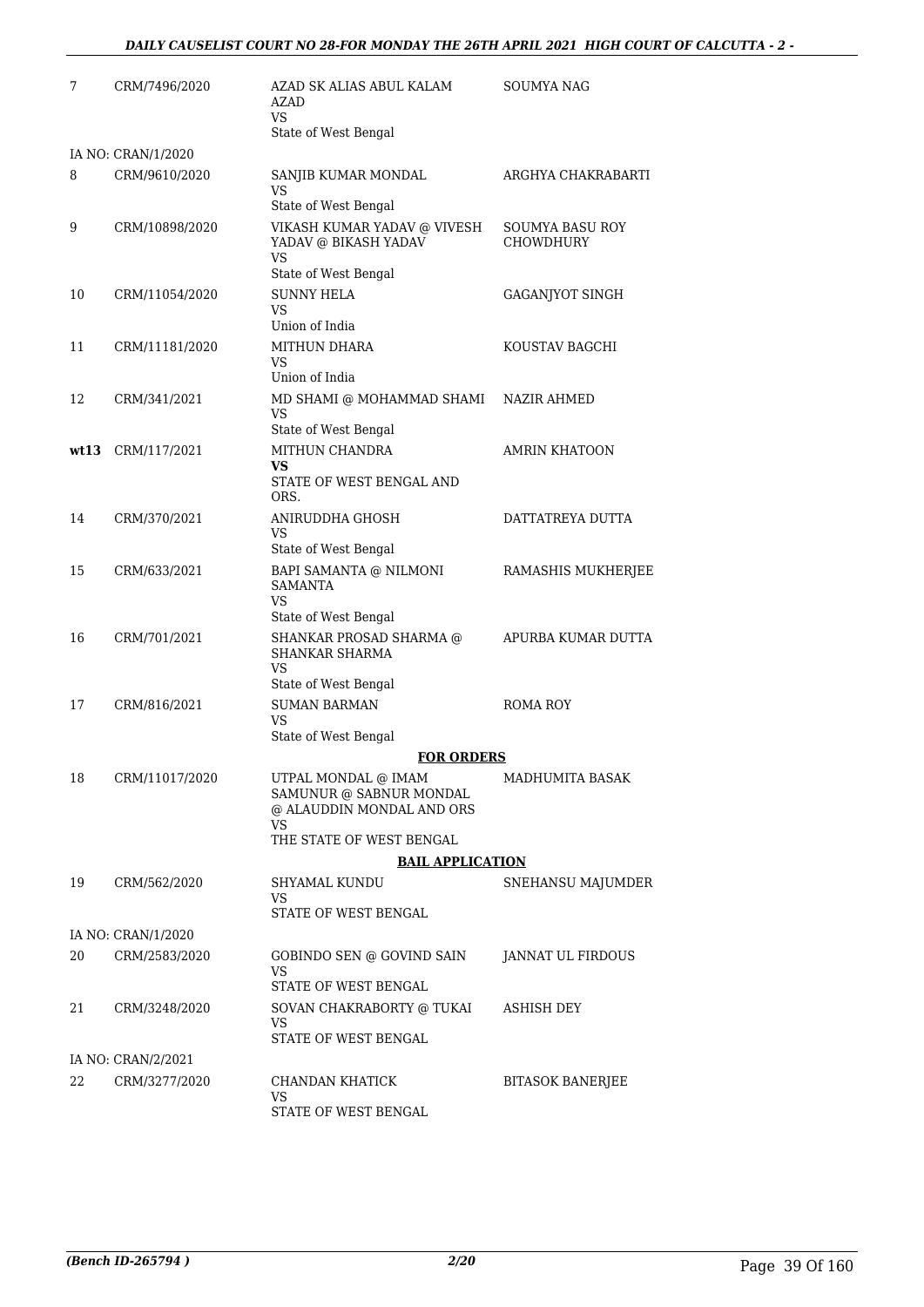| | | | |
|---|---|---|---|
| 7 | CRM/7496/2020 | AZAD SK ALIAS ABUL KALAM AZAD<br>VS<br>State of West Bengal | SOUMYA NAG |
| | IA NO: CRAN/1/2020 | | |
| 8 | CRM/9610/2020 | SANJIB KUMAR MONDAL<br>VS<br>State of West Bengal | ARGHYA CHAKRABARTI |
| 9 | CRM/10898/2020 | VIKASH KUMAR YADAV @ VIVESH YADAV @ BIKASH YADAV<br>VS<br>State of West Bengal | SOUMYA BASU ROY CHOWDHURY |
| 10 | CRM/11054/2020 | SUNNY HELA<br>VS<br>Union of India | GAGANJYOT SINGH |
| 11 | CRM/11181/2020 | MITHUN DHARA<br>VS<br>Union of India | KOUSTAV BAGCHI |
| 12 | CRM/341/2021 | MD SHAMI @ MOHAMMAD SHAMI<br>VS<br>State of West Bengal | NAZIR AHMED |
| **wt13** | CRM/117/2021 | MITHUN CHANDRA<br>**VS**<br>STATE OF WEST BENGAL AND ORS. | AMRIN KHATOON |
| 14 | CRM/370/2021 | ANIRUDDHA GHOSH<br>VS<br>State of West Bengal | DATTATREYA DUTTA |
| 15 | CRM/633/2021 | BAPI SAMANTA @ NILMONI SAMANTA<br>VS<br>State of West Bengal | RAMASHIS MUKHERJEE |
| 16 | CRM/701/2021 | SHANKAR PROSAD SHARMA @ SHANKAR SHARMA<br>VS<br>State of West Bengal | APURBA KUMAR DUTTA |
| 17 | CRM/816/2021 | SUMAN BARMAN<br>VS<br>State of West Bengal | ROMA ROY |
| | | **FOR ORDERS** | |
| 18 | CRM/11017/2020 | UTPAL MONDAL @ IMAM SAMUNUR @ SABNUR MONDAL @ ALAUDDIN MONDAL AND ORS<br>VS<br>THE STATE OF WEST BENGAL | MADHUMITA BASAK |
| | | **BAIL APPLICATION** | |
| 19 | CRM/562/2020 | SHYAMAL KUNDU<br>VS<br>STATE OF WEST BENGAL | SNEHANSU MAJUMDER |
| | IA NO: CRAN/1/2020 | | |
| 20 | CRM/2583/2020 | GOBINDO SEN @ GOVIND SAIN<br>VS<br>STATE OF WEST BENGAL | JANNAT UL FIRDOUS |
| 21 | CRM/3248/2020 | SOVAN CHAKRABORTY @ TUKAI<br>VS<br>STATE OF WEST BENGAL | ASHISH DEY |
| | IA NO: CRAN/2/2021 | | |
| 22 | CRM/3277/2020 | CHANDAN KHATICK<br>VS<br>STATE OF WEST BENGAL | BITASOK BANERJEE |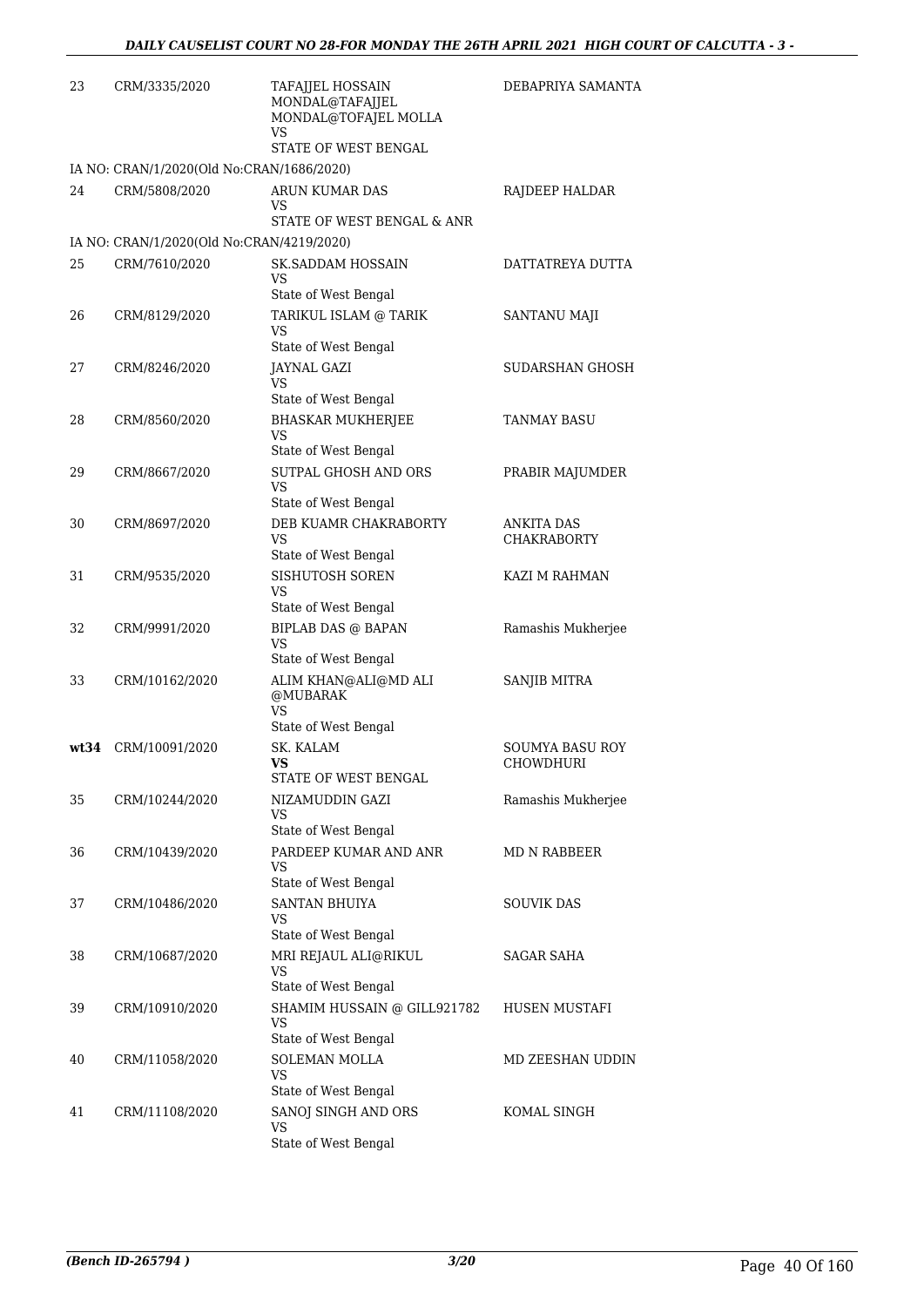| | | | |
|---|---|---|---|
| 23 | CRM/3335/2020 | TAFAJJEL HOSSAIN MONDAL@TAFAJJEL MONDAL@TOFAJEL MOLLA<br>VS<br>STATE OF WEST BENGAL | DEBAPRIYA SAMANTA |
| IA NO: CRAN/1/2020(Old No:CRAN/1686/2020) | | | |
| 24 | CRM/5808/2020 | ARUN KUMAR DAS<br>VS<br>STATE OF WEST BENGAL & ANR | RAJDEEP HALDAR |
| IA NO: CRAN/1/2020(Old No:CRAN/4219/2020) | | | |
| 25 | CRM/7610/2020 | SK.SADDAM HOSSAIN<br>VS<br>State of West Bengal | DATTATREYA DUTTA |
| 26 | CRM/8129/2020 | TARIKUL ISLAM @ TARIK<br>VS<br>State of West Bengal | SANTANU MAJI |
| 27 | CRM/8246/2020 | JAYNAL GAZI<br>VS<br>State of West Bengal | SUDARSHAN GHOSH |
| 28 | CRM/8560/2020 | BHASKAR MUKHERJEE<br>VS<br>State of West Bengal | TANMAY BASU |
| 29 | CRM/8667/2020 | SUTPAL GHOSH AND ORS<br>VS<br>State of West Bengal | PRABIR MAJUMDER |
| 30 | CRM/8697/2020 | DEB KUAMR CHAKRABORTY<br>VS<br>State of West Bengal | ANKITA DAS CHAKRABORTY |
| 31 | CRM/9535/2020 | SISHUTOSH SOREN<br>VS<br>State of West Bengal | KAZI M RAHMAN |
| 32 | CRM/9991/2020 | BIPLAB DAS @ BAPAN<br>VS<br>State of West Bengal | Ramashis Mukherjee |
| 33 | CRM/10162/2020 | ALIM KHAN@ALI@MD ALI @MUBARAK<br>VS<br>State of West Bengal | SANJIB MITRA |
| **wt34** | CRM/10091/2020 | SK. KALAM<br>**VS**<br>STATE OF WEST BENGAL | SOUMYA BASU ROY CHOWDHURI |
| 35 | CRM/10244/2020 | NIZAMUDDIN GAZI<br>VS<br>State of West Bengal | Ramashis Mukherjee |
| 36 | CRM/10439/2020 | PARDEEP KUMAR AND ANR<br>VS<br>State of West Bengal | MD N RABBEER |
| 37 | CRM/10486/2020 | SANTAN BHUIYA<br>VS<br>State of West Bengal | SOUVIK DAS |
| 38 | CRM/10687/2020 | MRI REJAUL ALI@RIKUL<br>VS<br>State of West Bengal | SAGAR SAHA |
| 39 | CRM/10910/2020 | SHAMIM HUSSAIN @ GILL921782<br>VS<br>State of West Bengal | HUSEN MUSTAFI |
| 40 | CRM/11058/2020 | SOLEMAN MOLLA<br>VS<br>State of West Bengal | MD ZEESHAN UDDIN |
| 41 | CRM/11108/2020 | SANOJ SINGH AND ORS<br>VS<br>State of West Bengal | KOMAL SINGH |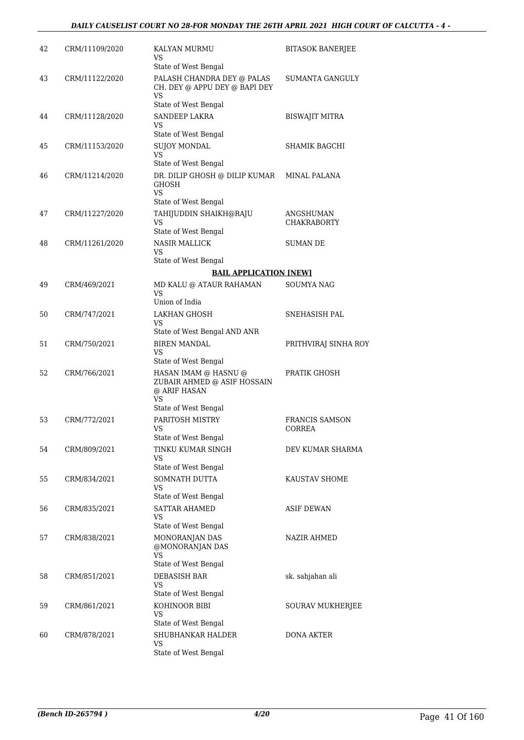| 42 | CRM/11109/2020 | KALYAN MURMU<br>VS<br>State of West Bengal | BITASOK BANERJEE |
|---|---|---|---|
| 43 | CRM/11122/2020 | PALASH CHANDRA DEY @ PALAS CH. DEY @ APPU DEY @ BAPI DEY<br>VS<br>State of West Bengal | SUMANTA GANGULY |
| 44 | CRM/11128/2020 | SANDEEP LAKRA<br>VS<br>State of West Bengal | BISWAJIT MITRA |
| 45 | CRM/11153/2020 | SUJOY MONDAL<br>VS<br>State of West Bengal | SHAMIK BAGCHI |
| 46 | CRM/11214/2020 | DR. DILIP GHOSH @ DILIP KUMAR GHOSH<br>VS<br>State of West Bengal | MINAL PALANA |
| 47 | CRM/11227/2020 | TAHIJUDDIN SHAIKH@RAJU<br>VS<br>State of West Bengal | ANGSHUMAN CHAKRABORTY |
| 48 | CRM/11261/2020 | NASIR MALLICK<br>VS<br>State of West Bengal | SUMAN DE |

**BAIL APPLICATION [NEW]**

| 49 | CRM/469/2021 | MD KALU @ ATAUR RAHAMAN<br>VS<br>Union of India | SOUMYA NAG |
|---|---|---|---|
| 50 | CRM/747/2021 | LAKHAN GHOSH<br>VS<br>State of West Bengal AND ANR | SNEHASISH PAL |
| 51 | CRM/750/2021 | BIREN MANDAL<br>VS<br>State of West Bengal | PRITHVIRAJ SINHA ROY |
| 52 | CRM/766/2021 | HASAN IMAM @ HASNU @ ZUBAIR AHMED @ ASIF HOSSAIN @ ARIF HASAN<br>VS<br>State of West Bengal | PRATIK GHOSH |
| 53 | CRM/772/2021 | PARITOSH MISTRY<br>VS<br>State of West Bengal | FRANCIS SAMSON CORREA |
| 54 | CRM/809/2021 | TINKU KUMAR SINGH<br>VS<br>State of West Bengal | DEV KUMAR SHARMA |
| 55 | CRM/834/2021 | SOMNATH DUTTA<br>VS<br>State of West Bengal | KAUSTAV SHOME |
| 56 | CRM/835/2021 | SATTAR AHAMED<br>VS<br>State of West Bengal | ASIF DEWAN |
| 57 | CRM/838/2021 | MONORANJAN DAS @MONORANJAN DAS<br>VS<br>State of West Bengal | NAZIR AHMED |
| 58 | CRM/851/2021 | DEBASISH BAR<br>VS<br>State of West Bengal | sk. sahjahan ali |
| 59 | CRM/861/2021 | KOHINOOR BIBI<br>VS<br>State of West Bengal | SOURAV MUKHERJEE |
| 60 | CRM/878/2021 | SHUBHANKAR HALDER<br>VS<br>State of West Bengal | DONA AKTER |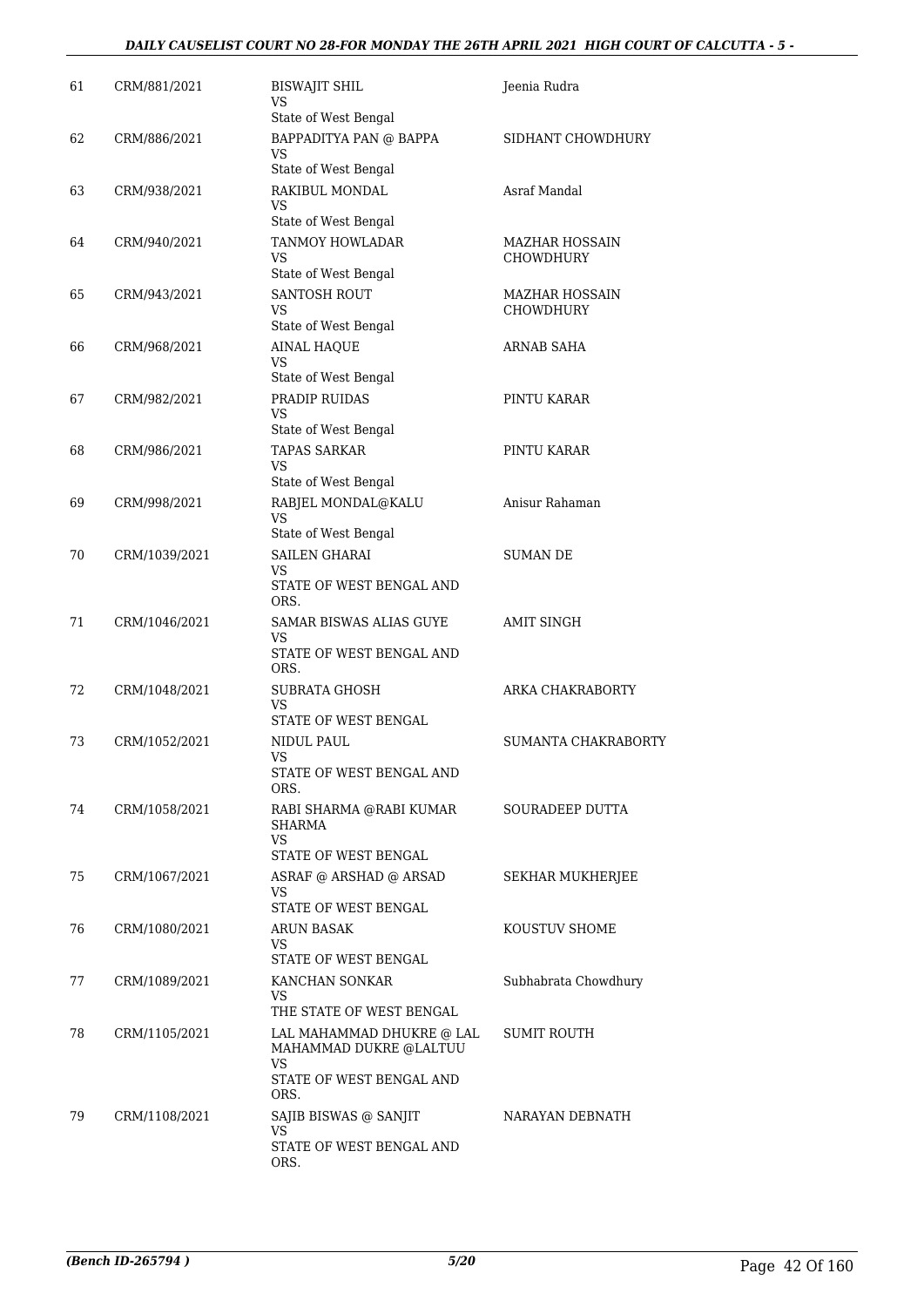| | | | |
|---|---|---|---|
| 61 | CRM/881/2021 | BISWAJIT SHIL<br>VS<br>State of West Bengal | Jeenia Rudra |
| 62 | CRM/886/2021 | BAPPADITYA PAN @ BAPPA<br>VS<br>State of West Bengal | SIDHANT CHOWDHURY |
| 63 | CRM/938/2021 | RAKIBUL MONDAL<br>VS<br>State of West Bengal | Asraf Mandal |
| 64 | CRM/940/2021 | TANMOY HOWLADAR<br>VS<br>State of West Bengal | MAZHAR HOSSAIN CHOWDHURY |
| 65 | CRM/943/2021 | SANTOSH ROUT<br>VS<br>State of West Bengal | MAZHAR HOSSAIN CHOWDHURY |
| 66 | CRM/968/2021 | AINAL HAQUE<br>VS<br>State of West Bengal | ARNAB SAHA |
| 67 | CRM/982/2021 | PRADIP RUIDAS<br>VS<br>State of West Bengal | PINTU KARAR |
| 68 | CRM/986/2021 | TAPAS SARKAR<br>VS<br>State of West Bengal | PINTU KARAR |
| 69 | CRM/998/2021 | RABJEL MONDAL@KALU<br>VS<br>State of West Bengal | Anisur Rahaman |
| 70 | CRM/1039/2021 | SAILEN GHARAI<br>VS<br>STATE OF WEST BENGAL AND ORS. | SUMAN DE |
| 71 | CRM/1046/2021 | SAMAR BISWAS ALIAS GUYE<br>VS<br>STATE OF WEST BENGAL AND ORS. | AMIT SINGH |
| 72 | CRM/1048/2021 | SUBRATA GHOSH<br>VS<br>STATE OF WEST BENGAL | ARKA CHAKRABORTY |
| 73 | CRM/1052/2021 | NIDUL PAUL<br>VS<br>STATE OF WEST BENGAL AND ORS. | SUMANTA CHAKRABORTY |
| 74 | CRM/1058/2021 | RABI SHARMA @RABI KUMAR SHARMA<br>VS<br>STATE OF WEST BENGAL | SOURADEEP DUTTA |
| 75 | CRM/1067/2021 | ASRAF @ ARSHAD @ ARSAD<br>VS<br>STATE OF WEST BENGAL | SEKHAR MUKHERJEE |
| 76 | CRM/1080/2021 | ARUN BASAK<br>VS<br>STATE OF WEST BENGAL | KOUSTUV SHOME |
| 77 | CRM/1089/2021 | KANCHAN SONKAR<br>VS<br>THE STATE OF WEST BENGAL | Subhabrata Chowdhury |
| 78 | CRM/1105/2021 | LAL MAHAMMAD DHUKRE @ LAL MAHAMMAD DUKRE @LALTUU<br>VS<br>STATE OF WEST BENGAL AND ORS. | SUMIT ROUTH |
| 79 | CRM/1108/2021 | SAJIB BISWAS @ SANJIT<br>VS<br>STATE OF WEST BENGAL AND ORS. | NARAYAN DEBNATH |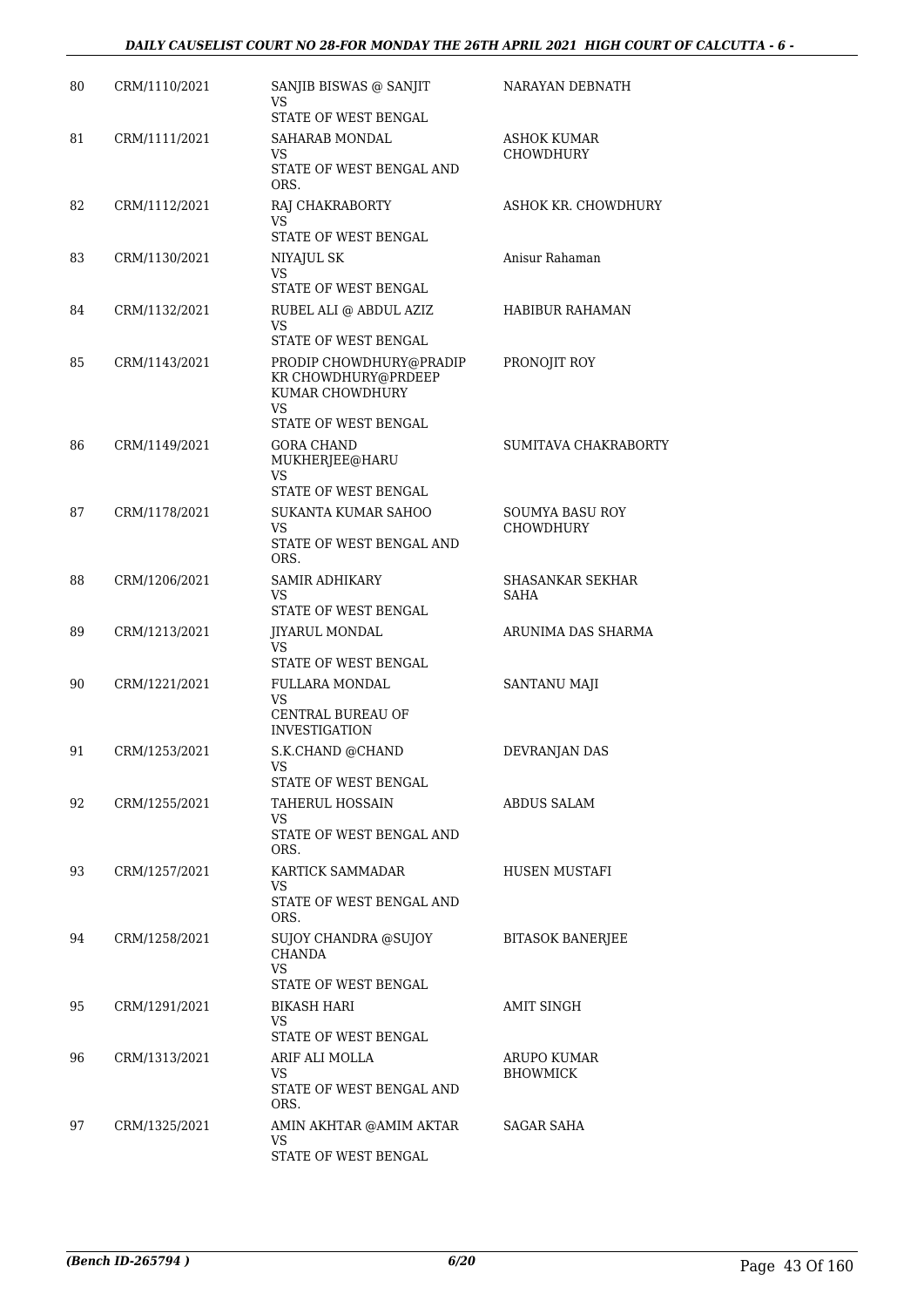| 80 | CRM/1110/2021 | SANJIB BISWAS @ SANJIT<br>VS<br>STATE OF WEST BENGAL | NARAYAN DEBNATH |
|---|---|---|---|
| 81 | CRM/1111/2021 | SAHARAB MONDAL<br>VS<br>STATE OF WEST BENGAL AND ORS. | ASHOK KUMAR CHOWDHURY |
| 82 | CRM/1112/2021 | RAJ CHAKRABORTY<br>VS<br>STATE OF WEST BENGAL | ASHOK KR. CHOWDHURY |
| 83 | CRM/1130/2021 | NIYAJUL SK<br>VS<br>STATE OF WEST BENGAL | Anisur Rahaman |
| 84 | CRM/1132/2021 | RUBEL ALI @ ABDUL AZIZ<br>VS<br>STATE OF WEST BENGAL | HABIBUR RAHAMAN |
| 85 | CRM/1143/2021 | PRODIP CHOWDHURY@PRADIP KR CHOWDHURY@PRDEEP KUMAR CHOWDHURY<br>VS<br>STATE OF WEST BENGAL | PRONOJIT ROY |
| 86 | CRM/1149/2021 | GORA CHAND MUKHERJEE@HARU<br>VS<br>STATE OF WEST BENGAL | SUMITAVA CHAKRABORTY |
| 87 | CRM/1178/2021 | SUKANTA KUMAR SAHOO<br>VS<br>STATE OF WEST BENGAL AND ORS. | SOUMYA BASU ROY CHOWDHURY |
| 88 | CRM/1206/2021 | SAMIR ADHIKARY<br>VS<br>STATE OF WEST BENGAL | SHASANKAR SEKHAR SAHA |
| 89 | CRM/1213/2021 | JIYARUL MONDAL<br>VS<br>STATE OF WEST BENGAL | ARUNIMA DAS SHARMA |
| 90 | CRM/1221/2021 | FULLARA MONDAL<br>VS<br>CENTRAL BUREAU OF INVESTIGATION | SANTANU MAJI |
| 91 | CRM/1253/2021 | S.K.CHAND @CHAND<br>VS<br>STATE OF WEST BENGAL | DEVRANJAN DAS |
| 92 | CRM/1255/2021 | TAHERUL HOSSAIN<br>VS<br>STATE OF WEST BENGAL AND ORS. | ABDUS SALAM |
| 93 | CRM/1257/2021 | KARTICK SAMMADAR<br>VS<br>STATE OF WEST BENGAL AND ORS. | HUSEN MUSTAFI |
| 94 | CRM/1258/2021 | SUJOY CHANDRA @SUJOY CHANDA<br>VS<br>STATE OF WEST BENGAL | BITASOK BANERJEE |
| 95 | CRM/1291/2021 | BIKASH HARI<br>VS<br>STATE OF WEST BENGAL | AMIT SINGH |
| 96 | CRM/1313/2021 | ARIF ALI MOLLA<br>VS<br>STATE OF WEST BENGAL AND ORS. | ARUPO KUMAR BHOWMICK |
| 97 | CRM/1325/2021 | AMIN AKHTAR @AMIM AKTAR<br>VS<br>STATE OF WEST BENGAL | SAGAR SAHA |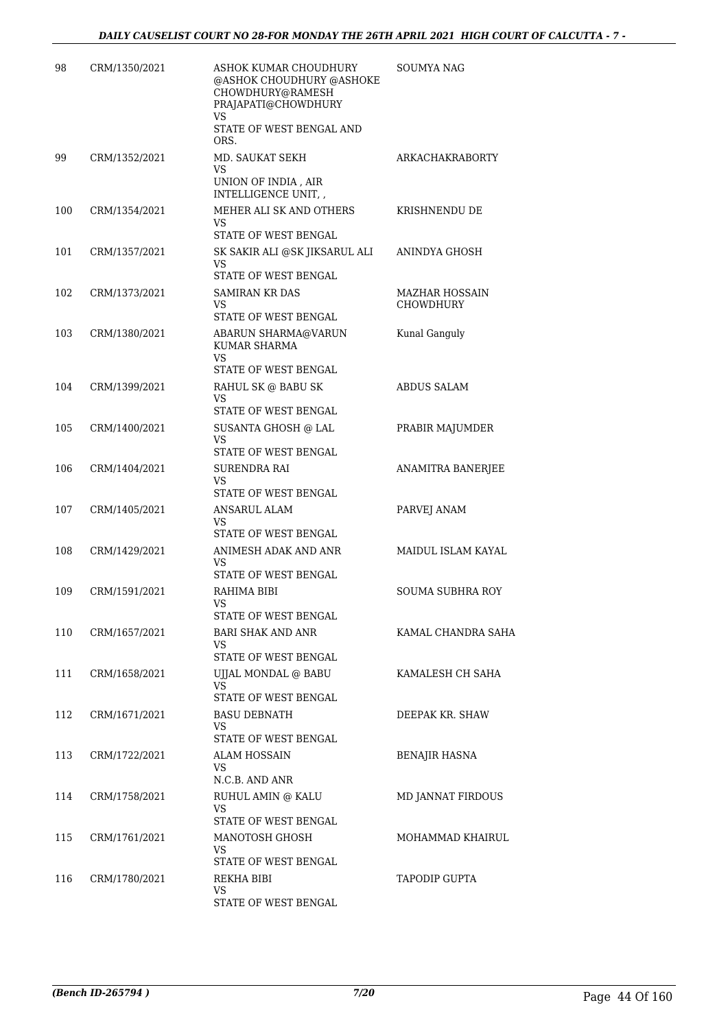| 98 | CRM/1350/2021 | ASHOK KUMAR CHOUDHURY @ASHOK CHOUDHURY @ASHOKE CHOWDHURY@RAMESH PRAJAPATI@CHOWDHURY VS STATE OF WEST BENGAL AND ORS. | SOUMYA NAG |
|---|---|---|---|
| 99 | CRM/1352/2021 | MD. SAUKAT SEKH VS UNION OF INDIA , AIR INTELLIGENCE UNIT, , | ARKACHAKRABORTY |
| 100 | CRM/1354/2021 | MEHER ALI SK AND OTHERS VS STATE OF WEST BENGAL | KRISHNENDU DE |
| 101 | CRM/1357/2021 | SK SAKIR ALI @SK JIKSARUL ALI VS STATE OF WEST BENGAL | ANINDYA GHOSH |
| 102 | CRM/1373/2021 | SAMIRAN KR DAS VS STATE OF WEST BENGAL | MAZHAR HOSSAIN CHOWDHURY |
| 103 | CRM/1380/2021 | ABARUN SHARMA@VARUN KUMAR SHARMA VS STATE OF WEST BENGAL | Kunal Ganguly |
| 104 | CRM/1399/2021 | RAHUL SK @ BABU SK VS STATE OF WEST BENGAL | ABDUS SALAM |
| 105 | CRM/1400/2021 | SUSANTA GHOSH @ LAL VS STATE OF WEST BENGAL | PRABIR MAJUMDER |
| 106 | CRM/1404/2021 | SURENDRA RAI VS STATE OF WEST BENGAL | ANAMITRA BANERJEE |
| 107 | CRM/1405/2021 | ANSARUL ALAM VS STATE OF WEST BENGAL | PARVEJ ANAM |
| 108 | CRM/1429/2021 | ANIMESH ADAK AND ANR VS STATE OF WEST BENGAL | MAIDUL ISLAM KAYAL |
| 109 | CRM/1591/2021 | RAHIMA BIBI VS STATE OF WEST BENGAL | SOUMA SUBHRA ROY |
| 110 | CRM/1657/2021 | BARI SHAK AND ANR VS STATE OF WEST BENGAL | KAMAL CHANDRA SAHA |
| 111 | CRM/1658/2021 | UJJAL MONDAL @ BABU VS STATE OF WEST BENGAL | KAMALESH CH SAHA |
| 112 | CRM/1671/2021 | BASU DEBNATH VS STATE OF WEST BENGAL | DEEPAK KR. SHAW |
| 113 | CRM/1722/2021 | ALAM HOSSAIN VS N.C.B. AND ANR | BENAJIR HASNA |
| 114 | CRM/1758/2021 | RUHUL AMIN @ KALU VS STATE OF WEST BENGAL | MD JANNAT FIRDOUS |
| 115 | CRM/1761/2021 | MANOTOSH GHOSH VS STATE OF WEST BENGAL | MOHAMMAD KHAIRUL |
| 116 | CRM/1780/2021 | REKHA BIBI VS STATE OF WEST BENGAL | TAPODIP GUPTA |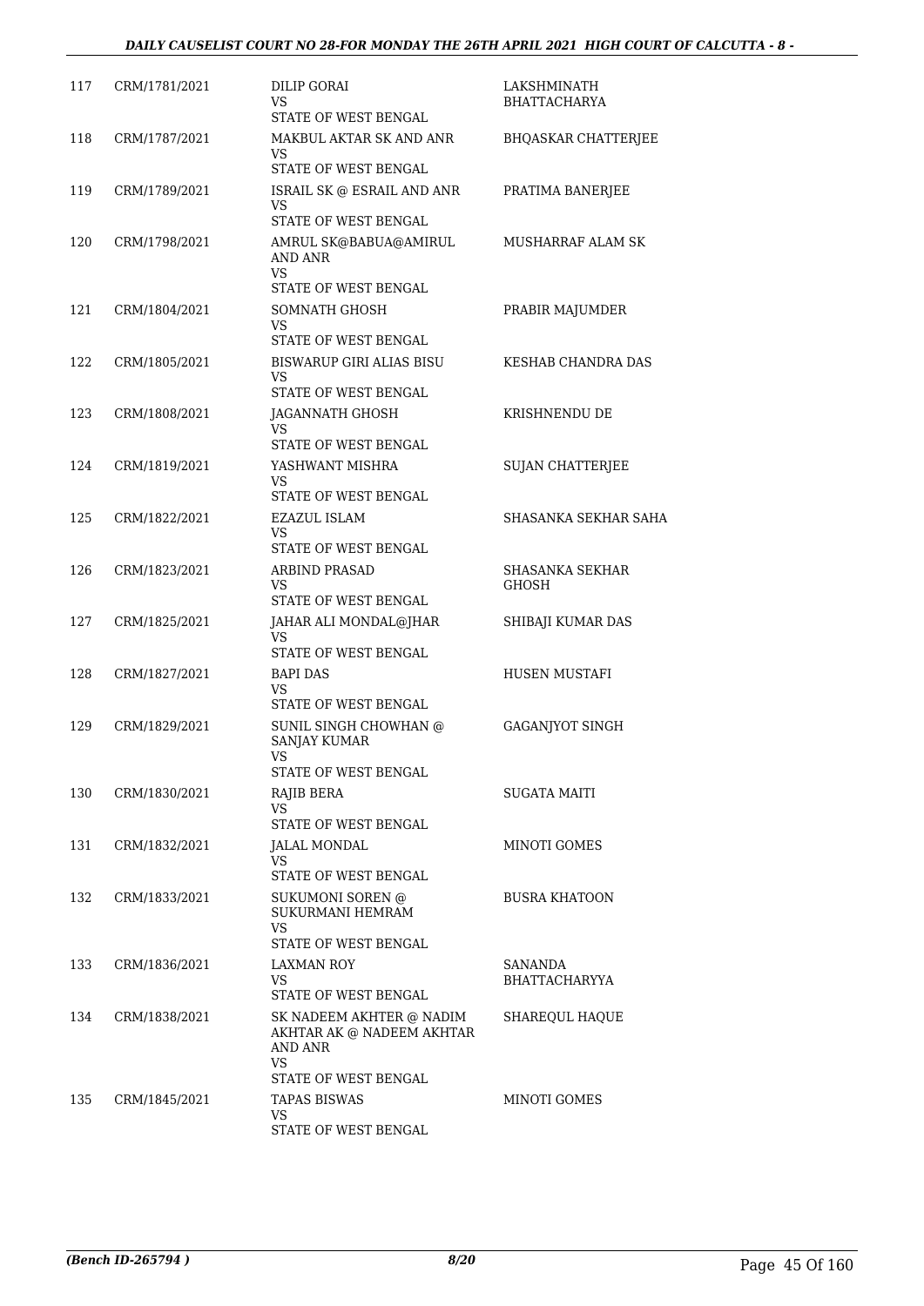| 117 | CRM/1781/2021 | DILIP GORAI<br>VS<br>STATE OF WEST BENGAL | LAKSHMINATH BHATTACHARYA |
|---|---|---|---|
| 118 | CRM/1787/2021 | MAKBUL AKTAR SK AND ANR<br>VS<br>STATE OF WEST BENGAL | BHQASKAR CHATTERJEE |
| 119 | CRM/1789/2021 | ISRAIL SK @ ESRAIL AND ANR<br>VS<br>STATE OF WEST BENGAL | PRATIMA BANERJEE |
| 120 | CRM/1798/2021 | AMRUL SK@BABUA@AMIRUL AND ANR<br>VS<br>STATE OF WEST BENGAL | MUSHARRAF ALAM SK |
| 121 | CRM/1804/2021 | SOMNATH GHOSH<br>VS<br>STATE OF WEST BENGAL | PRABIR MAJUMDER |
| 122 | CRM/1805/2021 | BISWARUP GIRI ALIAS BISU<br>VS<br>STATE OF WEST BENGAL | KESHAB CHANDRA DAS |
| 123 | CRM/1808/2021 | JAGANNATH GHOSH<br>VS<br>STATE OF WEST BENGAL | KRISHNENDU DE |
| 124 | CRM/1819/2021 | YASHWANT MISHRA<br>VS<br>STATE OF WEST BENGAL | SUJAN CHATTERJEE |
| 125 | CRM/1822/2021 | EZAZUL ISLAM<br>VS<br>STATE OF WEST BENGAL | SHASANKA SEKHAR SAHA |
| 126 | CRM/1823/2021 | ARBIND PRASAD<br>VS<br>STATE OF WEST BENGAL | SHASANKA SEKHAR GHOSH |
| 127 | CRM/1825/2021 | JAHAR ALI MONDAL@JHAR<br>VS<br>STATE OF WEST BENGAL | SHIBAJI KUMAR DAS |
| 128 | CRM/1827/2021 | BAPI DAS<br>VS<br>STATE OF WEST BENGAL | HUSEN MUSTAFI |
| 129 | CRM/1829/2021 | SUNIL SINGH CHOWHAN @ SANJAY KUMAR<br>VS<br>STATE OF WEST BENGAL | GAGANJYOT SINGH |
| 130 | CRM/1830/2021 | RAJIB BERA<br>VS<br>STATE OF WEST BENGAL | SUGATA MAITI |
| 131 | CRM/1832/2021 | JALAL MONDAL<br>VS<br>STATE OF WEST BENGAL | MINOTI GOMES |
| 132 | CRM/1833/2021 | SUKUMONI SOREN @ SUKURMANI HEMRAM<br>VS<br>STATE OF WEST BENGAL | BUSRA KHATOON |
| 133 | CRM/1836/2021 | LAXMAN ROY<br>VS<br>STATE OF WEST BENGAL | SANANDA BHATTACHARYYA |
| 134 | CRM/1838/2021 | SK NADEEM AKHTER @ NADIM AKHTAR AK @ NADEEM AKHTAR AND ANR<br>VS<br>STATE OF WEST BENGAL | SHAREQUL HAQUE |
| 135 | CRM/1845/2021 | TAPAS BISWAS<br>VS<br>STATE OF WEST BENGAL | MINOTI GOMES |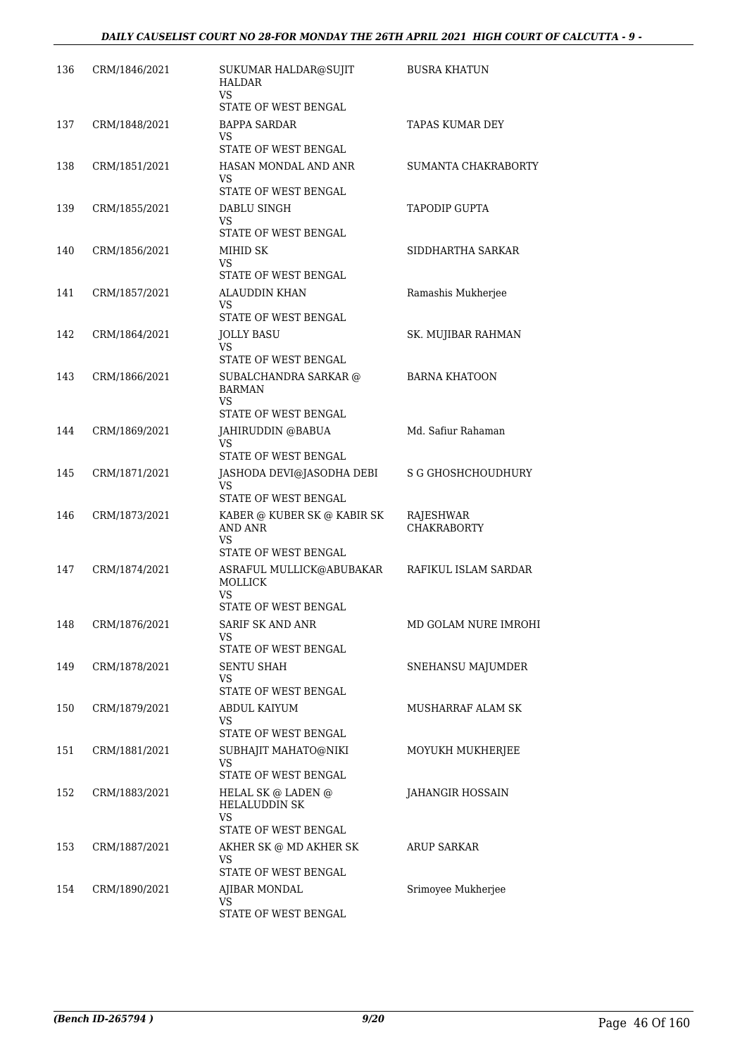| | | | |
|---|---|---|---|
| 136 | CRM/1846/2021 | SUKUMAR HALDAR@SUJIT HALDAR<br>VS<br>STATE OF WEST BENGAL | BUSRA KHATUN |
| 137 | CRM/1848/2021 | BAPPA SARDAR<br>VS<br>STATE OF WEST BENGAL | TAPAS KUMAR DEY |
| 138 | CRM/1851/2021 | HASAN MONDAL AND ANR<br>VS<br>STATE OF WEST BENGAL | SUMANTA CHAKRABORTY |
| 139 | CRM/1855/2021 | DABLU SINGH<br>VS<br>STATE OF WEST BENGAL | TAPODIP GUPTA |
| 140 | CRM/1856/2021 | MIHID SK<br>VS<br>STATE OF WEST BENGAL | SIDDHARTHA SARKAR |
| 141 | CRM/1857/2021 | ALAUDDIN KHAN<br>VS<br>STATE OF WEST BENGAL | Ramashis Mukherjee |
| 142 | CRM/1864/2021 | JOLLY BASU<br>VS<br>STATE OF WEST BENGAL | SK. MUJIBAR RAHMAN |
| 143 | CRM/1866/2021 | SUBALCHANDRA SARKAR @ BARMAN<br>VS<br>STATE OF WEST BENGAL | BARNA KHATOON |
| 144 | CRM/1869/2021 | JAHIRUDDIN @BABUA<br>VS<br>STATE OF WEST BENGAL | Md. Safiur Rahaman |
| 145 | CRM/1871/2021 | JASHODA DEVI@JASODHA DEBI<br>VS<br>STATE OF WEST BENGAL | S G GHOSHCHOUDHURY |
| 146 | CRM/1873/2021 | KABER @ KUBER SK @ KABIR SK AND ANR<br>VS<br>STATE OF WEST BENGAL | RAJESHWAR CHAKRABORTY |
| 147 | CRM/1874/2021 | ASRAFUL MULLICK@ABUBAKAR MOLLICK<br>VS<br>STATE OF WEST BENGAL | RAFIKUL ISLAM SARDAR |
| 148 | CRM/1876/2021 | SARIF SK AND ANR<br>VS<br>STATE OF WEST BENGAL | MD GOLAM NURE IMROHI |
| 149 | CRM/1878/2021 | SENTU SHAH<br>VS<br>STATE OF WEST BENGAL | SNEHANSU MAJUMDER |
| 150 | CRM/1879/2021 | ABDUL KAIYUM<br>VS<br>STATE OF WEST BENGAL | MUSHARRAF ALAM SK |
| 151 | CRM/1881/2021 | SUBHAJIT MAHATO@NIKI<br>VS<br>STATE OF WEST BENGAL | MOYUKH MUKHERJEE |
| 152 | CRM/1883/2021 | HELAL SK @ LADEN @ HELALUDDIN SK<br>VS<br>STATE OF WEST BENGAL | JAHANGIR HOSSAIN |
| 153 | CRM/1887/2021 | AKHER SK @ MD AKHER SK<br>VS<br>STATE OF WEST BENGAL | ARUP SARKAR |
| 154 | CRM/1890/2021 | AJIBAR MONDAL<br>VS<br>STATE OF WEST BENGAL | Srimoyee Mukherjee |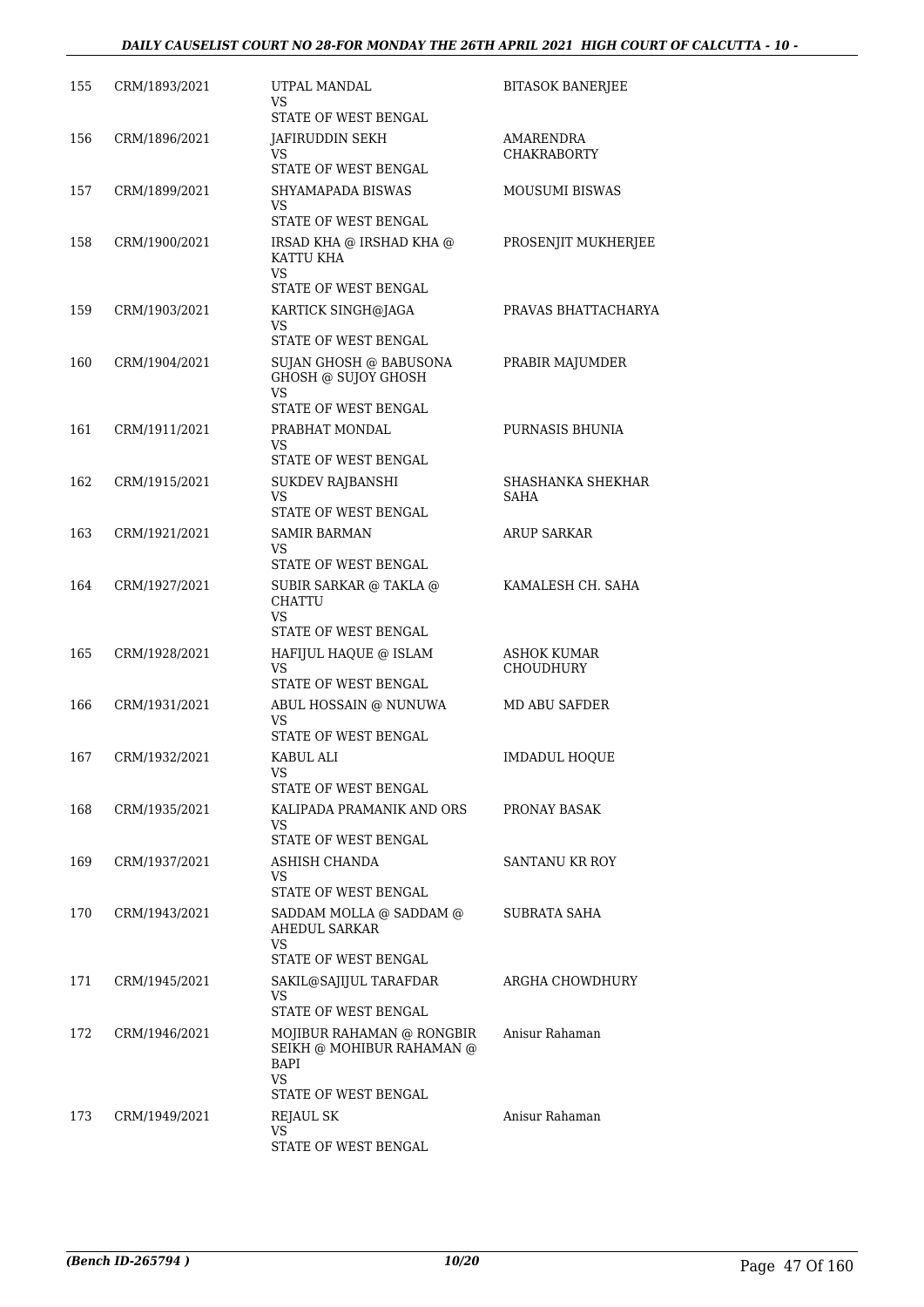| 155 | CRM/1893/2021 | UTPAL MANDAL<br>VS<br>STATE OF WEST BENGAL | BITASOK BANERJEE |
|---|---|---|---|
| 156 | CRM/1896/2021 | JAFIRUDDIN SEKH<br>VS<br>STATE OF WEST BENGAL | AMARENDRA CHAKRABORTY |
| 157 | CRM/1899/2021 | SHYAMAPADA BISWAS<br>VS<br>STATE OF WEST BENGAL | MOUSUMI BISWAS |
| 158 | CRM/1900/2021 | IRSAD KHA @ IRSHAD KHA @ KATTU KHA<br>VS<br>STATE OF WEST BENGAL | PROSENJIT MUKHERJEE |
| 159 | CRM/1903/2021 | KARTICK SINGH@JAGA<br>VS<br>STATE OF WEST BENGAL | PRAVAS BHATTACHARYA |
| 160 | CRM/1904/2021 | SUJAN GHOSH @ BABUSONA GHOSH @ SUJOY GHOSH<br>VS<br>STATE OF WEST BENGAL | PRABIR MAJUMDER |
| 161 | CRM/1911/2021 | PRABHAT MONDAL<br>VS<br>STATE OF WEST BENGAL | PURNASIS BHUNIA |
| 162 | CRM/1915/2021 | SUKDEV RAJBANSHI<br>VS<br>STATE OF WEST BENGAL | SHASHANKA SHEKHAR SAHA |
| 163 | CRM/1921/2021 | SAMIR BARMAN<br>VS<br>STATE OF WEST BENGAL | ARUP SARKAR |
| 164 | CRM/1927/2021 | SUBIR SARKAR @ TAKLA @ CHATTU<br>VS<br>STATE OF WEST BENGAL | KAMALESH CH. SAHA |
| 165 | CRM/1928/2021 | HAFIJUL HAQUE @ ISLAM<br>VS<br>STATE OF WEST BENGAL | ASHOK KUMAR CHOUDHURY |
| 166 | CRM/1931/2021 | ABUL HOSSAIN @ NUNUWA<br>VS<br>STATE OF WEST BENGAL | MD ABU SAFDER |
| 167 | CRM/1932/2021 | KABUL ALI<br>VS<br>STATE OF WEST BENGAL | IMDADUL HOQUE |
| 168 | CRM/1935/2021 | KALIPADA PRAMANIK AND ORS<br>VS<br>STATE OF WEST BENGAL | PRONAY BASAK |
| 169 | CRM/1937/2021 | ASHISH CHANDA<br>VS<br>STATE OF WEST BENGAL | SANTANU KR ROY |
| 170 | CRM/1943/2021 | SADDAM MOLLA @ SADDAM @ AHEDUL SARKAR<br>VS<br>STATE OF WEST BENGAL | SUBRATA SAHA |
| 171 | CRM/1945/2021 | SAKIL@SAJIJUL TARAFDAR<br>VS<br>STATE OF WEST BENGAL | ARGHA CHOWDHURY |
| 172 | CRM/1946/2021 | MOJIBUR RAHAMAN @ RONGBIR SEIKH @ MOHIBUR RAHAMAN @ BAPI<br>VS<br>STATE OF WEST BENGAL | Anisur Rahaman |
| 173 | CRM/1949/2021 | REJAUL SK<br>VS<br>STATE OF WEST BENGAL | Anisur Rahaman |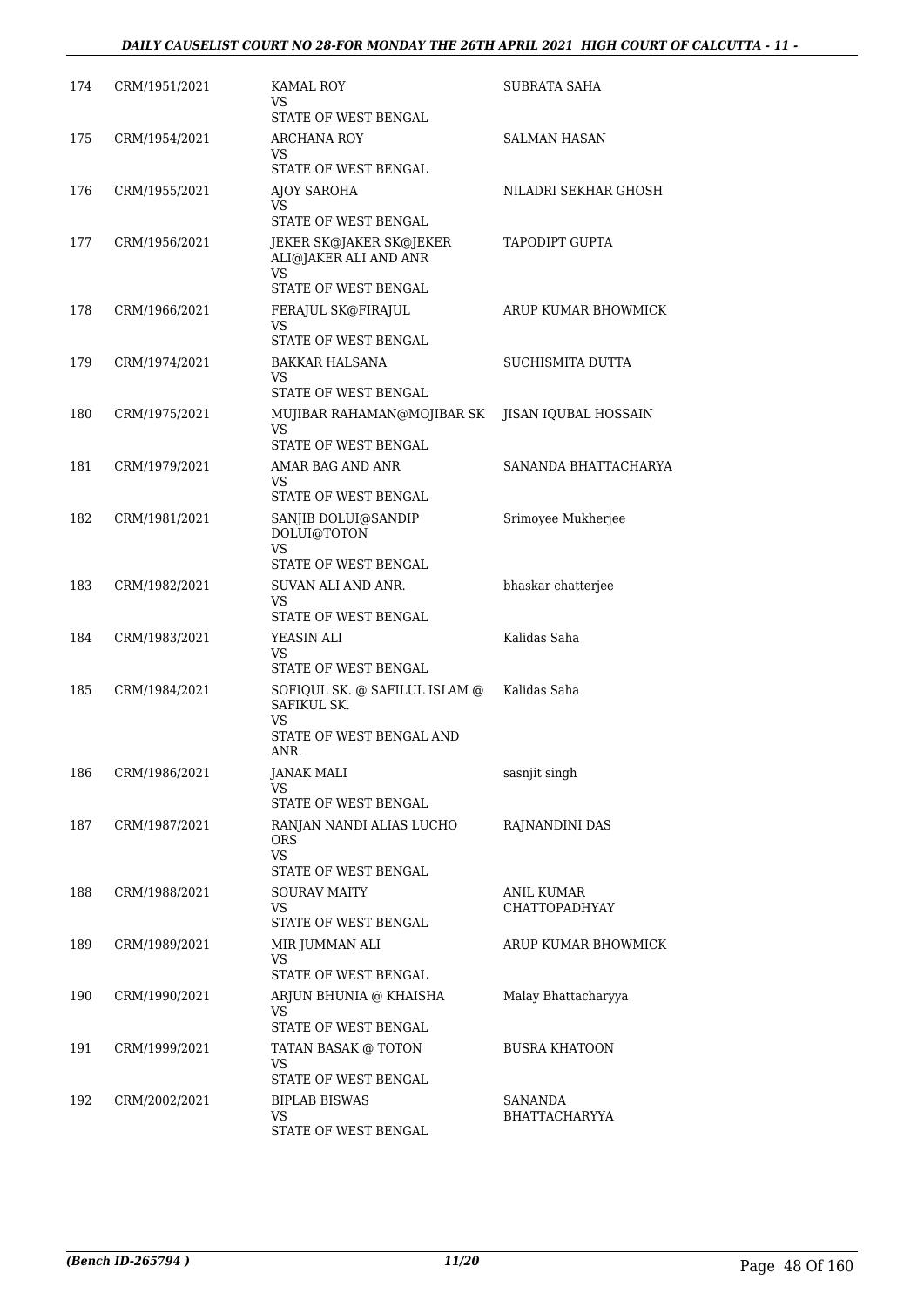| 174 | CRM/1951/2021 | KAMAL ROY<br>VS<br>STATE OF WEST BENGAL | SUBRATA SAHA |
|---|---|---|---|
| 175 | CRM/1954/2021 | ARCHANA ROY<br>VS<br>STATE OF WEST BENGAL | SALMAN HASAN |
| 176 | CRM/1955/2021 | AJOY SAROHA<br>VS<br>STATE OF WEST BENGAL | NILADRI SEKHAR GHOSH |
| 177 | CRM/1956/2021 | JEKER SK@JAKER SK@JEKER ALI@JAKER ALI AND ANR<br>VS<br>STATE OF WEST BENGAL | TAPODIPT GUPTA |
| 178 | CRM/1966/2021 | FERAJUL SK@FIRAJUL<br>VS<br>STATE OF WEST BENGAL | ARUP KUMAR BHOWMICK |
| 179 | CRM/1974/2021 | BAKKAR HALSANA<br>VS<br>STATE OF WEST BENGAL | SUCHISMITA DUTTA |
| 180 | CRM/1975/2021 | MUJIBAR RAHAMAN@MOJIBAR SK<br>VS<br>STATE OF WEST BENGAL | JISAN IQUBAL HOSSAIN |
| 181 | CRM/1979/2021 | AMAR BAG AND ANR<br>VS<br>STATE OF WEST BENGAL | SANANDA BHATTACHARYA |
| 182 | CRM/1981/2021 | SANJIB DOLUI@SANDIP DOLUI@TOTON<br>VS<br>STATE OF WEST BENGAL | Srimoyee Mukherjee |
| 183 | CRM/1982/2021 | SUVAN ALI AND ANR.<br>VS<br>STATE OF WEST BENGAL | bhaskar chatterjee |
| 184 | CRM/1983/2021 | YEASIN ALI<br>VS<br>STATE OF WEST BENGAL | Kalidas Saha |
| 185 | CRM/1984/2021 | SOFIQUL SK. @ SAFILUL ISLAM @ SAFIKUL SK.<br>VS<br>STATE OF WEST BENGAL AND ANR. | Kalidas Saha |
| 186 | CRM/1986/2021 | JANAK MALI<br>VS<br>STATE OF WEST BENGAL | sasnjit singh |
| 187 | CRM/1987/2021 | RANJAN NANDI ALIAS LUCHO ORS<br>VS<br>STATE OF WEST BENGAL | RAJNANDINI DAS |
| 188 | CRM/1988/2021 | SOURAV MAITY<br>VS<br>STATE OF WEST BENGAL | ANIL KUMAR CHATTOPADHYAY |
| 189 | CRM/1989/2021 | MIR JUMMAN ALI<br>VS<br>STATE OF WEST BENGAL | ARUP KUMAR BHOWMICK |
| 190 | CRM/1990/2021 | ARJUN BHUNIA @ KHAISHA<br>VS<br>STATE OF WEST BENGAL | Malay Bhattacharyya |
| 191 | CRM/1999/2021 | TATAN BASAK @ TOTON<br>VS<br>STATE OF WEST BENGAL | BUSRA KHATOON |
| 192 | CRM/2002/2021 | BIPLAB BISWAS<br>VS<br>STATE OF WEST BENGAL | SANANDA BHATTACHARYYA |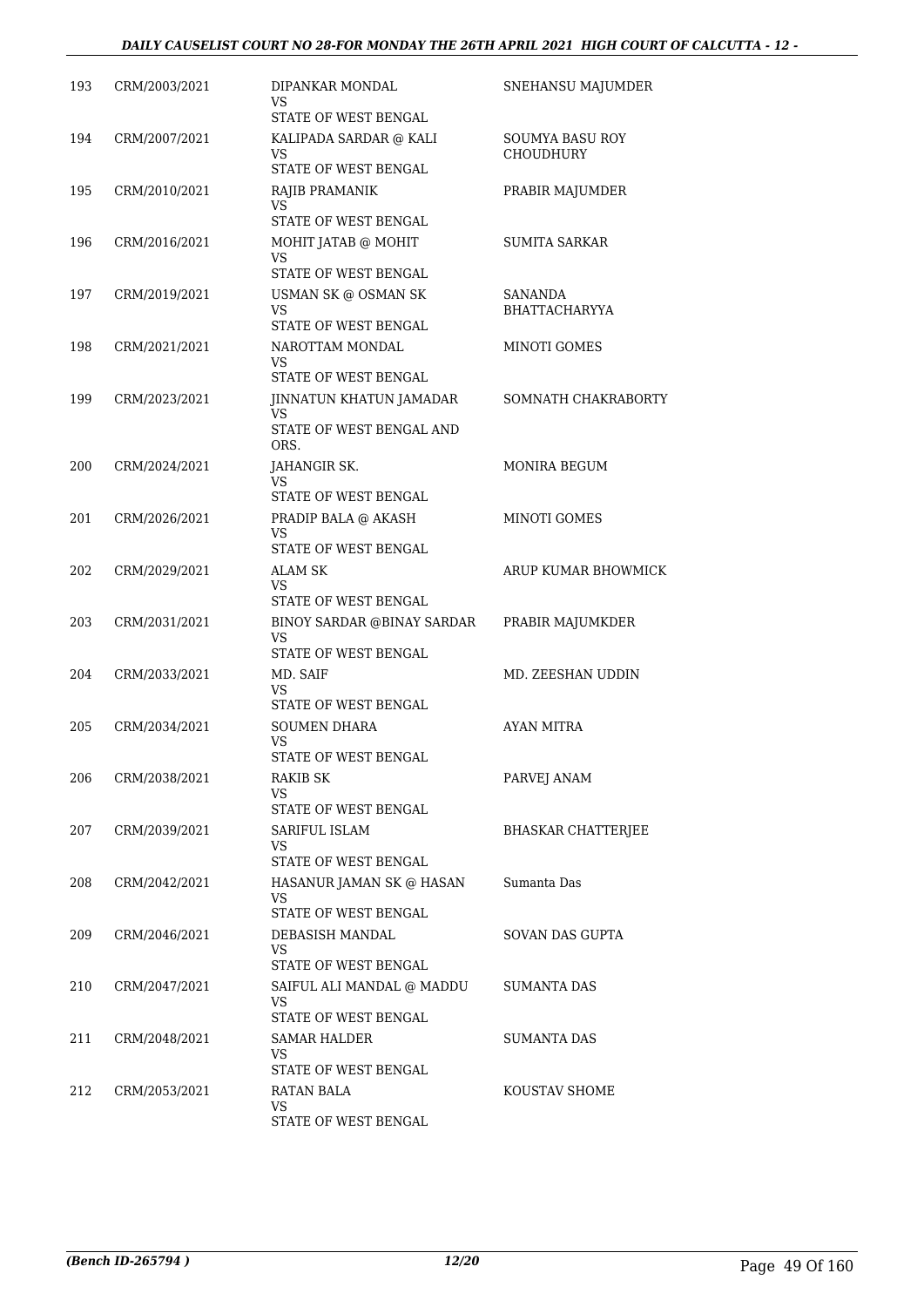| 193 | CRM/2003/2021 | DIPANKAR MONDAL<br>VS<br>STATE OF WEST BENGAL | SNEHANSU MAJUMDER |
|---|---|---|---|
| 194 | CRM/2007/2021 | KALIPADA SARDAR @ KALI<br>VS<br>STATE OF WEST BENGAL | SOUMYA BASU ROY CHOUDHURY |
| 195 | CRM/2010/2021 | RAJIB PRAMANIK<br>VS<br>STATE OF WEST BENGAL | PRABIR MAJUMDER |
| 196 | CRM/2016/2021 | MOHIT JATAB @ MOHIT<br>VS<br>STATE OF WEST BENGAL | SUMITA SARKAR |
| 197 | CRM/2019/2021 | USMAN SK @ OSMAN SK<br>VS<br>STATE OF WEST BENGAL | SANANDA BHATTACHARYYA |
| 198 | CRM/2021/2021 | NAROTTAM MONDAL<br>VS<br>STATE OF WEST BENGAL | MINOTI GOMES |
| 199 | CRM/2023/2021 | JINNATUN KHATUN JAMADAR<br>VS<br>STATE OF WEST BENGAL AND ORS. | SOMNATH CHAKRABORTY |
| 200 | CRM/2024/2021 | JAHANGIR SK.<br>VS<br>STATE OF WEST BENGAL | MONIRA BEGUM |
| 201 | CRM/2026/2021 | PRADIP BALA @ AKASH<br>VS<br>STATE OF WEST BENGAL | MINOTI GOMES |
| 202 | CRM/2029/2021 | ALAM SK<br>VS<br>STATE OF WEST BENGAL | ARUP KUMAR BHOWMICK |
| 203 | CRM/2031/2021 | BINOY SARDAR @BINAY SARDAR<br>VS<br>STATE OF WEST BENGAL | PRABIR MAJUMKDER |
| 204 | CRM/2033/2021 | MD. SAIF<br>VS<br>STATE OF WEST BENGAL | MD. ZEESHAN UDDIN |
| 205 | CRM/2034/2021 | SOUMEN DHARA<br>VS<br>STATE OF WEST BENGAL | AYAN MITRA |
| 206 | CRM/2038/2021 | RAKIB SK<br>VS<br>STATE OF WEST BENGAL | PARVEJ ANAM |
| 207 | CRM/2039/2021 | SARIFUL ISLAM<br>VS<br>STATE OF WEST BENGAL | BHASKAR CHATTERJEE |
| 208 | CRM/2042/2021 | HASANUR JAMAN SK @ HASAN<br>VS<br>STATE OF WEST BENGAL | Sumanta Das |
| 209 | CRM/2046/2021 | DEBASISH MANDAL<br>VS<br>STATE OF WEST BENGAL | SOVAN DAS GUPTA |
| 210 | CRM/2047/2021 | SAIFUL ALI MANDAL @ MADDU<br>VS<br>STATE OF WEST BENGAL | SUMANTA DAS |
| 211 | CRM/2048/2021 | SAMAR HALDER<br>VS<br>STATE OF WEST BENGAL | SUMANTA DAS |
| 212 | CRM/2053/2021 | RATAN BALA<br>VS<br>STATE OF WEST BENGAL | KOUSTAV SHOME |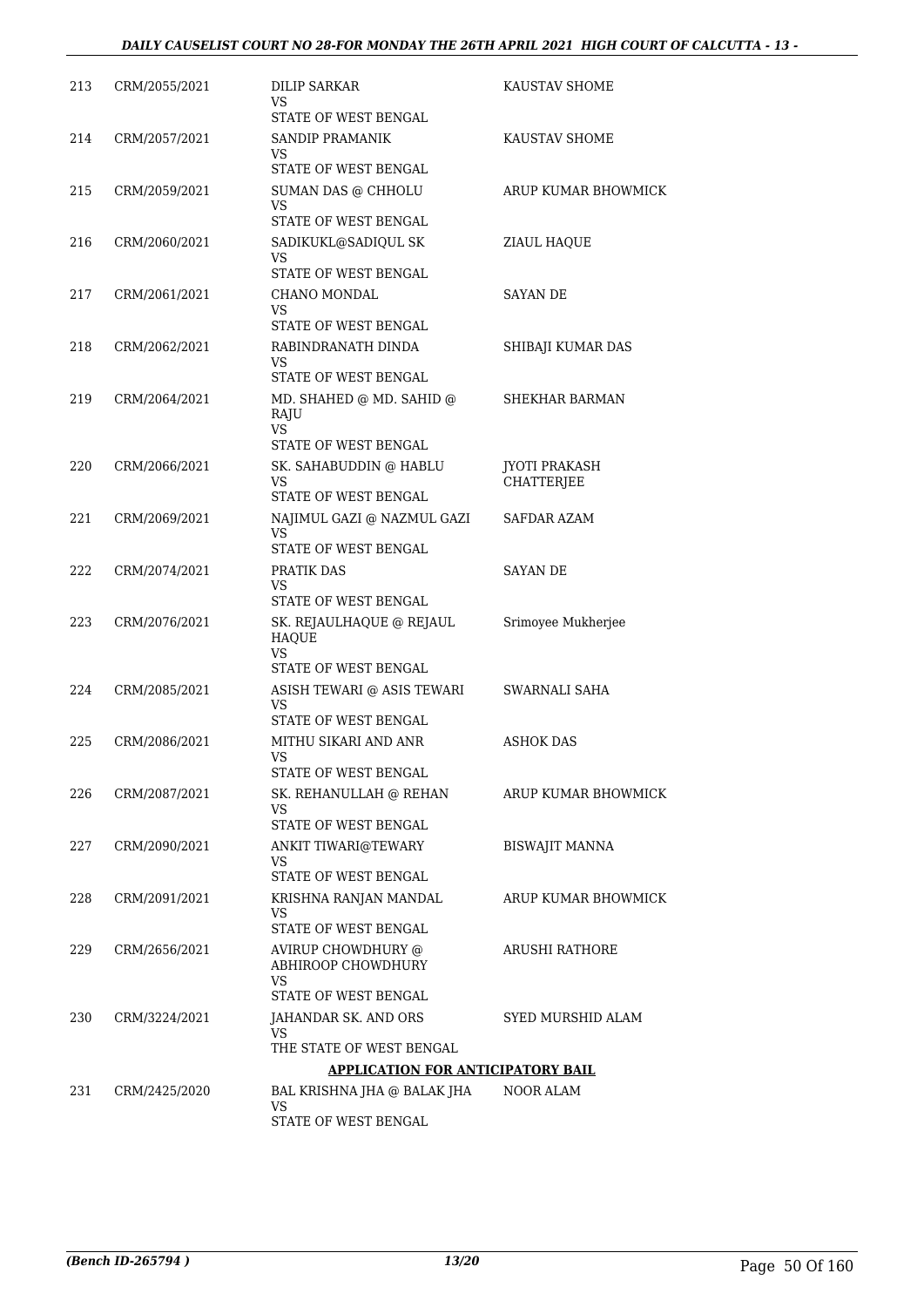| | | | |
|---|---|---|---|
| 213 | CRM/2055/2021 | DILIP SARKAR<br>VS<br>STATE OF WEST BENGAL | KAUSTAV SHOME |
| 214 | CRM/2057/2021 | SANDIP PRAMANIK<br>VS<br>STATE OF WEST BENGAL | KAUSTAV SHOME |
| 215 | CRM/2059/2021 | SUMAN DAS @ CHHOLU<br>VS<br>STATE OF WEST BENGAL | ARUP KUMAR BHOWMICK |
| 216 | CRM/2060/2021 | SADIKUKL@SADIQUL SK<br>VS<br>STATE OF WEST BENGAL | ZIAUL HAQUE |
| 217 | CRM/2061/2021 | CHANO MONDAL<br>VS<br>STATE OF WEST BENGAL | SAYAN DE |
| 218 | CRM/2062/2021 | RABINDRANATH DINDA<br>VS<br>STATE OF WEST BENGAL | SHIBAJI KUMAR DAS |
| 219 | CRM/2064/2021 | MD. SHAHED @ MD. SAHID @ RAJU<br>VS<br>STATE OF WEST BENGAL | SHEKHAR BARMAN |
| 220 | CRM/2066/2021 | SK. SAHABUDDIN @ HABLU<br>VS<br>STATE OF WEST BENGAL | JYOTI PRAKASH CHATTERJEE |
| 221 | CRM/2069/2021 | NAJIMUL GAZI @ NAZMUL GAZI<br>VS<br>STATE OF WEST BENGAL | SAFDAR AZAM |
| 222 | CRM/2074/2021 | PRATIK DAS<br>VS<br>STATE OF WEST BENGAL | SAYAN DE |
| 223 | CRM/2076/2021 | SK. REJAULHAQUE @ REJAUL HAQUE<br>VS<br>STATE OF WEST BENGAL | Srimoyee Mukherjee |
| 224 | CRM/2085/2021 | ASISH TEWARI @ ASIS TEWARI<br>VS<br>STATE OF WEST BENGAL | SWARNALI SAHA |
| 225 | CRM/2086/2021 | MITHU SIKARI AND ANR<br>VS<br>STATE OF WEST BENGAL | ASHOK DAS |
| 226 | CRM/2087/2021 | SK. REHANULLAH @ REHAN<br>VS<br>STATE OF WEST BENGAL | ARUP KUMAR BHOWMICK |
| 227 | CRM/2090/2021 | ANKIT TIWARI@TEWARY<br>VS<br>STATE OF WEST BENGAL | BISWAJIT MANNA |
| 228 | CRM/2091/2021 | KRISHNA RANJAN MANDAL<br>VS<br>STATE OF WEST BENGAL | ARUP KUMAR BHOWMICK |
| 229 | CRM/2656/2021 | AVIRUP CHOWDHURY @ ABHIROOP CHOWDHURY<br>VS<br>STATE OF WEST BENGAL | ARUSHI RATHORE |
| 230 | CRM/3224/2021 | JAHANDAR SK. AND ORS<br>VS<br>THE STATE OF WEST BENGAL | SYED MURSHID ALAM |

**APPLICATION FOR ANTICIPATORY BAIL**

| | | | |
|---|---|---|---|
| 231 | CRM/2425/2020 | BAL KRISHNA JHA @ BALAK JHA<br>VS<br>STATE OF WEST BENGAL | NOOR ALAM |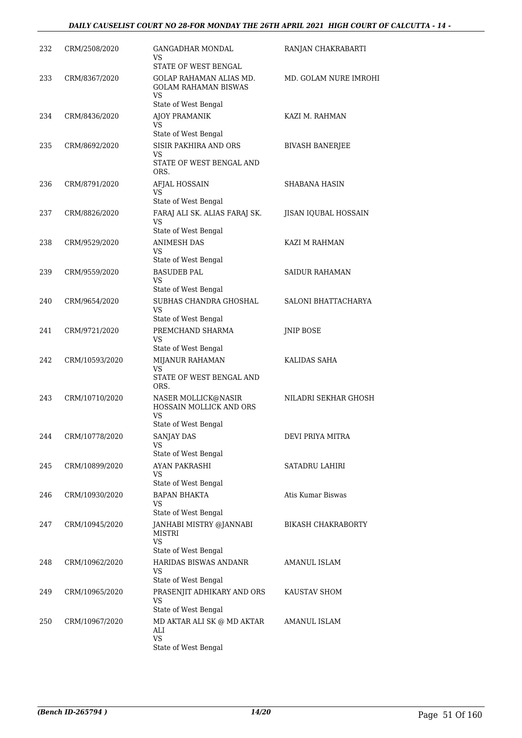| | | | |
|---|---|---|---|
| 232 | CRM/2508/2020 | GANGADHAR MONDAL<br>VS<br>STATE OF WEST BENGAL | RANJAN CHAKRABARTI |
| 233 | CRM/8367/2020 | GOLAP RAHAMAN ALIAS MD. GOLAM RAHAMAN BISWAS<br>VS<br>State of West Bengal | MD. GOLAM NURE IMROHI |
| 234 | CRM/8436/2020 | AJOY PRAMANIK<br>VS<br>State of West Bengal | KAZI M. RAHMAN |
| 235 | CRM/8692/2020 | SISIR PAKHIRA AND ORS<br>VS<br>STATE OF WEST BENGAL AND ORS. | BIVASH BANERJEE |
| 236 | CRM/8791/2020 | AFJAL HOSSAIN<br>VS<br>State of West Bengal | SHABANA HASIN |
| 237 | CRM/8826/2020 | FARAJ ALI SK. ALIAS FARAJ SK.<br>VS<br>State of West Bengal | JISAN IQUBAL HOSSAIN |
| 238 | CRM/9529/2020 | ANIMESH DAS<br>VS<br>State of West Bengal | KAZI M RAHMAN |
| 239 | CRM/9559/2020 | BASUDEB PAL<br>VS<br>State of West Bengal | SAIDUR RAHAMAN |
| 240 | CRM/9654/2020 | SUBHAS CHANDRA GHOSHAL<br>VS<br>State of West Bengal | SALONI BHATTACHARYA |
| 241 | CRM/9721/2020 | PREMCHAND SHARMA<br>VS<br>State of West Bengal | JNIP BOSE |
| 242 | CRM/10593/2020 | MIJANUR RAHAMAN<br>VS<br>STATE OF WEST BENGAL AND ORS. | KALIDAS SAHA |
| 243 | CRM/10710/2020 | NASER MOLLICK@NASIR HOSSAIN MOLLICK AND ORS<br>VS<br>State of West Bengal | NILADRI SEKHAR GHOSH |
| 244 | CRM/10778/2020 | SANJAY DAS<br>VS<br>State of West Bengal | DEVI PRIYA MITRA |
| 245 | CRM/10899/2020 | AYAN PAKRASHI<br>VS<br>State of West Bengal | SATADRU LAHIRI |
| 246 | CRM/10930/2020 | BAPAN BHAKTA<br>VS<br>State of West Bengal | Atis Kumar Biswas |
| 247 | CRM/10945/2020 | JANHABI MISTRY @JANNABI MISTRI<br>VS<br>State of West Bengal | BIKASH CHAKRABORTY |
| 248 | CRM/10962/2020 | HARIDAS BISWAS ANDANR<br>VS<br>State of West Bengal | AMANUL ISLAM |
| 249 | CRM/10965/2020 | PRASENJIT ADHIKARY AND ORS<br>VS<br>State of West Bengal | KAUSTAV SHOM |
| 250 | CRM/10967/2020 | MD AKTAR ALI SK @ MD AKTAR ALI<br>VS<br>State of West Bengal | AMANUL ISLAM |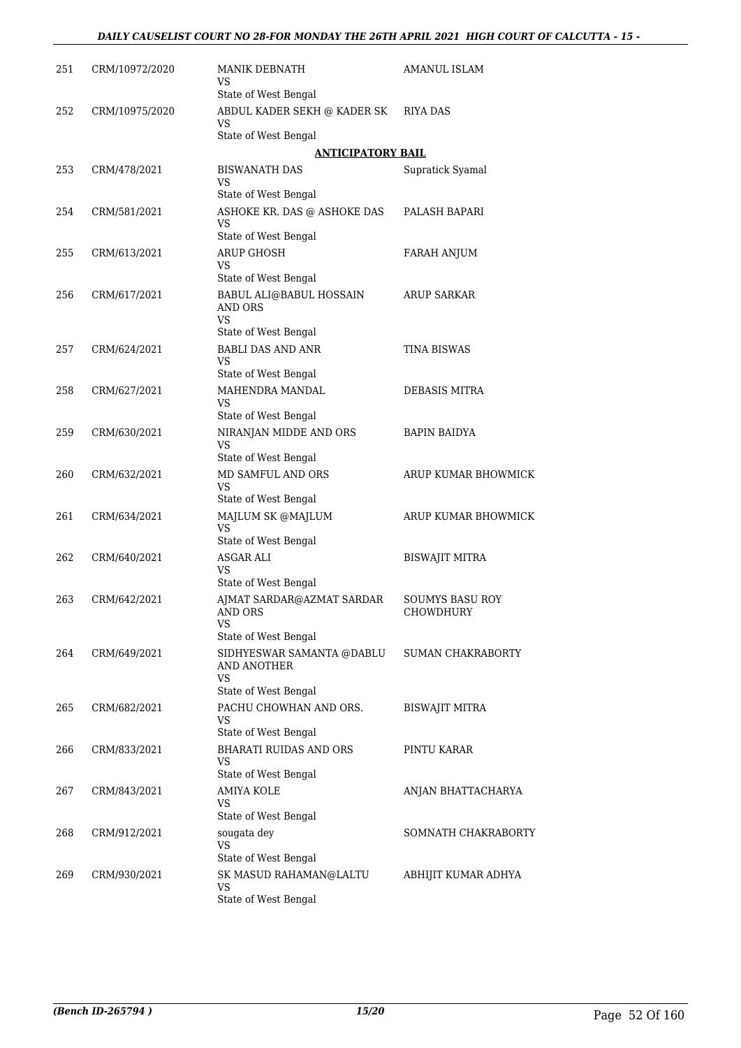| | | | |
|---|---|---|---|
| 251 | CRM/10972/2020 | MANIK DEBNATH<br>VS<br>State of West Bengal | AMANUL ISLAM |
| 252 | CRM/10975/2020 | ABDUL KADER SEKH @ KADER SK<br>VS<br>State of West Bengal | RIYA DAS |

**ANTICIPATORY BAIL**

| | | | |
|---|---|---|---|
| 253 | CRM/478/2021 | BISWANATH DAS<br>VS<br>State of West Bengal | Supratick Syamal |
| 254 | CRM/581/2021 | ASHOKE KR. DAS @ ASHOKE DAS<br>VS<br>State of West Bengal | PALASH BAPARI |
| 255 | CRM/613/2021 | ARUP GHOSH<br>VS<br>State of West Bengal | FARAH ANJUM |
| 256 | CRM/617/2021 | BABUL ALI@BABUL HOSSAIN AND ORS<br>VS<br>State of West Bengal | ARUP SARKAR |
| 257 | CRM/624/2021 | BABLI DAS AND ANR<br>VS<br>State of West Bengal | TINA BISWAS |
| 258 | CRM/627/2021 | MAHENDRA MANDAL<br>VS<br>State of West Bengal | DEBASIS MITRA |
| 259 | CRM/630/2021 | NIRANJAN MIDDE AND ORS<br>VS<br>State of West Bengal | BAPIN BAIDYA |
| 260 | CRM/632/2021 | MD SAMFUL AND ORS<br>VS<br>State of West Bengal | ARUP KUMAR BHOWMICK |
| 261 | CRM/634/2021 | MAJLUM SK @MAJLUM<br>VS<br>State of West Bengal | ARUP KUMAR BHOWMICK |
| 262 | CRM/640/2021 | ASGAR ALI<br>VS<br>State of West Bengal | BISWAJIT MITRA |
| 263 | CRM/642/2021 | AJMAT SARDAR@AZMAT SARDAR AND ORS<br>VS<br>State of West Bengal | SOUMYS BASU ROY CHOWDHURY |
| 264 | CRM/649/2021 | SIDHYESWAR SAMANTA @DABLU AND ANOTHER<br>VS<br>State of West Bengal | SUMAN CHAKRABORTY |
| 265 | CRM/682/2021 | PACHU CHOWHAN AND ORS.<br>VS<br>State of West Bengal | BISWAJIT MITRA |
| 266 | CRM/833/2021 | BHARATI RUIDAS AND ORS<br>VS<br>State of West Bengal | PINTU KARAR |
| 267 | CRM/843/2021 | AMIYA KOLE<br>VS<br>State of West Bengal | ANJAN BHATTACHARYA |
| 268 | CRM/912/2021 | sougata dey<br>VS<br>State of West Bengal | SOMNATH CHAKRABORTY |
| 269 | CRM/930/2021 | SK MASUD RAHAMAN@LALTU<br>VS<br>State of West Bengal | ABHIJIT KUMAR ADHYA |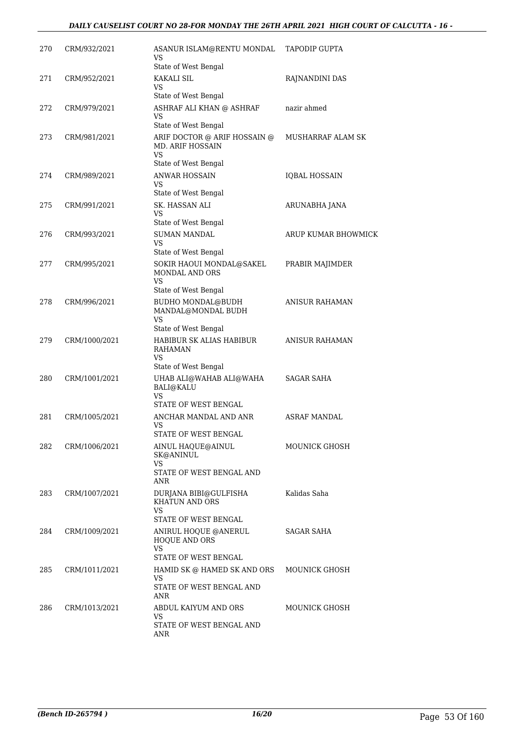| | | | |
|---|---|---|---|
| 270 | CRM/932/2021 | ASANUR ISLAM@RENTU MONDAL<br>VS<br>State of West Bengal | TAPODIP GUPTA |
| 271 | CRM/952/2021 | KAKALI SIL<br>VS<br>State of West Bengal | RAJNANDINI DAS |
| 272 | CRM/979/2021 | ASHRAF ALI KHAN @ ASHRAF<br>VS<br>State of West Bengal | nazir ahmed |
| 273 | CRM/981/2021 | ARIF DOCTOR @ ARIF HOSSAIN @ MD. ARIF HOSSAIN<br>VS<br>State of West Bengal | MUSHARRAF ALAM SK |
| 274 | CRM/989/2021 | ANWAR HOSSAIN<br>VS<br>State of West Bengal | IQBAL HOSSAIN |
| 275 | CRM/991/2021 | SK. HASSAN ALI<br>VS<br>State of West Bengal | ARUNABHA JANA |
| 276 | CRM/993/2021 | SUMAN MANDAL<br>VS<br>State of West Bengal | ARUP KUMAR BHOWMICK |
| 277 | CRM/995/2021 | SOKIR HAOUI MONDAL@SAKEL MONDAL AND ORS<br>VS<br>State of West Bengal | PRABIR MAJIMDER |
| 278 | CRM/996/2021 | BUDHO MONDAL@BUDH MANDAL@MONDAL BUDH<br>VS<br>State of West Bengal | ANISUR RAHAMAN |
| 279 | CRM/1000/2021 | HABIBUR SK ALIAS HABIBUR RAHAMAN<br>VS<br>State of West Bengal | ANISUR RAHAMAN |
| 280 | CRM/1001/2021 | UHAB ALI@WAHAB ALI@WAHA BALI@KALU<br>VS<br>STATE OF WEST BENGAL | SAGAR SAHA |
| 281 | CRM/1005/2021 | ANCHAR MANDAL AND ANR<br>VS<br>STATE OF WEST BENGAL | ASRAF MANDAL |
| 282 | CRM/1006/2021 | AINUL HAQUE@AINUL SK@ANINUL<br>VS<br>STATE OF WEST BENGAL AND ANR | MOUNICK GHOSH |
| 283 | CRM/1007/2021 | DURJANA BIBI@GULFISHA KHATUN AND ORS<br>VS<br>STATE OF WEST BENGAL | Kalidas Saha |
| 284 | CRM/1009/2021 | ANIRUL HOQUE @ANERUL HOQUE AND ORS<br>VS<br>STATE OF WEST BENGAL | SAGAR SAHA |
| 285 | CRM/1011/2021 | HAMID SK @ HAMED SK AND ORS<br>VS<br>STATE OF WEST BENGAL AND ANR | MOUNICK GHOSH |
| 286 | CRM/1013/2021 | ABDUL KAIYUM AND ORS<br>VS<br>STATE OF WEST BENGAL AND ANR | MOUNICK GHOSH |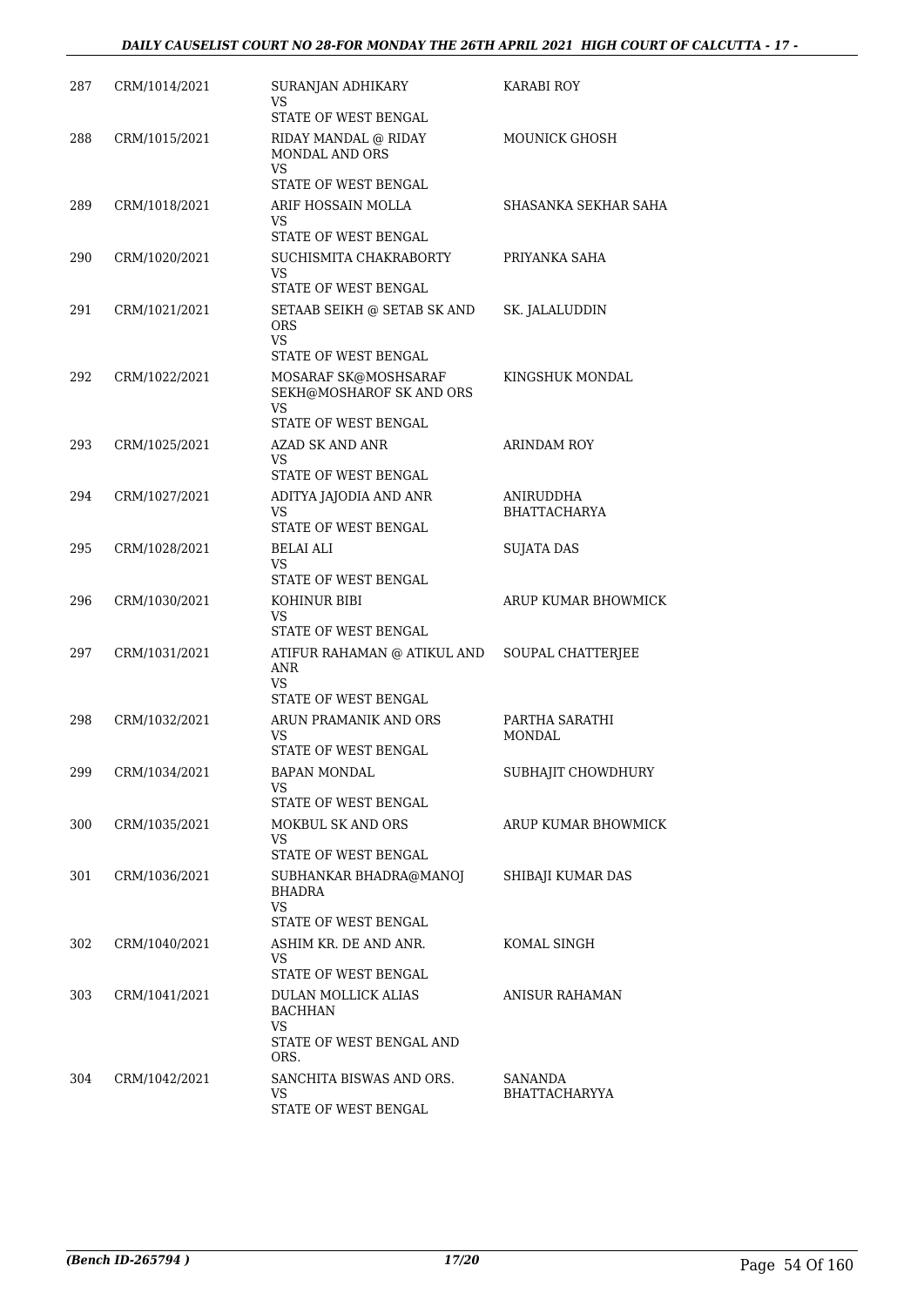| | | | |
|---|---|---|---|
| 287 | CRM/1014/2021 | SURANJAN ADHIKARY<br>VS<br>STATE OF WEST BENGAL | KARABI ROY |
| 288 | CRM/1015/2021 | RIDAY MANDAL @ RIDAY MONDAL AND ORS<br>VS<br>STATE OF WEST BENGAL | MOUNICK GHOSH |
| 289 | CRM/1018/2021 | ARIF HOSSAIN MOLLA<br>VS<br>STATE OF WEST BENGAL | SHASANKA SEKHAR SAHA |
| 290 | CRM/1020/2021 | SUCHISMITA CHAKRABORTY<br>VS<br>STATE OF WEST BENGAL | PRIYANKA SAHA |
| 291 | CRM/1021/2021 | SETAAB SEIKH @ SETAB SK AND ORS<br>VS<br>STATE OF WEST BENGAL | SK. JALALUDDIN |
| 292 | CRM/1022/2021 | MOSARAF SK@MOSHSARAF SEKH@MOSHAROF SK AND ORS<br>VS<br>STATE OF WEST BENGAL | KINGSHUK MONDAL |
| 293 | CRM/1025/2021 | AZAD SK AND ANR<br>VS<br>STATE OF WEST BENGAL | ARINDAM ROY |
| 294 | CRM/1027/2021 | ADITYA JAJODIA AND ANR<br>VS<br>STATE OF WEST BENGAL | ANIRUDDHA BHATTACHARYA |
| 295 | CRM/1028/2021 | BELAI ALI<br>VS<br>STATE OF WEST BENGAL | SUJATA DAS |
| 296 | CRM/1030/2021 | KOHINUR BIBI<br>VS<br>STATE OF WEST BENGAL | ARUP KUMAR BHOWMICK |
| 297 | CRM/1031/2021 | ATIFUR RAHAMAN @ ATIKUL AND ANR<br>VS<br>STATE OF WEST BENGAL | SOUPAL CHATTERJEE |
| 298 | CRM/1032/2021 | ARUN PRAMANIK AND ORS<br>VS<br>STATE OF WEST BENGAL | PARTHA SARATHI MONDAL |
| 299 | CRM/1034/2021 | BAPAN MONDAL<br>VS<br>STATE OF WEST BENGAL | SUBHAJIT CHOWDHURY |
| 300 | CRM/1035/2021 | MOKBUL SK AND ORS<br>VS<br>STATE OF WEST BENGAL | ARUP KUMAR BHOWMICK |
| 301 | CRM/1036/2021 | SUBHANKAR BHADRA@MANOJ BHADRA<br>VS<br>STATE OF WEST BENGAL | SHIBAJI KUMAR DAS |
| 302 | CRM/1040/2021 | ASHIM KR. DE AND ANR.<br>VS<br>STATE OF WEST BENGAL | KOMAL SINGH |
| 303 | CRM/1041/2021 | DULAN MOLLICK ALIAS BACHHAN<br>VS<br>STATE OF WEST BENGAL AND ORS. | ANISUR RAHAMAN |
| 304 | CRM/1042/2021 | SANCHITA BISWAS AND ORS.<br>VS<br>STATE OF WEST BENGAL | SANANDA BHATTACHARYYA |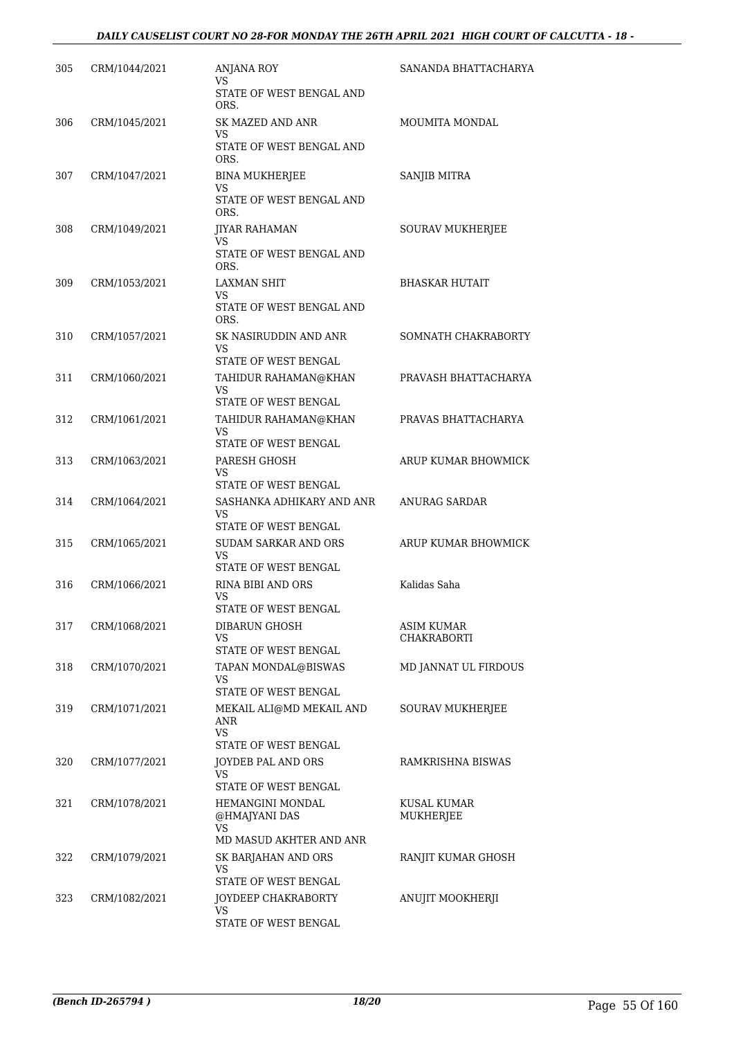| 305 | CRM/1044/2021 | ANJANA ROY<br>VS<br>STATE OF WEST BENGAL AND ORS. | SANANDA BHATTACHARYA |
|---|---|---|---|
| 306 | CRM/1045/2021 | SK MAZED AND ANR<br>VS<br>STATE OF WEST BENGAL AND ORS. | MOUMITA MONDAL |
| 307 | CRM/1047/2021 | BINA MUKHERJEE<br>VS<br>STATE OF WEST BENGAL AND ORS. | SANJIB MITRA |
| 308 | CRM/1049/2021 | JIYAR RAHAMAN<br>VS<br>STATE OF WEST BENGAL AND ORS. | SOURAV MUKHERJEE |
| 309 | CRM/1053/2021 | LAXMAN SHIT<br>VS<br>STATE OF WEST BENGAL AND ORS. | BHASKAR HUTAIT |
| 310 | CRM/1057/2021 | SK NASIRUDDIN AND ANR<br>VS<br>STATE OF WEST BENGAL | SOMNATH CHAKRABORTY |
| 311 | CRM/1060/2021 | TAHIDUR RAHAMAN@KHAN<br>VS<br>STATE OF WEST BENGAL | PRAVASH BHATTACHARYA |
| 312 | CRM/1061/2021 | TAHIDUR RAHAMAN@KHAN<br>VS<br>STATE OF WEST BENGAL | PRAVAS BHATTACHARYA |
| 313 | CRM/1063/2021 | PARESH GHOSH<br>VS<br>STATE OF WEST BENGAL | ARUP KUMAR BHOWMICK |
| 314 | CRM/1064/2021 | SASHANKA ADHIKARY AND ANR<br>VS<br>STATE OF WEST BENGAL | ANURAG SARDAR |
| 315 | CRM/1065/2021 | SUDAM SARKAR AND ORS<br>VS<br>STATE OF WEST BENGAL | ARUP KUMAR BHOWMICK |
| 316 | CRM/1066/2021 | RINA BIBI AND ORS<br>VS<br>STATE OF WEST BENGAL | Kalidas Saha |
| 317 | CRM/1068/2021 | DIBARUN GHOSH<br>VS<br>STATE OF WEST BENGAL | ASIM KUMAR CHAKRABORTI |
| 318 | CRM/1070/2021 | TAPAN MONDAL@BISWAS<br>VS<br>STATE OF WEST BENGAL | MD JANNAT UL FIRDOUS |
| 319 | CRM/1071/2021 | MEKAIL ALI@MD MEKAIL AND ANR<br>VS<br>STATE OF WEST BENGAL | SOURAV MUKHERJEE |
| 320 | CRM/1077/2021 | JOYDEB PAL AND ORS<br>VS<br>STATE OF WEST BENGAL | RAMKRISHNA BISWAS |
| 321 | CRM/1078/2021 | HEMANGINI MONDAL @HMAJYANI DAS<br>VS<br>MD MASUD AKHTER AND ANR | KUSAL KUMAR MUKHERJEE |
| 322 | CRM/1079/2021 | SK BARJAHAN AND ORS<br>VS<br>STATE OF WEST BENGAL | RANJIT KUMAR GHOSH |
| 323 | CRM/1082/2021 | JOYDEEP CHAKRABORTY<br>VS<br>STATE OF WEST BENGAL | ANUJIT MOOKHERJI |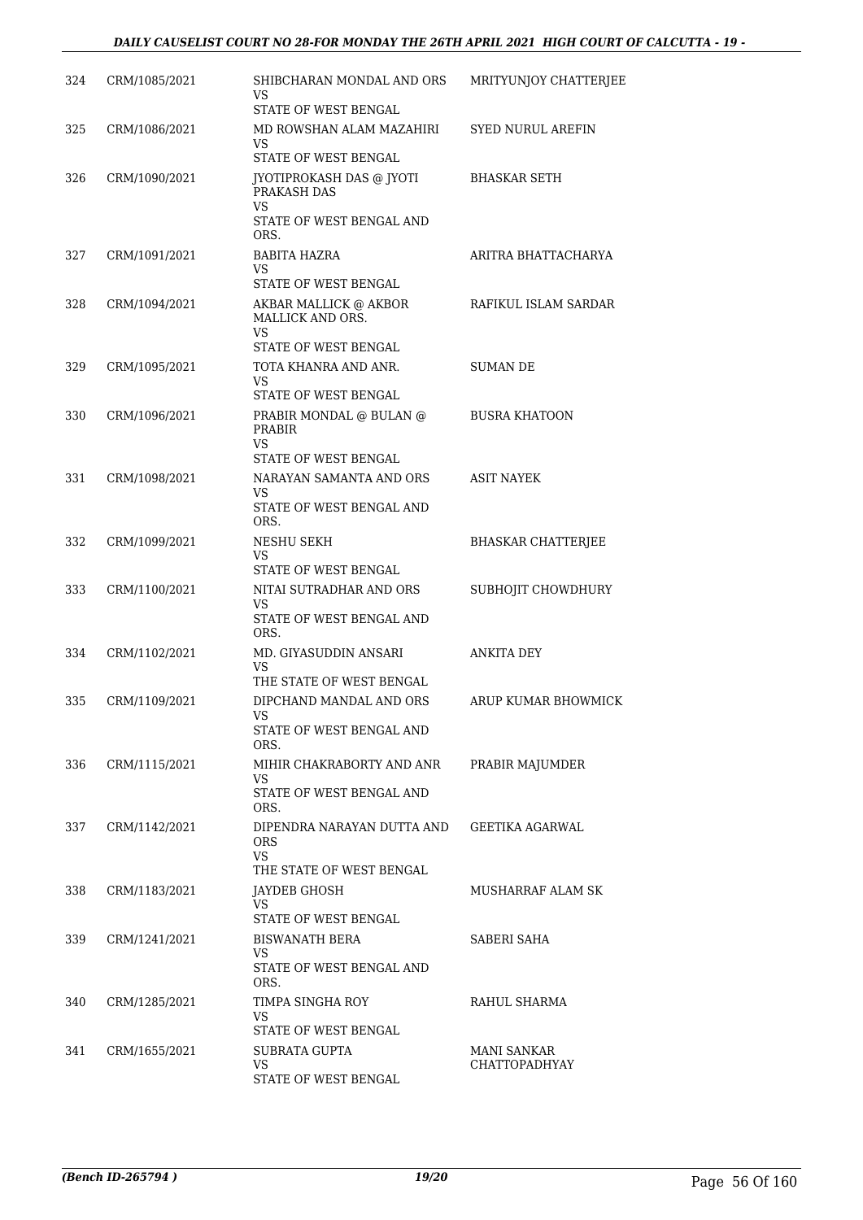| 324 | CRM/1085/2021 | SHIBCHARAN MONDAL AND ORS<br>VS<br>STATE OF WEST BENGAL | MRITYUNJOY CHATTERJEE |
|---|---|---|---|
| 325 | CRM/1086/2021 | MD ROWSHAN ALAM MAZAHIRI<br>VS<br>STATE OF WEST BENGAL | SYED NURUL AREFIN |
| 326 | CRM/1090/2021 | JYOTIPROKASH DAS @ JYOTI PRAKASH DAS<br>VS<br>STATE OF WEST BENGAL AND ORS. | BHASKAR SETH |
| 327 | CRM/1091/2021 | BABITA HAZRA<br>VS<br>STATE OF WEST BENGAL | ARITRA BHATTACHARYA |
| 328 | CRM/1094/2021 | AKBAR MALLICK @ AKBOR MALLICK AND ORS.<br>VS<br>STATE OF WEST BENGAL | RAFIKUL ISLAM SARDAR |
| 329 | CRM/1095/2021 | TOTA KHANRA AND ANR.<br>VS<br>STATE OF WEST BENGAL | SUMAN DE |
| 330 | CRM/1096/2021 | PRABIR MONDAL @ BULAN @ PRABIR<br>VS<br>STATE OF WEST BENGAL | BUSRA KHATOON |
| 331 | CRM/1098/2021 | NARAYAN SAMANTA AND ORS<br>VS<br>STATE OF WEST BENGAL AND ORS. | ASIT NAYEK |
| 332 | CRM/1099/2021 | NESHU SEKH<br>VS<br>STATE OF WEST BENGAL | BHASKAR CHATTERJEE |
| 333 | CRM/1100/2021 | NITAI SUTRADHAR AND ORS<br>VS<br>STATE OF WEST BENGAL AND ORS. | SUBHOJIT CHOWDHURY |
| 334 | CRM/1102/2021 | MD. GIYASUDDIN ANSARI<br>VS<br>THE STATE OF WEST BENGAL | ANKITA DEY |
| 335 | CRM/1109/2021 | DIPCHAND MANDAL AND ORS<br>VS<br>STATE OF WEST BENGAL AND ORS. | ARUP KUMAR BHOWMICK |
| 336 | CRM/1115/2021 | MIHIR CHAKRABORTY AND ANR<br>VS<br>STATE OF WEST BENGAL AND ORS. | PRABIR MAJUMDER |
| 337 | CRM/1142/2021 | DIPENDRA NARAYAN DUTTA AND ORS<br>VS<br>THE STATE OF WEST BENGAL | GEETIKA AGARWAL |
| 338 | CRM/1183/2021 | JAYDEB GHOSH<br>VS<br>STATE OF WEST BENGAL | MUSHARRAF ALAM SK |
| 339 | CRM/1241/2021 | BISWANATH BERA<br>VS<br>STATE OF WEST BENGAL AND ORS. | SABERI SAHA |
| 340 | CRM/1285/2021 | TIMPA SINGHA ROY<br>VS<br>STATE OF WEST BENGAL | RAHUL SHARMA |
| 341 | CRM/1655/2021 | SUBRATA GUPTA<br>VS<br>STATE OF WEST BENGAL | MANI SANKAR CHATTOPADHYAY |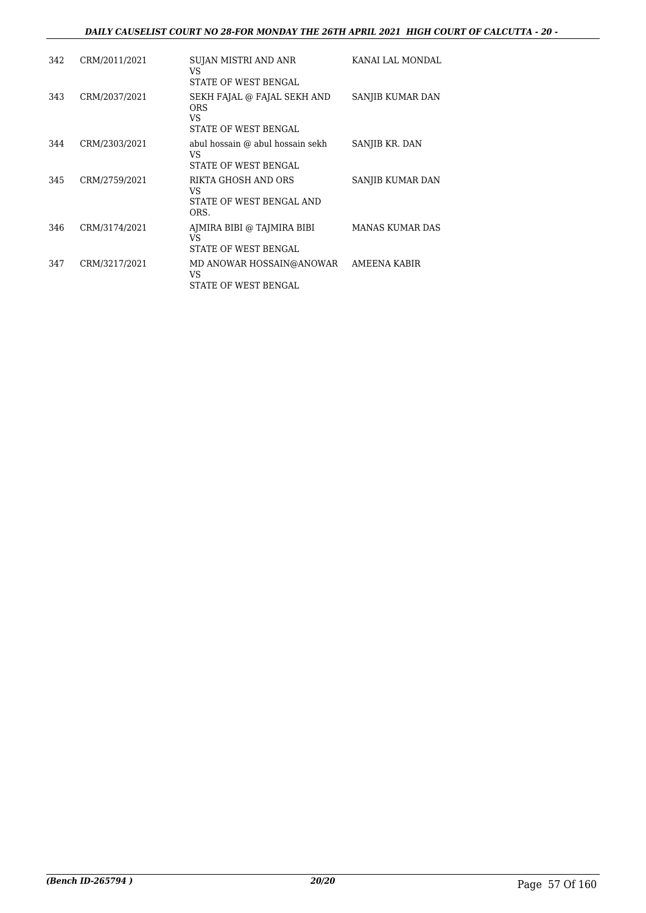| | | | |
|---|---|---|---|
| 342 | CRM/2011/2021 | SUJAN MISTRI AND ANR<br>VS<br>STATE OF WEST BENGAL | KANAI LAL MONDAL |
| 343 | CRM/2037/2021 | SEKH FAJAL @ FAJAL SEKH AND ORS<br>VS<br>STATE OF WEST BENGAL | SANJIB KUMAR DAN |
| 344 | CRM/2303/2021 | abul hossain @ abul hossain sekh<br>VS<br>STATE OF WEST BENGAL | SANJIB KR. DAN |
| 345 | CRM/2759/2021 | RIKTA GHOSH AND ORS<br>VS<br>STATE OF WEST BENGAL AND ORS. | SANJIB KUMAR DAN |
| 346 | CRM/3174/2021 | AJMIRA BIBI @ TAJMIRA BIBI<br>VS<br>STATE OF WEST BENGAL | MANAS KUMAR DAS |
| 347 | CRM/3217/2021 | MD ANOWAR HOSSAIN@ANOWAR<br>VS<br>STATE OF WEST BENGAL | AMEENA KABIR |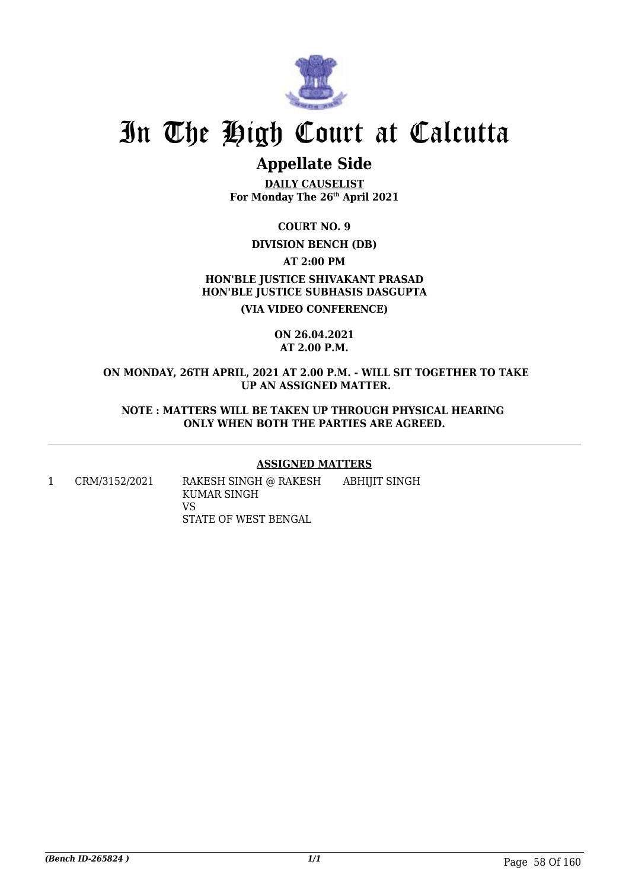# In The High Court at Calcutta

## Appellate Side

**DAILY CAUSELIST**
**For Monday The 26th April 2021**

**COURT NO. 9**

**DIVISION BENCH (DB)**

**AT 2:00 PM**

**HON'BLE JUSTICE SHIVAKANT PRASAD**
**HON'BLE JUSTICE SUBHASIS DASGUPTA**

**(VIA VIDEO CONFERENCE)**

**ON 26.04.2021**
**AT 2.00 P.M.**

**ON MONDAY, 26TH APRIL, 2021 AT 2.00 P.M. - WILL SIT TOGETHER TO TAKE UP AN ASSIGNED MATTER.**

**NOTE : MATTERS WILL BE TAKEN UP THROUGH PHYSICAL HEARING ONLY WHEN BOTH THE PARTIES ARE AGREED.**

---

**ASSIGNED MATTERS**

| | | | |
|---|---|---|---|
| 1 | CRM/3152/2021 | RAKESH SINGH @ RAKESH KUMAR SINGH<br>VS<br>STATE OF WEST BENGAL | ABHIJIT SINGH |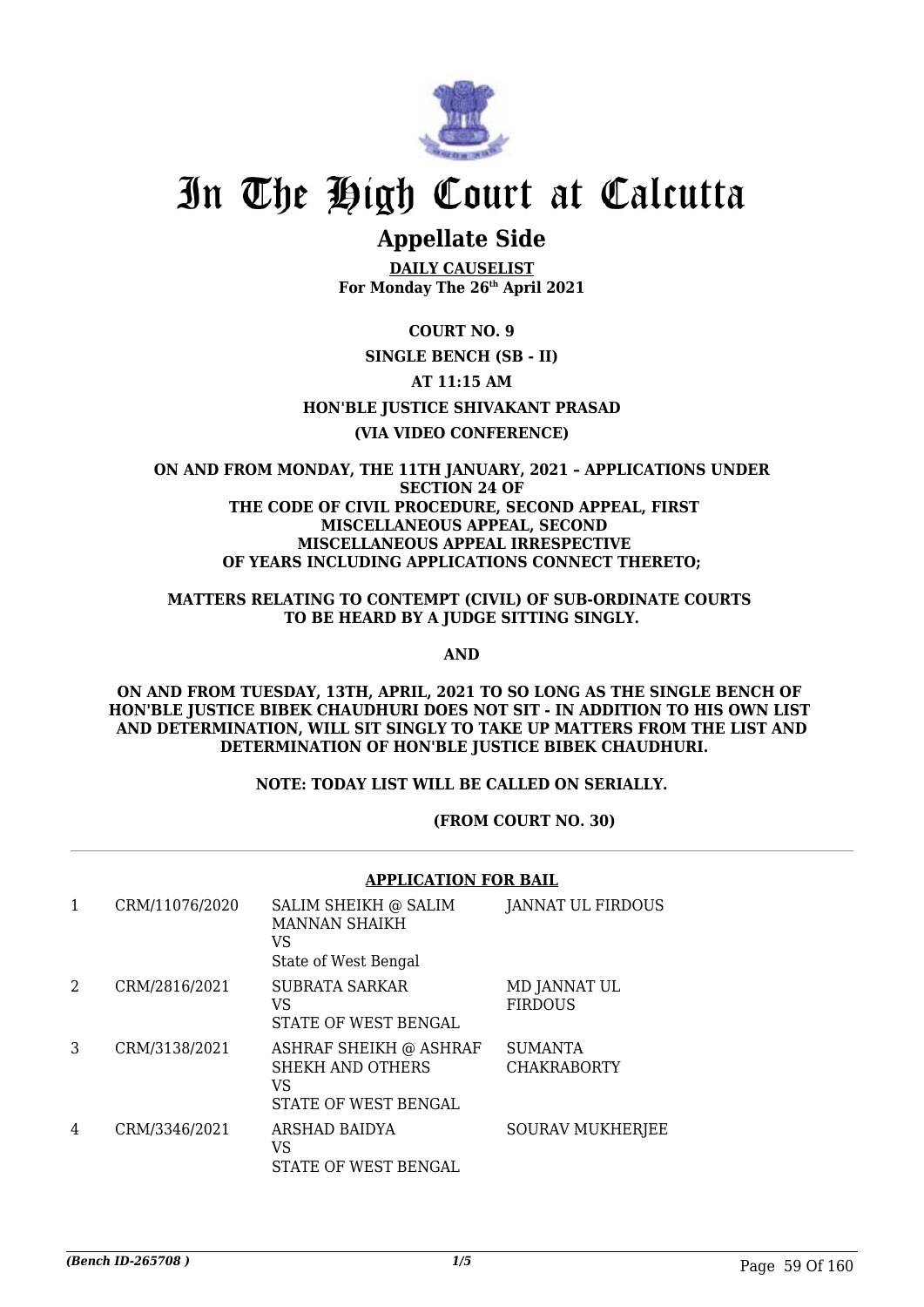# In The High Court at Calcutta

## Appellate Side

**DAILY CAUSELIST**
**For Monday The 26th April 2021**

**COURT NO. 9**

**SINGLE BENCH (SB - II)**

**AT 11:15 AM**

**HON'BLE JUSTICE SHIVAKANT PRASAD**

**(VIA VIDEO CONFERENCE)**

**ON AND FROM MONDAY, THE 11TH JANUARY, 2021 – APPLICATIONS UNDER SECTION 24 OF THE CODE OF CIVIL PROCEDURE, SECOND APPEAL, FIRST MISCELLANEOUS APPEAL, SECOND MISCELLANEOUS APPEAL IRRESPECTIVE OF YEARS INCLUDING APPLICATIONS CONNECT THERETO;**

**MATTERS RELATING TO CONTEMPT (CIVIL) OF SUB-ORDINATE COURTS TO BE HEARD BY A JUDGE SITTING SINGLY.**

**AND**

**ON AND FROM TUESDAY, 13TH, APRIL, 2021 TO SO LONG AS THE SINGLE BENCH OF HON'BLE JUSTICE BIBEK CHAUDHURI DOES NOT SIT - IN ADDITION TO HIS OWN LIST AND DETERMINATION, WILL SIT SINGLY TO TAKE UP MATTERS FROM THE LIST AND DETERMINATION OF HON'BLE JUSTICE BIBEK CHAUDHURI.**

**NOTE: TODAY LIST WILL BE CALLED ON SERIALLY.**

**(FROM COURT NO. 30)**

**APPLICATION FOR BAIL**

| | | | |
|---|---|---|---|
| 1 | CRM/11076/2020 | SALIM SHEIKH @ SALIM MANNAN SHAIKH<br>VS<br>State of West Bengal | JANNAT UL FIRDOUS |
| 2 | CRM/2816/2021 | SUBRATA SARKAR<br>VS<br>STATE OF WEST BENGAL | MD JANNAT UL FIRDOUS |
| 3 | CRM/3138/2021 | ASHRAF SHEIKH @ ASHRAF SHEKH AND OTHERS<br>VS<br>STATE OF WEST BENGAL | SUMANTA CHAKRABORTY |
| 4 | CRM/3346/2021 | ARSHAD BAIDYA<br>VS<br>STATE OF WEST BENGAL | SOURAV MUKHERJEE |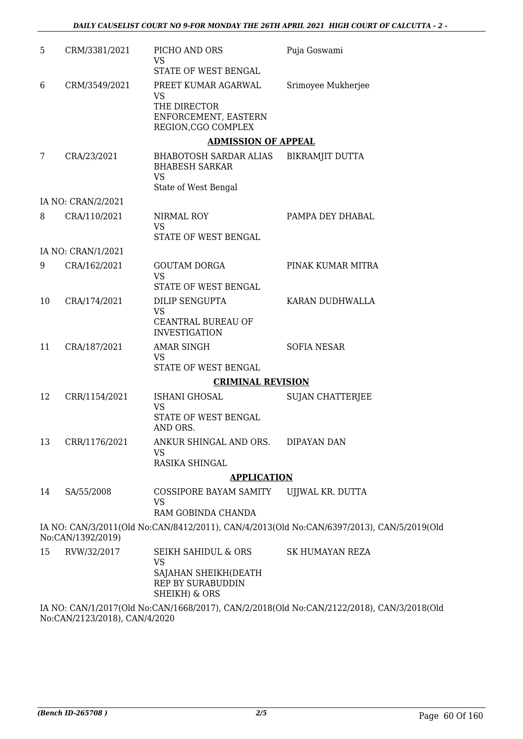| | | | |
|---|---|---|---|
| 5 | CRM/3381/2021 | PICHO AND ORS<br>VS<br>STATE OF WEST BENGAL | Puja Goswami |
| 6 | CRM/3549/2021 | PREET KUMAR AGARWAL<br>VS<br>THE DIRECTOR ENFORCEMENT, EASTERN REGION,CGO COMPLEX | Srimoyee Mukherjee |

**ADMISSION OF APPEAL**

| | | | |
|---|---|---|---|
| 7 | CRA/23/2021 | BHABOTOSH SARDAR ALIAS BHABESH SARKAR<br>VS<br>State of West Bengal | BIKRAMJIT DUTTA |
| | IA NO: CRAN/2/2021 | | |
| 8 | CRA/110/2021 | NIRMAL ROY<br>VS<br>STATE OF WEST BENGAL | PAMPA DEY DHABAL |
| | IA NO: CRAN/1/2021 | | |
| 9 | CRA/162/2021 | GOUTAM DORGA<br>VS<br>STATE OF WEST BENGAL | PINAK KUMAR MITRA |
| 10 | CRA/174/2021 | DILIP SENGUPTA<br>VS<br>CEANTRAL BUREAU OF INVESTIGATION | KARAN DUDHWALLA |
| 11 | CRA/187/2021 | AMAR SINGH<br>VS<br>STATE OF WEST BENGAL | SOFIA NESAR |

**CRIMINAL REVISION**

| | | | |
|---|---|---|---|
| 12 | CRR/1154/2021 | ISHANI GHOSAL<br>VS<br>STATE OF WEST BENGAL AND ORS. | SUJAN CHATTERJEE |
| 13 | CRR/1176/2021 | ANKUR SHINGAL AND ORS.<br>VS<br>RASIKA SHINGAL | DIPAYAN DAN |

**APPLICATION**

| | | | |
|---|---|---|---|
| 14 | SA/55/2008 | COSSIPORE BAYAM SAMITY<br>VS<br>RAM GOBINDA CHANDA | UJJWAL KR. DUTTA |

IA NO: CAN/3/2011(Old No:CAN/8412/2011), CAN/4/2013(Old No:CAN/6397/2013), CAN/5/2019(Old No:CAN/1392/2019)

| | | | |
|---|---|---|---|
| 15 | RVW/32/2017 | SEIKH SAHIDUL & ORS<br>VS<br>SAJAHAN SHEIKH(DEATH REP BY SURABUDDIN SHEIKH) & ORS | SK HUMAYAN REZA |

IA NO: CAN/1/2017(Old No:CAN/1668/2017), CAN/2/2018(Old No:CAN/2122/2018), CAN/3/2018(Old No:CAN/2123/2018), CAN/4/2020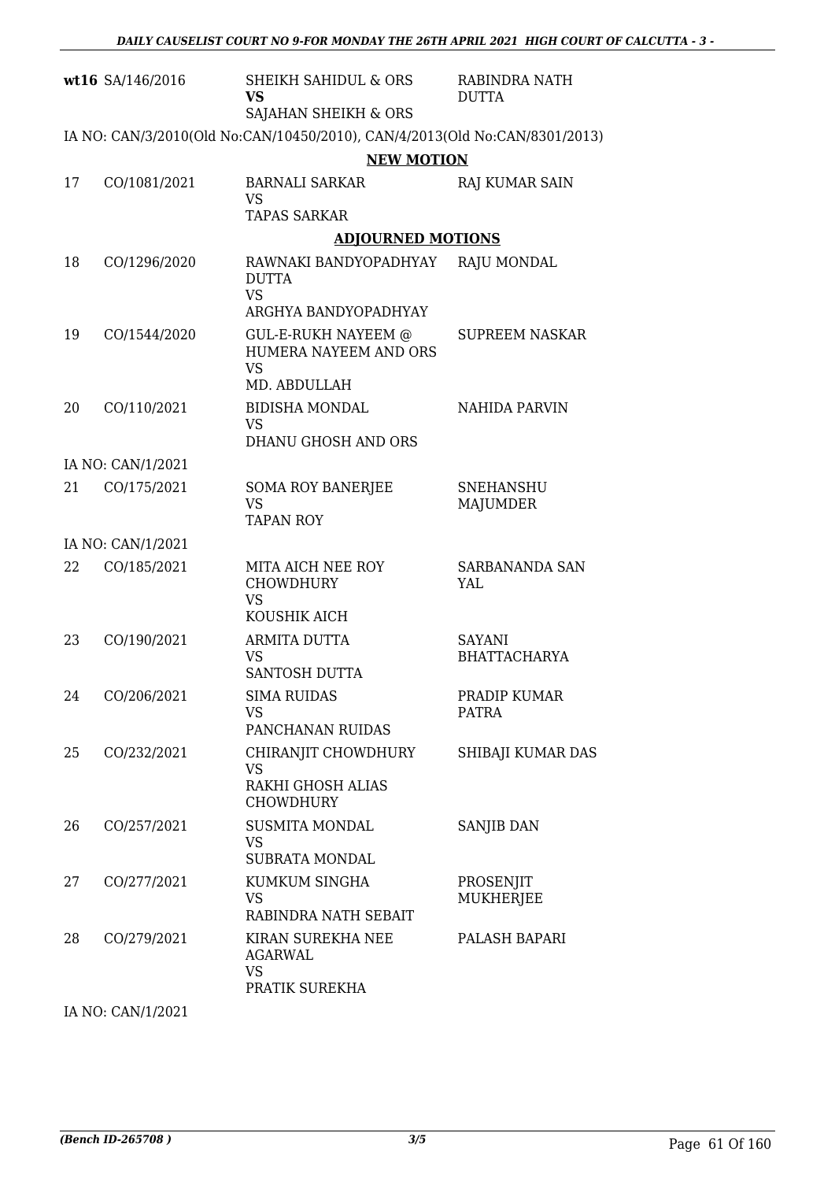| | | | |
|---|---|---|---|
| wt16 | SA/146/2016 | SHEIKH SAHIDUL & ORS<br>**VS**<br>SAJAHAN SHEIKH & ORS | RABINDRA NATH DUTTA |

IA NO: CAN/3/2010(Old No:CAN/10450/2010), CAN/4/2013(Old No:CAN/8301/2013)

**NEW MOTION**

| | | | |
|---|---|---|---|
| 17 | CO/1081/2021 | BARNALI SARKAR<br>VS<br>TAPAS SARKAR | RAJ KUMAR SAIN |

**ADJOURNED MOTIONS**

| | | | |
|---|---|---|---|
| 18 | CO/1296/2020 | RAWNAKI BANDYOPADHYAY DUTTA<br>VS<br>ARGHYA BANDYOPADHYAY | RAJU MONDAL |
| 19 | CO/1544/2020 | GUL-E-RUKH NAYEEM @ HUMERA NAYEEM AND ORS<br>VS<br>MD. ABDULLAH | SUPREEM NASKAR |
| 20 | CO/110/2021 | BIDISHA MONDAL<br>VS<br>DHANU GHOSH AND ORS | NAHIDA PARVIN |
| IA NO: CAN/1/2021 | | | |
| 21 | CO/175/2021 | SOMA ROY BANERJEE<br>VS<br>TAPAN ROY | SNEHANSHU MAJUMDER |
| IA NO: CAN/1/2021 | | | |
| 22 | CO/185/2021 | MITA AICH NEE ROY CHOWDHURY<br>VS<br>KOUSHIK AICH | SARBANANDA SAN YAL |
| 23 | CO/190/2021 | ARMITA DUTTA<br>VS<br>SANTOSH DUTTA | SAYANI BHATTACHARYA |
| 24 | CO/206/2021 | SIMA RUIDAS<br>VS<br>PANCHANAN RUIDAS | PRADIP KUMAR PATRA |
| 25 | CO/232/2021 | CHIRANJIT CHOWDHURY<br>VS<br>RAKHI GHOSH ALIAS CHOWDHURY | SHIBAJI KUMAR DAS |
| 26 | CO/257/2021 | SUSMITA MONDAL<br>VS<br>SUBRATA MONDAL | SANJIB DAN |
| 27 | CO/277/2021 | KUMKUM SINGHA<br>VS<br>RABINDRA NATH SEBAIT | PROSENJIT MUKHERJEE |
| 28 | CO/279/2021 | KIRAN SUREKHA NEE AGARWAL<br>VS<br>PRATIK SUREKHA | PALASH BAPARI |

IA NO: CAN/1/2021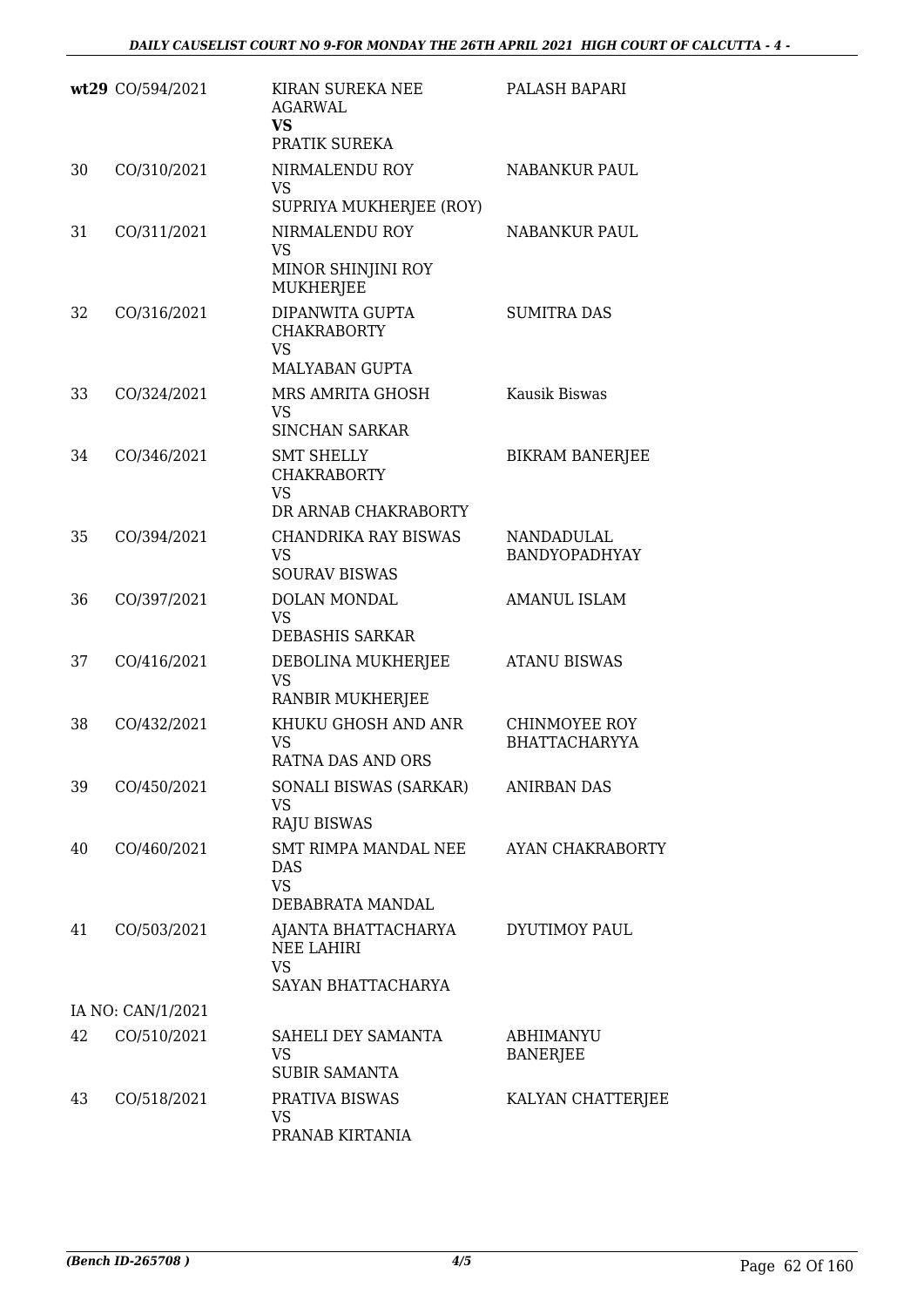| | | | |
|---|---|---|---|
| **wt29** | CO/594/2021 | KIRAN SUREKA NEE AGARWAL<br>**VS**<br>PRATIK SUREKA | PALASH BAPARI |
| 30 | CO/310/2021 | NIRMALENDU ROY<br>VS<br>SUPRIYA MUKHERJEE (ROY) | NABANKUR PAUL |
| 31 | CO/311/2021 | NIRMALENDU ROY<br>VS<br>MINOR SHINJINI ROY MUKHERJEE | NABANKUR PAUL |
| 32 | CO/316/2021 | DIPANWITA GUPTA CHAKRABORTY<br>VS<br>MALYABAN GUPTA | SUMITRA DAS |
| 33 | CO/324/2021 | MRS AMRITA GHOSH<br>VS<br>SINCHAN SARKAR | Kausik Biswas |
| 34 | CO/346/2021 | SMT SHELLY CHAKRABORTY<br>VS<br>DR ARNAB CHAKRABORTY | BIKRAM BANERJEE |
| 35 | CO/394/2021 | CHANDRIKA RAY BISWAS<br>VS<br>SOURAV BISWAS | NANDADULAL BANDYOPADHYAY |
| 36 | CO/397/2021 | DOLAN MONDAL<br>VS<br>DEBASHIS SARKAR | AMANUL ISLAM |
| 37 | CO/416/2021 | DEBOLINA MUKHERJEE<br>VS<br>RANBIR MUKHERJEE | ATANU BISWAS |
| 38 | CO/432/2021 | KHUKU GHOSH AND ANR<br>VS<br>RATNA DAS AND ORS | CHINMOYEE ROY BHATTACHARYYA |
| 39 | CO/450/2021 | SONALI BISWAS (SARKAR)<br>VS<br>RAJU BISWAS | ANIRBAN DAS |
| 40 | CO/460/2021 | SMT RIMPA MANDAL NEE DAS<br>VS<br>DEBABRATA MANDAL | AYAN CHAKRABORTY |
| 41 | CO/503/2021 | AJANTA BHATTACHARYA NEE LAHIRI<br>VS<br>SAYAN BHATTACHARYA | DYUTIMOY PAUL |
| | IA NO: CAN/1/2021 | | |
| 42 | CO/510/2021 | SAHELI DEY SAMANTA<br>VS<br>SUBIR SAMANTA | ABHIMANYU BANERJEE |
| 43 | CO/518/2021 | PRATIVA BISWAS<br>VS<br>PRANAB KIRTANIA | KALYAN CHATTERJEE |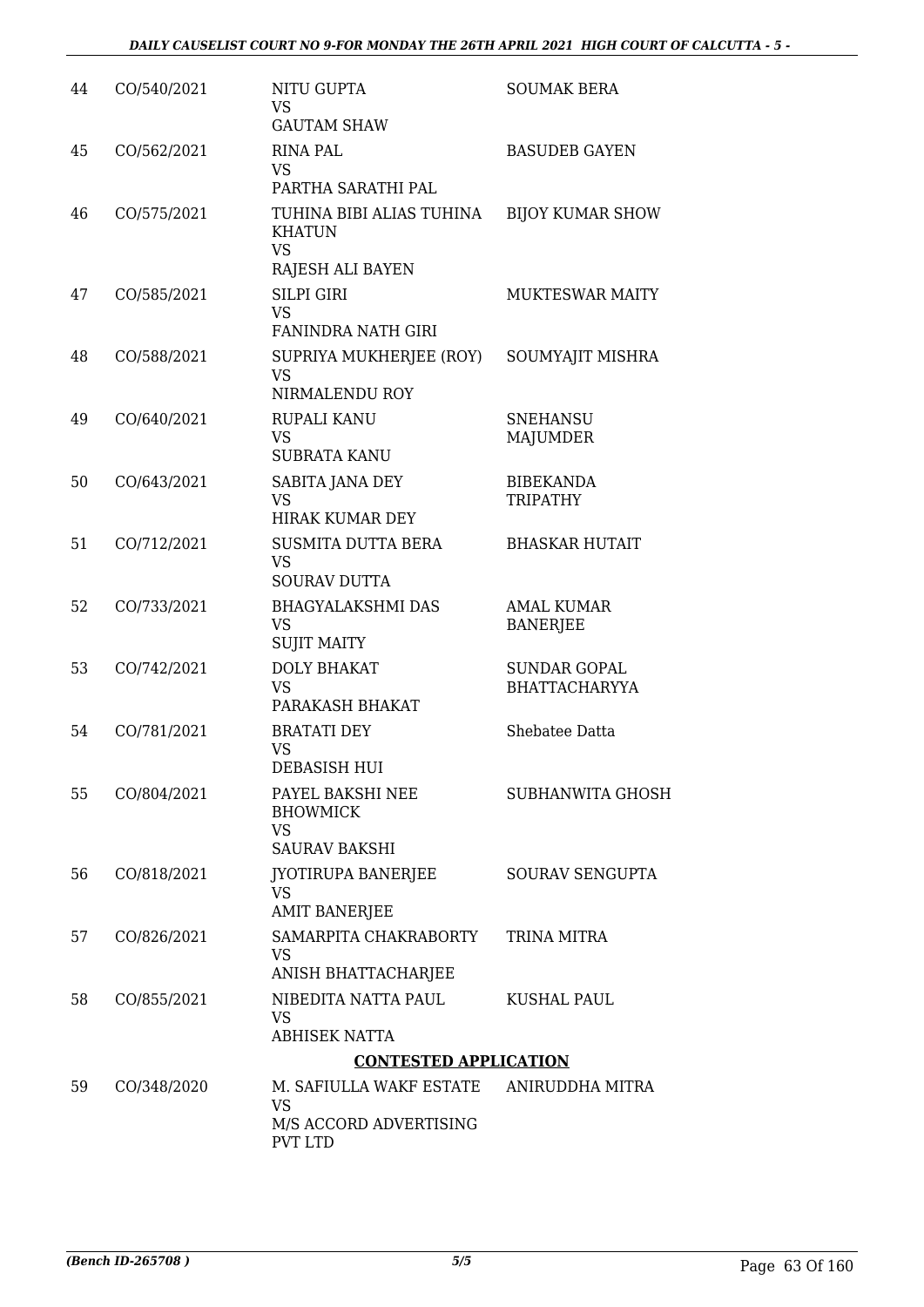| | | | |
|---|---|---|---|
| 44 | CO/540/2021 | NITU GUPTA<br>VS<br>GAUTAM SHAW | SOUMAK BERA |
| 45 | CO/562/2021 | RINA PAL<br>VS<br>PARTHA SARATHI PAL | BASUDEB GAYEN |
| 46 | CO/575/2021 | TUHINA BIBI ALIAS TUHINA KHATUN<br>VS<br>RAJESH ALI BAYEN | BIJOY KUMAR SHOW |
| 47 | CO/585/2021 | SILPI GIRI<br>VS<br>FANINDRA NATH GIRI | MUKTESWAR MAITY |
| 48 | CO/588/2021 | SUPRIYA MUKHERJEE (ROY)<br>VS<br>NIRMALENDU ROY | SOUMYAJIT MISHRA |
| 49 | CO/640/2021 | RUPALI KANU<br>VS<br>SUBRATA KANU | SNEHANSU MAJUMDER |
| 50 | CO/643/2021 | SABITA JANA DEY<br>VS<br>HIRAK KUMAR DEY | BIBEKANDA TRIPATHY |
| 51 | CO/712/2021 | SUSMITA DUTTA BERA<br>VS<br>SOURAV DUTTA | BHASKAR HUTAIT |
| 52 | CO/733/2021 | BHAGYALAKSHMI DAS<br>VS<br>SUJIT MAITY | AMAL KUMAR BANERJEE |
| 53 | CO/742/2021 | DOLY BHAKAT<br>VS<br>PARAKASH BHAKAT | SUNDAR GOPAL BHATTACHARYYA |
| 54 | CO/781/2021 | BRATATI DEY<br>VS<br>DEBASISH HUI | Shebatee Datta |
| 55 | CO/804/2021 | PAYEL BAKSHI NEE BHOWMICK<br>VS<br>SAURAV BAKSHI | SUBHANWITA GHOSH |
| 56 | CO/818/2021 | JYOTIRUPA BANERJEE<br>VS<br>AMIT BANERJEE | SOURAV SENGUPTA |
| 57 | CO/826/2021 | SAMARPITA CHAKRABORTY<br>VS<br>ANISH BHATTACHARJEE | TRINA MITRA |
| 58 | CO/855/2021 | NIBEDITA NATTA PAUL<br>VS<br>ABHISEK NATTA | KUSHAL PAUL |

**CONTESTED APPLICATION**

| | | | |
|---|---|---|---|
| 59 | CO/348/2020 | M. SAFIULLA WAKF ESTATE<br>VS<br>M/S ACCORD ADVERTISING PVT LTD | ANIRUDDHA MITRA |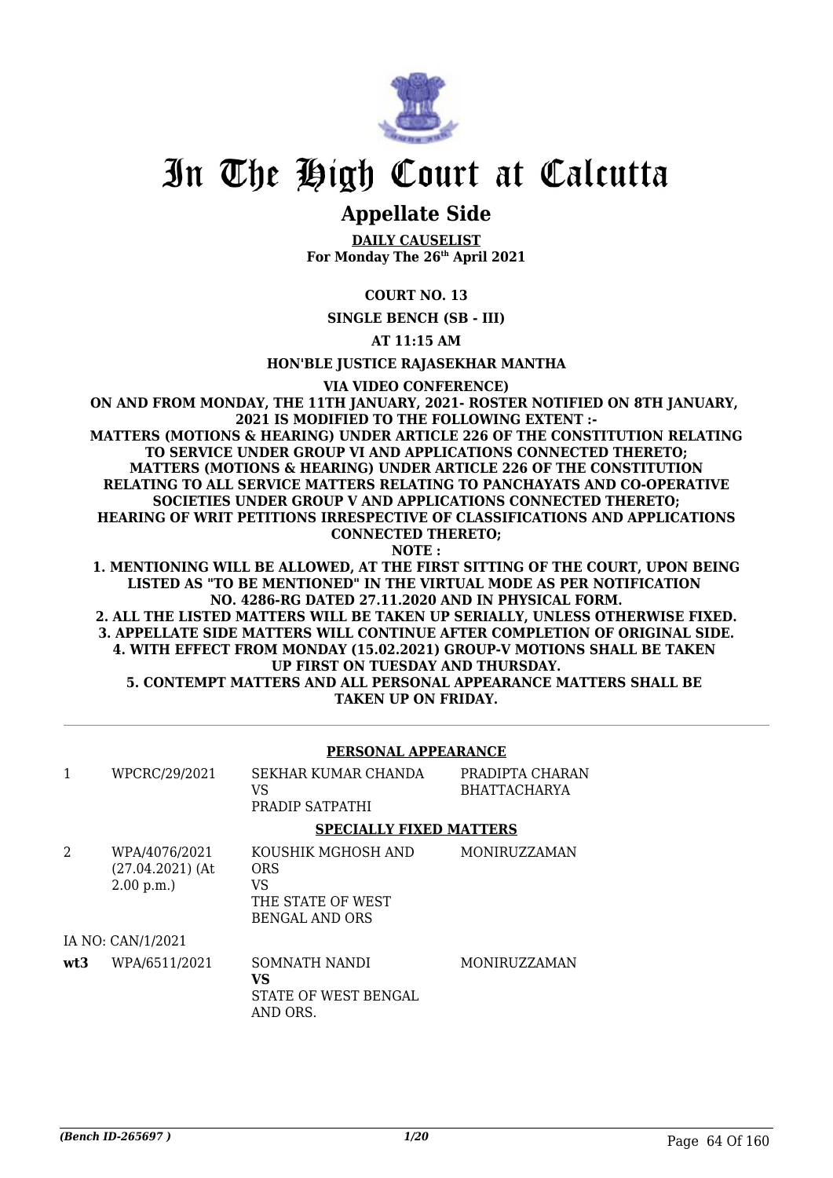# In The High Court at Calcutta

## Appellate Side

**DAILY CAUSELIST**
**For Monday The 26th April 2021**

**COURT NO. 13**

**SINGLE BENCH (SB - III)**

**AT 11:15 AM**

**HON'BLE JUSTICE RAJASEKHAR MANTHA**

**VIA VIDEO CONFERENCE)**

**ON AND FROM MONDAY, THE 11TH JANUARY, 2021- ROSTER NOTIFIED ON 8TH JANUARY, 2021 IS MODIFIED TO THE FOLLOWING EXTENT :-**
**MATTERS (MOTIONS & HEARING) UNDER ARTICLE 226 OF THE CONSTITUTION RELATING TO SERVICE UNDER GROUP VI AND APPLICATIONS CONNECTED THERETO;**
**MATTERS (MOTIONS & HEARING) UNDER ARTICLE 226 OF THE CONSTITUTION RELATING TO ALL SERVICE MATTERS RELATING TO PANCHAYATS AND CO-OPERATIVE SOCIETIES UNDER GROUP V AND APPLICATIONS CONNECTED THERETO;**
**HEARING OF WRIT PETITIONS IRRESPECTIVE OF CLASSIFICATIONS AND APPLICATIONS CONNECTED THERETO;**
**NOTE :**
**1. MENTIONING WILL BE ALLOWED, AT THE FIRST SITTING OF THE COURT, UPON BEING LISTED AS "TO BE MENTIONED" IN THE VIRTUAL MODE AS PER NOTIFICATION NO. 4286-RG DATED 27.11.2020 AND IN PHYSICAL FORM.**
**2. ALL THE LISTED MATTERS WILL BE TAKEN UP SERIALLY, UNLESS OTHERWISE FIXED.**
**3. APPELLATE SIDE MATTERS WILL CONTINUE AFTER COMPLETION OF ORIGINAL SIDE.**
**4. WITH EFFECT FROM MONDAY (15.02.2021) GROUP-V MOTIONS SHALL BE TAKEN UP FIRST ON TUESDAY AND THURSDAY.**
**5. CONTEMPT MATTERS AND ALL PERSONAL APPEARANCE MATTERS SHALL BE TAKEN UP ON FRIDAY.**

**PERSONAL APPEARANCE**

| | | | |
|---|---|---|---|
| 1 | WPCRC/29/2021 | SEKHAR KUMAR CHANDA VS PRADIP SATPATHI | PRADIPTA CHARAN BHATTACHARYA |

**SPECIALLY FIXED MATTERS**

| | | | |
|---|---|---|---|
| 2 | WPA/4076/2021 (27.04.2021) (At 2.00 p.m.) | KOUSHIK MGHOSH AND ORS VS THE STATE OF WEST BENGAL AND ORS | MONIRUZZAMAN |
| | IA NO: CAN/1/2021 | | |
| **wt3** | WPA/6511/2021 | SOMNATH NANDI **VS** STATE OF WEST BENGAL AND ORS. | MONIRUZZAMAN |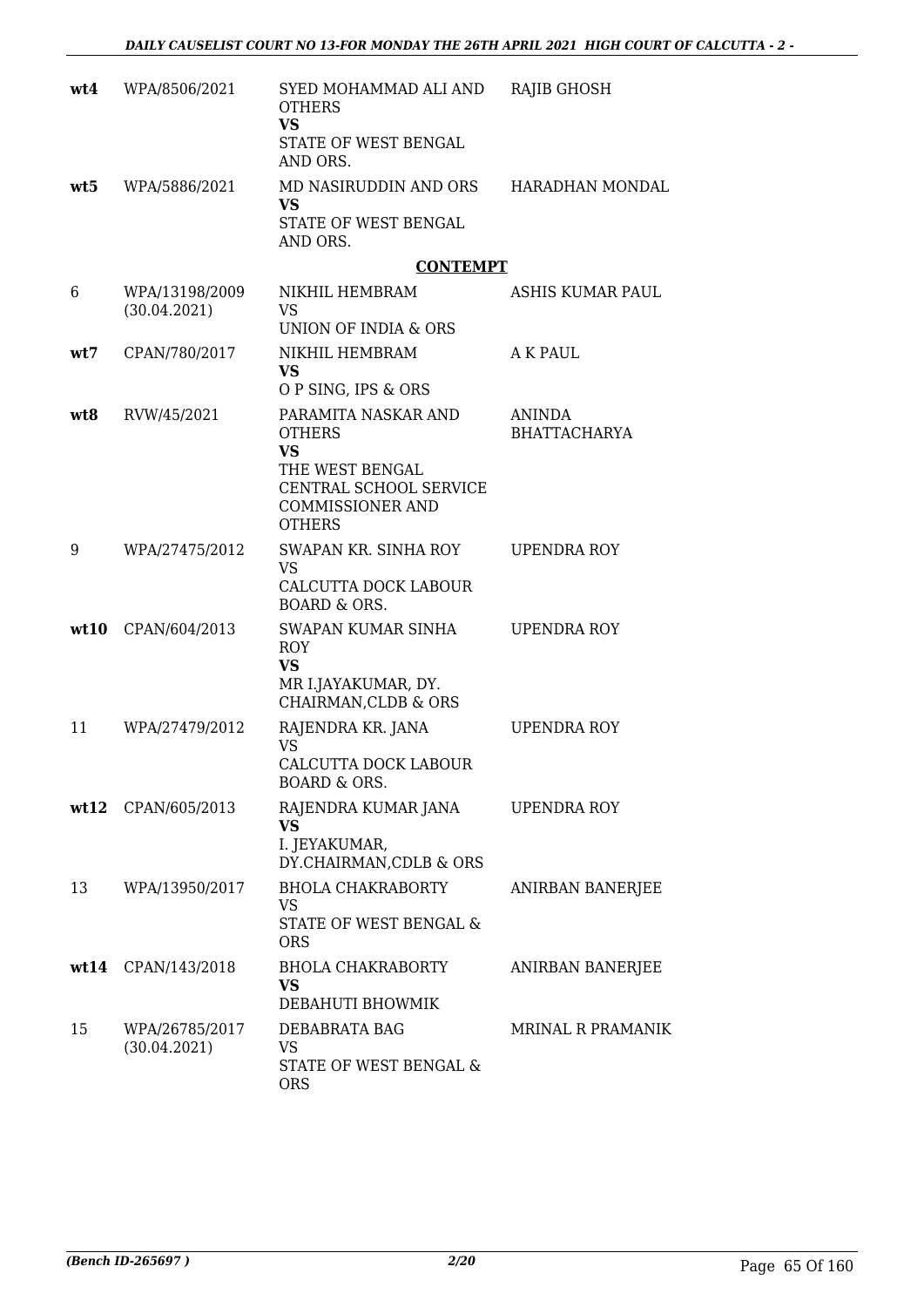| | | | |
|---|---|---|---|
| wt4 | WPA/8506/2021 | SYED MOHAMMAD ALI AND OTHERS **VS** STATE OF WEST BENGAL AND ORS. | RAJIB GHOSH |
| wt5 | WPA/5886/2021 | MD NASIRUDDIN AND ORS **VS** STATE OF WEST BENGAL AND ORS. | HARADHAN MONDAL |

**CONTEMPT**

| | | | |
|---|---|---|---|
| 6 | WPA/13198/2009 (30.04.2021) | NIKHIL HEMBRAM VS UNION OF INDIA & ORS | ASHIS KUMAR PAUL |
| wt7 | CPAN/780/2017 | NIKHIL HEMBRAM **VS** O P SING, IPS & ORS | A K PAUL |
| wt8 | RVW/45/2021 | PARAMITA NASKAR AND OTHERS **VS** THE WEST BENGAL CENTRAL SCHOOL SERVICE COMMISSIONER AND OTHERS | ANINDA BHATTACHARYA |
| 9 | WPA/27475/2012 | SWAPAN KR. SINHA ROY VS CALCUTTA DOCK LABOUR BOARD & ORS. | UPENDRA ROY |
| wt10 | CPAN/604/2013 | SWAPAN KUMAR SINHA ROY **VS** MR I.JAYAKUMAR, DY. CHAIRMAN,CLDB & ORS | UPENDRA ROY |
| 11 | WPA/27479/2012 | RAJENDRA KR. JANA VS CALCUTTA DOCK LABOUR BOARD & ORS. | UPENDRA ROY |
| wt12 | CPAN/605/2013 | RAJENDRA KUMAR JANA **VS** I. JEYAKUMAR, DY.CHAIRMAN,CDLB & ORS | UPENDRA ROY |
| 13 | WPA/13950/2017 | BHOLA CHAKRABORTY VS STATE OF WEST BENGAL & ORS | ANIRBAN BANERJEE |
| wt14 | CPAN/143/2018 | BHOLA CHAKRABORTY **VS** DEBAHUTI BHOWMIK | ANIRBAN BANERJEE |
| 15 | WPA/26785/2017 (30.04.2021) | DEBABRATA BAG VS STATE OF WEST BENGAL & ORS | MRINAL R PRAMANIK |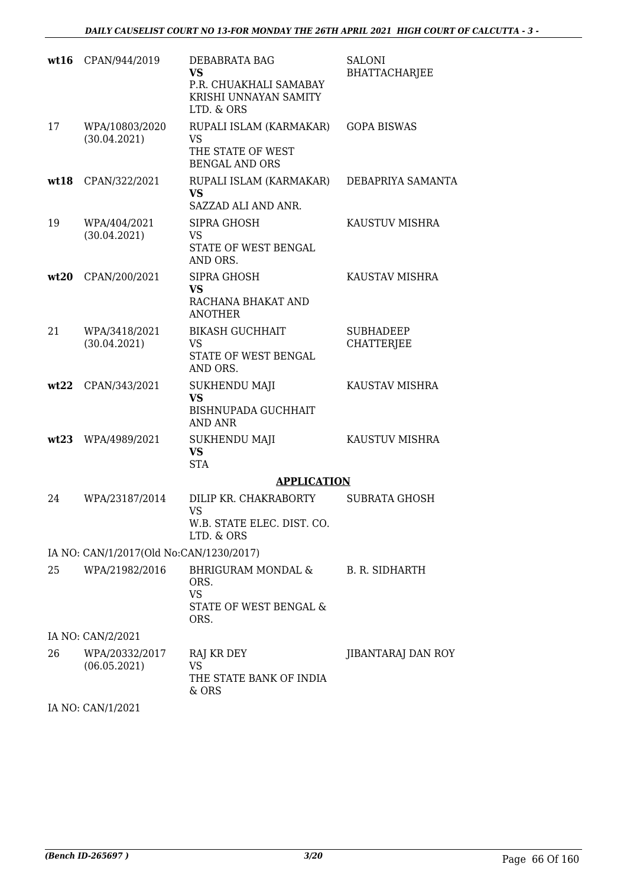| | | | |
|---|---|---|---|
| **wt16** | CPAN/944/2019 | DEBABRATA BAG<br>**VS**<br>P.R. CHUAKHALI SAMABAY KRISHI UNNAYAN SAMITY LTD. & ORS | SALONI BHATTACHARJEE |
| 17 | WPA/10803/2020<br>(30.04.2021) | RUPALI ISLAM (KARMAKAR)<br>VS<br>THE STATE OF WEST BENGAL AND ORS | GOPA BISWAS |
| **wt18** | CPAN/322/2021 | RUPALI ISLAM (KARMAKAR)<br>**VS**<br>SAZZAD ALI AND ANR. | DEBAPRIYA SAMANTA |
| 19 | WPA/404/2021<br>(30.04.2021) | SIPRA GHOSH<br>VS<br>STATE OF WEST BENGAL AND ORS. | KAUSTUV MISHRA |
| **wt20** | CPAN/200/2021 | SIPRA GHOSH<br>**VS**<br>RACHANA BHAKAT AND ANOTHER | KAUSTAV MISHRA |
| 21 | WPA/3418/2021<br>(30.04.2021) | BIKASH GUCHHAIT<br>VS<br>STATE OF WEST BENGAL AND ORS. | SUBHADEEP CHATTERJEE |
| **wt22** | CPAN/343/2021 | SUKHENDU MAJI<br>**VS**<br>BISHNUPADA GUCHHAIT AND ANR | KAUSTAV MISHRA |
| **wt23** | WPA/4989/2021 | SUKHENDU MAJI<br>**VS**<br>STA | KAUSTUV MISHRA |

## APPLICATION

| | | | |
|---|---|---|---|
| 24 | WPA/23187/2014 | DILIP KR. CHAKRABORTY<br>VS<br>W.B. STATE ELEC. DIST. CO. LTD. & ORS | SUBRATA GHOSH |
| | IA NO: CAN/1/2017(Old No:CAN/1230/2017) | | |
| 25 | WPA/21982/2016 | BHRIGURAM MONDAL & ORS.<br>VS<br>STATE OF WEST BENGAL & ORS. | B. R. SIDHARTH |
| | IA NO: CAN/2/2021 | | |
| 26 | WPA/20332/2017<br>(06.05.2021) | RAJ KR DEY<br>VS<br>THE STATE BANK OF INDIA & ORS | JIBANTARAJ DAN ROY |
| | IA NO: CAN/1/2021 | | |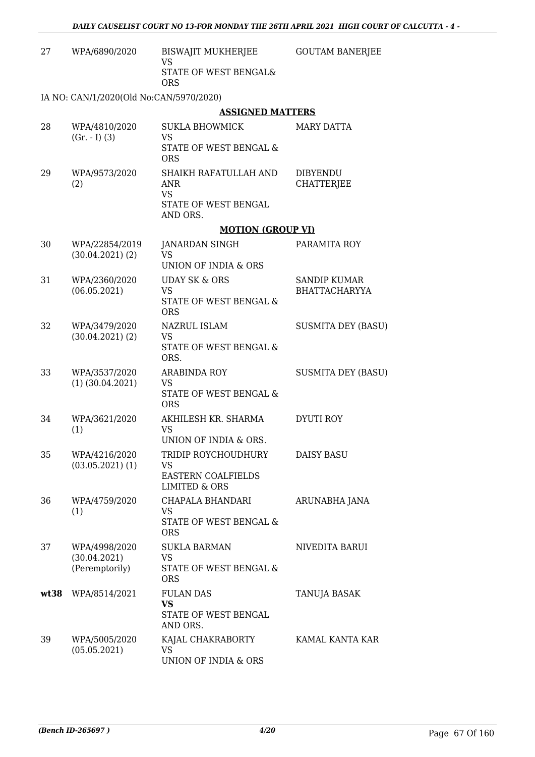| 27 | WPA/6890/2020 | BISWAJIT MUKHERJEE<br>VS<br>STATE OF WEST BENGAL&<br>ORS | GOUTAM BANERJEE |
|---|---|---|---|

IA NO: CAN/1/2020(Old No:CAN/5970/2020)

## ASSIGNED MATTERS

| 28 | WPA/4810/2020<br>(Gr. - I) (3) | SUKLA BHOWMICK<br>VS<br>STATE OF WEST BENGAL &<br>ORS | MARY DATTA |
|---|---|---|---|
| 29 | WPA/9573/2020<br>(2) | SHAIKH RAFATULLAH AND<br>ANR<br>VS<br>STATE OF WEST BENGAL<br>AND ORS. | DIBYENDU<br>CHATTERJEE |

## MOTION (GROUP VI)

| 30 | WPA/22854/2019<br>(30.04.2021) (2) | JANARDAN SINGH<br>VS<br>UNION OF INDIA & ORS | PARAMITA ROY |
|---|---|---|---|
| 31 | WPA/2360/2020<br>(06.05.2021) | UDAY SK & ORS<br>VS<br>STATE OF WEST BENGAL &<br>ORS | SANDIP KUMAR<br>BHATTACHARYYA |
| 32 | WPA/3479/2020<br>(30.04.2021) (2) | NAZRUL ISLAM<br>VS<br>STATE OF WEST BENGAL &<br>ORS. | SUSMITA DEY (BASU) |
| 33 | WPA/3537/2020<br>(1) (30.04.2021) | ARABINDA ROY<br>VS<br>STATE OF WEST BENGAL &<br>ORS | SUSMITA DEY (BASU) |
| 34 | WPA/3621/2020<br>(1) | AKHILESH KR. SHARMA<br>VS<br>UNION OF INDIA & ORS. | DYUTI ROY |
| 35 | WPA/4216/2020<br>(03.05.2021) (1) | TRIDIP ROYCHOUDHURY<br>VS<br>EASTERN COALFIELDS<br>LIMITED & ORS | DAISY BASU |
| 36 | WPA/4759/2020<br>(1) | CHAPALA BHANDARI<br>VS<br>STATE OF WEST BENGAL &<br>ORS | ARUNABHA JANA |
| 37 | WPA/4998/2020<br>(30.04.2021)<br>(Peremptorily) | SUKLA BARMAN<br>VS<br>STATE OF WEST BENGAL &<br>ORS | NIVEDITA BARUI |
| **wt38** | WPA/8514/2021 | FULAN DAS<br>**VS**<br>STATE OF WEST BENGAL<br>AND ORS. | TANUJA BASAK |
| 39 | WPA/5005/2020<br>(05.05.2021) | KAJAL CHAKRABORTY<br>VS<br>UNION OF INDIA & ORS | KAMAL KANTA KAR |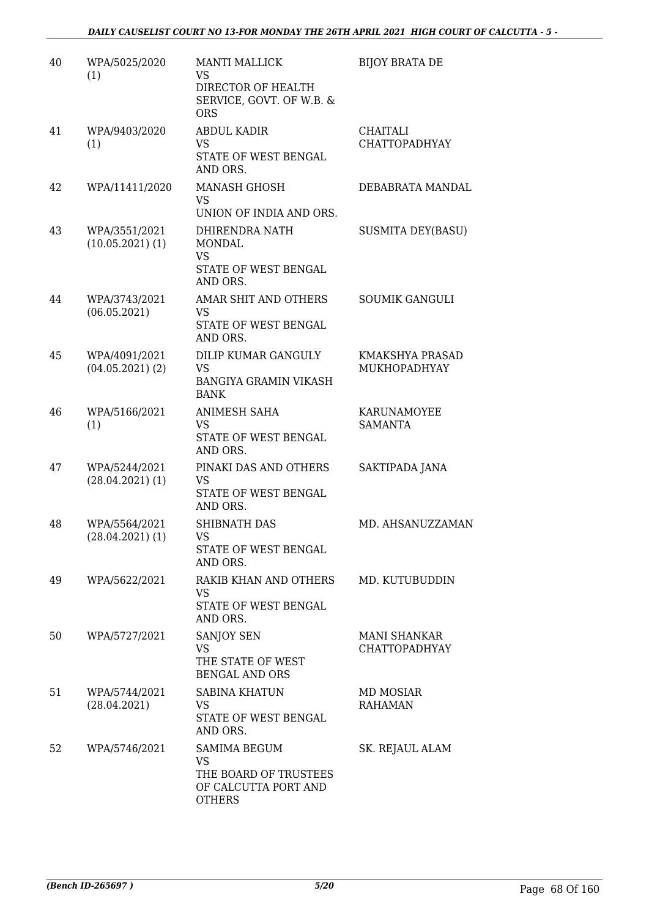| 40 | WPA/5025/2020 (1) | MANTI MALLICK VS DIRECTOR OF HEALTH SERVICE, GOVT. OF W.B. & ORS | BIJOY BRATA DE |
|---|---|---|---|
| 41 | WPA/9403/2020 (1) | ABDUL KADIR VS STATE OF WEST BENGAL AND ORS. | CHAITALI CHATTOPADHYAY |
| 42 | WPA/11411/2020 | MANASH GHOSH VS UNION OF INDIA AND ORS. | DEBABRATA MANDAL |
| 43 | WPA/3551/2021 (10.05.2021) (1) | DHIRENDRA NATH MONDAL VS STATE OF WEST BENGAL AND ORS. | SUSMITA DEY(BASU) |
| 44 | WPA/3743/2021 (06.05.2021) | AMAR SHIT AND OTHERS VS STATE OF WEST BENGAL AND ORS. | SOUMIK GANGULI |
| 45 | WPA/4091/2021 (04.05.2021) (2) | DILIP KUMAR GANGULY VS BANGIYA GRAMIN VIKASH BANK | KMAKSHYA PRASAD MUKHOPADHYAY |
| 46 | WPA/5166/2021 (1) | ANIMESH SAHA VS STATE OF WEST BENGAL AND ORS. | KARUNAMOYEE SAMANTA |
| 47 | WPA/5244/2021 (28.04.2021) (1) | PINAKI DAS AND OTHERS VS STATE OF WEST BENGAL AND ORS. | SAKTIPADA JANA |
| 48 | WPA/5564/2021 (28.04.2021) (1) | SHIBNATH DAS VS STATE OF WEST BENGAL AND ORS. | MD. AHSANUZZAMAN |
| 49 | WPA/5622/2021 | RAKIB KHAN AND OTHERS VS STATE OF WEST BENGAL AND ORS. | MD. KUTUBUDDIN |
| 50 | WPA/5727/2021 | SANJOY SEN VS THE STATE OF WEST BENGAL AND ORS | MANI SHANKAR CHATTOPADHYAY |
| 51 | WPA/5744/2021 (28.04.2021) | SABINA KHATUN VS STATE OF WEST BENGAL AND ORS. | MD MOSIAR RAHAMAN |
| 52 | WPA/5746/2021 | SAMIMA BEGUM VS THE BOARD OF TRUSTEES OF CALCUTTA PORT AND OTHERS | SK. REJAUL ALAM |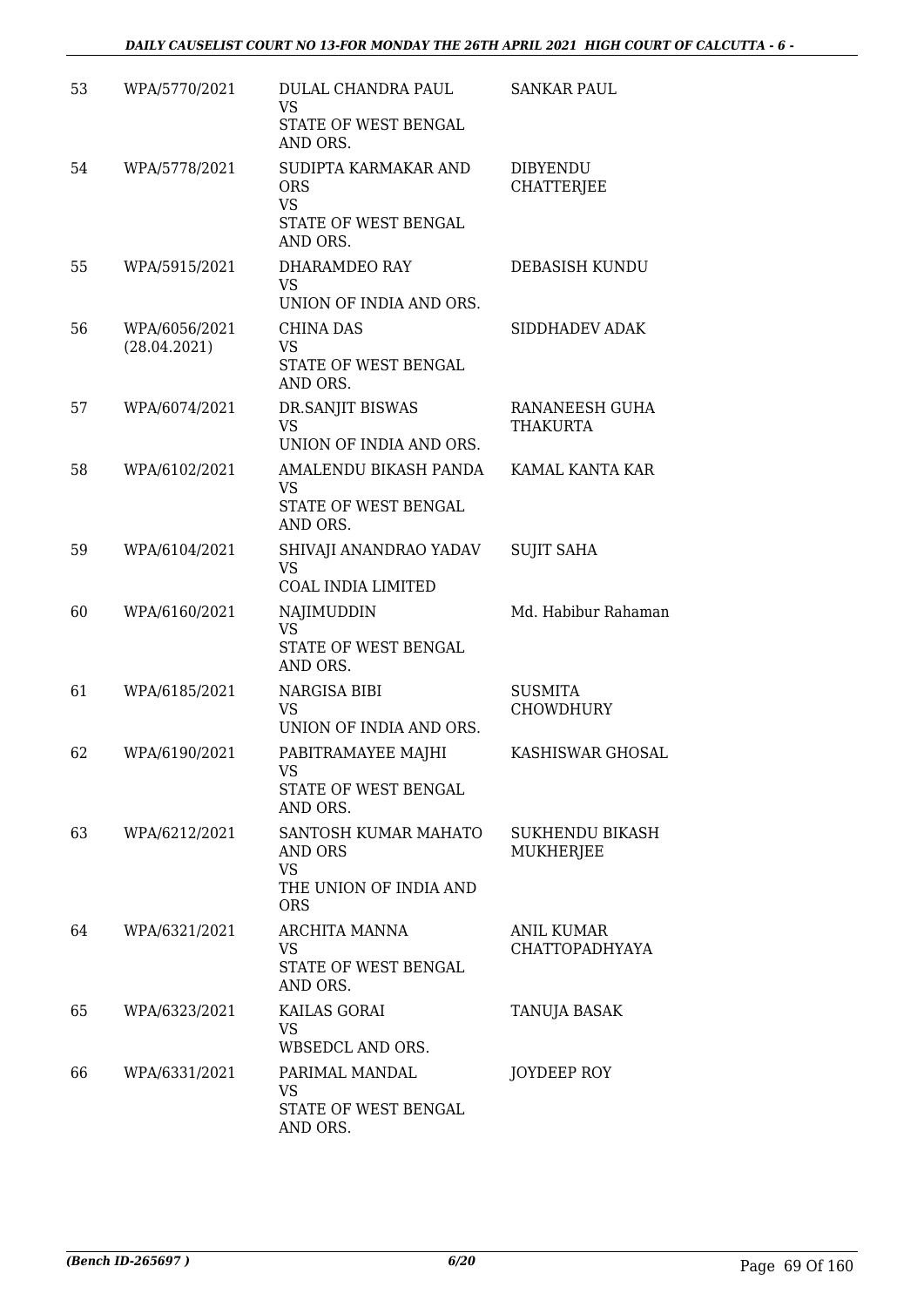| | | | |
|---|---|---|---|
| 53 | WPA/5770/2021 | DULAL CHANDRA PAUL<br>VS<br>STATE OF WEST BENGAL AND ORS. | SANKAR PAUL |
| 54 | WPA/5778/2021 | SUDIPTA KARMAKAR AND ORS<br>VS<br>STATE OF WEST BENGAL AND ORS. | DIBYENDU CHATTERJEE |
| 55 | WPA/5915/2021 | DHARAMDEO RAY<br>VS<br>UNION OF INDIA AND ORS. | DEBASISH KUNDU |
| 56 | WPA/6056/2021<br>(28.04.2021) | CHINA DAS<br>VS<br>STATE OF WEST BENGAL AND ORS. | SIDDHADEV ADAK |
| 57 | WPA/6074/2021 | DR.SANJIT BISWAS<br>VS<br>UNION OF INDIA AND ORS. | RANANEESH GUHA THAKURTA |
| 58 | WPA/6102/2021 | AMALENDU BIKASH PANDA<br>VS<br>STATE OF WEST BENGAL AND ORS. | KAMAL KANTA KAR |
| 59 | WPA/6104/2021 | SHIVAJI ANANDRAO YADAV<br>VS<br>COAL INDIA LIMITED | SUJIT SAHA |
| 60 | WPA/6160/2021 | NAJIMUDDIN<br>VS<br>STATE OF WEST BENGAL AND ORS. | Md. Habibur Rahaman |
| 61 | WPA/6185/2021 | NARGISA BIBI<br>VS<br>UNION OF INDIA AND ORS. | SUSMITA CHOWDHURY |
| 62 | WPA/6190/2021 | PABITRAMAYEE MAJHI<br>VS<br>STATE OF WEST BENGAL AND ORS. | KASHISWAR GHOSAL |
| 63 | WPA/6212/2021 | SANTOSH KUMAR MAHATO AND ORS<br>VS<br>THE UNION OF INDIA AND ORS | SUKHENDU BIKASH MUKHERJEE |
| 64 | WPA/6321/2021 | ARCHITA MANNA<br>VS<br>STATE OF WEST BENGAL AND ORS. | ANIL KUMAR CHATTOPADHYAYA |
| 65 | WPA/6323/2021 | KAILAS GORAI<br>VS<br>WBSEDCL AND ORS. | TANUJA BASAK |
| 66 | WPA/6331/2021 | PARIMAL MANDAL<br>VS<br>STATE OF WEST BENGAL AND ORS. | JOYDEEP ROY |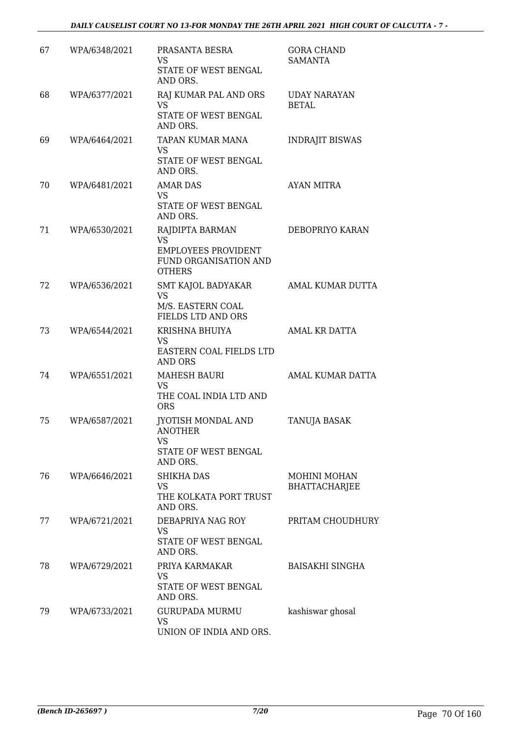| | | | |
|---|---|---|---|
| 67 | WPA/6348/2021 | PRASANTA BESRA<br>VS<br>STATE OF WEST BENGAL AND ORS. | GORA CHAND SAMANTA |
| 68 | WPA/6377/2021 | RAJ KUMAR PAL AND ORS<br>VS<br>STATE OF WEST BENGAL AND ORS. | UDAY NARAYAN BETAL |
| 69 | WPA/6464/2021 | TAPAN KUMAR MANA<br>VS<br>STATE OF WEST BENGAL AND ORS. | INDRAJIT BISWAS |
| 70 | WPA/6481/2021 | AMAR DAS<br>VS<br>STATE OF WEST BENGAL AND ORS. | AYAN MITRA |
| 71 | WPA/6530/2021 | RAJDIPTA BARMAN<br>VS<br>EMPLOYEES PROVIDENT FUND ORGANISATION AND OTHERS | DEBOPRIYO KARAN |
| 72 | WPA/6536/2021 | SMT KAJOL BADYAKAR<br>VS<br>M/S. EASTERN COAL FIELDS LTD AND ORS | AMAL KUMAR DUTTA |
| 73 | WPA/6544/2021 | KRISHNA BHUIYA<br>VS<br>EASTERN COAL FIELDS LTD AND ORS | AMAL KR DATTA |
| 74 | WPA/6551/2021 | MAHESH BAURI<br>VS<br>THE COAL INDIA LTD AND ORS | AMAL KUMAR DATTA |
| 75 | WPA/6587/2021 | JYOTISH MONDAL AND ANOTHER<br>VS<br>STATE OF WEST BENGAL AND ORS. | TANUJA BASAK |
| 76 | WPA/6646/2021 | SHIKHA DAS<br>VS<br>THE KOLKATA PORT TRUST AND ORS. | MOHINI MOHAN BHATTACHARJEE |
| 77 | WPA/6721/2021 | DEBAPRIYA NAG ROY<br>VS<br>STATE OF WEST BENGAL AND ORS. | PRITAM CHOUDHURY |
| 78 | WPA/6729/2021 | PRIYA KARMAKAR<br>VS<br>STATE OF WEST BENGAL AND ORS. | BAISAKHI SINGHA |
| 79 | WPA/6733/2021 | GURUPADA MURMU<br>VS<br>UNION OF INDIA AND ORS. | kashiswar ghosal |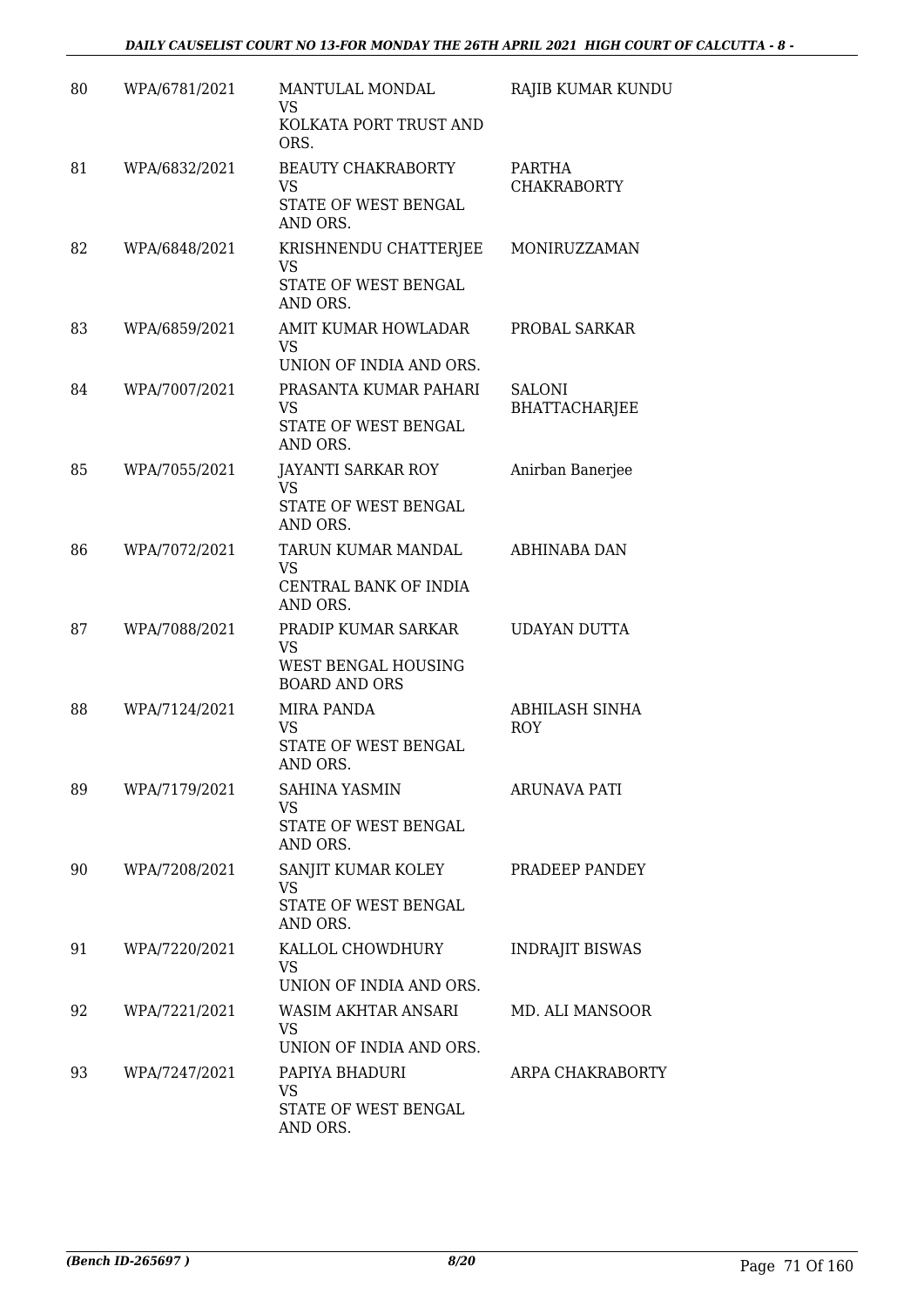| 80 | WPA/6781/2021 | MANTULAL MONDAL<br>VS<br>KOLKATA PORT TRUST AND ORS. | RAJIB KUMAR KUNDU |
|---|---|---|---|
| 81 | WPA/6832/2021 | BEAUTY CHAKRABORTY<br>VS<br>STATE OF WEST BENGAL AND ORS. | PARTHA CHAKRABORTY |
| 82 | WPA/6848/2021 | KRISHNENDU CHATTERJEE<br>VS<br>STATE OF WEST BENGAL AND ORS. | MONIRUZZAMAN |
| 83 | WPA/6859/2021 | AMIT KUMAR HOWLADAR<br>VS<br>UNION OF INDIA AND ORS. | PROBAL SARKAR |
| 84 | WPA/7007/2021 | PRASANTA KUMAR PAHARI<br>VS<br>STATE OF WEST BENGAL AND ORS. | SALONI BHATTACHARJEE |
| 85 | WPA/7055/2021 | JAYANTI SARKAR ROY<br>VS<br>STATE OF WEST BENGAL AND ORS. | Anirban Banerjee |
| 86 | WPA/7072/2021 | TARUN KUMAR MANDAL<br>VS<br>CENTRAL BANK OF INDIA AND ORS. | ABHINABA DAN |
| 87 | WPA/7088/2021 | PRADIP KUMAR SARKAR<br>VS<br>WEST BENGAL HOUSING BOARD AND ORS | UDAYAN DUTTA |
| 88 | WPA/7124/2021 | MIRA PANDA<br>VS<br>STATE OF WEST BENGAL AND ORS. | ABHILASH SINHA ROY |
| 89 | WPA/7179/2021 | SAHINA YASMIN<br>VS<br>STATE OF WEST BENGAL AND ORS. | ARUNAVA PATI |
| 90 | WPA/7208/2021 | SANJIT KUMAR KOLEY<br>VS<br>STATE OF WEST BENGAL AND ORS. | PRADEEP PANDEY |
| 91 | WPA/7220/2021 | KALLOL CHOWDHURY<br>VS<br>UNION OF INDIA AND ORS. | INDRAJIT BISWAS |
| 92 | WPA/7221/2021 | WASIM AKHTAR ANSARI<br>VS<br>UNION OF INDIA AND ORS. | MD. ALI MANSOOR |
| 93 | WPA/7247/2021 | PAPIYA BHADURI<br>VS<br>STATE OF WEST BENGAL AND ORS. | ARPA CHAKRABORTY |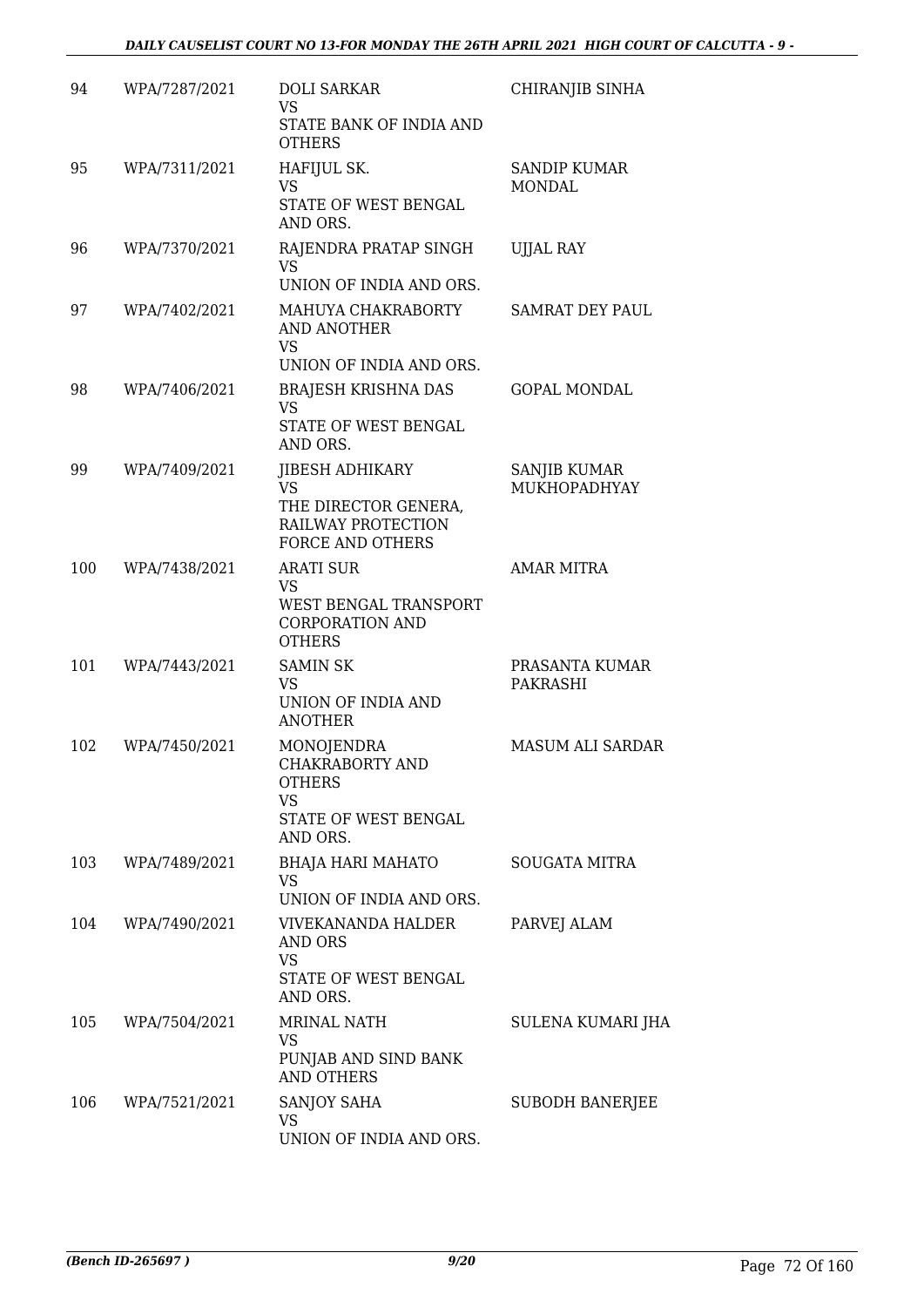| | | | |
|---|---|---|---|
| 94 | WPA/7287/2021 | DOLI SARKAR<br>VS<br>STATE BANK OF INDIA AND OTHERS | CHIRANJIB SINHA |
| 95 | WPA/7311/2021 | HAFIJUL SK.<br>VS<br>STATE OF WEST BENGAL AND ORS. | SANDIP KUMAR MONDAL |
| 96 | WPA/7370/2021 | RAJENDRA PRATAP SINGH<br>VS<br>UNION OF INDIA AND ORS. | UJJAL RAY |
| 97 | WPA/7402/2021 | MAHUYA CHAKRABORTY AND ANOTHER<br>VS<br>UNION OF INDIA AND ORS. | SAMRAT DEY PAUL |
| 98 | WPA/7406/2021 | BRAJESH KRISHNA DAS<br>VS<br>STATE OF WEST BENGAL AND ORS. | GOPAL MONDAL |
| 99 | WPA/7409/2021 | JIBESH ADHIKARY<br>VS<br>THE DIRECTOR GENERA, RAILWAY PROTECTION FORCE AND OTHERS | SANJIB KUMAR MUKHOPADHYAY |
| 100 | WPA/7438/2021 | ARATI SUR<br>VS<br>WEST BENGAL TRANSPORT CORPORATION AND OTHERS | AMAR MITRA |
| 101 | WPA/7443/2021 | SAMIN SK<br>VS<br>UNION OF INDIA AND ANOTHER | PRASANTA KUMAR PAKRASHI |
| 102 | WPA/7450/2021 | MONOJENDRA CHAKRABORTY AND OTHERS<br>VS<br>STATE OF WEST BENGAL AND ORS. | MASUM ALI SARDAR |
| 103 | WPA/7489/2021 | BHAJA HARI MAHATO<br>VS<br>UNION OF INDIA AND ORS. | SOUGATA MITRA |
| 104 | WPA/7490/2021 | VIVEKANANDA HALDER AND ORS<br>VS<br>STATE OF WEST BENGAL AND ORS. | PARVEJ ALAM |
| 105 | WPA/7504/2021 | MRINAL NATH<br>VS<br>PUNJAB AND SIND BANK AND OTHERS | SULENA KUMARI JHA |
| 106 | WPA/7521/2021 | SANJOY SAHA<br>VS<br>UNION OF INDIA AND ORS. | SUBODH BANERJEE |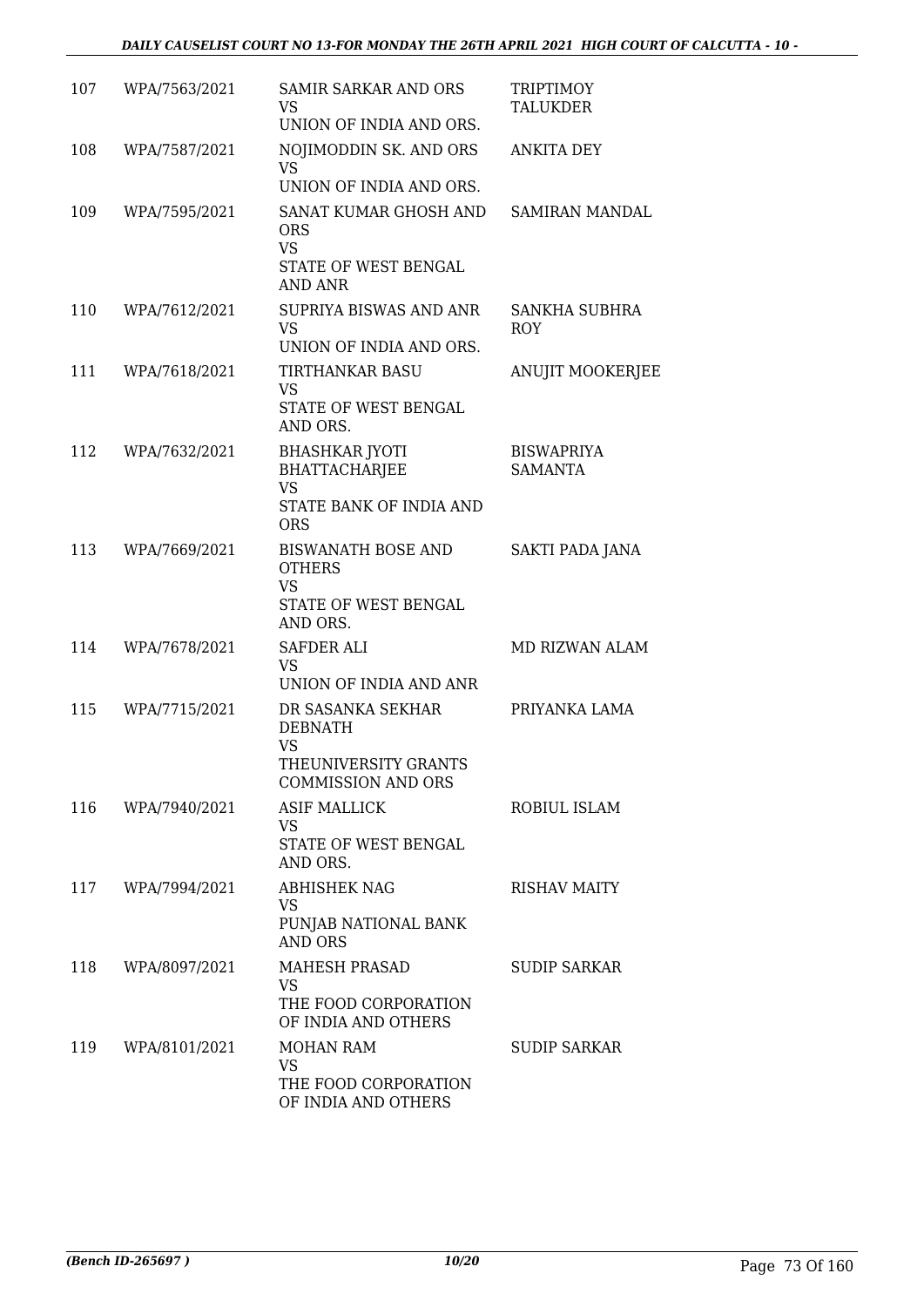| 107 | WPA/7563/2021 | SAMIR SARKAR AND ORS<br>VS<br>UNION OF INDIA AND ORS. | TRIPTIMOY TALUKDER |
|---|---|---|---|
| 108 | WPA/7587/2021 | NOJIMODDIN SK. AND ORS<br>VS<br>UNION OF INDIA AND ORS. | ANKITA DEY |
| 109 | WPA/7595/2021 | SANAT KUMAR GHOSH AND ORS<br>VS<br>STATE OF WEST BENGAL AND ANR | SAMIRAN MANDAL |
| 110 | WPA/7612/2021 | SUPRIYA BISWAS AND ANR<br>VS<br>UNION OF INDIA AND ORS. | SANKHA SUBHRA ROY |
| 111 | WPA/7618/2021 | TIRTHANKAR BASU<br>VS<br>STATE OF WEST BENGAL AND ORS. | ANUJIT MOOKERJEE |
| 112 | WPA/7632/2021 | BHASHKAR JYOTI BHATTACHARJEE<br>VS<br>STATE BANK OF INDIA AND ORS | BISWAPRIYA SAMANTA |
| 113 | WPA/7669/2021 | BISWANATH BOSE AND OTHERS<br>VS<br>STATE OF WEST BENGAL AND ORS. | SAKTI PADA JANA |
| 114 | WPA/7678/2021 | SAFDER ALI<br>VS<br>UNION OF INDIA AND ANR | MD RIZWAN ALAM |
| 115 | WPA/7715/2021 | DR SASANKA SEKHAR DEBNATH<br>VS<br>THEUNIVERSITY GRANTS COMMISSION AND ORS | PRIYANKA LAMA |
| 116 | WPA/7940/2021 | ASIF MALLICK<br>VS<br>STATE OF WEST BENGAL AND ORS. | ROBIUL ISLAM |
| 117 | WPA/7994/2021 | ABHISHEK NAG<br>VS<br>PUNJAB NATIONAL BANK AND ORS | RISHAV MAITY |
| 118 | WPA/8097/2021 | MAHESH PRASAD<br>VS<br>THE FOOD CORPORATION OF INDIA AND OTHERS | SUDIP SARKAR |
| 119 | WPA/8101/2021 | MOHAN RAM<br>VS<br>THE FOOD CORPORATION OF INDIA AND OTHERS | SUDIP SARKAR |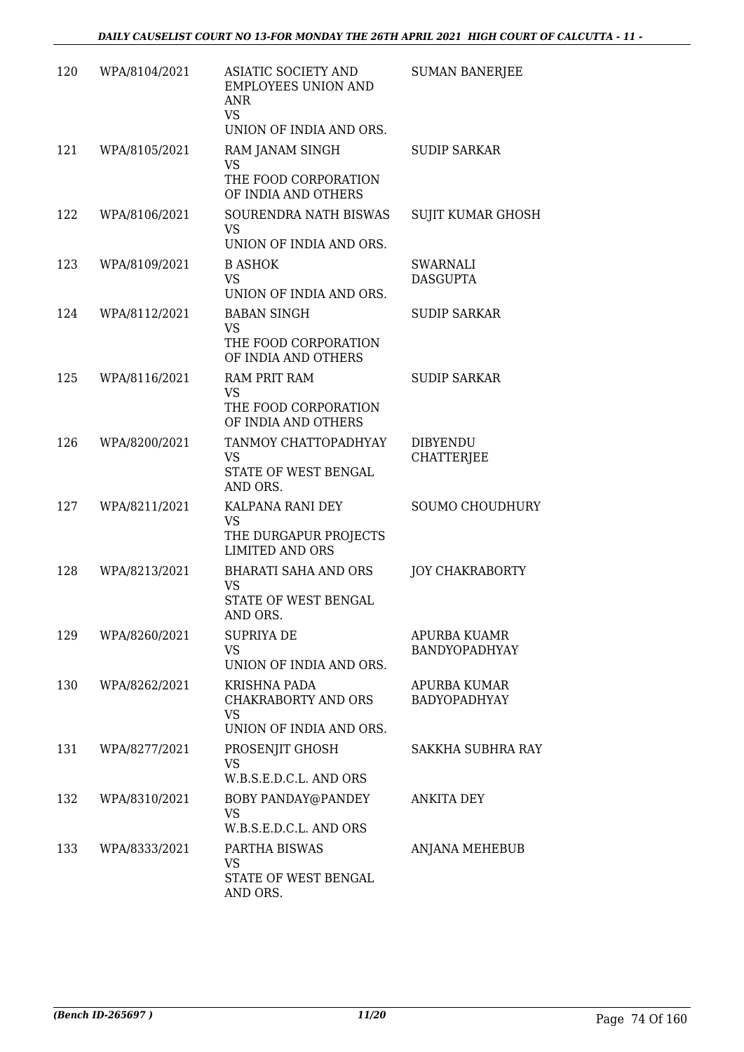| | | | |
|---|---|---|---|
| 120 | WPA/8104/2021 | ASIATIC SOCIETY AND EMPLOYEES UNION AND ANR<br>VS<br>UNION OF INDIA AND ORS. | SUMAN BANERJEE |
| 121 | WPA/8105/2021 | RAM JANAM SINGH<br>VS<br>THE FOOD CORPORATION OF INDIA AND OTHERS | SUDIP SARKAR |
| 122 | WPA/8106/2021 | SOURENDRA NATH BISWAS<br>VS<br>UNION OF INDIA AND ORS. | SUJIT KUMAR GHOSH |
| 123 | WPA/8109/2021 | B ASHOK<br>VS<br>UNION OF INDIA AND ORS. | SWARNALI DASGUPTA |
| 124 | WPA/8112/2021 | BABAN SINGH<br>VS<br>THE FOOD CORPORATION OF INDIA AND OTHERS | SUDIP SARKAR |
| 125 | WPA/8116/2021 | RAM PRIT RAM<br>VS<br>THE FOOD CORPORATION OF INDIA AND OTHERS | SUDIP SARKAR |
| 126 | WPA/8200/2021 | TANMOY CHATTOPADHYAY<br>VS<br>STATE OF WEST BENGAL AND ORS. | DIBYENDU CHATTERJEE |
| 127 | WPA/8211/2021 | KALPANA RANI DEY<br>VS<br>THE DURGAPUR PROJECTS LIMITED AND ORS | SOUMO CHOUDHURY |
| 128 | WPA/8213/2021 | BHARATI SAHA AND ORS<br>VS<br>STATE OF WEST BENGAL AND ORS. | JOY CHAKRABORTY |
| 129 | WPA/8260/2021 | SUPRIYA DE<br>VS<br>UNION OF INDIA AND ORS. | APURBA KUAMR BANDYOPADHYAY |
| 130 | WPA/8262/2021 | KRISHNA PADA CHAKRABORTY AND ORS<br>VS<br>UNION OF INDIA AND ORS. | APURBA KUMAR BADYOPADHYAY |
| 131 | WPA/8277/2021 | PROSENJIT GHOSH<br>VS<br>W.B.S.E.D.C.L. AND ORS | SAKKHA SUBHRA RAY |
| 132 | WPA/8310/2021 | BOBY PANDAY@PANDEY<br>VS<br>W.B.S.E.D.C.L. AND ORS | ANKITA DEY |
| 133 | WPA/8333/2021 | PARTHA BISWAS<br>VS<br>STATE OF WEST BENGAL AND ORS. | ANJANA MEHEBUB |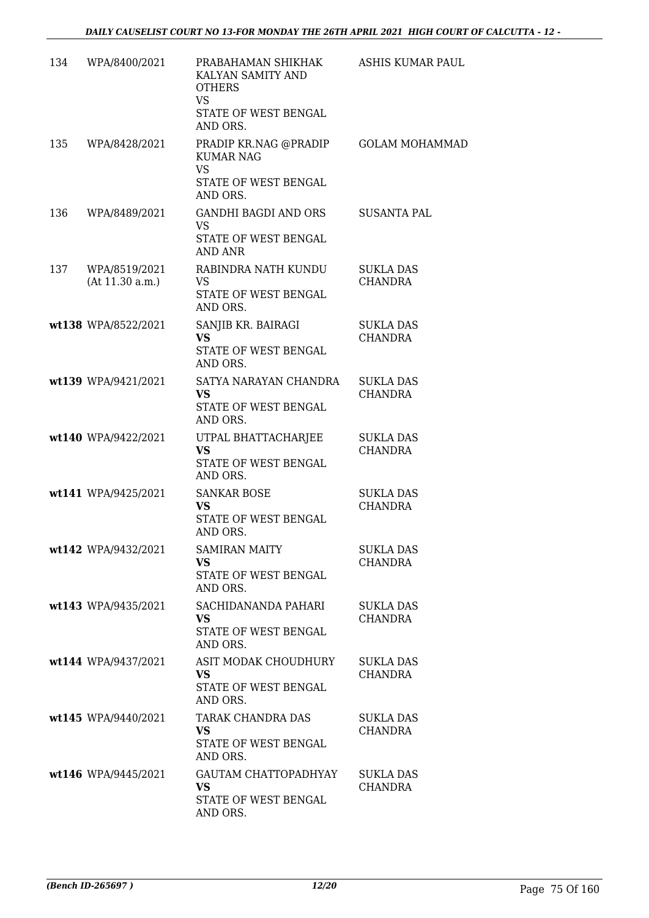| | | | |
|---|---|---|---|
| 134 | WPA/8400/2021 | PRABAHAMAN SHIKHAK KALYAN SAMITY AND OTHERS<br>VS<br>STATE OF WEST BENGAL AND ORS. | ASHIS KUMAR PAUL |
| 135 | WPA/8428/2021 | PRADIP KR.NAG @PRADIP KUMAR NAG<br>VS<br>STATE OF WEST BENGAL AND ORS. | GOLAM MOHAMMAD |
| 136 | WPA/8489/2021 | GANDHI BAGDI AND ORS<br>VS<br>STATE OF WEST BENGAL AND ANR | SUSANTA PAL |
| 137 | WPA/8519/2021<br>(At 11.30 a.m.) | RABINDRA NATH KUNDU<br>VS<br>STATE OF WEST BENGAL AND ORS. | SUKLA DAS CHANDRA |
| wt138 | WPA/8522/2021 | SANJIB KR. BAIRAGI<br>**VS**<br>STATE OF WEST BENGAL AND ORS. | SUKLA DAS CHANDRA |
| wt139 | WPA/9421/2021 | SATYA NARAYAN CHANDRA<br>**VS**<br>STATE OF WEST BENGAL AND ORS. | SUKLA DAS CHANDRA |
| wt140 | WPA/9422/2021 | UTPAL BHATTACHARJEE<br>**VS**<br>STATE OF WEST BENGAL AND ORS. | SUKLA DAS CHANDRA |
| wt141 | WPA/9425/2021 | SANKAR BOSE<br>**VS**<br>STATE OF WEST BENGAL AND ORS. | SUKLA DAS CHANDRA |
| wt142 | WPA/9432/2021 | SAMIRAN MAITY<br>**VS**<br>STATE OF WEST BENGAL AND ORS. | SUKLA DAS CHANDRA |
| wt143 | WPA/9435/2021 | SACHIDANANDA PAHARI<br>**VS**<br>STATE OF WEST BENGAL AND ORS. | SUKLA DAS CHANDRA |
| wt144 | WPA/9437/2021 | ASIT MODAK CHOUDHURY<br>**VS**<br>STATE OF WEST BENGAL AND ORS. | SUKLA DAS CHANDRA |
| wt145 | WPA/9440/2021 | TARAK CHANDRA DAS<br>**VS**<br>STATE OF WEST BENGAL AND ORS. | SUKLA DAS CHANDRA |
| wt146 | WPA/9445/2021 | GAUTAM CHATTOPADHYAY<br>**VS**<br>STATE OF WEST BENGAL AND ORS. | SUKLA DAS CHANDRA |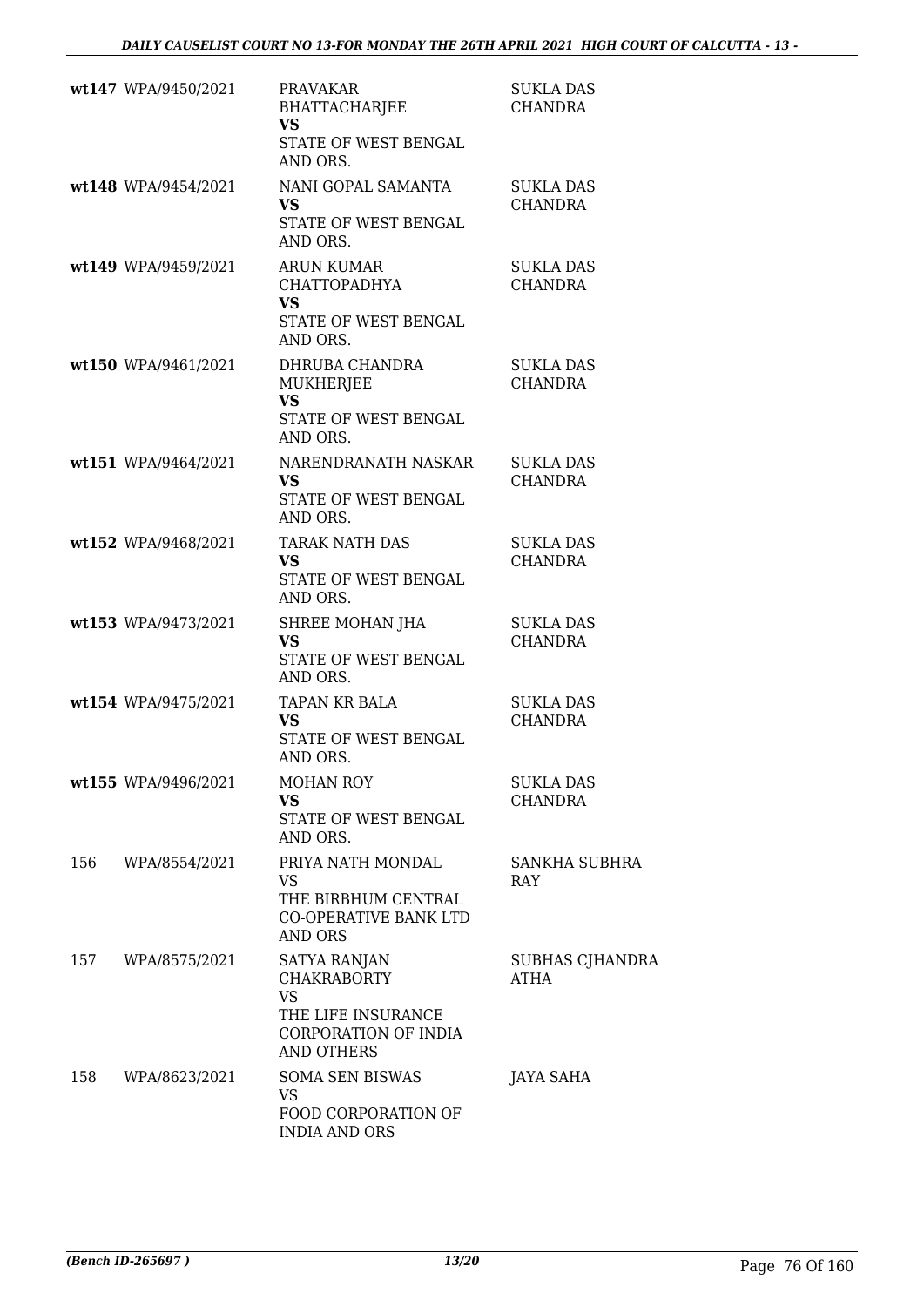| | | | |
|---|---|---|---|
| wt147 | WPA/9450/2021 | PRAVAKAR BHATTACHARJEE **VS** STATE OF WEST BENGAL AND ORS. | SUKLA DAS CHANDRA |
| wt148 | WPA/9454/2021 | NANI GOPAL SAMANTA **VS** STATE OF WEST BENGAL AND ORS. | SUKLA DAS CHANDRA |
| wt149 | WPA/9459/2021 | ARUN KUMAR CHATTOPADHYA **VS** STATE OF WEST BENGAL AND ORS. | SUKLA DAS CHANDRA |
| wt150 | WPA/9461/2021 | DHRUBA CHANDRA MUKHERJEE **VS** STATE OF WEST BENGAL AND ORS. | SUKLA DAS CHANDRA |
| wt151 | WPA/9464/2021 | NARENDRANATH NASKAR **VS** STATE OF WEST BENGAL AND ORS. | SUKLA DAS CHANDRA |
| wt152 | WPA/9468/2021 | TARAK NATH DAS **VS** STATE OF WEST BENGAL AND ORS. | SUKLA DAS CHANDRA |
| wt153 | WPA/9473/2021 | SHREE MOHAN JHA **VS** STATE OF WEST BENGAL AND ORS. | SUKLA DAS CHANDRA |
| wt154 | WPA/9475/2021 | TAPAN KR BALA **VS** STATE OF WEST BENGAL AND ORS. | SUKLA DAS CHANDRA |
| wt155 | WPA/9496/2021 | MOHAN ROY **VS** STATE OF WEST BENGAL AND ORS. | SUKLA DAS CHANDRA |
| 156 | WPA/8554/2021 | PRIYA NATH MONDAL VS THE BIRBHUM CENTRAL CO-OPERATIVE BANK LTD AND ORS | SANKHA SUBHRA RAY |
| 157 | WPA/8575/2021 | SATYA RANJAN CHAKRABORTY VS THE LIFE INSURANCE CORPORATION OF INDIA AND OTHERS | SUBHAS CJHANDRA ATHA |
| 158 | WPA/8623/2021 | SOMA SEN BISWAS VS FOOD CORPORATION OF INDIA AND ORS | JAYA SAHA |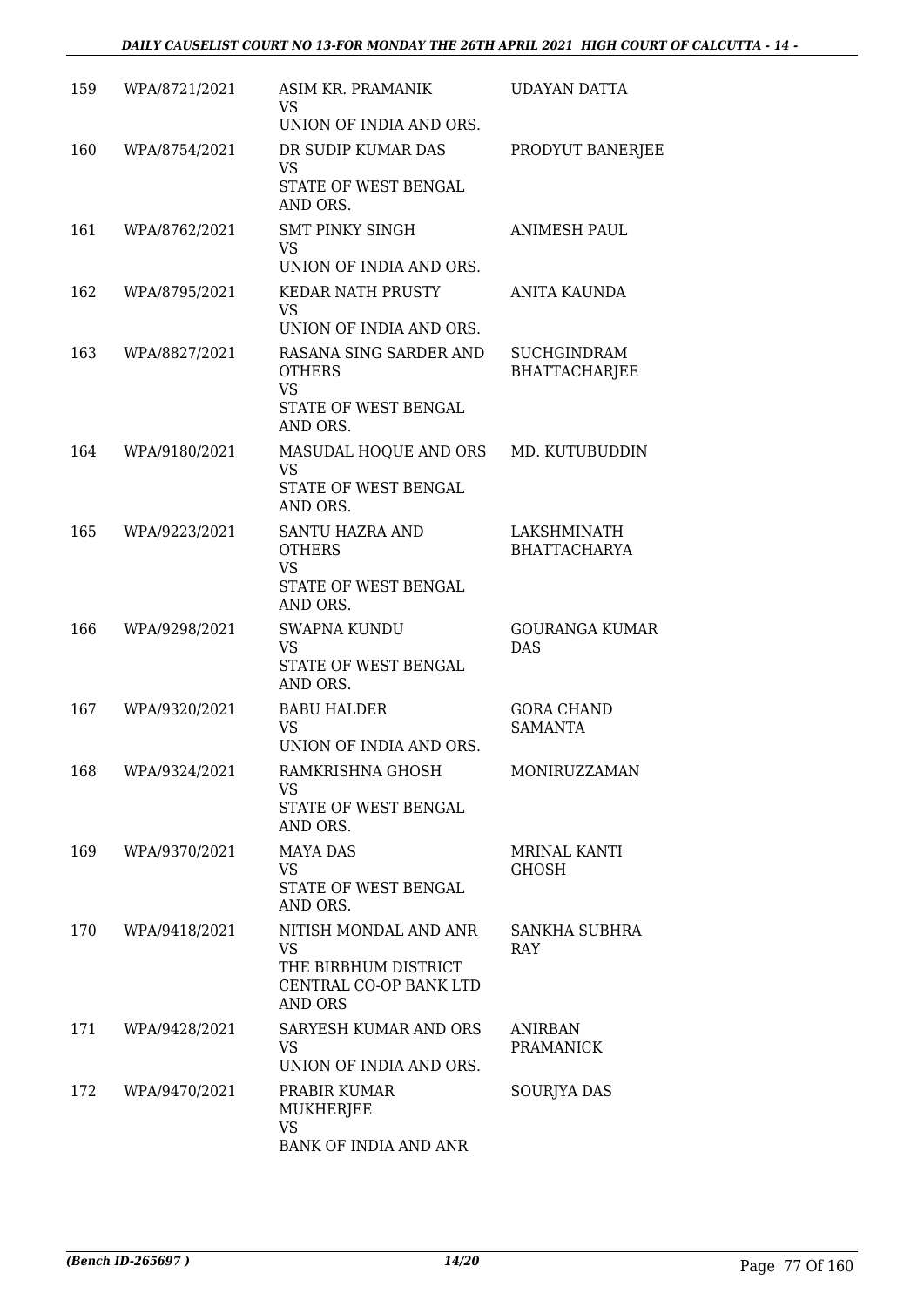| 159 | WPA/8721/2021 | ASIM KR. PRAMANIK VS UNION OF INDIA AND ORS. | UDAYAN DATTA |
|---|---|---|---|
| 160 | WPA/8754/2021 | DR SUDIP KUMAR DAS VS STATE OF WEST BENGAL AND ORS. | PRODYUT BANERJEE |
| 161 | WPA/8762/2021 | SMT PINKY SINGH VS UNION OF INDIA AND ORS. | ANIMESH PAUL |
| 162 | WPA/8795/2021 | KEDAR NATH PRUSTY VS UNION OF INDIA AND ORS. | ANITA KAUNDA |
| 163 | WPA/8827/2021 | RASANA SING SARDER AND OTHERS VS STATE OF WEST BENGAL AND ORS. | SUCHGINDRAM BHATTACHARJEE |
| 164 | WPA/9180/2021 | MASUDAL HOQUE AND ORS VS STATE OF WEST BENGAL AND ORS. | MD. KUTUBUDDIN |
| 165 | WPA/9223/2021 | SANTU HAZRA AND OTHERS VS STATE OF WEST BENGAL AND ORS. | LAKSHMINATH BHATTACHARYA |
| 166 | WPA/9298/2021 | SWAPNA KUNDU VS STATE OF WEST BENGAL AND ORS. | GOURANGA KUMAR DAS |
| 167 | WPA/9320/2021 | BABU HALDER VS UNION OF INDIA AND ORS. | GORA CHAND SAMANTA |
| 168 | WPA/9324/2021 | RAMKRISHNA GHOSH VS STATE OF WEST BENGAL AND ORS. | MONIRUZZAMAN |
| 169 | WPA/9370/2021 | MAYA DAS VS STATE OF WEST BENGAL AND ORS. | MRINAL KANTI GHOSH |
| 170 | WPA/9418/2021 | NITISH MONDAL AND ANR VS THE BIRBHUM DISTRICT CENTRAL CO-OP BANK LTD AND ORS | SANKHA SUBHRA RAY |
| 171 | WPA/9428/2021 | SARYESH KUMAR AND ORS VS UNION OF INDIA AND ORS. | ANIRBAN PRAMANICK |
| 172 | WPA/9470/2021 | PRABIR KUMAR MUKHERJEE VS BANK OF INDIA AND ANR | SOURJYA DAS |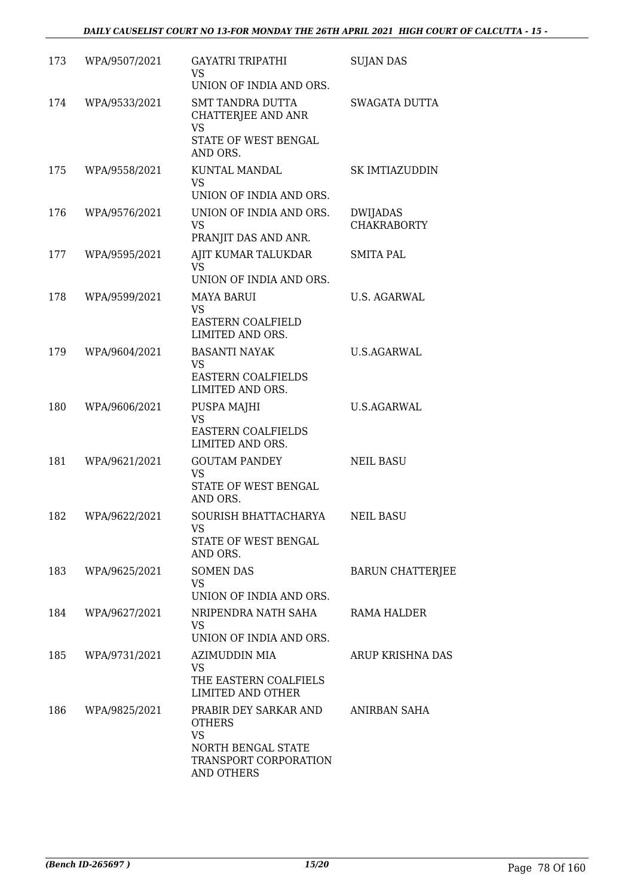| 173 | WPA/9507/2021 | GAYATRI TRIPATHI<br>VS<br>UNION OF INDIA AND ORS. | SUJAN DAS |
|---|---|---|---|
| 174 | WPA/9533/2021 | SMT TANDRA DUTTA CHATTERJEE AND ANR<br>VS<br>STATE OF WEST BENGAL AND ORS. | SWAGATA DUTTA |
| 175 | WPA/9558/2021 | KUNTAL MANDAL<br>VS<br>UNION OF INDIA AND ORS. | SK IMTIAZUDDIN |
| 176 | WPA/9576/2021 | UNION OF INDIA AND ORS.<br>VS<br>PRANJIT DAS AND ANR. | DWIJADAS CHAKRABORTY |
| 177 | WPA/9595/2021 | AJIT KUMAR TALUKDAR<br>VS<br>UNION OF INDIA AND ORS. | SMITA PAL |
| 178 | WPA/9599/2021 | MAYA BARUI<br>VS<br>EASTERN COALFIELD LIMITED AND ORS. | U.S. AGARWAL |
| 179 | WPA/9604/2021 | BASANTI NAYAK<br>VS<br>EASTERN COALFIELDS LIMITED AND ORS. | U.S.AGARWAL |
| 180 | WPA/9606/2021 | PUSPA MAJHI<br>VS<br>EASTERN COALFIELDS LIMITED AND ORS. | U.S.AGARWAL |
| 181 | WPA/9621/2021 | GOUTAM PANDEY<br>VS<br>STATE OF WEST BENGAL AND ORS. | NEIL BASU |
| 182 | WPA/9622/2021 | SOURISH BHATTACHARYA<br>VS<br>STATE OF WEST BENGAL AND ORS. | NEIL BASU |
| 183 | WPA/9625/2021 | SOMEN DAS<br>VS<br>UNION OF INDIA AND ORS. | BARUN CHATTERJEE |
| 184 | WPA/9627/2021 | NRIPENDRA NATH SAHA<br>VS<br>UNION OF INDIA AND ORS. | RAMA HALDER |
| 185 | WPA/9731/2021 | AZIMUDDIN MIA<br>VS<br>THE EASTERN COALFIELS LIMITED AND OTHER | ARUP KRISHNA DAS |
| 186 | WPA/9825/2021 | PRABIR DEY SARKAR AND OTHERS<br>VS<br>NORTH BENGAL STATE TRANSPORT CORPORATION AND OTHERS | ANIRBAN SAHA |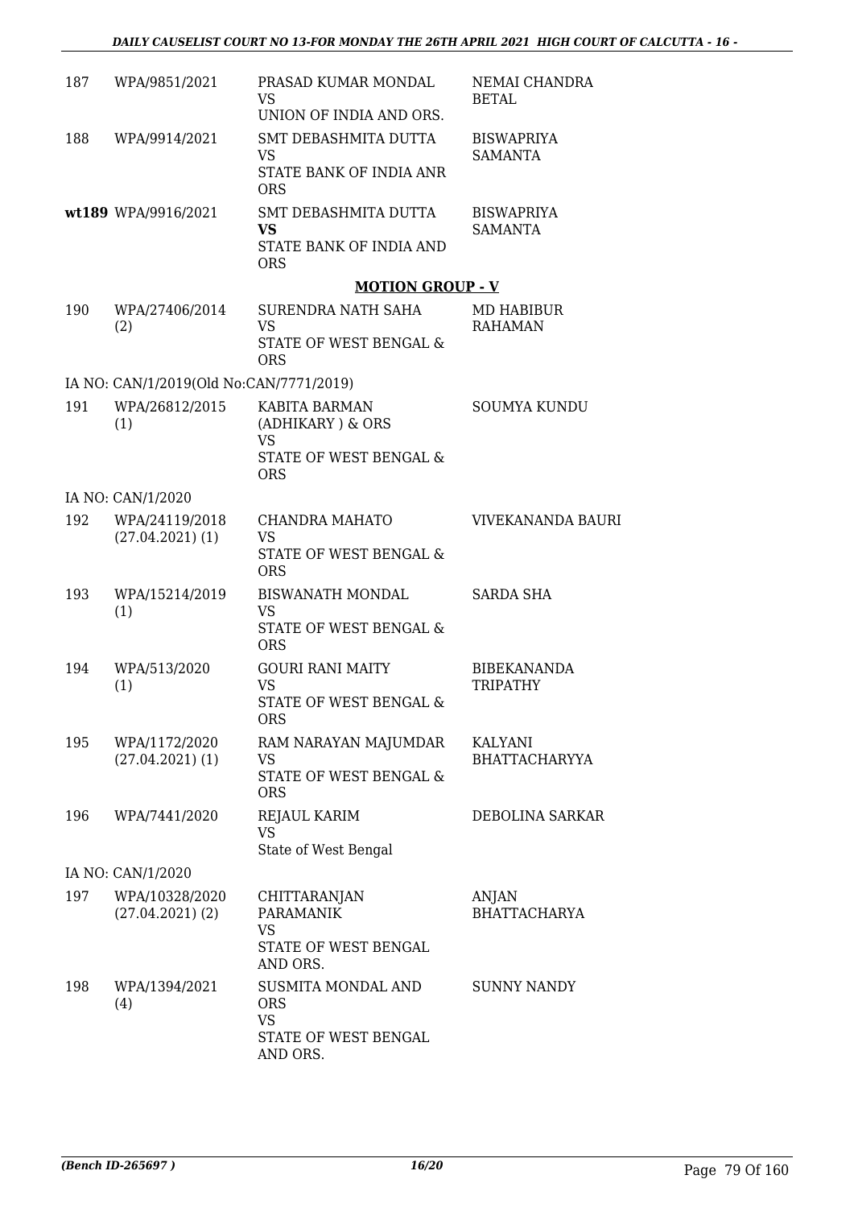| | | | |
|---|---|---|---|
| 187 | WPA/9851/2021 | PRASAD KUMAR MONDAL<br>VS<br>UNION OF INDIA AND ORS. | NEMAI CHANDRA BETAL |
| 188 | WPA/9914/2021 | SMT DEBASHMITA DUTTA<br>VS<br>STATE BANK OF INDIA ANR ORS | BISWAPRIYA SAMANTA |
| **wt189** | WPA/9916/2021 | SMT DEBASHMITA DUTTA<br>**VS**<br>STATE BANK OF INDIA AND ORS | BISWAPRIYA SAMANTA |

**MOTION GROUP - V**

| | | | |
|---|---|---|---|
| 190 | WPA/27406/2014 (2) | SURENDRA NATH SAHA<br>VS<br>STATE OF WEST BENGAL & ORS | MD HABIBUR RAHAMAN |
| | IA NO: CAN/1/2019(Old No:CAN/7771/2019) | | |
| 191 | WPA/26812/2015 (1) | KABITA BARMAN (ADHIKARY ) & ORS<br>VS<br>STATE OF WEST BENGAL & ORS | SOUMYA KUNDU |
| | IA NO: CAN/1/2020 | | |
| 192 | WPA/24119/2018 (27.04.2021) (1) | CHANDRA MAHATO<br>VS<br>STATE OF WEST BENGAL & ORS | VIVEKANANDA BAURI |
| 193 | WPA/15214/2019 (1) | BISWANATH MONDAL<br>VS<br>STATE OF WEST BENGAL & ORS | SARDA SHA |
| 194 | WPA/513/2020 (1) | GOURI RANI MAITY<br>VS<br>STATE OF WEST BENGAL & ORS | BIBEKANANDA TRIPATHY |
| 195 | WPA/1172/2020 (27.04.2021) (1) | RAM NARAYAN MAJUMDAR<br>VS<br>STATE OF WEST BENGAL & ORS | KALYANI BHATTACHARYYA |
| 196 | WPA/7441/2020 | REJAUL KARIM<br>VS<br>State of West Bengal | DEBOLINA SARKAR |
| | IA NO: CAN/1/2020 | | |
| 197 | WPA/10328/2020 (27.04.2021) (2) | CHITTARANJAN PARAMANIK<br>VS<br>STATE OF WEST BENGAL AND ORS. | ANJAN BHATTACHARYA |
| 198 | WPA/1394/2021 (4) | SUSMITA MONDAL AND ORS<br>VS<br>STATE OF WEST BENGAL AND ORS. | SUNNY NANDY |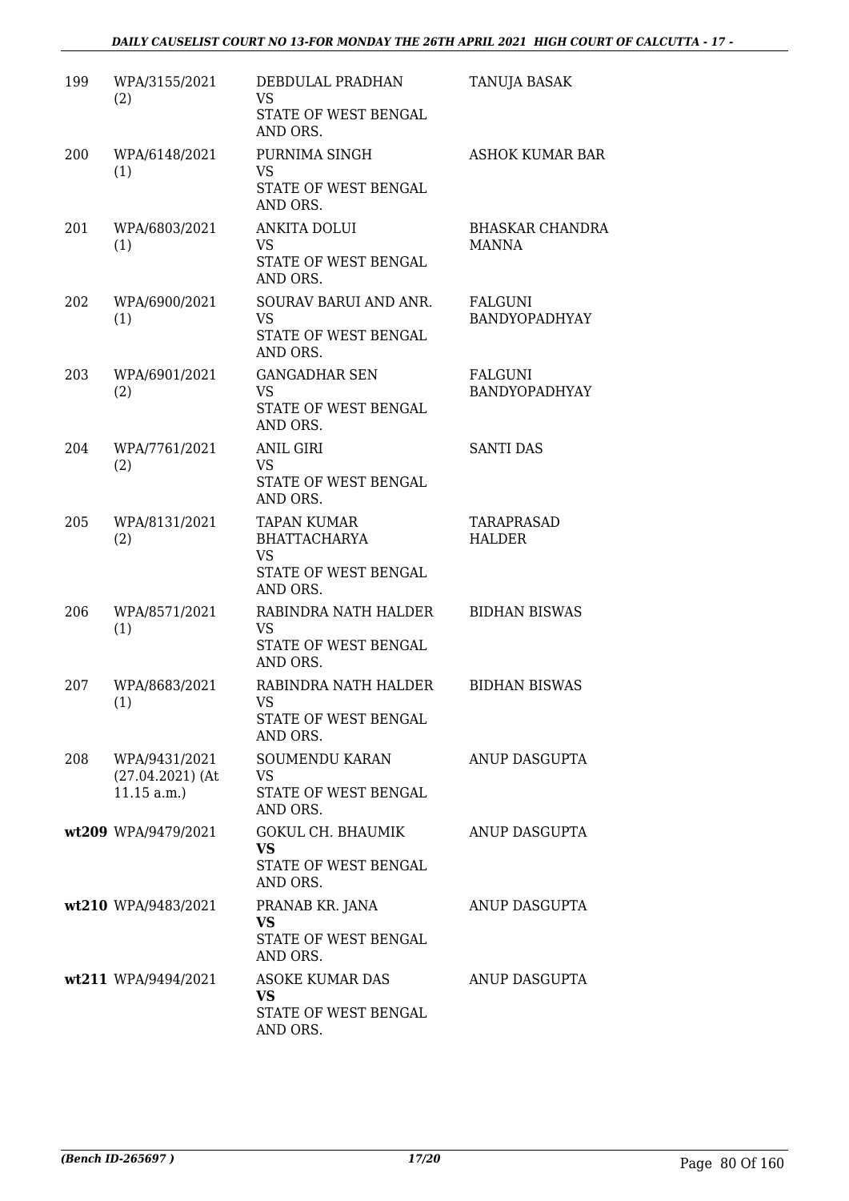| | | | |
|---|---|---|---|
| 199 | WPA/3155/2021 (2) | DEBDULAL PRADHAN VS STATE OF WEST BENGAL AND ORS. | TANUJA BASAK |
| 200 | WPA/6148/2021 (1) | PURNIMA SINGH VS STATE OF WEST BENGAL AND ORS. | ASHOK KUMAR BAR |
| 201 | WPA/6803/2021 (1) | ANKITA DOLUI VS STATE OF WEST BENGAL AND ORS. | BHASKAR CHANDRA MANNA |
| 202 | WPA/6900/2021 (1) | SOURAV BARUI AND ANR. VS STATE OF WEST BENGAL AND ORS. | FALGUNI BANDYOPADHYAY |
| 203 | WPA/6901/2021 (2) | GANGADHAR SEN VS STATE OF WEST BENGAL AND ORS. | FALGUNI BANDYOPADHYAY |
| 204 | WPA/7761/2021 (2) | ANIL GIRI VS STATE OF WEST BENGAL AND ORS. | SANTI DAS |
| 205 | WPA/8131/2021 (2) | TAPAN KUMAR BHATTACHARYA VS STATE OF WEST BENGAL AND ORS. | TARAPRASAD HALDER |
| 206 | WPA/8571/2021 (1) | RABINDRA NATH HALDER VS STATE OF WEST BENGAL AND ORS. | BIDHAN BISWAS |
| 207 | WPA/8683/2021 (1) | RABINDRA NATH HALDER VS STATE OF WEST BENGAL AND ORS. | BIDHAN BISWAS |
| 208 | WPA/9431/2021 (27.04.2021) (At 11.15 a.m.) | SOUMENDU KARAN VS STATE OF WEST BENGAL AND ORS. | ANUP DASGUPTA |
| **wt209** | WPA/9479/2021 | GOKUL CH. BHAUMIK **VS** STATE OF WEST BENGAL AND ORS. | ANUP DASGUPTA |
| **wt210** | WPA/9483/2021 | PRANAB KR. JANA **VS** STATE OF WEST BENGAL AND ORS. | ANUP DASGUPTA |
| **wt211** | WPA/9494/2021 | ASOKE KUMAR DAS **VS** STATE OF WEST BENGAL AND ORS. | ANUP DASGUPTA |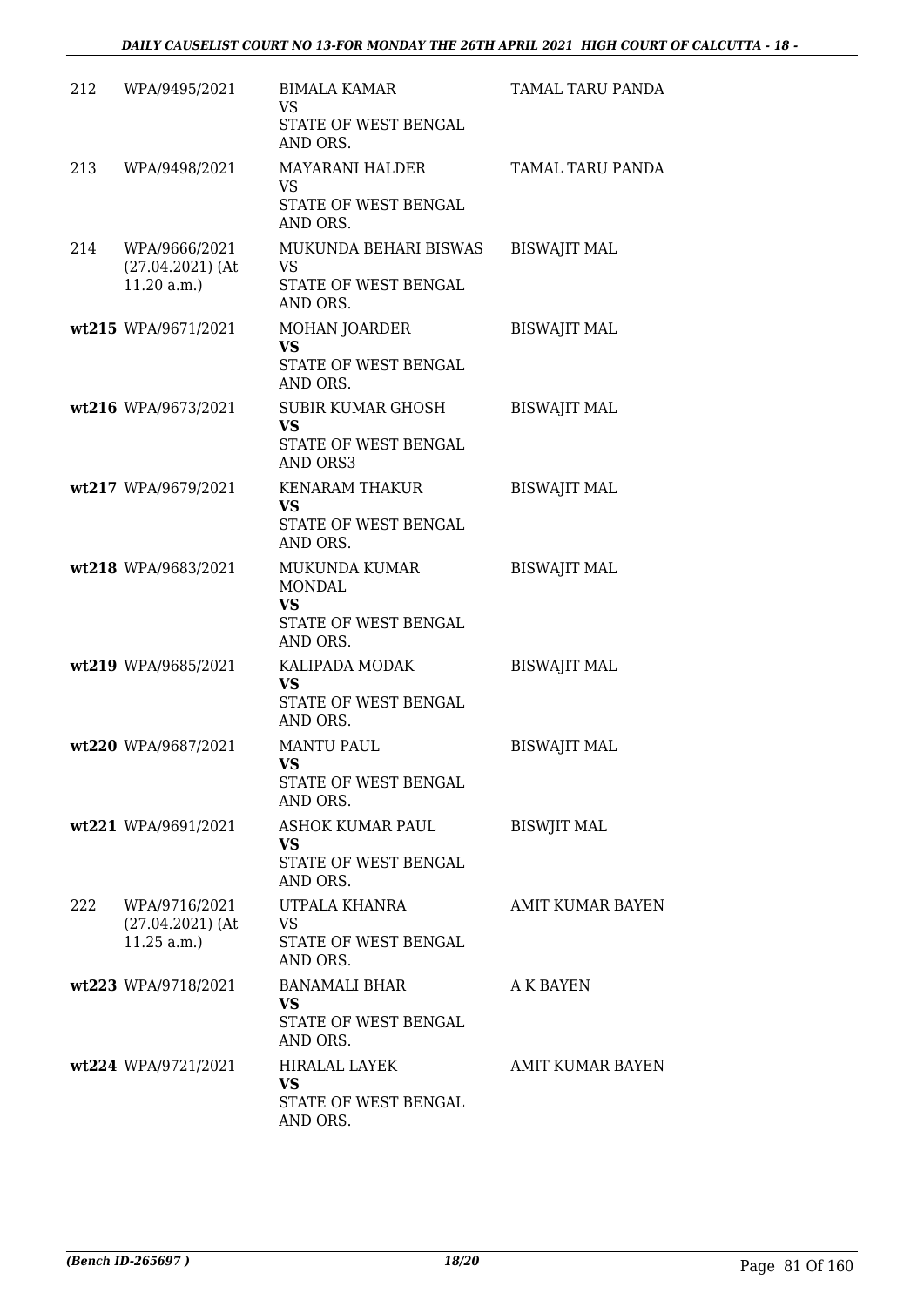| | | | |
|---|---|---|---|
| 212 | WPA/9495/2021 | BIMALA KAMAR<br>VS<br>STATE OF WEST BENGAL AND ORS. | TAMAL TARU PANDA |
| 213 | WPA/9498/2021 | MAYARANI HALDER<br>VS<br>STATE OF WEST BENGAL AND ORS. | TAMAL TARU PANDA |
| 214 | WPA/9666/2021 (27.04.2021) (At 11.20 a.m.) | MUKUNDA BEHARI BISWAS<br>VS<br>STATE OF WEST BENGAL AND ORS. | BISWAJIT MAL |
| wt215 | WPA/9671/2021 | MOHAN JOARDER<br>**VS**<br>STATE OF WEST BENGAL AND ORS. | BISWAJIT MAL |
| wt216 | WPA/9673/2021 | SUBIR KUMAR GHOSH<br>**VS**<br>STATE OF WEST BENGAL AND ORS3 | BISWAJIT MAL |
| wt217 | WPA/9679/2021 | KENARAM THAKUR<br>**VS**<br>STATE OF WEST BENGAL AND ORS. | BISWAJIT MAL |
| wt218 | WPA/9683/2021 | MUKUNDA KUMAR MONDAL<br>**VS**<br>STATE OF WEST BENGAL AND ORS. | BISWAJIT MAL |
| wt219 | WPA/9685/2021 | KALIPADA MODAK<br>**VS**<br>STATE OF WEST BENGAL AND ORS. | BISWAJIT MAL |
| wt220 | WPA/9687/2021 | MANTU PAUL<br>**VS**<br>STATE OF WEST BENGAL AND ORS. | BISWAJIT MAL |
| wt221 | WPA/9691/2021 | ASHOK KUMAR PAUL<br>**VS**<br>STATE OF WEST BENGAL AND ORS. | BISWJIT MAL |
| 222 | WPA/9716/2021 (27.04.2021) (At 11.25 a.m.) | UTPALA KHANRA<br>VS<br>STATE OF WEST BENGAL AND ORS. | AMIT KUMAR BAYEN |
| wt223 | WPA/9718/2021 | BANAMALI BHAR<br>**VS**<br>STATE OF WEST BENGAL AND ORS. | A K BAYEN |
| wt224 | WPA/9721/2021 | HIRALAL LAYEK<br>**VS**<br>STATE OF WEST BENGAL AND ORS. | AMIT KUMAR BAYEN |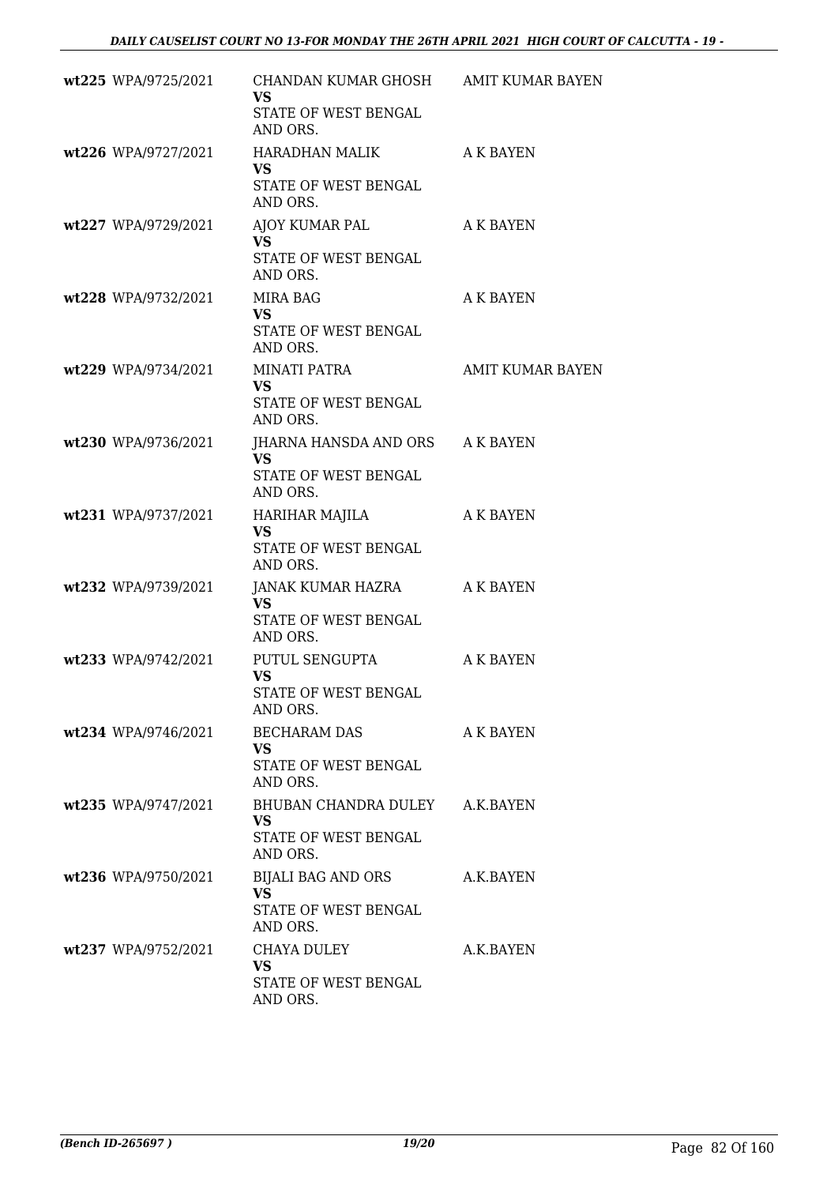| | | | |
|---|---|---|---|
| **wt225** | WPA/9725/2021 | CHANDAN KUMAR GHOSH<br>**VS**<br>STATE OF WEST BENGAL AND ORS. | AMIT KUMAR BAYEN |
| **wt226** | WPA/9727/2021 | HARADHAN MALIK<br>**VS**<br>STATE OF WEST BENGAL AND ORS. | A K BAYEN |
| **wt227** | WPA/9729/2021 | AJOY KUMAR PAL<br>**VS**<br>STATE OF WEST BENGAL AND ORS. | A K BAYEN |
| **wt228** | WPA/9732/2021 | MIRA BAG<br>**VS**<br>STATE OF WEST BENGAL AND ORS. | A K BAYEN |
| **wt229** | WPA/9734/2021 | MINATI PATRA<br>**VS**<br>STATE OF WEST BENGAL AND ORS. | AMIT KUMAR BAYEN |
| **wt230** | WPA/9736/2021 | JHARNA HANSDA AND ORS<br>**VS**<br>STATE OF WEST BENGAL AND ORS. | A K BAYEN |
| **wt231** | WPA/9737/2021 | HARIHAR MAJILA<br>**VS**<br>STATE OF WEST BENGAL AND ORS. | A K BAYEN |
| **wt232** | WPA/9739/2021 | JANAK KUMAR HAZRA<br>**VS**<br>STATE OF WEST BENGAL AND ORS. | A K BAYEN |
| **wt233** | WPA/9742/2021 | PUTUL SENGUPTA<br>**VS**<br>STATE OF WEST BENGAL AND ORS. | A K BAYEN |
| **wt234** | WPA/9746/2021 | BECHARAM DAS<br>**VS**<br>STATE OF WEST BENGAL AND ORS. | A K BAYEN |
| **wt235** | WPA/9747/2021 | BHUBAN CHANDRA DULEY<br>**VS**<br>STATE OF WEST BENGAL AND ORS. | A.K.BAYEN |
| **wt236** | WPA/9750/2021 | BIJALI BAG AND ORS<br>**VS**<br>STATE OF WEST BENGAL AND ORS. | A.K.BAYEN |
| **wt237** | WPA/9752/2021 | CHAYA DULEY<br>**VS**<br>STATE OF WEST BENGAL AND ORS. | A.K.BAYEN |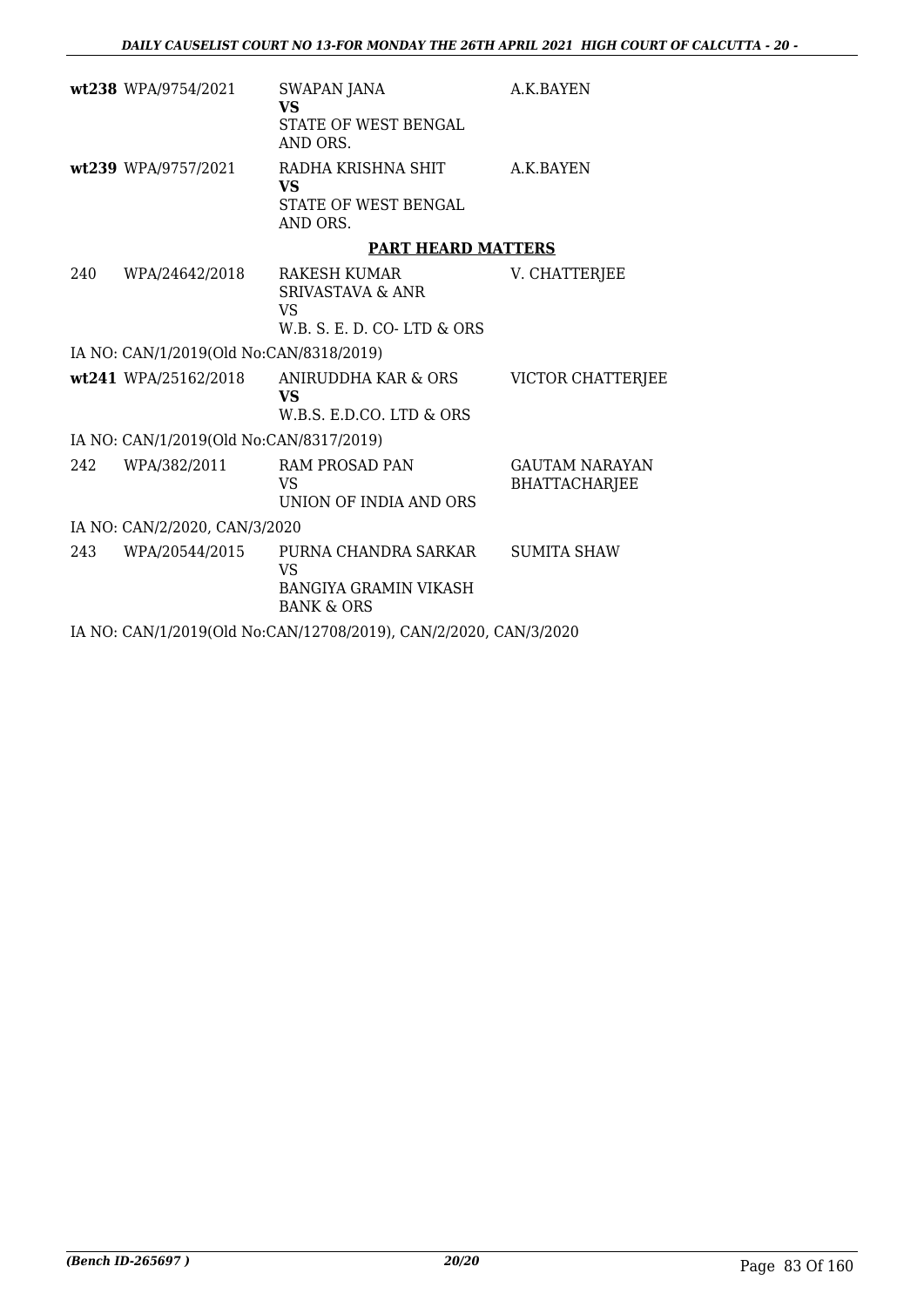| | | | |
|---|---|---|---|
| **wt238** | WPA/9754/2021 | SWAPAN JANA<br>**VS**<br>STATE OF WEST BENGAL AND ORS. | A.K.BAYEN |
| **wt239** | WPA/9757/2021 | RADHA KRISHNA SHIT<br>**VS**<br>STATE OF WEST BENGAL AND ORS. | A.K.BAYEN |

**PART HEARD MATTERS**

| | | | |
|---|---|---|---|
| 240 | WPA/24642/2018 | RAKESH KUMAR SRIVASTAVA & ANR<br>VS<br>W.B. S. E. D. CO- LTD & ORS | V. CHATTERJEE |

IA NO: CAN/1/2019(Old No:CAN/8318/2019)

| | | | |
|---|---|---|---|
| **wt241** | WPA/25162/2018 | ANIRUDDHA KAR & ORS<br>**VS**<br>W.B.S. E.D.CO. LTD & ORS | VICTOR CHATTERJEE |

IA NO: CAN/1/2019(Old No:CAN/8317/2019)

| | | | |
|---|---|---|---|
| 242 | WPA/382/2011 | RAM PROSAD PAN<br>VS<br>UNION OF INDIA AND ORS | GAUTAM NARAYAN BHATTACHARJEE |

IA NO: CAN/2/2020, CAN/3/2020

| | | | |
|---|---|---|---|
| 243 | WPA/20544/2015 | PURNA CHANDRA SARKAR<br>VS<br>BANGIYA GRAMIN VIKASH BANK & ORS | SUMITA SHAW |

IA NO: CAN/1/2019(Old No:CAN/12708/2019), CAN/2/2020, CAN/3/2020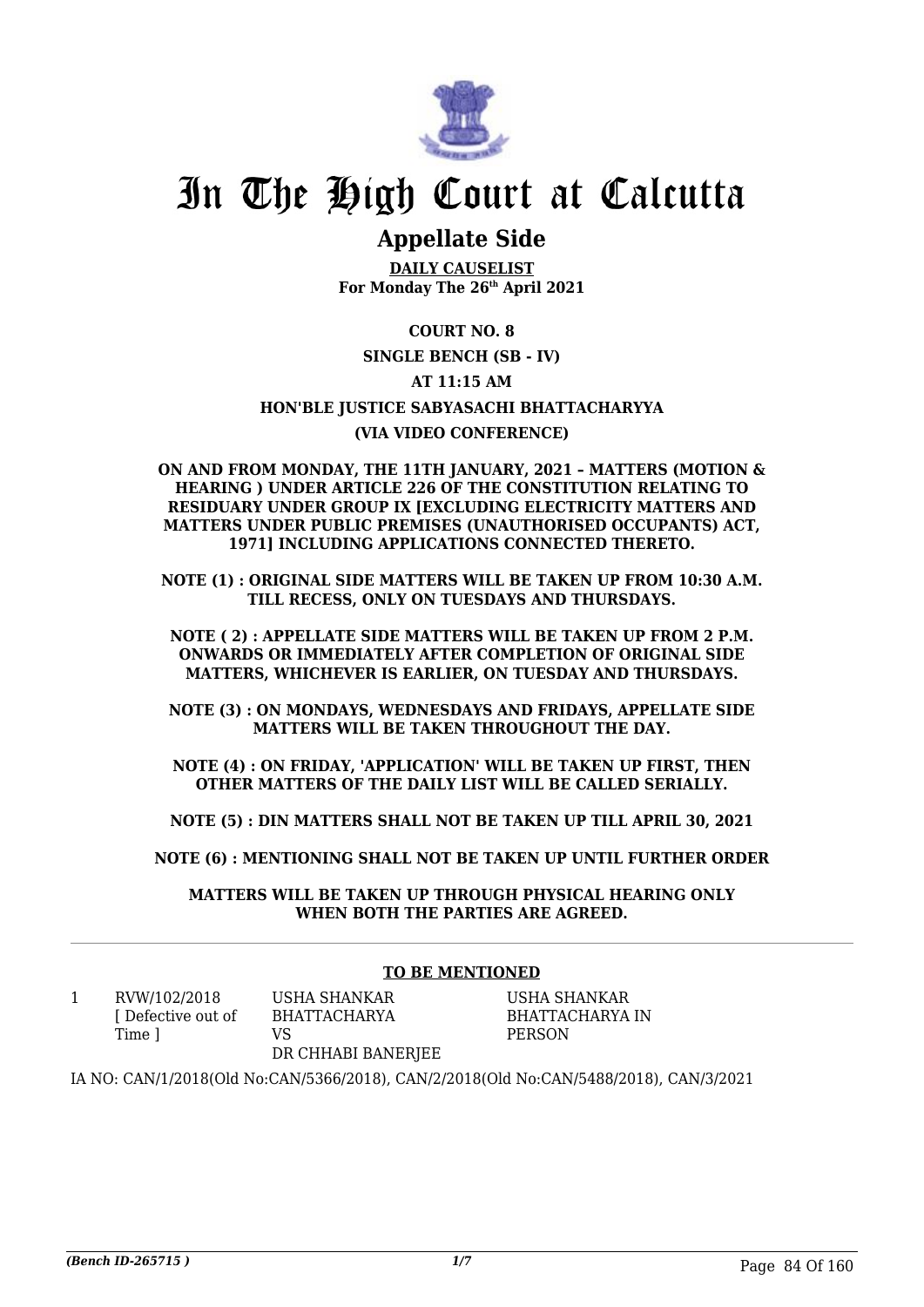# In The High Court at Calcutta

## Appellate Side

**DAILY CAUSELIST**
**For Monday The 26th April 2021**

**COURT NO. 8**

**SINGLE BENCH (SB - IV)**

**AT 11:15 AM**

**HON'BLE JUSTICE SABYASACHI BHATTACHARYYA**

**(VIA VIDEO CONFERENCE)**

**ON AND FROM MONDAY, THE 11TH JANUARY, 2021 – MATTERS (MOTION & HEARING ) UNDER ARTICLE 226 OF THE CONSTITUTION RELATING TO RESIDUARY UNDER GROUP IX [EXCLUDING ELECTRICITY MATTERS AND MATTERS UNDER PUBLIC PREMISES (UNAUTHORISED OCCUPANTS) ACT, 1971] INCLUDING APPLICATIONS CONNECTED THERETO.**

**NOTE (1) : ORIGINAL SIDE MATTERS WILL BE TAKEN UP FROM 10:30 A.M. TILL RECESS, ONLY ON TUESDAYS AND THURSDAYS.**

**NOTE ( 2) : APPELLATE SIDE MATTERS WILL BE TAKEN UP FROM 2 P.M. ONWARDS OR IMMEDIATELY AFTER COMPLETION OF ORIGINAL SIDE MATTERS, WHICHEVER IS EARLIER, ON TUESDAY AND THURSDAYS.**

**NOTE (3) : ON MONDAYS, WEDNESDAYS AND FRIDAYS, APPELLATE SIDE MATTERS WILL BE TAKEN THROUGHOUT THE DAY.**

**NOTE (4) : ON FRIDAY, 'APPLICATION' WILL BE TAKEN UP FIRST, THEN OTHER MATTERS OF THE DAILY LIST WILL BE CALLED SERIALLY.**

**NOTE (5) : DIN MATTERS SHALL NOT BE TAKEN UP TILL APRIL 30, 2021**

**NOTE (6) : MENTIONING SHALL NOT BE TAKEN UP UNTIL FURTHER ORDER**

**MATTERS WILL BE TAKEN UP THROUGH PHYSICAL HEARING ONLY WHEN BOTH THE PARTIES ARE AGREED.**

---

**TO BE MENTIONED**

| | | | |
|---|---|---|---|
| 1 | RVW/102/2018 [ Defective out of Time ] | USHA SHANKAR BHATTACHARYA VS DR CHHABI BANERJEE | USHA SHANKAR BHATTACHARYA IN PERSON |

IA NO: CAN/1/2018(Old No:CAN/5366/2018), CAN/2/2018(Old No:CAN/5488/2018), CAN/3/2021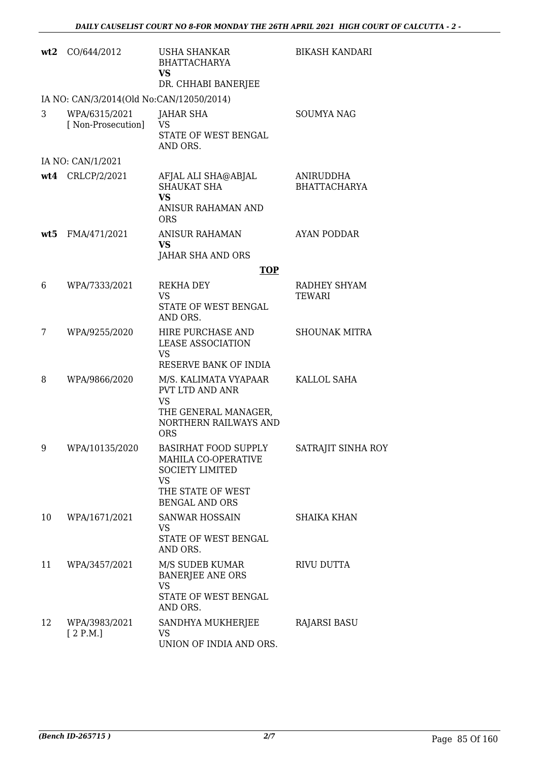| | | | |
|---|---|---|---|
| wt2 | CO/644/2012 | USHA SHANKAR BHATTACHARYA **VS** DR. CHHABI BANERJEE | BIKASH KANDARI |
| | IA NO: CAN/3/2014(Old No:CAN/12050/2014) | | |
| 3 | WPA/6315/2021 [ Non-Prosecution] | JAHAR SHA VS STATE OF WEST BENGAL AND ORS. | SOUMYA NAG |
| | IA NO: CAN/1/2021 | | |
| wt4 | CRLCP/2/2021 | AFJAL ALI SHA@ABJAL SHAUKAT SHA **VS** ANISUR RAHAMAN AND ORS | ANIRUDDHA BHATTACHARYA |
| wt5 | FMA/471/2021 | ANISUR RAHAMAN **VS** JAHAR SHA AND ORS | AYAN PODDAR |

**TOP**

| | | | |
|---|---|---|---|
| 6 | WPA/7333/2021 | REKHA DEY VS STATE OF WEST BENGAL AND ORS. | RADHEY SHYAM TEWARI |
| 7 | WPA/9255/2020 | HIRE PURCHASE AND LEASE ASSOCIATION VS RESERVE BANK OF INDIA | SHOUNAK MITRA |
| 8 | WPA/9866/2020 | M/S. KALIMATA VYAPAAR PVT LTD AND ANR VS THE GENERAL MANAGER, NORTHERN RAILWAYS AND ORS | KALLOL SAHA |
| 9 | WPA/10135/2020 | BASIRHAT FOOD SUPPLY MAHILA CO-OPERATIVE SOCIETY LIMITED VS THE STATE OF WEST BENGAL AND ORS | SATRAJIT SINHA ROY |
| 10 | WPA/1671/2021 | SANWAR HOSSAIN VS STATE OF WEST BENGAL AND ORS. | SHAIKA KHAN |
| 11 | WPA/3457/2021 | M/S SUDEB KUMAR BANERJEE ANE ORS VS STATE OF WEST BENGAL AND ORS. | RIVU DUTTA |
| 12 | WPA/3983/2021 [ 2 P.M.] | SANDHYA MUKHERJEE VS UNION OF INDIA AND ORS. | RAJARSI BASU |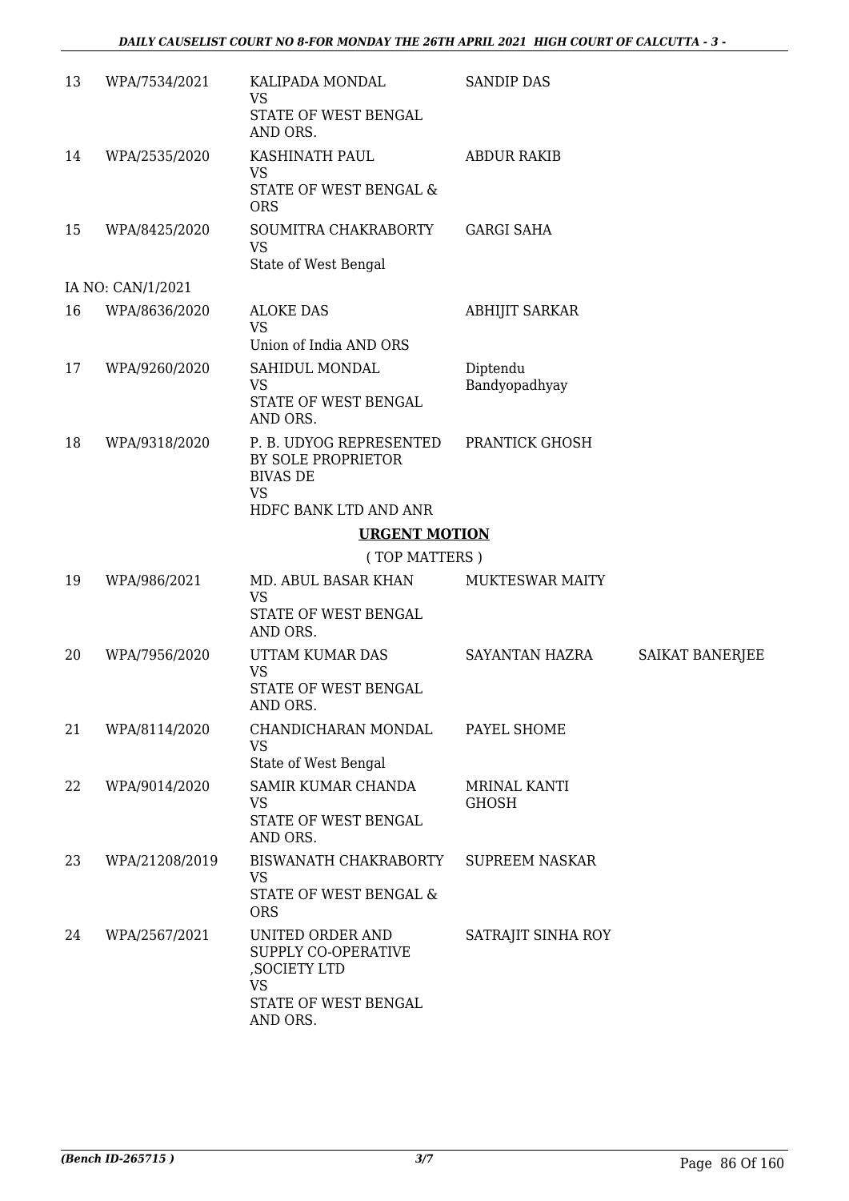| | | | | |
|---|---|---|---|---|
| 13 | WPA/7534/2021 | KALIPADA MONDAL<br>VS<br>STATE OF WEST BENGAL AND ORS. | SANDIP DAS | |
| 14 | WPA/2535/2020 | KASHINATH PAUL<br>VS<br>STATE OF WEST BENGAL & ORS | ABDUR RAKIB | |
| 15 | WPA/8425/2020 | SOUMITRA CHAKRABORTY<br>VS<br>State of West Bengal | GARGI SAHA | |
| | IA NO: CAN/1/2021 | | | |
| 16 | WPA/8636/2020 | ALOKE DAS<br>VS<br>Union of India AND ORS | ABHIJIT SARKAR | |
| 17 | WPA/9260/2020 | SAHIDUL MONDAL<br>VS<br>STATE OF WEST BENGAL AND ORS. | Diptendu Bandyopadhyay | |
| 18 | WPA/9318/2020 | P. B. UDYOG REPRESENTED BY SOLE PROPRIETOR BIVAS DE<br>VS<br>HDFC BANK LTD AND ANR | PRANTICK GHOSH | |

**URGENT MOTION**

( TOP MATTERS )

| | | | | |
|---|---|---|---|---|
| 19 | WPA/986/2021 | MD. ABUL BASAR KHAN<br>VS<br>STATE OF WEST BENGAL AND ORS. | MUKTESWAR MAITY | |
| 20 | WPA/7956/2020 | UTTAM KUMAR DAS<br>VS<br>STATE OF WEST BENGAL AND ORS. | SAYANTAN HAZRA | SAIKAT BANERJEE |
| 21 | WPA/8114/2020 | CHANDICHARAN MONDAL<br>VS<br>State of West Bengal | PAYEL SHOME | |
| 22 | WPA/9014/2020 | SAMIR KUMAR CHANDA<br>VS<br>STATE OF WEST BENGAL AND ORS. | MRINAL KANTI GHOSH | |
| 23 | WPA/21208/2019 | BISWANATH CHAKRABORTY<br>VS<br>STATE OF WEST BENGAL & ORS | SUPREEM NASKAR | |
| 24 | WPA/2567/2021 | UNITED ORDER AND SUPPLY CO-OPERATIVE ,SOCIETY LTD<br>VS<br>STATE OF WEST BENGAL AND ORS. | SATRAJIT SINHA ROY | |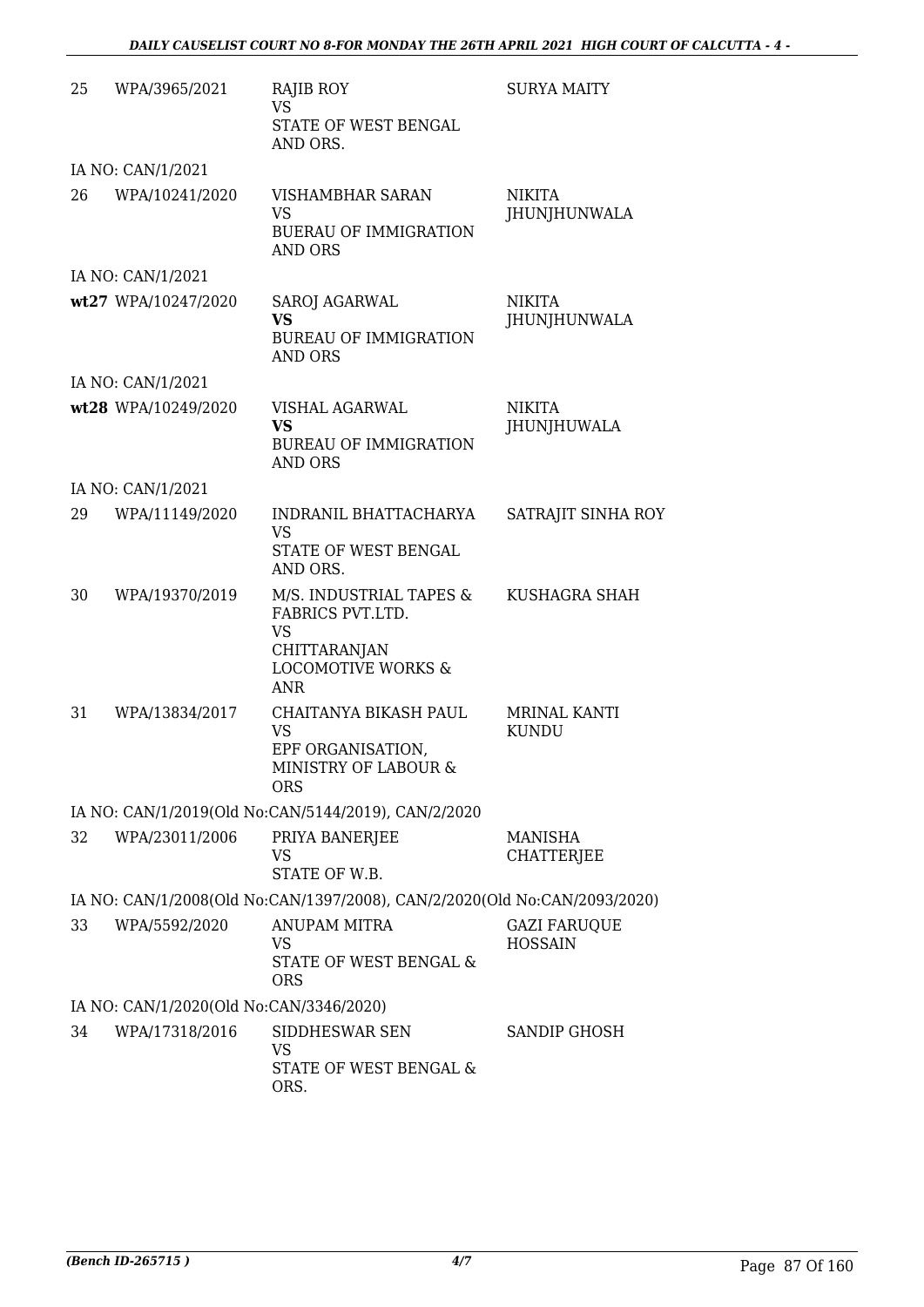| | | | |
|---|---|---|---|
| 25 | WPA/3965/2021 | RAJIB ROY<br>VS<br>STATE OF WEST BENGAL AND ORS. | SURYA MAITY |
| | IA NO: CAN/1/2021 | | |
| 26 | WPA/10241/2020 | VISHAMBHAR SARAN<br>VS<br>BUERAU OF IMMIGRATION AND ORS | NIKITA JHUNJHUNWALA |
| | IA NO: CAN/1/2021 | | |
| wt27 | WPA/10247/2020 | SAROJ AGARWAL<br>**VS**<br>BUREAU OF IMMIGRATION AND ORS | NIKITA JHUNJHUNWALA |
| | IA NO: CAN/1/2021 | | |
| wt28 | WPA/10249/2020 | VISHAL AGARWAL<br>**VS**<br>BUREAU OF IMMIGRATION AND ORS | NIKITA JHUNJHUWALA |
| | IA NO: CAN/1/2021 | | |
| 29 | WPA/11149/2020 | INDRANIL BHATTACHARYA<br>VS<br>STATE OF WEST BENGAL AND ORS. | SATRAJIT SINHA ROY |
| 30 | WPA/19370/2019 | M/S. INDUSTRIAL TAPES & FABRICS PVT.LTD.<br>VS<br>CHITTARANJAN LOCOMOTIVE WORKS & ANR | KUSHAGRA SHAH |
| 31 | WPA/13834/2017 | CHAITANYA BIKASH PAUL<br>VS<br>EPF ORGANISATION, MINISTRY OF LABOUR & ORS | MRINAL KANTI KUNDU |
| | IA NO: CAN/1/2019(Old No:CAN/5144/2019), CAN/2/2020 | | |
| 32 | WPA/23011/2006 | PRIYA BANERJEE<br>VS<br>STATE OF W.B. | MANISHA CHATTERJEE |
| | IA NO: CAN/1/2008(Old No:CAN/1397/2008), CAN/2/2020(Old No:CAN/2093/2020) | | |
| 33 | WPA/5592/2020 | ANUPAM MITRA<br>VS<br>STATE OF WEST BENGAL & ORS | GAZI FARUQUE HOSSAIN |
| | IA NO: CAN/1/2020(Old No:CAN/3346/2020) | | |
| 34 | WPA/17318/2016 | SIDDHESWAR SEN<br>VS<br>STATE OF WEST BENGAL & ORS. | SANDIP GHOSH |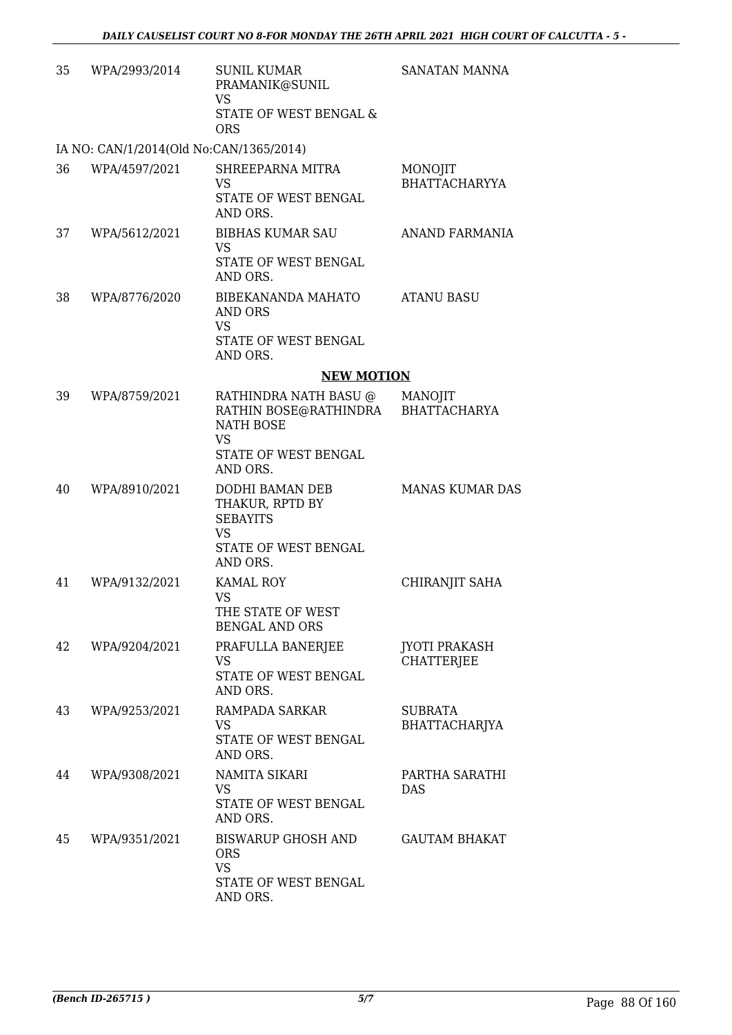| | | | |
|---|---|---|---|
| 35 | WPA/2993/2014 | SUNIL KUMAR PRAMANIK@SUNIL<br>VS<br>STATE OF WEST BENGAL & ORS | SANATAN MANNA |

IA NO: CAN/1/2014(Old No:CAN/1365/2014)

| | | | |
|---|---|---|---|
| 36 | WPA/4597/2021 | SHREEPARNA MITRA<br>VS<br>STATE OF WEST BENGAL AND ORS. | MONOJIT BHATTACHARYYA |
| 37 | WPA/5612/2021 | BIBHAS KUMAR SAU<br>VS<br>STATE OF WEST BENGAL AND ORS. | ANAND FARMANIA |
| 38 | WPA/8776/2020 | BIBEKANANDA MAHATO AND ORS<br>VS<br>STATE OF WEST BENGAL AND ORS. | ATANU BASU |

**NEW MOTION**

| | | | |
|---|---|---|---|
| 39 | WPA/8759/2021 | RATHINDRA NATH BASU @ RATHIN BOSE@RATHINDRA NATH BOSE<br>VS<br>STATE OF WEST BENGAL AND ORS. | MANOJIT BHATTACHARYA |
| 40 | WPA/8910/2021 | DODHI BAMAN DEB THAKUR, RPTD BY SEBAYITS<br>VS<br>STATE OF WEST BENGAL AND ORS. | MANAS KUMAR DAS |
| 41 | WPA/9132/2021 | KAMAL ROY<br>VS<br>THE STATE OF WEST BENGAL AND ORS | CHIRANJIT SAHA |
| 42 | WPA/9204/2021 | PRAFULLA BANERJEE<br>VS<br>STATE OF WEST BENGAL AND ORS. | JYOTI PRAKASH CHATTERJEE |
| 43 | WPA/9253/2021 | RAMPADA SARKAR<br>VS<br>STATE OF WEST BENGAL AND ORS. | SUBRATA BHATTACHARJYA |
| 44 | WPA/9308/2021 | NAMITA SIKARI<br>VS<br>STATE OF WEST BENGAL AND ORS. | PARTHA SARATHI DAS |
| 45 | WPA/9351/2021 | BISWARUP GHOSH AND ORS<br>VS<br>STATE OF WEST BENGAL AND ORS. | GAUTAM BHAKAT |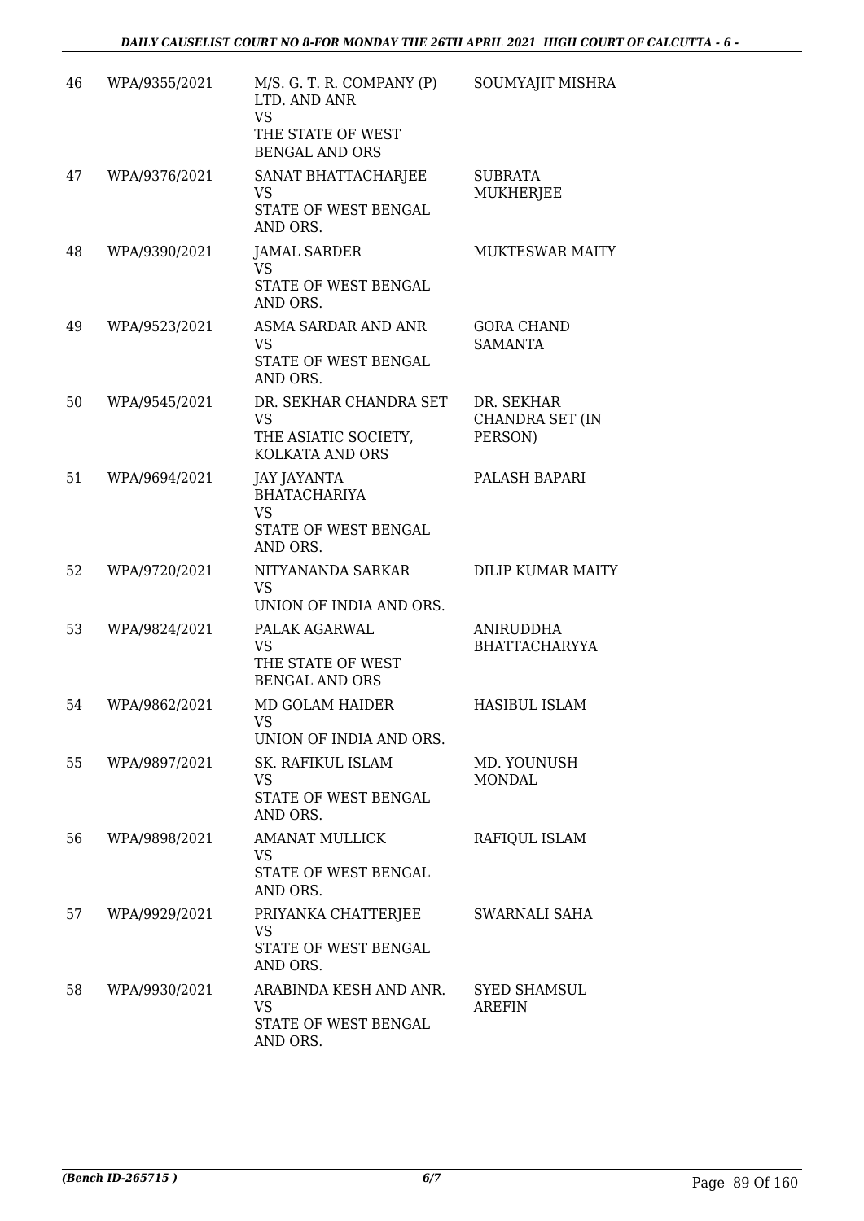| 46 | WPA/9355/2021 | M/S. G. T. R. COMPANY (P) LTD. AND ANR<br>VS<br>THE STATE OF WEST BENGAL AND ORS | SOUMYAJIT MISHRA |
|---|---|---|---|
| 47 | WPA/9376/2021 | SANAT BHATTACHARJEE<br>VS<br>STATE OF WEST BENGAL AND ORS. | SUBRATA MUKHERJEE |
| 48 | WPA/9390/2021 | JAMAL SARDER<br>VS<br>STATE OF WEST BENGAL AND ORS. | MUKTESWAR MAITY |
| 49 | WPA/9523/2021 | ASMA SARDAR AND ANR<br>VS<br>STATE OF WEST BENGAL AND ORS. | GORA CHAND SAMANTA |
| 50 | WPA/9545/2021 | DR. SEKHAR CHANDRA SET<br>VS<br>THE ASIATIC SOCIETY, KOLKATA AND ORS | DR. SEKHAR CHANDRA SET (IN PERSON) |
| 51 | WPA/9694/2021 | JAY JAYANTA BHATACHARIYA<br>VS<br>STATE OF WEST BENGAL AND ORS. | PALASH BAPARI |
| 52 | WPA/9720/2021 | NITYANANDA SARKAR<br>VS<br>UNION OF INDIA AND ORS. | DILIP KUMAR MAITY |
| 53 | WPA/9824/2021 | PALAK AGARWAL<br>VS<br>THE STATE OF WEST BENGAL AND ORS | ANIRUDDHA BHATTACHARYYA |
| 54 | WPA/9862/2021 | MD GOLAM HAIDER<br>VS<br>UNION OF INDIA AND ORS. | HASIBUL ISLAM |
| 55 | WPA/9897/2021 | SK. RAFIKUL ISLAM<br>VS<br>STATE OF WEST BENGAL AND ORS. | MD. YOUNUSH MONDAL |
| 56 | WPA/9898/2021 | AMANAT MULLICK<br>VS<br>STATE OF WEST BENGAL AND ORS. | RAFIQUL ISLAM |
| 57 | WPA/9929/2021 | PRIYANKA CHATTERJEE<br>VS<br>STATE OF WEST BENGAL AND ORS. | SWARNALI SAHA |
| 58 | WPA/9930/2021 | ARABINDA KESH AND ANR.<br>VS<br>STATE OF WEST BENGAL AND ORS. | SYED SHAMSUL AREFIN |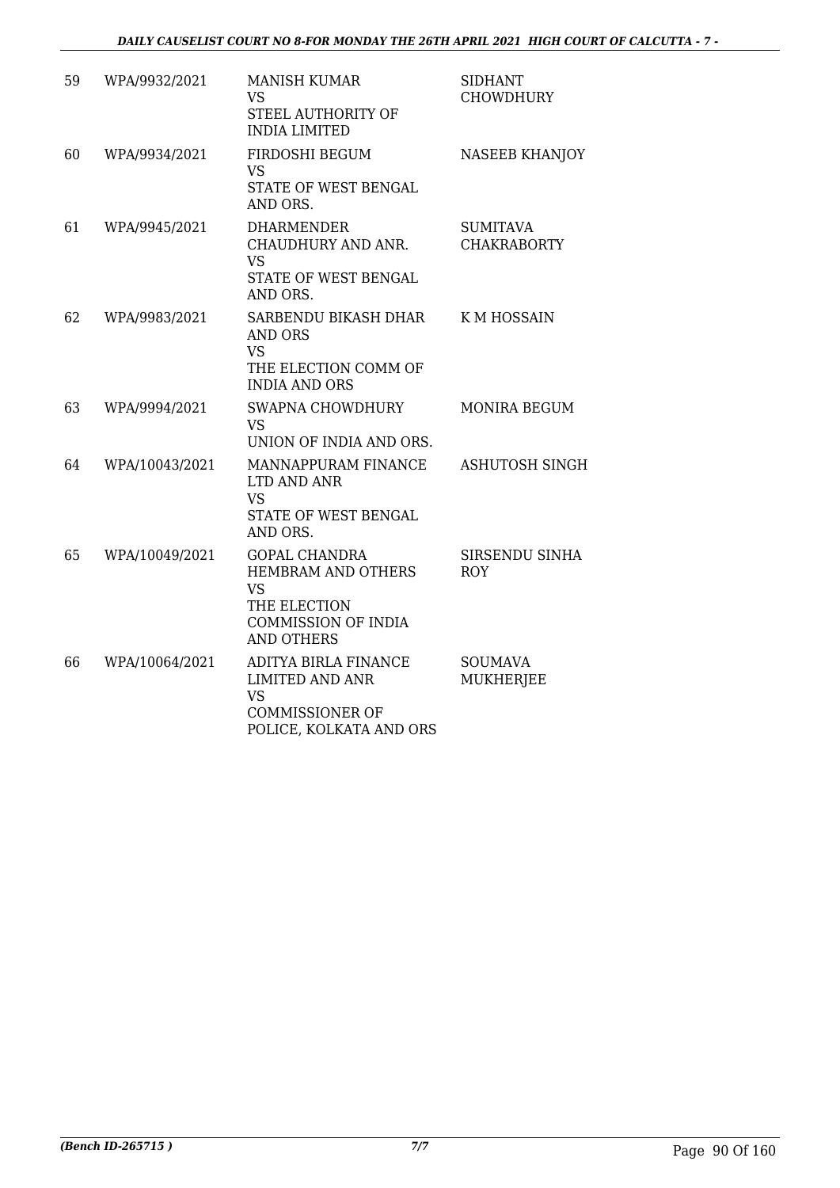| 59 | WPA/9932/2021 | MANISH KUMAR<br>VS<br>STEEL AUTHORITY OF INDIA LIMITED | SIDHANT CHOWDHURY |
|---|---|---|---|
| 60 | WPA/9934/2021 | FIRDOSHI BEGUM<br>VS<br>STATE OF WEST BENGAL AND ORS. | NASEEB KHANJOY |
| 61 | WPA/9945/2021 | DHARMENDER CHAUDHURY AND ANR.<br>VS<br>STATE OF WEST BENGAL AND ORS. | SUMITAVA CHAKRABORTY |
| 62 | WPA/9983/2021 | SARBENDU BIKASH DHAR AND ORS<br>VS<br>THE ELECTION COMM OF INDIA AND ORS | K M HOSSAIN |
| 63 | WPA/9994/2021 | SWAPNA CHOWDHURY<br>VS<br>UNION OF INDIA AND ORS. | MONIRA BEGUM |
| 64 | WPA/10043/2021 | MANNAPPURAM FINANCE LTD AND ANR<br>VS<br>STATE OF WEST BENGAL AND ORS. | ASHUTOSH SINGH |
| 65 | WPA/10049/2021 | GOPAL CHANDRA HEMBRAM AND OTHERS<br>VS<br>THE ELECTION COMMISSION OF INDIA AND OTHERS | SIRSENDU SINHA ROY |
| 66 | WPA/10064/2021 | ADITYA BIRLA FINANCE LIMITED AND ANR<br>VS<br>COMMISSIONER OF POLICE, KOLKATA AND ORS | SOUMAVA MUKHERJEE |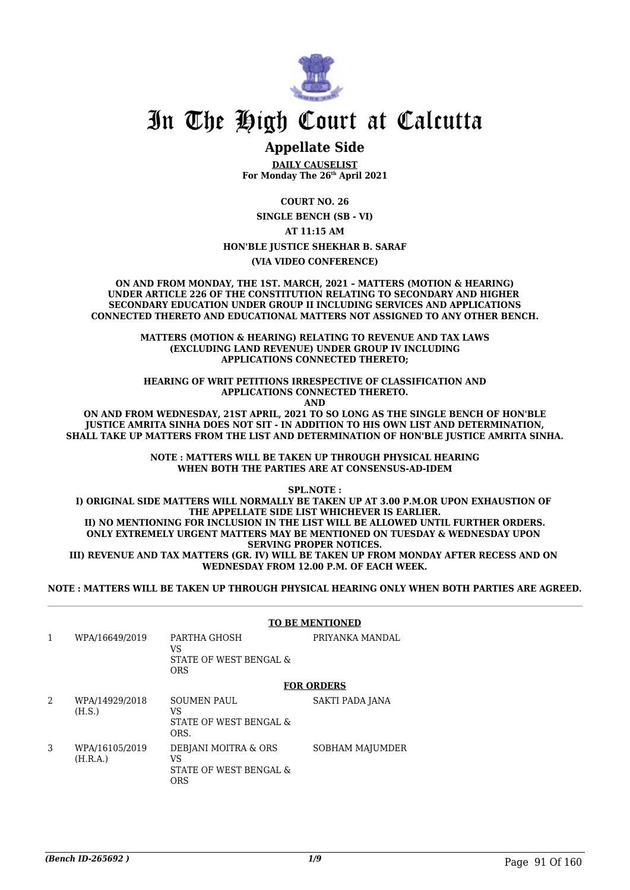# In The High Court at Calcutta

## Appellate Side

**DAILY CAUSELIST**
**For Monday The 26th April 2021**

**COURT NO. 26**

**SINGLE BENCH (SB - VI)**

**AT 11:15 AM**

**HON'BLE JUSTICE SHEKHAR B. SARAF**

**(VIA VIDEO CONFERENCE)**

**ON AND FROM MONDAY, THE 1ST. MARCH, 2021 – MATTERS (MOTION & HEARING) UNDER ARTICLE 226 OF THE CONSTITUTION RELATING TO SECONDARY AND HIGHER SECONDARY EDUCATION UNDER GROUP II INCLUDING SERVICES AND APPLICATIONS CONNECTED THERETO AND EDUCATIONAL MATTERS NOT ASSIGNED TO ANY OTHER BENCH.**

**MATTERS (MOTION & HEARING) RELATING TO REVENUE AND TAX LAWS (EXCLUDING LAND REVENUE) UNDER GROUP IV INCLUDING APPLICATIONS CONNECTED THERETO;**

**HEARING OF WRIT PETITIONS IRRESPECTIVE OF CLASSIFICATION AND APPLICATIONS CONNECTED THERETO.**

**AND**

**ON AND FROM WEDNESDAY, 21ST APRIL, 2021 TO SO LONG AS THE SINGLE BENCH OF HON'BLE JUSTICE AMRITA SINHA DOES NOT SIT - IN ADDITION TO HIS OWN LIST AND DETERMINATION, SHALL TAKE UP MATTERS FROM THE LIST AND DETERMINATION OF HON'BLE JUSTICE AMRITA SINHA.**

**NOTE : MATTERS WILL BE TAKEN UP THROUGH PHYSICAL HEARING WHEN BOTH THE PARTIES ARE AT CONSENSUS-AD-IDEM**

**SPL.NOTE :**

**I) ORIGINAL SIDE MATTERS WILL NORMALLY BE TAKEN UP AT 3.00 P.M.OR UPON EXHAUSTION OF THE APPELLATE SIDE LIST WHICHEVER IS EARLIER.**
**II) NO MENTIONING FOR INCLUSION IN THE LIST WILL BE ALLOWED UNTIL FURTHER ORDERS. ONLY EXTREMELY URGENT MATTERS MAY BE MENTIONED ON TUESDAY & WEDNESDAY UPON SERVING PROPER NOTICES.**
**III) REVENUE AND TAX MATTERS (GR. IV) WILL BE TAKEN UP FROM MONDAY AFTER RECESS AND ON WEDNESDAY FROM 12.00 P.M. OF EACH WEEK.**

**NOTE : MATTERS WILL BE TAKEN UP THROUGH PHYSICAL HEARING ONLY WHEN BOTH PARTIES ARE AGREED.**

**TO BE MENTIONED**

| | | | |
|---|---|---|---|
| 1 | WPA/16649/2019 | PARTHA GHOSH<br>VS<br>STATE OF WEST BENGAL & ORS | PRIYANKA MANDAL |

**FOR ORDERS**

| | | | |
|---|---|---|---|
| 2 | WPA/14929/2018 (H.S.) | SOUMEN PAUL<br>VS<br>STATE OF WEST BENGAL & ORS. | SAKTI PADA JANA |
| 3 | WPA/16105/2019 (H.R.A.) | DEBJANI MOITRA & ORS<br>VS<br>STATE OF WEST BENGAL & ORS | SOBHAM MAJUMDER |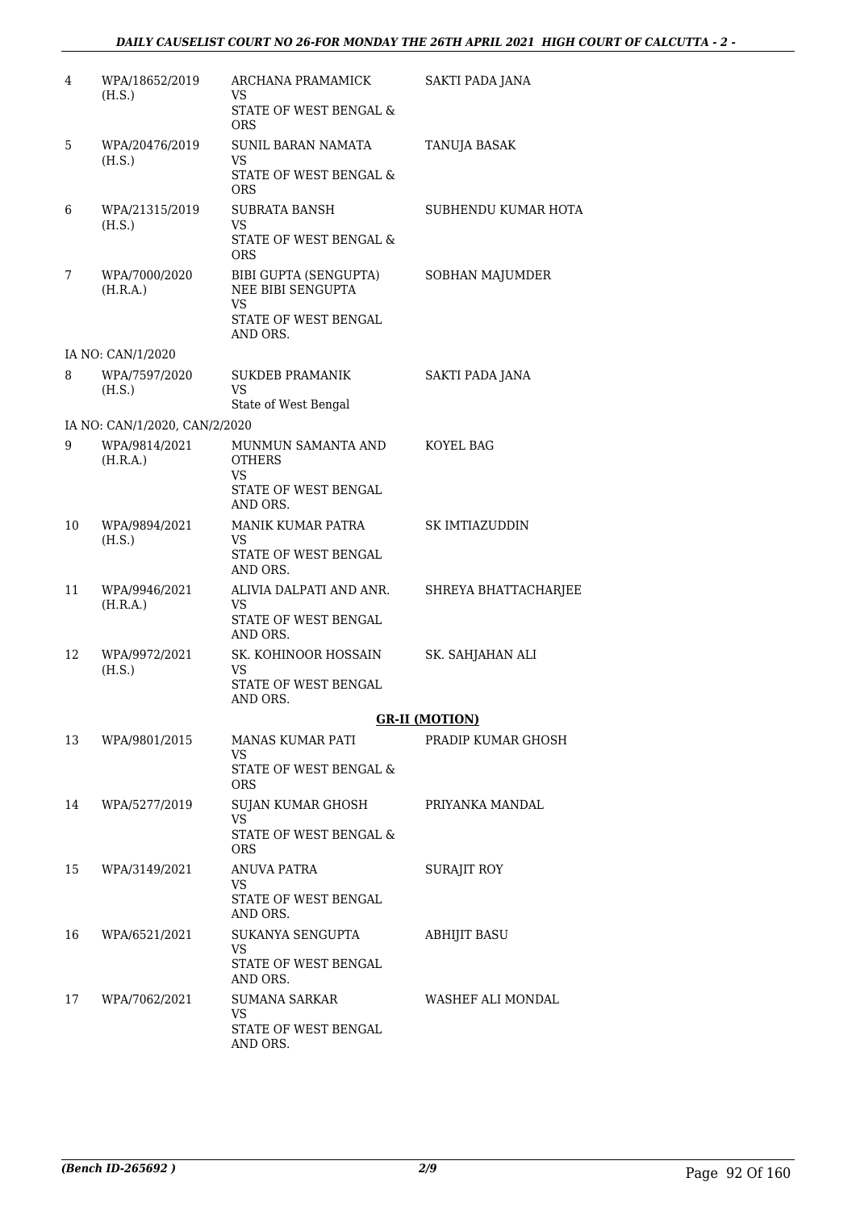| | | | |
|---|---|---|---|
| 4 | WPA/18652/2019 (H.S.) | ARCHANA PRAMAMICK<br>VS<br>STATE OF WEST BENGAL & ORS | SAKTI PADA JANA |
| 5 | WPA/20476/2019 (H.S.) | SUNIL BARAN NAMATA<br>VS<br>STATE OF WEST BENGAL & ORS | TANUJA BASAK |
| 6 | WPA/21315/2019 (H.S.) | SUBRATA BANSH<br>VS<br>STATE OF WEST BENGAL & ORS | SUBHENDU KUMAR HOTA |
| 7 | WPA/7000/2020 (H.R.A.) | BIBI GUPTA (SENGUPTA) NEE BIBI SENGUPTA<br>VS<br>STATE OF WEST BENGAL AND ORS. | SOBHAN MAJUMDER |
| | IA NO: CAN/1/2020 | | |
| 8 | WPA/7597/2020 (H.S.) | SUKDEB PRAMANIK<br>VS<br>State of West Bengal | SAKTI PADA JANA |
| | IA NO: CAN/1/2020, CAN/2/2020 | | |
| 9 | WPA/9814/2021 (H.R.A.) | MUNMUN SAMANTA AND OTHERS<br>VS<br>STATE OF WEST BENGAL AND ORS. | KOYEL BAG |
| 10 | WPA/9894/2021 (H.S.) | MANIK KUMAR PATRA<br>VS<br>STATE OF WEST BENGAL AND ORS. | SK IMTIAZUDDIN |
| 11 | WPA/9946/2021 (H.R.A.) | ALIVIA DALPATI AND ANR.<br>VS<br>STATE OF WEST BENGAL AND ORS. | SHREYA BHATTACHARJEE |
| 12 | WPA/9972/2021 (H.S.) | SK. KOHINOOR HOSSAIN<br>VS<br>STATE OF WEST BENGAL AND ORS. | SK. SAHJAHAN ALI |

**GR-II (MOTION)**

| | | | |
|---|---|---|---|
| 13 | WPA/9801/2015 | MANAS KUMAR PATI<br>VS<br>STATE OF WEST BENGAL & ORS | PRADIP KUMAR GHOSH |
| 14 | WPA/5277/2019 | SUJAN KUMAR GHOSH<br>VS<br>STATE OF WEST BENGAL & ORS | PRIYANKA MANDAL |
| 15 | WPA/3149/2021 | ANUVA PATRA<br>VS<br>STATE OF WEST BENGAL AND ORS. | SURAJIT ROY |
| 16 | WPA/6521/2021 | SUKANYA SENGUPTA<br>VS<br>STATE OF WEST BENGAL AND ORS. | ABHIJIT BASU |
| 17 | WPA/7062/2021 | SUMANA SARKAR<br>VS<br>STATE OF WEST BENGAL AND ORS. | WASHEF ALI MONDAL |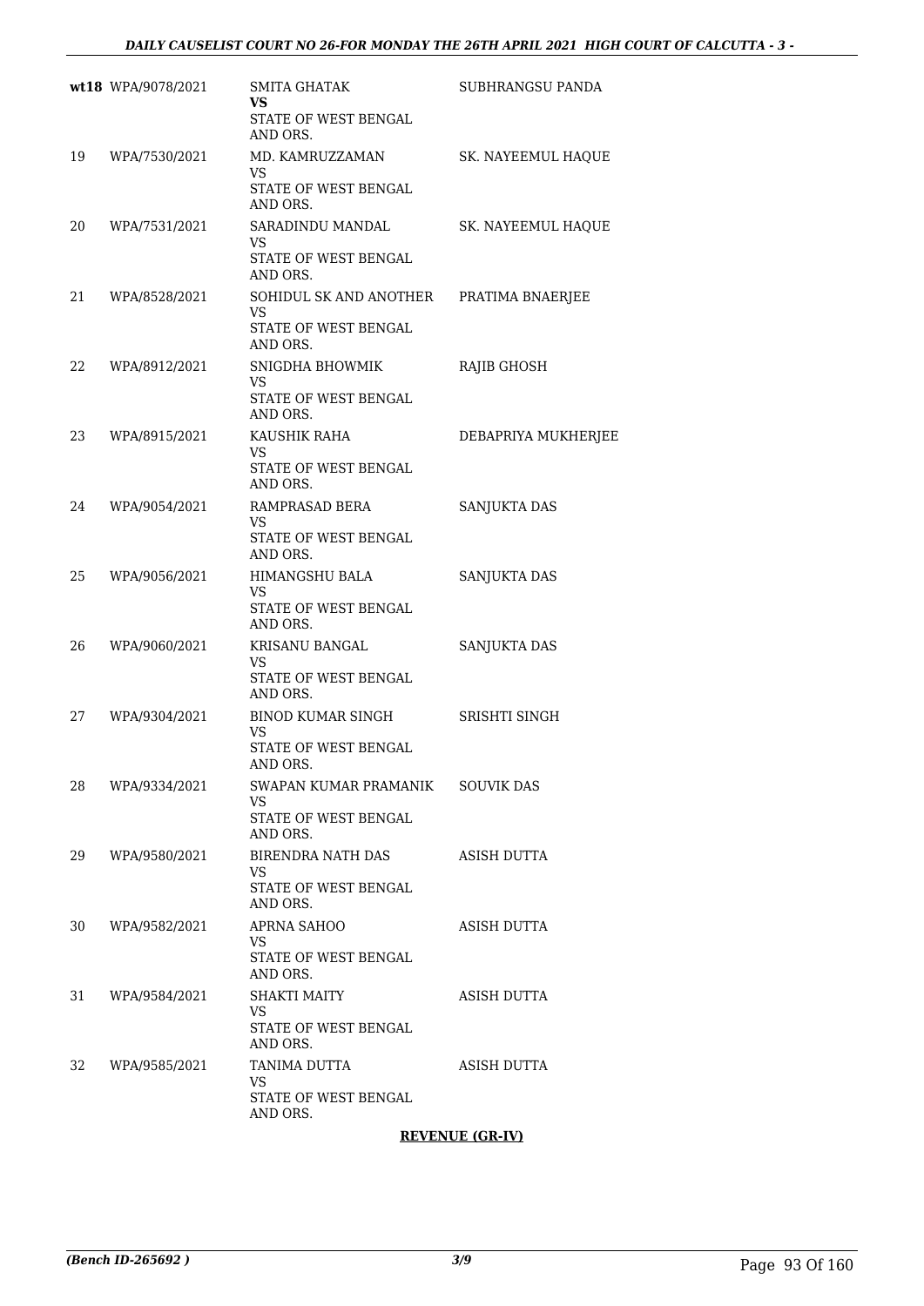| | | | |
|---|---|---|---|
| wt18 | WPA/9078/2021 | SMITA GHATAK<br>**VS**<br>STATE OF WEST BENGAL AND ORS. | SUBHRANGSU PANDA |
| 19 | WPA/7530/2021 | MD. KAMRUZZAMAN<br>VS<br>STATE OF WEST BENGAL AND ORS. | SK. NAYEEMUL HAQUE |
| 20 | WPA/7531/2021 | SARADINDU MANDAL<br>VS<br>STATE OF WEST BENGAL AND ORS. | SK. NAYEEMUL HAQUE |
| 21 | WPA/8528/2021 | SOHIDUL SK AND ANOTHER<br>VS<br>STATE OF WEST BENGAL AND ORS. | PRATIMA BNAERJEE |
| 22 | WPA/8912/2021 | SNIGDHA BHOWMIK<br>VS<br>STATE OF WEST BENGAL AND ORS. | RAJIB GHOSH |
| 23 | WPA/8915/2021 | KAUSHIK RAHA<br>VS<br>STATE OF WEST BENGAL AND ORS. | DEBAPRIYA MUKHERJEE |
| 24 | WPA/9054/2021 | RAMPRASAD BERA<br>VS<br>STATE OF WEST BENGAL AND ORS. | SANJUKTA DAS |
| 25 | WPA/9056/2021 | HIMANGSHU BALA<br>VS<br>STATE OF WEST BENGAL AND ORS. | SANJUKTA DAS |
| 26 | WPA/9060/2021 | KRISANU BANGAL<br>VS<br>STATE OF WEST BENGAL AND ORS. | SANJUKTA DAS |
| 27 | WPA/9304/2021 | BINOD KUMAR SINGH<br>VS<br>STATE OF WEST BENGAL AND ORS. | SRISHTI SINGH |
| 28 | WPA/9334/2021 | SWAPAN KUMAR PRAMANIK<br>VS<br>STATE OF WEST BENGAL AND ORS. | SOUVIK DAS |
| 29 | WPA/9580/2021 | BIRENDRA NATH DAS<br>VS<br>STATE OF WEST BENGAL AND ORS. | ASISH DUTTA |
| 30 | WPA/9582/2021 | APRNA SAHOO<br>VS<br>STATE OF WEST BENGAL AND ORS. | ASISH DUTTA |
| 31 | WPA/9584/2021 | SHAKTI MAITY<br>VS<br>STATE OF WEST BENGAL AND ORS. | ASISH DUTTA |
| 32 | WPA/9585/2021 | TANIMA DUTTA<br>VS<br>STATE OF WEST BENGAL AND ORS. | ASISH DUTTA |

**REVENUE (GR-IV)**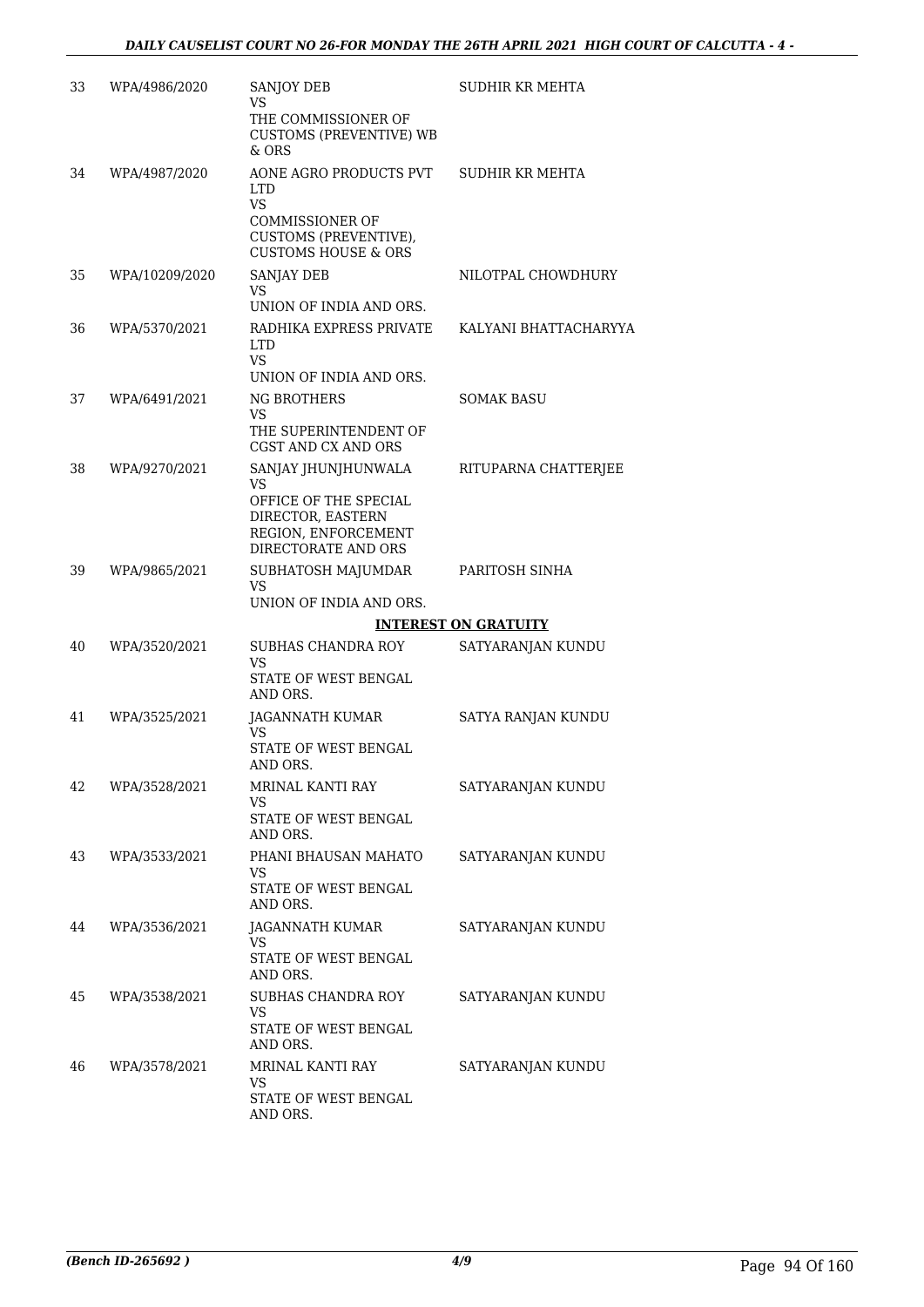| 33 | WPA/4986/2020 | SANJOY DEB<br>VS<br>THE COMMISSIONER OF CUSTOMS (PREVENTIVE) WB & ORS | SUDHIR KR MEHTA |
|---|---|---|---|
| 34 | WPA/4987/2020 | AONE AGRO PRODUCTS PVT LTD<br>VS<br>COMMISSIONER OF CUSTOMS (PREVENTIVE), CUSTOMS HOUSE & ORS | SUDHIR KR MEHTA |
| 35 | WPA/10209/2020 | SANJAY DEB<br>VS<br>UNION OF INDIA AND ORS. | NILOTPAL CHOWDHURY |
| 36 | WPA/5370/2021 | RADHIKA EXPRESS PRIVATE LTD<br>VS<br>UNION OF INDIA AND ORS. | KALYANI BHATTACHARYYA |
| 37 | WPA/6491/2021 | NG BROTHERS<br>VS<br>THE SUPERINTENDENT OF CGST AND CX AND ORS | SOMAK BASU |
| 38 | WPA/9270/2021 | SANJAY JHUNJHUNWALA<br>VS<br>OFFICE OF THE SPECIAL DIRECTOR, EASTERN REGION, ENFORCEMENT DIRECTORATE AND ORS | RITUPARNA CHATTERJEE |
| 39 | WPA/9865/2021 | SUBHATOSH MAJUMDAR<br>VS<br>UNION OF INDIA AND ORS. | PARITOSH SINHA |

**INTEREST ON GRATUITY**

| 40 | WPA/3520/2021 | SUBHAS CHANDRA ROY<br>VS<br>STATE OF WEST BENGAL AND ORS. | SATYARANJAN KUNDU |
|---|---|---|---|
| 41 | WPA/3525/2021 | JAGANNATH KUMAR<br>VS<br>STATE OF WEST BENGAL AND ORS. | SATYA RANJAN KUNDU |
| 42 | WPA/3528/2021 | MRINAL KANTI RAY<br>VS<br>STATE OF WEST BENGAL AND ORS. | SATYARANJAN KUNDU |
| 43 | WPA/3533/2021 | PHANI BHAUSAN MAHATO<br>VS<br>STATE OF WEST BENGAL AND ORS. | SATYARANJAN KUNDU |
| 44 | WPA/3536/2021 | JAGANNATH KUMAR<br>VS<br>STATE OF WEST BENGAL AND ORS. | SATYARANJAN KUNDU |
| 45 | WPA/3538/2021 | SUBHAS CHANDRA ROY<br>VS<br>STATE OF WEST BENGAL AND ORS. | SATYARANJAN KUNDU |
| 46 | WPA/3578/2021 | MRINAL KANTI RAY<br>VS<br>STATE OF WEST BENGAL AND ORS. | SATYARANJAN KUNDU |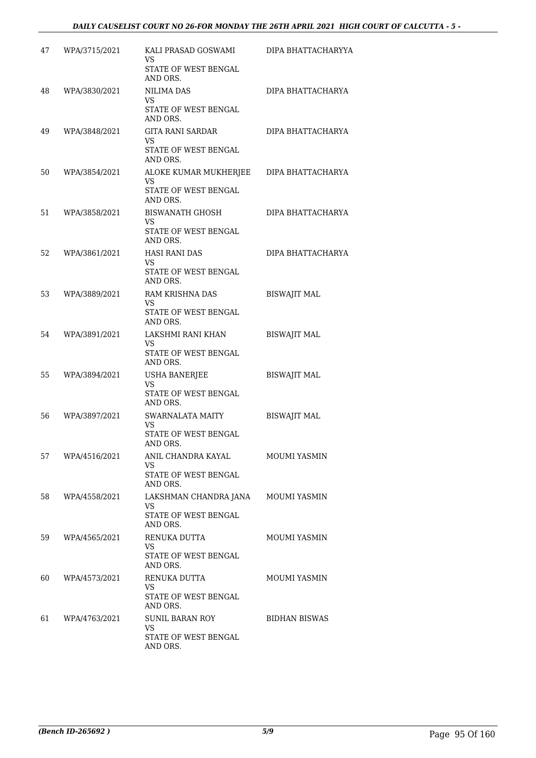| | | | |
|---|---|---|---|
| 47 | WPA/3715/2021 | KALI PRASAD GOSWAMI<br>VS<br>STATE OF WEST BENGAL AND ORS. | DIPA BHATTACHARYYA |
| 48 | WPA/3830/2021 | NILIMA DAS<br>VS<br>STATE OF WEST BENGAL AND ORS. | DIPA BHATTACHARYA |
| 49 | WPA/3848/2021 | GITA RANI SARDAR<br>VS<br>STATE OF WEST BENGAL AND ORS. | DIPA BHATTACHARYA |
| 50 | WPA/3854/2021 | ALOKE KUMAR MUKHERJEE<br>VS<br>STATE OF WEST BENGAL AND ORS. | DIPA BHATTACHARYA |
| 51 | WPA/3858/2021 | BISWANATH GHOSH<br>VS<br>STATE OF WEST BENGAL AND ORS. | DIPA BHATTACHARYA |
| 52 | WPA/3861/2021 | HASI RANI DAS<br>VS<br>STATE OF WEST BENGAL AND ORS. | DIPA BHATTACHARYA |
| 53 | WPA/3889/2021 | RAM KRISHNA DAS<br>VS<br>STATE OF WEST BENGAL AND ORS. | BISWAJIT MAL |
| 54 | WPA/3891/2021 | LAKSHMI RANI KHAN<br>VS<br>STATE OF WEST BENGAL AND ORS. | BISWAJIT MAL |
| 55 | WPA/3894/2021 | USHA BANERJEE<br>VS<br>STATE OF WEST BENGAL AND ORS. | BISWAJIT MAL |
| 56 | WPA/3897/2021 | SWARNALATA MAITY<br>VS<br>STATE OF WEST BENGAL AND ORS. | BISWAJIT MAL |
| 57 | WPA/4516/2021 | ANIL CHANDRA KAYAL<br>VS<br>STATE OF WEST BENGAL AND ORS. | MOUMI YASMIN |
| 58 | WPA/4558/2021 | LAKSHMAN CHANDRA JANA<br>VS<br>STATE OF WEST BENGAL AND ORS. | MOUMI YASMIN |
| 59 | WPA/4565/2021 | RENUKA DUTTA<br>VS<br>STATE OF WEST BENGAL AND ORS. | MOUMI YASMIN |
| 60 | WPA/4573/2021 | RENUKA DUTTA<br>VS<br>STATE OF WEST BENGAL AND ORS. | MOUMI YASMIN |
| 61 | WPA/4763/2021 | SUNIL BARAN ROY<br>VS<br>STATE OF WEST BENGAL AND ORS. | BIDHAN BISWAS |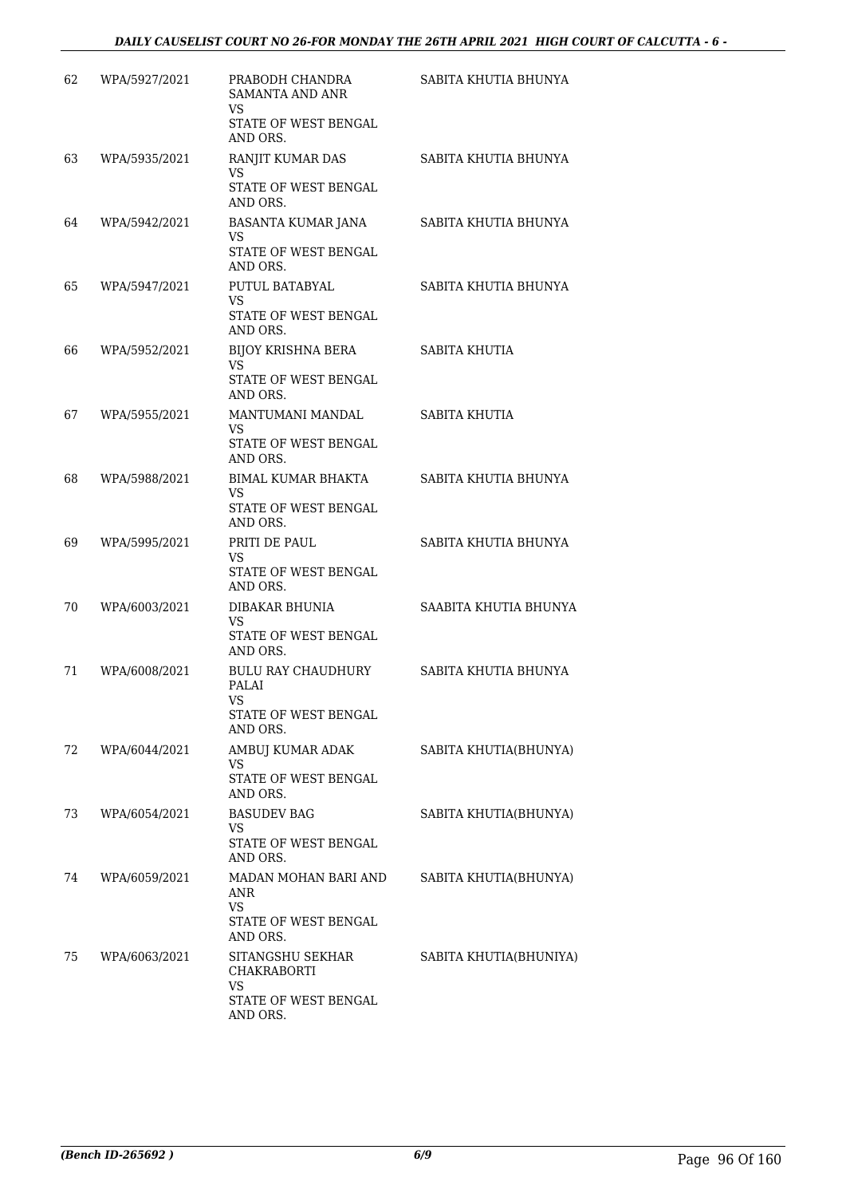| 62 | WPA/5927/2021 | PRABODH CHANDRA SAMANTA AND ANR<br>VS<br>STATE OF WEST BENGAL AND ORS. | SABITA KHUTIA BHUNYA |
|---|---|---|---|
| 63 | WPA/5935/2021 | RANJIT KUMAR DAS<br>VS<br>STATE OF WEST BENGAL AND ORS. | SABITA KHUTIA BHUNYA |
| 64 | WPA/5942/2021 | BASANTA KUMAR JANA<br>VS<br>STATE OF WEST BENGAL AND ORS. | SABITA KHUTIA BHUNYA |
| 65 | WPA/5947/2021 | PUTUL BATABYAL<br>VS<br>STATE OF WEST BENGAL AND ORS. | SABITA KHUTIA BHUNYA |
| 66 | WPA/5952/2021 | BIJOY KRISHNA BERA<br>VS<br>STATE OF WEST BENGAL AND ORS. | SABITA KHUTIA |
| 67 | WPA/5955/2021 | MANTUMANI MANDAL<br>VS<br>STATE OF WEST BENGAL AND ORS. | SABITA KHUTIA |
| 68 | WPA/5988/2021 | BIMAL KUMAR BHAKTA<br>VS<br>STATE OF WEST BENGAL AND ORS. | SABITA KHUTIA BHUNYA |
| 69 | WPA/5995/2021 | PRITI DE PAUL<br>VS<br>STATE OF WEST BENGAL AND ORS. | SABITA KHUTIA BHUNYA |
| 70 | WPA/6003/2021 | DIBAKAR BHUNIA<br>VS<br>STATE OF WEST BENGAL AND ORS. | SAABITA KHUTIA BHUNYA |
| 71 | WPA/6008/2021 | BULU RAY CHAUDHURY PALAI<br>VS<br>STATE OF WEST BENGAL AND ORS. | SABITA KHUTIA BHUNYA |
| 72 | WPA/6044/2021 | AMBUJ KUMAR ADAK<br>VS<br>STATE OF WEST BENGAL AND ORS. | SABITA KHUTIA(BHUNYA) |
| 73 | WPA/6054/2021 | BASUDEV BAG<br>VS<br>STATE OF WEST BENGAL AND ORS. | SABITA KHUTIA(BHUNYA) |
| 74 | WPA/6059/2021 | MADAN MOHAN BARI AND ANR<br>VS<br>STATE OF WEST BENGAL AND ORS. | SABITA KHUTIA(BHUNYA) |
| 75 | WPA/6063/2021 | SITANGSHU SEKHAR CHAKRABORTI<br>VS<br>STATE OF WEST BENGAL AND ORS. | SABITA KHUTIA(BHUNIYA) |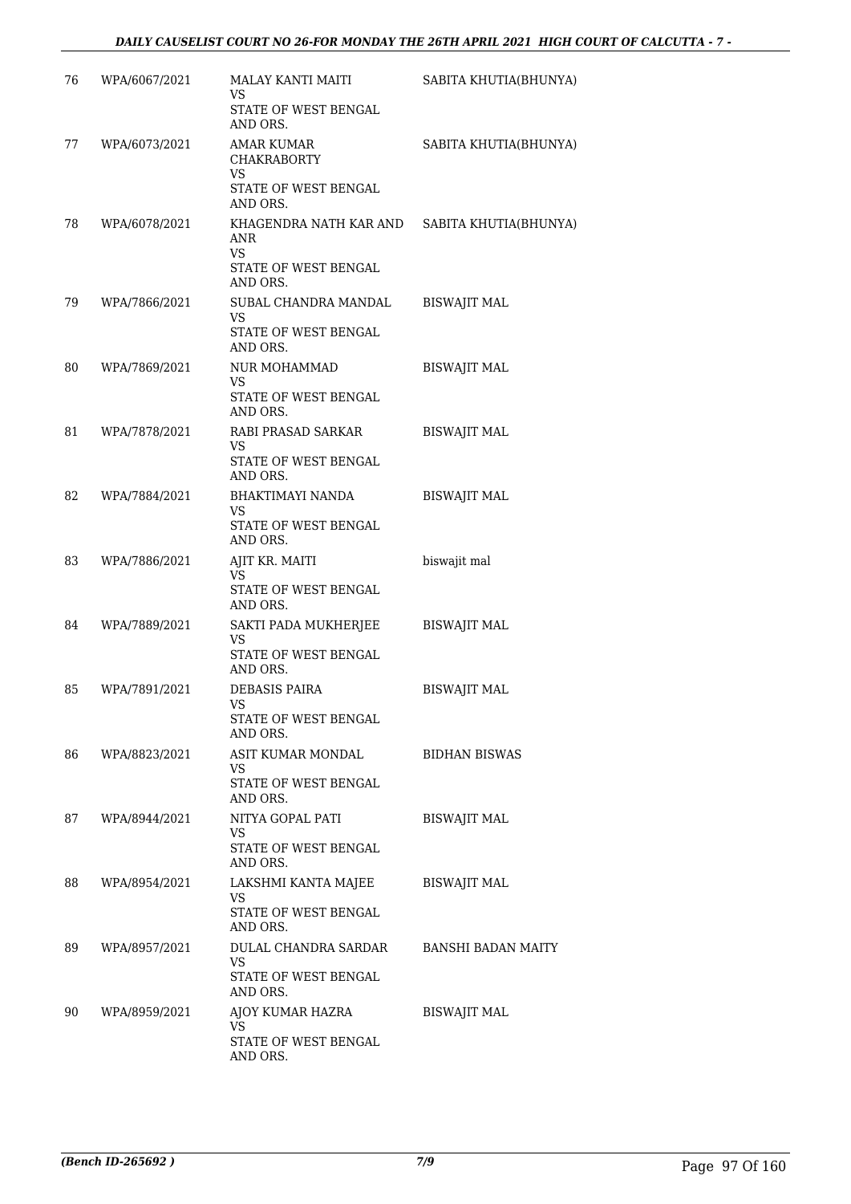| 76 | WPA/6067/2021 | MALAY KANTI MAITI VS STATE OF WEST BENGAL AND ORS. | SABITA KHUTIA(BHUNYA) |
|---|---|---|---|
| 77 | WPA/6073/2021 | AMAR KUMAR CHAKRABORTY VS STATE OF WEST BENGAL AND ORS. | SABITA KHUTIA(BHUNYA) |
| 78 | WPA/6078/2021 | KHAGENDRA NATH KAR AND ANR VS STATE OF WEST BENGAL AND ORS. | SABITA KHUTIA(BHUNYA) |
| 79 | WPA/7866/2021 | SUBAL CHANDRA MANDAL VS STATE OF WEST BENGAL AND ORS. | BISWAJIT MAL |
| 80 | WPA/7869/2021 | NUR MOHAMMAD VS STATE OF WEST BENGAL AND ORS. | BISWAJIT MAL |
| 81 | WPA/7878/2021 | RABI PRASAD SARKAR VS STATE OF WEST BENGAL AND ORS. | BISWAJIT MAL |
| 82 | WPA/7884/2021 | BHAKTIMAYI NANDA VS STATE OF WEST BENGAL AND ORS. | BISWAJIT MAL |
| 83 | WPA/7886/2021 | AJIT KR. MAITI VS STATE OF WEST BENGAL AND ORS. | biswajit mal |
| 84 | WPA/7889/2021 | SAKTI PADA MUKHERJEE VS STATE OF WEST BENGAL AND ORS. | BISWAJIT MAL |
| 85 | WPA/7891/2021 | DEBASIS PAIRA VS STATE OF WEST BENGAL AND ORS. | BISWAJIT MAL |
| 86 | WPA/8823/2021 | ASIT KUMAR MONDAL VS STATE OF WEST BENGAL AND ORS. | BIDHAN BISWAS |
| 87 | WPA/8944/2021 | NITYA GOPAL PATI VS STATE OF WEST BENGAL AND ORS. | BISWAJIT MAL |
| 88 | WPA/8954/2021 | LAKSHMI KANTA MAJEE VS STATE OF WEST BENGAL AND ORS. | BISWAJIT MAL |
| 89 | WPA/8957/2021 | DULAL CHANDRA SARDAR VS STATE OF WEST BENGAL AND ORS. | BANSHI BADAN MAITY |
| 90 | WPA/8959/2021 | AJOY KUMAR HAZRA VS STATE OF WEST BENGAL AND ORS. | BISWAJIT MAL |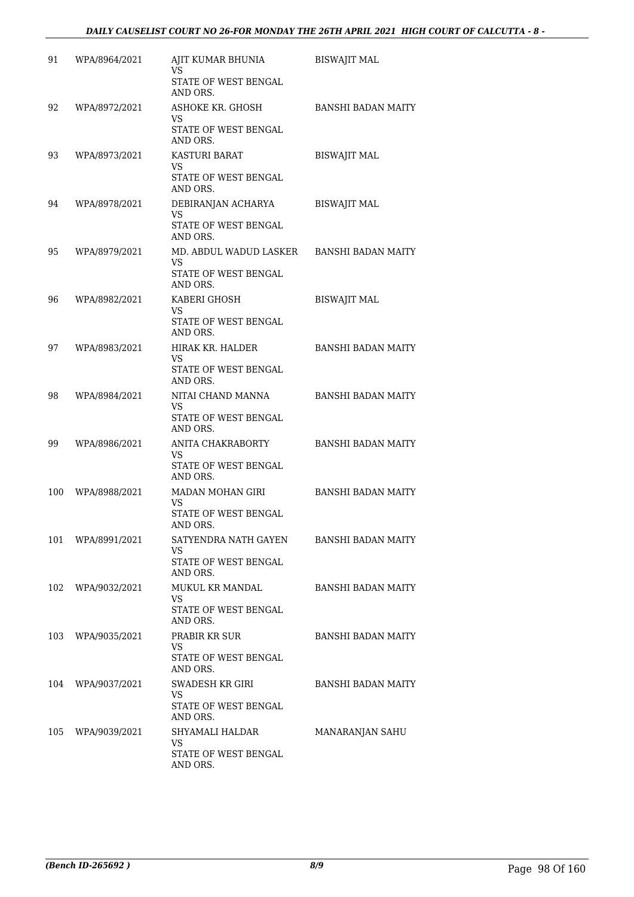| 91 | WPA/8964/2021 | AJIT KUMAR BHUNIA<br>VS<br>STATE OF WEST BENGAL AND ORS. | BISWAJIT MAL |
|---|---|---|---|
| 92 | WPA/8972/2021 | ASHOKE KR. GHOSH<br>VS<br>STATE OF WEST BENGAL AND ORS. | BANSHI BADAN MAITY |
| 93 | WPA/8973/2021 | KASTURI BARAT<br>VS<br>STATE OF WEST BENGAL AND ORS. | BISWAJIT MAL |
| 94 | WPA/8978/2021 | DEBIRANJAN ACHARYA<br>VS<br>STATE OF WEST BENGAL AND ORS. | BISWAJIT MAL |
| 95 | WPA/8979/2021 | MD. ABDUL WADUD LASKER<br>VS<br>STATE OF WEST BENGAL AND ORS. | BANSHI BADAN MAITY |
| 96 | WPA/8982/2021 | KABERI GHOSH<br>VS<br>STATE OF WEST BENGAL AND ORS. | BISWAJIT MAL |
| 97 | WPA/8983/2021 | HIRAK KR. HALDER<br>VS<br>STATE OF WEST BENGAL AND ORS. | BANSHI BADAN MAITY |
| 98 | WPA/8984/2021 | NITAI CHAND MANNA<br>VS<br>STATE OF WEST BENGAL AND ORS. | BANSHI BADAN MAITY |
| 99 | WPA/8986/2021 | ANITA CHAKRABORTY<br>VS<br>STATE OF WEST BENGAL AND ORS. | BANSHI BADAN MAITY |
| 100 | WPA/8988/2021 | MADAN MOHAN GIRI<br>VS<br>STATE OF WEST BENGAL AND ORS. | BANSHI BADAN MAITY |
| 101 | WPA/8991/2021 | SATYENDRA NATH GAYEN<br>VS<br>STATE OF WEST BENGAL AND ORS. | BANSHI BADAN MAITY |
| 102 | WPA/9032/2021 | MUKUL KR MANDAL<br>VS<br>STATE OF WEST BENGAL AND ORS. | BANSHI BADAN MAITY |
| 103 | WPA/9035/2021 | PRABIR KR SUR<br>VS<br>STATE OF WEST BENGAL AND ORS. | BANSHI BADAN MAITY |
| 104 | WPA/9037/2021 | SWADESH KR GIRI<br>VS<br>STATE OF WEST BENGAL AND ORS. | BANSHI BADAN MAITY |
| 105 | WPA/9039/2021 | SHYAMALI HALDAR<br>VS<br>STATE OF WEST BENGAL AND ORS. | MANARANJAN SAHU |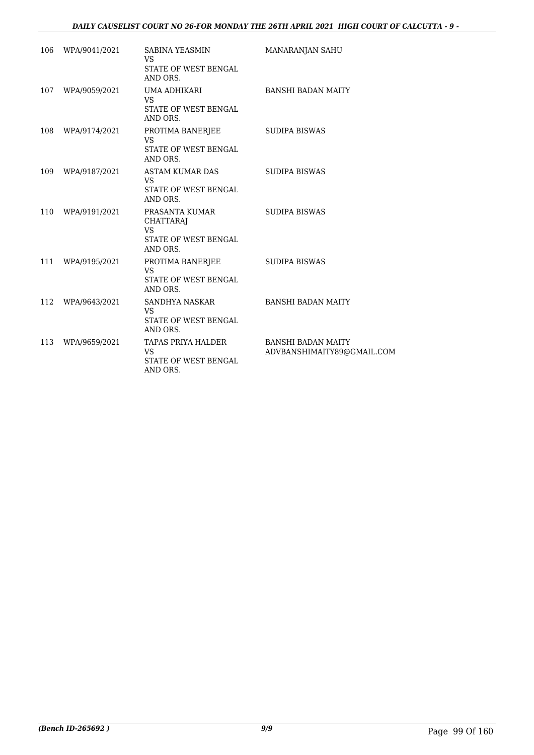| | | | |
|---|---|---|---|
| 106 | WPA/9041/2021 | SABINA YEASMIN<br>VS<br>STATE OF WEST BENGAL AND ORS. | MANARANJAN SAHU |
| 107 | WPA/9059/2021 | UMA ADHIKARI<br>VS<br>STATE OF WEST BENGAL AND ORS. | BANSHI BADAN MAITY |
| 108 | WPA/9174/2021 | PROTIMA BANERJEE<br>VS<br>STATE OF WEST BENGAL AND ORS. | SUDIPA BISWAS |
| 109 | WPA/9187/2021 | ASTAM KUMAR DAS<br>VS<br>STATE OF WEST BENGAL AND ORS. | SUDIPA BISWAS |
| 110 | WPA/9191/2021 | PRASANTA KUMAR CHATTARAJ<br>VS<br>STATE OF WEST BENGAL AND ORS. | SUDIPA BISWAS |
| 111 | WPA/9195/2021 | PROTIMA BANERJEE<br>VS<br>STATE OF WEST BENGAL AND ORS. | SUDIPA BISWAS |
| 112 | WPA/9643/2021 | SANDHYA NASKAR<br>VS<br>STATE OF WEST BENGAL AND ORS. | BANSHI BADAN MAITY |
| 113 | WPA/9659/2021 | TAPAS PRIYA HALDER<br>VS<br>STATE OF WEST BENGAL AND ORS. | BANSHI BADAN MAITY<br>ADVBANSHIMAITY89@GMAIL.COM |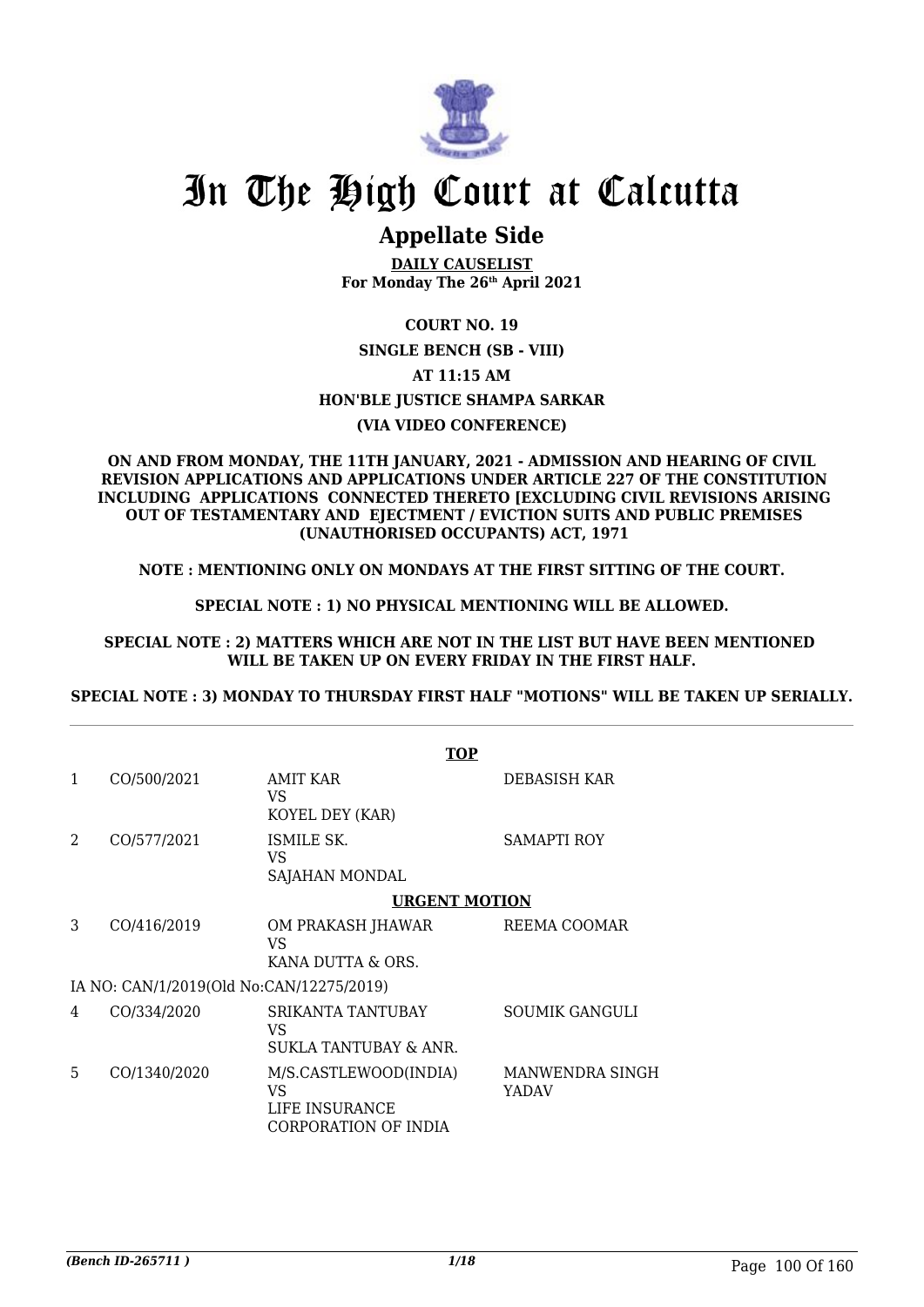# In The High Court at Calcutta

## Appellate Side

**DAILY CAUSELIST**
**For Monday The 26th April 2021**

**COURT NO. 19**

**SINGLE BENCH (SB - VIII)**

**AT 11:15 AM**

**HON'BLE JUSTICE SHAMPA SARKAR**

**(VIA VIDEO CONFERENCE)**

**ON AND FROM MONDAY, THE 11TH JANUARY, 2021 - ADMISSION AND HEARING OF CIVIL REVISION APPLICATIONS AND APPLICATIONS UNDER ARTICLE 227 OF THE CONSTITUTION INCLUDING APPLICATIONS CONNECTED THERETO [EXCLUDING CIVIL REVISIONS ARISING OUT OF TESTAMENTARY AND EJECTMENT / EVICTION SUITS AND PUBLIC PREMISES (UNAUTHORISED OCCUPANTS) ACT, 1971**

**NOTE : MENTIONING ONLY ON MONDAYS AT THE FIRST SITTING OF THE COURT.**

**SPECIAL NOTE : 1) NO PHYSICAL MENTIONING WILL BE ALLOWED.**

**SPECIAL NOTE : 2) MATTERS WHICH ARE NOT IN THE LIST BUT HAVE BEEN MENTIONED WILL BE TAKEN UP ON EVERY FRIDAY IN THE FIRST HALF.**

**SPECIAL NOTE : 3) MONDAY TO THURSDAY FIRST HALF "MOTIONS" WILL BE TAKEN UP SERIALLY.**

**TOP**

| | | | |
|---|---|---|---|
| 1 | CO/500/2021 | AMIT KAR<br>VS<br>KOYEL DEY (KAR) | DEBASISH KAR |
| 2 | CO/577/2021 | ISMILE SK.<br>VS<br>SAJAHAN MONDAL | SAMAPTI ROY |

**URGENT MOTION**

| | | | |
|---|---|---|---|
| 3 | CO/416/2019 | OM PRAKASH JHAWAR<br>VS<br>KANA DUTTA & ORS. | REEMA COOMAR |
| | IA NO: CAN/1/2019(Old No:CAN/12275/2019) | | |
| 4 | CO/334/2020 | SRIKANTA TANTUBAY<br>VS<br>SUKLA TANTUBAY & ANR. | SOUMIK GANGULI |
| 5 | CO/1340/2020 | M/S.CASTLEWOOD(INDIA)<br>VS<br>LIFE INSURANCE CORPORATION OF INDIA | MANWENDRA SINGH YADAV |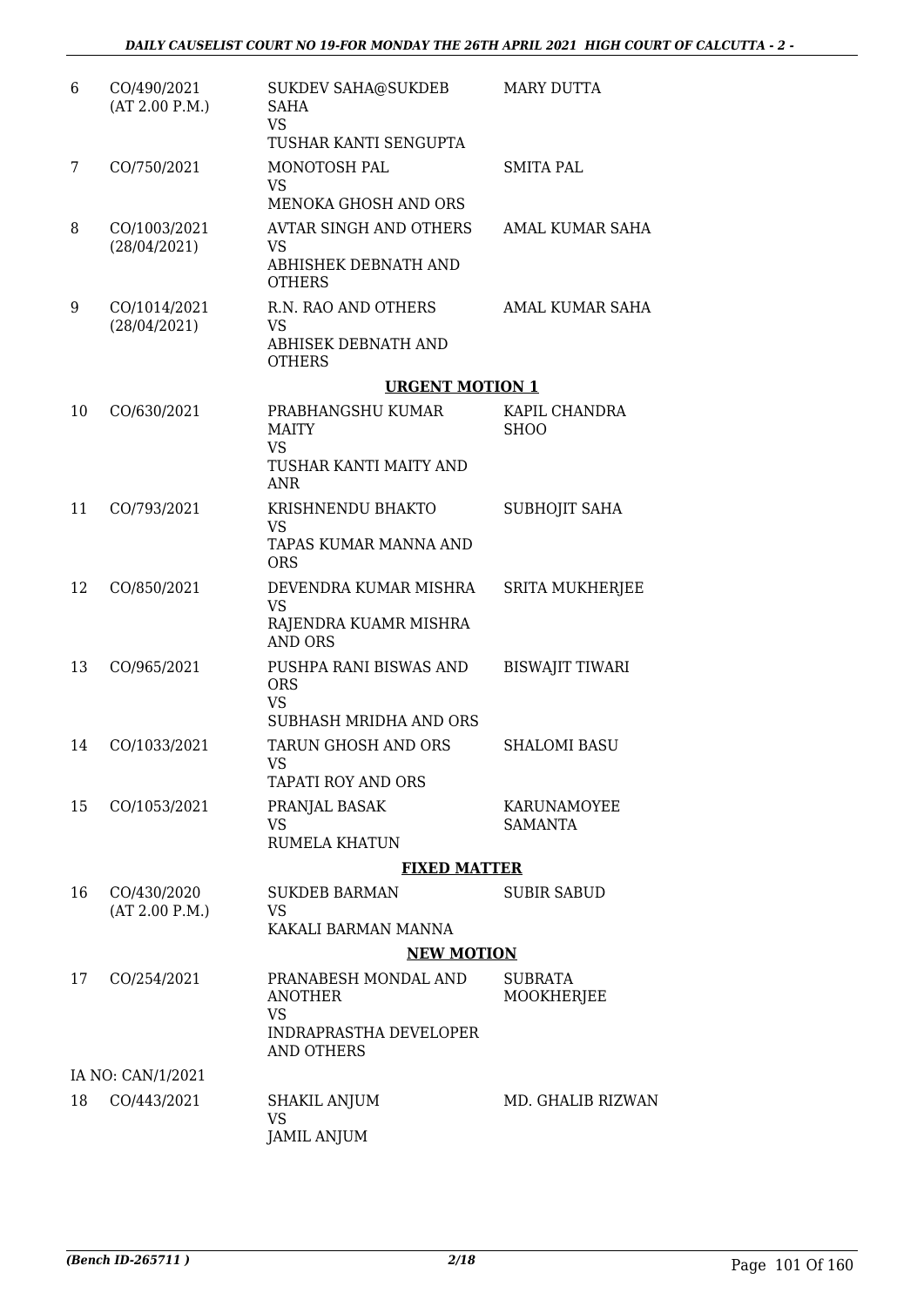| | | | |
|---|---|---|---|
| 6 | CO/490/2021 (AT 2.00 P.M.) | SUKDEV SAHA@SUKDEB SAHA VS TUSHAR KANTI SENGUPTA | MARY DUTTA |
| 7 | CO/750/2021 | MONOTOSH PAL VS MENOKA GHOSH AND ORS | SMITA PAL |
| 8 | CO/1003/2021 (28/04/2021) | AVTAR SINGH AND OTHERS VS ABHISHEK DEBNATH AND OTHERS | AMAL KUMAR SAHA |
| 9 | CO/1014/2021 (28/04/2021) | R.N. RAO AND OTHERS VS ABHISEK DEBNATH AND OTHERS | AMAL KUMAR SAHA |

**URGENT MOTION 1**

| | | | |
|---|---|---|---|
| 10 | CO/630/2021 | PRABHANGSHU KUMAR MAITY VS TUSHAR KANTI MAITY AND ANR | KAPIL CHANDRA SHOO |
| 11 | CO/793/2021 | KRISHNENDU BHAKTO VS TAPAS KUMAR MANNA AND ORS | SUBHOJIT SAHA |
| 12 | CO/850/2021 | DEVENDRA KUMAR MISHRA VS RAJENDRA KUAMR MISHRA AND ORS | SRITA MUKHERJEE |
| 13 | CO/965/2021 | PUSHPA RANI BISWAS AND ORS VS SUBHASH MRIDHA AND ORS | BISWAJIT TIWARI |
| 14 | CO/1033/2021 | TARUN GHOSH AND ORS VS TAPATI ROY AND ORS | SHALOMI BASU |
| 15 | CO/1053/2021 | PRANJAL BASAK VS RUMELA KHATUN | KARUNAMOYEE SAMANTA |

**FIXED MATTER**

| | | | |
|---|---|---|---|
| 16 | CO/430/2020 (AT 2.00 P.M.) | SUKDEB BARMAN VS KAKALI BARMAN MANNA | SUBIR SABUD |

**NEW MOTION**

| | | | |
|---|---|---|---|
| 17 | CO/254/2021 | PRANABESH MONDAL AND ANOTHER VS INDRAPRASTHA DEVELOPER AND OTHERS | SUBRATA MOOKHERJEE |
| | IA NO: CAN/1/2021 | | |
| 18 | CO/443/2021 | SHAKIL ANJUM VS JAMIL ANJUM | MD. GHALIB RIZWAN |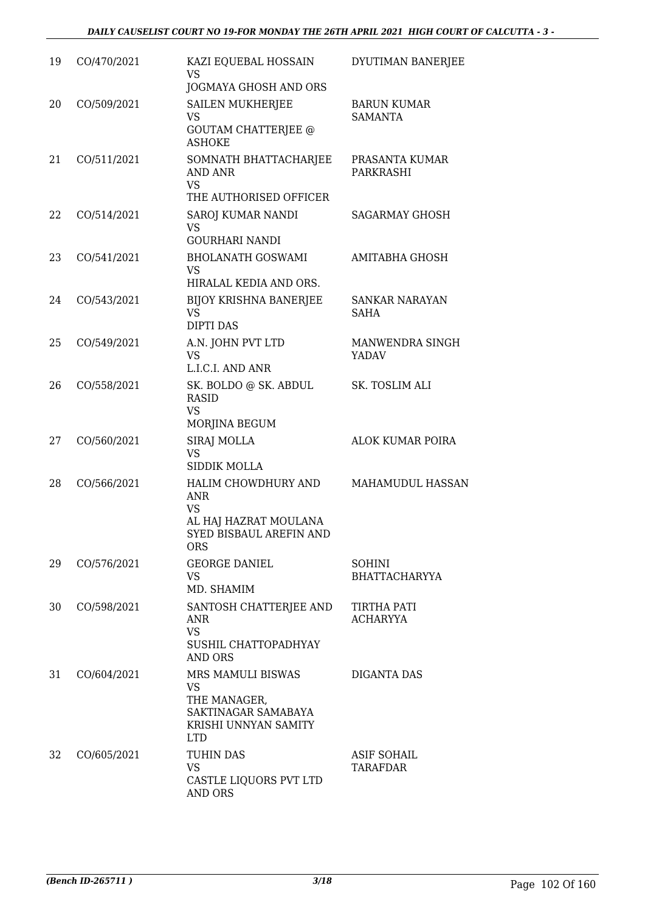| 19 | CO/470/2021 | KAZI EQUEBAL HOSSAIN<br>VS<br>JOGMAYA GHOSH AND ORS | DYUTIMAN BANERJEE |
|---|---|---|---|
| 20 | CO/509/2021 | SAILEN MUKHERJEE<br>VS<br>GOUTAM CHATTERJEE @ ASHOKE | BARUN KUMAR SAMANTA |
| 21 | CO/511/2021 | SOMNATH BHATTACHARJEE AND ANR<br>VS<br>THE AUTHORISED OFFICER | PRASANTA KUMAR PARKRASHI |
| 22 | CO/514/2021 | SAROJ KUMAR NANDI<br>VS<br>GOURHARI NANDI | SAGARMAY GHOSH |
| 23 | CO/541/2021 | BHOLANATH GOSWAMI<br>VS<br>HIRALAL KEDIA AND ORS. | AMITABHA GHOSH |
| 24 | CO/543/2021 | BIJOY KRISHNA BANERJEE<br>VS<br>DIPTI DAS | SANKAR NARAYAN SAHA |
| 25 | CO/549/2021 | A.N. JOHN PVT LTD<br>VS<br>L.I.C.I. AND ANR | MANWENDRA SINGH YADAV |
| 26 | CO/558/2021 | SK. BOLDO @ SK. ABDUL RASID<br>VS<br>MORJINA BEGUM | SK. TOSLIM ALI |
| 27 | CO/560/2021 | SIRAJ MOLLA<br>VS<br>SIDDIK MOLLA | ALOK KUMAR POIRA |
| 28 | CO/566/2021 | HALIM CHOWDHURY AND ANR<br>VS<br>AL HAJ HAZRAT MOULANA SYED BISBAUL AREFIN AND ORS | MAHAMUDUL HASSAN |
| 29 | CO/576/2021 | GEORGE DANIEL<br>VS<br>MD. SHAMIM | SOHINI BHATTACHARYYA |
| 30 | CO/598/2021 | SANTOSH CHATTERJEE AND ANR<br>VS<br>SUSHIL CHATTOPADHYAY AND ORS | TIRTHA PATI ACHARYYA |
| 31 | CO/604/2021 | MRS MAMULI BISWAS<br>VS<br>THE MANAGER, SAKTINAGAR SAMABAYA KRISHI UNNYAN SAMITY LTD | DIGANTA DAS |
| 32 | CO/605/2021 | TUHIN DAS<br>VS<br>CASTLE LIQUORS PVT LTD AND ORS | ASIF SOHAIL TARAFDAR |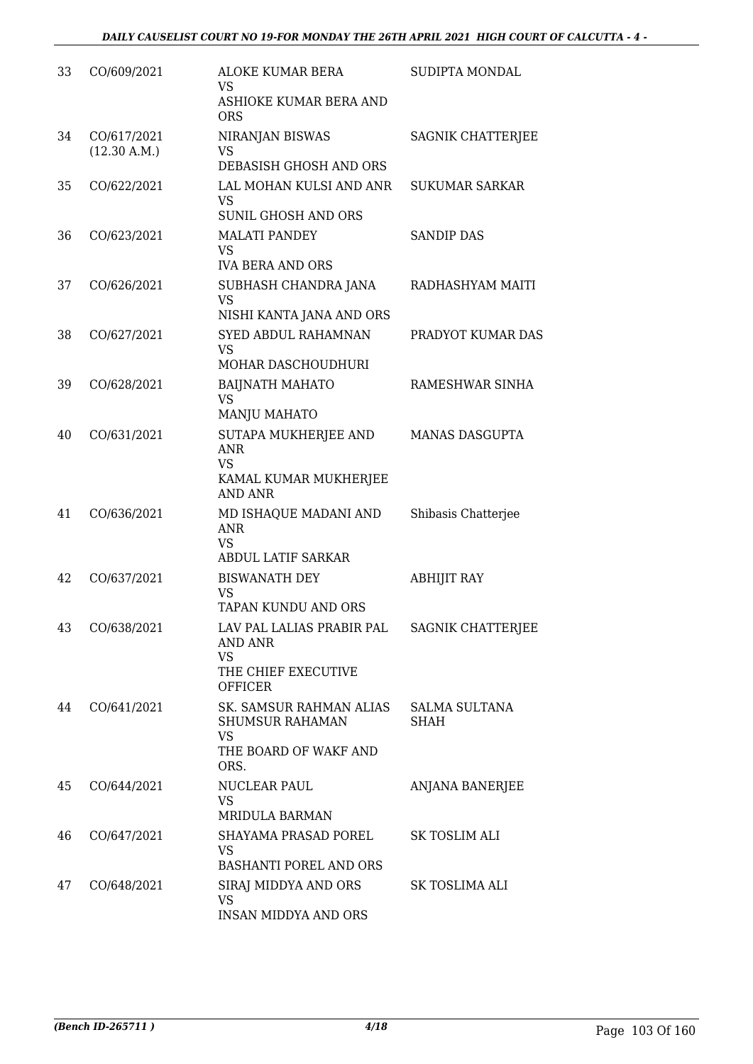| 33 | CO/609/2021 | ALOKE KUMAR BERA<br>VS<br>ASHIOKE KUMAR BERA AND ORS | SUDIPTA MONDAL |
|---|---|---|---|
| 34 | CO/617/2021<br>(12.30 A.M.) | NIRANJAN BISWAS<br>VS<br>DEBASISH GHOSH AND ORS | SAGNIK CHATTERJEE |
| 35 | CO/622/2021 | LAL MOHAN KULSI AND ANR<br>VS<br>SUNIL GHOSH AND ORS | SUKUMAR SARKAR |
| 36 | CO/623/2021 | MALATI PANDEY<br>VS<br>IVA BERA AND ORS | SANDIP DAS |
| 37 | CO/626/2021 | SUBHASH CHANDRA JANA<br>VS<br>NISHI KANTA JANA AND ORS | RADHASHYAM MAITI |
| 38 | CO/627/2021 | SYED ABDUL RAHAMNAN<br>VS<br>MOHAR DASCHOUDHURI | PRADYOT KUMAR DAS |
| 39 | CO/628/2021 | BAIJNATH MAHATO<br>VS<br>MANJU MAHATO | RAMESHWAR SINHA |
| 40 | CO/631/2021 | SUTAPA MUKHERJEE AND ANR<br>VS<br>KAMAL KUMAR MUKHERJEE AND ANR | MANAS DASGUPTA |
| 41 | CO/636/2021 | MD ISHAQUE MADANI AND ANR<br>VS<br>ABDUL LATIF SARKAR | Shibasis Chatterjee |
| 42 | CO/637/2021 | BISWANATH DEY<br>VS<br>TAPAN KUNDU AND ORS | ABHIJIT RAY |
| 43 | CO/638/2021 | LAV PAL LALIAS PRABIR PAL AND ANR<br>VS<br>THE CHIEF EXECUTIVE OFFICER | SAGNIK CHATTERJEE |
| 44 | CO/641/2021 | SK. SAMSUR RAHMAN ALIAS SHUMSUR RAHAMAN<br>VS<br>THE BOARD OF WAKF AND ORS. | SALMA SULTANA SHAH |
| 45 | CO/644/2021 | NUCLEAR PAUL<br>VS<br>MRIDULA BARMAN | ANJANA BANERJEE |
| 46 | CO/647/2021 | SHAYAMA PRASAD POREL<br>VS<br>BASHANTI POREL AND ORS | SK TOSLIM ALI |
| 47 | CO/648/2021 | SIRAJ MIDDYA AND ORS<br>VS<br>INSAN MIDDYA AND ORS | SK TOSLIMA ALI |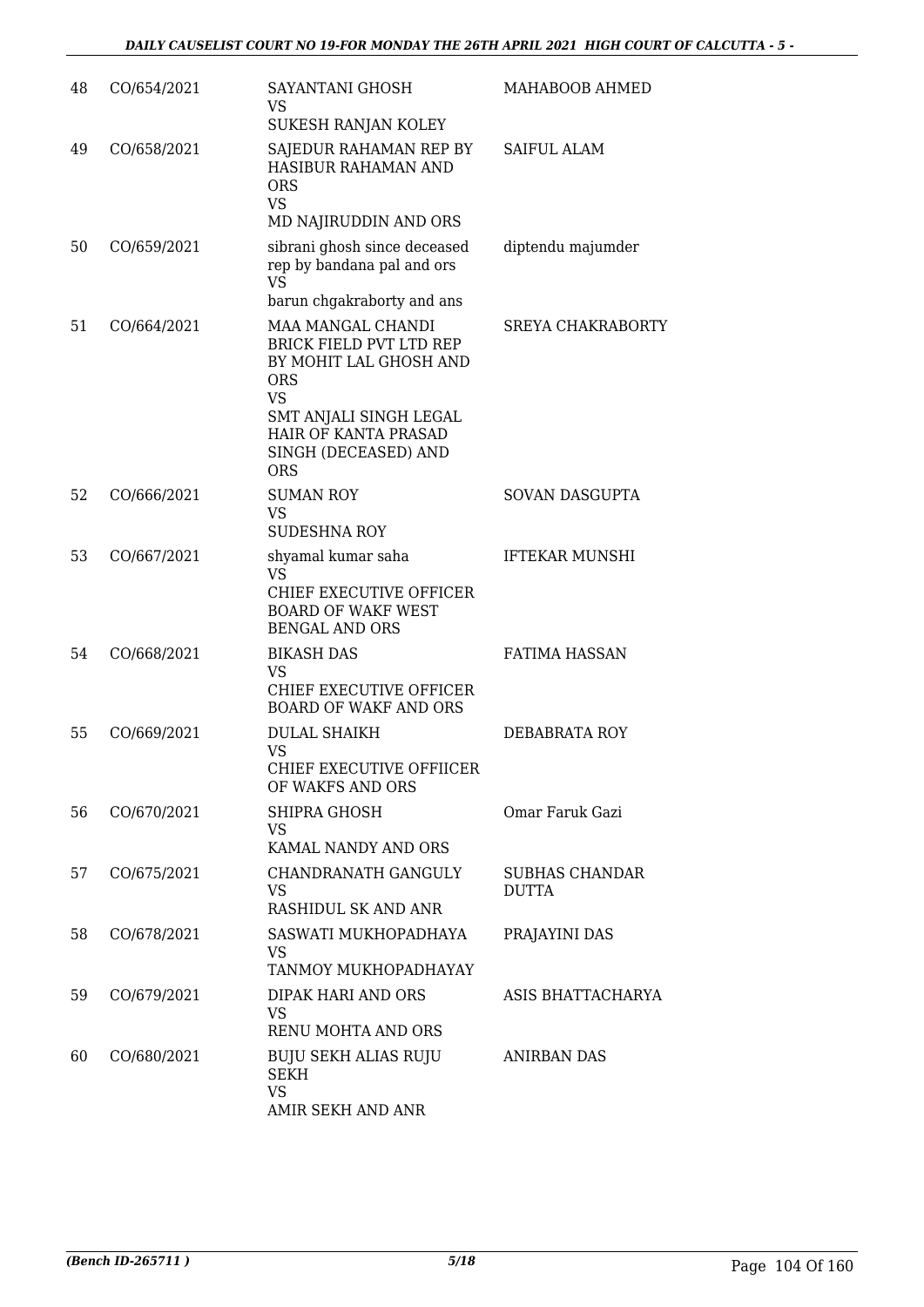| 48 | CO/654/2021 | SAYANTANI GHOSH<br>VS<br>SUKESH RANJAN KOLEY | MAHABOOB AHMED |
|---|---|---|---|
| 49 | CO/658/2021 | SAJEDUR RAHAMAN REP BY HASIBUR RAHAMAN AND ORS<br>VS<br>MD NAJIRUDDIN AND ORS | SAIFUL ALAM |
| 50 | CO/659/2021 | sibrani ghosh since deceased rep by bandana pal and ors<br>VS<br>barun chgakraborty and ans | diptendu majumder |
| 51 | CO/664/2021 | MAA MANGAL CHANDI BRICK FIELD PVT LTD REP BY MOHIT LAL GHOSH AND ORS<br>VS<br>SMT ANJALI SINGH LEGAL HAIR OF KANTA PRASAD SINGH (DECEASED) AND ORS | SREYA CHAKRABORTY |
| 52 | CO/666/2021 | SUMAN ROY<br>VS<br>SUDESHNA ROY | SOVAN DASGUPTA |
| 53 | CO/667/2021 | shyamal kumar saha<br>VS<br>CHIEF EXECUTIVE OFFICER BOARD OF WAKF WEST BENGAL AND ORS | IFTEKAR MUNSHI |
| 54 | CO/668/2021 | BIKASH DAS<br>VS<br>CHIEF EXECUTIVE OFFICER BOARD OF WAKF AND ORS | FATIMA HASSAN |
| 55 | CO/669/2021 | DULAL SHAIKH<br>VS<br>CHIEF EXECUTIVE OFFIICER OF WAKFS AND ORS | DEBABRATA ROY |
| 56 | CO/670/2021 | SHIPRA GHOSH<br>VS<br>KAMAL NANDY AND ORS | Omar Faruk Gazi |
| 57 | CO/675/2021 | CHANDRANATH GANGULY<br>VS<br>RASHIDUL SK AND ANR | SUBHAS CHANDAR DUTTA |
| 58 | CO/678/2021 | SASWATI MUKHOPADHAYA<br>VS<br>TANMOY MUKHOPADHAYAY | PRAJAYINI DAS |
| 59 | CO/679/2021 | DIPAK HARI AND ORS<br>VS<br>RENU MOHTA AND ORS | ASIS BHATTACHARYA |
| 60 | CO/680/2021 | BUJU SEKH ALIAS RUJU SEKH<br>VS<br>AMIR SEKH AND ANR | ANIRBAN DAS |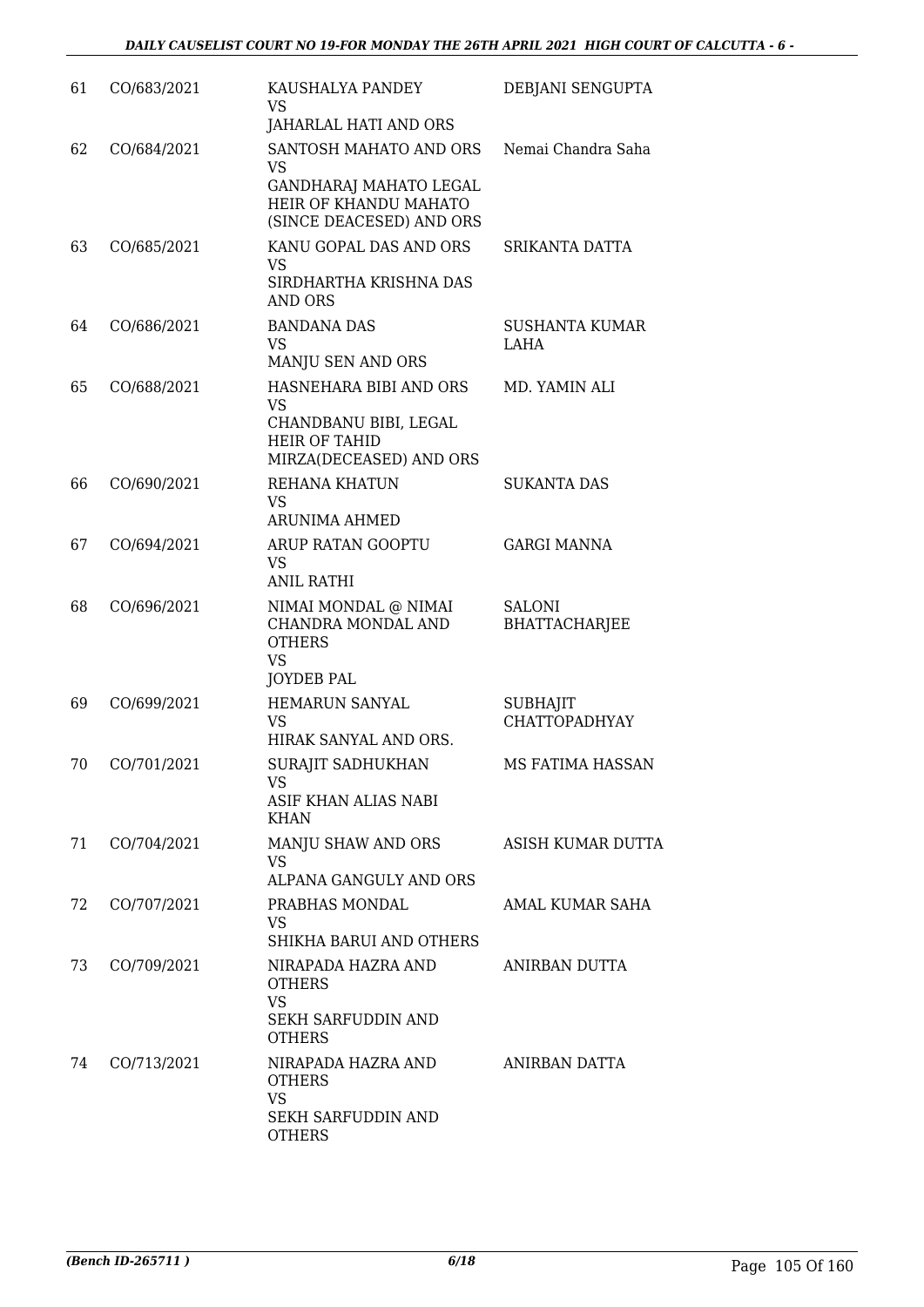| 61 | CO/683/2021 | KAUSHALYA PANDEY<br>VS<br>JAHARLAL HATI AND ORS | DEBJANI SENGUPTA |
|---|---|---|---|
| 62 | CO/684/2021 | SANTOSH MAHATO AND ORS<br>VS<br>GANDHARAJ MAHATO LEGAL HEIR OF KHANDU MAHATO (SINCE DEACESED) AND ORS | Nemai Chandra Saha |
| 63 | CO/685/2021 | KANU GOPAL DAS AND ORS<br>VS<br>SIRDHARTHA KRISHNA DAS AND ORS | SRIKANTA DATTA |
| 64 | CO/686/2021 | BANDANA DAS<br>VS<br>MANJU SEN AND ORS | SUSHANTA KUMAR LAHA |
| 65 | CO/688/2021 | HASNEHARA BIBI AND ORS<br>VS<br>CHANDBANU BIBI, LEGAL HEIR OF TAHID MIRZA(DECEASED) AND ORS | MD. YAMIN ALI |
| 66 | CO/690/2021 | REHANA KHATUN<br>VS<br>ARUNIMA AHMED | SUKANTA DAS |
| 67 | CO/694/2021 | ARUP RATAN GOOPTU<br>VS<br>ANIL RATHI | GARGI MANNA |
| 68 | CO/696/2021 | NIMAI MONDAL @ NIMAI CHANDRA MONDAL AND OTHERS<br>VS<br>JOYDEB PAL | SALONI BHATTACHARJEE |
| 69 | CO/699/2021 | HEMARUN SANYAL<br>VS<br>HIRAK SANYAL AND ORS. | SUBHAJIT CHATTOPADHYAY |
| 70 | CO/701/2021 | SURAJIT SADHUKHAN<br>VS<br>ASIF KHAN ALIAS NABI KHAN | MS FATIMA HASSAN |
| 71 | CO/704/2021 | MANJU SHAW AND ORS<br>VS<br>ALPANA GANGULY AND ORS | ASISH KUMAR DUTTA |
| 72 | CO/707/2021 | PRABHAS MONDAL<br>VS<br>SHIKHA BARUI AND OTHERS | AMAL KUMAR SAHA |
| 73 | CO/709/2021 | NIRAPADA HAZRA AND OTHERS<br>VS<br>SEKH SARFUDDIN AND OTHERS | ANIRBAN DUTTA |
| 74 | CO/713/2021 | NIRAPADA HAZRA AND OTHERS<br>VS<br>SEKH SARFUDDIN AND OTHERS | ANIRBAN DATTA |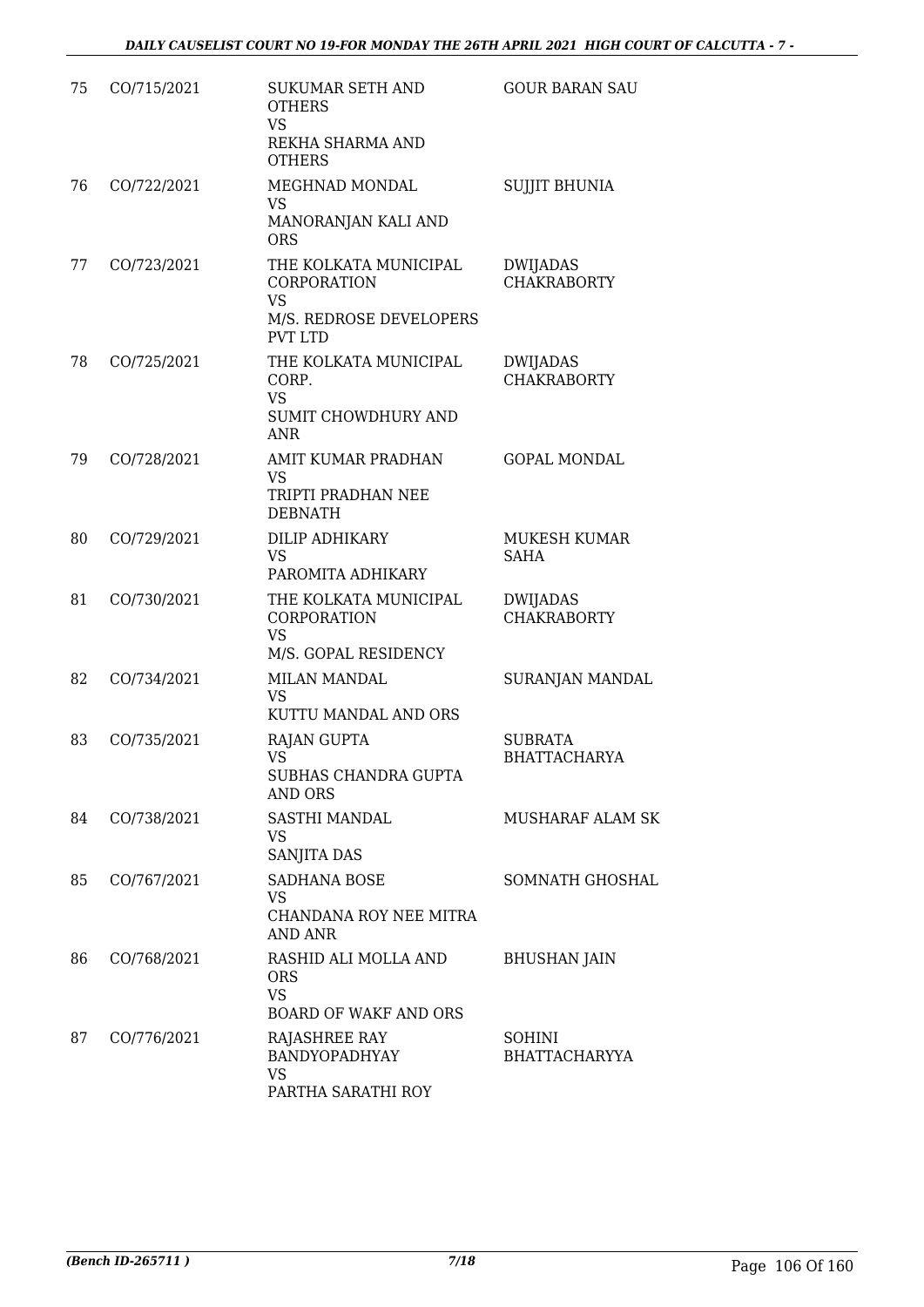| | | | |
|---|---|---|---|
| 75 | CO/715/2021 | SUKUMAR SETH AND OTHERS<br>VS<br>REKHA SHARMA AND OTHERS | GOUR BARAN SAU |
| 76 | CO/722/2021 | MEGHNAD MONDAL<br>VS<br>MANORANJAN KALI AND ORS | SUJJIT BHUNIA |
| 77 | CO/723/2021 | THE KOLKATA MUNICIPAL CORPORATION<br>VS<br>M/S. REDROSE DEVELOPERS PVT LTD | DWIJADAS CHAKRABORTY |
| 78 | CO/725/2021 | THE KOLKATA MUNICIPAL CORP.<br>VS<br>SUMIT CHOWDHURY AND ANR | DWIJADAS CHAKRABORTY |
| 79 | CO/728/2021 | AMIT KUMAR PRADHAN<br>VS<br>TRIPTI PRADHAN NEE DEBNATH | GOPAL MONDAL |
| 80 | CO/729/2021 | DILIP ADHIKARY<br>VS<br>PAROMITA ADHIKARY | MUKESH KUMAR SAHA |
| 81 | CO/730/2021 | THE KOLKATA MUNICIPAL CORPORATION<br>VS<br>M/S. GOPAL RESIDENCY | DWIJADAS CHAKRABORTY |
| 82 | CO/734/2021 | MILAN MANDAL<br>VS<br>KUTTU MANDAL AND ORS | SURANJAN MANDAL |
| 83 | CO/735/2021 | RAJAN GUPTA<br>VS<br>SUBHAS CHANDRA GUPTA AND ORS | SUBRATA BHATTACHARYA |
| 84 | CO/738/2021 | SASTHI MANDAL<br>VS<br>SANJITA DAS | MUSHARAF ALAM SK |
| 85 | CO/767/2021 | SADHANA BOSE<br>VS<br>CHANDANA ROY NEE MITRA AND ANR | SOMNATH GHOSHAL |
| 86 | CO/768/2021 | RASHID ALI MOLLA AND ORS<br>VS<br>BOARD OF WAKF AND ORS | BHUSHAN JAIN |
| 87 | CO/776/2021 | RAJASHREE RAY BANDYOPADHYAY<br>VS<br>PARTHA SARATHI ROY | SOHINI BHATTACHARYYA |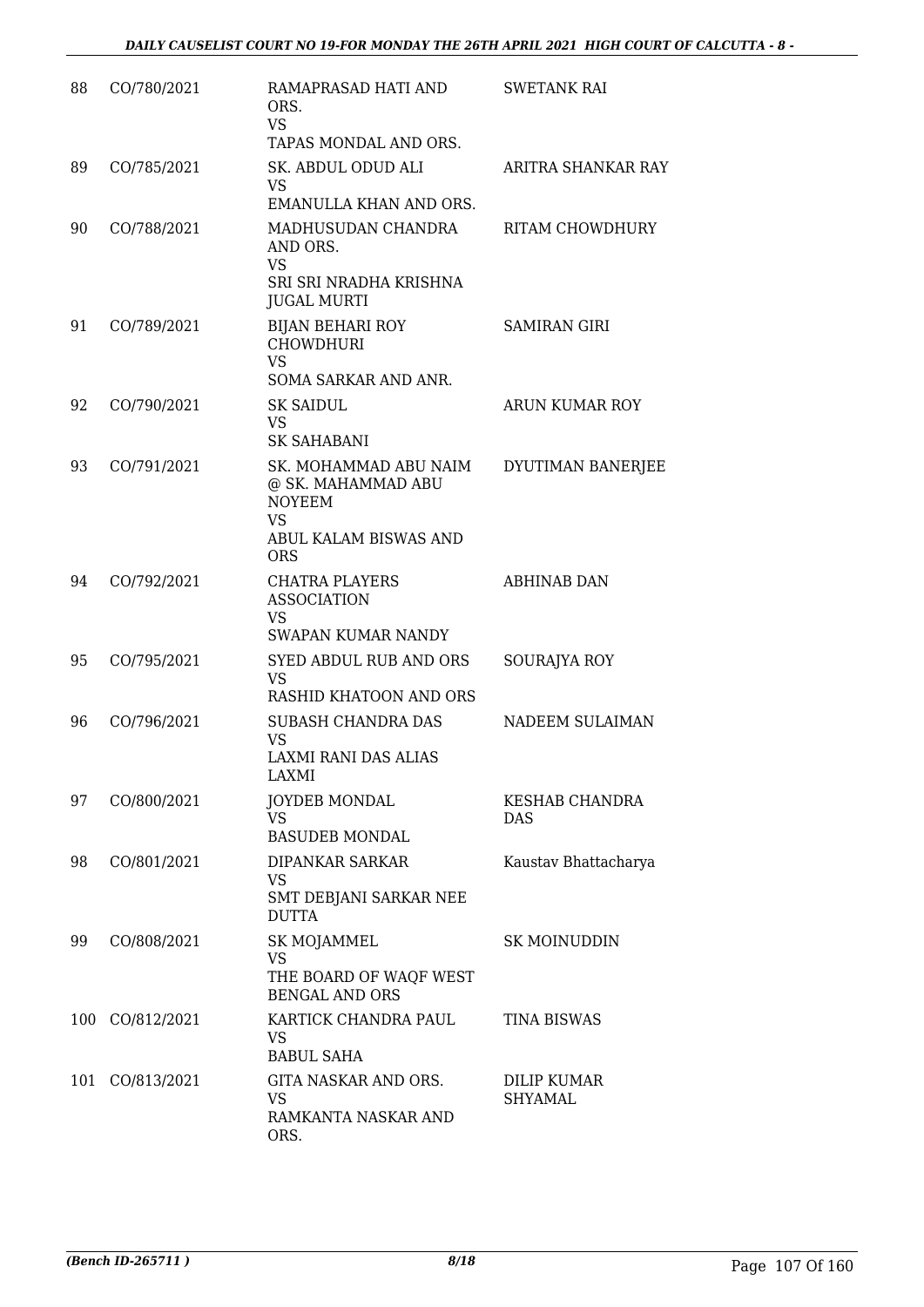| | | | |
|---|---|---|---|
| 88 | CO/780/2021 | RAMAPRASAD HATI AND ORS.<br>VS<br>TAPAS MONDAL AND ORS. | SWETANK RAI |
| 89 | CO/785/2021 | SK. ABDUL ODUD ALI<br>VS<br>EMANULLA KHAN AND ORS. | ARITRA SHANKAR RAY |
| 90 | CO/788/2021 | MADHUSUDAN CHANDRA AND ORS.<br>VS<br>SRI SRI NRADHA KRISHNA JUGAL MURTI | RITAM CHOWDHURY |
| 91 | CO/789/2021 | BIJAN BEHARI ROY CHOWDHURI<br>VS<br>SOMA SARKAR AND ANR. | SAMIRAN GIRI |
| 92 | CO/790/2021 | SK SAIDUL<br>VS<br>SK SAHABANI | ARUN KUMAR ROY |
| 93 | CO/791/2021 | SK. MOHAMMAD ABU NAIM @ SK. MAHAMMAD ABU NOYEEM<br>VS<br>ABUL KALAM BISWAS AND ORS | DYUTIMAN BANERJEE |
| 94 | CO/792/2021 | CHATRA PLAYERS ASSOCIATION<br>VS<br>SWAPAN KUMAR NANDY | ABHINAB DAN |
| 95 | CO/795/2021 | SYED ABDUL RUB AND ORS<br>VS<br>RASHID KHATOON AND ORS | SOURAJYA ROY |
| 96 | CO/796/2021 | SUBASH CHANDRA DAS<br>VS<br>LAXMI RANI DAS ALIAS LAXMI | NADEEM SULAIMAN |
| 97 | CO/800/2021 | JOYDEB MONDAL<br>VS<br>BASUDEB MONDAL | KESHAB CHANDRA DAS |
| 98 | CO/801/2021 | DIPANKAR SARKAR<br>VS<br>SMT DEBJANI SARKAR NEE DUTTA | Kaustav Bhattacharya |
| 99 | CO/808/2021 | SK MOJAMMEL<br>VS<br>THE BOARD OF WAQF WEST BENGAL AND ORS | SK MOINUDDIN |
| 100 | CO/812/2021 | KARTICK CHANDRA PAUL<br>VS<br>BABUL SAHA | TINA BISWAS |
| 101 | CO/813/2021 | GITA NASKAR AND ORS.<br>VS<br>RAMKANTA NASKAR AND ORS. | DILIP KUMAR SHYAMAL |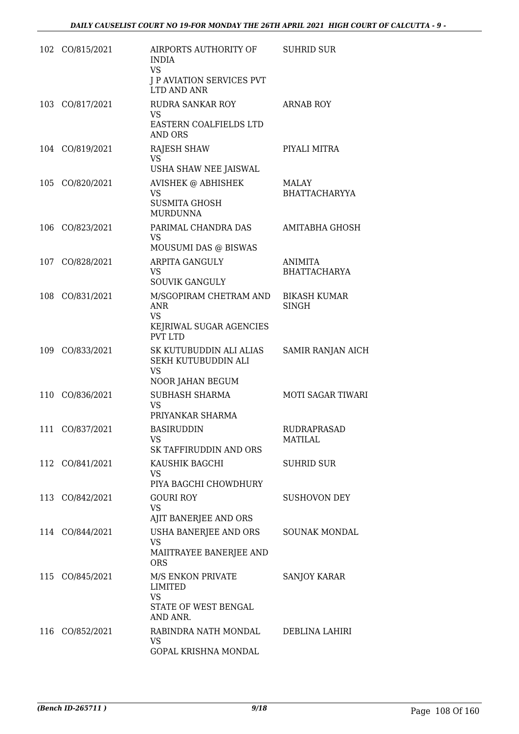| | | | |
|---|---|---|---|
| 102 | CO/815/2021 | AIRPORTS AUTHORITY OF INDIA<br>VS<br>J P AVIATION SERVICES PVT LTD AND ANR | SUHRID SUR |
| 103 | CO/817/2021 | RUDRA SANKAR ROY<br>VS<br>EASTERN COALFIELDS LTD AND ORS | ARNAB ROY |
| 104 | CO/819/2021 | RAJESH SHAW<br>VS<br>USHA SHAW NEE JAISWAL | PIYALI MITRA |
| 105 | CO/820/2021 | AVISHEK @ ABHISHEK<br>VS<br>SUSMITA GHOSH MURDUNNA | MALAY BHATTACHARYYA |
| 106 | CO/823/2021 | PARIMAL CHANDRA DAS<br>VS<br>MOUSUMI DAS @ BISWAS | AMITABHA GHOSH |
| 107 | CO/828/2021 | ARPITA GANGULY<br>VS<br>SOUVIK GANGULY | ANIMITA BHATTACHARYA |
| 108 | CO/831/2021 | M/SGOPIRAM CHETRAM AND ANR<br>VS<br>KEJRIWAL SUGAR AGENCIES PVT LTD | BIKASH KUMAR SINGH |
| 109 | CO/833/2021 | SK KUTUBUDDIN ALI ALIAS SEKH KUTUBUDDIN ALI<br>VS<br>NOOR JAHAN BEGUM | SAMIR RANJAN AICH |
| 110 | CO/836/2021 | SUBHASH SHARMA<br>VS<br>PRIYANKAR SHARMA | MOTI SAGAR TIWARI |
| 111 | CO/837/2021 | BASIRUDDIN<br>VS<br>SK TAFFIRUDDIN AND ORS | RUDRAPRASAD MATILAL |
| 112 | CO/841/2021 | KAUSHIK BAGCHI<br>VS<br>PIYA BAGCHI CHOWDHURY | SUHRID SUR |
| 113 | CO/842/2021 | GOURI ROY<br>VS<br>AJIT BANERJEE AND ORS | SUSHOVON DEY |
| 114 | CO/844/2021 | USHA BANERJEE AND ORS<br>VS<br>MAIITRAYEE BANERJEE AND ORS | SOUNAK MONDAL |
| 115 | CO/845/2021 | M/S ENKON PRIVATE LIMITED<br>VS<br>STATE OF WEST BENGAL AND ANR. | SANJOY KARAR |
| 116 | CO/852/2021 | RABINDRA NATH MONDAL<br>VS<br>GOPAL KRISHNA MONDAL | DEBLINA LAHIRI |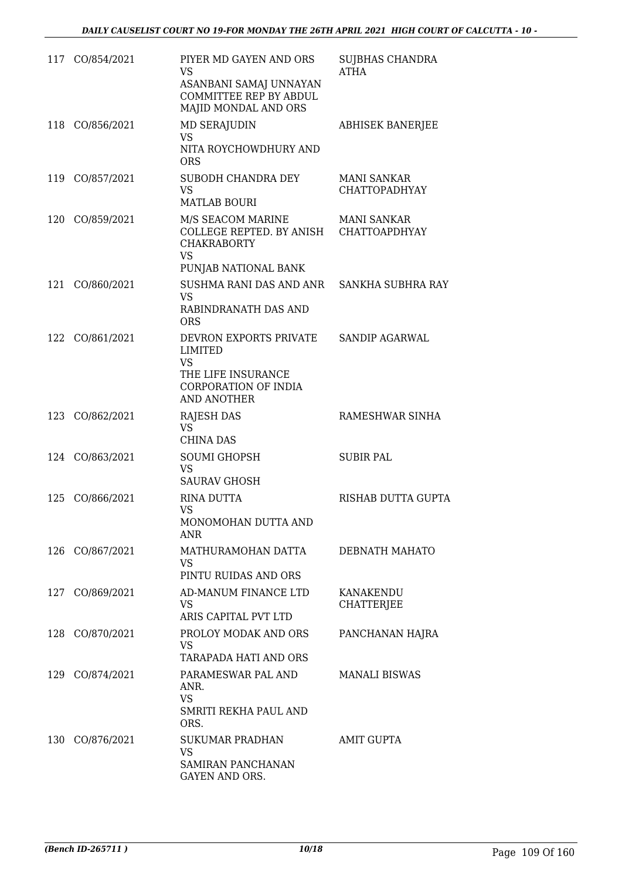| | | | |
|---|---|---|---|
| 117 | CO/854/2021 | PIYER MD GAYEN AND ORS<br>VS<br>ASANBANI SAMAJ UNNAYAN COMMITTEE REP BY ABDUL MAJID MONDAL AND ORS | SUJBHAS CHANDRA ATHA |
| 118 | CO/856/2021 | MD SERAJUDIN<br>VS<br>NITA ROYCHOWDHURY AND ORS | ABHISEK BANERJEE |
| 119 | CO/857/2021 | SUBODH CHANDRA DEY<br>VS<br>MATLAB BOURI | MANI SANKAR CHATTOPADHYAY |
| 120 | CO/859/2021 | M/S SEACOM MARINE COLLEGE REPTED. BY ANISH CHAKRABORTY<br>VS<br>PUNJAB NATIONAL BANK | MANI SANKAR CHATTOAPDHYAY |
| 121 | CO/860/2021 | SUSHMA RANI DAS AND ANR<br>VS<br>RABINDRANATH DAS AND ORS | SANKHA SUBHRA RAY |
| 122 | CO/861/2021 | DEVRON EXPORTS PRIVATE LIMITED<br>VS<br>THE LIFE INSURANCE CORPORATION OF INDIA AND ANOTHER | SANDIP AGARWAL |
| 123 | CO/862/2021 | RAJESH DAS<br>VS<br>CHINA DAS | RAMESHWAR SINHA |
| 124 | CO/863/2021 | SOUMI GHOPSH<br>VS<br>SAURAV GHOSH | SUBIR PAL |
| 125 | CO/866/2021 | RINA DUTTA<br>VS<br>MONOMOHAN DUTTA AND ANR | RISHAB DUTTA GUPTA |
| 126 | CO/867/2021 | MATHURAMOHAN DATTA<br>VS<br>PINTU RUIDAS AND ORS | DEBNATH MAHATO |
| 127 | CO/869/2021 | AD-MANUM FINANCE LTD<br>VS<br>ARIS CAPITAL PVT LTD | KANAKENDU CHATTERJEE |
| 128 | CO/870/2021 | PROLOY MODAK AND ORS<br>VS<br>TARAPADA HATI AND ORS | PANCHANAN HAJRA |
| 129 | CO/874/2021 | PARAMESWAR PAL AND ANR.<br>VS<br>SMRITI REKHA PAUL AND ORS. | MANALI BISWAS |
| 130 | CO/876/2021 | SUKUMAR PRADHAN<br>VS<br>SAMIRAN PANCHANAN GAYEN AND ORS. | AMIT GUPTA |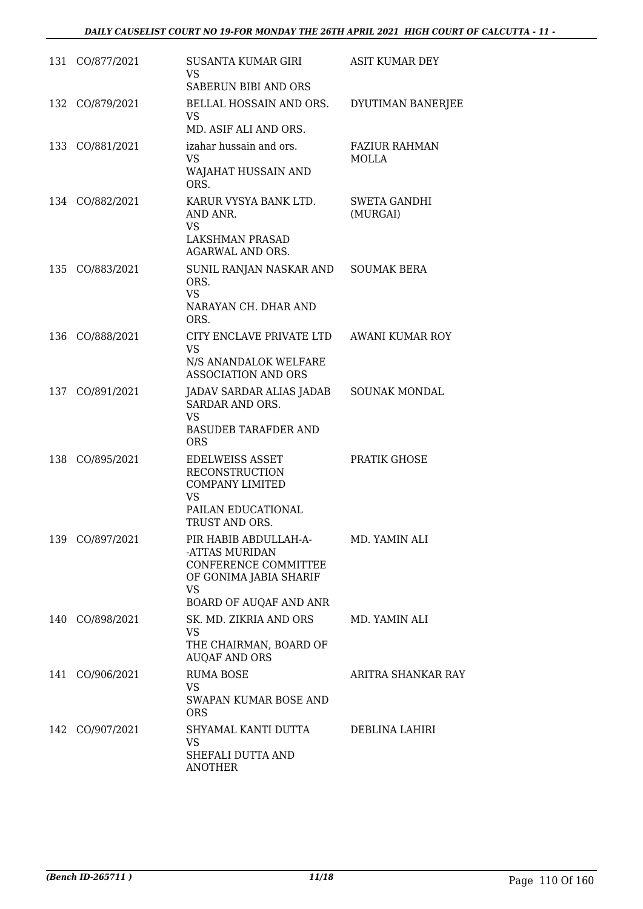| | | | |
|---|---|---|---|
| 131 | CO/877/2021 | SUSANTA KUMAR GIRI<br>VS<br>SABERUN BIBI AND ORS | ASIT KUMAR DEY |
| 132 | CO/879/2021 | BELLAL HOSSAIN AND ORS.<br>VS<br>MD. ASIF ALI AND ORS. | DYUTIMAN BANERJEE |
| 133 | CO/881/2021 | izahar hussain and ors.<br>VS<br>WAJAHAT HUSSAIN AND ORS. | FAZIUR RAHMAN MOLLA |
| 134 | CO/882/2021 | KARUR VYSYA BANK LTD. AND ANR.<br>VS<br>LAKSHMAN PRASAD AGARWAL AND ORS. | SWETA GANDHI (MURGAI) |
| 135 | CO/883/2021 | SUNIL RANJAN NASKAR AND ORS.<br>VS<br>NARAYAN CH. DHAR AND ORS. | SOUMAK BERA |
| 136 | CO/888/2021 | CITY ENCLAVE PRIVATE LTD<br>VS<br>N/S ANANDALOK WELFARE ASSOCIATION AND ORS | AWANI KUMAR ROY |
| 137 | CO/891/2021 | JADAV SARDAR ALIAS JADAB SARDAR AND ORS.<br>VS<br>BASUDEB TARAFDER AND ORS | SOUNAK MONDAL |
| 138 | CO/895/2021 | EDELWEISS ASSET RECONSTRUCTION COMPANY LIMITED<br>VS<br>PAILAN EDUCATIONAL TRUST AND ORS. | PRATIK GHOSE |
| 139 | CO/897/2021 | PIR HABIB ABDULLAH-A--ATTAS MURIDAN CONFERENCE COMMITTEE OF GONIMA JABIA SHARIF<br>VS<br>BOARD OF AUQAF AND ANR | MD. YAMIN ALI |
| 140 | CO/898/2021 | SK. MD. ZIKRIA AND ORS<br>VS<br>THE CHAIRMAN, BOARD OF AUQAF AND ORS | MD. YAMIN ALI |
| 141 | CO/906/2021 | RUMA BOSE<br>VS<br>SWAPAN KUMAR BOSE AND ORS | ARITRA SHANKAR RAY |
| 142 | CO/907/2021 | SHYAMAL KANTI DUTTA<br>VS<br>SHEFALI DUTTA AND ANOTHER | DEBLINA LAHIRI |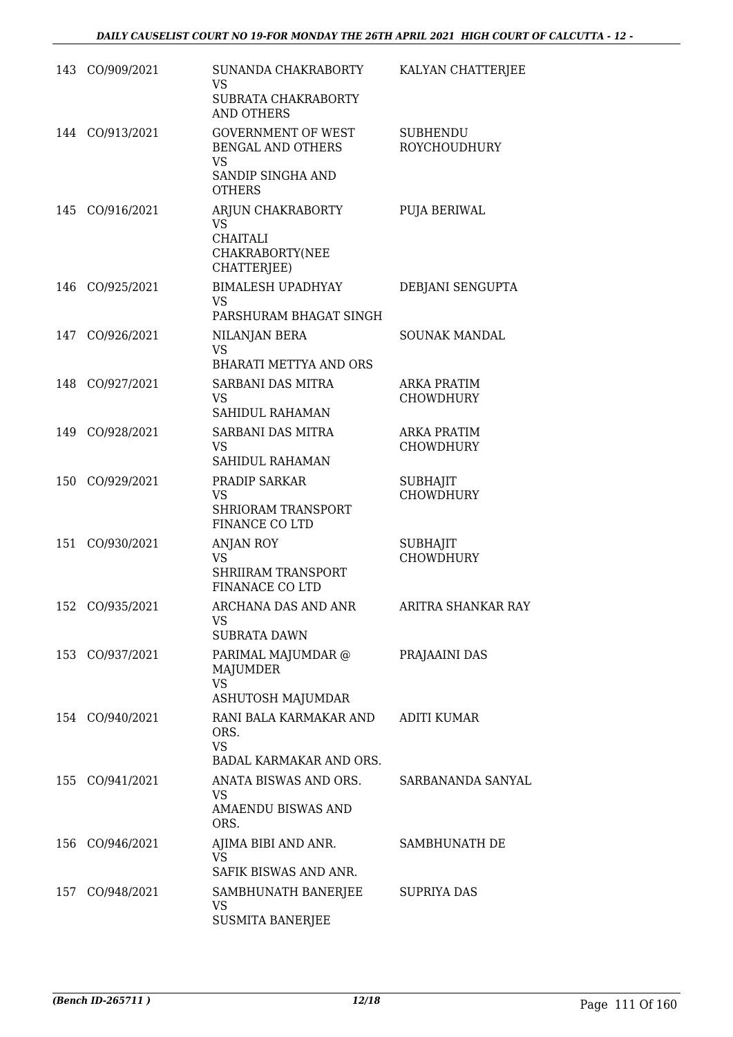| | | | |
|---|---|---|---|
| 143 | CO/909/2021 | SUNANDA CHAKRABORTY<br>VS<br>SUBRATA CHAKRABORTY AND OTHERS | KALYAN CHATTERJEE |
| 144 | CO/913/2021 | GOVERNMENT OF WEST BENGAL AND OTHERS<br>VS<br>SANDIP SINGHA AND OTHERS | SUBHENDU ROYCHOUDHURY |
| 145 | CO/916/2021 | ARJUN CHAKRABORTY<br>VS<br>CHAITALI CHAKRABORTY(NEE CHATTERJEE) | PUJA BERIWAL |
| 146 | CO/925/2021 | BIMALESH UPADHYAY<br>VS<br>PARSHURAM BHAGAT SINGH | DEBJANI SENGUPTA |
| 147 | CO/926/2021 | NILANJAN BERA<br>VS<br>BHARATI METTYA AND ORS | SOUNAK MANDAL |
| 148 | CO/927/2021 | SARBANI DAS MITRA<br>VS<br>SAHIDUL RAHAMAN | ARKA PRATIM CHOWDHURY |
| 149 | CO/928/2021 | SARBANI DAS MITRA<br>VS<br>SAHIDUL RAHAMAN | ARKA PRATIM CHOWDHURY |
| 150 | CO/929/2021 | PRADIP SARKAR<br>VS<br>SHRIORAM TRANSPORT FINANCE CO LTD | SUBHAJIT CHOWDHURY |
| 151 | CO/930/2021 | ANJAN ROY<br>VS<br>SHRIIRAM TRANSPORT FINANACE CO LTD | SUBHAJIT CHOWDHURY |
| 152 | CO/935/2021 | ARCHANA DAS AND ANR<br>VS<br>SUBRATA DAWN | ARITRA SHANKAR RAY |
| 153 | CO/937/2021 | PARIMAL MAJUMDAR @ MAJUMDER<br>VS<br>ASHUTOSH MAJUMDAR | PRAJAAINI DAS |
| 154 | CO/940/2021 | RANI BALA KARMAKAR AND ORS.<br>VS<br>BADAL KARMAKAR AND ORS. | ADITI KUMAR |
| 155 | CO/941/2021 | ANATA BISWAS AND ORS.<br>VS<br>AMAENDU BISWAS AND ORS. | SARBANANDA SANYAL |
| 156 | CO/946/2021 | AJIMA BIBI AND ANR.<br>VS<br>SAFIK BISWAS AND ANR. | SAMBHUNATH DE |
| 157 | CO/948/2021 | SAMBHUNATH BANERJEE<br>VS<br>SUSMITA BANERJEE | SUPRIYA DAS |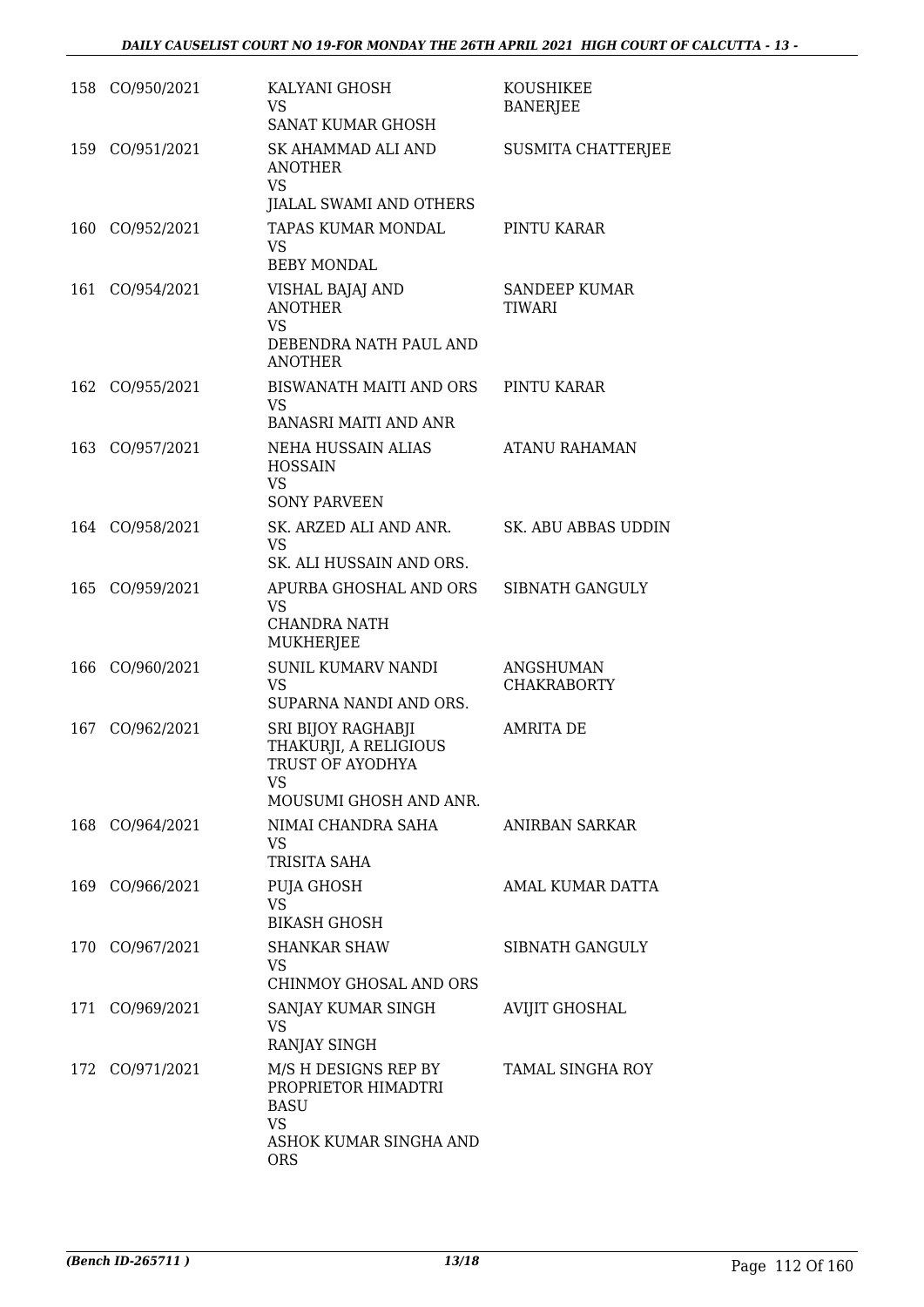| | | | |
|---|---|---|---|
| 158 | CO/950/2021 | KALYANI GHOSH<br>VS<br>SANAT KUMAR GHOSH | KOUSHIKEE BANERJEE |
| 159 | CO/951/2021 | SK AHAMMAD ALI AND ANOTHER<br>VS<br>JIALAL SWAMI AND OTHERS | SUSMITA CHATTERJEE |
| 160 | CO/952/2021 | TAPAS KUMAR MONDAL<br>VS<br>BEBY MONDAL | PINTU KARAR |
| 161 | CO/954/2021 | VISHAL BAJAJ AND ANOTHER<br>VS<br>DEBENDRA NATH PAUL AND ANOTHER | SANDEEP KUMAR TIWARI |
| 162 | CO/955/2021 | BISWANATH MAITI AND ORS<br>VS<br>BANASRI MAITI AND ANR | PINTU KARAR |
| 163 | CO/957/2021 | NEHA HUSSAIN ALIAS HOSSAIN<br>VS<br>SONY PARVEEN | ATANU RAHAMAN |
| 164 | CO/958/2021 | SK. ARZED ALI AND ANR.<br>VS<br>SK. ALI HUSSAIN AND ORS. | SK. ABU ABBAS UDDIN |
| 165 | CO/959/2021 | APURBA GHOSHAL AND ORS<br>VS<br>CHANDRA NATH MUKHERJEE | SIBNATH GANGULY |
| 166 | CO/960/2021 | SUNIL KUMARV NANDI<br>VS<br>SUPARNA NANDI AND ORS. | ANGSHUMAN CHAKRABORTY |
| 167 | CO/962/2021 | SRI BIJOY RAGHABJI THAKURJI, A RELIGIOUS TRUST OF AYODHYA<br>VS<br>MOUSUMI GHOSH AND ANR. | AMRITA DE |
| 168 | CO/964/2021 | NIMAI CHANDRA SAHA<br>VS<br>TRISITA SAHA | ANIRBAN SARKAR |
| 169 | CO/966/2021 | PUJA GHOSH<br>VS<br>BIKASH GHOSH | AMAL KUMAR DATTA |
| 170 | CO/967/2021 | SHANKAR SHAW<br>VS<br>CHINMOY GHOSAL AND ORS | SIBNATH GANGULY |
| 171 | CO/969/2021 | SANJAY KUMAR SINGH<br>VS<br>RANJAY SINGH | AVIJIT GHOSHAL |
| 172 | CO/971/2021 | M/S H DESIGNS REP BY PROPRIETOR HIMADTRI BASU<br>VS<br>ASHOK KUMAR SINGHA AND ORS | TAMAL SINGHA ROY |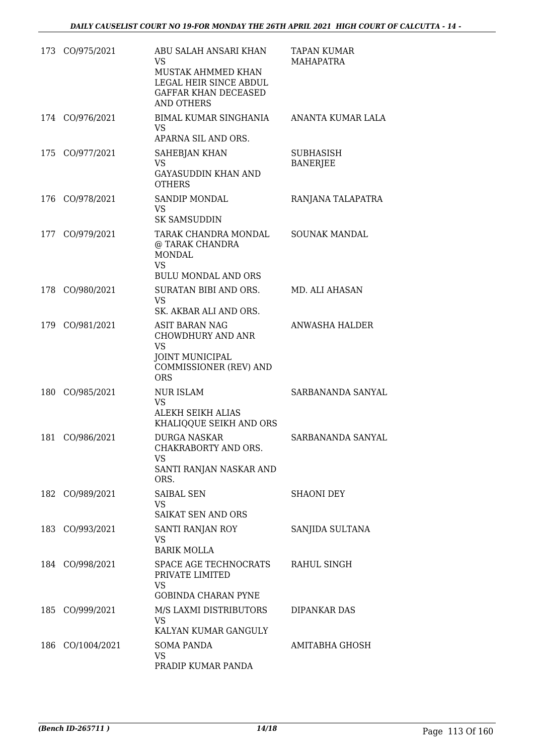| | | | |
|---|---|---|---|
| 173 | CO/975/2021 | ABU SALAH ANSARI KHAN<br>VS<br>MUSTAK AHMMED KHAN LEGAL HEIR SINCE ABDUL GAFFAR KHAN DECEASED AND OTHERS | TAPAN KUMAR MAHAPATRA |
| 174 | CO/976/2021 | BIMAL KUMAR SINGHANIA<br>VS<br>APARNA SIL AND ORS. | ANANTA KUMAR LALA |
| 175 | CO/977/2021 | SAHEBJAN KHAN<br>VS<br>GAYASUDDIN KHAN AND OTHERS | SUBHASISH BANERJEE |
| 176 | CO/978/2021 | SANDIP MONDAL<br>VS<br>SK SAMSUDDIN | RANJANA TALAPATRA |
| 177 | CO/979/2021 | TARAK CHANDRA MONDAL @ TARAK CHANDRA MONDAL<br>VS<br>BULU MONDAL AND ORS | SOUNAK MANDAL |
| 178 | CO/980/2021 | SURATAN BIBI AND ORS.<br>VS<br>SK. AKBAR ALI AND ORS. | MD. ALI AHASAN |
| 179 | CO/981/2021 | ASIT BARAN NAG CHOWDHURY AND ANR<br>VS<br>JOINT MUNICIPAL COMMISSIONER (REV) AND ORS | ANWASHA HALDER |
| 180 | CO/985/2021 | NUR ISLAM<br>VS<br>ALEKH SEIKH ALIAS KHALIQQUE SEIKH AND ORS | SARBANANDA SANYAL |
| 181 | CO/986/2021 | DURGA NASKAR CHAKRABORTY AND ORS.<br>VS<br>SANTI RANJAN NASKAR AND ORS. | SARBANANDA SANYAL |
| 182 | CO/989/2021 | SAIBAL SEN<br>VS<br>SAIKAT SEN AND ORS | SHAONI DEY |
| 183 | CO/993/2021 | SANTI RANJAN ROY<br>VS<br>BARIK MOLLA | SANJIDA SULTANA |
| 184 | CO/998/2021 | SPACE AGE TECHNOCRATS PRIVATE LIMITED<br>VS<br>GOBINDA CHARAN PYNE | RAHUL SINGH |
| 185 | CO/999/2021 | M/S LAXMI DISTRIBUTORS<br>VS<br>KALYAN KUMAR GANGULY | DIPANKAR DAS |
| 186 | CO/1004/2021 | SOMA PANDA<br>VS<br>PRADIP KUMAR PANDA | AMITABHA GHOSH |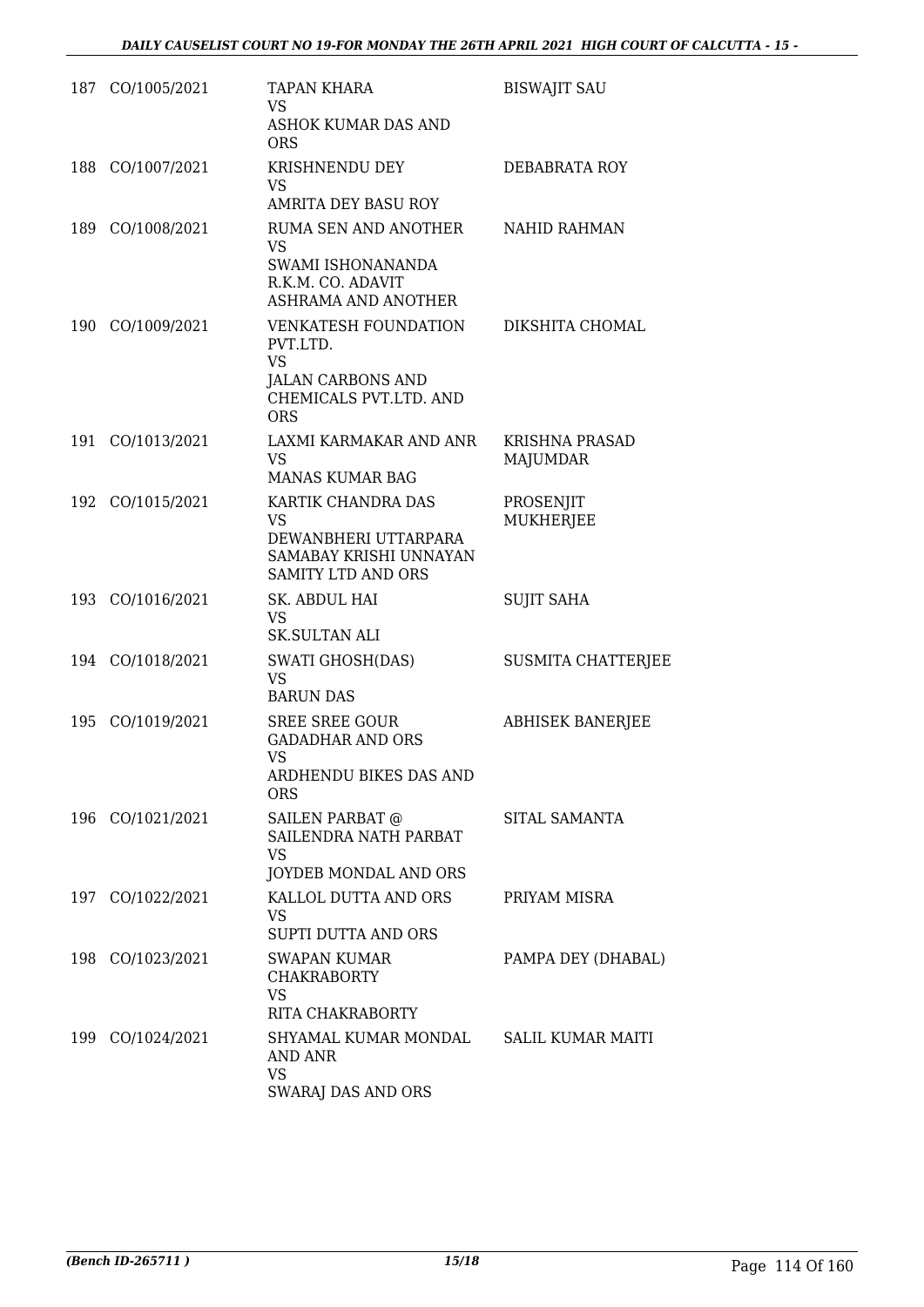| | | | |
|---|---|---|---|
| 187 | CO/1005/2021 | TAPAN KHARA<br>VS<br>ASHOK KUMAR DAS AND ORS | BISWAJIT SAU |
| 188 | CO/1007/2021 | KRISHNENDU DEY<br>VS<br>AMRITA DEY BASU ROY | DEBABRATA ROY |
| 189 | CO/1008/2021 | RUMA SEN AND ANOTHER<br>VS<br>SWAMI ISHONANANDA R.K.M. CO. ADAVIT ASHRAMA AND ANOTHER | NAHID RAHMAN |
| 190 | CO/1009/2021 | VENKATESH FOUNDATION PVT.LTD.<br>VS<br>JALAN CARBONS AND CHEMICALS PVT.LTD. AND ORS | DIKSHITA CHOMAL |
| 191 | CO/1013/2021 | LAXMI KARMAKAR AND ANR<br>VS<br>MANAS KUMAR BAG | KRISHNA PRASAD MAJUMDAR |
| 192 | CO/1015/2021 | KARTIK CHANDRA DAS<br>VS<br>DEWANBHERI UTTARPARA SAMABAY KRISHI UNNAYAN SAMITY LTD AND ORS | PROSENJIT MUKHERJEE |
| 193 | CO/1016/2021 | SK. ABDUL HAI<br>VS<br>SK.SULTAN ALI | SUJIT SAHA |
| 194 | CO/1018/2021 | SWATI GHOSH(DAS)<br>VS<br>BARUN DAS | SUSMITA CHATTERJEE |
| 195 | CO/1019/2021 | SREE SREE GOUR GADADHAR AND ORS<br>VS<br>ARDHENDU BIKES DAS AND ORS | ABHISEK BANERJEE |
| 196 | CO/1021/2021 | SAILEN PARBAT @ SAILENDRA NATH PARBAT<br>VS<br>JOYDEB MONDAL AND ORS | SITAL SAMANTA |
| 197 | CO/1022/2021 | KALLOL DUTTA AND ORS<br>VS<br>SUPTI DUTTA AND ORS | PRIYAM MISRA |
| 198 | CO/1023/2021 | SWAPAN KUMAR CHAKRABORTY<br>VS<br>RITA CHAKRABORTY | PAMPA DEY (DHABAL) |
| 199 | CO/1024/2021 | SHYAMAL KUMAR MONDAL AND ANR<br>VS<br>SWARAJ DAS AND ORS | SALIL KUMAR MAITI |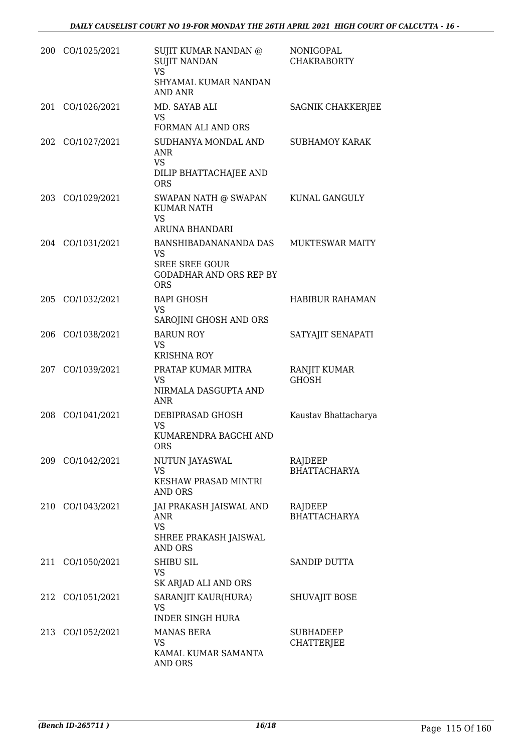| | | | |
|---|---|---|---|
| 200 | CO/1025/2021 | SUJIT KUMAR NANDAN @ SUJIT NANDAN<br>VS<br>SHYAMAL KUMAR NANDAN AND ANR | NONIGOPAL CHAKRABORTY |
| 201 | CO/1026/2021 | MD. SAYAB ALI<br>VS<br>FORMAN ALI AND ORS | SAGNIK CHAKKERJEE |
| 202 | CO/1027/2021 | SUDHANYA MONDAL AND ANR<br>VS<br>DILIP BHATTACHAJEE AND ORS | SUBHAMOY KARAK |
| 203 | CO/1029/2021 | SWAPAN NATH @ SWAPAN KUMAR NATH<br>VS<br>ARUNA BHANDARI | KUNAL GANGULY |
| 204 | CO/1031/2021 | BANSHIBADANANANDA DAS<br>VS<br>SREE SREE GOUR GODADHAR AND ORS REP BY ORS | MUKTESWAR MAITY |
| 205 | CO/1032/2021 | BAPI GHOSH<br>VS<br>SAROJINI GHOSH AND ORS | HABIBUR RAHAMAN |
| 206 | CO/1038/2021 | BARUN ROY<br>VS<br>KRISHNA ROY | SATYAJIT SENAPATI |
| 207 | CO/1039/2021 | PRATAP KUMAR MITRA<br>VS<br>NIRMALA DASGUPTA AND ANR | RANJIT KUMAR GHOSH |
| 208 | CO/1041/2021 | DEBIPRASAD GHOSH<br>VS<br>KUMARENDRA BAGCHI AND ORS | Kaustav Bhattacharya |
| 209 | CO/1042/2021 | NUTUN JAYASWAL<br>VS<br>KESHAW PRASAD MINTRI AND ORS | RAJDEEP BHATTACHARYA |
| 210 | CO/1043/2021 | JAI PRAKASH JAISWAL AND ANR<br>VS<br>SHREE PRAKASH JAISWAL AND ORS | RAJDEEP BHATTACHARYA |
| 211 | CO/1050/2021 | SHIBU SIL<br>VS<br>SK ARJAD ALI AND ORS | SANDIP DUTTA |
| 212 | CO/1051/2021 | SARANJIT KAUR(HURA)<br>VS<br>INDER SINGH HURA | SHUVAJIT BOSE |
| 213 | CO/1052/2021 | MANAS BERA<br>VS<br>KAMAL KUMAR SAMANTA AND ORS | SUBHADEEP CHATTERJEE |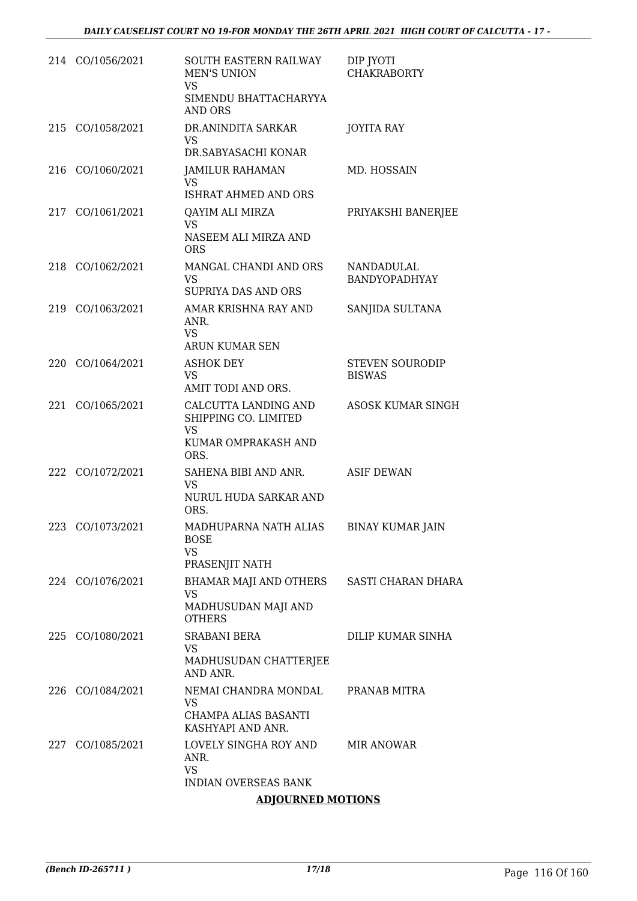| | | | |
|---|---|---|---|
| 214 | CO/1056/2021 | SOUTH EASTERN RAILWAY MEN'S UNION<br>VS<br>SIMENDU BHATTACHARYYA AND ORS | DIP JYOTI CHAKRABORTY |
| 215 | CO/1058/2021 | DR.ANINDITA SARKAR<br>VS<br>DR.SABYASACHI KONAR | JOYITA RAY |
| 216 | CO/1060/2021 | JAMILUR RAHAMAN<br>VS<br>ISHRAT AHMED AND ORS | MD. HOSSAIN |
| 217 | CO/1061/2021 | QAYIM ALI MIRZA<br>VS<br>NASEEM ALI MIRZA AND ORS | PRIYAKSHI BANERJEE |
| 218 | CO/1062/2021 | MANGAL CHANDI AND ORS<br>VS<br>SUPRIYA DAS AND ORS | NANDADULAL BANDYOPADHYAY |
| 219 | CO/1063/2021 | AMAR KRISHNA RAY AND ANR.<br>VS<br>ARUN KUMAR SEN | SANJIDA SULTANA |
| 220 | CO/1064/2021 | ASHOK DEY<br>VS<br>AMIT TODI AND ORS. | STEVEN SOURODIP BISWAS |
| 221 | CO/1065/2021 | CALCUTTA LANDING AND SHIPPING CO. LIMITED<br>VS<br>KUMAR OMPRAKASH AND ORS. | ASOSK KUMAR SINGH |
| 222 | CO/1072/2021 | SAHENA BIBI AND ANR.<br>VS<br>NURUL HUDA SARKAR AND ORS. | ASIF DEWAN |
| 223 | CO/1073/2021 | MADHUPARNA NATH ALIAS BOSE<br>VS<br>PRASENJIT NATH | BINAY KUMAR JAIN |
| 224 | CO/1076/2021 | BHAMAR MAJI AND OTHERS<br>VS<br>MADHUSUDAN MAJI AND OTHERS | SASTI CHARAN DHARA |
| 225 | CO/1080/2021 | SRABANI BERA<br>VS<br>MADHUSUDAN CHATTERJEE AND ANR. | DILIP KUMAR SINHA |
| 226 | CO/1084/2021 | NEMAI CHANDRA MONDAL<br>VS<br>CHAMPA ALIAS BASANTI KASHYAPI AND ANR. | PRANAB MITRA |
| 227 | CO/1085/2021 | LOVELY SINGHA ROY AND ANR.<br>VS<br>INDIAN OVERSEAS BANK | MIR ANOWAR |

**ADJOURNED MOTIONS**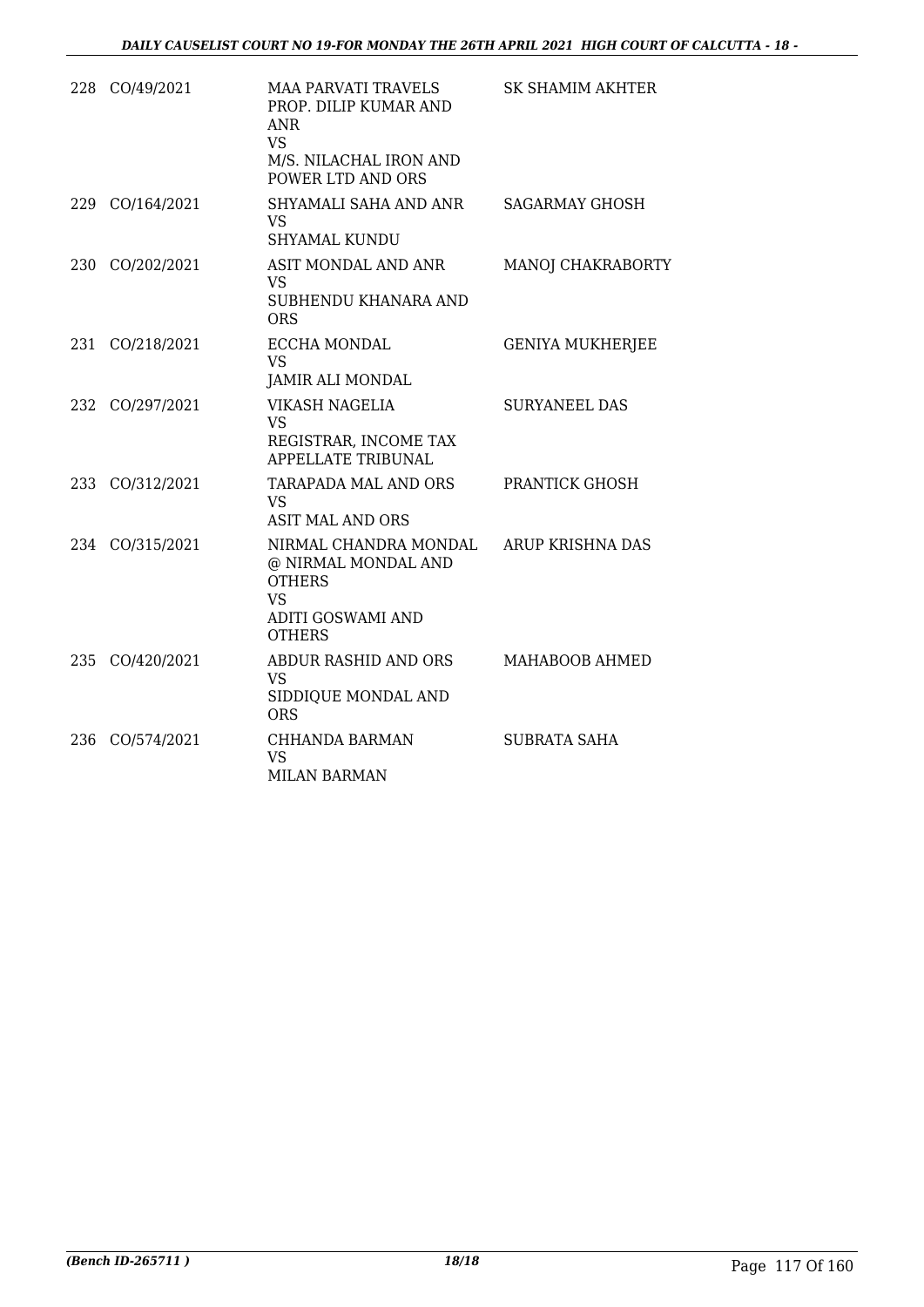| | | | |
|---|---|---|---|
| 228 | CO/49/2021 | MAA PARVATI TRAVELS PROP. DILIP KUMAR AND ANR<br>VS<br>M/S. NILACHAL IRON AND POWER LTD AND ORS | SK SHAMIM AKHTER |
| 229 | CO/164/2021 | SHYAMALI SAHA AND ANR<br>VS<br>SHYAMAL KUNDU | SAGARMAY GHOSH |
| 230 | CO/202/2021 | ASIT MONDAL AND ANR<br>VS<br>SUBHENDU KHANARA AND ORS | MANOJ CHAKRABORTY |
| 231 | CO/218/2021 | ECCHA MONDAL<br>VS<br>JAMIR ALI MONDAL | GENIYA MUKHERJEE |
| 232 | CO/297/2021 | VIKASH NAGELIA<br>VS<br>REGISTRAR, INCOME TAX APPELLATE TRIBUNAL | SURYANEEL DAS |
| 233 | CO/312/2021 | TARAPADA MAL AND ORS<br>VS<br>ASIT MAL AND ORS | PRANTICK GHOSH |
| 234 | CO/315/2021 | NIRMAL CHANDRA MONDAL @ NIRMAL MONDAL AND OTHERS<br>VS<br>ADITI GOSWAMI AND OTHERS | ARUP KRISHNA DAS |
| 235 | CO/420/2021 | ABDUR RASHID AND ORS<br>VS<br>SIDDIQUE MONDAL AND ORS | MAHABOOB AHMED |
| 236 | CO/574/2021 | CHHANDA BARMAN<br>VS<br>MILAN BARMAN | SUBRATA SAHA |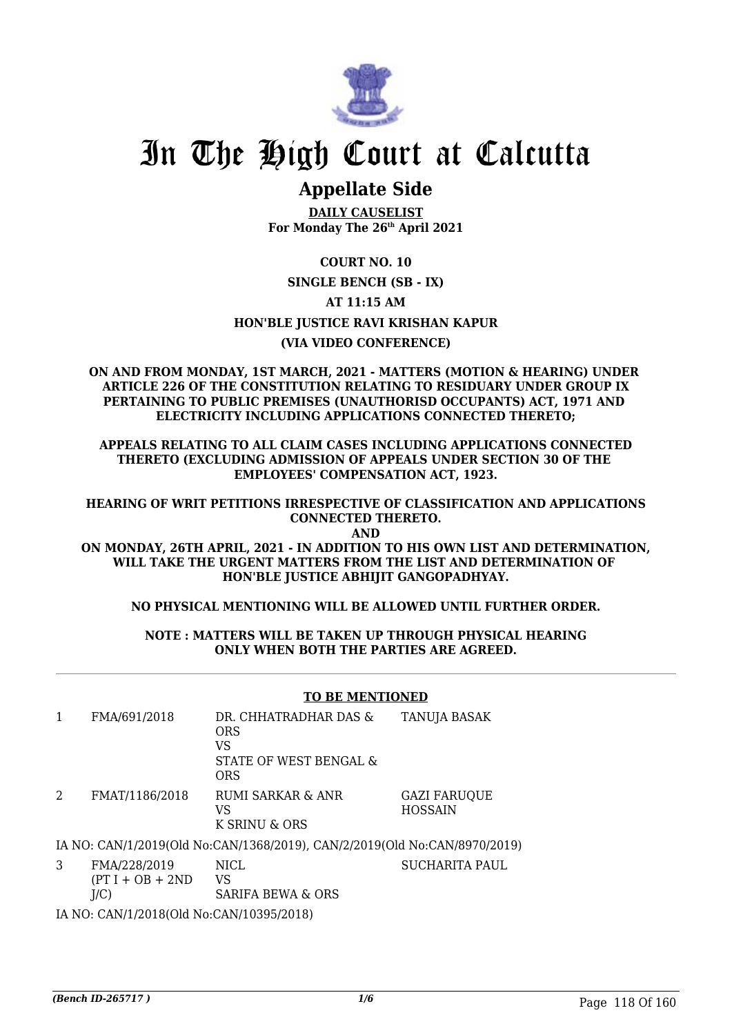# In The High Court at Calcutta

## Appellate Side

**DAILY CAUSELIST**
**For Monday The 26th April 2021**

**COURT NO. 10**

**SINGLE BENCH (SB - IX)**

**AT 11:15 AM**

**HON'BLE JUSTICE RAVI KRISHAN KAPUR**

**(VIA VIDEO CONFERENCE)**

**ON AND FROM MONDAY, 1ST MARCH, 2021 - MATTERS (MOTION & HEARING) UNDER ARTICLE 226 OF THE CONSTITUTION RELATING TO RESIDUARY UNDER GROUP IX PERTAINING TO PUBLIC PREMISES (UNAUTHORISD OCCUPANTS) ACT, 1971 AND ELECTRICITY INCLUDING APPLICATIONS CONNECTED THERETO;**

**APPEALS RELATING TO ALL CLAIM CASES INCLUDING APPLICATIONS CONNECTED THERETO (EXCLUDING ADMISSION OF APPEALS UNDER SECTION 30 OF THE EMPLOYEES' COMPENSATION ACT, 1923.**

**HEARING OF WRIT PETITIONS IRRESPECTIVE OF CLASSIFICATION AND APPLICATIONS CONNECTED THERETO.**

**AND**

**ON MONDAY, 26TH APRIL, 2021 - IN ADDITION TO HIS OWN LIST AND DETERMINATION, WILL TAKE THE URGENT MATTERS FROM THE LIST AND DETERMINATION OF HON'BLE JUSTICE ABHIJIT GANGOPADHYAY.**

**NO PHYSICAL MENTIONING WILL BE ALLOWED UNTIL FURTHER ORDER.**

**NOTE : MATTERS WILL BE TAKEN UP THROUGH PHYSICAL HEARING ONLY WHEN BOTH THE PARTIES ARE AGREED.**

**TO BE MENTIONED**

| | | | |
|---|---|---|---|
| 1 | FMA/691/2018 | DR. CHHATRADHAR DAS & ORS<br>VS<br>STATE OF WEST BENGAL & ORS | TANUJA BASAK |
| 2 | FMAT/1186/2018 | RUMI SARKAR & ANR<br>VS<br>K SRINU & ORS | GAZI FARUQUE HOSSAIN |

IA NO: CAN/1/2019(Old No:CAN/1368/2019), CAN/2/2019(Old No:CAN/8970/2019)

| | | | |
|---|---|---|---|
| 3 | FMA/228/2019<br>(PT I + OB + 2ND J/C) | NICL<br>VS<br>SARIFA BEWA & ORS | SUCHARITA PAUL |

IA NO: CAN/1/2018(Old No:CAN/10395/2018)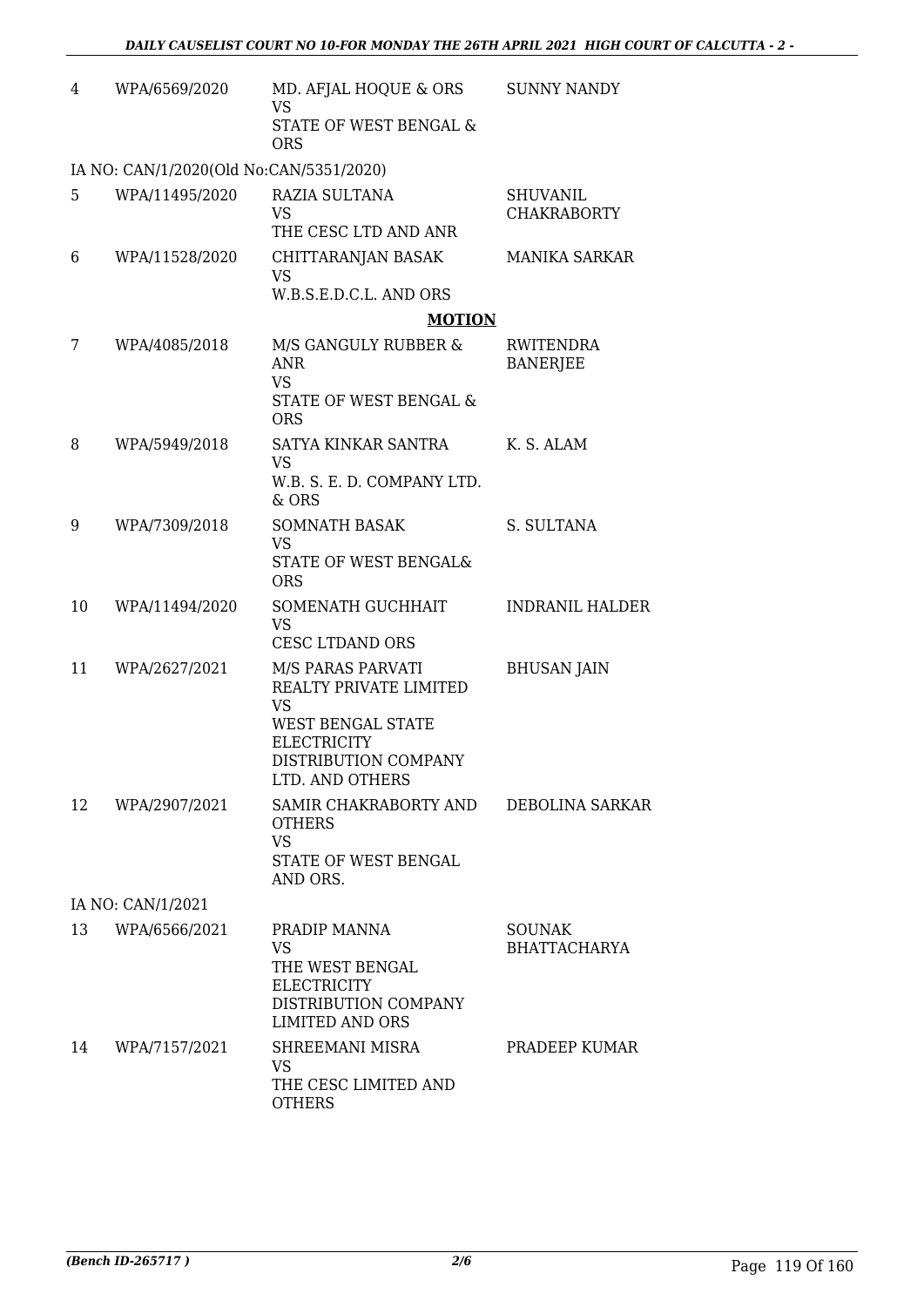| 4 | WPA/6569/2020 | MD. AFJAL HOQUE & ORS<br>VS<br>STATE OF WEST BENGAL & ORS | SUNNY NANDY |
|---|---|---|---|
| | IA NO: CAN/1/2020(Old No:CAN/5351/2020) | | |
| 5 | WPA/11495/2020 | RAZIA SULTANA<br>VS<br>THE CESC LTD AND ANR | SHUVANIL CHAKRABORTY |
| 6 | WPA/11528/2020 | CHITTARANJAN BASAK<br>VS<br>W.B.S.E.D.C.L. AND ORS | MANIKA SARKAR |

**MOTION**

| 7 | WPA/4085/2018 | M/S GANGULY RUBBER & ANR<br>VS<br>STATE OF WEST BENGAL & ORS | RWITENDRA BANERJEE |
|---|---|---|---|
| 8 | WPA/5949/2018 | SATYA KINKAR SANTRA<br>VS<br>W.B. S. E. D. COMPANY LTD. & ORS | K. S. ALAM |
| 9 | WPA/7309/2018 | SOMNATH BASAK<br>VS<br>STATE OF WEST BENGAL& ORS | S. SULTANA |
| 10 | WPA/11494/2020 | SOMENATH GUCHHAIT<br>VS<br>CESC LTDAND ORS | INDRANIL HALDER |
| 11 | WPA/2627/2021 | M/S PARAS PARVATI REALTY PRIVATE LIMITED<br>VS<br>WEST BENGAL STATE ELECTRICITY DISTRIBUTION COMPANY LTD. AND OTHERS | BHUSAN JAIN |
| 12 | WPA/2907/2021 | SAMIR CHAKRABORTY AND OTHERS<br>VS<br>STATE OF WEST BENGAL AND ORS. | DEBOLINA SARKAR |
| | IA NO: CAN/1/2021 | | |
| 13 | WPA/6566/2021 | PRADIP MANNA<br>VS<br>THE WEST BENGAL ELECTRICITY DISTRIBUTION COMPANY LIMITED AND ORS | SOUNAK BHATTACHARYA |
| 14 | WPA/7157/2021 | SHREEMANI MISRA<br>VS<br>THE CESC LIMITED AND OTHERS | PRADEEP KUMAR |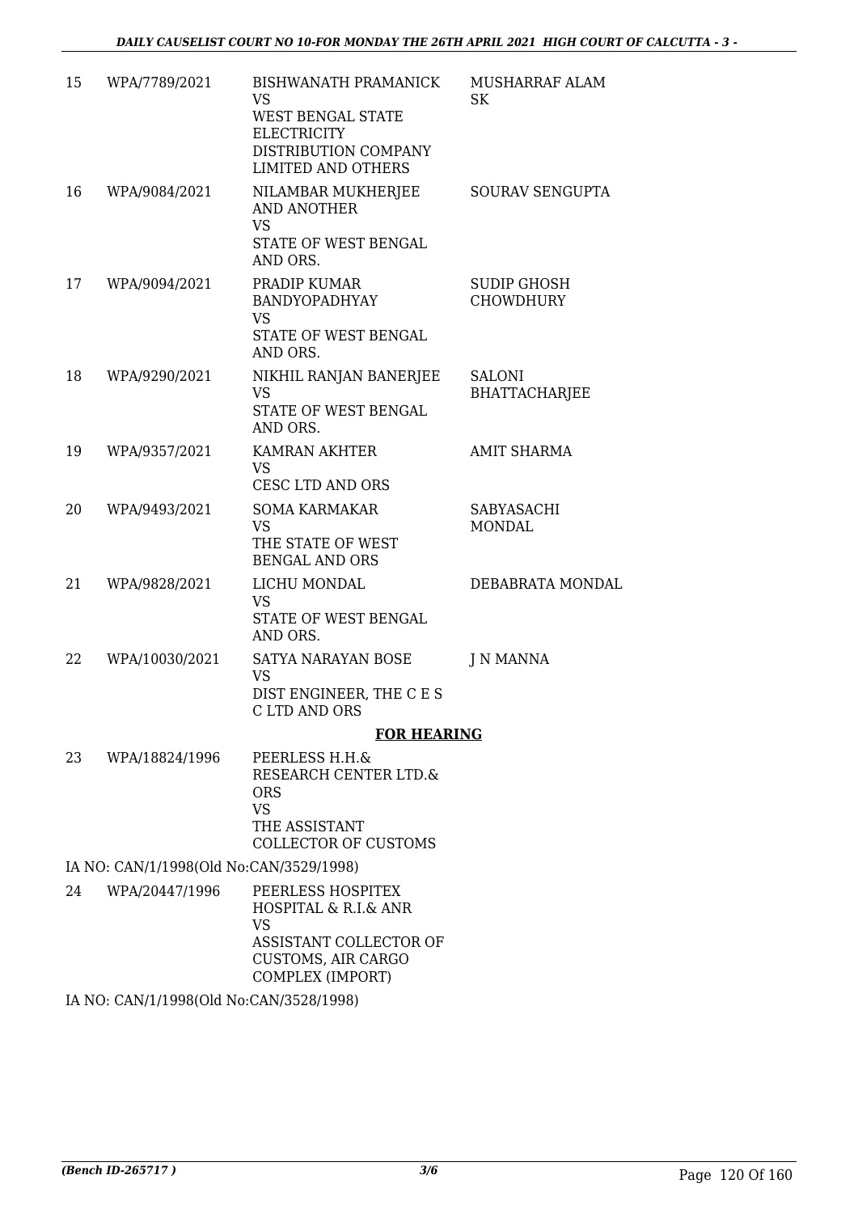| | | | |
|---|---|---|---|
| 15 | WPA/7789/2021 | BISHWANATH PRAMANICK VS WEST BENGAL STATE ELECTRICITY DISTRIBUTION COMPANY LIMITED AND OTHERS | MUSHARRAF ALAM SK |
| 16 | WPA/9084/2021 | NILAMBAR MUKHERJEE AND ANOTHER VS STATE OF WEST BENGAL AND ORS. | SOURAV SENGUPTA |
| 17 | WPA/9094/2021 | PRADIP KUMAR BANDYOPADHYAY VS STATE OF WEST BENGAL AND ORS. | SUDIP GHOSH CHOWDHURY |
| 18 | WPA/9290/2021 | NIKHIL RANJAN BANERJEE VS STATE OF WEST BENGAL AND ORS. | SALONI BHATTACHARJEE |
| 19 | WPA/9357/2021 | KAMRAN AKHTER VS CESC LTD AND ORS | AMIT SHARMA |
| 20 | WPA/9493/2021 | SOMA KARMAKAR VS THE STATE OF WEST BENGAL AND ORS | SABYASACHI MONDAL |
| 21 | WPA/9828/2021 | LICHU MONDAL VS STATE OF WEST BENGAL AND ORS. | DEBABRATA MONDAL |
| 22 | WPA/10030/2021 | SATYA NARAYAN BOSE VS DIST ENGINEER, THE C E S C LTD AND ORS | J N MANNA |

**FOR HEARING**

| | | | |
|---|---|---|---|
| 23 | WPA/18824/1996 | PEERLESS H.H.& RESEARCH CENTER LTD.& ORS VS THE ASSISTANT COLLECTOR OF CUSTOMS | |

IA NO: CAN/1/1998(Old No:CAN/3529/1998)

| | | | |
|---|---|---|---|
| 24 | WPA/20447/1996 | PEERLESS HOSPITEX HOSPITAL & R.I.& ANR VS ASSISTANT COLLECTOR OF CUSTOMS, AIR CARGO COMPLEX (IMPORT) | |

IA NO: CAN/1/1998(Old No:CAN/3528/1998)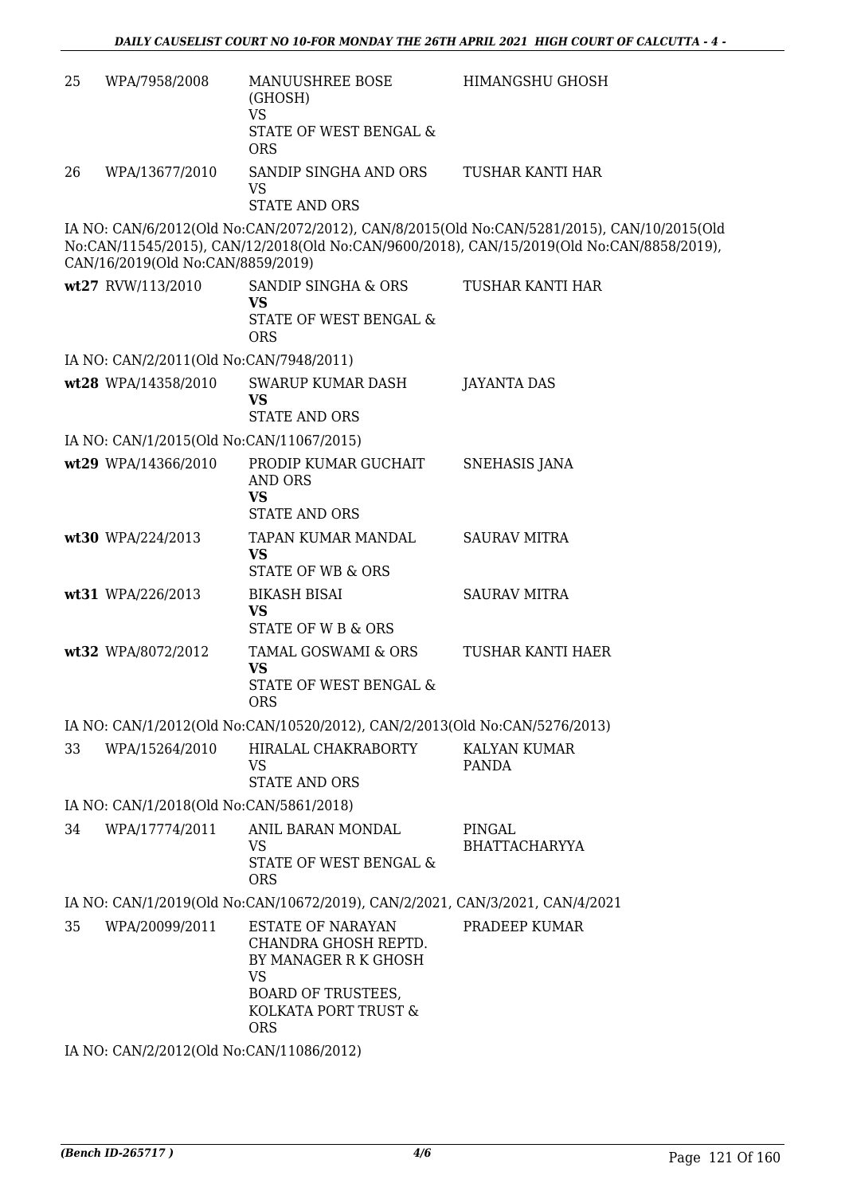| | | | |
|---|---|---|---|
| 25 | WPA/7958/2008 | MANUUSHREE BOSE (GHOSH)<br>VS<br>STATE OF WEST BENGAL & ORS | HIMANGSHU GHOSH |
| 26 | WPA/13677/2010 | SANDIP SINGHA AND ORS<br>VS<br>STATE AND ORS | TUSHAR KANTI HAR |

IA NO: CAN/6/2012(Old No:CAN/2072/2012), CAN/8/2015(Old No:CAN/5281/2015), CAN/10/2015(Old No:CAN/11545/2015), CAN/12/2018(Old No:CAN/9600/2018), CAN/15/2019(Old No:CAN/8858/2019), CAN/16/2019(Old No:CAN/8859/2019)

| | | | |
|---|---|---|---|
| wt27 | RVW/113/2010 | SANDIP SINGHA & ORS<br>**VS**<br>STATE OF WEST BENGAL & ORS | TUSHAR KANTI HAR |

IA NO: CAN/2/2011(Old No:CAN/7948/2011)

| | | | |
|---|---|---|---|
| wt28 | WPA/14358/2010 | SWARUP KUMAR DASH<br>**VS**<br>STATE AND ORS | JAYANTA DAS |

IA NO: CAN/1/2015(Old No:CAN/11067/2015)

| | | | |
|---|---|---|---|
| wt29 | WPA/14366/2010 | PRODIP KUMAR GUCHAIT AND ORS<br>**VS**<br>STATE AND ORS | SNEHASIS JANA |
| wt30 | WPA/224/2013 | TAPAN KUMAR MANDAL<br>**VS**<br>STATE OF WB & ORS | SAURAV MITRA |
| wt31 | WPA/226/2013 | BIKASH BISAI<br>**VS**<br>STATE OF W B & ORS | SAURAV MITRA |
| wt32 | WPA/8072/2012 | TAMAL GOSWAMI & ORS<br>**VS**<br>STATE OF WEST BENGAL & ORS | TUSHAR KANTI HAER |

IA NO: CAN/1/2012(Old No:CAN/10520/2012), CAN/2/2013(Old No:CAN/5276/2013)

| | | | |
|---|---|---|---|
| 33 | WPA/15264/2010 | HIRALAL CHAKRABORTY<br>VS<br>STATE AND ORS | KALYAN KUMAR PANDA |

IA NO: CAN/1/2018(Old No:CAN/5861/2018)

| | | | |
|---|---|---|---|
| 34 | WPA/17774/2011 | ANIL BARAN MONDAL<br>VS<br>STATE OF WEST BENGAL & ORS | PINGAL BHATTACHARYYA |

IA NO: CAN/1/2019(Old No:CAN/10672/2019), CAN/2/2021, CAN/3/2021, CAN/4/2021

| | | | |
|---|---|---|---|
| 35 | WPA/20099/2011 | ESTATE OF NARAYAN CHANDRA GHOSH REPTD. BY MANAGER R K GHOSH<br>VS<br>BOARD OF TRUSTEES, KOLKATA PORT TRUST & ORS | PRADEEP KUMAR |

IA NO: CAN/2/2012(Old No:CAN/11086/2012)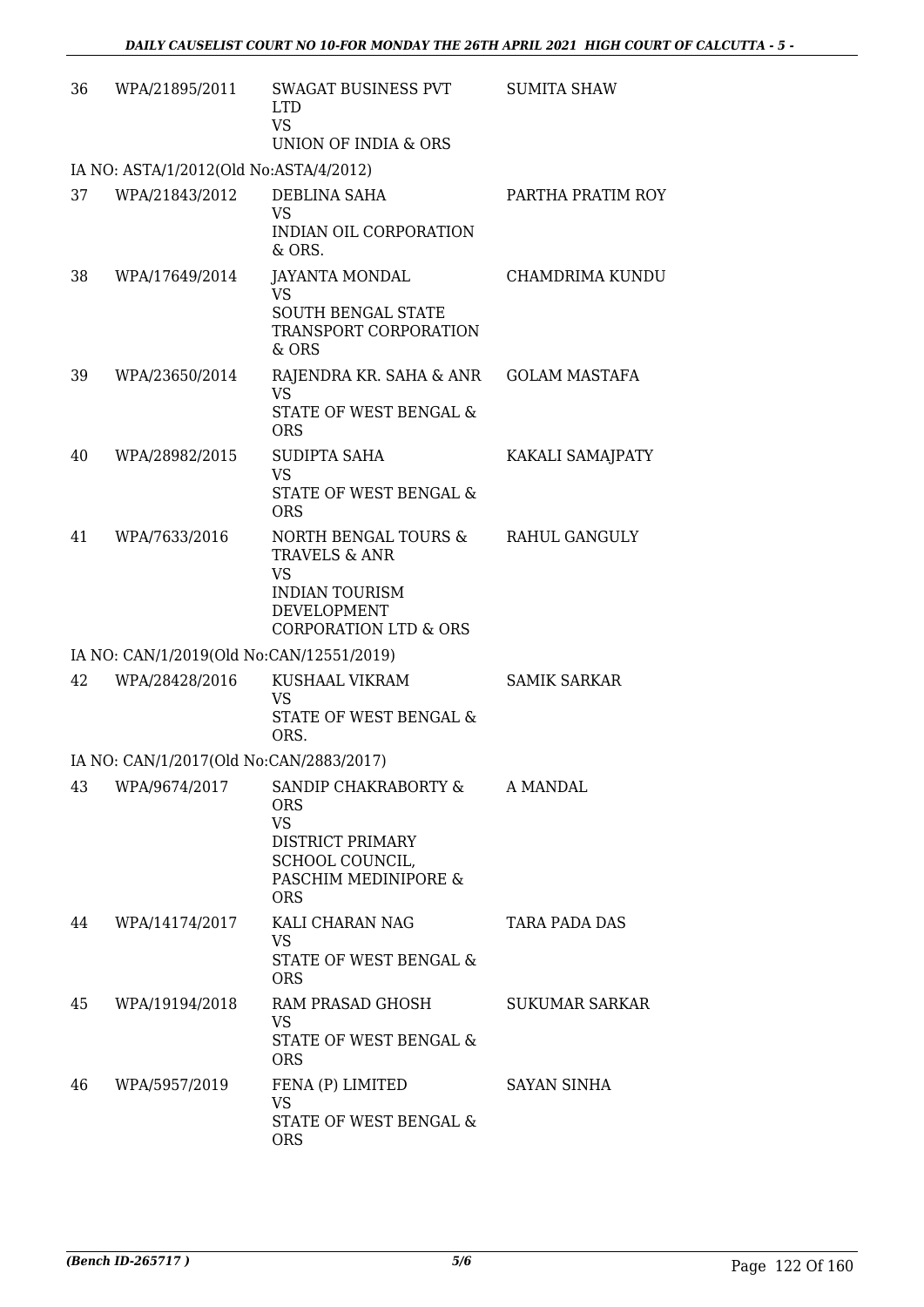| | | | |
|---|---|---|---|
| 36 | WPA/21895/2011 | SWAGAT BUSINESS PVT LTD<br>VS<br>UNION OF INDIA & ORS | SUMITA SHAW |
| IA NO: ASTA/1/2012(Old No:ASTA/4/2012) | | | |
| 37 | WPA/21843/2012 | DEBLINA SAHA<br>VS<br>INDIAN OIL CORPORATION & ORS. | PARTHA PRATIM ROY |
| 38 | WPA/17649/2014 | JAYANTA MONDAL<br>VS<br>SOUTH BENGAL STATE TRANSPORT CORPORATION & ORS | CHAMDRIMA KUNDU |
| 39 | WPA/23650/2014 | RAJENDRA KR. SAHA & ANR<br>VS<br>STATE OF WEST BENGAL & ORS | GOLAM MASTAFA |
| 40 | WPA/28982/2015 | SUDIPTA SAHA<br>VS<br>STATE OF WEST BENGAL & ORS | KAKALI SAMAJPATY |
| 41 | WPA/7633/2016 | NORTH BENGAL TOURS & TRAVELS & ANR<br>VS<br>INDIAN TOURISM DEVELOPMENT CORPORATION LTD & ORS | RAHUL GANGULY |
| IA NO: CAN/1/2019(Old No:CAN/12551/2019) | | | |
| 42 | WPA/28428/2016 | KUSHAAL VIKRAM<br>VS<br>STATE OF WEST BENGAL & ORS. | SAMIK SARKAR |
| IA NO: CAN/1/2017(Old No:CAN/2883/2017) | | | |
| 43 | WPA/9674/2017 | SANDIP CHAKRABORTY & ORS<br>VS<br>DISTRICT PRIMARY SCHOOL COUNCIL, PASCHIM MEDINIPORE & ORS | A MANDAL |
| 44 | WPA/14174/2017 | KALI CHARAN NAG<br>VS<br>STATE OF WEST BENGAL & ORS | TARA PADA DAS |
| 45 | WPA/19194/2018 | RAM PRASAD GHOSH<br>VS<br>STATE OF WEST BENGAL & ORS | SUKUMAR SARKAR |
| 46 | WPA/5957/2019 | FENA (P) LIMITED<br>VS<br>STATE OF WEST BENGAL & ORS | SAYAN SINHA |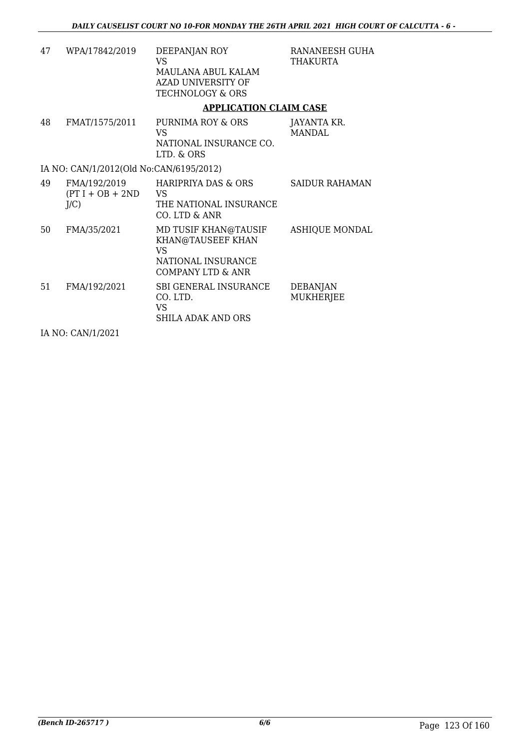| | | | |
|---|---|---|---|
| 47 | WPA/17842/2019 | DEEPANJAN ROY<br>VS<br>MAULANA ABUL KALAM AZAD UNIVERSITY OF TECHNOLOGY & ORS | RANANEESH GUHA THAKURTA |

**APPLICATION CLAIM CASE**

| | | | |
|---|---|---|---|
| 48 | FMAT/1575/2011 | PURNIMA ROY & ORS<br>VS<br>NATIONAL INSURANCE CO. LTD. & ORS | JAYANTA KR. MANDAL |

IA NO: CAN/1/2012(Old No:CAN/6195/2012)

| | | | |
|---|---|---|---|
| 49 | FMA/192/2019 (PT I + OB + 2ND J/C) | HARIPRIYA DAS & ORS<br>VS<br>THE NATIONAL INSURANCE CO. LTD & ANR | SAIDUR RAHAMAN |
| 50 | FMA/35/2021 | MD TUSIF KHAN@TAUSIF KHAN@TAUSEEF KHAN<br>VS<br>NATIONAL INSURANCE COMPANY LTD & ANR | ASHIQUE MONDAL |
| 51 | FMA/192/2021 | SBI GENERAL INSURANCE CO. LTD.<br>VS<br>SHILA ADAK AND ORS | DEBANJAN MUKHERJEE |

IA NO: CAN/1/2021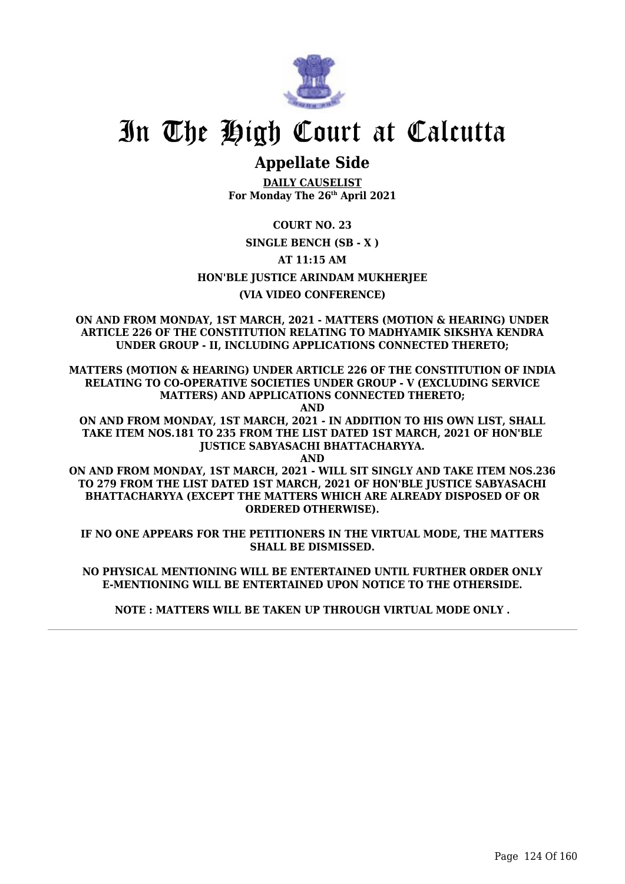# In The High Court at Calcutta

## Appellate Side

**DAILY CAUSELIST**
**For Monday The 26th April 2021**

**COURT NO. 23**

**SINGLE BENCH (SB - X )**

**AT 11:15 AM**

**HON'BLE JUSTICE ARINDAM MUKHERJEE**

**(VIA VIDEO CONFERENCE)**

**ON AND FROM MONDAY, 1ST MARCH, 2021 - MATTERS (MOTION & HEARING) UNDER ARTICLE 226 OF THE CONSTITUTION RELATING TO MADHYAMIK SIKSHYA KENDRA UNDER GROUP - II, INCLUDING APPLICATIONS CONNECTED THERETO;**

**MATTERS (MOTION & HEARING) UNDER ARTICLE 226 OF THE CONSTITUTION OF INDIA RELATING TO CO-OPERATIVE SOCIETIES UNDER GROUP - V (EXCLUDING SERVICE MATTERS) AND APPLICATIONS CONNECTED THERETO;**

**AND**

**ON AND FROM MONDAY, 1ST MARCH, 2021 - IN ADDITION TO HIS OWN LIST, SHALL TAKE ITEM NOS.181 TO 235 FROM THE LIST DATED 1ST MARCH, 2021 OF HON'BLE JUSTICE SABYASACHI BHATTACHARYYA.**

**AND**

**ON AND FROM MONDAY, 1ST MARCH, 2021 - WILL SIT SINGLY AND TAKE ITEM NOS.236 TO 279 FROM THE LIST DATED 1ST MARCH, 2021 OF HON'BLE JUSTICE SABYASACHI BHATTACHARYYA (EXCEPT THE MATTERS WHICH ARE ALREADY DISPOSED OF OR ORDERED OTHERWISE).**

**IF NO ONE APPEARS FOR THE PETITIONERS IN THE VIRTUAL MODE, THE MATTERS SHALL BE DISMISSED.**

**NO PHYSICAL MENTIONING WILL BE ENTERTAINED UNTIL FURTHER ORDER ONLY E-MENTIONING WILL BE ENTERTAINED UPON NOTICE TO THE OTHERSIDE.**

**NOTE : MATTERS WILL BE TAKEN UP THROUGH VIRTUAL MODE ONLY .**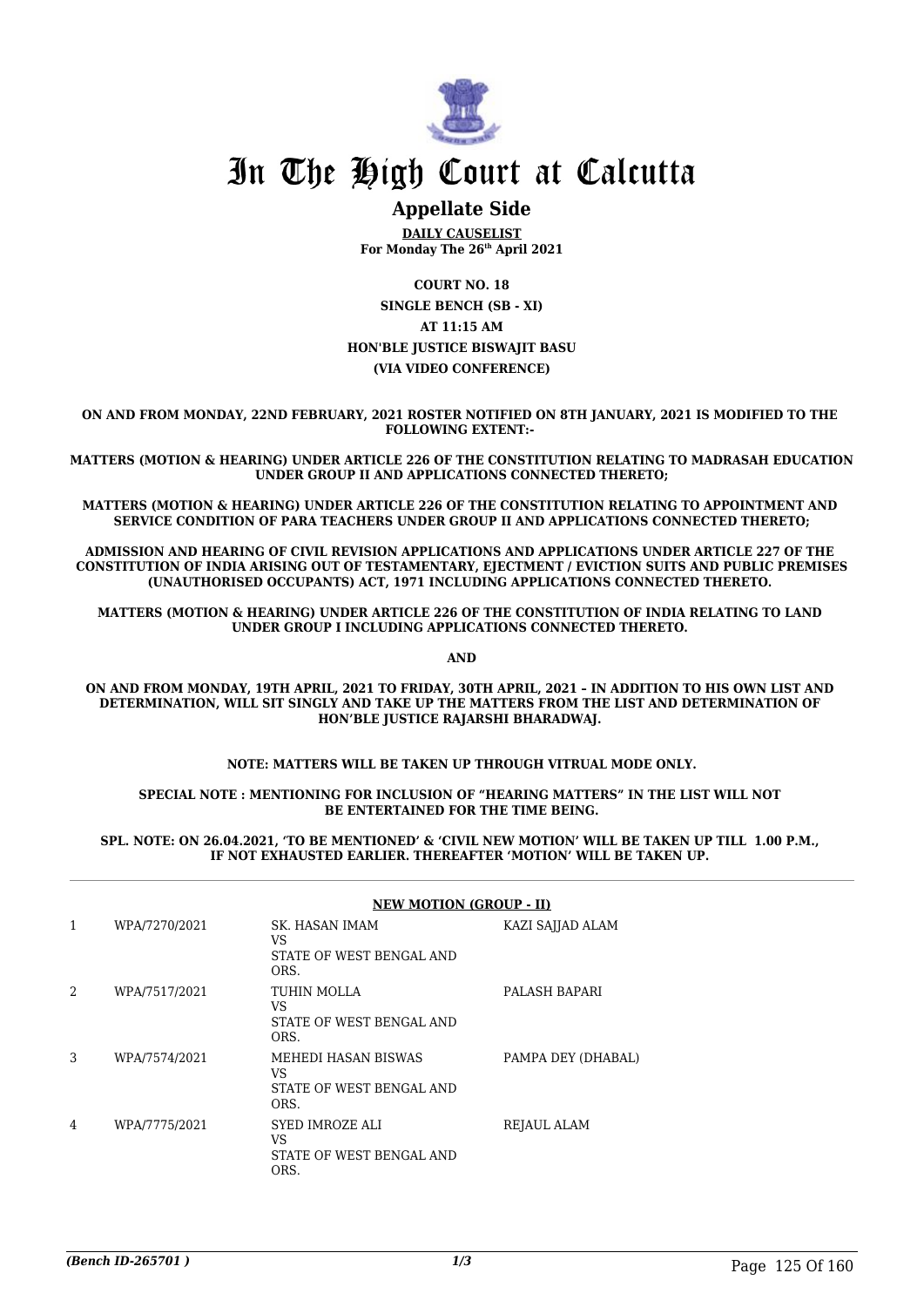# In The High Court at Calcutta

## Appellate Side

**DAILY CAUSELIST**
**For Monday The 26th April 2021**

**COURT NO. 18**
**SINGLE BENCH (SB - XI)**
**AT 11:15 AM**
**HON'BLE JUSTICE BISWAJIT BASU**
**(VIA VIDEO CONFERENCE)**

**ON AND FROM MONDAY, 22ND FEBRUARY, 2021 ROSTER NOTIFIED ON 8TH JANUARY, 2021 IS MODIFIED TO THE FOLLOWING EXTENT:-**

**MATTERS (MOTION & HEARING) UNDER ARTICLE 226 OF THE CONSTITUTION RELATING TO MADRASAH EDUCATION UNDER GROUP II AND APPLICATIONS CONNECTED THERETO;**

**MATTERS (MOTION & HEARING) UNDER ARTICLE 226 OF THE CONSTITUTION RELATING TO APPOINTMENT AND SERVICE CONDITION OF PARA TEACHERS UNDER GROUP II AND APPLICATIONS CONNECTED THERETO;**

**ADMISSION AND HEARING OF CIVIL REVISION APPLICATIONS AND APPLICATIONS UNDER ARTICLE 227 OF THE CONSTITUTION OF INDIA ARISING OUT OF TESTAMENTARY, EJECTMENT / EVICTION SUITS AND PUBLIC PREMISES (UNAUTHORISED OCCUPANTS) ACT, 1971 INCLUDING APPLICATIONS CONNECTED THERETO.**

**MATTERS (MOTION & HEARING) UNDER ARTICLE 226 OF THE CONSTITUTION OF INDIA RELATING TO LAND UNDER GROUP I INCLUDING APPLICATIONS CONNECTED THERETO.**

**AND**

**ON AND FROM MONDAY, 19TH APRIL, 2021 TO FRIDAY, 30TH APRIL, 2021 – IN ADDITION TO HIS OWN LIST AND DETERMINATION, WILL SIT SINGLY AND TAKE UP THE MATTERS FROM THE LIST AND DETERMINATION OF HON'BLE JUSTICE RAJARSHI BHARADWAJ.**

**NOTE: MATTERS WILL BE TAKEN UP THROUGH VITRUAL MODE ONLY.**

**SPECIAL NOTE : MENTIONING FOR INCLUSION OF "HEARING MATTERS" IN THE LIST WILL NOT BE ENTERTAINED FOR THE TIME BEING.**

**SPL. NOTE: ON 26.04.2021, 'TO BE MENTIONED' & 'CIVIL NEW MOTION' WILL BE TAKEN UP TILL 1.00 P.M., IF NOT EXHAUSTED EARLIER. THEREAFTER 'MOTION' WILL BE TAKEN UP.**

**NEW MOTION (GROUP - II)**

| | | | |
|---|---|---|---|
| 1 | WPA/7270/2021 | SK. HASAN IMAM<br>VS<br>STATE OF WEST BENGAL AND ORS. | KAZI SAJJAD ALAM |
| 2 | WPA/7517/2021 | TUHIN MOLLA<br>VS<br>STATE OF WEST BENGAL AND ORS. | PALASH BAPARI |
| 3 | WPA/7574/2021 | MEHEDI HASAN BISWAS<br>VS<br>STATE OF WEST BENGAL AND ORS. | PAMPA DEY (DHABAL) |
| 4 | WPA/7775/2021 | SYED IMROZE ALI<br>VS<br>STATE OF WEST BENGAL AND ORS. | REJAUL ALAM |

*(Bench ID-265701 )*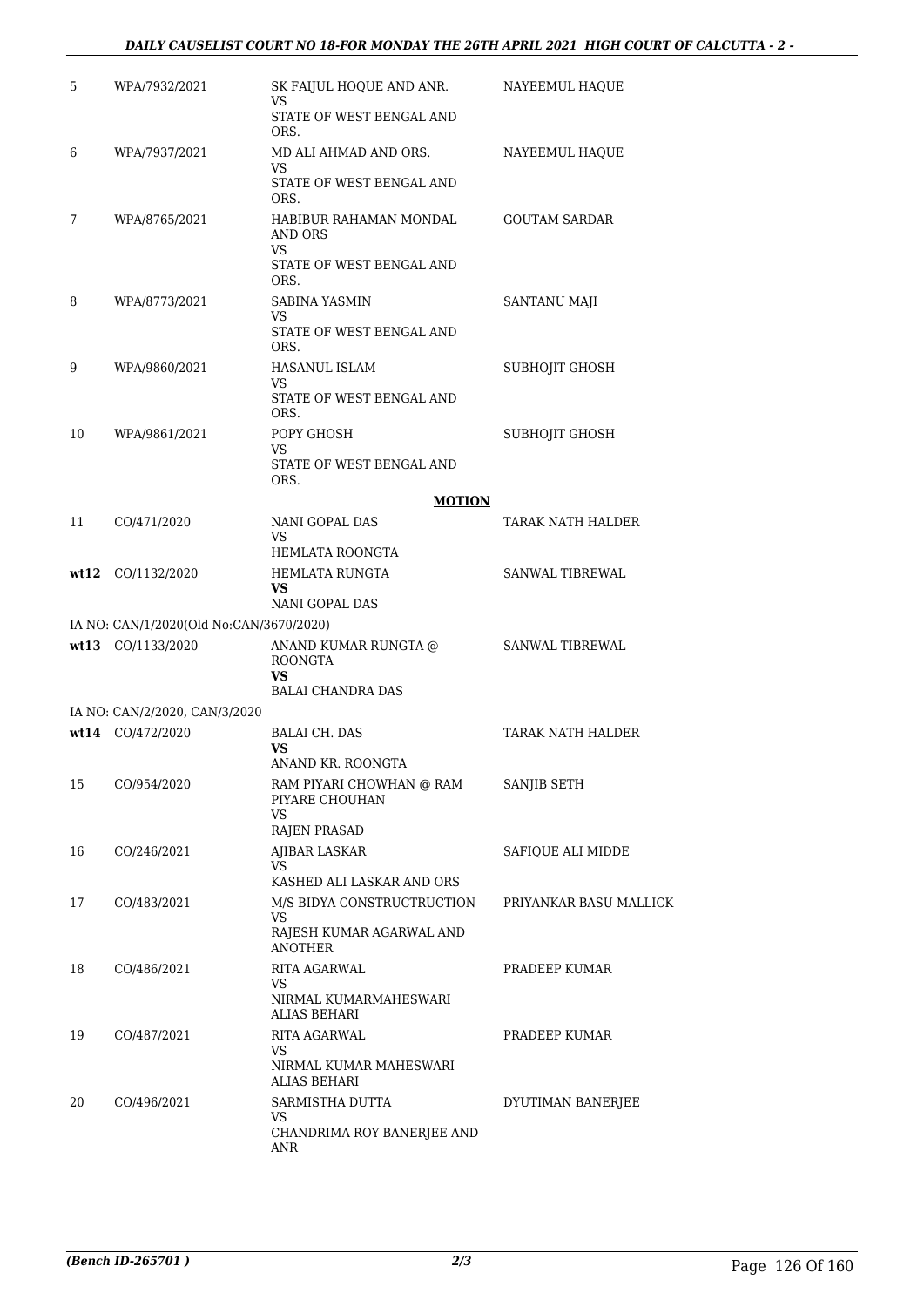| | | | |
|---|---|---|---|
| 5 | WPA/7932/2021 | SK FAIJUL HOQUE AND ANR.<br>VS<br>STATE OF WEST BENGAL AND ORS. | NAYEEMUL HAQUE |
| 6 | WPA/7937/2021 | MD ALI AHMAD AND ORS.<br>VS<br>STATE OF WEST BENGAL AND ORS. | NAYEEMUL HAQUE |
| 7 | WPA/8765/2021 | HABIBUR RAHAMAN MONDAL AND ORS<br>VS<br>STATE OF WEST BENGAL AND ORS. | GOUTAM SARDAR |
| 8 | WPA/8773/2021 | SABINA YASMIN<br>VS<br>STATE OF WEST BENGAL AND ORS. | SANTANU MAJI |
| 9 | WPA/9860/2021 | HASANUL ISLAM<br>VS<br>STATE OF WEST BENGAL AND ORS. | SUBHOJIT GHOSH |
| 10 | WPA/9861/2021 | POPY GHOSH<br>VS<br>STATE OF WEST BENGAL AND ORS. | SUBHOJIT GHOSH |
| | | **MOTION** | |
| 11 | CO/471/2020 | NANI GOPAL DAS<br>VS<br>HEMLATA ROONGTA | TARAK NATH HALDER |
| **wt12** | CO/1132/2020 | HEMLATA RUNGTA<br>**VS**<br>NANI GOPAL DAS | SANWAL TIBREWAL |
| | IA NO: CAN/1/2020(Old No:CAN/3670/2020) | | |
| **wt13** | CO/1133/2020 | ANAND KUMAR RUNGTA @ ROONGTA<br>**VS**<br>BALAI CHANDRA DAS | SANWAL TIBREWAL |
| | IA NO: CAN/2/2020, CAN/3/2020 | | |
| **wt14** | CO/472/2020 | BALAI CH. DAS<br>**VS**<br>ANAND KR. ROONGTA | TARAK NATH HALDER |
| 15 | CO/954/2020 | RAM PIYARI CHOWHAN @ RAM PIYARE CHOUHAN<br>VS<br>RAJEN PRASAD | SANJIB SETH |
| 16 | CO/246/2021 | AJIBAR LASKAR<br>VS<br>KASHED ALI LASKAR AND ORS | SAFIQUE ALI MIDDE |
| 17 | CO/483/2021 | M/S BIDYA CONSTRUCTRUCTION<br>VS<br>RAJESH KUMAR AGARWAL AND ANOTHER | PRIYANKAR BASU MALLICK |
| 18 | CO/486/2021 | RITA AGARWAL<br>VS<br>NIRMAL KUMARMAHESWARI ALIAS BEHARI | PRADEEP KUMAR |
| 19 | CO/487/2021 | RITA AGARWAL<br>VS<br>NIRMAL KUMAR MAHESWARI ALIAS BEHARI | PRADEEP KUMAR |
| 20 | CO/496/2021 | SARMISTHA DUTTA<br>VS<br>CHANDRIMA ROY BANERJEE AND ANR | DYUTIMAN BANERJEE |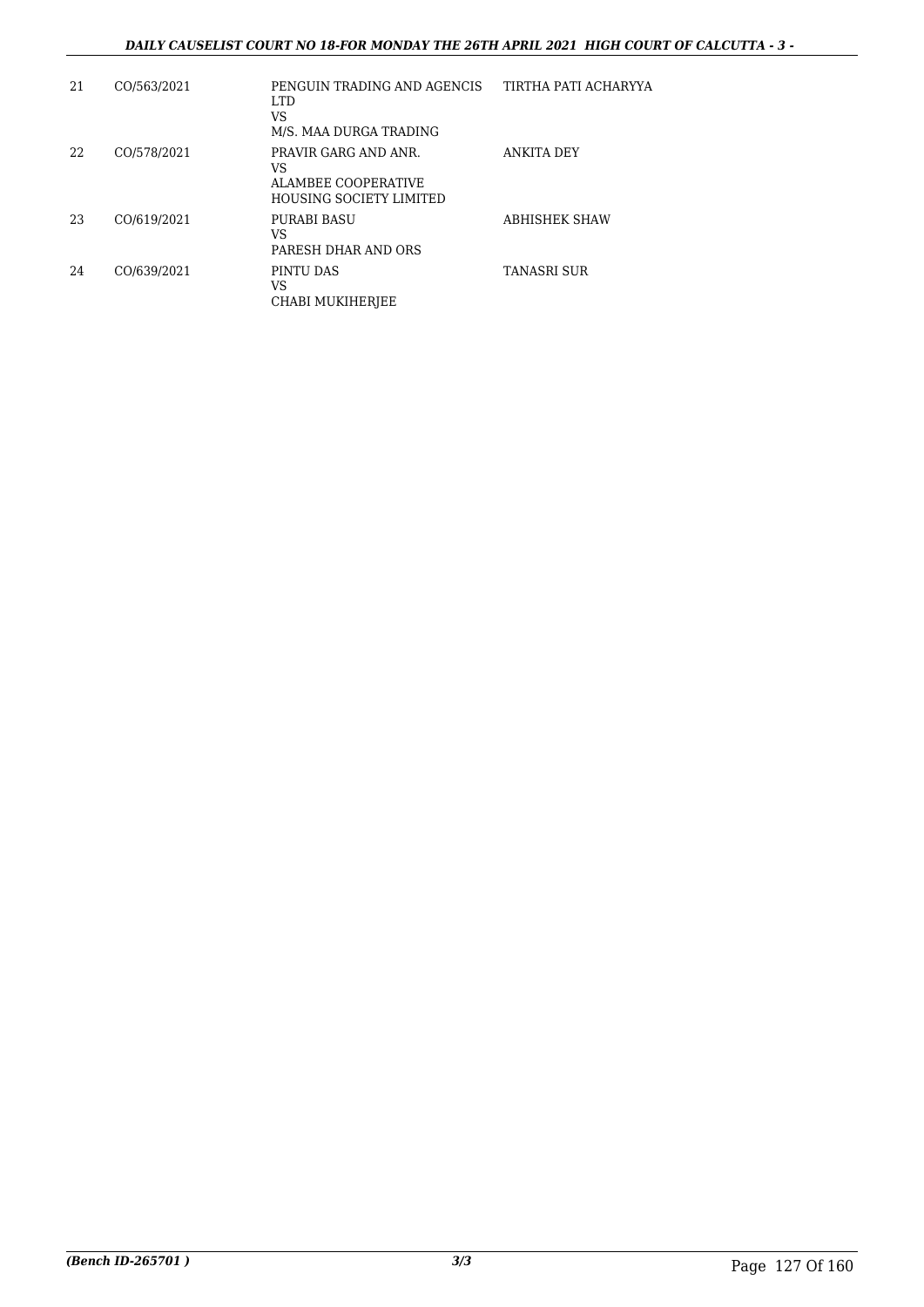| | | | |
|---|---|---|---|
| 21 | CO/563/2021 | PENGUIN TRADING AND AGENCIS LTD<br>VS<br>M/S. MAA DURGA TRADING | TIRTHA PATI ACHARYYA |
| 22 | CO/578/2021 | PRAVIR GARG AND ANR.<br>VS<br>ALAMBEE COOPERATIVE HOUSING SOCIETY LIMITED | ANKITA DEY |
| 23 | CO/619/2021 | PURABI BASU<br>VS<br>PARESH DHAR AND ORS | ABHISHEK SHAW |
| 24 | CO/639/2021 | PINTU DAS<br>VS<br>CHABI MUKIHERJEE | TANASRI SUR |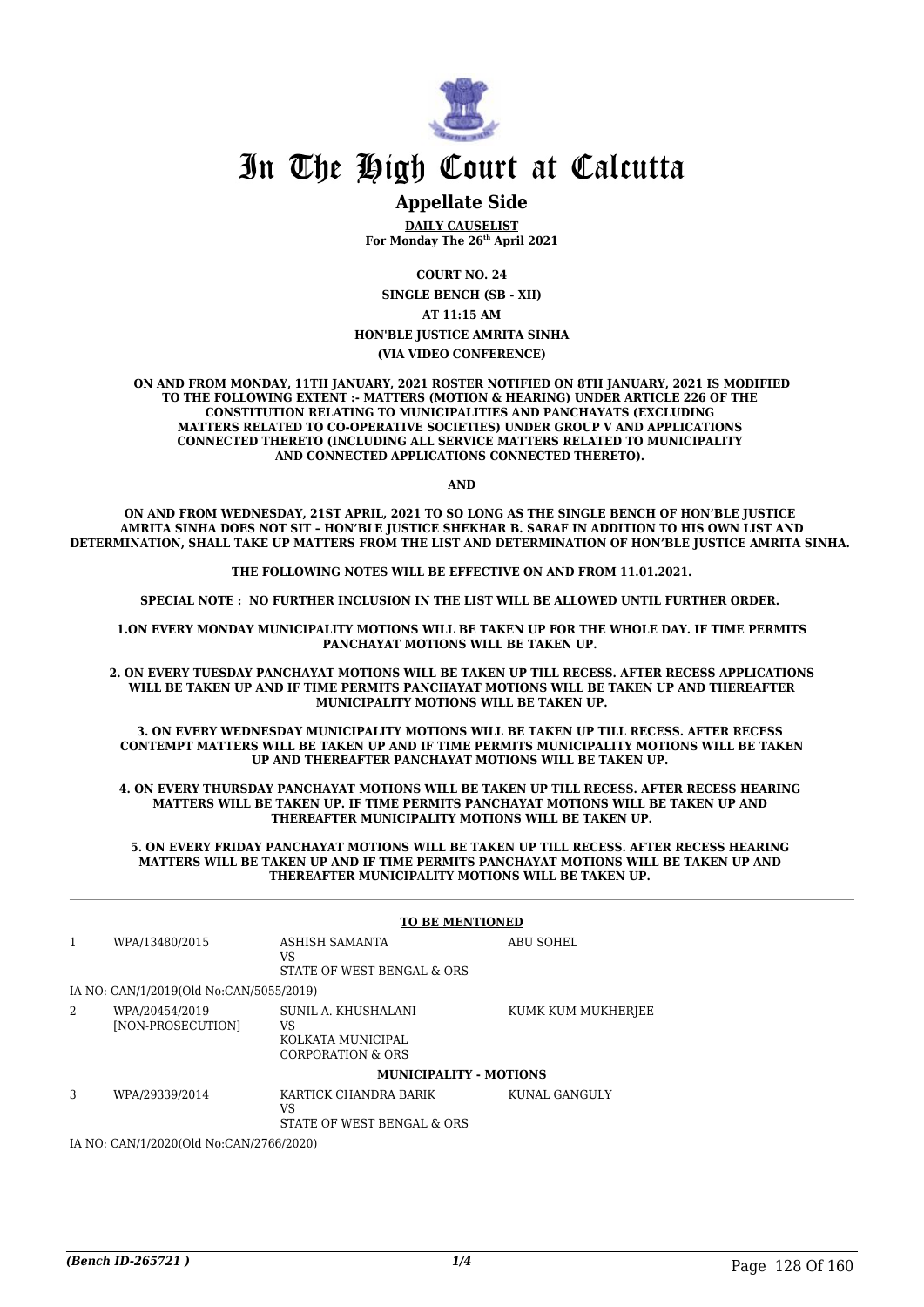# In The High Court at Calcutta

## Appellate Side

**DAILY CAUSELIST**
**For Monday The 26th April 2021**

**COURT NO. 24**

**SINGLE BENCH (SB - XII)**

**AT 11:15 AM**

**HON'BLE JUSTICE AMRITA SINHA**

**(VIA VIDEO CONFERENCE)**

**ON AND FROM MONDAY, 11TH JANUARY, 2021 ROSTER NOTIFIED ON 8TH JANUARY, 2021 IS MODIFIED TO THE FOLLOWING EXTENT :- MATTERS (MOTION & HEARING) UNDER ARTICLE 226 OF THE CONSTITUTION RELATING TO MUNICIPALITIES AND PANCHAYATS (EXCLUDING MATTERS RELATED TO CO-OPERATIVE SOCIETIES) UNDER GROUP V AND APPLICATIONS CONNECTED THERETO (INCLUDING ALL SERVICE MATTERS RELATED TO MUNICIPALITY AND CONNECTED APPLICATIONS CONNECTED THERETO).**

**AND**

**ON AND FROM WEDNESDAY, 21ST APRIL, 2021 TO SO LONG AS THE SINGLE BENCH OF HON'BLE JUSTICE AMRITA SINHA DOES NOT SIT – HON'BLE JUSTICE SHEKHAR B. SARAF IN ADDITION TO HIS OWN LIST AND DETERMINATION, SHALL TAKE UP MATTERS FROM THE LIST AND DETERMINATION OF HON'BLE JUSTICE AMRITA SINHA.**

**THE FOLLOWING NOTES WILL BE EFFECTIVE ON AND FROM 11.01.2021.**

**SPECIAL NOTE : NO FURTHER INCLUSION IN THE LIST WILL BE ALLOWED UNTIL FURTHER ORDER.**

**1.ON EVERY MONDAY MUNICIPALITY MOTIONS WILL BE TAKEN UP FOR THE WHOLE DAY. IF TIME PERMITS PANCHAYAT MOTIONS WILL BE TAKEN UP.**

**2. ON EVERY TUESDAY PANCHAYAT MOTIONS WILL BE TAKEN UP TILL RECESS. AFTER RECESS APPLICATIONS WILL BE TAKEN UP AND IF TIME PERMITS PANCHAYAT MOTIONS WILL BE TAKEN UP AND THEREAFTER MUNICIPALITY MOTIONS WILL BE TAKEN UP.**

**3. ON EVERY WEDNESDAY MUNICIPALITY MOTIONS WILL BE TAKEN UP TILL RECESS. AFTER RECESS CONTEMPT MATTERS WILL BE TAKEN UP AND IF TIME PERMITS MUNICIPALITY MOTIONS WILL BE TAKEN UP AND THEREAFTER PANCHAYAT MOTIONS WILL BE TAKEN UP.**

**4. ON EVERY THURSDAY PANCHAYAT MOTIONS WILL BE TAKEN UP TILL RECESS. AFTER RECESS HEARING MATTERS WILL BE TAKEN UP. IF TIME PERMITS PANCHAYAT MOTIONS WILL BE TAKEN UP AND THEREAFTER MUNICIPALITY MOTIONS WILL BE TAKEN UP.**

**5. ON EVERY FRIDAY PANCHAYAT MOTIONS WILL BE TAKEN UP TILL RECESS. AFTER RECESS HEARING MATTERS WILL BE TAKEN UP AND IF TIME PERMITS PANCHAYAT MOTIONS WILL BE TAKEN UP AND THEREAFTER MUNICIPALITY MOTIONS WILL BE TAKEN UP.**

**TO BE MENTIONED**

| | | | |
|---|---|---|---|
| 1 | WPA/13480/2015 | ASHISH SAMANTA<br>VS<br>STATE OF WEST BENGAL & ORS | ABU SOHEL |
| | IA NO: CAN/1/2019(Old No:CAN/5055/2019) | | |
| 2 | WPA/20454/2019<br>[NON-PROSECUTION] | SUNIL A. KHUSHALANI<br>VS<br>KOLKATA MUNICIPAL CORPORATION & ORS | KUMK KUM MUKHERJEE |

**MUNICIPALITY - MOTIONS**

| | | | |
|---|---|---|---|
| 3 | WPA/29339/2014 | KARTICK CHANDRA BARIK<br>VS<br>STATE OF WEST BENGAL & ORS | KUNAL GANGULY |
| | IA NO: CAN/1/2020(Old No:CAN/2766/2020) | | |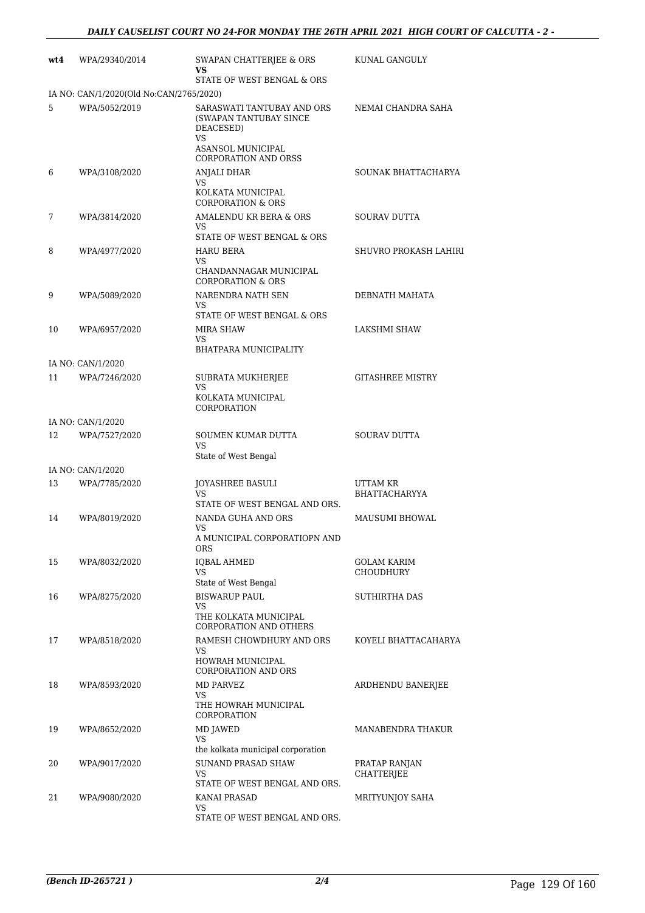| wt4 | WPA/29340/2014 | SWAPAN CHATTERJEE & ORS **VS** STATE OF WEST BENGAL & ORS | KUNAL GANGULY |
|---|---|---|---|
| | IA NO: CAN/1/2020(Old No:CAN/2765/2020) | | |
| 5 | WPA/5052/2019 | SARASWATI TANTUBAY AND ORS (SWAPAN TANTUBAY SINCE DEACESED) VS ASANSOL MUNICIPAL CORPORATION AND ORSS | NEMAI CHANDRA SAHA |
| 6 | WPA/3108/2020 | ANJALI DHAR VS KOLKATA MUNICIPAL CORPORATION & ORS | SOUNAK BHATTACHARYA |
| 7 | WPA/3814/2020 | AMALENDU KR BERA & ORS VS STATE OF WEST BENGAL & ORS | SOURAV DUTTA |
| 8 | WPA/4977/2020 | HARU BERA VS CHANDANNAGAR MUNICIPAL CORPORATION & ORS | SHUVRO PROKASH LAHIRI |
| 9 | WPA/5089/2020 | NARENDRA NATH SEN VS STATE OF WEST BENGAL & ORS | DEBNATH MAHATA |
| 10 | WPA/6957/2020 | MIRA SHAW VS BHATPARA MUNICIPALITY | LAKSHMI SHAW |
| | IA NO: CAN/1/2020 | | |
| 11 | WPA/7246/2020 | SUBRATA MUKHERJEE VS KOLKATA MUNICIPAL CORPORATION | GITASHREE MISTRY |
| | IA NO: CAN/1/2020 | | |
| 12 | WPA/7527/2020 | SOUMEN KUMAR DUTTA VS State of West Bengal | SOURAV DUTTA |
| | IA NO: CAN/1/2020 | | |
| 13 | WPA/7785/2020 | JOYASHREE BASULI VS STATE OF WEST BENGAL AND ORS. | UTTAM KR BHATTACHARYYA |
| 14 | WPA/8019/2020 | NANDA GUHA AND ORS VS A MUNICIPAL CORPORATIOPN AND ORS | MAUSUMI BHOWAL |
| 15 | WPA/8032/2020 | IQBAL AHMED VS State of West Bengal | GOLAM KARIM CHOUDHURY |
| 16 | WPA/8275/2020 | BISWARUP PAUL VS THE KOLKATA MUNICIPAL CORPORATION AND OTHERS | SUTHIRTHA DAS |
| 17 | WPA/8518/2020 | RAMESH CHOWDHURY AND ORS VS HOWRAH MUNICIPAL CORPORATION AND ORS | KOYELI BHATTACAHARYA |
| 18 | WPA/8593/2020 | MD PARVEZ VS THE HOWRAH MUNICIPAL CORPORATION | ARDHENDU BANERJEE |
| 19 | WPA/8652/2020 | MD JAWED VS the kolkata municipal corporation | MANABENDRA THAKUR |
| 20 | WPA/9017/2020 | SUNAND PRASAD SHAW VS STATE OF WEST BENGAL AND ORS. | PRATAP RANJAN CHATTERJEE |
| 21 | WPA/9080/2020 | KANAI PRASAD VS STATE OF WEST BENGAL AND ORS. | MRITYUNJOY SAHA |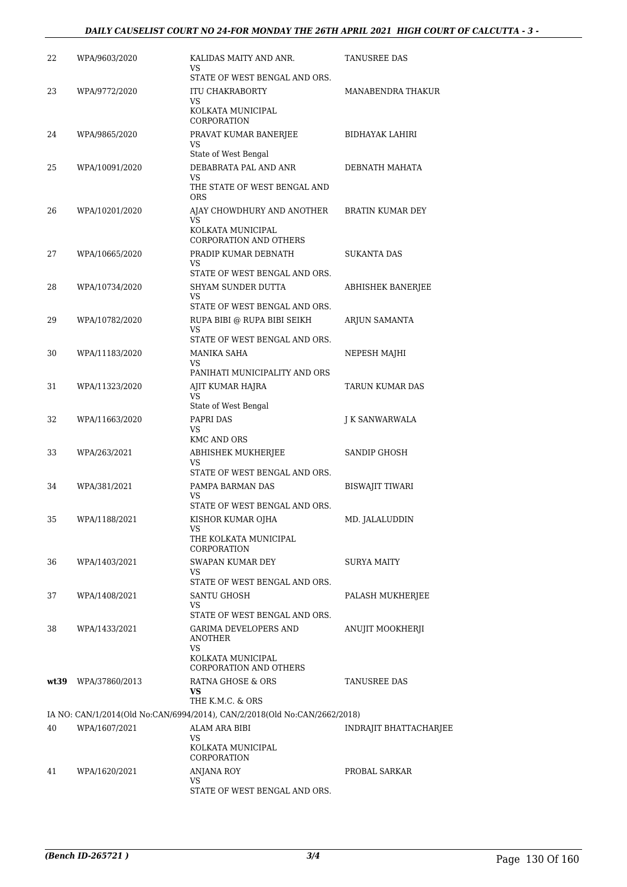| | | | |
|---|---|---|---|
| 22 | WPA/9603/2020 | KALIDAS MAITY AND ANR.<br>VS<br>STATE OF WEST BENGAL AND ORS. | TANUSREE DAS |
| 23 | WPA/9772/2020 | ITU CHAKRABORTY<br>VS<br>KOLKATA MUNICIPAL CORPORATION | MANABENDRA THAKUR |
| 24 | WPA/9865/2020 | PRAVAT KUMAR BANERJEE<br>VS<br>State of West Bengal | BIDHAYAK LAHIRI |
| 25 | WPA/10091/2020 | DEBABRATA PAL AND ANR<br>VS<br>THE STATE OF WEST BENGAL AND ORS | DEBNATH MAHATA |
| 26 | WPA/10201/2020 | AJAY CHOWDHURY AND ANOTHER<br>VS<br>KOLKATA MUNICIPAL CORPORATION AND OTHERS | BRATIN KUMAR DEY |
| 27 | WPA/10665/2020 | PRADIP KUMAR DEBNATH<br>VS<br>STATE OF WEST BENGAL AND ORS. | SUKANTA DAS |
| 28 | WPA/10734/2020 | SHYAM SUNDER DUTTA<br>VS<br>STATE OF WEST BENGAL AND ORS. | ABHISHEK BANERJEE |
| 29 | WPA/10782/2020 | RUPA BIBI @ RUPA BIBI SEIKH<br>VS<br>STATE OF WEST BENGAL AND ORS. | ARJUN SAMANTA |
| 30 | WPA/11183/2020 | MANIKA SAHA<br>VS<br>PANIHATI MUNICIPALITY AND ORS | NEPESH MAJHI |
| 31 | WPA/11323/2020 | AJIT KUMAR HAJRA<br>VS<br>State of West Bengal | TARUN KUMAR DAS |
| 32 | WPA/11663/2020 | PAPRI DAS<br>VS<br>KMC AND ORS | J K SANWARWALA |
| 33 | WPA/263/2021 | ABHISHEK MUKHERJEE<br>VS<br>STATE OF WEST BENGAL AND ORS. | SANDIP GHOSH |
| 34 | WPA/381/2021 | PAMPA BARMAN DAS<br>VS<br>STATE OF WEST BENGAL AND ORS. | BISWAJIT TIWARI |
| 35 | WPA/1188/2021 | KISHOR KUMAR OJHA<br>VS<br>THE KOLKATA MUNICIPAL CORPORATION | MD. JALALUDDIN |
| 36 | WPA/1403/2021 | SWAPAN KUMAR DEY<br>VS<br>STATE OF WEST BENGAL AND ORS. | SURYA MAITY |
| 37 | WPA/1408/2021 | SANTU GHOSH<br>VS<br>STATE OF WEST BENGAL AND ORS. | PALASH MUKHERJEE |
| 38 | WPA/1433/2021 | GARIMA DEVELOPERS AND ANOTHER<br>VS<br>KOLKATA MUNICIPAL CORPORATION AND OTHERS | ANUJIT MOOKHERJI |
| **wt39** | WPA/37860/2013 | RATNA GHOSE & ORS<br>**VS**<br>THE K.M.C. & ORS | TANUSREE DAS |
| | IA NO: CAN/1/2014(Old No:CAN/6994/2014), CAN/2/2018(Old No:CAN/2662/2018) | | |
| 40 | WPA/1607/2021 | ALAM ARA BIBI<br>VS<br>KOLKATA MUNICIPAL CORPORATION | INDRAJIT BHATTACHARJEE |
| 41 | WPA/1620/2021 | ANJANA ROY<br>VS<br>STATE OF WEST BENGAL AND ORS. | PROBAL SARKAR |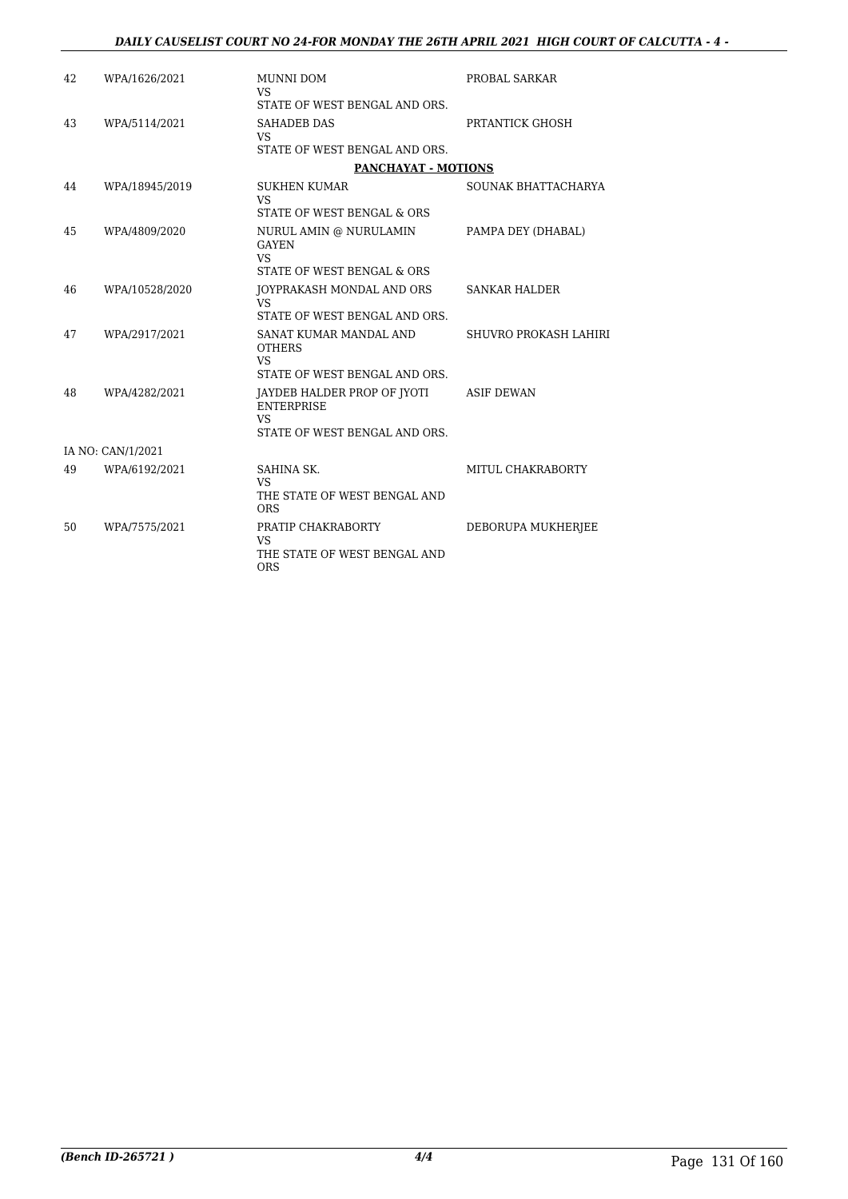| | | | |
|---|---|---|---|
| 42 | WPA/1626/2021 | MUNNI DOM<br>VS<br>STATE OF WEST BENGAL AND ORS. | PROBAL SARKAR |
| 43 | WPA/5114/2021 | SAHADEB DAS<br>VS<br>STATE OF WEST BENGAL AND ORS. | PRTANTICK GHOSH |
| | | **PANCHAYAT - MOTIONS** | |
| 44 | WPA/18945/2019 | SUKHEN KUMAR<br>VS<br>STATE OF WEST BENGAL & ORS | SOUNAK BHATTACHARYA |
| 45 | WPA/4809/2020 | NURUL AMIN @ NURULAMIN GAYEN<br>VS<br>STATE OF WEST BENGAL & ORS | PAMPA DEY (DHABAL) |
| 46 | WPA/10528/2020 | JOYPRAKASH MONDAL AND ORS<br>VS<br>STATE OF WEST BENGAL AND ORS. | SANKAR HALDER |
| 47 | WPA/2917/2021 | SANAT KUMAR MANDAL AND OTHERS<br>VS<br>STATE OF WEST BENGAL AND ORS. | SHUVRO PROKASH LAHIRI |
| 48 | WPA/4282/2021 | JAYDEB HALDER PROP OF JYOTI ENTERPRISE<br>VS<br>STATE OF WEST BENGAL AND ORS. | ASIF DEWAN |
| IA NO: CAN/1/2021 | | | |
| 49 | WPA/6192/2021 | SAHINA SK.<br>VS<br>THE STATE OF WEST BENGAL AND ORS | MITUL CHAKRABORTY |
| 50 | WPA/7575/2021 | PRATIP CHAKRABORTY<br>VS<br>THE STATE OF WEST BENGAL AND ORS | DEBORUPA MUKHERJEE |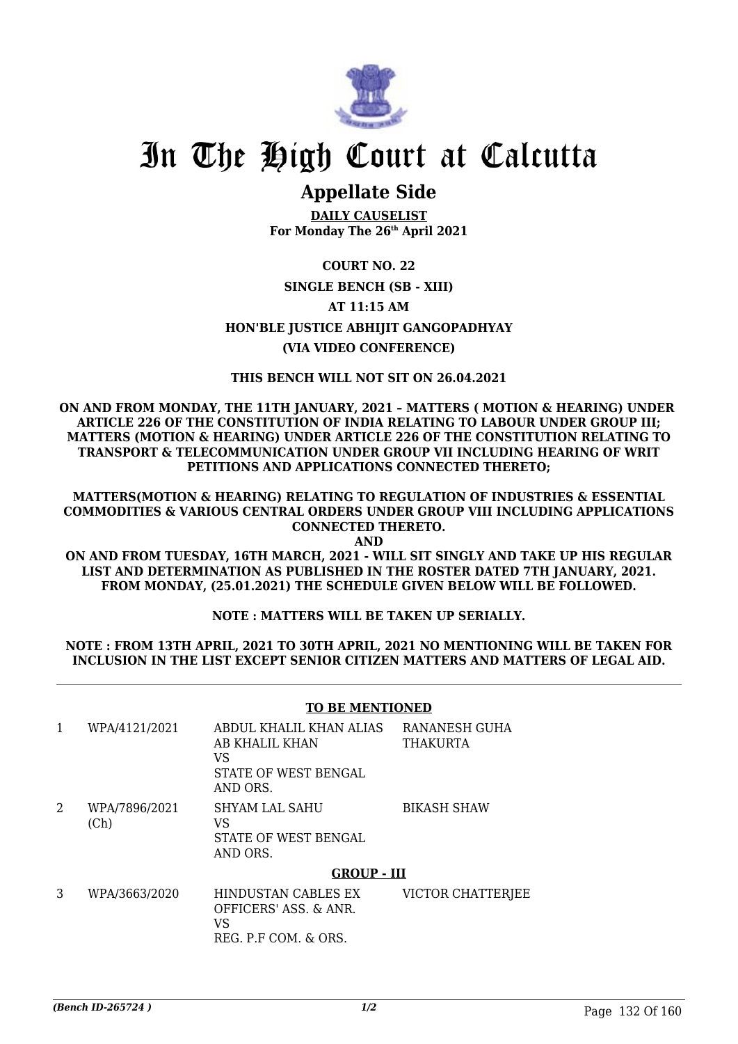# In The High Court at Calcutta

## Appellate Side

**DAILY CAUSELIST**
**For Monday The 26th April 2021**

**COURT NO. 22**

**SINGLE BENCH (SB - XIII)**

**AT 11:15 AM**

**HON'BLE JUSTICE ABHIJIT GANGOPADHYAY**

**(VIA VIDEO CONFERENCE)**

**THIS BENCH WILL NOT SIT ON 26.04.2021**

**ON AND FROM MONDAY, THE 11TH JANUARY, 2021 – MATTERS ( MOTION & HEARING) UNDER ARTICLE 226 OF THE CONSTITUTION OF INDIA RELATING TO LABOUR UNDER GROUP III; MATTERS (MOTION & HEARING) UNDER ARTICLE 226 OF THE CONSTITUTION RELATING TO TRANSPORT & TELECOMMUNICATION UNDER GROUP VII INCLUDING HEARING OF WRIT PETITIONS AND APPLICATIONS CONNECTED THERETO;**

**MATTERS(MOTION & HEARING) RELATING TO REGULATION OF INDUSTRIES & ESSENTIAL COMMODITIES & VARIOUS CENTRAL ORDERS UNDER GROUP VIII INCLUDING APPLICATIONS CONNECTED THERETO.**

**AND**

**ON AND FROM TUESDAY, 16TH MARCH, 2021 - WILL SIT SINGLY AND TAKE UP HIS REGULAR LIST AND DETERMINATION AS PUBLISHED IN THE ROSTER DATED 7TH JANUARY, 2021. FROM MONDAY, (25.01.2021) THE SCHEDULE GIVEN BELOW WILL BE FOLLOWED.**

**NOTE : MATTERS WILL BE TAKEN UP SERIALLY.**

**NOTE : FROM 13TH APRIL, 2021 TO 30TH APRIL, 2021 NO MENTIONING WILL BE TAKEN FOR INCLUSION IN THE LIST EXCEPT SENIOR CITIZEN MATTERS AND MATTERS OF LEGAL AID.**

**TO BE MENTIONED**

| | | | |
|---|---|---|---|
| 1 | WPA/4121/2021 | ABDUL KHALIL KHAN ALIAS AB KHALIL KHAN<br>VS<br>STATE OF WEST BENGAL AND ORS. | RANANESH GUHA THAKURTA |
| 2 | WPA/7896/2021 (Ch) | SHYAM LAL SAHU<br>VS<br>STATE OF WEST BENGAL AND ORS. | BIKASH SHAW |

**GROUP - III**

| | | | |
|---|---|---|---|
| 3 | WPA/3663/2020 | HINDUSTAN CABLES EX OFFICERS' ASS. & ANR.<br>VS<br>REG. P.F COM. & ORS. | VICTOR CHATTERJEE |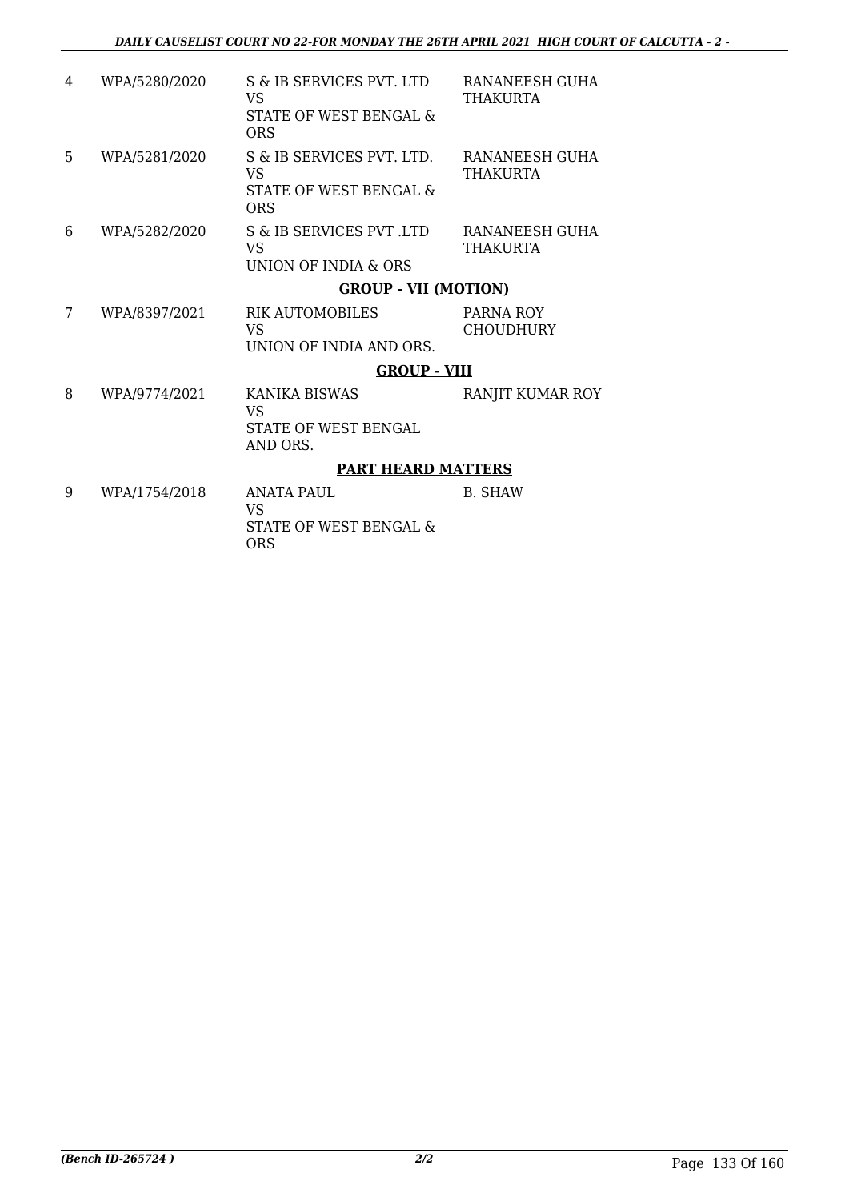| | | | |
|---|---|---|---|
| 4 | WPA/5280/2020 | S & IB SERVICES PVT. LTD<br>VS<br>STATE OF WEST BENGAL & ORS | RANANEESH GUHA THAKURTA |
| 5 | WPA/5281/2020 | S & IB SERVICES PVT. LTD.<br>VS<br>STATE OF WEST BENGAL & ORS | RANANEESH GUHA THAKURTA |
| 6 | WPA/5282/2020 | S & IB SERVICES PVT .LTD<br>VS<br>UNION OF INDIA & ORS | RANANEESH GUHA THAKURTA |

**GROUP - VII (MOTION)**

| | | | |
|---|---|---|---|
| 7 | WPA/8397/2021 | RIK AUTOMOBILES<br>VS<br>UNION OF INDIA AND ORS. | PARNA ROY CHOUDHURY |

**GROUP - VIII**

| | | | |
|---|---|---|---|
| 8 | WPA/9774/2021 | KANIKA BISWAS<br>VS<br>STATE OF WEST BENGAL AND ORS. | RANJIT KUMAR ROY |

**PART HEARD MATTERS**

| | | | |
|---|---|---|---|
| 9 | WPA/1754/2018 | ANATA PAUL<br>VS<br>STATE OF WEST BENGAL & ORS | B. SHAW |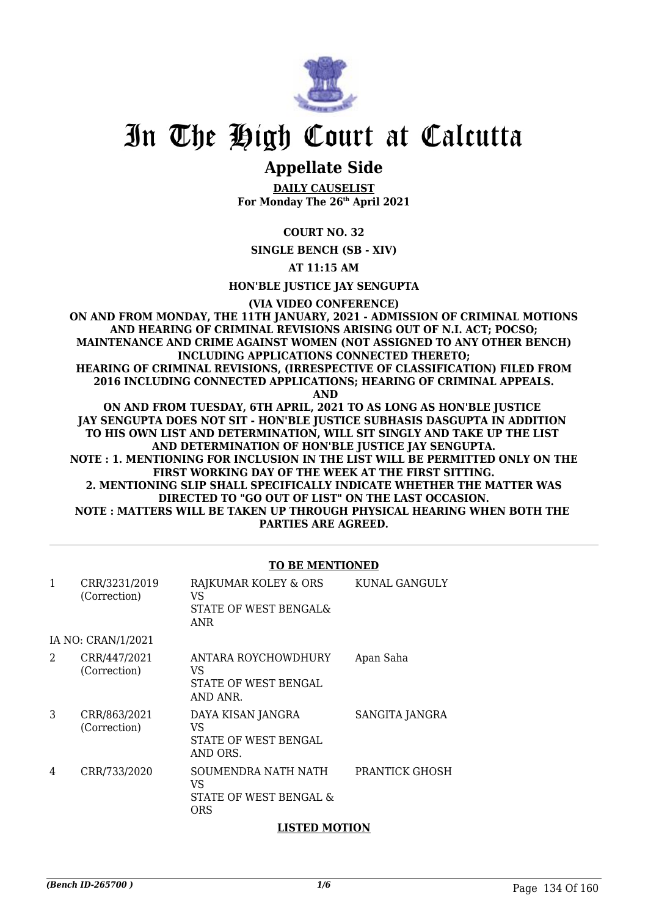# In The High Court at Calcutta

## Appellate Side

**DAILY CAUSELIST**
**For Monday The 26th April 2021**

**COURT NO. 32**

**SINGLE BENCH (SB - XIV)**

**AT 11:15 AM**

**HON'BLE JUSTICE JAY SENGUPTA**

**(VIA VIDEO CONFERENCE)**

**ON AND FROM MONDAY, THE 11TH JANUARY, 2021 - ADMISSION OF CRIMINAL MOTIONS AND HEARING OF CRIMINAL REVISIONS ARISING OUT OF N.I. ACT; POCSO; MAINTENANCE AND CRIME AGAINST WOMEN (NOT ASSIGNED TO ANY OTHER BENCH) INCLUDING APPLICATIONS CONNECTED THERETO; HEARING OF CRIMINAL REVISIONS, (IRRESPECTIVE OF CLASSIFICATION) FILED FROM 2016 INCLUDING CONNECTED APPLICATIONS; HEARING OF CRIMINAL APPEALS. AND**

**ON AND FROM TUESDAY, 6TH APRIL, 2021 TO AS LONG AS HON'BLE JUSTICE JAY SENGUPTA DOES NOT SIT - HON'BLE JUSTICE SUBHASIS DASGUPTA IN ADDITION TO HIS OWN LIST AND DETERMINATION, WILL SIT SINGLY AND TAKE UP THE LIST AND DETERMINATION OF HON'BLE JUSTICE JAY SENGUPTA.**

**NOTE : 1. MENTIONING FOR INCLUSION IN THE LIST WILL BE PERMITTED ONLY ON THE FIRST WORKING DAY OF THE WEEK AT THE FIRST SITTING.**

**2. MENTIONING SLIP SHALL SPECIFICALLY INDICATE WHETHER THE MATTER WAS DIRECTED TO "GO OUT OF LIST" ON THE LAST OCCASION.**

**NOTE : MATTERS WILL BE TAKEN UP THROUGH PHYSICAL HEARING WHEN BOTH THE PARTIES ARE AGREED.**

**TO BE MENTIONED**

| | | | |
|---|---|---|---|
| 1 | CRR/3231/2019 (Correction) | RAJKUMAR KOLEY & ORS VS STATE OF WEST BENGAL& ANR | KUNAL GANGULY |
| | IA NO: CRAN/1/2021 | | |
| 2 | CRR/447/2021 (Correction) | ANTARA ROYCHOWDHURY VS STATE OF WEST BENGAL AND ANR. | Apan Saha |
| 3 | CRR/863/2021 (Correction) | DAYA KISAN JANGRA VS STATE OF WEST BENGAL AND ORS. | SANGITA JANGRA |
| 4 | CRR/733/2020 | SOUMENDRA NATH NATH VS STATE OF WEST BENGAL & ORS | PRANTICK GHOSH |

**LISTED MOTION**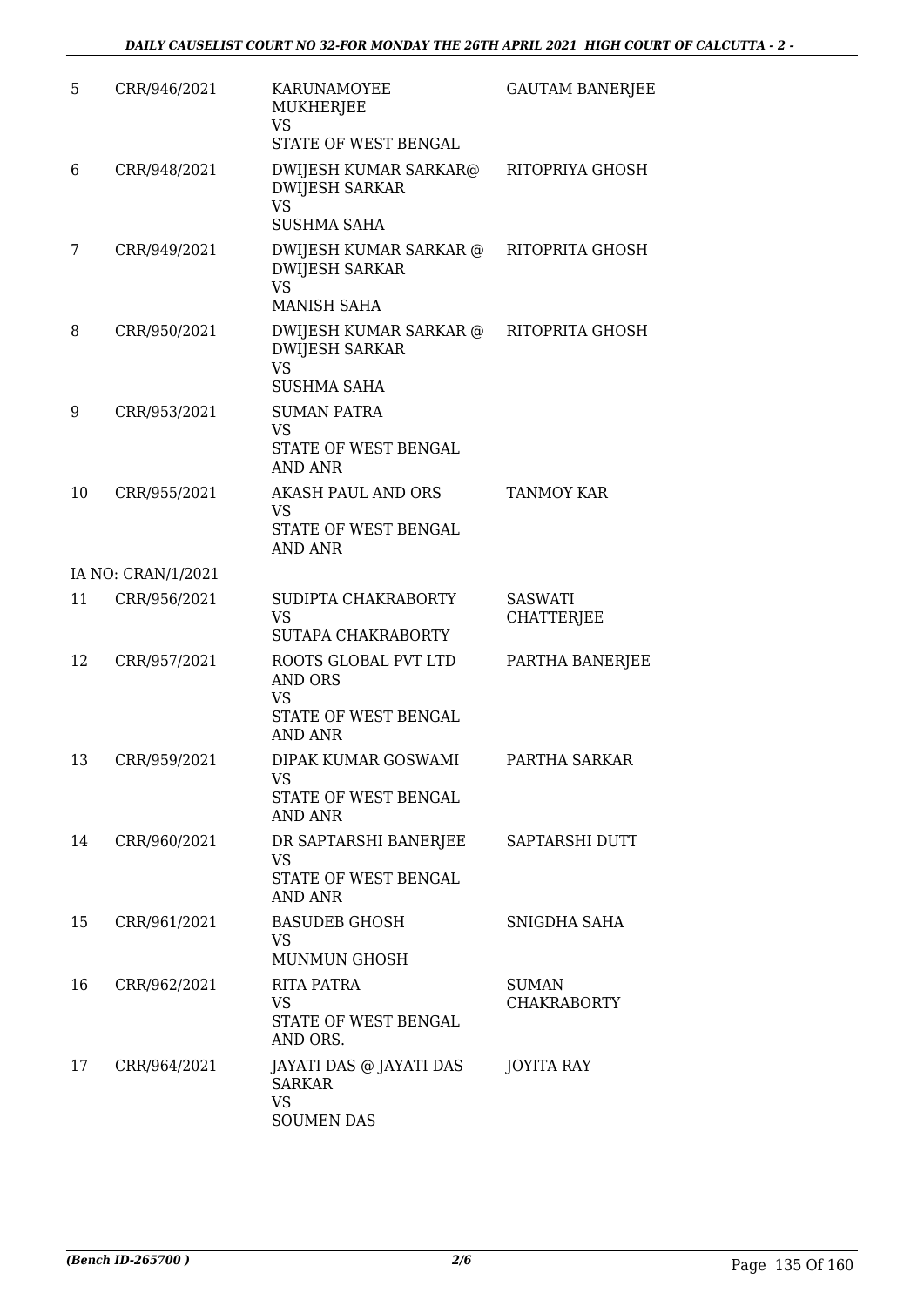| | | | |
|---|---|---|---|
| 5 | CRR/946/2021 | KARUNAMOYEE MUKHERJEE<br>VS<br>STATE OF WEST BENGAL | GAUTAM BANERJEE |
| 6 | CRR/948/2021 | DWIJESH KUMAR SARKAR@ DWIJESH SARKAR<br>VS<br>SUSHMA SAHA | RITOPRIYA GHOSH |
| 7 | CRR/949/2021 | DWIJESH KUMAR SARKAR @ DWIJESH SARKAR<br>VS<br>MANISH SAHA | RITOPRITA GHOSH |
| 8 | CRR/950/2021 | DWIJESH KUMAR SARKAR @ DWIJESH SARKAR<br>VS<br>SUSHMA SAHA | RITOPRITA GHOSH |
| 9 | CRR/953/2021 | SUMAN PATRA<br>VS<br>STATE OF WEST BENGAL AND ANR | |
| 10 | CRR/955/2021 | AKASH PAUL AND ORS<br>VS<br>STATE OF WEST BENGAL AND ANR | TANMOY KAR |
| | IA NO: CRAN/1/2021 | | |
| 11 | CRR/956/2021 | SUDIPTA CHAKRABORTY<br>VS<br>SUTAPA CHAKRABORTY | SASWATI CHATTERJEE |
| 12 | CRR/957/2021 | ROOTS GLOBAL PVT LTD AND ORS<br>VS<br>STATE OF WEST BENGAL AND ANR | PARTHA BANERJEE |
| 13 | CRR/959/2021 | DIPAK KUMAR GOSWAMI<br>VS<br>STATE OF WEST BENGAL AND ANR | PARTHA SARKAR |
| 14 | CRR/960/2021 | DR SAPTARSHI BANERJEE<br>VS<br>STATE OF WEST BENGAL AND ANR | SAPTARSHI DUTT |
| 15 | CRR/961/2021 | BASUDEB GHOSH<br>VS<br>MUNMUN GHOSH | SNIGDHA SAHA |
| 16 | CRR/962/2021 | RITA PATRA<br>VS<br>STATE OF WEST BENGAL AND ORS. | SUMAN CHAKRABORTY |
| 17 | CRR/964/2021 | JAYATI DAS @ JAYATI DAS SARKAR<br>VS<br>SOUMEN DAS | JOYITA RAY |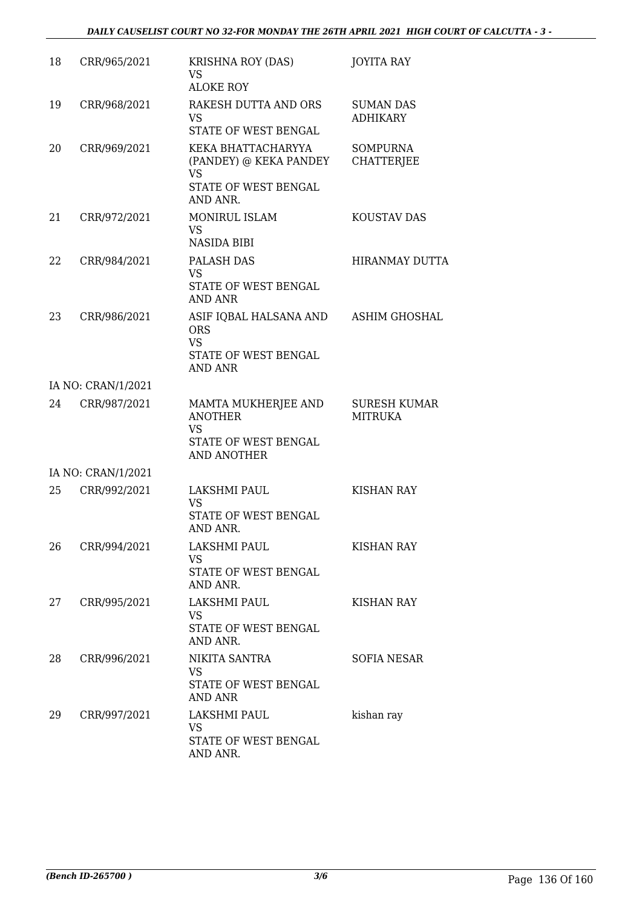| | | | |
|---|---|---|---|
| 18 | CRR/965/2021 | KRISHNA ROY (DAS)<br>VS<br>ALOKE ROY | JOYITA RAY |
| 19 | CRR/968/2021 | RAKESH DUTTA AND ORS<br>VS<br>STATE OF WEST BENGAL | SUMAN DAS ADHIKARY |
| 20 | CRR/969/2021 | KEKA BHATTACHARYYA (PANDEY) @ KEKA PANDEY<br>VS<br>STATE OF WEST BENGAL AND ANR. | SOMPURNA CHATTERJEE |
| 21 | CRR/972/2021 | MONIRUL ISLAM<br>VS<br>NASIDA BIBI | KOUSTAV DAS |
| 22 | CRR/984/2021 | PALASH DAS<br>VS<br>STATE OF WEST BENGAL AND ANR | HIRANMAY DUTTA |
| 23 | CRR/986/2021 | ASIF IQBAL HALSANA AND ORS<br>VS<br>STATE OF WEST BENGAL AND ANR | ASHIM GHOSHAL |
| | IA NO: CRAN/1/2021 | | |
| 24 | CRR/987/2021 | MAMTA MUKHERJEE AND ANOTHER<br>VS<br>STATE OF WEST BENGAL AND ANOTHER | SURESH KUMAR MITRUKA |
| | IA NO: CRAN/1/2021 | | |
| 25 | CRR/992/2021 | LAKSHMI PAUL<br>VS<br>STATE OF WEST BENGAL AND ANR. | KISHAN RAY |
| 26 | CRR/994/2021 | LAKSHMI PAUL<br>VS<br>STATE OF WEST BENGAL AND ANR. | KISHAN RAY |
| 27 | CRR/995/2021 | LAKSHMI PAUL<br>VS<br>STATE OF WEST BENGAL AND ANR. | KISHAN RAY |
| 28 | CRR/996/2021 | NIKITA SANTRA<br>VS<br>STATE OF WEST BENGAL AND ANR | SOFIA NESAR |
| 29 | CRR/997/2021 | LAKSHMI PAUL<br>VS<br>STATE OF WEST BENGAL AND ANR. | kishan ray |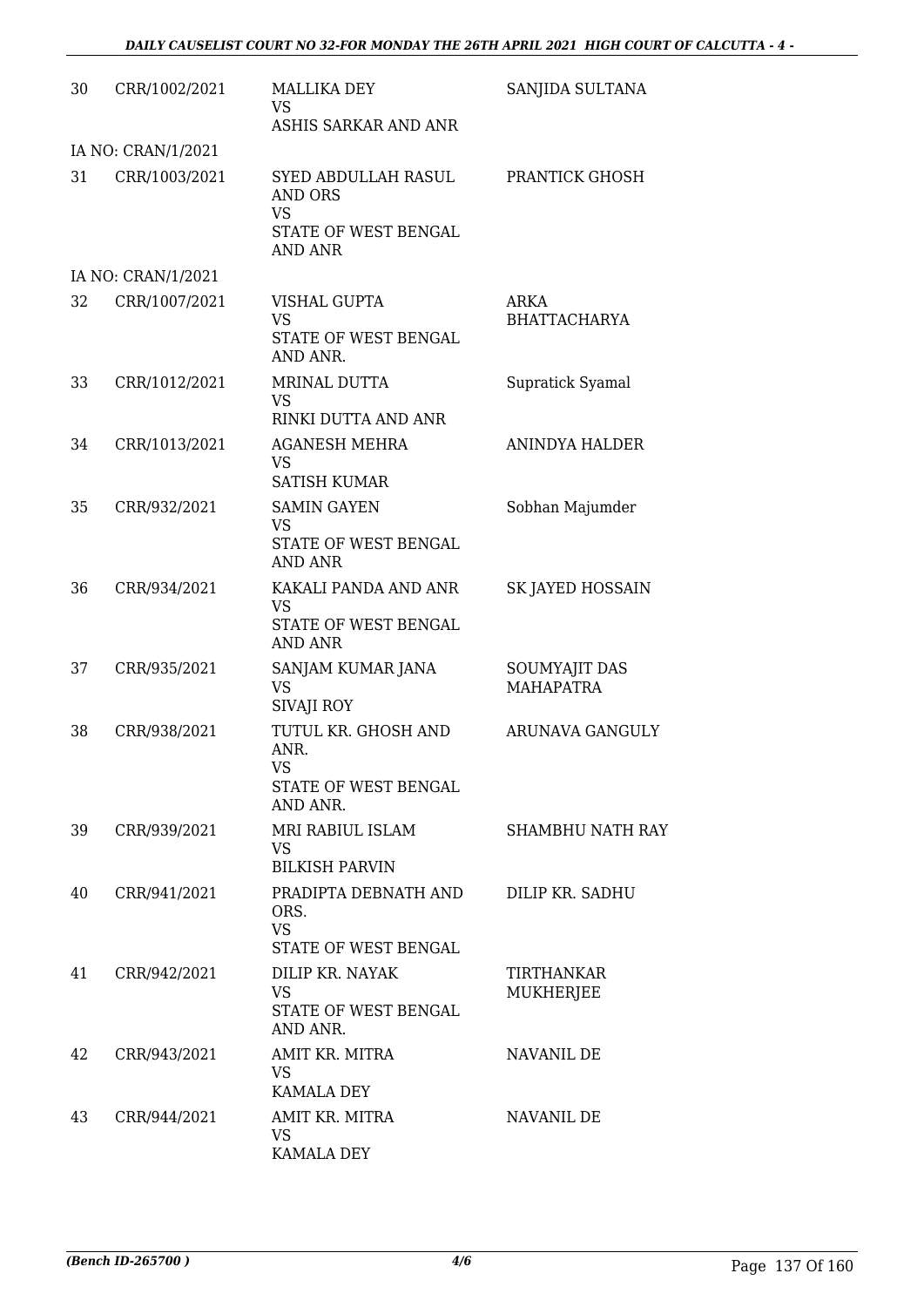| | | | |
|---|---|---|---|
| 30 | CRR/1002/2021 | MALLIKA DEY<br>VS<br>ASHIS SARKAR AND ANR | SANJIDA SULTANA |
| | IA NO: CRAN/1/2021 | | |
| 31 | CRR/1003/2021 | SYED ABDULLAH RASUL AND ORS<br>VS<br>STATE OF WEST BENGAL AND ANR | PRANTICK GHOSH |
| | IA NO: CRAN/1/2021 | | |
| 32 | CRR/1007/2021 | VISHAL GUPTA<br>VS<br>STATE OF WEST BENGAL AND ANR. | ARKA BHATTACHARYA |
| 33 | CRR/1012/2021 | MRINAL DUTTA<br>VS<br>RINKI DUTTA AND ANR | Supratick Syamal |
| 34 | CRR/1013/2021 | AGANESH MEHRA<br>VS<br>SATISH KUMAR | ANINDYA HALDER |
| 35 | CRR/932/2021 | SAMIN GAYEN<br>VS<br>STATE OF WEST BENGAL AND ANR | Sobhan Majumder |
| 36 | CRR/934/2021 | KAKALI PANDA AND ANR<br>VS<br>STATE OF WEST BENGAL AND ANR | SK JAYED HOSSAIN |
| 37 | CRR/935/2021 | SANJAM KUMAR JANA<br>VS<br>SIVAJI ROY | SOUMYAJIT DAS MAHAPATRA |
| 38 | CRR/938/2021 | TUTUL KR. GHOSH AND ANR.<br>VS<br>STATE OF WEST BENGAL AND ANR. | ARUNAVA GANGULY |
| 39 | CRR/939/2021 | MRI RABIUL ISLAM<br>VS<br>BILKISH PARVIN | SHAMBHU NATH RAY |
| 40 | CRR/941/2021 | PRADIPTA DEBNATH AND ORS.<br>VS<br>STATE OF WEST BENGAL | DILIP KR. SADHU |
| 41 | CRR/942/2021 | DILIP KR. NAYAK<br>VS<br>STATE OF WEST BENGAL AND ANR. | TIRTHANKAR MUKHERJEE |
| 42 | CRR/943/2021 | AMIT KR. MITRA<br>VS<br>KAMALA DEY | NAVANIL DE |
| 43 | CRR/944/2021 | AMIT KR. MITRA<br>VS<br>KAMALA DEY | NAVANIL DE |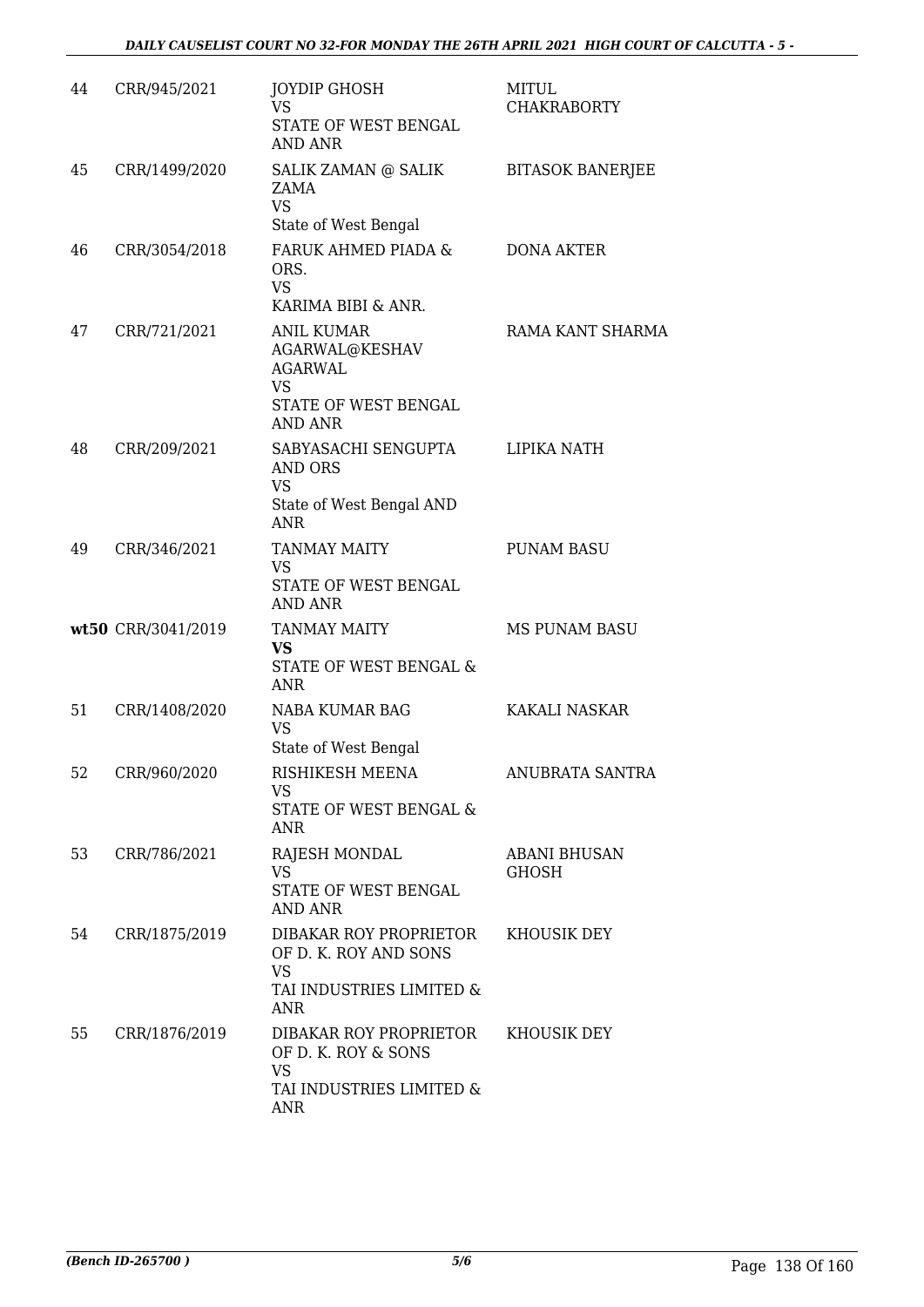| | | | |
|---|---|---|---|
| 44 | CRR/945/2021 | JOYDIP GHOSH<br>VS<br>STATE OF WEST BENGAL AND ANR | MITUL CHAKRABORTY |
| 45 | CRR/1499/2020 | SALIK ZAMAN @ SALIK ZAMA<br>VS<br>State of West Bengal | BITASOK BANERJEE |
| 46 | CRR/3054/2018 | FARUK AHMED PIADA & ORS.<br>VS<br>KARIMA BIBI & ANR. | DONA AKTER |
| 47 | CRR/721/2021 | ANIL KUMAR AGARWAL@KESHAV AGARWAL<br>VS<br>STATE OF WEST BENGAL AND ANR | RAMA KANT SHARMA |
| 48 | CRR/209/2021 | SABYASACHI SENGUPTA AND ORS<br>VS<br>State of West Bengal AND ANR | LIPIKA NATH |
| 49 | CRR/346/2021 | TANMAY MAITY<br>VS<br>STATE OF WEST BENGAL AND ANR | PUNAM BASU |
| wt50 | CRR/3041/2019 | TANMAY MAITY<br>**VS**<br>STATE OF WEST BENGAL & ANR | MS PUNAM BASU |
| 51 | CRR/1408/2020 | NABA KUMAR BAG<br>VS<br>State of West Bengal | KAKALI NASKAR |
| 52 | CRR/960/2020 | RISHIKESH MEENA<br>VS<br>STATE OF WEST BENGAL & ANR | ANUBRATA SANTRA |
| 53 | CRR/786/2021 | RAJESH MONDAL<br>VS<br>STATE OF WEST BENGAL AND ANR | ABANI BHUSAN GHOSH |
| 54 | CRR/1875/2019 | DIBAKAR ROY PROPRIETOR OF D. K. ROY AND SONS<br>VS<br>TAI INDUSTRIES LIMITED & ANR | KHOUSIK DEY |
| 55 | CRR/1876/2019 | DIBAKAR ROY PROPRIETOR OF D. K. ROY & SONS<br>VS<br>TAI INDUSTRIES LIMITED & ANR | KHOUSIK DEY |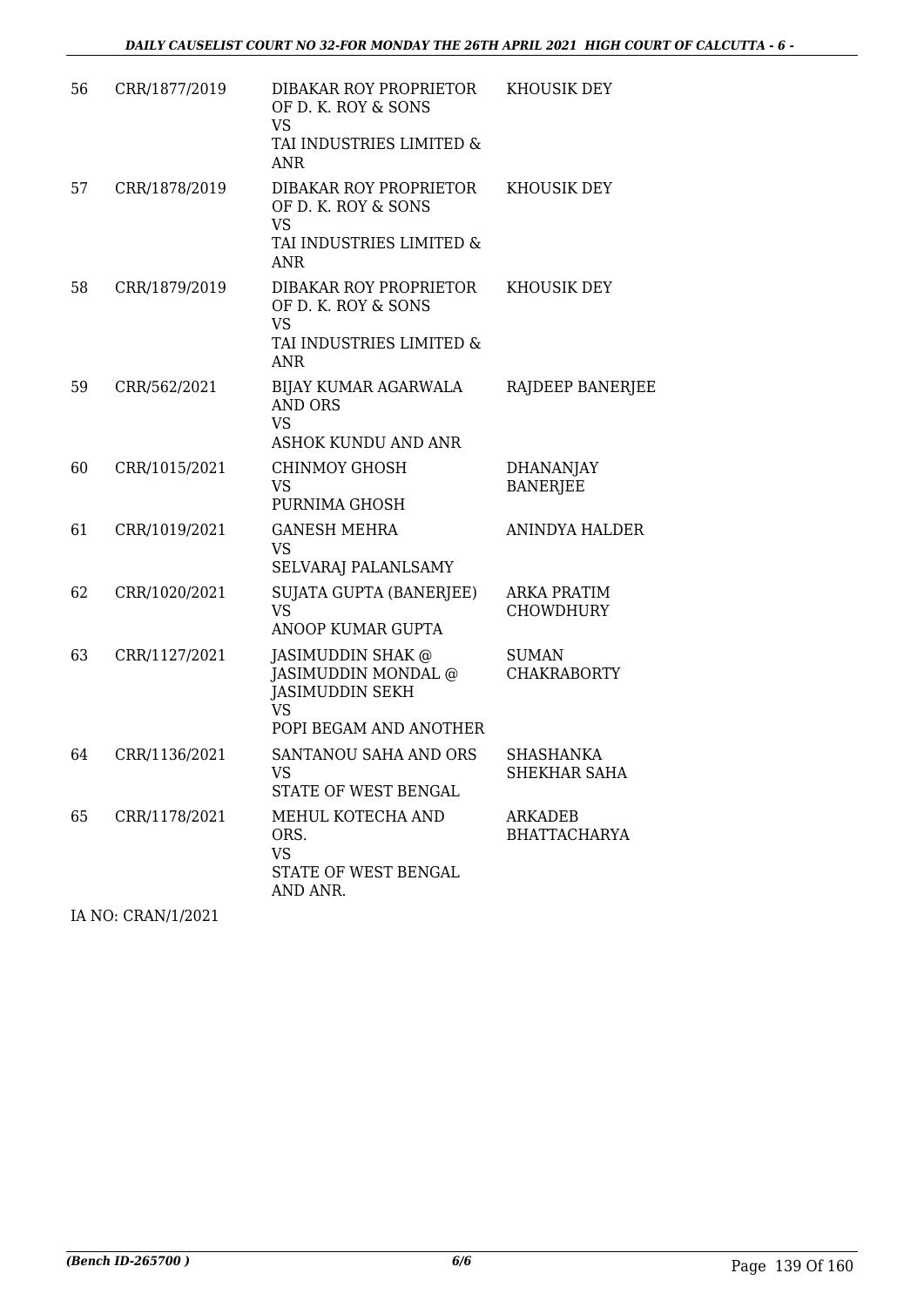| 56 | CRR/1877/2019 | DIBAKAR ROY PROPRIETOR OF D. K. ROY & SONS<br>VS<br>TAI INDUSTRIES LIMITED & ANR | KHOUSIK DEY |
|---|---|---|---|
| 57 | CRR/1878/2019 | DIBAKAR ROY PROPRIETOR OF D. K. ROY & SONS<br>VS<br>TAI INDUSTRIES LIMITED & ANR | KHOUSIK DEY |
| 58 | CRR/1879/2019 | DIBAKAR ROY PROPRIETOR OF D. K. ROY & SONS<br>VS<br>TAI INDUSTRIES LIMITED & ANR | KHOUSIK DEY |
| 59 | CRR/562/2021 | BIJAY KUMAR AGARWALA AND ORS<br>VS<br>ASHOK KUNDU AND ANR | RAJDEEP BANERJEE |
| 60 | CRR/1015/2021 | CHINMOY GHOSH<br>VS<br>PURNIMA GHOSH | DHANANJAY BANERJEE |
| 61 | CRR/1019/2021 | GANESH MEHRA<br>VS<br>SELVARAJ PALANLSAMY | ANINDYA HALDER |
| 62 | CRR/1020/2021 | SUJATA GUPTA (BANERJEE)<br>VS<br>ANOOP KUMAR GUPTA | ARKA PRATIM CHOWDHURY |
| 63 | CRR/1127/2021 | JASIMUDDIN SHAK @ JASIMUDDIN MONDAL @ JASIMUDDIN SEKH<br>VS<br>POPI BEGAM AND ANOTHER | SUMAN CHAKRABORTY |
| 64 | CRR/1136/2021 | SANTANOU SAHA AND ORS<br>VS<br>STATE OF WEST BENGAL | SHASHANKA SHEKHAR SAHA |
| 65 | CRR/1178/2021 | MEHUL KOTECHA AND ORS.<br>VS<br>STATE OF WEST BENGAL AND ANR. | ARKADEB BHATTACHARYA |

IA NO: CRAN/1/2021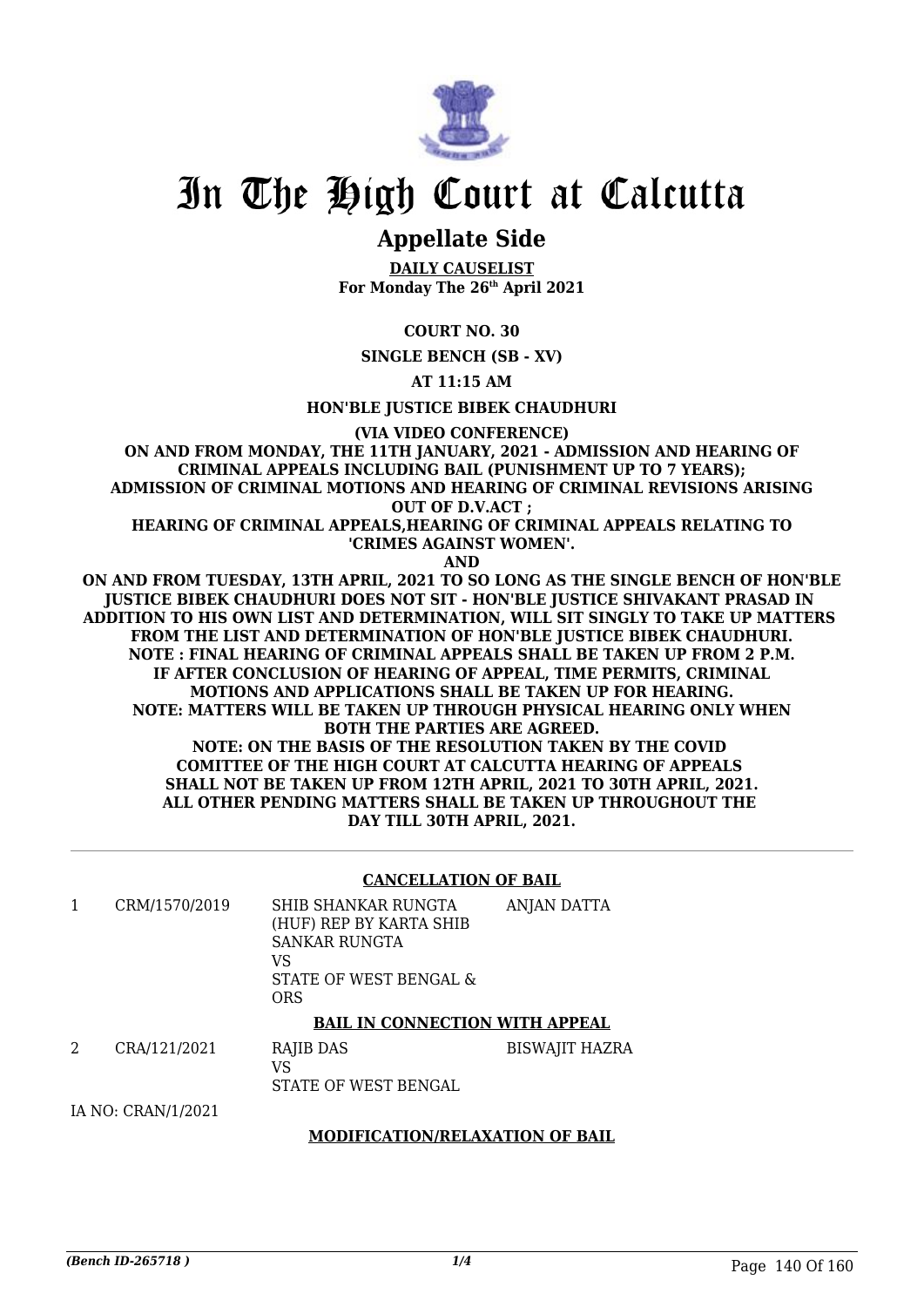# In The High Court at Calcutta

## Appellate Side

**DAILY CAUSELIST**
**For Monday The 26th April 2021**

**COURT NO. 30**

**SINGLE BENCH (SB - XV)**

**AT 11:15 AM**

**HON'BLE JUSTICE BIBEK CHAUDHURI**

**(VIA VIDEO CONFERENCE)**

**ON AND FROM MONDAY, THE 11TH JANUARY, 2021 - ADMISSION AND HEARING OF CRIMINAL APPEALS INCLUDING BAIL (PUNISHMENT UP TO 7 YEARS); ADMISSION OF CRIMINAL MOTIONS AND HEARING OF CRIMINAL REVISIONS ARISING OUT OF D.V.ACT ;**
**HEARING OF CRIMINAL APPEALS,HEARING OF CRIMINAL APPEALS RELATING TO 'CRIMES AGAINST WOMEN'.**
**AND**
**ON AND FROM TUESDAY, 13TH APRIL, 2021 TO SO LONG AS THE SINGLE BENCH OF HON'BLE JUSTICE BIBEK CHAUDHURI DOES NOT SIT - HON'BLE JUSTICE SHIVAKANT PRASAD IN ADDITION TO HIS OWN LIST AND DETERMINATION, WILL SIT SINGLY TO TAKE UP MATTERS FROM THE LIST AND DETERMINATION OF HON'BLE JUSTICE BIBEK CHAUDHURI.**
**NOTE : FINAL HEARING OF CRIMINAL APPEALS SHALL BE TAKEN UP FROM 2 P.M. IF AFTER CONCLUSION OF HEARING OF APPEAL, TIME PERMITS, CRIMINAL MOTIONS AND APPLICATIONS SHALL BE TAKEN UP FOR HEARING.**
**NOTE: MATTERS WILL BE TAKEN UP THROUGH PHYSICAL HEARING ONLY WHEN BOTH THE PARTIES ARE AGREED.**
**NOTE: ON THE BASIS OF THE RESOLUTION TAKEN BY THE COVID COMITTEE OF THE HIGH COURT AT CALCUTTA HEARING OF APPEALS SHALL NOT BE TAKEN UP FROM 12TH APRIL, 2021 TO 30TH APRIL, 2021. ALL OTHER PENDING MATTERS SHALL BE TAKEN UP THROUGHOUT THE DAY TILL 30TH APRIL, 2021.**

**CANCELLATION OF BAIL**

| | | | |
|---|---|---|---|
| 1 | CRM/1570/2019 | SHIB SHANKAR RUNGTA (HUF) REP BY KARTA SHIB SANKAR RUNGTA<br>VS<br>STATE OF WEST BENGAL & ORS | ANJAN DATTA |

**BAIL IN CONNECTION WITH APPEAL**

| | | | |
|---|---|---|---|
| 2 | CRA/121/2021 | RAJIB DAS<br>VS<br>STATE OF WEST BENGAL | BISWAJIT HAZRA |

IA NO: CRAN/1/2021

**MODIFICATION/RELAXATION OF BAIL**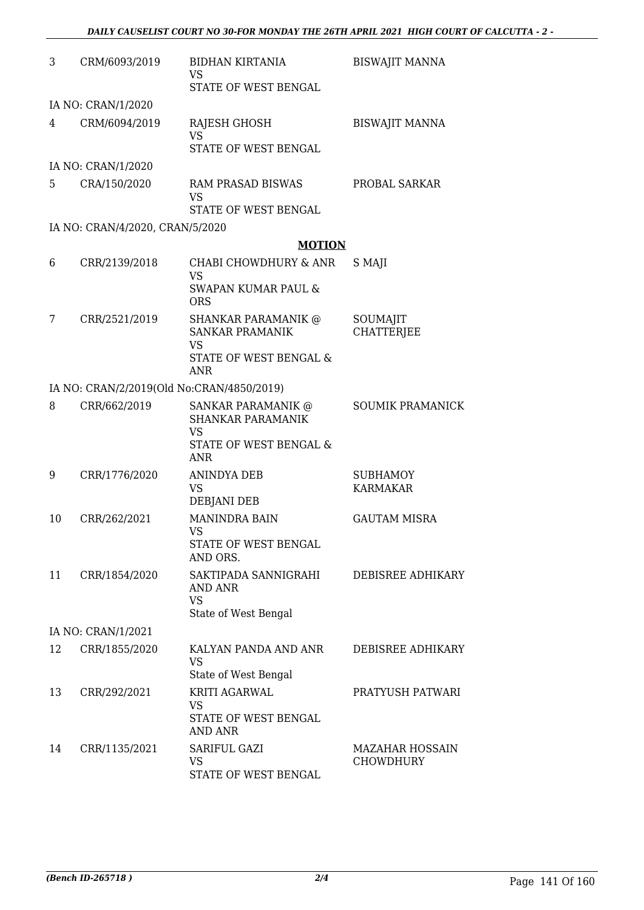| | | | |
|---|---|---|---|
| 3 | CRM/6093/2019 | BIDHAN KIRTANIA<br>VS<br>STATE OF WEST BENGAL | BISWAJIT MANNA |
| | IA NO: CRAN/1/2020 | | |
| 4 | CRM/6094/2019 | RAJESH GHOSH<br>VS<br>STATE OF WEST BENGAL | BISWAJIT MANNA |
| | IA NO: CRAN/1/2020 | | |
| 5 | CRA/150/2020 | RAM PRASAD BISWAS<br>VS<br>STATE OF WEST BENGAL | PROBAL SARKAR |
| | IA NO: CRAN/4/2020, CRAN/5/2020 | | |

## MOTION

| | | | |
|---|---|---|---|
| 6 | CRR/2139/2018 | CHABI CHOWDHURY & ANR<br>VS<br>SWAPAN KUMAR PAUL & ORS | S MAJI |
| 7 | CRR/2521/2019 | SHANKAR PARAMANIK @ SANKAR PRAMANIK<br>VS<br>STATE OF WEST BENGAL & ANR | SOUMAJIT CHATTERJEE |
| | IA NO: CRAN/2/2019(Old No:CRAN/4850/2019) | | |
| 8 | CRR/662/2019 | SANKAR PARAMANIK @ SHANKAR PARAMANIK<br>VS<br>STATE OF WEST BENGAL & ANR | SOUMIK PRAMANICK |
| 9 | CRR/1776/2020 | ANINDYA DEB<br>VS<br>DEBJANI DEB | SUBHAMOY KARMAKAR |
| 10 | CRR/262/2021 | MANINDRA BAIN<br>VS<br>STATE OF WEST BENGAL AND ORS. | GAUTAM MISRA |
| 11 | CRR/1854/2020 | SAKTIPADA SANNIGRAHI AND ANR<br>VS<br>State of West Bengal | DEBISREE ADHIKARY |
| | IA NO: CRAN/1/2021 | | |
| 12 | CRR/1855/2020 | KALYAN PANDA AND ANR<br>VS<br>State of West Bengal | DEBISREE ADHIKARY |
| 13 | CRR/292/2021 | KRITI AGARWAL<br>VS<br>STATE OF WEST BENGAL AND ANR | PRATYUSH PATWARI |
| 14 | CRR/1135/2021 | SARIFUL GAZI<br>VS<br>STATE OF WEST BENGAL | MAZAHAR HOSSAIN CHOWDHURY |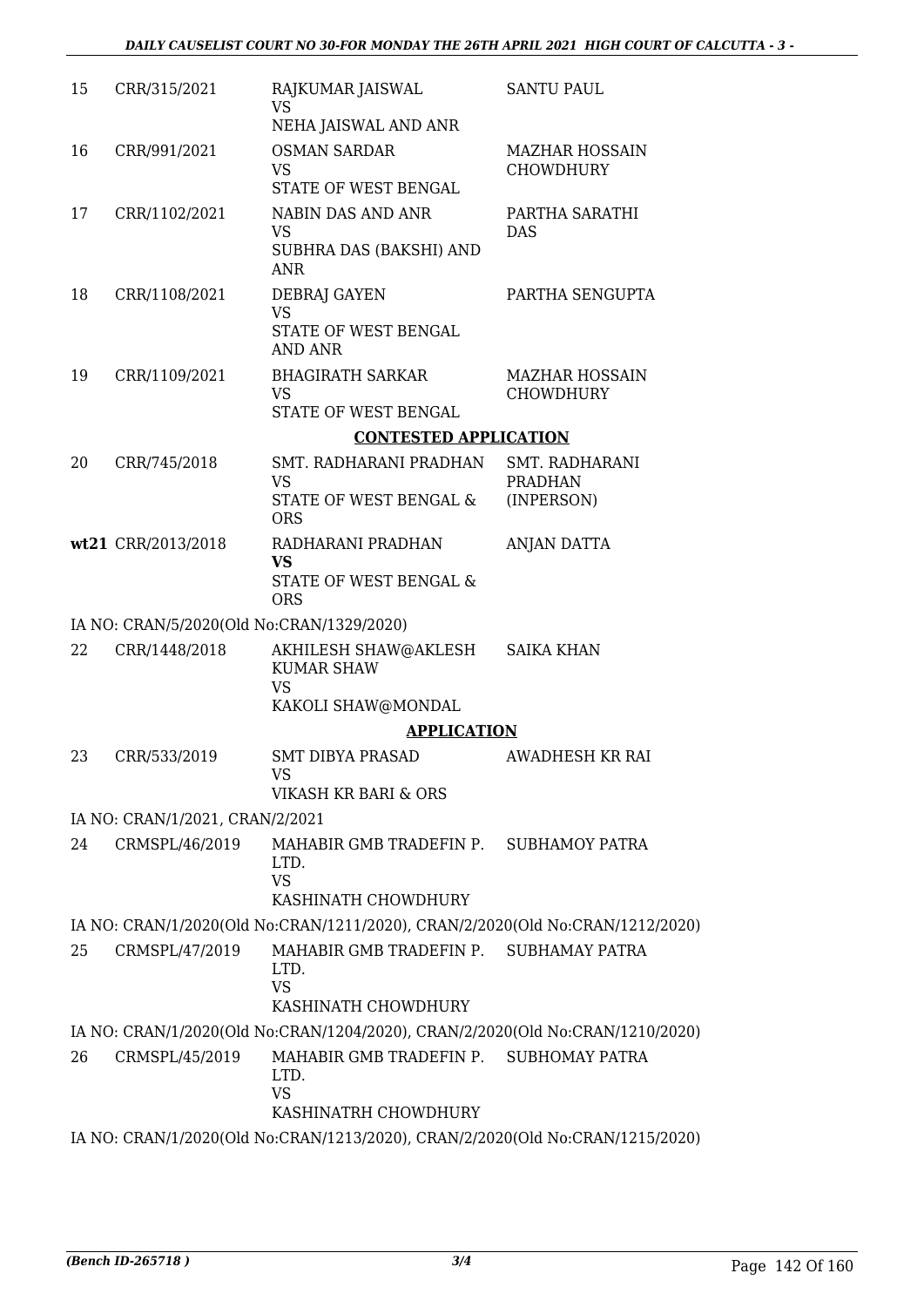| | | | |
|---|---|---|---|
| 15 | CRR/315/2021 | RAJKUMAR JAISWAL<br>VS<br>NEHA JAISWAL AND ANR | SANTU PAUL |
| 16 | CRR/991/2021 | OSMAN SARDAR<br>VS<br>STATE OF WEST BENGAL | MAZHAR HOSSAIN CHOWDHURY |
| 17 | CRR/1102/2021 | NABIN DAS AND ANR<br>VS<br>SUBHRA DAS (BAKSHI) AND ANR | PARTHA SARATHI DAS |
| 18 | CRR/1108/2021 | DEBRAJ GAYEN<br>VS<br>STATE OF WEST BENGAL AND ANR | PARTHA SENGUPTA |
| 19 | CRR/1109/2021 | BHAGIRATH SARKAR<br>VS<br>STATE OF WEST BENGAL | MAZHAR HOSSAIN CHOWDHURY |

**CONTESTED APPLICATION**

| | | | |
|---|---|---|---|
| 20 | CRR/745/2018 | SMT. RADHARANI PRADHAN<br>VS<br>STATE OF WEST BENGAL & ORS | SMT. RADHARANI PRADHAN (INPERSON) |
| **wt21** | CRR/2013/2018 | RADHARANI PRADHAN<br>**VS**<br>STATE OF WEST BENGAL & ORS | ANJAN DATTA |

IA NO: CRAN/5/2020(Old No:CRAN/1329/2020)

| | | | |
|---|---|---|---|
| 22 | CRR/1448/2018 | AKHILESH SHAW@AKLESH KUMAR SHAW<br>VS<br>KAKOLI SHAW@MONDAL | SAIKA KHAN |

**APPLICATION**

| | | | |
|---|---|---|---|
| 23 | CRR/533/2019 | SMT DIBYA PRASAD<br>VS<br>VIKASH KR BARI & ORS | AWADHESH KR RAI |

IA NO: CRAN/1/2021, CRAN/2/2021

| | | | |
|---|---|---|---|
| 24 | CRMSPL/46/2019 | MAHABIR GMB TRADEFIN P. LTD.<br>VS<br>KASHINATH CHOWDHURY | SUBHAMOY PATRA |

IA NO: CRAN/1/2020(Old No:CRAN/1211/2020), CRAN/2/2020(Old No:CRAN/1212/2020)

| | | | |
|---|---|---|---|
| 25 | CRMSPL/47/2019 | MAHABIR GMB TRADEFIN P. LTD.<br>VS<br>KASHINATH CHOWDHURY | SUBHAMAY PATRA |

IA NO: CRAN/1/2020(Old No:CRAN/1204/2020), CRAN/2/2020(Old No:CRAN/1210/2020)

| | | | |
|---|---|---|---|
| 26 | CRMSPL/45/2019 | MAHABIR GMB TRADEFIN P. LTD.<br>VS<br>KASHINATRH CHOWDHURY | SUBHOMAY PATRA |

IA NO: CRAN/1/2020(Old No:CRAN/1213/2020), CRAN/2/2020(Old No:CRAN/1215/2020)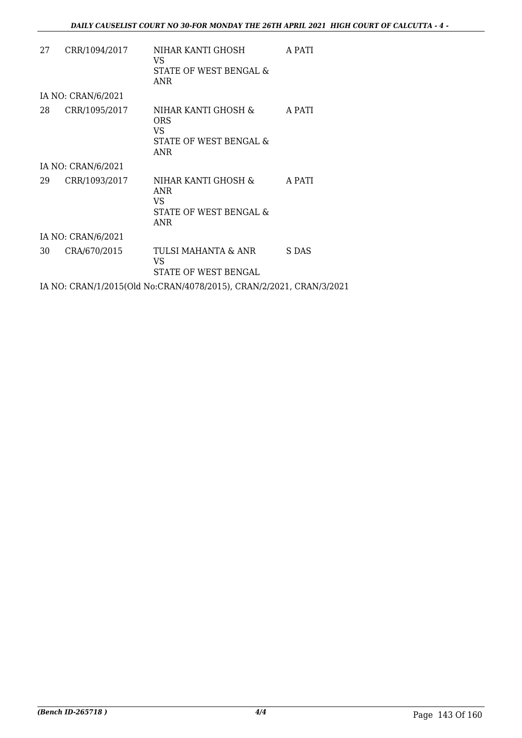| | | | |
|---|---|---|---|
| 27 | CRR/1094/2017 | NIHAR KANTI GHOSH<br>VS<br>STATE OF WEST BENGAL & ANR | A PATI |
| IA NO: CRAN/6/2021 | | | |
| 28 | CRR/1095/2017 | NIHAR KANTI GHOSH & ORS<br>VS<br>STATE OF WEST BENGAL & ANR | A PATI |
| IA NO: CRAN/6/2021 | | | |
| 29 | CRR/1093/2017 | NIHAR KANTI GHOSH & ANR<br>VS<br>STATE OF WEST BENGAL & ANR | A PATI |
| IA NO: CRAN/6/2021 | | | |
| 30 | CRA/670/2015 | TULSI MAHANTA & ANR<br>VS<br>STATE OF WEST BENGAL | S DAS |

IA NO: CRAN/1/2015(Old No:CRAN/4078/2015), CRAN/2/2021, CRAN/3/2021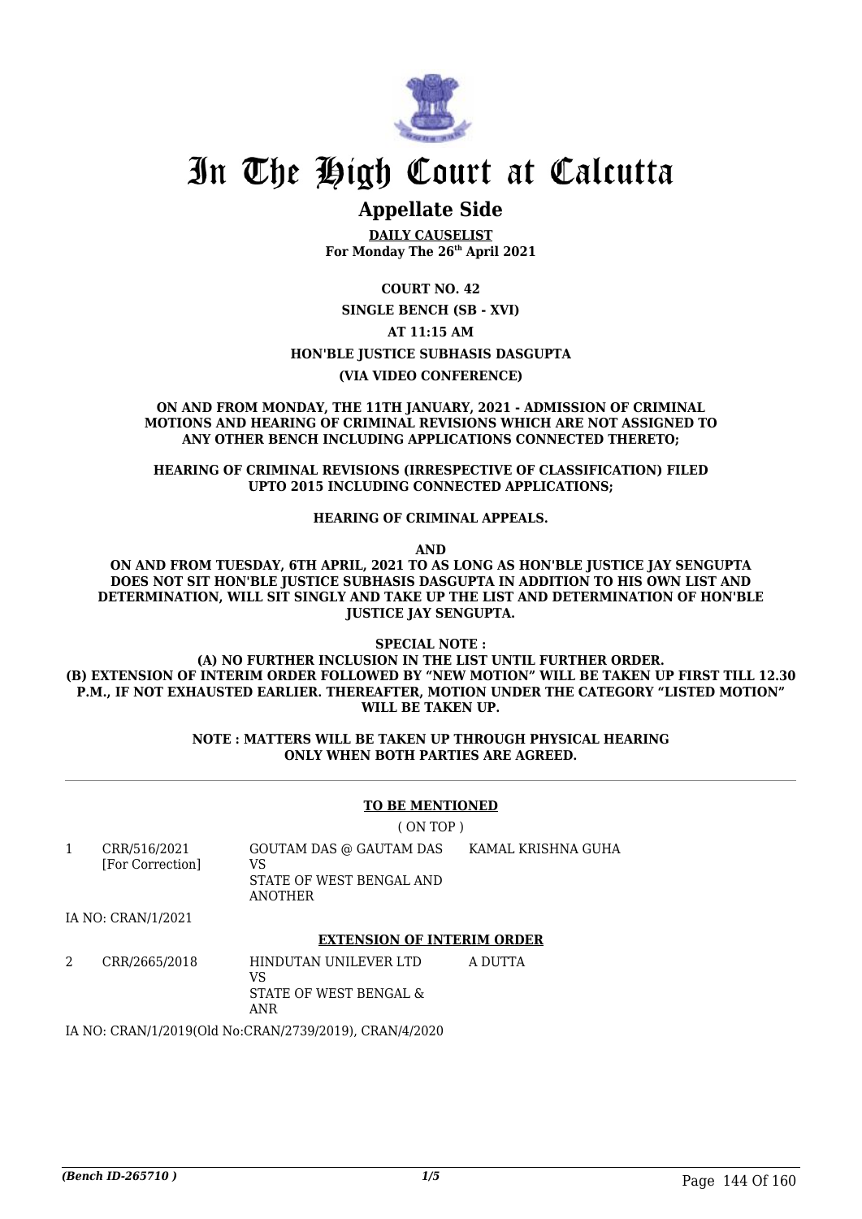# In The High Court at Calcutta

## Appellate Side

**DAILY CAUSELIST**
**For Monday The 26th April 2021**

**COURT NO. 42**

**SINGLE BENCH (SB - XVI)**

**AT 11:15 AM**

**HON'BLE JUSTICE SUBHASIS DASGUPTA**

**(VIA VIDEO CONFERENCE)**

**ON AND FROM MONDAY, THE 11TH JANUARY, 2021 - ADMISSION OF CRIMINAL MOTIONS AND HEARING OF CRIMINAL REVISIONS WHICH ARE NOT ASSIGNED TO ANY OTHER BENCH INCLUDING APPLICATIONS CONNECTED THERETO;**

**HEARING OF CRIMINAL REVISIONS (IRRESPECTIVE OF CLASSIFICATION) FILED UPTO 2015 INCLUDING CONNECTED APPLICATIONS;**

**HEARING OF CRIMINAL APPEALS.**

**AND**

**ON AND FROM TUESDAY, 6TH APRIL, 2021 TO AS LONG AS HON'BLE JUSTICE JAY SENGUPTA DOES NOT SIT HON'BLE JUSTICE SUBHASIS DASGUPTA IN ADDITION TO HIS OWN LIST AND DETERMINATION, WILL SIT SINGLY AND TAKE UP THE LIST AND DETERMINATION OF HON'BLE JUSTICE JAY SENGUPTA.**

**SPECIAL NOTE :**

**(A) NO FURTHER INCLUSION IN THE LIST UNTIL FURTHER ORDER.**
**(B) EXTENSION OF INTERIM ORDER FOLLOWED BY "NEW MOTION" WILL BE TAKEN UP FIRST TILL 12.30 P.M., IF NOT EXHAUSTED EARLIER. THEREAFTER, MOTION UNDER THE CATEGORY "LISTED MOTION" WILL BE TAKEN UP.**

**NOTE : MATTERS WILL BE TAKEN UP THROUGH PHYSICAL HEARING ONLY WHEN BOTH PARTIES ARE AGREED.**

---

**TO BE MENTIONED**

( ON TOP )

| | | | |
|---|---|---|---|
| 1 | CRR/516/2021 [For Correction] | GOUTAM DAS @ GAUTAM DAS VS STATE OF WEST BENGAL AND ANOTHER | KAMAL KRISHNA GUHA |

IA NO: CRAN/1/2021

**EXTENSION OF INTERIM ORDER**

| | | | |
|---|---|---|---|
| 2 | CRR/2665/2018 | HINDUTAN UNILEVER LTD VS STATE OF WEST BENGAL & ANR | A DUTTA |

IA NO: CRAN/1/2019(Old No:CRAN/2739/2019), CRAN/4/2020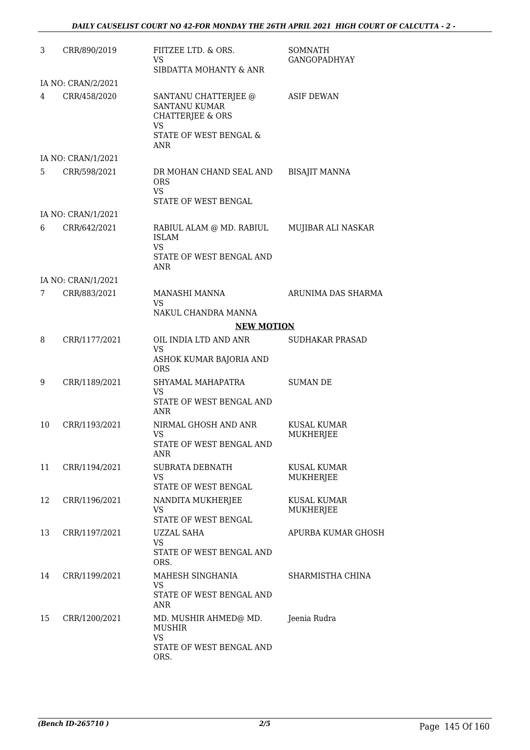| | | | |
|---|---|---|---|
| 3 | CRR/890/2019 | FIITZEE LTD. & ORS.<br>VS<br>SIBDATTA MOHANTY & ANR | SOMNATH GANGOPADHYAY |
| | IA NO: CRAN/2/2021 | | |
| 4 | CRR/458/2020 | SANTANU CHATTERJEE @ SANTANU KUMAR CHATTERJEE & ORS<br>VS<br>STATE OF WEST BENGAL & ANR | ASIF DEWAN |
| | IA NO: CRAN/1/2021 | | |
| 5 | CRR/598/2021 | DR MOHAN CHAND SEAL AND ORS<br>VS<br>STATE OF WEST BENGAL | BISAJIT MANNA |
| | IA NO: CRAN/1/2021 | | |
| 6 | CRR/642/2021 | RABIUL ALAM @ MD. RABIUL ISLAM<br>VS<br>STATE OF WEST BENGAL AND ANR | MUJIBAR ALI NASKAR |
| | IA NO: CRAN/1/2021 | | |
| 7 | CRR/883/2021 | MANASHI MANNA<br>VS<br>NAKUL CHANDRA MANNA | ARUNIMA DAS SHARMA |
| | | **NEW MOTION** | |
| 8 | CRR/1177/2021 | OIL INDIA LTD AND ANR<br>VS<br>ASHOK KUMAR BAJORIA AND ORS | SUDHAKAR PRASAD |
| 9 | CRR/1189/2021 | SHYAMAL MAHAPATRA<br>VS<br>STATE OF WEST BENGAL AND ANR | SUMAN DE |
| 10 | CRR/1193/2021 | NIRMAL GHOSH AND ANR<br>VS<br>STATE OF WEST BENGAL AND ANR | KUSAL KUMAR MUKHERJEE |
| 11 | CRR/1194/2021 | SUBRATA DEBNATH<br>VS<br>STATE OF WEST BENGAL | KUSAL KUMAR MUKHERJEE |
| 12 | CRR/1196/2021 | NANDITA MUKHERJEE<br>VS<br>STATE OF WEST BENGAL | KUSAL KUMAR MUKHERJEE |
| 13 | CRR/1197/2021 | UZZAL SAHA<br>VS<br>STATE OF WEST BENGAL AND ORS. | APURBA KUMAR GHOSH |
| 14 | CRR/1199/2021 | MAHESH SINGHANIA<br>VS<br>STATE OF WEST BENGAL AND ANR | SHARMISTHA CHINA |
| 15 | CRR/1200/2021 | MD. MUSHIR AHMED@ MD. MUSHIR<br>VS<br>STATE OF WEST BENGAL AND ORS. | Jeenia Rudra |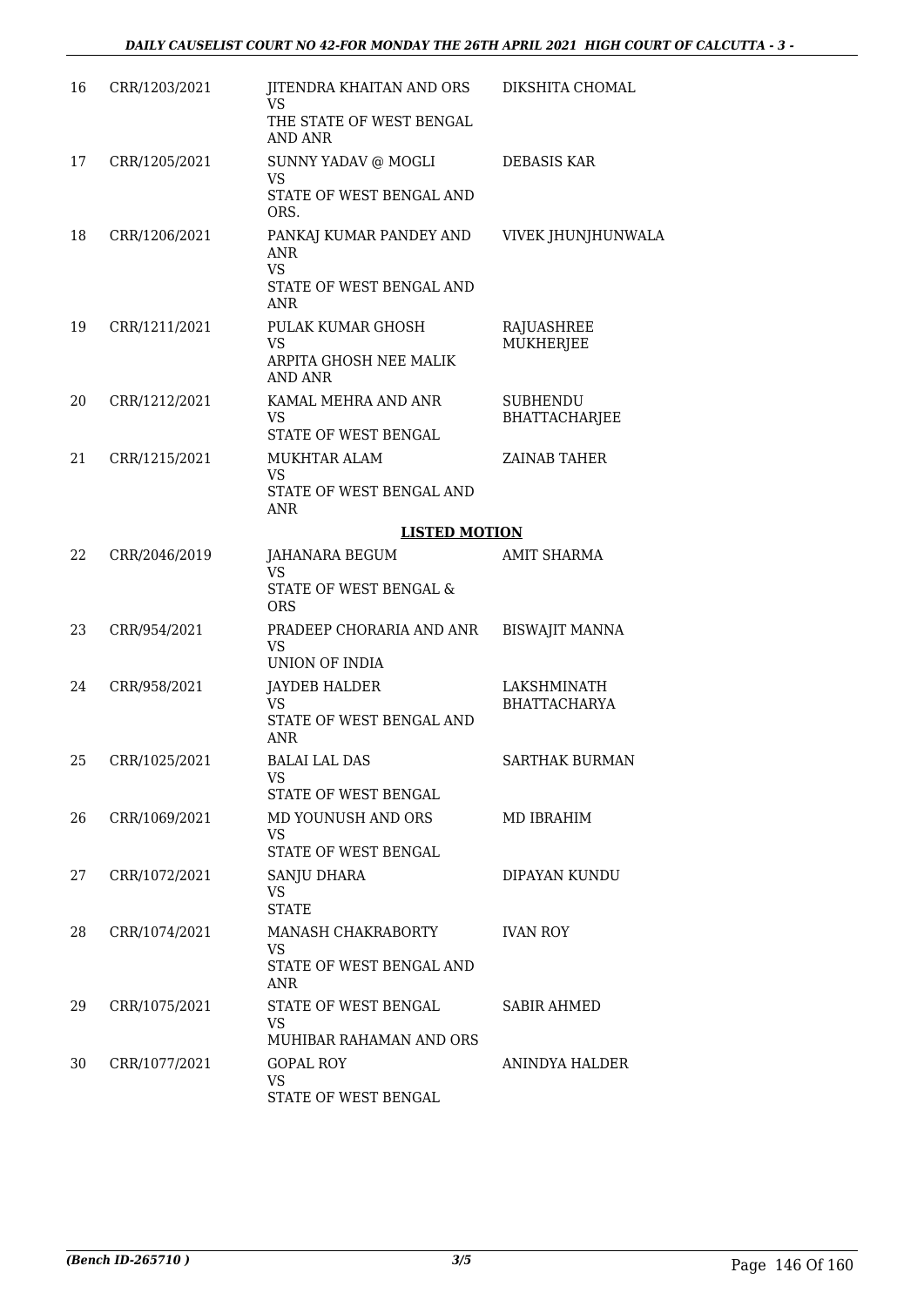| 16 | CRR/1203/2021 | JITENDRA KHAITAN AND ORS<br>VS<br>THE STATE OF WEST BENGAL AND ANR | DIKSHITA CHOMAL |
|---|---|---|---|
| 17 | CRR/1205/2021 | SUNNY YADAV @ MOGLI<br>VS<br>STATE OF WEST BENGAL AND ORS. | DEBASIS KAR |
| 18 | CRR/1206/2021 | PANKAJ KUMAR PANDEY AND ANR<br>VS<br>STATE OF WEST BENGAL AND ANR | VIVEK JHUNJHUNWALA |
| 19 | CRR/1211/2021 | PULAK KUMAR GHOSH<br>VS<br>ARPITA GHOSH NEE MALIK AND ANR | RAJUASHREE MUKHERJEE |
| 20 | CRR/1212/2021 | KAMAL MEHRA AND ANR<br>VS<br>STATE OF WEST BENGAL | SUBHENDU BHATTACHARJEE |
| 21 | CRR/1215/2021 | MUKHTAR ALAM<br>VS<br>STATE OF WEST BENGAL AND ANR | ZAINAB TAHER |

**LISTED MOTION**

| 22 | CRR/2046/2019 | JAHANARA BEGUM<br>VS<br>STATE OF WEST BENGAL & ORS | AMIT SHARMA |
|---|---|---|---|
| 23 | CRR/954/2021 | PRADEEP CHORARIA AND ANR<br>VS<br>UNION OF INDIA | BISWAJIT MANNA |
| 24 | CRR/958/2021 | JAYDEB HALDER<br>VS<br>STATE OF WEST BENGAL AND ANR | LAKSHMINATH BHATTACHARYA |
| 25 | CRR/1025/2021 | BALAI LAL DAS<br>VS<br>STATE OF WEST BENGAL | SARTHAK BURMAN |
| 26 | CRR/1069/2021 | MD YOUNUSH AND ORS<br>VS<br>STATE OF WEST BENGAL | MD IBRAHIM |
| 27 | CRR/1072/2021 | SANJU DHARA<br>VS<br>STATE | DIPAYAN KUNDU |
| 28 | CRR/1074/2021 | MANASH CHAKRABORTY<br>VS<br>STATE OF WEST BENGAL AND ANR | IVAN ROY |
| 29 | CRR/1075/2021 | STATE OF WEST BENGAL<br>VS<br>MUHIBAR RAHAMAN AND ORS | SABIR AHMED |
| 30 | CRR/1077/2021 | GOPAL ROY<br>VS<br>STATE OF WEST BENGAL | ANINDYA HALDER |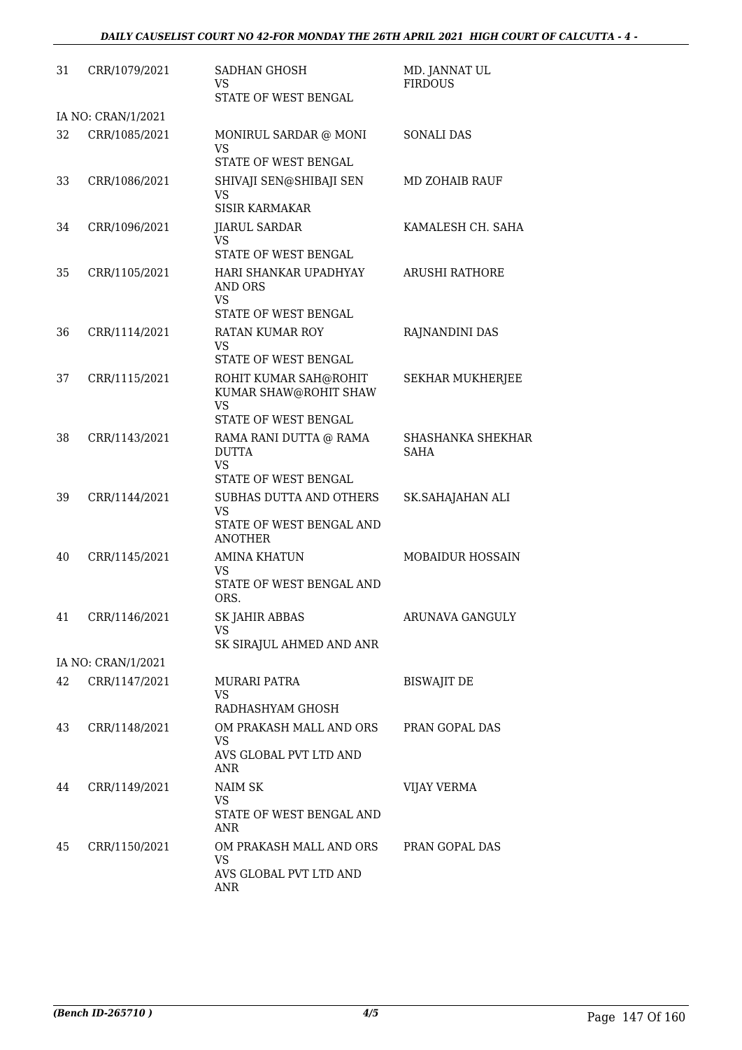| | | | |
|---|---|---|---|
| 31 | CRR/1079/2021 | SADHAN GHOSH<br>VS<br>STATE OF WEST BENGAL | MD. JANNAT UL FIRDOUS |
| | IA NO: CRAN/1/2021 | | |
| 32 | CRR/1085/2021 | MONIRUL SARDAR @ MONI<br>VS<br>STATE OF WEST BENGAL | SONALI DAS |
| 33 | CRR/1086/2021 | SHIVAJI SEN@SHIBAJI SEN<br>VS<br>SISIR KARMAKAR | MD ZOHAIB RAUF |
| 34 | CRR/1096/2021 | JIARUL SARDAR<br>VS<br>STATE OF WEST BENGAL | KAMALESH CH. SAHA |
| 35 | CRR/1105/2021 | HARI SHANKAR UPADHYAY AND ORS<br>VS<br>STATE OF WEST BENGAL | ARUSHI RATHORE |
| 36 | CRR/1114/2021 | RATAN KUMAR ROY<br>VS<br>STATE OF WEST BENGAL | RAJNANDINI DAS |
| 37 | CRR/1115/2021 | ROHIT KUMAR SAH@ROHIT KUMAR SHAW@ROHIT SHAW<br>VS<br>STATE OF WEST BENGAL | SEKHAR MUKHERJEE |
| 38 | CRR/1143/2021 | RAMA RANI DUTTA @ RAMA DUTTA<br>VS<br>STATE OF WEST BENGAL | SHASHANKA SHEKHAR SAHA |
| 39 | CRR/1144/2021 | SUBHAS DUTTA AND OTHERS<br>VS<br>STATE OF WEST BENGAL AND ANOTHER | SK.SAHAJAHAN ALI |
| 40 | CRR/1145/2021 | AMINA KHATUN<br>VS<br>STATE OF WEST BENGAL AND ORS. | MOBAIDUR HOSSAIN |
| 41 | CRR/1146/2021 | SK JAHIR ABBAS<br>VS<br>SK SIRAJUL AHMED AND ANR | ARUNAVA GANGULY |
| | IA NO: CRAN/1/2021 | | |
| 42 | CRR/1147/2021 | MURARI PATRA<br>VS<br>RADHASHYAM GHOSH | BISWAJIT DE |
| 43 | CRR/1148/2021 | OM PRAKASH MALL AND ORS<br>VS<br>AVS GLOBAL PVT LTD AND ANR | PRAN GOPAL DAS |
| 44 | CRR/1149/2021 | NAIM SK<br>VS<br>STATE OF WEST BENGAL AND ANR | VIJAY VERMA |
| 45 | CRR/1150/2021 | OM PRAKASH MALL AND ORS<br>VS<br>AVS GLOBAL PVT LTD AND ANR | PRAN GOPAL DAS |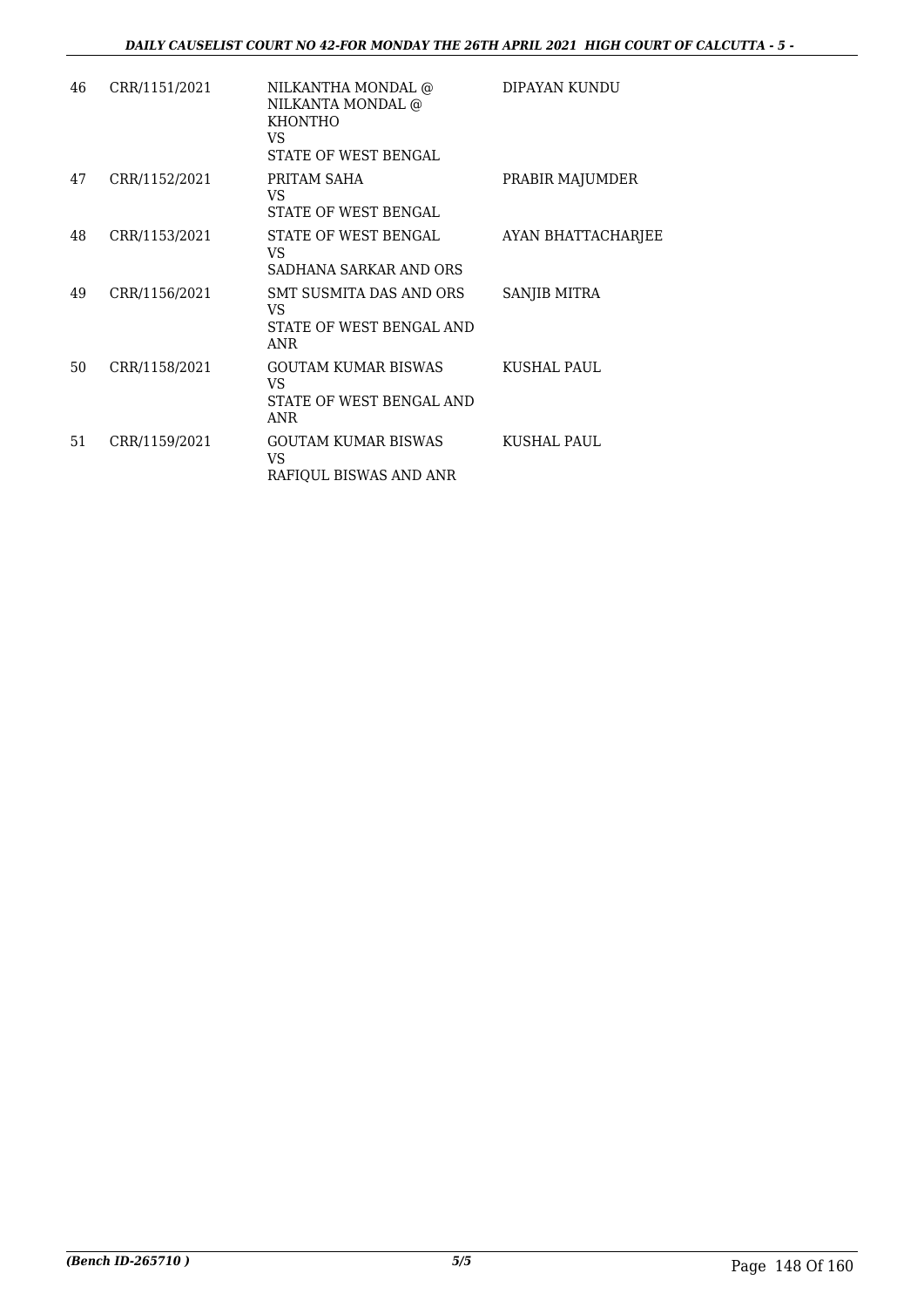| 46 | CRR/1151/2021 | NILKANTHA MONDAL @ NILKANTA MONDAL @ KHONTHO<br>VS<br>STATE OF WEST BENGAL | DIPAYAN KUNDU |
|---|---|---|---|
| 47 | CRR/1152/2021 | PRITAM SAHA<br>VS<br>STATE OF WEST BENGAL | PRABIR MAJUMDER |
| 48 | CRR/1153/2021 | STATE OF WEST BENGAL<br>VS<br>SADHANA SARKAR AND ORS | AYAN BHATTACHARJEE |
| 49 | CRR/1156/2021 | SMT SUSMITA DAS AND ORS<br>VS<br>STATE OF WEST BENGAL AND ANR | SANJIB MITRA |
| 50 | CRR/1158/2021 | GOUTAM KUMAR BISWAS<br>VS<br>STATE OF WEST BENGAL AND ANR | KUSHAL PAUL |
| 51 | CRR/1159/2021 | GOUTAM KUMAR BISWAS<br>VS<br>RAFIQUL BISWAS AND ANR | KUSHAL PAUL |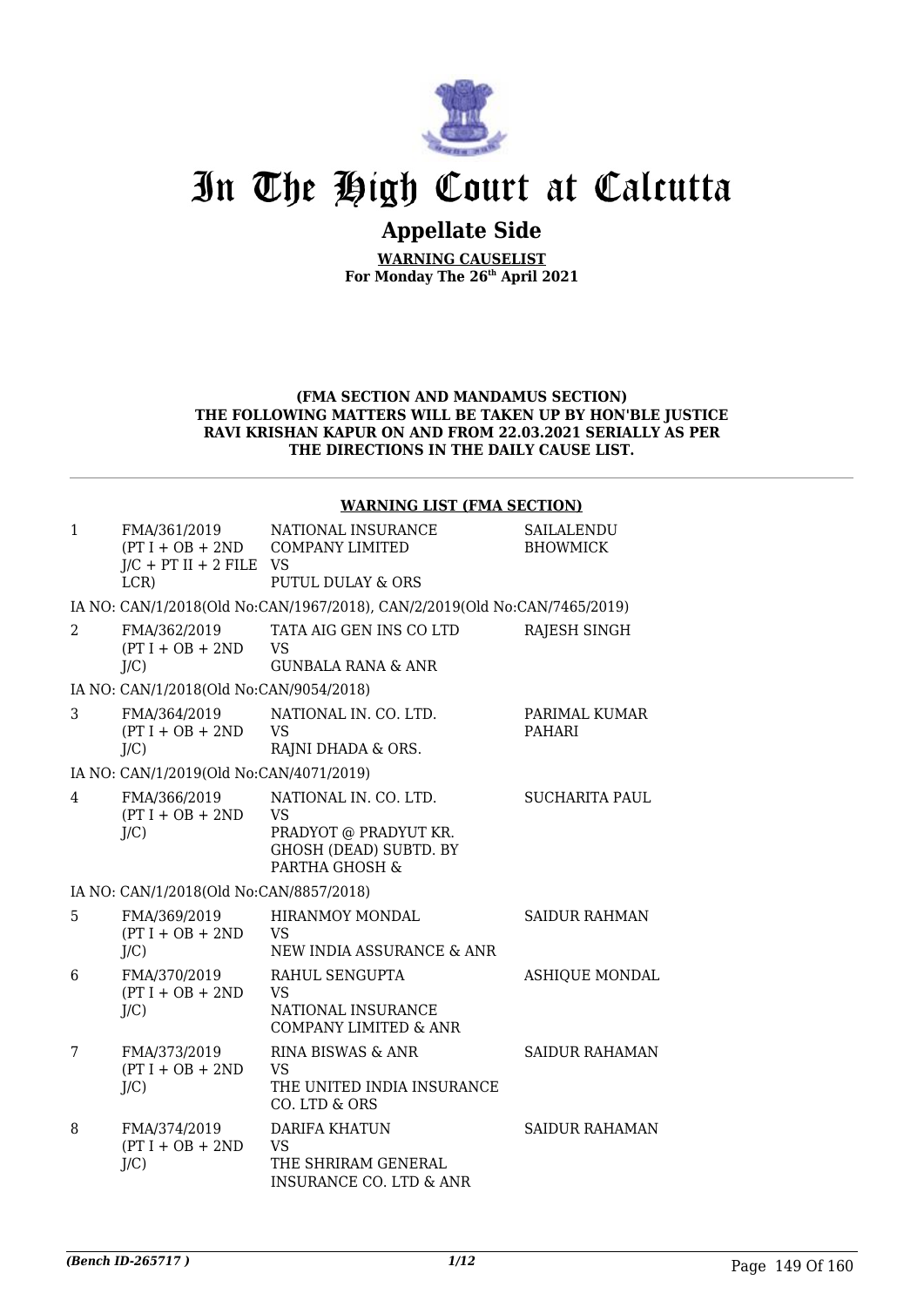# In The High Court at Calcutta

## Appellate Side

**WARNING CAUSELIST**
**For Monday The 26th April 2021**

**(FMA SECTION AND MANDAMUS SECTION)**
**THE FOLLOWING MATTERS WILL BE TAKEN UP BY HON'BLE JUSTICE RAVI KRISHAN KAPUR ON AND FROM 22.03.2021 SERIALLY AS PER THE DIRECTIONS IN THE DAILY CAUSE LIST.**

**WARNING LIST (FMA SECTION)**

| | | | |
|---|---|---|---|
| 1 | FMA/361/2019 (PT I + OB + 2ND J/C + PT II + 2 FILE LCR) | NATIONAL INSURANCE COMPANY LIMITED VS PUTUL DULAY & ORS | SAILALENDU BHOWMICK |
| | IA NO: CAN/1/2018(Old No:CAN/1967/2018), CAN/2/2019(Old No:CAN/7465/2019) | | |
| 2 | FMA/362/2019 (PT I + OB + 2ND J/C) | TATA AIG GEN INS CO LTD VS GUNBALA RANA & ANR | RAJESH SINGH |
| | IA NO: CAN/1/2018(Old No:CAN/9054/2018) | | |
| 3 | FMA/364/2019 (PT I + OB + 2ND J/C) | NATIONAL IN. CO. LTD. VS RAJNI DHADA & ORS. | PARIMAL KUMAR PAHARI |
| | IA NO: CAN/1/2019(Old No:CAN/4071/2019) | | |
| 4 | FMA/366/2019 (PT I + OB + 2ND J/C) | NATIONAL IN. CO. LTD. VS PRADYOT @ PRADYUT KR. GHOSH (DEAD) SUBTD. BY PARTHA GHOSH & | SUCHARITA PAUL |
| | IA NO: CAN/1/2018(Old No:CAN/8857/2018) | | |
| 5 | FMA/369/2019 (PT I + OB + 2ND J/C) | HIRANMOY MONDAL VS NEW INDIA ASSURANCE & ANR | SAIDUR RAHMAN |
| 6 | FMA/370/2019 (PT I + OB + 2ND J/C) | RAHUL SENGUPTA VS NATIONAL INSURANCE COMPANY LIMITED & ANR | ASHIQUE MONDAL |
| 7 | FMA/373/2019 (PT I + OB + 2ND J/C) | RINA BISWAS & ANR VS THE UNITED INDIA INSURANCE CO. LTD & ORS | SAIDUR RAHAMAN |
| 8 | FMA/374/2019 (PT I + OB + 2ND J/C) | DARIFA KHATUN VS THE SHRIRAM GENERAL INSURANCE CO. LTD & ANR | SAIDUR RAHAMAN |

*(Bench ID-265717 )*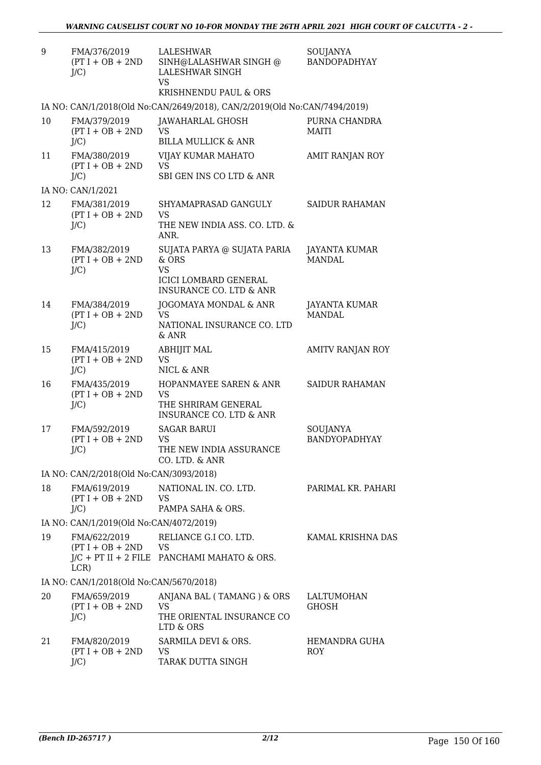| 9 | FMA/376/2019 (PT I + OB + 2ND J/C) | LALESHWAR SINH@LALASHWAR SINGH @ LALESHWAR SINGH VS KRISHNENDU PAUL & ORS | SOUJANYA BANDOPADHYAY |
|---|---|---|---|
| | IA NO: CAN/1/2018(Old No:CAN/2649/2018), CAN/2/2019(Old No:CAN/7494/2019) | | |
| 10 | FMA/379/2019 (PT I + OB + 2ND J/C) | JAWAHARLAL GHOSH VS BILLA MULLICK & ANR | PURNA CHANDRA MAITI |
| 11 | FMA/380/2019 (PT I + OB + 2ND J/C) | VIJAY KUMAR MAHATO VS SBI GEN INS CO LTD & ANR | AMIT RANJAN ROY |
| | IA NO: CAN/1/2021 | | |
| 12 | FMA/381/2019 (PT I + OB + 2ND J/C) | SHYAMAPRASAD GANGULY VS THE NEW INDIA ASS. CO. LTD. & ANR. | SAIDUR RAHAMAN |
| 13 | FMA/382/2019 (PT I + OB + 2ND J/C) | SUJATA PARYA @ SUJATA PARIA & ORS VS ICICI LOMBARD GENERAL INSURANCE CO. LTD & ANR | JAYANTA KUMAR MANDAL |
| 14 | FMA/384/2019 (PT I + OB + 2ND J/C) | JOGOMAYA MONDAL & ANR VS NATIONAL INSURANCE CO. LTD & ANR | JAYANTA KUMAR MANDAL |
| 15 | FMA/415/2019 (PT I + OB + 2ND J/C) | ABHIJIT MAL VS NICL & ANR | AMITV RANJAN ROY |
| 16 | FMA/435/2019 (PT I + OB + 2ND J/C) | HOPANMAYEE SAREN & ANR VS THE SHRIRAM GENERAL INSURANCE CO. LTD & ANR | SAIDUR RAHAMAN |
| 17 | FMA/592/2019 (PT I + OB + 2ND J/C) | SAGAR BARUI VS THE NEW INDIA ASSURANCE CO. LTD. & ANR | SOUJANYA BANDYOPADHYAY |
| | IA NO: CAN/2/2018(Old No:CAN/3093/2018) | | |
| 18 | FMA/619/2019 (PT I + OB + 2ND J/C) | NATIONAL IN. CO. LTD. VS PAMPA SAHA & ORS. | PARIMAL KR. PAHARI |
| | IA NO: CAN/1/2019(Old No:CAN/4072/2019) | | |
| 19 | FMA/622/2019 (PT I + OB + 2ND J/C + PT II + 2 FILE LCR) | RELIANCE G.I CO. LTD. VS PANCHAMI MAHATO & ORS. | KAMAL KRISHNA DAS |
| | IA NO: CAN/1/2018(Old No:CAN/5670/2018) | | |
| 20 | FMA/659/2019 (PT I + OB + 2ND J/C) | ANJANA BAL ( TAMANG ) & ORS VS THE ORIENTAL INSURANCE CO LTD & ORS | LALTUMOHAN GHOSH |
| 21 | FMA/820/2019 (PT I + OB + 2ND J/C) | SARMILA DEVI & ORS. VS TARAK DUTTA SINGH | HEMANDRA GUHA ROY |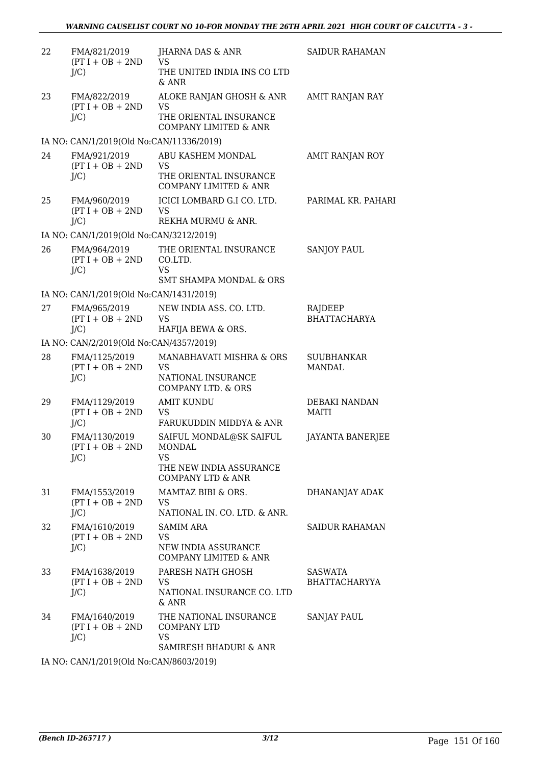| | | | |
|---|---|---|---|
| 22 | FMA/821/2019 (PT I + OB + 2ND J/C) | JHARNA DAS & ANR<br>VS<br>THE UNITED INDIA INS CO LTD & ANR | SAIDUR RAHAMAN |
| 23 | FMA/822/2019 (PT I + OB + 2ND J/C) | ALOKE RANJAN GHOSH & ANR<br>VS<br>THE ORIENTAL INSURANCE COMPANY LIMITED & ANR | AMIT RANJAN RAY |
| | IA NO: CAN/1/2019(Old No:CAN/11336/2019) | | |
| 24 | FMA/921/2019 (PT I + OB + 2ND J/C) | ABU KASHEM MONDAL<br>VS<br>THE ORIENTAL INSURANCE COMPANY LIMITED & ANR | AMIT RANJAN ROY |
| 25 | FMA/960/2019 (PT I + OB + 2ND J/C) | ICICI LOMBARD G.I CO. LTD.<br>VS<br>REKHA MURMU & ANR. | PARIMAL KR. PAHARI |
| | IA NO: CAN/1/2019(Old No:CAN/3212/2019) | | |
| 26 | FMA/964/2019 (PT I + OB + 2ND J/C) | THE ORIENTAL INSURANCE CO.LTD.<br>VS<br>SMT SHAMPA MONDAL & ORS | SANJOY PAUL |
| | IA NO: CAN/1/2019(Old No:CAN/1431/2019) | | |
| 27 | FMA/965/2019 (PT I + OB + 2ND J/C) | NEW INDIA ASS. CO. LTD.<br>VS<br>HAFIJA BEWA & ORS. | RAJDEEP BHATTACHARYA |
| | IA NO: CAN/2/2019(Old No:CAN/4357/2019) | | |
| 28 | FMA/1125/2019 (PT I + OB + 2ND J/C) | MANABHAVATI MISHRA & ORS<br>VS<br>NATIONAL INSURANCE COMPANY LTD. & ORS | SUUBHANKAR MANDAL |
| 29 | FMA/1129/2019 (PT I + OB + 2ND J/C) | AMIT KUNDU<br>VS<br>FARUKUDDIN MIDDYA & ANR | DEBAKI NANDAN MAITI |
| 30 | FMA/1130/2019 (PT I + OB + 2ND J/C) | SAIFUL MONDAL@SK SAIFUL MONDAL<br>VS<br>THE NEW INDIA ASSURANCE COMPANY LTD & ANR | JAYANTA BANERJEE |
| 31 | FMA/1553/2019 (PT I + OB + 2ND J/C) | MAMTAZ BIBI & ORS.<br>VS<br>NATIONAL IN. CO. LTD. & ANR. | DHANANJAY ADAK |
| 32 | FMA/1610/2019 (PT I + OB + 2ND J/C) | SAMIM ARA<br>VS<br>NEW INDIA ASSURANCE COMPANY LIMITED & ANR | SAIDUR RAHAMAN |
| 33 | FMA/1638/2019 (PT I + OB + 2ND J/C) | PARESH NATH GHOSH<br>VS<br>NATIONAL INSURANCE CO. LTD & ANR | SASWATA BHATTACHARYYA |
| 34 | FMA/1640/2019 (PT I + OB + 2ND J/C) | THE NATIONAL INSURANCE COMPANY LTD<br>VS<br>SAMIRESH BHADURI & ANR | SANJAY PAUL |
| | IA NO: CAN/1/2019(Old No:CAN/8603/2019) | | |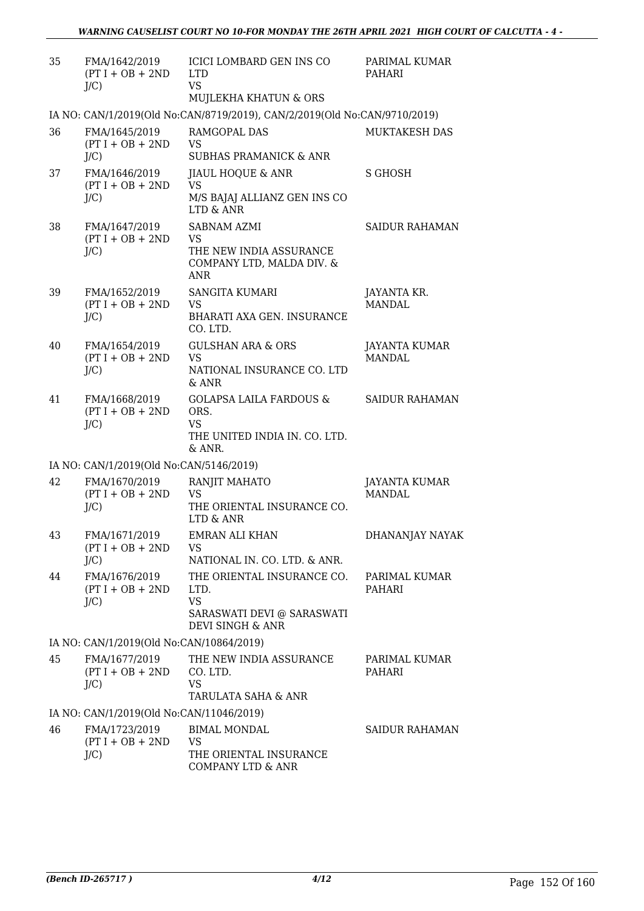| | | | |
|---|---|---|---|
| 35 | FMA/1642/2019 (PT I + OB + 2ND J/C) | ICICI LOMBARD GEN INS CO LTD VS MUJLEKHA KHATUN & ORS | PARIMAL KUMAR PAHARI |
| | IA NO: CAN/1/2019(Old No:CAN/8719/2019), CAN/2/2019(Old No:CAN/9710/2019) | | |
| 36 | FMA/1645/2019 (PT I + OB + 2ND J/C) | RAMGOPAL DAS VS SUBHAS PRAMANICK & ANR | MUKTAKESH DAS |
| 37 | FMA/1646/2019 (PT I + OB + 2ND J/C) | JIAUL HOQUE & ANR VS M/S BAJAJ ALLIANZ GEN INS CO LTD & ANR | S GHOSH |
| 38 | FMA/1647/2019 (PT I + OB + 2ND J/C) | SABNAM AZMI VS THE NEW INDIA ASSURANCE COMPANY LTD, MALDA DIV. & ANR | SAIDUR RAHAMAN |
| 39 | FMA/1652/2019 (PT I + OB + 2ND J/C) | SANGITA KUMARI VS BHARATI AXA GEN. INSURANCE CO. LTD. | JAYANTA KR. MANDAL |
| 40 | FMA/1654/2019 (PT I + OB + 2ND J/C) | GULSHAN ARA & ORS VS NATIONAL INSURANCE CO. LTD & ANR | JAYANTA KUMAR MANDAL |
| 41 | FMA/1668/2019 (PT I + OB + 2ND J/C) | GOLAPSA LAILA FARDOUS & ORS. VS THE UNITED INDIA IN. CO. LTD. & ANR. | SAIDUR RAHAMAN |
| | IA NO: CAN/1/2019(Old No:CAN/5146/2019) | | |
| 42 | FMA/1670/2019 (PT I + OB + 2ND J/C) | RANJIT MAHATO VS THE ORIENTAL INSURANCE CO. LTD & ANR | JAYANTA KUMAR MANDAL |
| 43 | FMA/1671/2019 (PT I + OB + 2ND J/C) | EMRAN ALI KHAN VS NATIONAL IN. CO. LTD. & ANR. | DHANANJAY NAYAK |
| 44 | FMA/1676/2019 (PT I + OB + 2ND J/C) | THE ORIENTAL INSURANCE CO. LTD. VS SARASWATI DEVI @ SARASWATI DEVI SINGH & ANR | PARIMAL KUMAR PAHARI |
| | IA NO: CAN/1/2019(Old No:CAN/10864/2019) | | |
| 45 | FMA/1677/2019 (PT I + OB + 2ND J/C) | THE NEW INDIA ASSURANCE CO. LTD. VS TARULATA SAHA & ANR | PARIMAL KUMAR PAHARI |
| | IA NO: CAN/1/2019(Old No:CAN/11046/2019) | | |
| 46 | FMA/1723/2019 (PT I + OB + 2ND J/C) | BIMAL MONDAL VS THE ORIENTAL INSURANCE COMPANY LTD & ANR | SAIDUR RAHAMAN |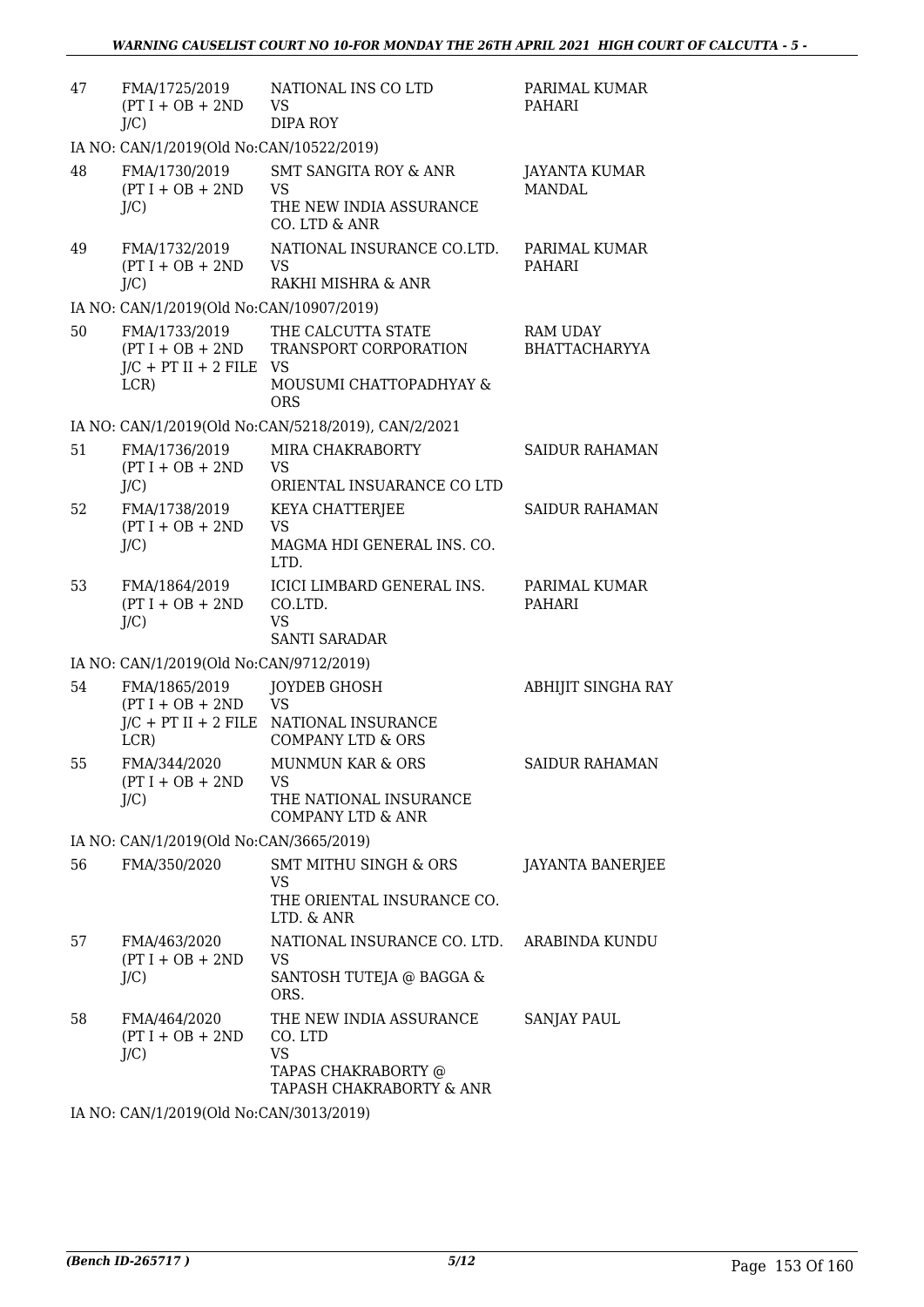| | | | |
|---|---|---|---|
| 47 | FMA/1725/2019 (PT I + OB + 2ND J/C) | NATIONAL INS CO LTD VS DIPA ROY | PARIMAL KUMAR PAHARI |
| | IA NO: CAN/1/2019(Old No:CAN/10522/2019) | | |
| 48 | FMA/1730/2019 (PT I + OB + 2ND J/C) | SMT SANGITA ROY & ANR VS THE NEW INDIA ASSURANCE CO. LTD & ANR | JAYANTA KUMAR MANDAL |
| 49 | FMA/1732/2019 (PT I + OB + 2ND J/C) | NATIONAL INSURANCE CO.LTD. VS RAKHI MISHRA & ANR | PARIMAL KUMAR PAHARI |
| | IA NO: CAN/1/2019(Old No:CAN/10907/2019) | | |
| 50 | FMA/1733/2019 (PT I + OB + 2ND J/C + PT II + 2 FILE LCR) | THE CALCUTTA STATE TRANSPORT CORPORATION VS MOUSUMI CHATTOPADHYAY & ORS | RAM UDAY BHATTACHARYYA |
| | IA NO: CAN/1/2019(Old No:CAN/5218/2019), CAN/2/2021 | | |
| 51 | FMA/1736/2019 (PT I + OB + 2ND J/C) | MIRA CHAKRABORTY VS ORIENTAL INSUARANCE CO LTD | SAIDUR RAHAMAN |
| 52 | FMA/1738/2019 (PT I + OB + 2ND J/C) | KEYA CHATTERJEE VS MAGMA HDI GENERAL INS. CO. LTD. | SAIDUR RAHAMAN |
| 53 | FMA/1864/2019 (PT I + OB + 2ND J/C) | ICICI LIMBARD GENERAL INS. CO.LTD. VS SANTI SARADAR | PARIMAL KUMAR PAHARI |
| | IA NO: CAN/1/2019(Old No:CAN/9712/2019) | | |
| 54 | FMA/1865/2019 (PT I + OB + 2ND J/C + PT II + 2 FILE LCR) | JOYDEB GHOSH VS NATIONAL INSURANCE COMPANY LTD & ORS | ABHIJIT SINGHA RAY |
| 55 | FMA/344/2020 (PT I + OB + 2ND J/C) | MUNMUN KAR & ORS VS THE NATIONAL INSURANCE COMPANY LTD & ANR | SAIDUR RAHAMAN |
| | IA NO: CAN/1/2019(Old No:CAN/3665/2019) | | |
| 56 | FMA/350/2020 | SMT MITHU SINGH & ORS VS THE ORIENTAL INSURANCE CO. LTD. & ANR | JAYANTA BANERJEE |
| 57 | FMA/463/2020 (PT I + OB + 2ND J/C) | NATIONAL INSURANCE CO. LTD. VS SANTOSH TUTEJA @ BAGGA & ORS. | ARABINDA KUNDU |
| 58 | FMA/464/2020 (PT I + OB + 2ND J/C) | THE NEW INDIA ASSURANCE CO. LTD VS TAPAS CHAKRABORTY @ TAPASH CHAKRABORTY & ANR | SANJAY PAUL |
| | IA NO: CAN/1/2019(Old No:CAN/3013/2019) | | |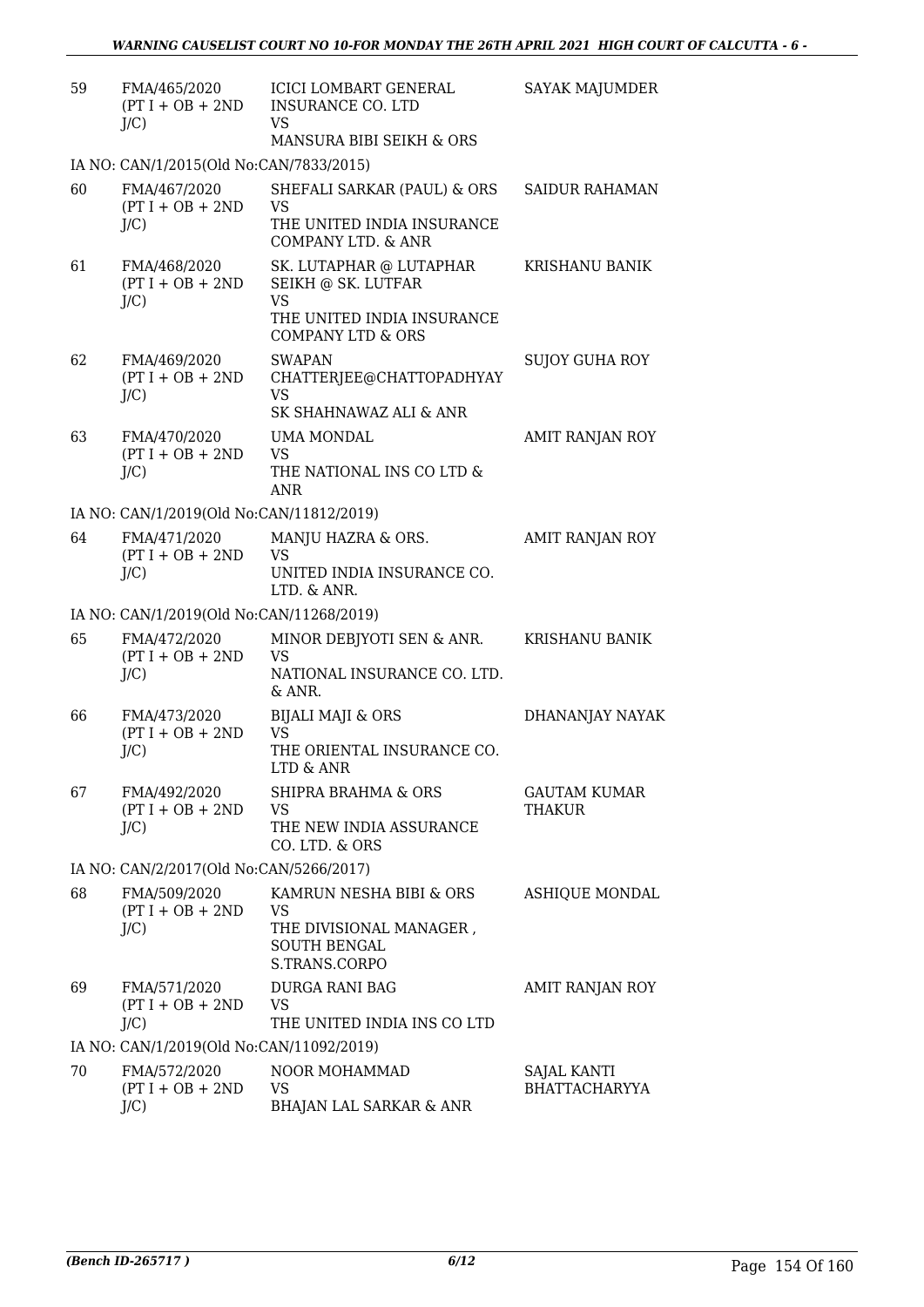| | | | |
|---|---|---|---|
| 59 | FMA/465/2020 (PT I + OB + 2ND J/C) | ICICI LOMBART GENERAL INSURANCE CO. LTD VS MANSURA BIBI SEIKH & ORS | SAYAK MAJUMDER |
| IA NO: CAN/1/2015(Old No:CAN/7833/2015) | | | |
| 60 | FMA/467/2020 (PT I + OB + 2ND J/C) | SHEFALI SARKAR (PAUL) & ORS VS THE UNITED INDIA INSURANCE COMPANY LTD. & ANR | SAIDUR RAHAMAN |
| 61 | FMA/468/2020 (PT I + OB + 2ND J/C) | SK. LUTAPHAR @ LUTAPHAR SEIKH @ SK. LUTFAR VS THE UNITED INDIA INSURANCE COMPANY LTD & ORS | KRISHANU BANIK |
| 62 | FMA/469/2020 (PT I + OB + 2ND J/C) | SWAPAN CHATTERJEE@CHATTOPADHYAY VS SK SHAHNAWAZ ALI & ANR | SUJOY GUHA ROY |
| 63 | FMA/470/2020 (PT I + OB + 2ND J/C) | UMA MONDAL VS THE NATIONAL INS CO LTD & ANR | AMIT RANJAN ROY |
| IA NO: CAN/1/2019(Old No:CAN/11812/2019) | | | |
| 64 | FMA/471/2020 (PT I + OB + 2ND J/C) | MANJU HAZRA & ORS. VS UNITED INDIA INSURANCE CO. LTD. & ANR. | AMIT RANJAN ROY |
| IA NO: CAN/1/2019(Old No:CAN/11268/2019) | | | |
| 65 | FMA/472/2020 (PT I + OB + 2ND J/C) | MINOR DEBJYOTI SEN & ANR. VS NATIONAL INSURANCE CO. LTD. & ANR. | KRISHANU BANIK |
| 66 | FMA/473/2020 (PT I + OB + 2ND J/C) | BIJALI MAJI & ORS VS THE ORIENTAL INSURANCE CO. LTD & ANR | DHANANJAY NAYAK |
| 67 | FMA/492/2020 (PT I + OB + 2ND J/C) | SHIPRA BRAHMA & ORS VS THE NEW INDIA ASSURANCE CO. LTD. & ORS | GAUTAM KUMAR THAKUR |
| IA NO: CAN/2/2017(Old No:CAN/5266/2017) | | | |
| 68 | FMA/509/2020 (PT I + OB + 2ND J/C) | KAMRUN NESHA BIBI & ORS VS THE DIVISIONAL MANAGER , SOUTH BENGAL S.TRANS.CORPO | ASHIQUE MONDAL |
| 69 | FMA/571/2020 (PT I + OB + 2ND J/C) | DURGA RANI BAG VS THE UNITED INDIA INS CO LTD | AMIT RANJAN ROY |
| IA NO: CAN/1/2019(Old No:CAN/11092/2019) | | | |
| 70 | FMA/572/2020 (PT I + OB + 2ND J/C) | NOOR MOHAMMAD VS BHAJAN LAL SARKAR & ANR | SAJAL KANTI BHATTACHARYYA |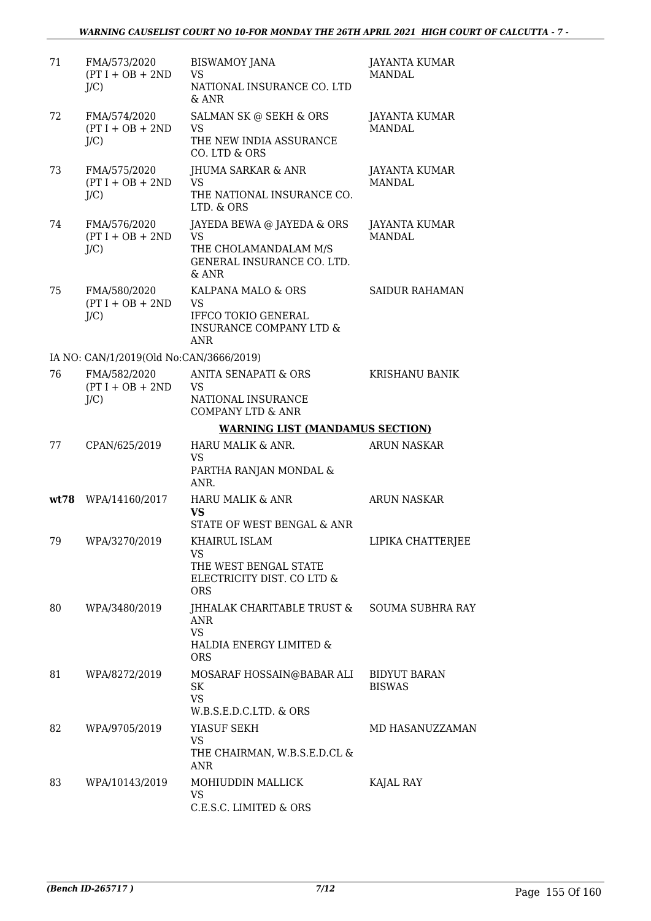| | | | |
|---|---|---|---|
| 71 | FMA/573/2020 (PT I + OB + 2ND J/C) | BISWAMOY JANA<br>VS<br>NATIONAL INSURANCE CO. LTD & ANR | JAYANTA KUMAR MANDAL |
| 72 | FMA/574/2020 (PT I + OB + 2ND J/C) | SALMAN SK @ SEKH & ORS<br>VS<br>THE NEW INDIA ASSURANCE CO. LTD & ORS | JAYANTA KUMAR MANDAL |
| 73 | FMA/575/2020 (PT I + OB + 2ND J/C) | JHUMA SARKAR & ANR<br>VS<br>THE NATIONAL INSURANCE CO. LTD. & ORS | JAYANTA KUMAR MANDAL |
| 74 | FMA/576/2020 (PT I + OB + 2ND J/C) | JAYEDA BEWA @ JAYEDA & ORS<br>VS<br>THE CHOLAMANDALAM M/S GENERAL INSURANCE CO. LTD. & ANR | JAYANTA KUMAR MANDAL |
| 75 | FMA/580/2020 (PT I + OB + 2ND J/C) | KALPANA MALO & ORS<br>VS<br>IFFCO TOKIO GENERAL INSURANCE COMPANY LTD & ANR | SAIDUR RAHAMAN |

IA NO: CAN/1/2019(Old No:CAN/3666/2019)

| | | | |
|---|---|---|---|
| 76 | FMA/582/2020 (PT I + OB + 2ND J/C) | ANITA SENAPATI & ORS<br>VS<br>NATIONAL INSURANCE COMPANY LTD & ANR | KRISHANU BANIK |

**WARNING LIST (MANDAMUS SECTION)**

| | | | |
|---|---|---|---|
| 77 | CPAN/625/2019 | HARU MALIK & ANR.<br>VS<br>PARTHA RANJAN MONDAL & ANR. | ARUN NASKAR |
| **wt78** | WPA/14160/2017 | HARU MALIK & ANR<br>**VS**<br>STATE OF WEST BENGAL & ANR | ARUN NASKAR |
| 79 | WPA/3270/2019 | KHAIRUL ISLAM<br>VS<br>THE WEST BENGAL STATE ELECTRICITY DIST. CO LTD & ORS | LIPIKA CHATTERJEE |
| 80 | WPA/3480/2019 | JHHALAK CHARITABLE TRUST & ANR<br>VS<br>HALDIA ENERGY LIMITED & ORS | SOUMA SUBHRA RAY |
| 81 | WPA/8272/2019 | MOSARAF HOSSAIN@BABAR ALI SK<br>VS<br>W.B.S.E.D.C.LTD. & ORS | BIDYUT BARAN BISWAS |
| 82 | WPA/9705/2019 | YIASUF SEKH<br>VS<br>THE CHAIRMAN, W.B.S.E.D.CL & ANR | MD HASANUZZAMAN |
| 83 | WPA/10143/2019 | MOHIUDDIN MALLICK<br>VS<br>C.E.S.C. LIMITED & ORS | KAJAL RAY |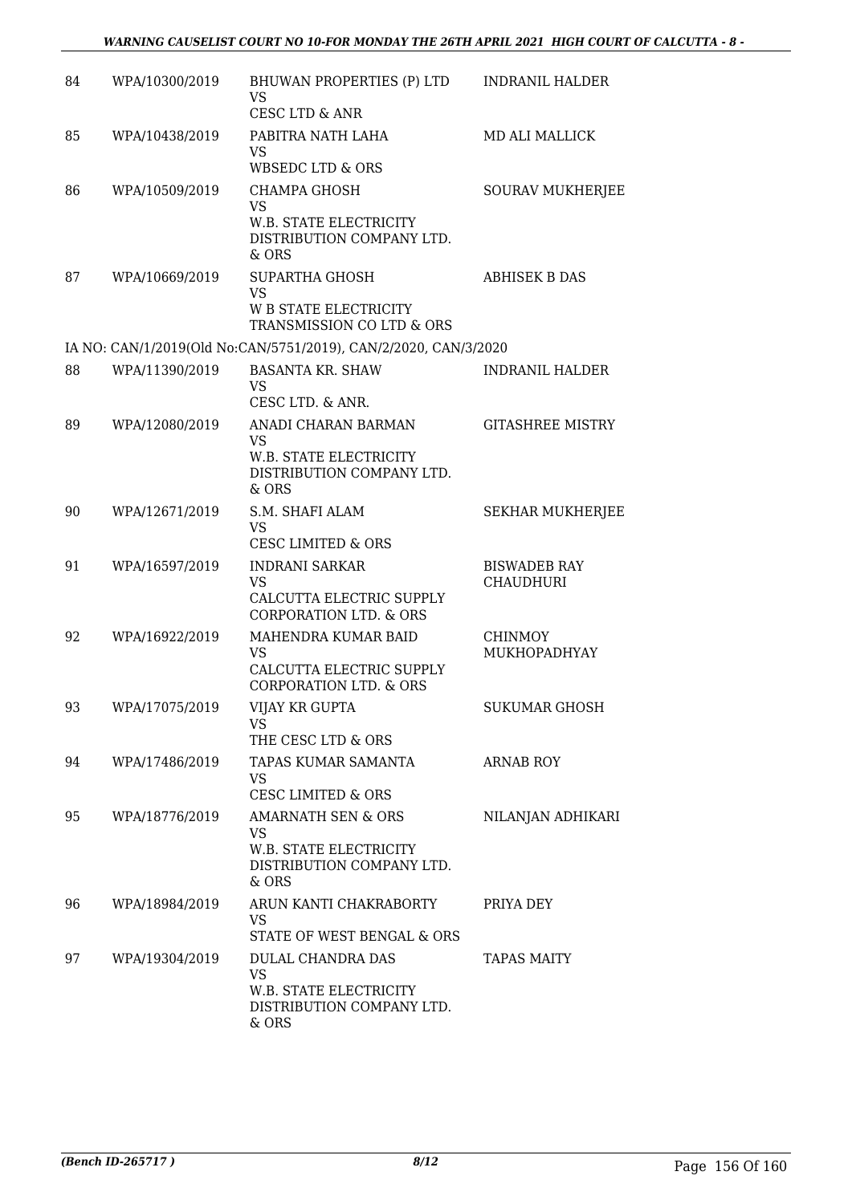| 84 | WPA/10300/2019 | BHUWAN PROPERTIES (P) LTD<br>VS<br>CESC LTD & ANR | INDRANIL HALDER |
|---|---|---|---|
| 85 | WPA/10438/2019 | PABITRA NATH LAHA<br>VS<br>WBSEDC LTD & ORS | MD ALI MALLICK |
| 86 | WPA/10509/2019 | CHAMPA GHOSH<br>VS<br>W.B. STATE ELECTRICITY DISTRIBUTION COMPANY LTD. & ORS | SOURAV MUKHERJEE |
| 87 | WPA/10669/2019 | SUPARTHA GHOSH<br>VS<br>W B STATE ELECTRICITY TRANSMISSION CO LTD & ORS | ABHISEK B DAS |
| | IA NO: CAN/1/2019(Old No:CAN/5751/2019), CAN/2/2020, CAN/3/2020 | | |
| 88 | WPA/11390/2019 | BASANTA KR. SHAW<br>VS<br>CESC LTD. & ANR. | INDRANIL HALDER |
| 89 | WPA/12080/2019 | ANADI CHARAN BARMAN<br>VS<br>W.B. STATE ELECTRICITY DISTRIBUTION COMPANY LTD. & ORS | GITASHREE MISTRY |
| 90 | WPA/12671/2019 | S.M. SHAFI ALAM<br>VS<br>CESC LIMITED & ORS | SEKHAR MUKHERJEE |
| 91 | WPA/16597/2019 | INDRANI SARKAR<br>VS<br>CALCUTTA ELECTRIC SUPPLY CORPORATION LTD. & ORS | BISWADEB RAY CHAUDHURI |
| 92 | WPA/16922/2019 | MAHENDRA KUMAR BAID<br>VS<br>CALCUTTA ELECTRIC SUPPLY CORPORATION LTD. & ORS | CHINMOY MUKHOPADHYAY |
| 93 | WPA/17075/2019 | VIJAY KR GUPTA<br>VS<br>THE CESC LTD & ORS | SUKUMAR GHOSH |
| 94 | WPA/17486/2019 | TAPAS KUMAR SAMANTA<br>VS<br>CESC LIMITED & ORS | ARNAB ROY |
| 95 | WPA/18776/2019 | AMARNATH SEN & ORS<br>VS<br>W.B. STATE ELECTRICITY DISTRIBUTION COMPANY LTD. & ORS | NILANJAN ADHIKARI |
| 96 | WPA/18984/2019 | ARUN KANTI CHAKRABORTY<br>VS<br>STATE OF WEST BENGAL & ORS | PRIYA DEY |
| 97 | WPA/19304/2019 | DULAL CHANDRA DAS<br>VS<br>W.B. STATE ELECTRICITY DISTRIBUTION COMPANY LTD. & ORS | TAPAS MAITY |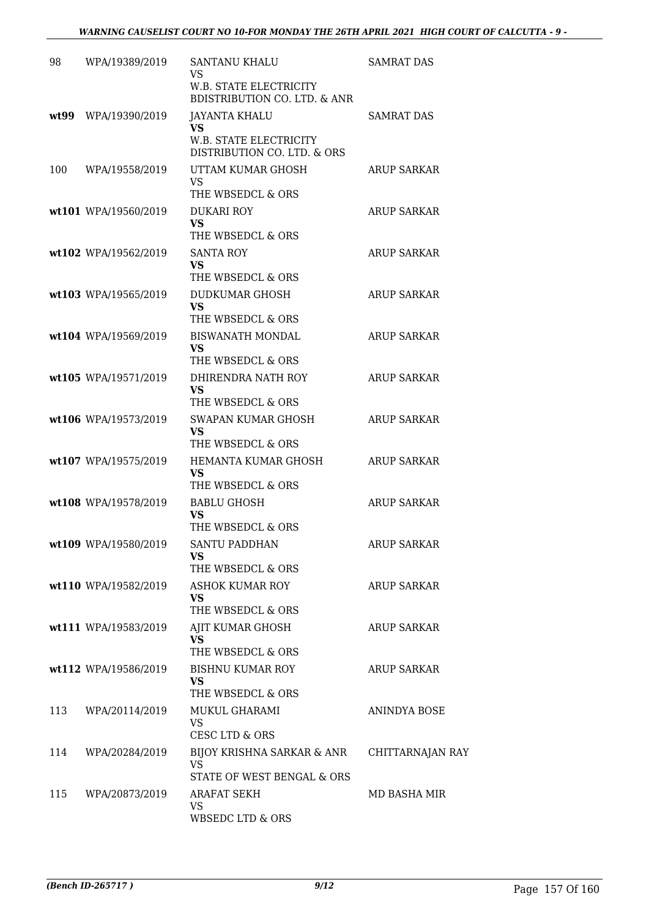| | | | |
|---|---|---|---|
| 98 | WPA/19389/2019 | SANTANU KHALU<br>VS<br>W.B. STATE ELECTRICITY BDISTRIBUTION CO. LTD. & ANR | SAMRAT DAS |
| wt99 | WPA/19390/2019 | JAYANTA KHALU<br>**VS**<br>W.B. STATE ELECTRICITY DISTRIBUTION CO. LTD. & ORS | SAMRAT DAS |
| 100 | WPA/19558/2019 | UTTAM KUMAR GHOSH<br>VS<br>THE WBSEDCL & ORS | ARUP SARKAR |
| wt101 | WPA/19560/2019 | DUKARI ROY<br>**VS**<br>THE WBSEDCL & ORS | ARUP SARKAR |
| wt102 | WPA/19562/2019 | SANTA ROY<br>**VS**<br>THE WBSEDCL & ORS | ARUP SARKAR |
| wt103 | WPA/19565/2019 | DUDKUMAR GHOSH<br>**VS**<br>THE WBSEDCL & ORS | ARUP SARKAR |
| wt104 | WPA/19569/2019 | BISWANATH MONDAL<br>**VS**<br>THE WBSEDCL & ORS | ARUP SARKAR |
| wt105 | WPA/19571/2019 | DHIRENDRA NATH ROY<br>**VS**<br>THE WBSEDCL & ORS | ARUP SARKAR |
| wt106 | WPA/19573/2019 | SWAPAN KUMAR GHOSH<br>**VS**<br>THE WBSEDCL & ORS | ARUP SARKAR |
| wt107 | WPA/19575/2019 | HEMANTA KUMAR GHOSH<br>**VS**<br>THE WBSEDCL & ORS | ARUP SARKAR |
| wt108 | WPA/19578/2019 | BABLU GHOSH<br>**VS**<br>THE WBSEDCL & ORS | ARUP SARKAR |
| wt109 | WPA/19580/2019 | SANTU PADDHAN<br>**VS**<br>THE WBSEDCL & ORS | ARUP SARKAR |
| wt110 | WPA/19582/2019 | ASHOK KUMAR ROY<br>**VS**<br>THE WBSEDCL & ORS | ARUP SARKAR |
| wt111 | WPA/19583/2019 | AJIT KUMAR GHOSH<br>**VS**<br>THE WBSEDCL & ORS | ARUP SARKAR |
| wt112 | WPA/19586/2019 | BISHNU KUMAR ROY<br>**VS**<br>THE WBSEDCL & ORS | ARUP SARKAR |
| 113 | WPA/20114/2019 | MUKUL GHARAMI<br>VS<br>CESC LTD & ORS | ANINDYA BOSE |
| 114 | WPA/20284/2019 | BIJOY KRISHNA SARKAR & ANR<br>VS<br>STATE OF WEST BENGAL & ORS | CHITTARNAJAN RAY |
| 115 | WPA/20873/2019 | ARAFAT SEKH<br>VS<br>WBSEDC LTD & ORS | MD BASHA MIR |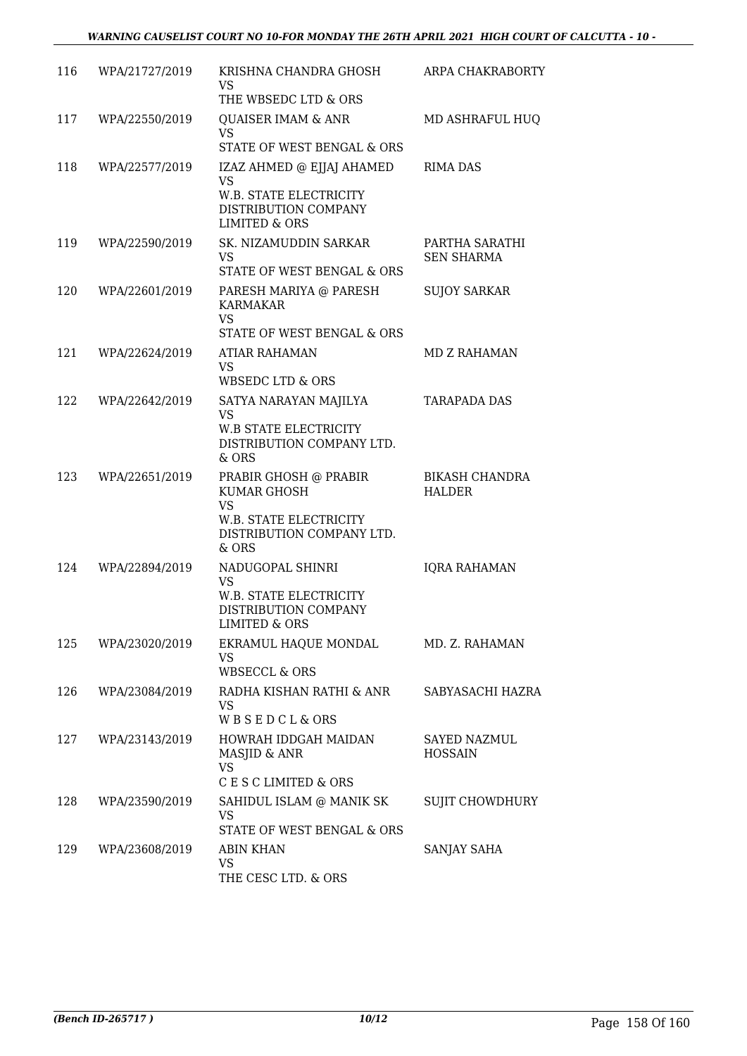| 116 | WPA/21727/2019 | KRISHNA CHANDRA GHOSH<br>VS<br>THE WBSEDC LTD & ORS | ARPA CHAKRABORTY |
|---|---|---|---|
| 117 | WPA/22550/2019 | QUAISER IMAM & ANR<br>VS<br>STATE OF WEST BENGAL & ORS | MD ASHRAFUL HUQ |
| 118 | WPA/22577/2019 | IZAZ AHMED @ EJJAJ AHAMED<br>VS<br>W.B. STATE ELECTRICITY DISTRIBUTION COMPANY LIMITED & ORS | RIMA DAS |
| 119 | WPA/22590/2019 | SK. NIZAMUDDIN SARKAR<br>VS<br>STATE OF WEST BENGAL & ORS | PARTHA SARATHI SEN SHARMA |
| 120 | WPA/22601/2019 | PARESH MARIYA @ PARESH KARMAKAR<br>VS<br>STATE OF WEST BENGAL & ORS | SUJOY SARKAR |
| 121 | WPA/22624/2019 | ATIAR RAHAMAN<br>VS<br>WBSEDC LTD & ORS | MD Z RAHAMAN |
| 122 | WPA/22642/2019 | SATYA NARAYAN MAJILYA<br>VS<br>W.B STATE ELECTRICITY DISTRIBUTION COMPANY LTD. & ORS | TARAPADA DAS |
| 123 | WPA/22651/2019 | PRABIR GHOSH @ PRABIR KUMAR GHOSH<br>VS<br>W.B. STATE ELECTRICITY DISTRIBUTION COMPANY LTD. & ORS | BIKASH CHANDRA HALDER |
| 124 | WPA/22894/2019 | NADUGOPAL SHINRI<br>VS<br>W.B. STATE ELECTRICITY DISTRIBUTION COMPANY LIMITED & ORS | IQRA RAHAMAN |
| 125 | WPA/23020/2019 | EKRAMUL HAQUE MONDAL<br>VS<br>WBSECCL & ORS | MD. Z. RAHAMAN |
| 126 | WPA/23084/2019 | RADHA KISHAN RATHI & ANR<br>VS<br>W B S E D C L & ORS | SABYASACHI HAZRA |
| 127 | WPA/23143/2019 | HOWRAH IDDGAH MAIDAN MASJID & ANR<br>VS<br>C E S C LIMITED & ORS | SAYED NAZMUL HOSSAIN |
| 128 | WPA/23590/2019 | SAHIDUL ISLAM @ MANIK SK<br>VS<br>STATE OF WEST BENGAL & ORS | SUJIT CHOWDHURY |
| 129 | WPA/23608/2019 | ABIN KHAN<br>VS<br>THE CESC LTD. & ORS | SANJAY SAHA |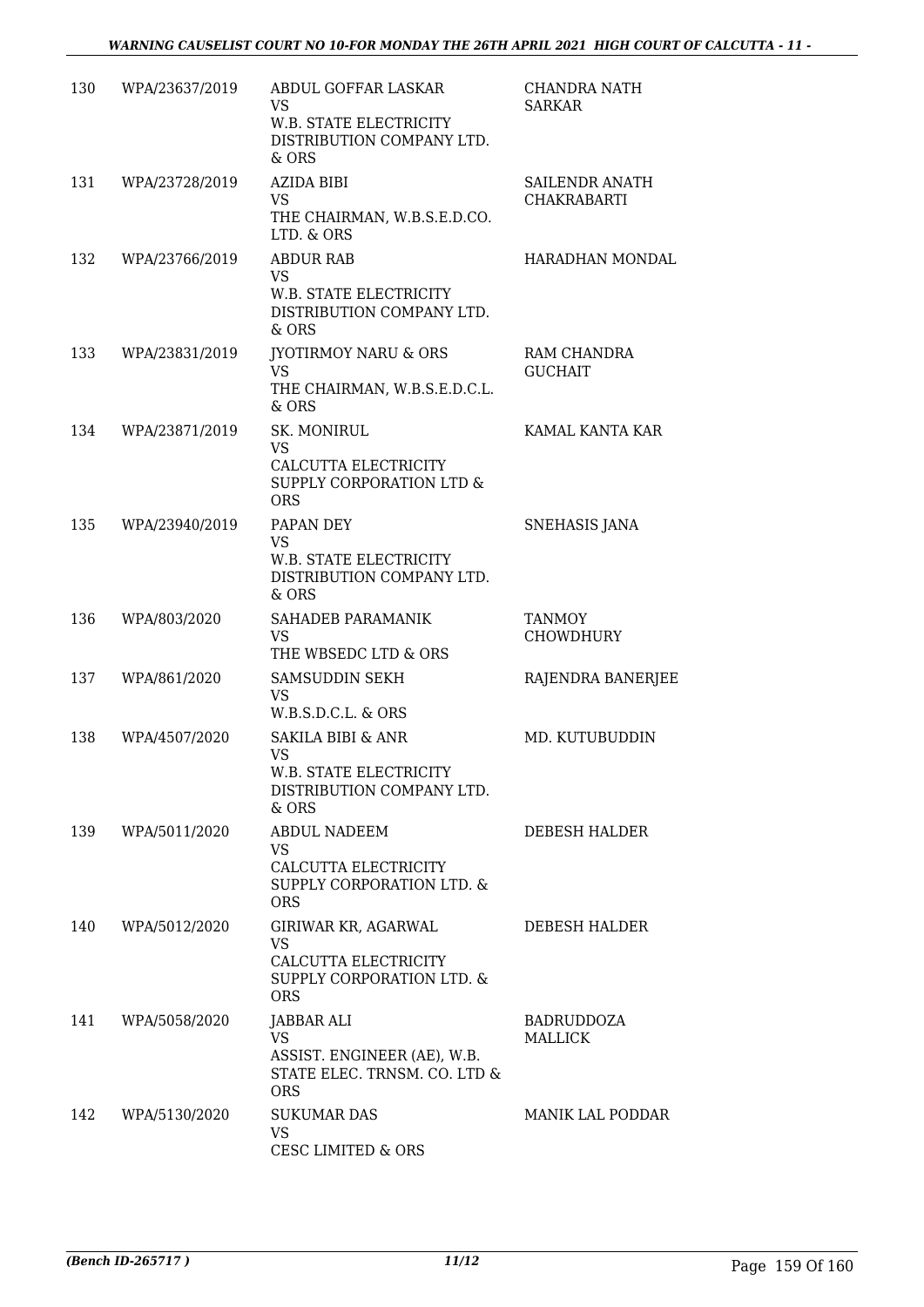| | | | |
|---|---|---|---|
| 130 | WPA/23637/2019 | ABDUL GOFFAR LASKAR<br>VS<br>W.B. STATE ELECTRICITY DISTRIBUTION COMPANY LTD. & ORS | CHANDRA NATH SARKAR |
| 131 | WPA/23728/2019 | AZIDA BIBI<br>VS<br>THE CHAIRMAN, W.B.S.E.D.CO. LTD. & ORS | SAILENDR ANATH CHAKRABARTI |
| 132 | WPA/23766/2019 | ABDUR RAB<br>VS<br>W.B. STATE ELECTRICITY DISTRIBUTION COMPANY LTD. & ORS | HARADHAN MONDAL |
| 133 | WPA/23831/2019 | JYOTIRMOY NARU & ORS<br>VS<br>THE CHAIRMAN, W.B.S.E.D.C.L. & ORS | RAM CHANDRA GUCHAIT |
| 134 | WPA/23871/2019 | SK. MONIRUL<br>VS<br>CALCUTTA ELECTRICITY SUPPLY CORPORATION LTD & ORS | KAMAL KANTA KAR |
| 135 | WPA/23940/2019 | PAPAN DEY<br>VS<br>W.B. STATE ELECTRICITY DISTRIBUTION COMPANY LTD. & ORS | SNEHASIS JANA |
| 136 | WPA/803/2020 | SAHADEB PARAMANIK<br>VS<br>THE WBSEDC LTD & ORS | TANMOY CHOWDHURY |
| 137 | WPA/861/2020 | SAMSUDDIN SEKH<br>VS<br>W.B.S.D.C.L. & ORS | RAJENDRA BANERJEE |
| 138 | WPA/4507/2020 | SAKILA BIBI & ANR<br>VS<br>W.B. STATE ELECTRICITY DISTRIBUTION COMPANY LTD. & ORS | MD. KUTUBUDDIN |
| 139 | WPA/5011/2020 | ABDUL NADEEM<br>VS<br>CALCUTTA ELECTRICITY SUPPLY CORPORATION LTD. & ORS | DEBESH HALDER |
| 140 | WPA/5012/2020 | GIRIWAR KR, AGARWAL<br>VS<br>CALCUTTA ELECTRICITY SUPPLY CORPORATION LTD. & ORS | DEBESH HALDER |
| 141 | WPA/5058/2020 | JABBAR ALI<br>VS<br>ASSIST. ENGINEER (AE), W.B. STATE ELEC. TRNSM. CO. LTD & ORS | BADRUDDOZA MALLICK |
| 142 | WPA/5130/2020 | SUKUMAR DAS<br>VS<br>CESC LIMITED & ORS | MANIK LAL PODDAR |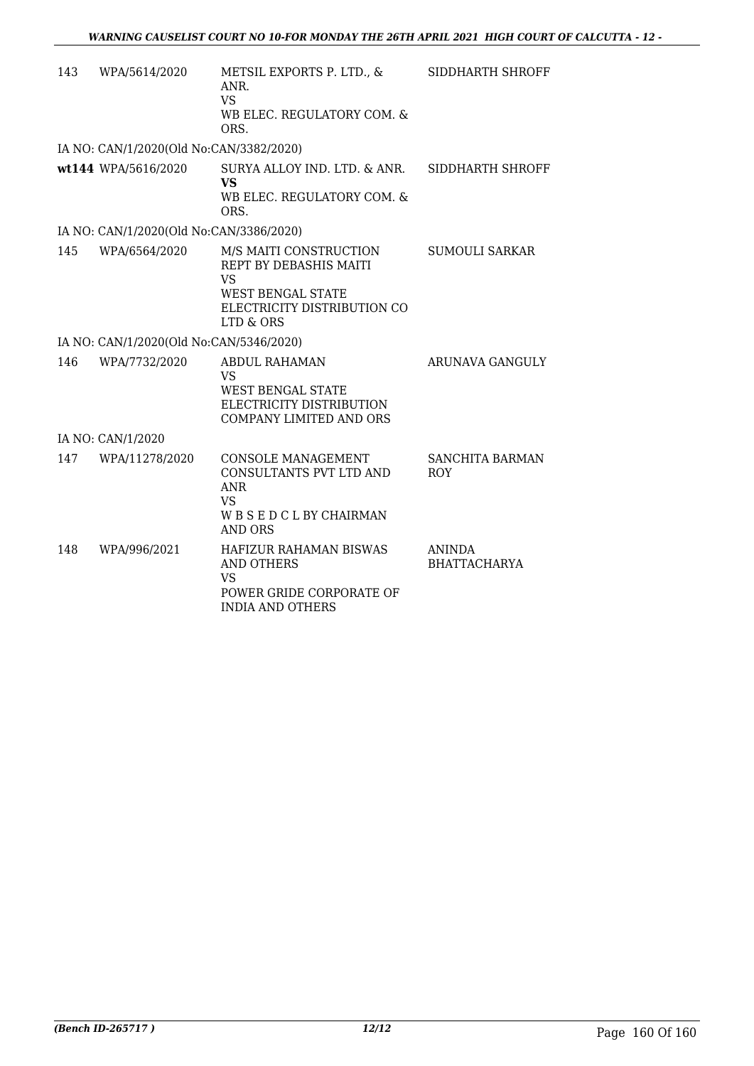| | | | |
|---|---|---|---|
| 143 | WPA/5614/2020 | METSIL EXPORTS P. LTD., & ANR.<br>VS<br>WB ELEC. REGULATORY COM. & ORS. | SIDDHARTH SHROFF |

IA NO: CAN/1/2020(Old No:CAN/3382/2020)

| | | | |
|---|---|---|---|
| **wt144** | WPA/5616/2020 | SURYA ALLOY IND. LTD. & ANR.<br>**VS**<br>WB ELEC. REGULATORY COM. & ORS. | SIDDHARTH SHROFF |

IA NO: CAN/1/2020(Old No:CAN/3386/2020)

| | | | |
|---|---|---|---|
| 145 | WPA/6564/2020 | M/S MAITI CONSTRUCTION REPT BY DEBASHIS MAITI<br>VS<br>WEST BENGAL STATE ELECTRICITY DISTRIBUTION CO LTD & ORS | SUMOULI SARKAR |

IA NO: CAN/1/2020(Old No:CAN/5346/2020)

| | | | |
|---|---|---|---|
| 146 | WPA/7732/2020 | ABDUL RAHAMAN<br>VS<br>WEST BENGAL STATE ELECTRICITY DISTRIBUTION COMPANY LIMITED AND ORS | ARUNAVA GANGULY |

IA NO: CAN/1/2020

| | | | |
|---|---|---|---|
| 147 | WPA/11278/2020 | CONSOLE MANAGEMENT CONSULTANTS PVT LTD AND ANR<br>VS<br>W B S E D C L BY CHAIRMAN AND ORS | SANCHITA BARMAN ROY |
| 148 | WPA/996/2021 | HAFIZUR RAHAMAN BISWAS AND OTHERS<br>VS<br>POWER GRIDE CORPORATE OF INDIA AND OTHERS | ANINDA BHATTACHARYA |